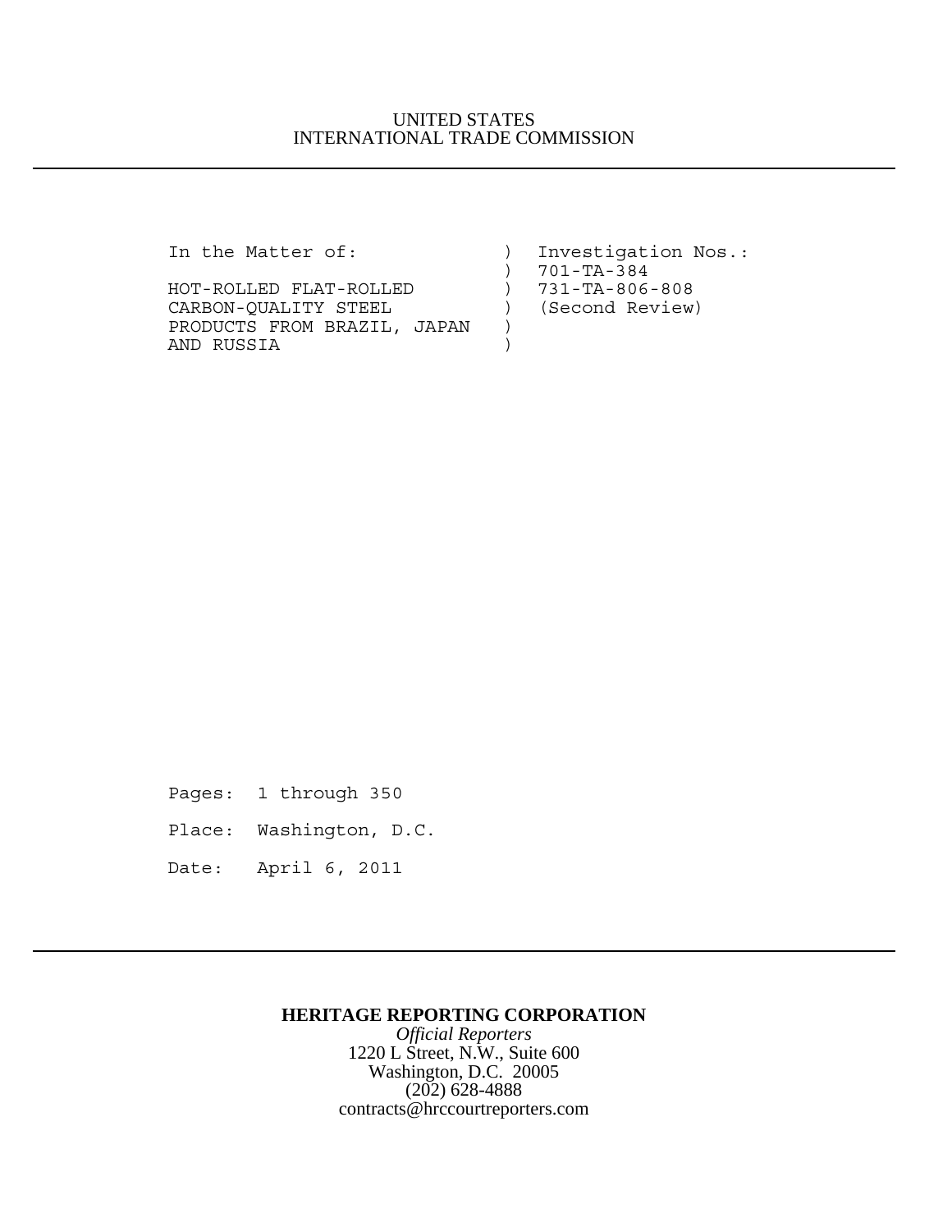UNITED STATES
INTERNATIONAL TRADE COMMISSION

---

```
In the Matter of:              )  Investigation Nos.:
                               )  701-TA-384
HOT-ROLLED FLAT-ROLLED         )  731-TA-806-808
CARBON-QUALITY STEEL           )  (Second Review)
PRODUCTS FROM BRAZIL, JAPAN    )
AND RUSSIA                     )
```

Pages: 1 through 350

Place: Washington, D.C.

Date: April 6, 2011

---

**HERITAGE REPORTING CORPORATION**
*Official Reporters*
1220 L Street, N.W., Suite 600
Washington, D.C. 20005
(202) 628-4888
contracts@hrccourtreporters.com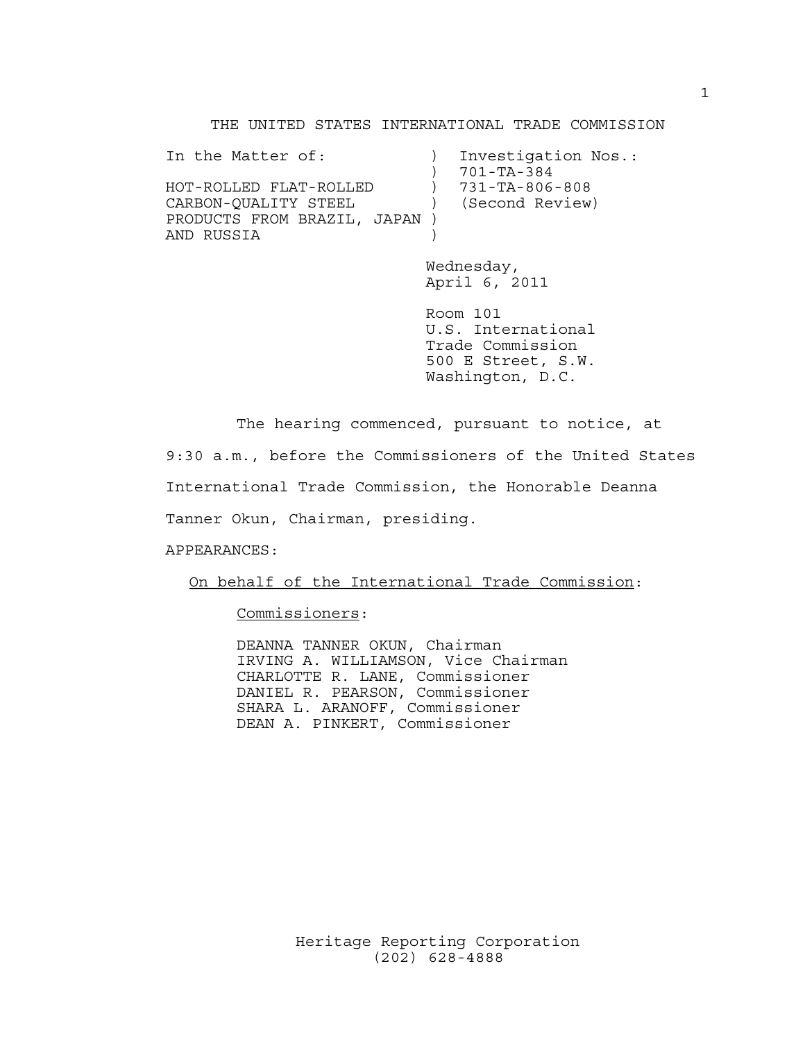THE UNITED STATES INTERNATIONAL TRADE COMMISSION

| | | |
|---|---|---|
| In the Matter of: | ) | Investigation Nos.: |
| | ) | 701-TA-384 |
| HOT-ROLLED FLAT-ROLLED | ) | 731-TA-806-808 |
| CARBON-QUALITY STEEL | ) | (Second Review) |
| PRODUCTS FROM BRAZIL, JAPAN | ) | |
| AND RUSSIA | ) | |

Wednesday,
April 6, 2011

Room 101
U.S. International
Trade Commission
500 E Street, S.W.
Washington, D.C.

The hearing commenced, pursuant to notice, at 9:30 a.m., before the Commissioners of the United States International Trade Commission, the Honorable Deanna Tanner Okun, Chairman, presiding.

APPEARANCES:

On behalf of the International Trade Commission:

Commissioners:

DEANNA TANNER OKUN, Chairman
IRVING A. WILLIAMSON, Vice Chairman
CHARLOTTE R. LANE, Commissioner
DANIEL R. PEARSON, Commissioner
SHARA L. ARANOFF, Commissioner
DEAN A. PINKERT, Commissioner

Heritage Reporting Corporation
(202) 628-4888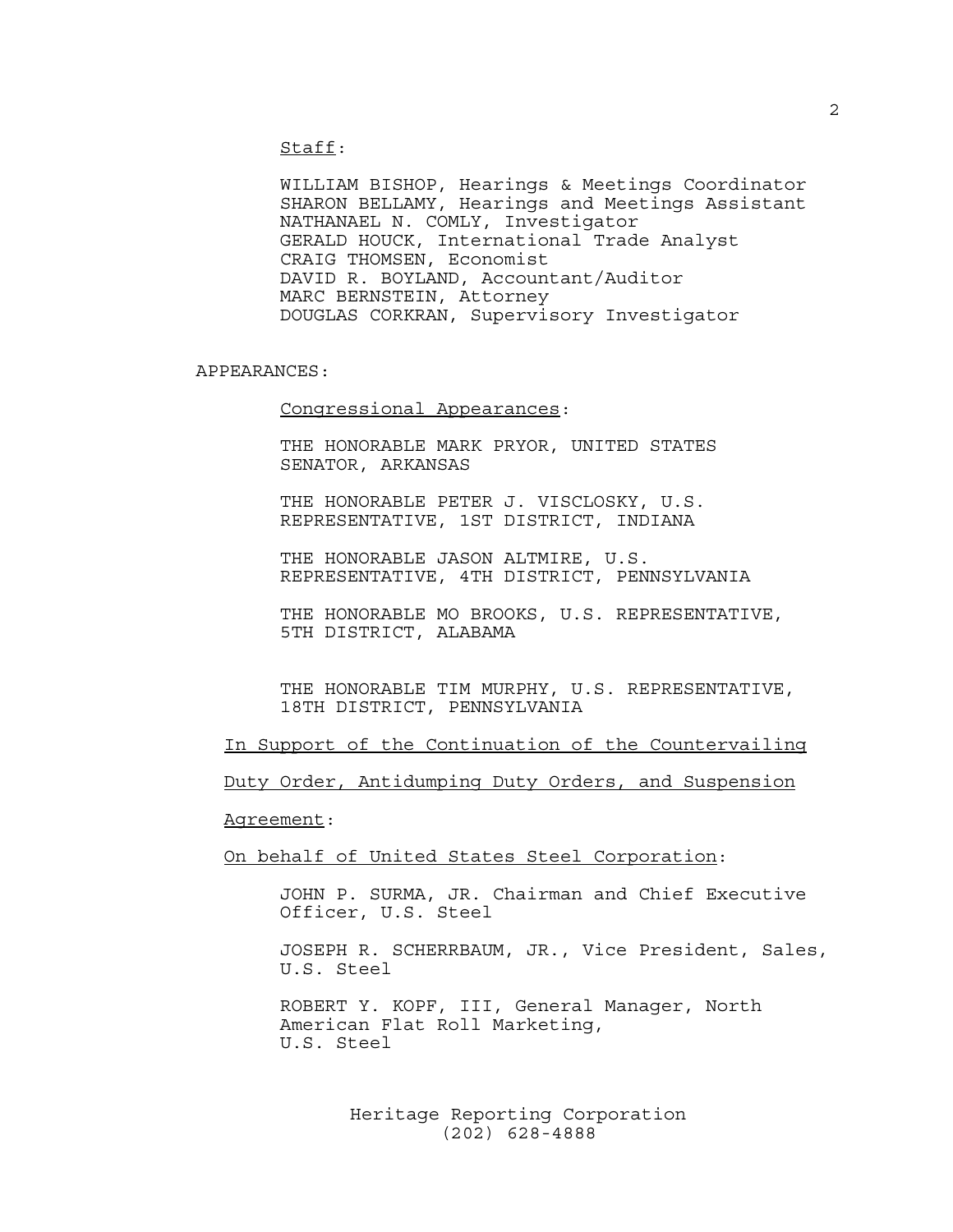Staff:

WILLIAM BISHOP, Hearings & Meetings Coordinator
SHARON BELLAMY, Hearings and Meetings Assistant
NATHANAEL N. COMLY, Investigator
GERALD HOUCK, International Trade Analyst
CRAIG THOMSEN, Economist
DAVID R. BOYLAND, Accountant/Auditor
MARC BERNSTEIN, Attorney
DOUGLAS CORKRAN, Supervisory Investigator

APPEARANCES:

Congressional Appearances:

THE HONORABLE MARK PRYOR, UNITED STATES SENATOR, ARKANSAS

THE HONORABLE PETER J. VISCLOSKY, U.S. REPRESENTATIVE, 1ST DISTRICT, INDIANA

THE HONORABLE JASON ALTMIRE, U.S. REPRESENTATIVE, 4TH DISTRICT, PENNSYLVANIA

THE HONORABLE MO BROOKS, U.S. REPRESENTATIVE, 5TH DISTRICT, ALABAMA

THE HONORABLE TIM MURPHY, U.S. REPRESENTATIVE, 18TH DISTRICT, PENNSYLVANIA

In Support of the Continuation of the Countervailing Duty Order, Antidumping Duty Orders, and Suspension Agreement:

On behalf of United States Steel Corporation:

JOHN P. SURMA, JR. Chairman and Chief Executive Officer, U.S. Steel

JOSEPH R. SCHERRBAUM, JR., Vice President, Sales, U.S. Steel

ROBERT Y. KOPF, III, General Manager, North American Flat Roll Marketing, U.S. Steel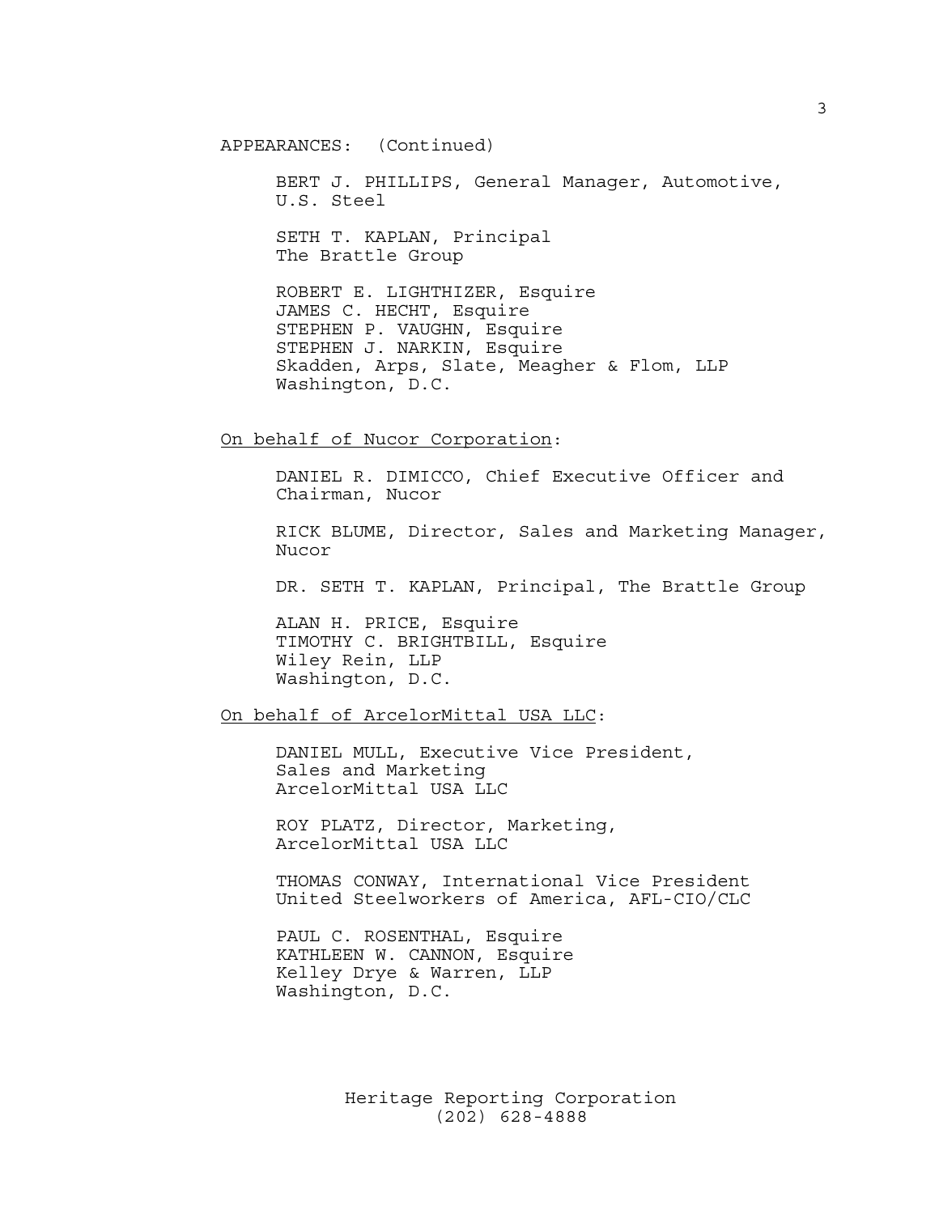APPEARANCES: (Continued)

BERT J. PHILLIPS, General Manager, Automotive, U.S. Steel

SETH T. KAPLAN, Principal
The Brattle Group

ROBERT E. LIGHTHIZER, Esquire
JAMES C. HECHT, Esquire
STEPHEN P. VAUGHN, Esquire
STEPHEN J. NARKIN, Esquire
Skadden, Arps, Slate, Meagher & Flom, LLP
Washington, D.C.

On behalf of Nucor Corporation:

DANIEL R. DIMICCO, Chief Executive Officer and Chairman, Nucor

RICK BLUME, Director, Sales and Marketing Manager, Nucor

DR. SETH T. KAPLAN, Principal, The Brattle Group

ALAN H. PRICE, Esquire
TIMOTHY C. BRIGHTBILL, Esquire
Wiley Rein, LLP
Washington, D.C.

On behalf of ArcelorMittal USA LLC:

DANIEL MULL, Executive Vice President, Sales and Marketing
ArcelorMittal USA LLC

ROY PLATZ, Director, Marketing, ArcelorMittal USA LLC

THOMAS CONWAY, International Vice President
United Steelworkers of America, AFL-CIO/CLC

PAUL C. ROSENTHAL, Esquire
KATHLEEN W. CANNON, Esquire
Kelley Drye & Warren, LLP
Washington, D.C.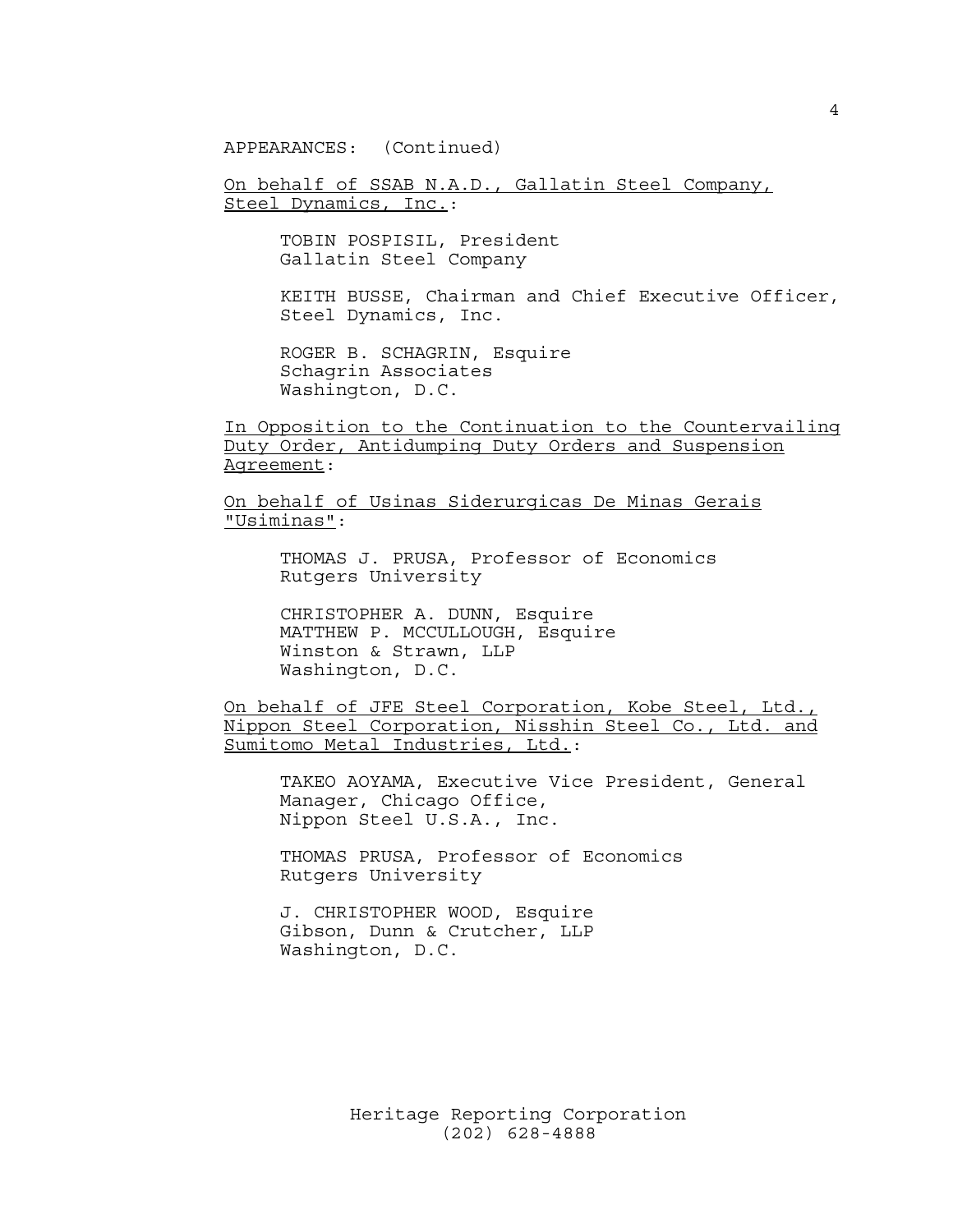APPEARANCES: (Continued)

On behalf of SSAB N.A.D., Gallatin Steel Company, Steel Dynamics, Inc.:

TOBIN POSPISIL, President
Gallatin Steel Company

KEITH BUSSE, Chairman and Chief Executive Officer,
Steel Dynamics, Inc.

ROGER B. SCHAGRIN, Esquire
Schagrin Associates
Washington, D.C.

In Opposition to the Continuation to the Countervailing Duty Order, Antidumping Duty Orders and Suspension Agreement:

On behalf of Usinas Siderurgicas De Minas Gerais "Usiminas":

THOMAS J. PRUSA, Professor of Economics
Rutgers University

CHRISTOPHER A. DUNN, Esquire
MATTHEW P. MCCULLOUGH, Esquire
Winston & Strawn, LLP
Washington, D.C.

On behalf of JFE Steel Corporation, Kobe Steel, Ltd., Nippon Steel Corporation, Nisshin Steel Co., Ltd. and Sumitomo Metal Industries, Ltd.:

TAKEO AOYAMA, Executive Vice President, General Manager, Chicago Office,
Nippon Steel U.S.A., Inc.

THOMAS PRUSA, Professor of Economics
Rutgers University

J. CHRISTOPHER WOOD, Esquire
Gibson, Dunn & Crutcher, LLP
Washington, D.C.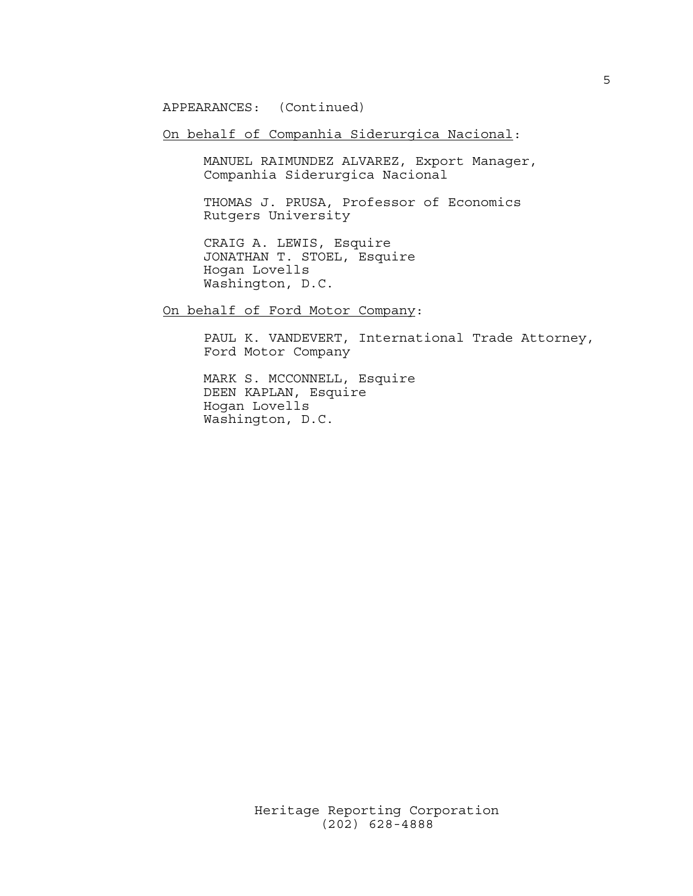APPEARANCES: (Continued)

On behalf of Companhia Siderurgica Nacional:

MANUEL RAIMUNDEZ ALVAREZ, Export Manager,
Companhia Siderurgica Nacional

THOMAS J. PRUSA, Professor of Economics
Rutgers University

CRAIG A. LEWIS, Esquire
JONATHAN T. STOEL, Esquire
Hogan Lovells
Washington, D.C.

On behalf of Ford Motor Company:

PAUL K. VANDEVERT, International Trade Attorney,
Ford Motor Company

MARK S. MCCONNELL, Esquire
DEEN KAPLAN, Esquire
Hogan Lovells
Washington, D.C.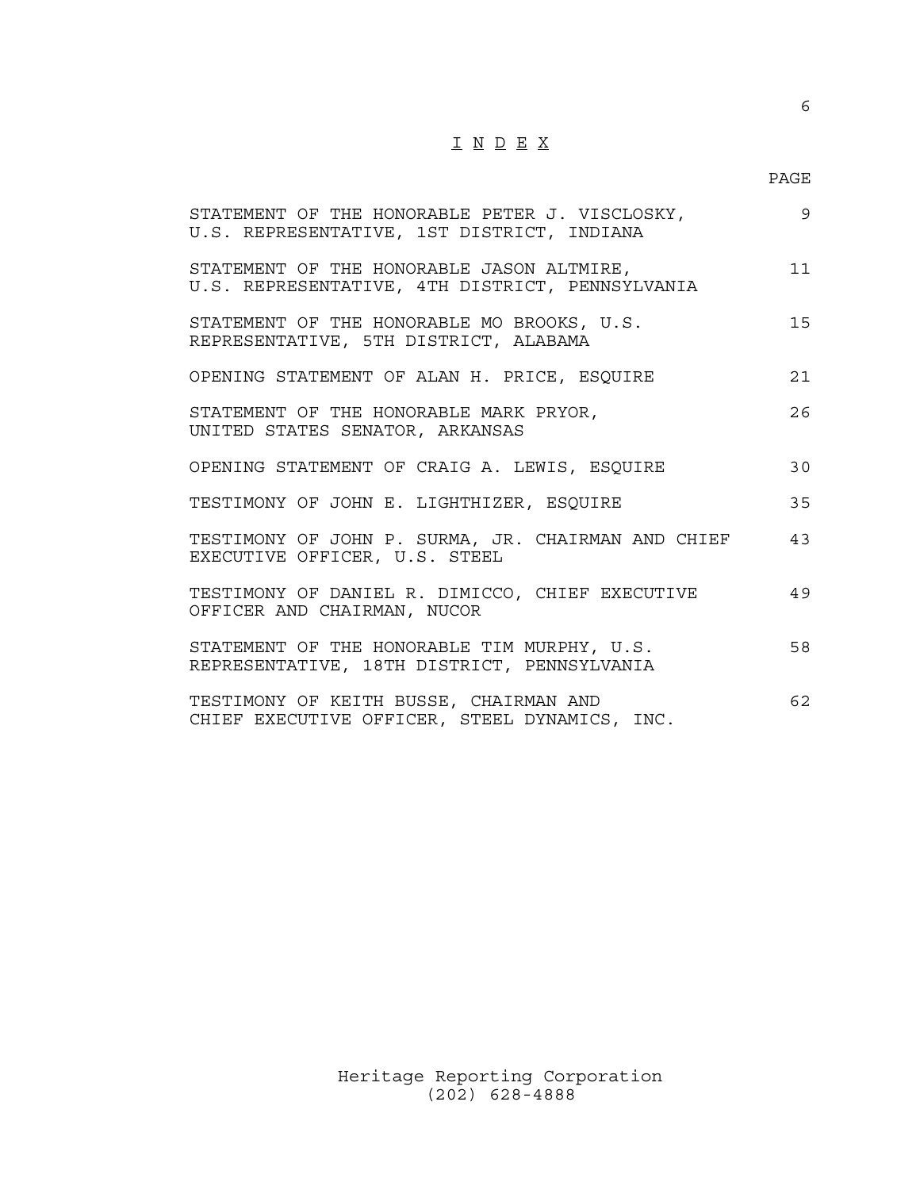# I N D E X

| | PAGE |
|---|---|
| STATEMENT OF THE HONORABLE PETER J. VISCLOSKY, U.S. REPRESENTATIVE, 1ST DISTRICT, INDIANA | 9 |
| STATEMENT OF THE HONORABLE JASON ALTMIRE, U.S. REPRESENTATIVE, 4TH DISTRICT, PENNSYLVANIA | 11 |
| STATEMENT OF THE HONORABLE MO BROOKS, U.S. REPRESENTATIVE, 5TH DISTRICT, ALABAMA | 15 |
| OPENING STATEMENT OF ALAN H. PRICE, ESQUIRE | 21 |
| STATEMENT OF THE HONORABLE MARK PRYOR, UNITED STATES SENATOR, ARKANSAS | 26 |
| OPENING STATEMENT OF CRAIG A. LEWIS, ESQUIRE | 30 |
| TESTIMONY OF JOHN E. LIGHTHIZER, ESQUIRE | 35 |
| TESTIMONY OF JOHN P. SURMA, JR. CHAIRMAN AND CHIEF EXECUTIVE OFFICER, U.S. STEEL | 43 |
| TESTIMONY OF DANIEL R. DIMICCO, CHIEF EXECUTIVE OFFICER AND CHAIRMAN, NUCOR | 49 |
| STATEMENT OF THE HONORABLE TIM MURPHY, U.S. REPRESENTATIVE, 18TH DISTRICT, PENNSYLVANIA | 58 |
| TESTIMONY OF KEITH BUSSE, CHAIRMAN AND CHIEF EXECUTIVE OFFICER, STEEL DYNAMICS, INC. | 62 |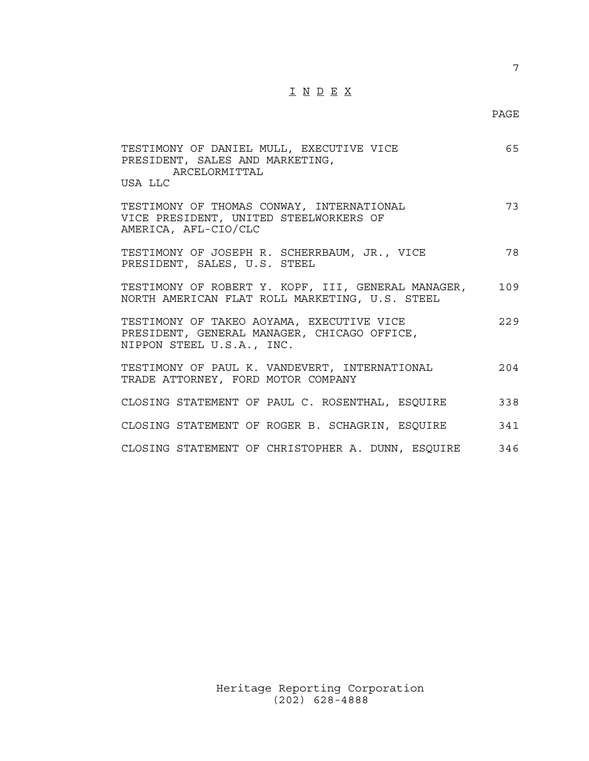# I N D E X

| | PAGE |
|---|---|
| TESTIMONY OF DANIEL MULL, EXECUTIVE VICE PRESIDENT, SALES AND MARKETING, ARCELORMITTAL USA LLC | 65 |
| TESTIMONY OF THOMAS CONWAY, INTERNATIONAL VICE PRESIDENT, UNITED STEELWORKERS OF AMERICA, AFL-CIO/CLC | 73 |
| TESTIMONY OF JOSEPH R. SCHERRBAUM, JR., VICE PRESIDENT, SALES, U.S. STEEL | 78 |
| TESTIMONY OF ROBERT Y. KOPF, III, GENERAL MANAGER, NORTH AMERICAN FLAT ROLL MARKETING, U.S. STEEL | 109 |
| TESTIMONY OF TAKEO AOYAMA, EXECUTIVE VICE PRESIDENT, GENERAL MANAGER, CHICAGO OFFICE, NIPPON STEEL U.S.A., INC. | 229 |
| TESTIMONY OF PAUL K. VANDEVERT, INTERNATIONAL TRADE ATTORNEY, FORD MOTOR COMPANY | 204 |
| CLOSING STATEMENT OF PAUL C. ROSENTHAL, ESQUIRE | 338 |
| CLOSING STATEMENT OF ROGER B. SCHAGRIN, ESQUIRE | 341 |
| CLOSING STATEMENT OF CHRISTOPHER A. DUNN, ESQUIRE | 346 |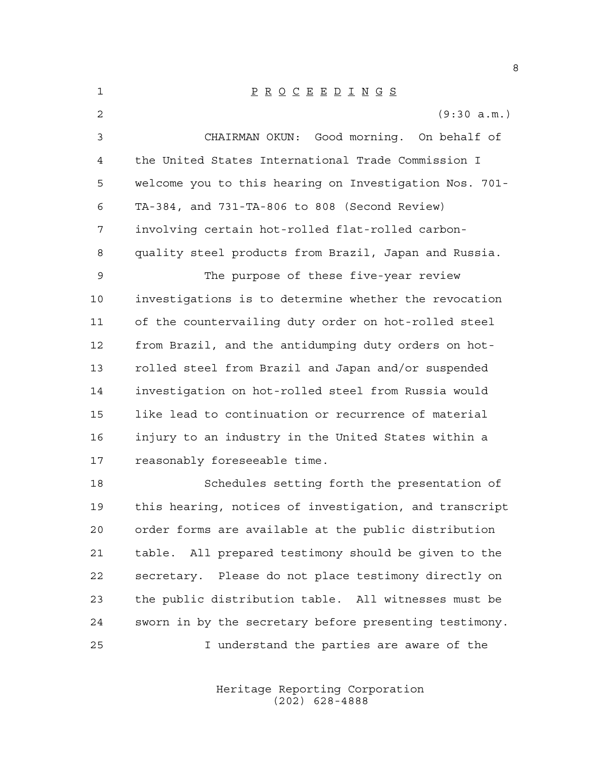P R O C E E D I N G S

(9:30 a.m.)

CHAIRMAN OKUN: Good morning. On behalf of the United States International Trade Commission I welcome you to this hearing on Investigation Nos. 701-TA-384, and 731-TA-806 to 808 (Second Review) involving certain hot-rolled flat-rolled carbon-quality steel products from Brazil, Japan and Russia.

The purpose of these five-year review investigations is to determine whether the revocation of the countervailing duty order on hot-rolled steel from Brazil, and the antidumping duty orders on hot-rolled steel from Brazil and Japan and/or suspended investigation on hot-rolled steel from Russia would like lead to continuation or recurrence of material injury to an industry in the United States within a reasonably foreseeable time.

Schedules setting forth the presentation of this hearing, notices of investigation, and transcript order forms are available at the public distribution table. All prepared testimony should be given to the secretary. Please do not place testimony directly on the public distribution table. All witnesses must be sworn in by the secretary before presenting testimony.

I understand the parties are aware of the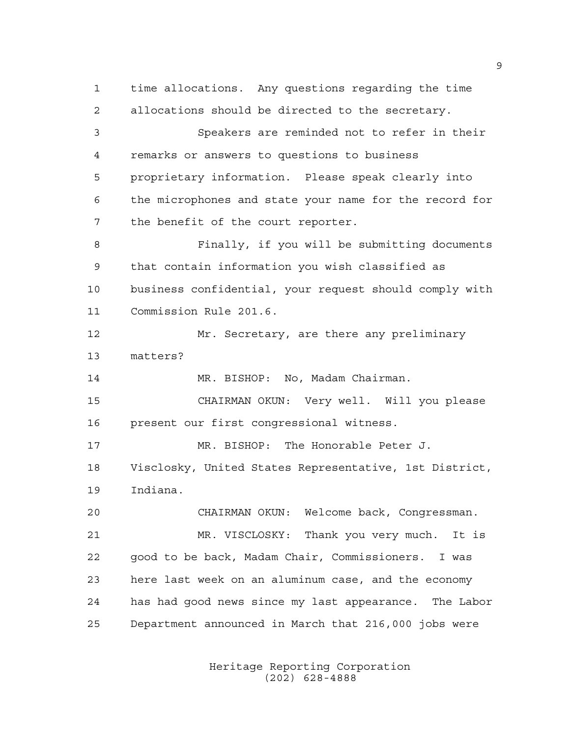time allocations. Any questions regarding the time allocations should be directed to the secretary.

Speakers are reminded not to refer in their remarks or answers to questions to business proprietary information. Please speak clearly into the microphones and state your name for the record for the benefit of the court reporter.

Finally, if you will be submitting documents that contain information you wish classified as business confidential, your request should comply with Commission Rule 201.6.

Mr. Secretary, are there any preliminary matters?

MR. BISHOP: No, Madam Chairman.

CHAIRMAN OKUN: Very well. Will you please present our first congressional witness.

MR. BISHOP: The Honorable Peter J. Visclosky, United States Representative, 1st District, Indiana.

CHAIRMAN OKUN: Welcome back, Congressman.

MR. VISCLOSKY: Thank you very much. It is good to be back, Madam Chair, Commissioners. I was here last week on an aluminum case, and the economy has had good news since my last appearance. The Labor Department announced in March that 216,000 jobs were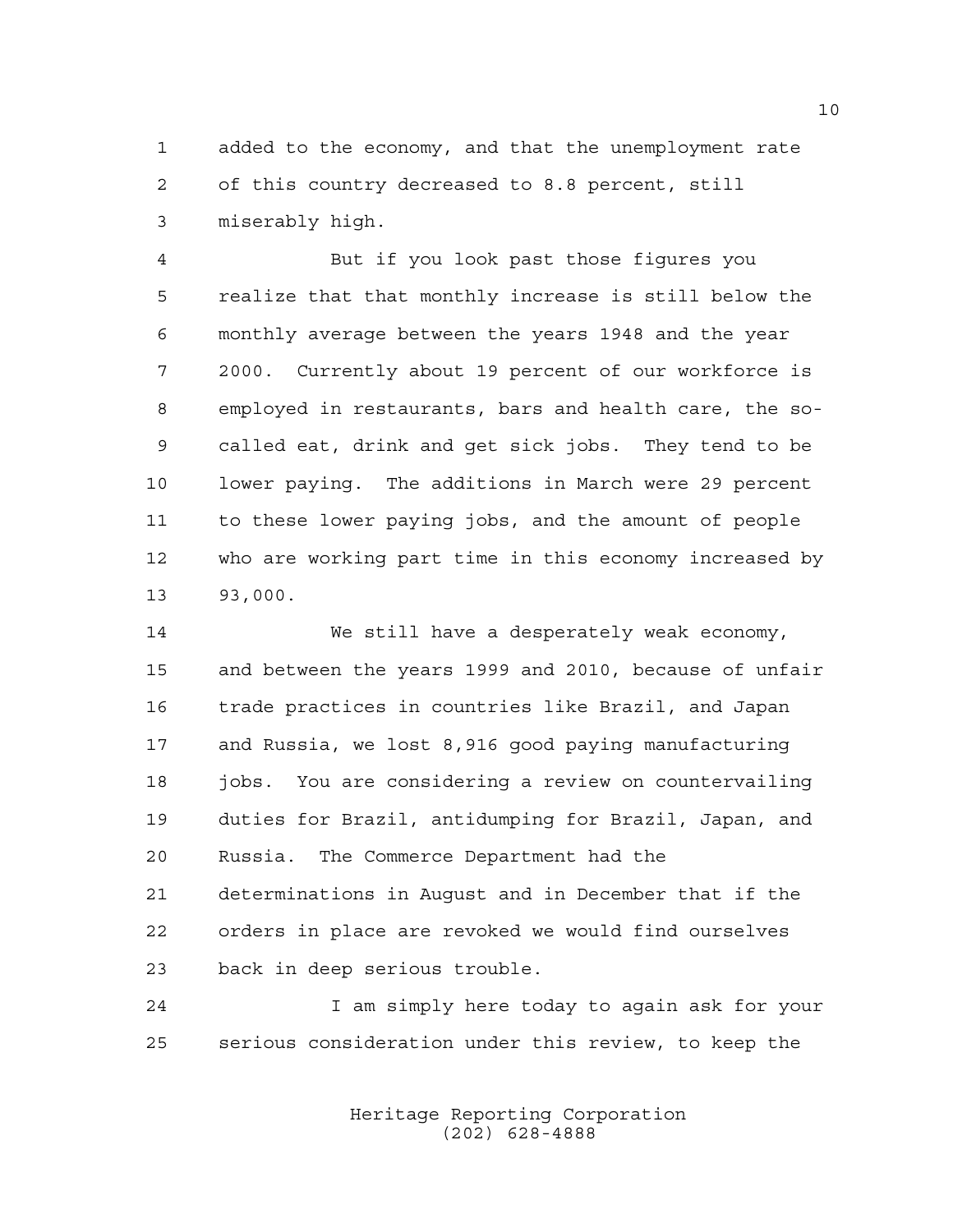added to the economy, and that the unemployment rate of this country decreased to 8.8 percent, still miserably high.

But if you look past those figures you realize that that monthly increase is still below the monthly average between the years 1948 and the year 2000. Currently about 19 percent of our workforce is employed in restaurants, bars and health care, the so-called eat, drink and get sick jobs. They tend to be lower paying. The additions in March were 29 percent to these lower paying jobs, and the amount of people who are working part time in this economy increased by 93,000.

We still have a desperately weak economy, and between the years 1999 and 2010, because of unfair trade practices in countries like Brazil, and Japan and Russia, we lost 8,916 good paying manufacturing jobs. You are considering a review on countervailing duties for Brazil, antidumping for Brazil, Japan, and Russia. The Commerce Department had the determinations in August and in December that if the orders in place are revoked we would find ourselves back in deep serious trouble.

I am simply here today to again ask for your serious consideration under this review, to keep the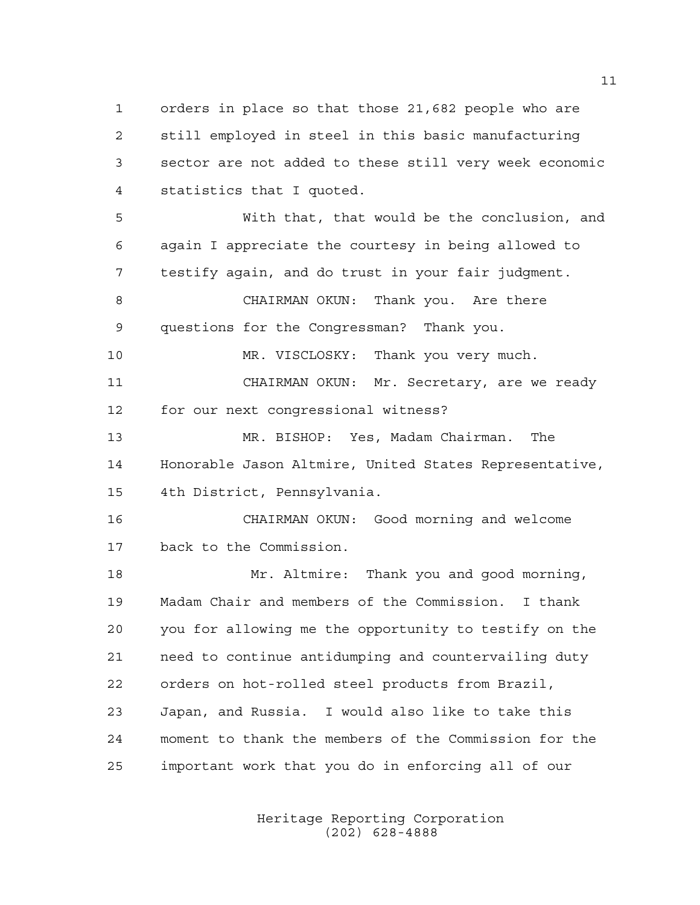orders in place so that those 21,682 people who are still employed in steel in this basic manufacturing sector are not added to these still very week economic statistics that I quoted.

With that, that would be the conclusion, and again I appreciate the courtesy in being allowed to testify again, and do trust in your fair judgment.

CHAIRMAN OKUN: Thank you. Are there questions for the Congressman? Thank you.

MR. VISCLOSKY: Thank you very much.

CHAIRMAN OKUN: Mr. Secretary, are we ready for our next congressional witness?

MR. BISHOP: Yes, Madam Chairman. The Honorable Jason Altmire, United States Representative, 4th District, Pennsylvania.

CHAIRMAN OKUN: Good morning and welcome back to the Commission.

Mr. Altmire: Thank you and good morning, Madam Chair and members of the Commission. I thank you for allowing me the opportunity to testify on the need to continue antidumping and countervailing duty orders on hot-rolled steel products from Brazil, Japan, and Russia. I would also like to take this moment to thank the members of the Commission for the important work that you do in enforcing all of our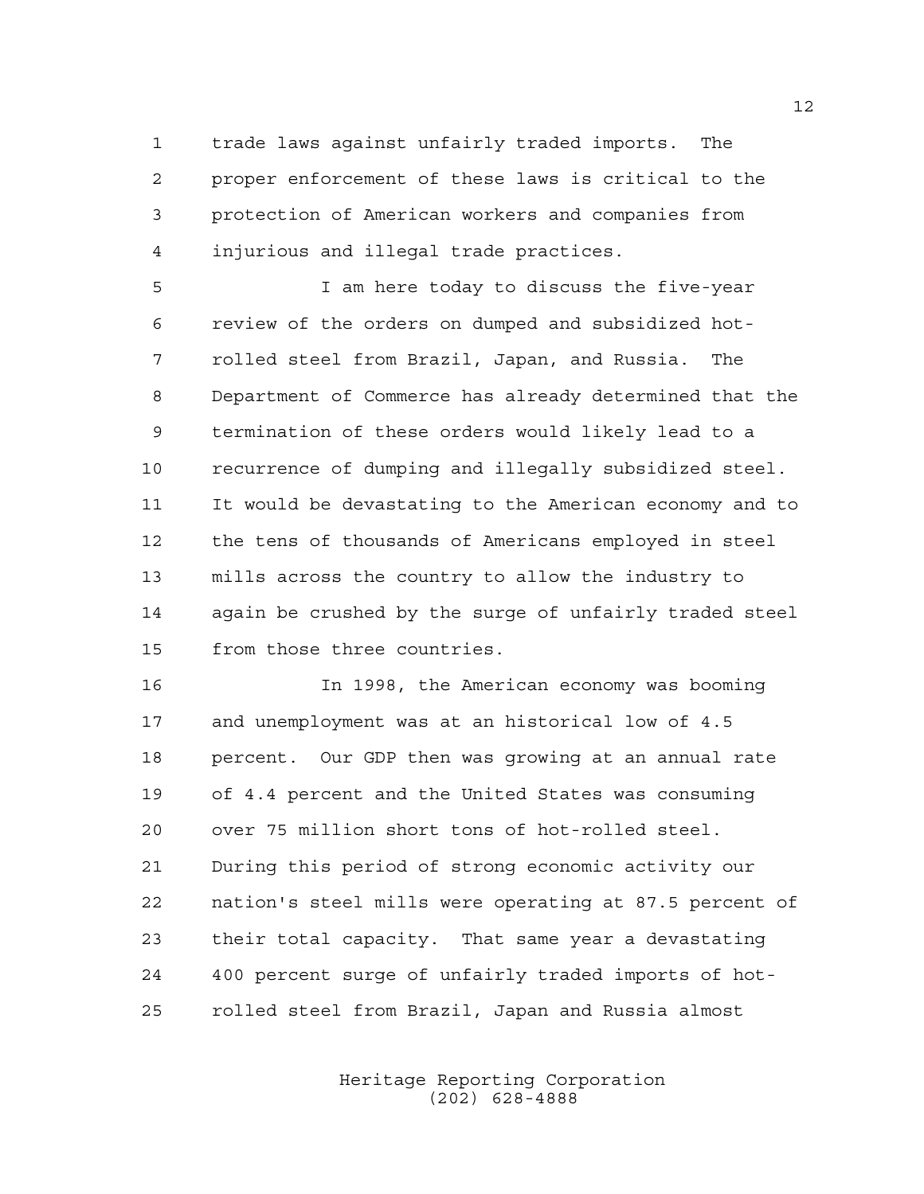trade laws against unfairly traded imports. The proper enforcement of these laws is critical to the protection of American workers and companies from injurious and illegal trade practices.

I am here today to discuss the five-year review of the orders on dumped and subsidized hot-rolled steel from Brazil, Japan, and Russia. The Department of Commerce has already determined that the termination of these orders would likely lead to a recurrence of dumping and illegally subsidized steel. It would be devastating to the American economy and to the tens of thousands of Americans employed in steel mills across the country to allow the industry to again be crushed by the surge of unfairly traded steel from those three countries.

In 1998, the American economy was booming and unemployment was at an historical low of 4.5 percent. Our GDP then was growing at an annual rate of 4.4 percent and the United States was consuming over 75 million short tons of hot-rolled steel. During this period of strong economic activity our nation's steel mills were operating at 87.5 percent of their total capacity. That same year a devastating 400 percent surge of unfairly traded imports of hot-rolled steel from Brazil, Japan and Russia almost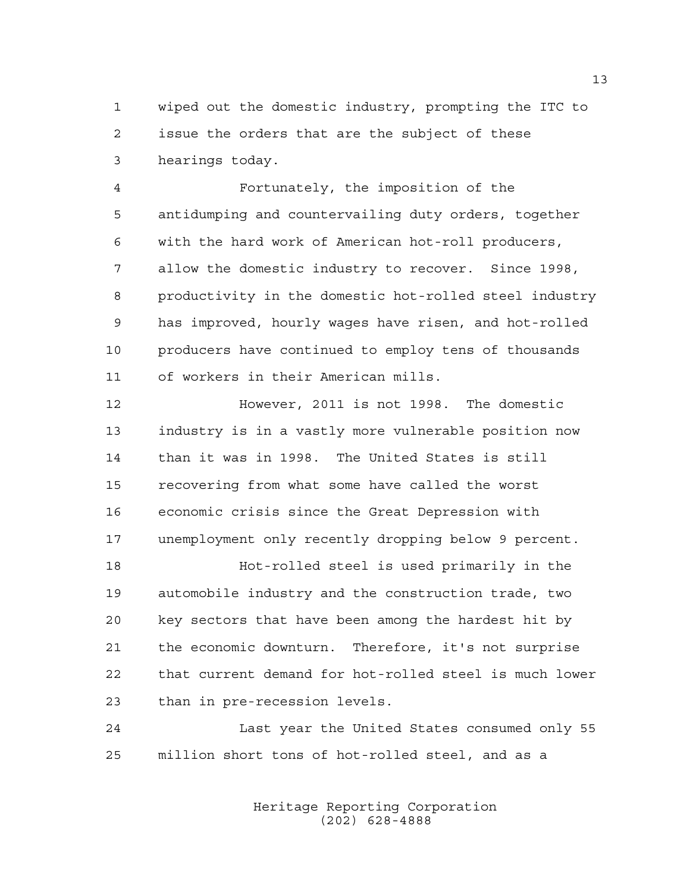wiped out the domestic industry, prompting the ITC to issue the orders that are the subject of these hearings today.

Fortunately, the imposition of the antidumping and countervailing duty orders, together with the hard work of American hot-roll producers, allow the domestic industry to recover. Since 1998, productivity in the domestic hot-rolled steel industry has improved, hourly wages have risen, and hot-rolled producers have continued to employ tens of thousands of workers in their American mills.

However, 2011 is not 1998. The domestic industry is in a vastly more vulnerable position now than it was in 1998. The United States is still recovering from what some have called the worst economic crisis since the Great Depression with unemployment only recently dropping below 9 percent.

Hot-rolled steel is used primarily in the automobile industry and the construction trade, two key sectors that have been among the hardest hit by the economic downturn. Therefore, it's not surprise that current demand for hot-rolled steel is much lower than in pre-recession levels.

Last year the United States consumed only 55 million short tons of hot-rolled steel, and as a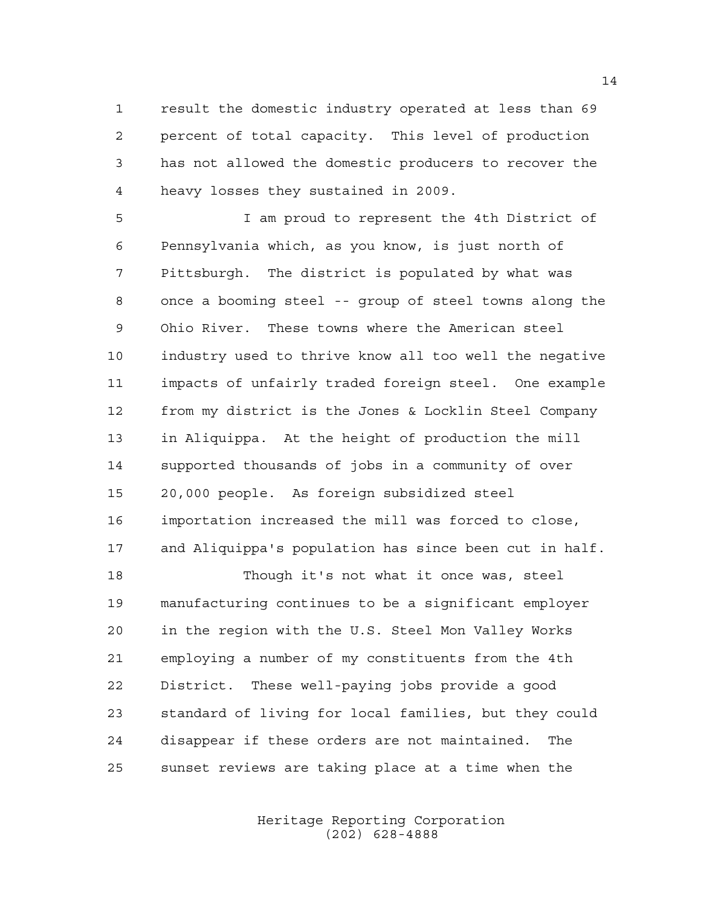result the domestic industry operated at less than 69 percent of total capacity. This level of production has not allowed the domestic producers to recover the heavy losses they sustained in 2009.

I am proud to represent the 4th District of Pennsylvania which, as you know, is just north of Pittsburgh. The district is populated by what was once a booming steel -- group of steel towns along the Ohio River. These towns where the American steel industry used to thrive know all too well the negative impacts of unfairly traded foreign steel. One example from my district is the Jones & Locklin Steel Company in Aliquippa. At the height of production the mill supported thousands of jobs in a community of over 20,000 people. As foreign subsidized steel importation increased the mill was forced to close, and Aliquippa's population has since been cut in half.

Though it's not what it once was, steel manufacturing continues to be a significant employer in the region with the U.S. Steel Mon Valley Works employing a number of my constituents from the 4th District. These well-paying jobs provide a good standard of living for local families, but they could disappear if these orders are not maintained. The sunset reviews are taking place at a time when the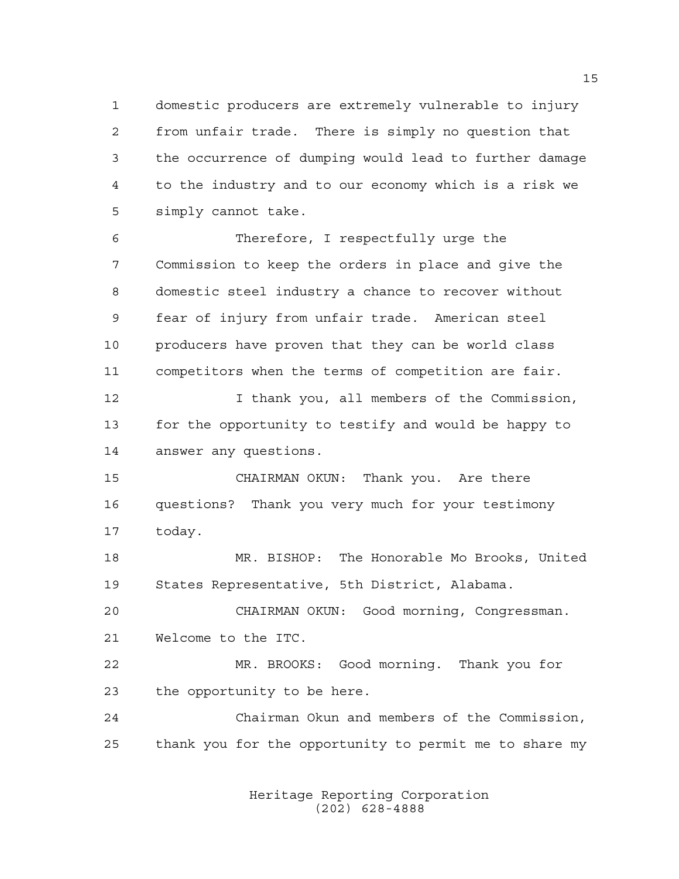domestic producers are extremely vulnerable to injury from unfair trade. There is simply no question that the occurrence of dumping would lead to further damage to the industry and to our economy which is a risk we simply cannot take.

Therefore, I respectfully urge the Commission to keep the orders in place and give the domestic steel industry a chance to recover without fear of injury from unfair trade. American steel producers have proven that they can be world class competitors when the terms of competition are fair.

I thank you, all members of the Commission, for the opportunity to testify and would be happy to answer any questions.

CHAIRMAN OKUN: Thank you. Are there questions? Thank you very much for your testimony today.

MR. BISHOP: The Honorable Mo Brooks, United States Representative, 5th District, Alabama.

CHAIRMAN OKUN: Good morning, Congressman. Welcome to the ITC.

MR. BROOKS: Good morning. Thank you for the opportunity to be here.

Chairman Okun and members of the Commission, thank you for the opportunity to permit me to share my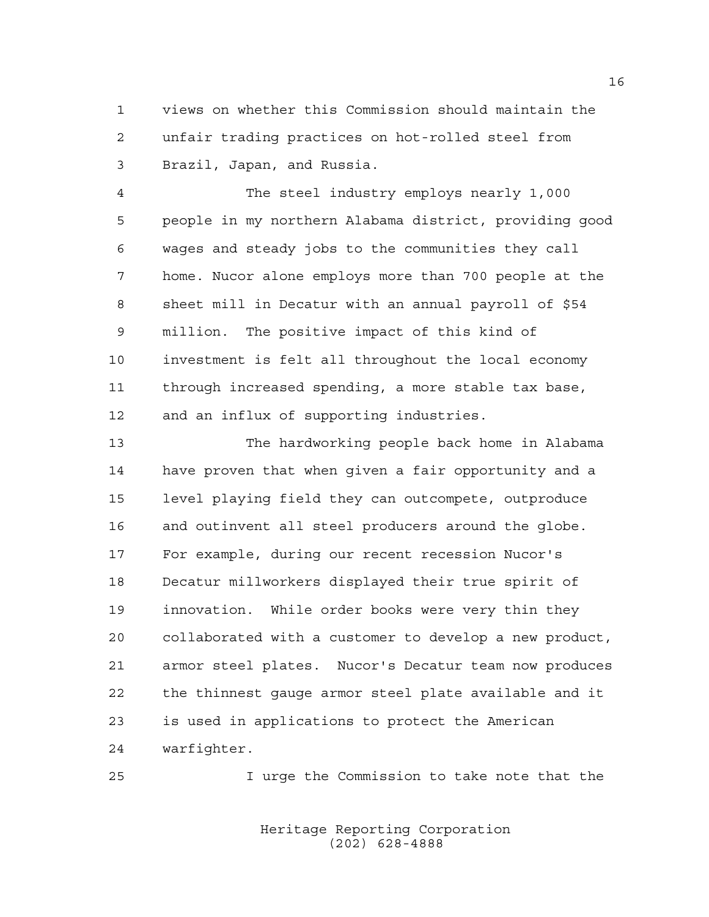views on whether this Commission should maintain the unfair trading practices on hot-rolled steel from Brazil, Japan, and Russia.

The steel industry employs nearly 1,000 people in my northern Alabama district, providing good wages and steady jobs to the communities they call home. Nucor alone employs more than 700 people at the sheet mill in Decatur with an annual payroll of $54 million. The positive impact of this kind of investment is felt all throughout the local economy through increased spending, a more stable tax base, and an influx of supporting industries.

The hardworking people back home in Alabama have proven that when given a fair opportunity and a level playing field they can outcompete, outproduce and outinvent all steel producers around the globe. For example, during our recent recession Nucor's Decatur millworkers displayed their true spirit of innovation. While order books were very thin they collaborated with a customer to develop a new product, armor steel plates. Nucor's Decatur team now produces the thinnest gauge armor steel plate available and it is used in applications to protect the American warfighter.

I urge the Commission to take note that the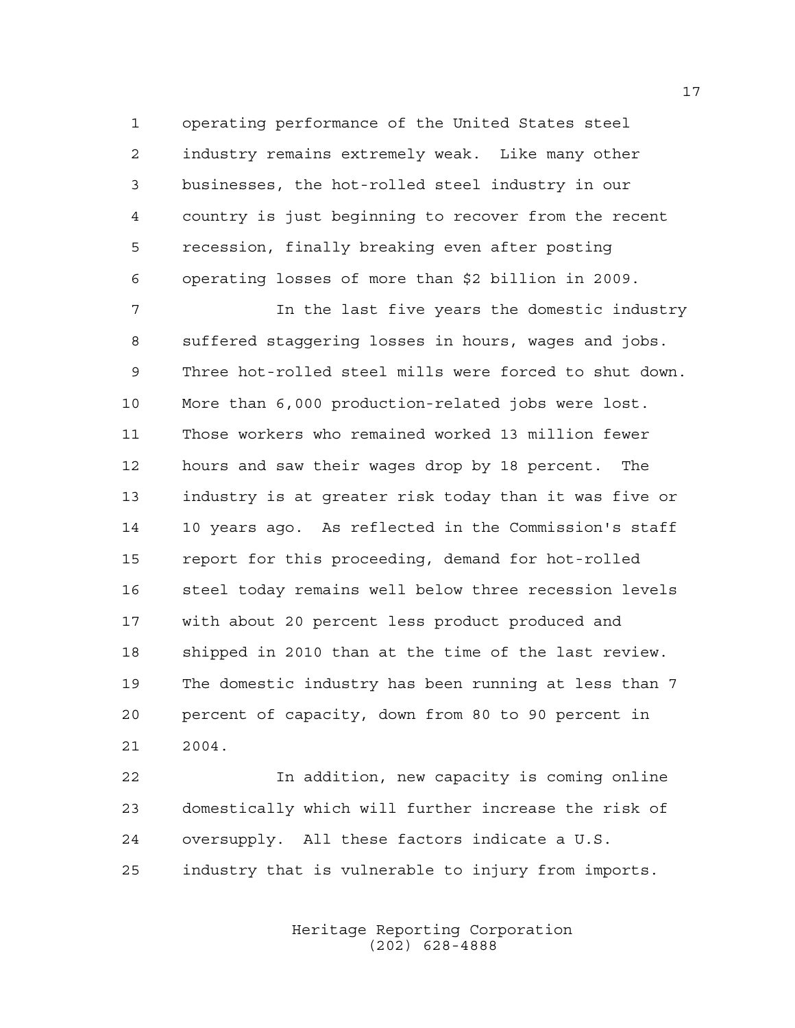operating performance of the United States steel industry remains extremely weak. Like many other businesses, the hot-rolled steel industry in our country is just beginning to recover from the recent recession, finally breaking even after posting operating losses of more than $2 billion in 2009.

In the last five years the domestic industry suffered staggering losses in hours, wages and jobs. Three hot-rolled steel mills were forced to shut down. More than 6,000 production-related jobs were lost. Those workers who remained worked 13 million fewer hours and saw their wages drop by 18 percent. The industry is at greater risk today than it was five or 10 years ago. As reflected in the Commission's staff report for this proceeding, demand for hot-rolled steel today remains well below three recession levels with about 20 percent less product produced and shipped in 2010 than at the time of the last review. The domestic industry has been running at less than 7 percent of capacity, down from 80 to 90 percent in 2004.

In addition, new capacity is coming online domestically which will further increase the risk of oversupply. All these factors indicate a U.S. industry that is vulnerable to injury from imports.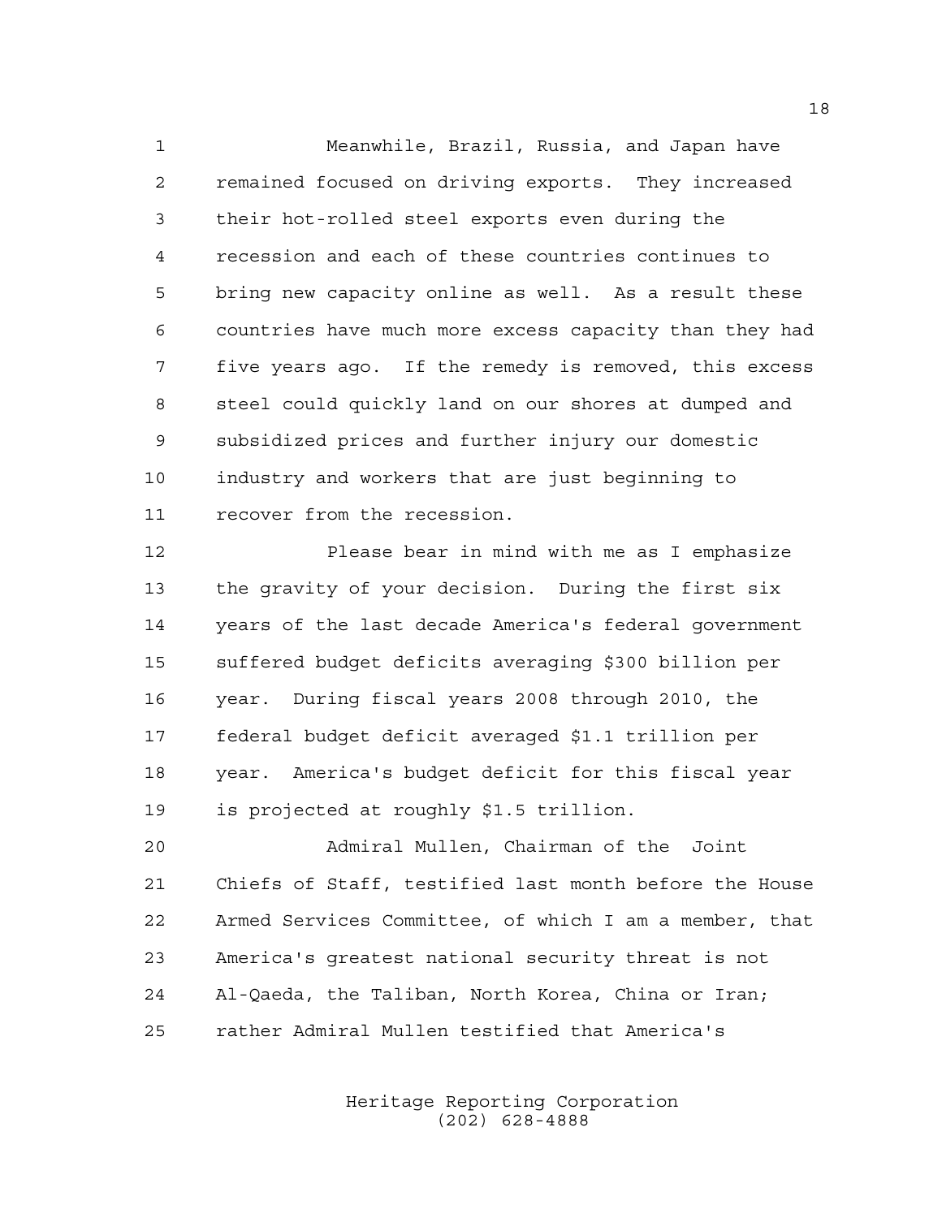Meanwhile, Brazil, Russia, and Japan have remained focused on driving exports. They increased their hot-rolled steel exports even during the recession and each of these countries continues to bring new capacity online as well. As a result these countries have much more excess capacity than they had five years ago. If the remedy is removed, this excess steel could quickly land on our shores at dumped and subsidized prices and further injury our domestic industry and workers that are just beginning to recover from the recession.

Please bear in mind with me as I emphasize the gravity of your decision. During the first six years of the last decade America's federal government suffered budget deficits averaging $300 billion per year. During fiscal years 2008 through 2010, the federal budget deficit averaged $1.1 trillion per year. America's budget deficit for this fiscal year is projected at roughly $1.5 trillion.

Admiral Mullen, Chairman of the Joint Chiefs of Staff, testified last month before the House Armed Services Committee, of which I am a member, that America's greatest national security threat is not Al-Qaeda, the Taliban, North Korea, China or Iran; rather Admiral Mullen testified that America's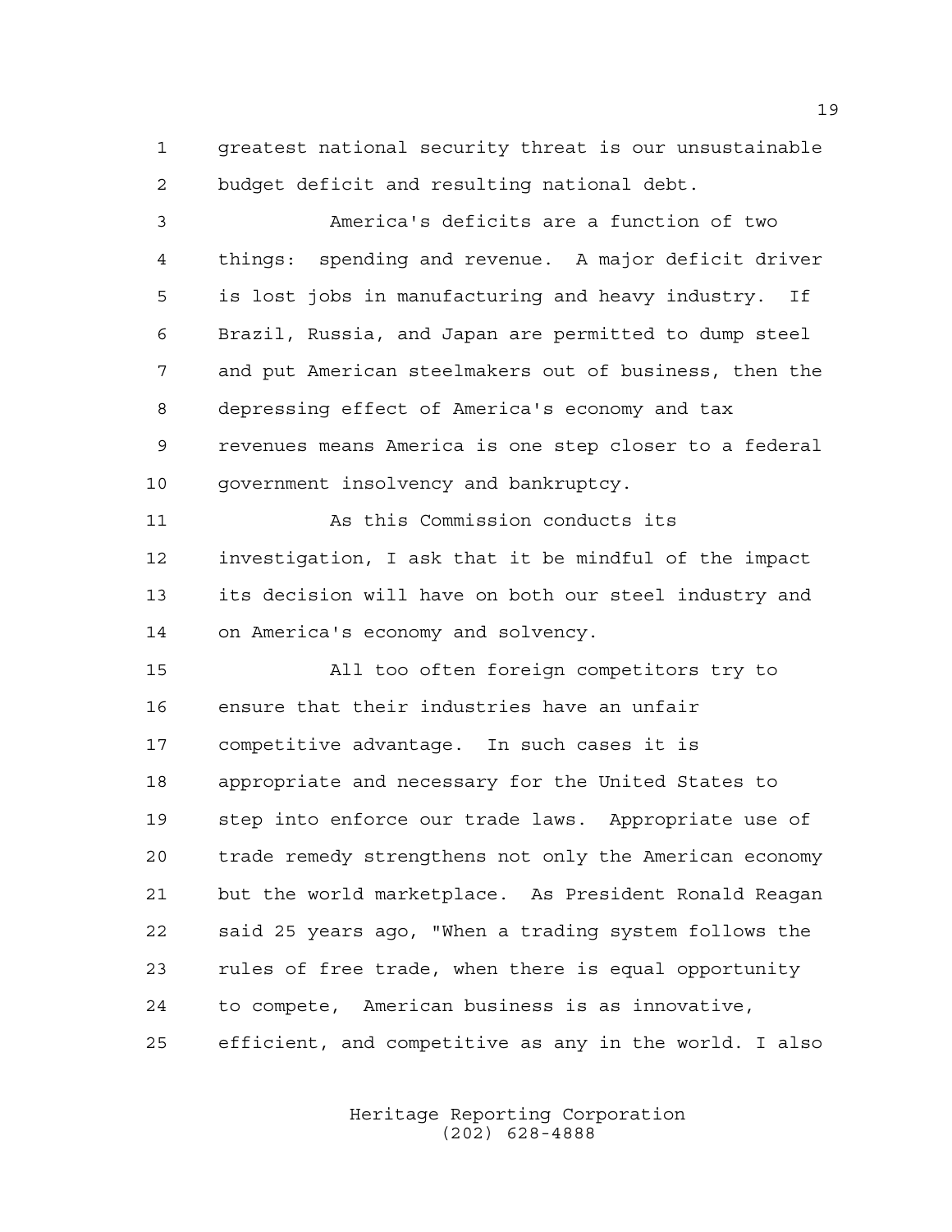greatest national security threat is our unsustainable budget deficit and resulting national debt.

America's deficits are a function of two things: spending and revenue. A major deficit driver is lost jobs in manufacturing and heavy industry. If Brazil, Russia, and Japan are permitted to dump steel and put American steelmakers out of business, then the depressing effect of America's economy and tax revenues means America is one step closer to a federal government insolvency and bankruptcy.

As this Commission conducts its investigation, I ask that it be mindful of the impact its decision will have on both our steel industry and on America's economy and solvency.

All too often foreign competitors try to ensure that their industries have an unfair competitive advantage. In such cases it is appropriate and necessary for the United States to step into enforce our trade laws. Appropriate use of trade remedy strengthens not only the American economy but the world marketplace. As President Ronald Reagan said 25 years ago, "When a trading system follows the rules of free trade, when there is equal opportunity to compete, American business is as innovative, efficient, and competitive as any in the world. I also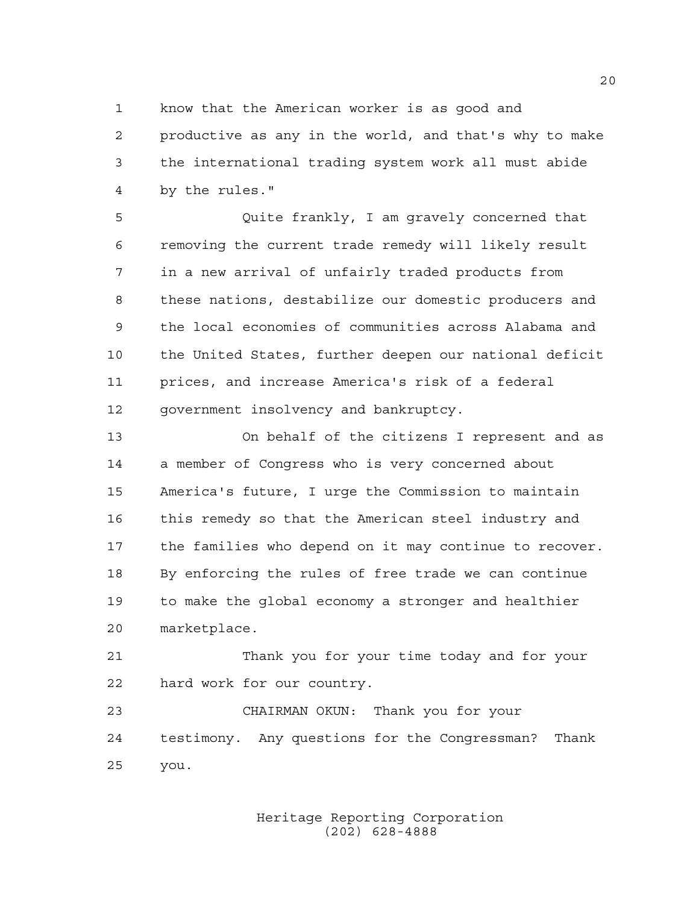know that the American worker is as good and productive as any in the world, and that's why to make the international trading system work all must abide by the rules."

Quite frankly, I am gravely concerned that removing the current trade remedy will likely result in a new arrival of unfairly traded products from these nations, destabilize our domestic producers and the local economies of communities across Alabama and the United States, further deepen our national deficit prices, and increase America's risk of a federal government insolvency and bankruptcy.

On behalf of the citizens I represent and as a member of Congress who is very concerned about America's future, I urge the Commission to maintain this remedy so that the American steel industry and the families who depend on it may continue to recover. By enforcing the rules of free trade we can continue to make the global economy a stronger and healthier marketplace.

Thank you for your time today and for your hard work for our country.

CHAIRMAN OKUN: Thank you for your testimony. Any questions for the Congressman? Thank you.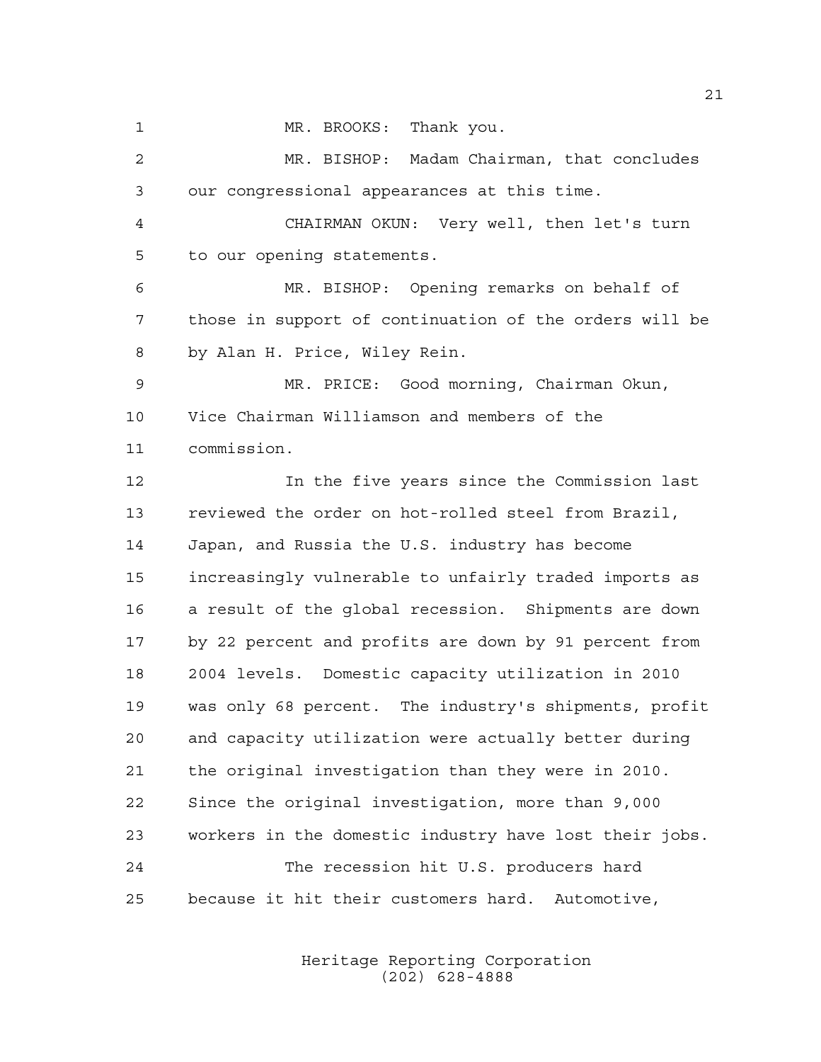MR. BROOKS: Thank you.

MR. BISHOP: Madam Chairman, that concludes our congressional appearances at this time.

CHAIRMAN OKUN: Very well, then let's turn to our opening statements.

MR. BISHOP: Opening remarks on behalf of those in support of continuation of the orders will be by Alan H. Price, Wiley Rein.

MR. PRICE: Good morning, Chairman Okun, Vice Chairman Williamson and members of the commission.

In the five years since the Commission last reviewed the order on hot-rolled steel from Brazil, Japan, and Russia the U.S. industry has become increasingly vulnerable to unfairly traded imports as a result of the global recession. Shipments are down by 22 percent and profits are down by 91 percent from 2004 levels. Domestic capacity utilization in 2010 was only 68 percent. The industry's shipments, profit and capacity utilization were actually better during the original investigation than they were in 2010. Since the original investigation, more than 9,000 workers in the domestic industry have lost their jobs.

The recession hit U.S. producers hard because it hit their customers hard. Automotive,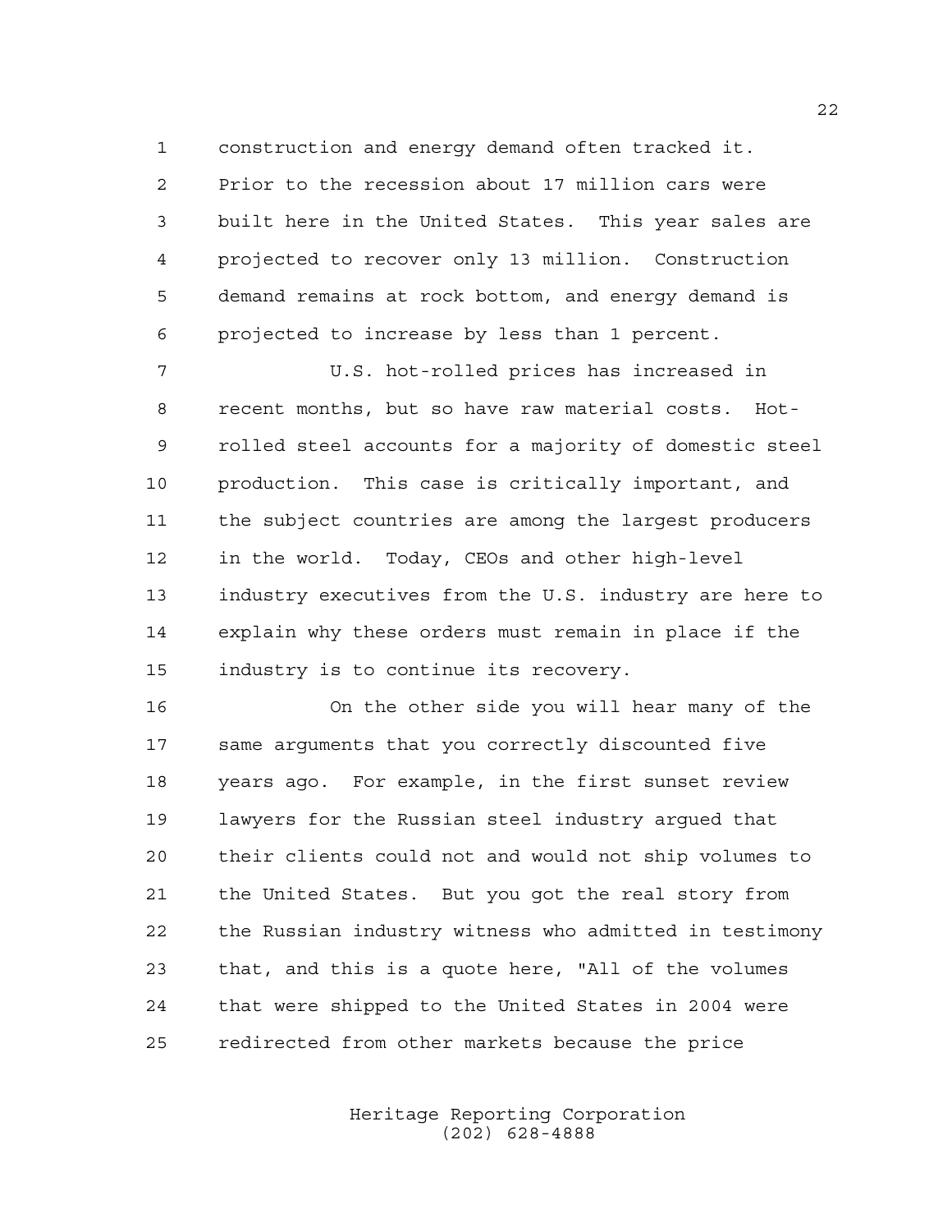construction and energy demand often tracked it. Prior to the recession about 17 million cars were built here in the United States. This year sales are projected to recover only 13 million. Construction demand remains at rock bottom, and energy demand is projected to increase by less than 1 percent.

U.S. hot-rolled prices has increased in recent months, but so have raw material costs. Hot-rolled steel accounts for a majority of domestic steel production. This case is critically important, and the subject countries are among the largest producers in the world. Today, CEOs and other high-level industry executives from the U.S. industry are here to explain why these orders must remain in place if the industry is to continue its recovery.

On the other side you will hear many of the same arguments that you correctly discounted five years ago. For example, in the first sunset review lawyers for the Russian steel industry argued that their clients could not and would not ship volumes to the United States. But you got the real story from the Russian industry witness who admitted in testimony that, and this is a quote here, "All of the volumes that were shipped to the United States in 2004 were redirected from other markets because the price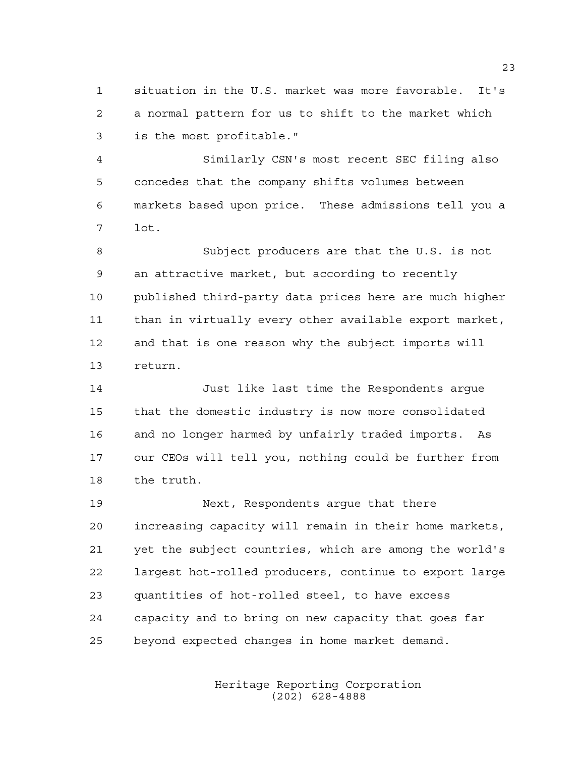situation in the U.S. market was more favorable. It's a normal pattern for us to shift to the market which is the most profitable."

Similarly CSN's most recent SEC filing also concedes that the company shifts volumes between markets based upon price. These admissions tell you a lot.

Subject producers are that the U.S. is not an attractive market, but according to recently published third-party data prices here are much higher than in virtually every other available export market, and that is one reason why the subject imports will return.

Just like last time the Respondents argue that the domestic industry is now more consolidated and no longer harmed by unfairly traded imports. As our CEOs will tell you, nothing could be further from the truth.

Next, Respondents argue that there increasing capacity will remain in their home markets, yet the subject countries, which are among the world's largest hot-rolled producers, continue to export large quantities of hot-rolled steel, to have excess capacity and to bring on new capacity that goes far beyond expected changes in home market demand.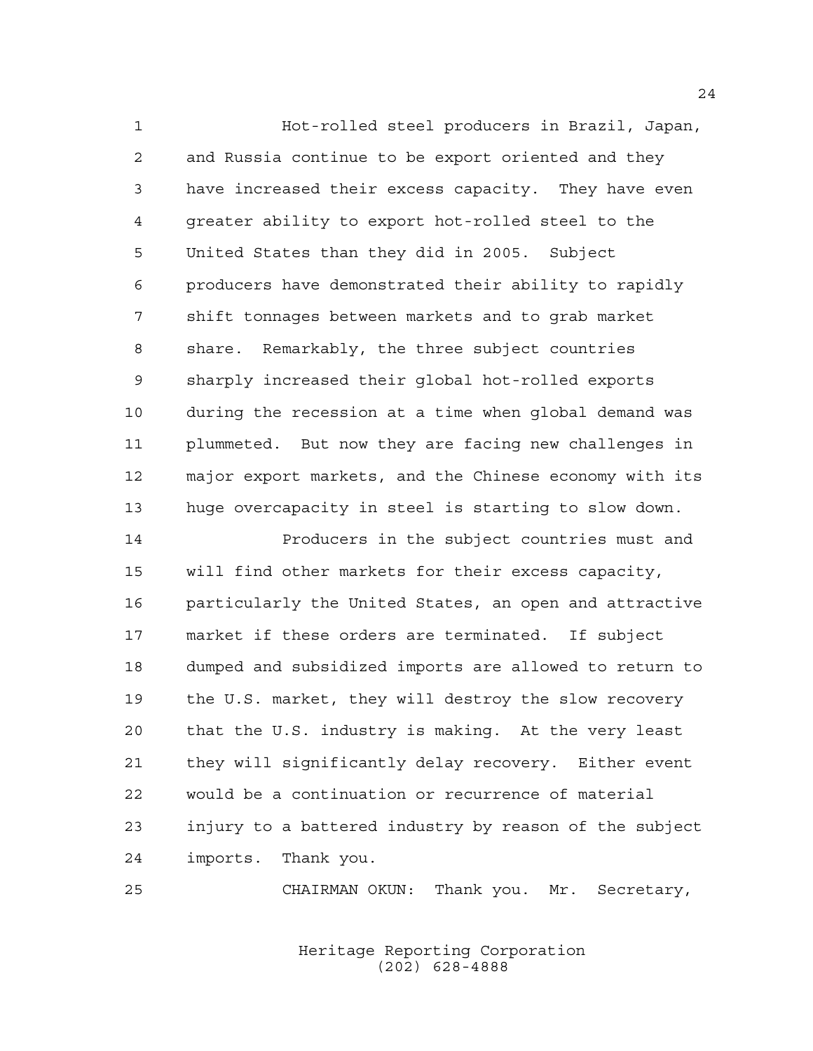Hot-rolled steel producers in Brazil, Japan, and Russia continue to be export oriented and they have increased their excess capacity. They have even greater ability to export hot-rolled steel to the United States than they did in 2005. Subject producers have demonstrated their ability to rapidly shift tonnages between markets and to grab market share. Remarkably, the three subject countries sharply increased their global hot-rolled exports during the recession at a time when global demand was plummeted. But now they are facing new challenges in major export markets, and the Chinese economy with its huge overcapacity in steel is starting to slow down.

Producers in the subject countries must and will find other markets for their excess capacity, particularly the United States, an open and attractive market if these orders are terminated. If subject dumped and subsidized imports are allowed to return to the U.S. market, they will destroy the slow recovery that the U.S. industry is making. At the very least they will significantly delay recovery. Either event would be a continuation or recurrence of material injury to a battered industry by reason of the subject imports. Thank you.

CHAIRMAN OKUN: Thank you. Mr. Secretary,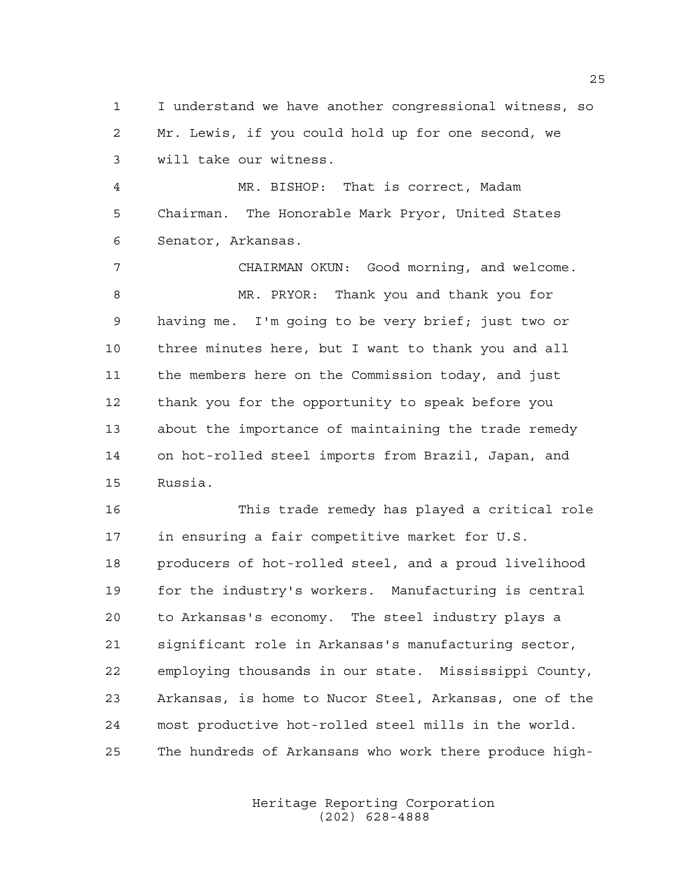I understand we have another congressional witness, so Mr. Lewis, if you could hold up for one second, we will take our witness.

MR. BISHOP: That is correct, Madam Chairman. The Honorable Mark Pryor, United States Senator, Arkansas.

CHAIRMAN OKUN: Good morning, and welcome.

MR. PRYOR: Thank you and thank you for having me. I'm going to be very brief; just two or three minutes here, but I want to thank you and all the members here on the Commission today, and just thank you for the opportunity to speak before you about the importance of maintaining the trade remedy on hot-rolled steel imports from Brazil, Japan, and Russia.

This trade remedy has played a critical role in ensuring a fair competitive market for U.S. producers of hot-rolled steel, and a proud livelihood for the industry's workers. Manufacturing is central to Arkansas's economy. The steel industry plays a significant role in Arkansas's manufacturing sector, employing thousands in our state. Mississippi County, Arkansas, is home to Nucor Steel, Arkansas, one of the most productive hot-rolled steel mills in the world. The hundreds of Arkansans who work there produce high-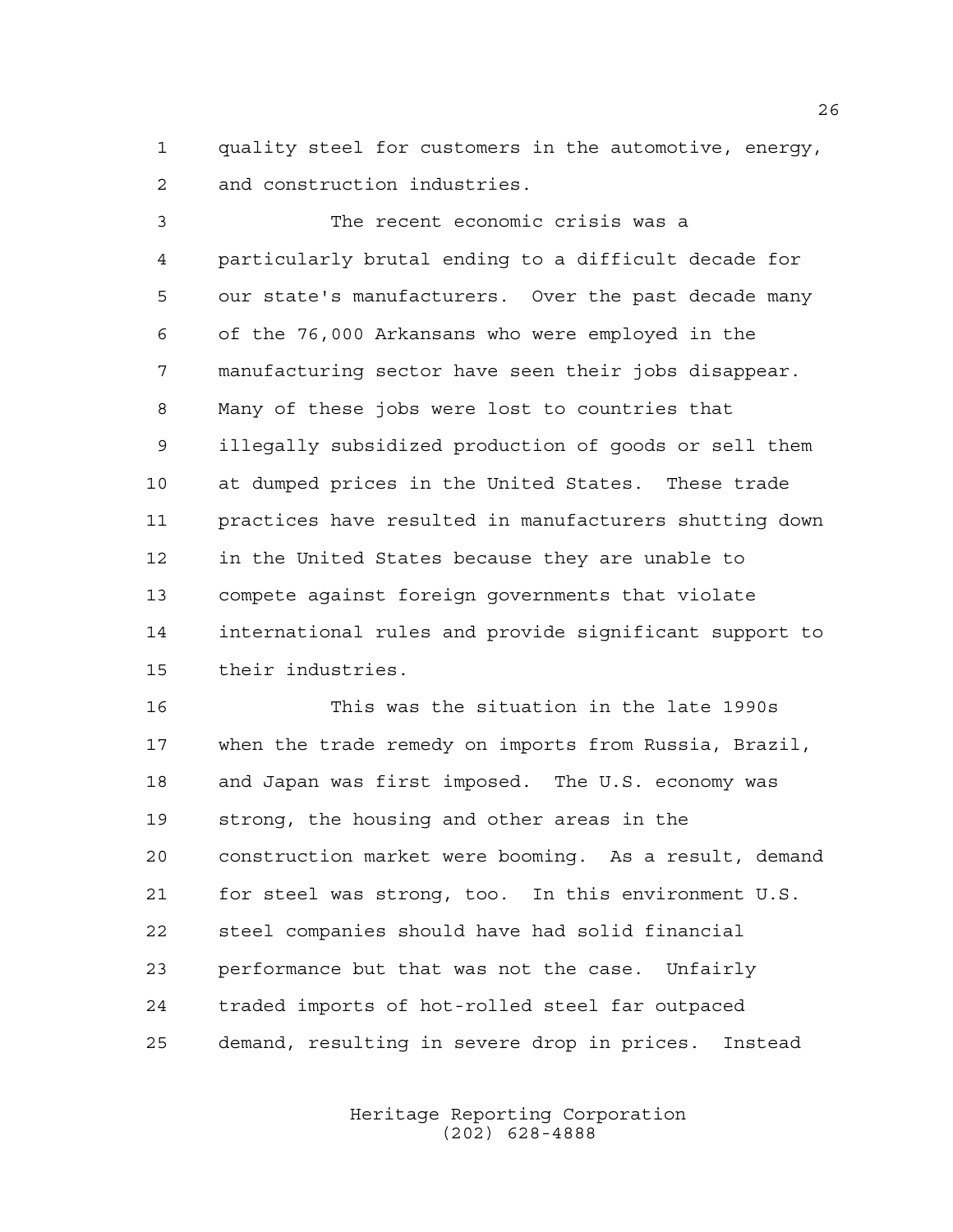quality steel for customers in the automotive, energy, and construction industries.

The recent economic crisis was a particularly brutal ending to a difficult decade for our state's manufacturers. Over the past decade many of the 76,000 Arkansans who were employed in the manufacturing sector have seen their jobs disappear. Many of these jobs were lost to countries that illegally subsidized production of goods or sell them at dumped prices in the United States. These trade practices have resulted in manufacturers shutting down in the United States because they are unable to compete against foreign governments that violate international rules and provide significant support to their industries.

This was the situation in the late 1990s when the trade remedy on imports from Russia, Brazil, and Japan was first imposed. The U.S. economy was strong, the housing and other areas in the construction market were booming. As a result, demand for steel was strong, too. In this environment U.S. steel companies should have had solid financial performance but that was not the case. Unfairly traded imports of hot-rolled steel far outpaced demand, resulting in severe drop in prices. Instead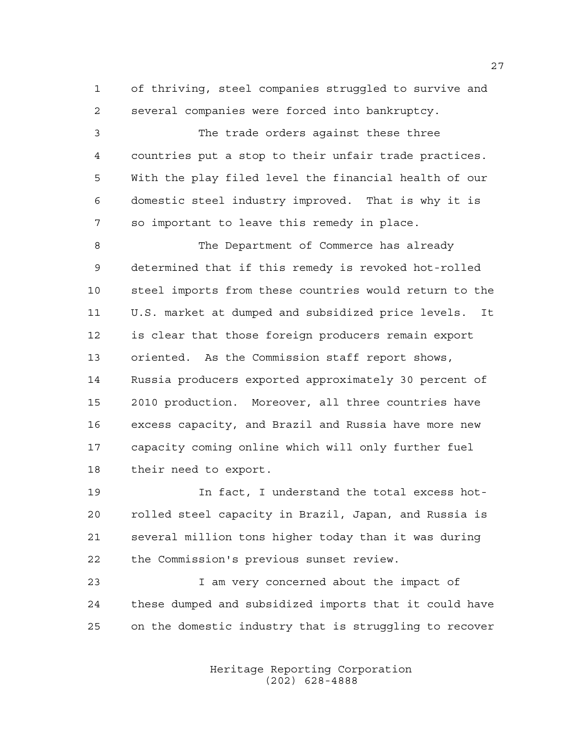of thriving, steel companies struggled to survive and several companies were forced into bankruptcy.

The trade orders against these three countries put a stop to their unfair trade practices. With the play filed level the financial health of our domestic steel industry improved. That is why it is so important to leave this remedy in place.

The Department of Commerce has already determined that if this remedy is revoked hot-rolled steel imports from these countries would return to the U.S. market at dumped and subsidized price levels. It is clear that those foreign producers remain export oriented. As the Commission staff report shows, Russia producers exported approximately 30 percent of 2010 production. Moreover, all three countries have excess capacity, and Brazil and Russia have more new capacity coming online which will only further fuel their need to export.

In fact, I understand the total excess hot-rolled steel capacity in Brazil, Japan, and Russia is several million tons higher today than it was during the Commission's previous sunset review.

I am very concerned about the impact of these dumped and subsidized imports that it could have on the domestic industry that is struggling to recover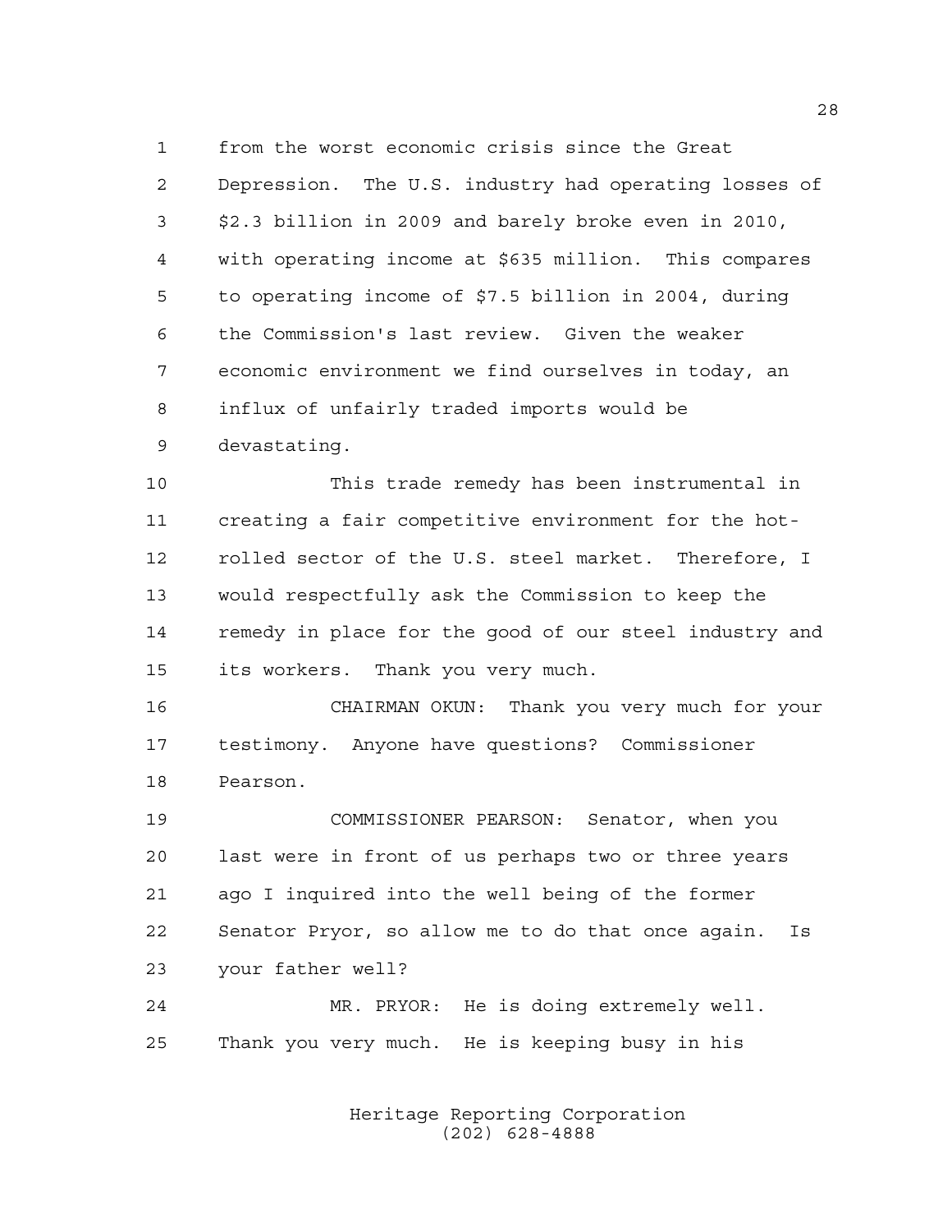from the worst economic crisis since the Great Depression. The U.S. industry had operating losses of $2.3 billion in 2009 and barely broke even in 2010, with operating income at $635 million. This compares to operating income of $7.5 billion in 2004, during the Commission's last review. Given the weaker economic environment we find ourselves in today, an influx of unfairly traded imports would be devastating.

This trade remedy has been instrumental in creating a fair competitive environment for the hot-rolled sector of the U.S. steel market. Therefore, I would respectfully ask the Commission to keep the remedy in place for the good of our steel industry and its workers. Thank you very much.

CHAIRMAN OKUN: Thank you very much for your testimony. Anyone have questions? Commissioner Pearson.

COMMISSIONER PEARSON: Senator, when you last were in front of us perhaps two or three years ago I inquired into the well being of the former Senator Pryor, so allow me to do that once again. Is your father well?

MR. PRYOR: He is doing extremely well. Thank you very much. He is keeping busy in his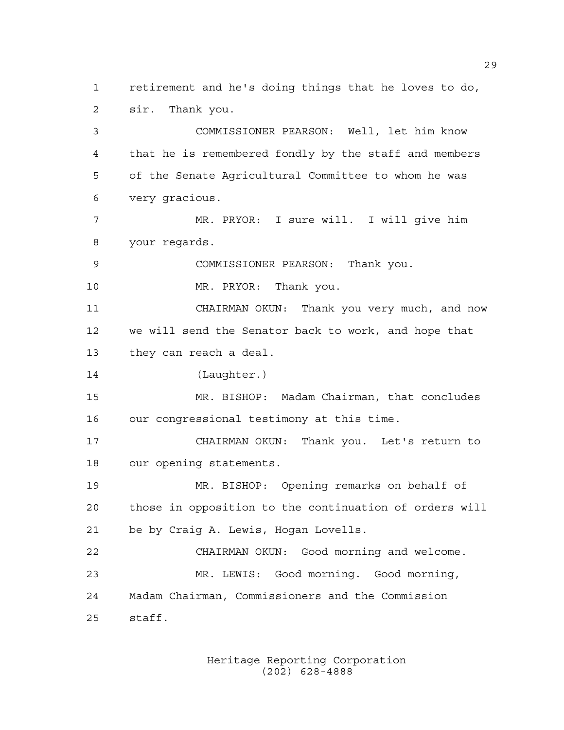retirement and he's doing things that he loves to do, sir. Thank you.

COMMISSIONER PEARSON: Well, let him know that he is remembered fondly by the staff and members of the Senate Agricultural Committee to whom he was very gracious.

MR. PRYOR: I sure will. I will give him your regards.

COMMISSIONER PEARSON: Thank you.

MR. PRYOR: Thank you.

CHAIRMAN OKUN: Thank you very much, and now we will send the Senator back to work, and hope that they can reach a deal.

(Laughter.)

MR. BISHOP: Madam Chairman, that concludes our congressional testimony at this time.

CHAIRMAN OKUN: Thank you. Let's return to our opening statements.

MR. BISHOP: Opening remarks on behalf of those in opposition to the continuation of orders will be by Craig A. Lewis, Hogan Lovells.

CHAIRMAN OKUN: Good morning and welcome.

MR. LEWIS: Good morning. Good morning, Madam Chairman, Commissioners and the Commission staff.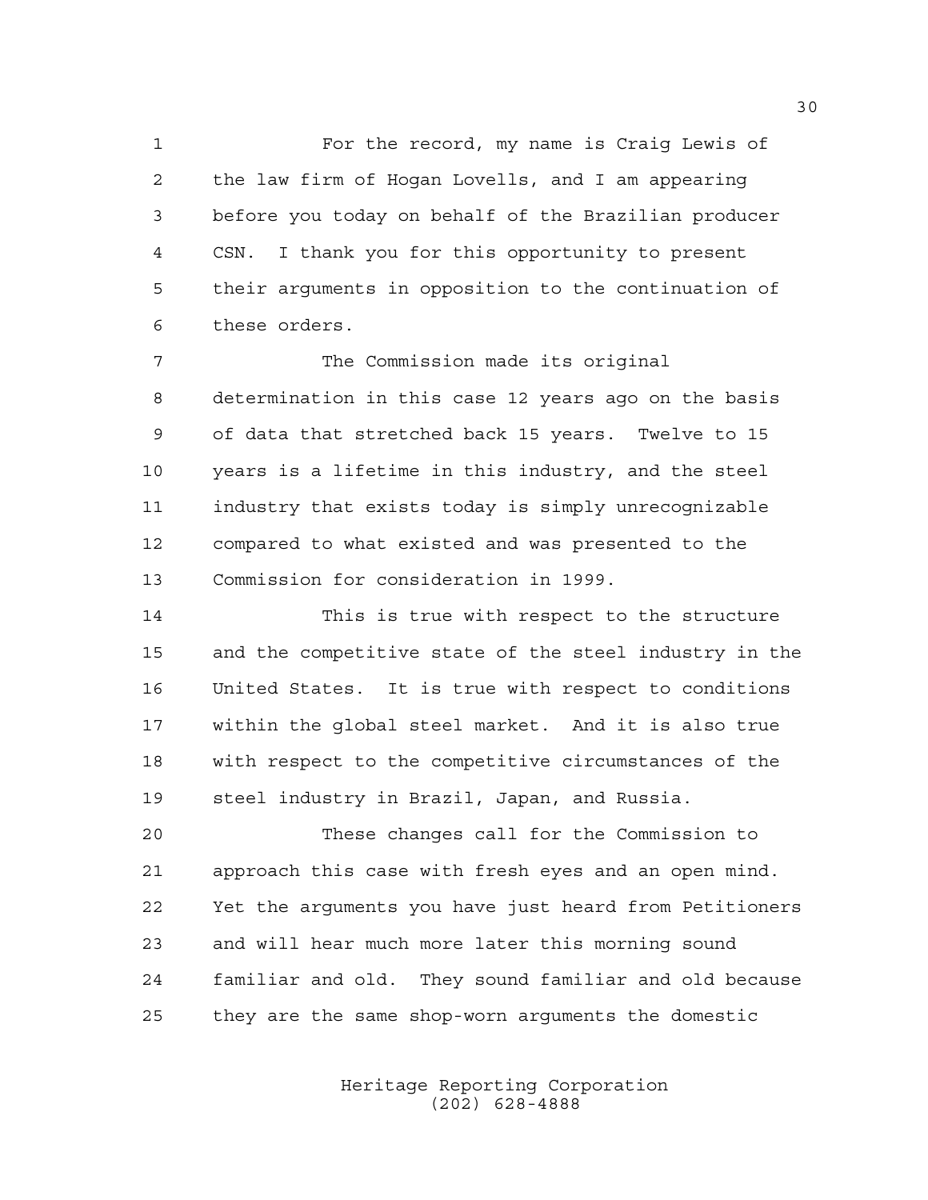For the record, my name is Craig Lewis of the law firm of Hogan Lovells, and I am appearing before you today on behalf of the Brazilian producer CSN. I thank you for this opportunity to present their arguments in opposition to the continuation of these orders.

The Commission made its original determination in this case 12 years ago on the basis of data that stretched back 15 years. Twelve to 15 years is a lifetime in this industry, and the steel industry that exists today is simply unrecognizable compared to what existed and was presented to the Commission for consideration in 1999.

This is true with respect to the structure and the competitive state of the steel industry in the United States. It is true with respect to conditions within the global steel market. And it is also true with respect to the competitive circumstances of the steel industry in Brazil, Japan, and Russia.

These changes call for the Commission to approach this case with fresh eyes and an open mind. Yet the arguments you have just heard from Petitioners and will hear much more later this morning sound familiar and old. They sound familiar and old because they are the same shop-worn arguments the domestic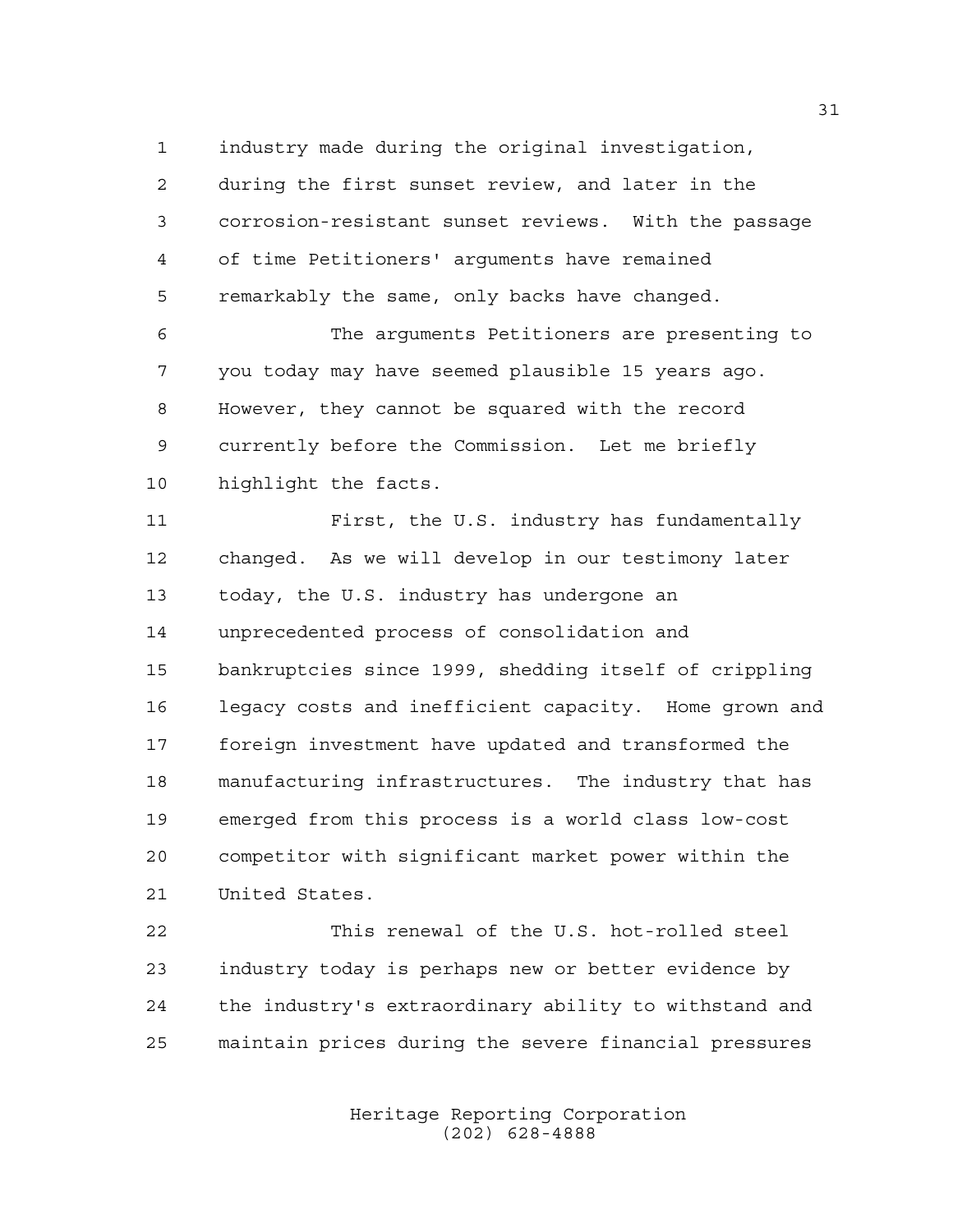industry made during the original investigation, during the first sunset review, and later in the corrosion-resistant sunset reviews. With the passage of time Petitioners' arguments have remained remarkably the same, only backs have changed.

The arguments Petitioners are presenting to you today may have seemed plausible 15 years ago. However, they cannot be squared with the record currently before the Commission. Let me briefly highlight the facts.

First, the U.S. industry has fundamentally changed. As we will develop in our testimony later today, the U.S. industry has undergone an unprecedented process of consolidation and bankruptcies since 1999, shedding itself of crippling legacy costs and inefficient capacity. Home grown and foreign investment have updated and transformed the manufacturing infrastructures. The industry that has emerged from this process is a world class low-cost competitor with significant market power within the United States.

This renewal of the U.S. hot-rolled steel industry today is perhaps new or better evidence by the industry's extraordinary ability to withstand and maintain prices during the severe financial pressures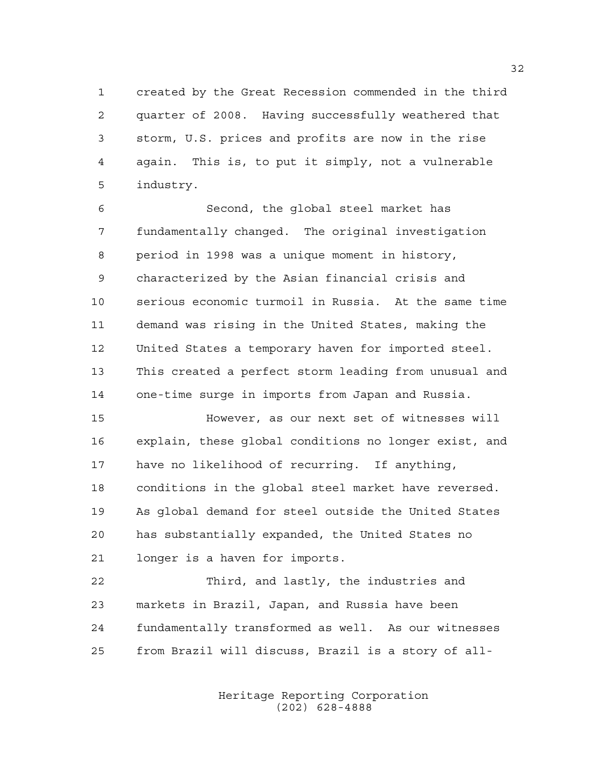created by the Great Recession commended in the third quarter of 2008. Having successfully weathered that storm, U.S. prices and profits are now in the rise again. This is, to put it simply, not a vulnerable industry.

Second, the global steel market has fundamentally changed. The original investigation period in 1998 was a unique moment in history, characterized by the Asian financial crisis and serious economic turmoil in Russia. At the same time demand was rising in the United States, making the United States a temporary haven for imported steel. This created a perfect storm leading from unusual and one-time surge in imports from Japan and Russia.

However, as our next set of witnesses will explain, these global conditions no longer exist, and have no likelihood of recurring. If anything, conditions in the global steel market have reversed. As global demand for steel outside the United States has substantially expanded, the United States no longer is a haven for imports.

Third, and lastly, the industries and markets in Brazil, Japan, and Russia have been fundamentally transformed as well. As our witnesses from Brazil will discuss, Brazil is a story of all-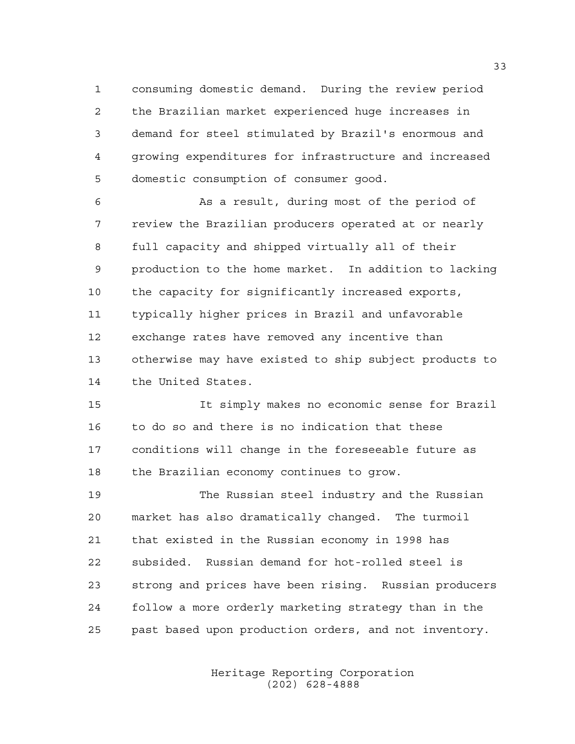consuming domestic demand. During the review period the Brazilian market experienced huge increases in demand for steel stimulated by Brazil's enormous and growing expenditures for infrastructure and increased domestic consumption of consumer good.

As a result, during most of the period of review the Brazilian producers operated at or nearly full capacity and shipped virtually all of their production to the home market. In addition to lacking the capacity for significantly increased exports, typically higher prices in Brazil and unfavorable exchange rates have removed any incentive than otherwise may have existed to ship subject products to the United States.

It simply makes no economic sense for Brazil to do so and there is no indication that these conditions will change in the foreseeable future as the Brazilian economy continues to grow.

The Russian steel industry and the Russian market has also dramatically changed. The turmoil that existed in the Russian economy in 1998 has subsided. Russian demand for hot-rolled steel is strong and prices have been rising. Russian producers follow a more orderly marketing strategy than in the past based upon production orders, and not inventory.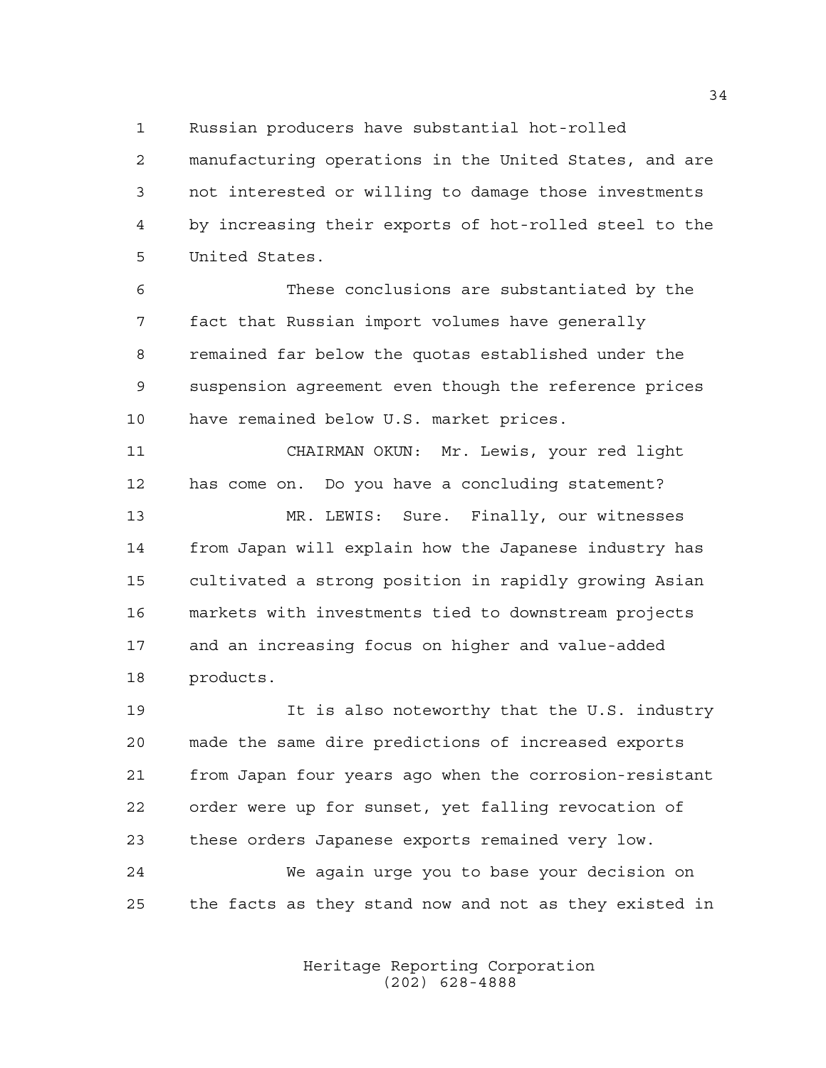Russian producers have substantial hot-rolled manufacturing operations in the United States, and are not interested or willing to damage those investments by increasing their exports of hot-rolled steel to the United States.

These conclusions are substantiated by the fact that Russian import volumes have generally remained far below the quotas established under the suspension agreement even though the reference prices have remained below U.S. market prices.

CHAIRMAN OKUN: Mr. Lewis, your red light has come on. Do you have a concluding statement?

MR. LEWIS: Sure. Finally, our witnesses from Japan will explain how the Japanese industry has cultivated a strong position in rapidly growing Asian markets with investments tied to downstream projects and an increasing focus on higher and value-added products.

It is also noteworthy that the U.S. industry made the same dire predictions of increased exports from Japan four years ago when the corrosion-resistant order were up for sunset, yet falling revocation of these orders Japanese exports remained very low.

We again urge you to base your decision on the facts as they stand now and not as they existed in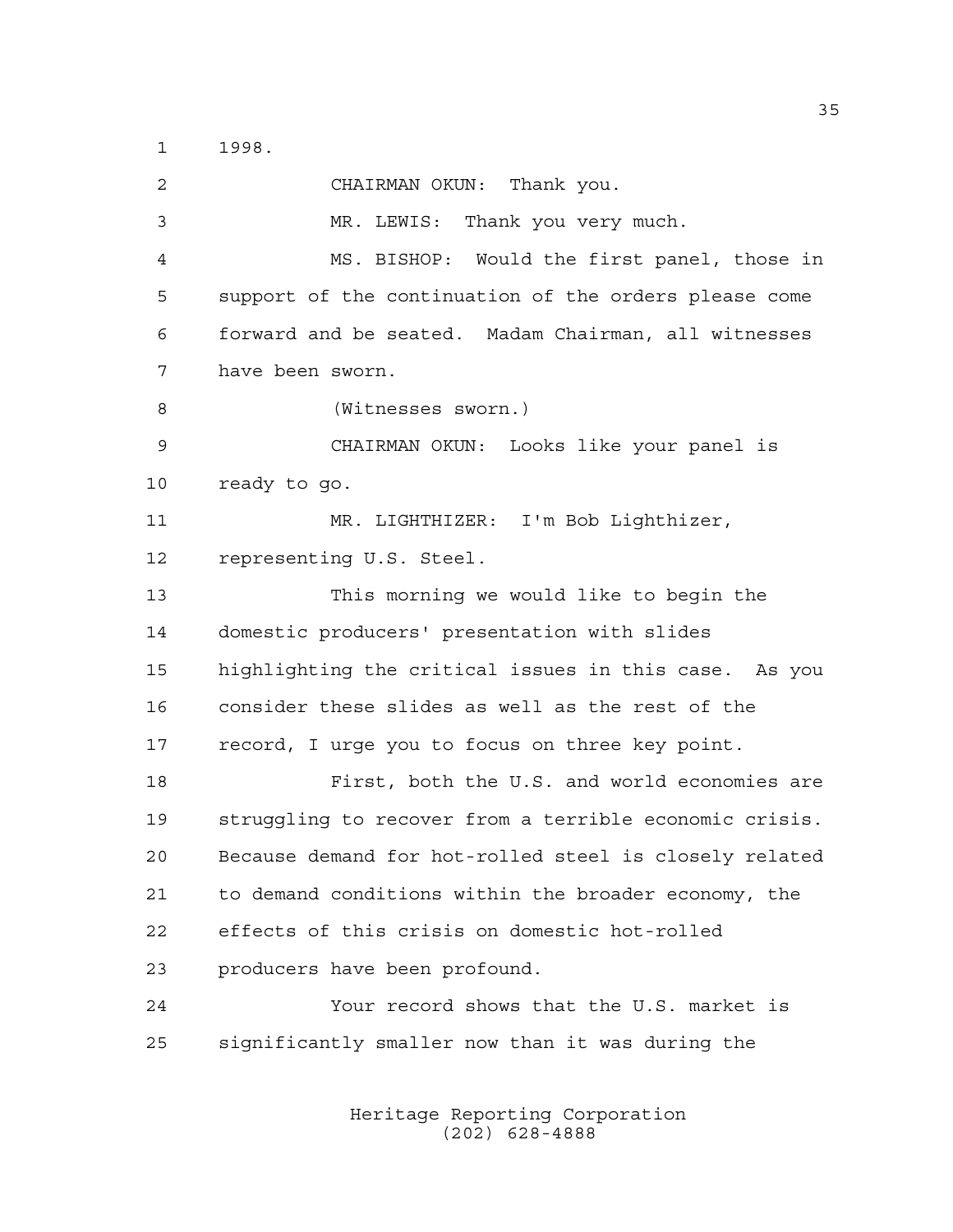1998.

CHAIRMAN OKUN: Thank you.

MR. LEWIS: Thank you very much.

MS. BISHOP: Would the first panel, those in support of the continuation of the orders please come forward and be seated. Madam Chairman, all witnesses have been sworn.

(Witnesses sworn.)

CHAIRMAN OKUN: Looks like your panel is ready to go.

MR. LIGHTHIZER: I'm Bob Lighthizer, representing U.S. Steel.

This morning we would like to begin the domestic producers' presentation with slides highlighting the critical issues in this case. As you consider these slides as well as the rest of the record, I urge you to focus on three key point.

First, both the U.S. and world economies are struggling to recover from a terrible economic crisis. Because demand for hot-rolled steel is closely related to demand conditions within the broader economy, the effects of this crisis on domestic hot-rolled producers have been profound.

Your record shows that the U.S. market is significantly smaller now than it was during the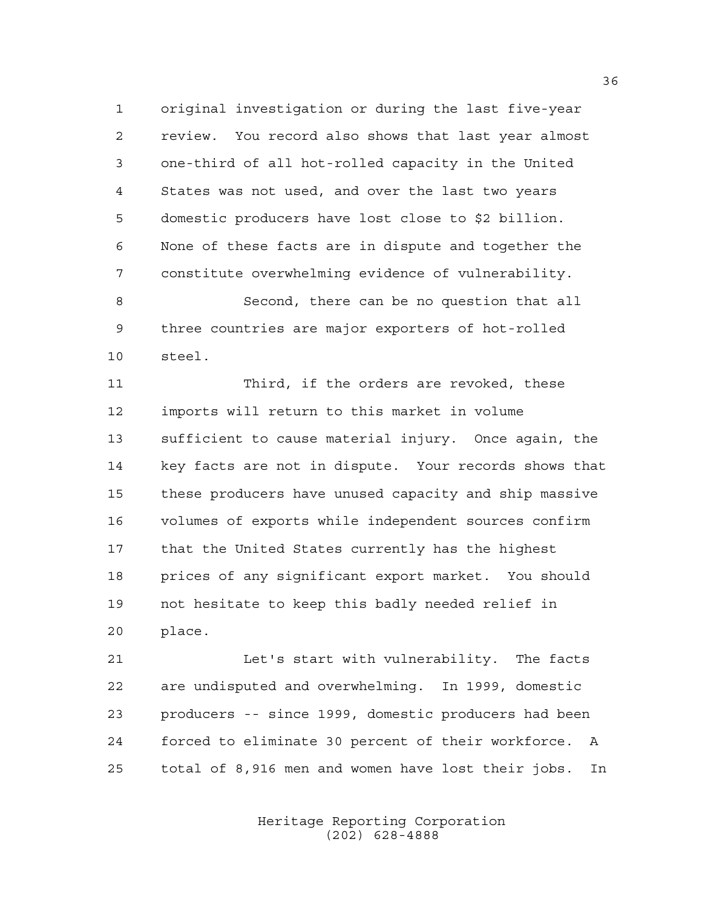original investigation or during the last five-year review. You record also shows that last year almost one-third of all hot-rolled capacity in the United States was not used, and over the last two years domestic producers have lost close to $2 billion. None of these facts are in dispute and together the constitute overwhelming evidence of vulnerability.

Second, there can be no question that all three countries are major exporters of hot-rolled steel.

Third, if the orders are revoked, these imports will return to this market in volume sufficient to cause material injury. Once again, the key facts are not in dispute. Your records shows that these producers have unused capacity and ship massive volumes of exports while independent sources confirm that the United States currently has the highest prices of any significant export market. You should not hesitate to keep this badly needed relief in place.

Let's start with vulnerability. The facts are undisputed and overwhelming. In 1999, domestic producers -- since 1999, domestic producers had been forced to eliminate 30 percent of their workforce. A total of 8,916 men and women have lost their jobs. In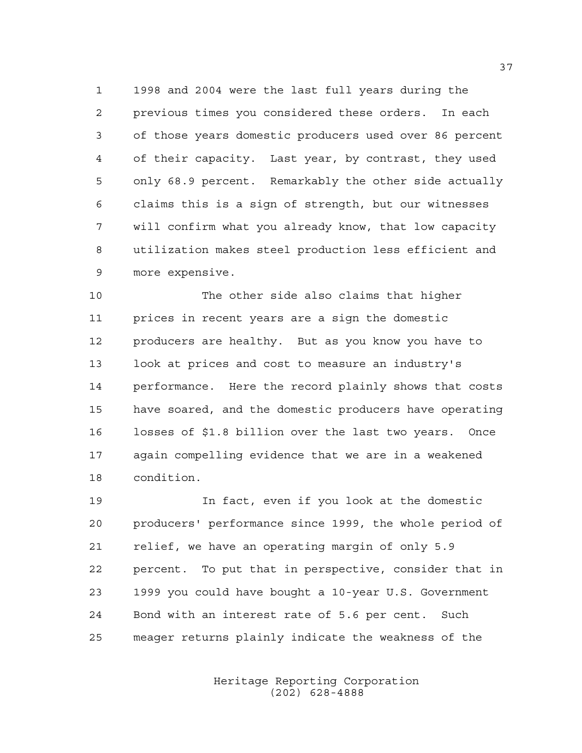1998 and 2004 were the last full years during the previous times you considered these orders. In each of those years domestic producers used over 86 percent of their capacity. Last year, by contrast, they used only 68.9 percent. Remarkably the other side actually claims this is a sign of strength, but our witnesses will confirm what you already know, that low capacity utilization makes steel production less efficient and more expensive.

The other side also claims that higher prices in recent years are a sign the domestic producers are healthy. But as you know you have to look at prices and cost to measure an industry's performance. Here the record plainly shows that costs have soared, and the domestic producers have operating losses of $1.8 billion over the last two years. Once again compelling evidence that we are in a weakened condition.

In fact, even if you look at the domestic producers' performance since 1999, the whole period of relief, we have an operating margin of only 5.9 percent. To put that in perspective, consider that in 1999 you could have bought a 10-year U.S. Government Bond with an interest rate of 5.6 per cent. Such meager returns plainly indicate the weakness of the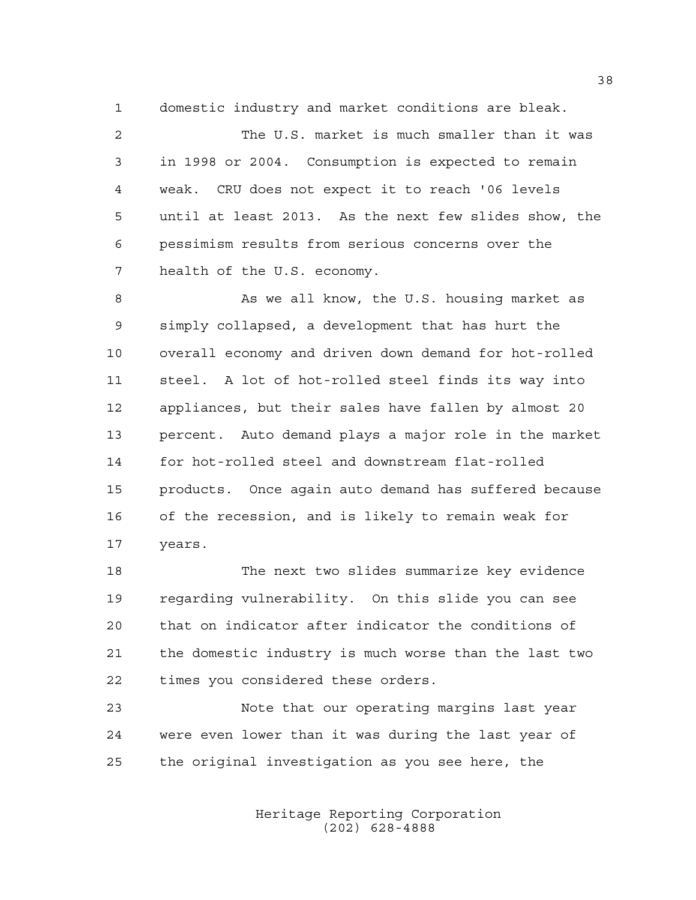domestic industry and market conditions are bleak.

The U.S. market is much smaller than it was in 1998 or 2004. Consumption is expected to remain weak. CRU does not expect it to reach '06 levels until at least 2013. As the next few slides show, the pessimism results from serious concerns over the health of the U.S. economy.

As we all know, the U.S. housing market as simply collapsed, a development that has hurt the overall economy and driven down demand for hot-rolled steel. A lot of hot-rolled steel finds its way into appliances, but their sales have fallen by almost 20 percent. Auto demand plays a major role in the market for hot-rolled steel and downstream flat-rolled products. Once again auto demand has suffered because of the recession, and is likely to remain weak for years.

The next two slides summarize key evidence regarding vulnerability. On this slide you can see that on indicator after indicator the conditions of the domestic industry is much worse than the last two times you considered these orders.

Note that our operating margins last year were even lower than it was during the last year of the original investigation as you see here, the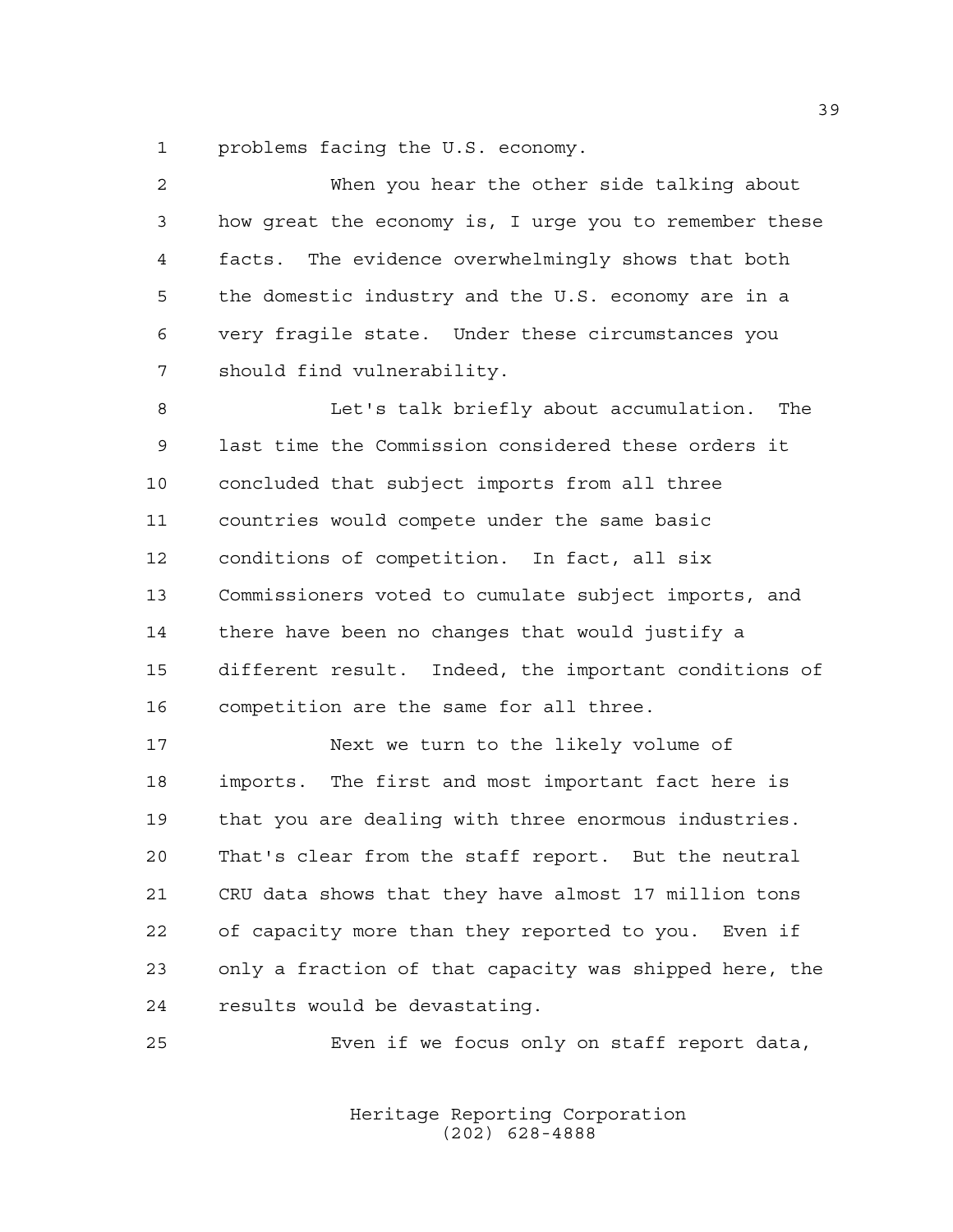problems facing the U.S. economy.

When you hear the other side talking about how great the economy is, I urge you to remember these facts. The evidence overwhelmingly shows that both the domestic industry and the U.S. economy are in a very fragile state. Under these circumstances you should find vulnerability.

Let's talk briefly about accumulation. The last time the Commission considered these orders it concluded that subject imports from all three countries would compete under the same basic conditions of competition. In fact, all six Commissioners voted to cumulate subject imports, and there have been no changes that would justify a different result. Indeed, the important conditions of competition are the same for all three.

Next we turn to the likely volume of imports. The first and most important fact here is that you are dealing with three enormous industries. That's clear from the staff report. But the neutral CRU data shows that they have almost 17 million tons of capacity more than they reported to you. Even if only a fraction of that capacity was shipped here, the results would be devastating.

Even if we focus only on staff report data,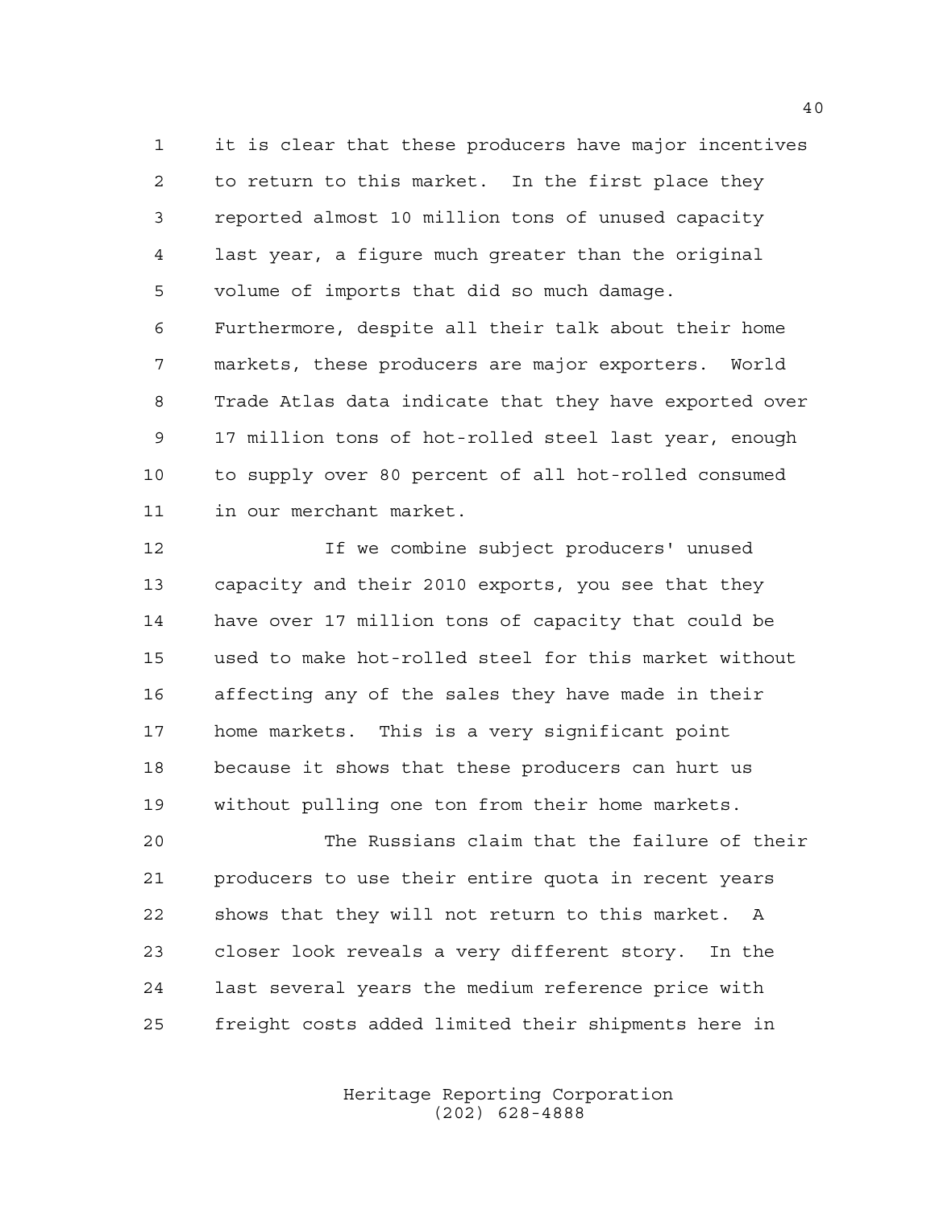it is clear that these producers have major incentives to return to this market. In the first place they reported almost 10 million tons of unused capacity last year, a figure much greater than the original volume of imports that did so much damage. Furthermore, despite all their talk about their home markets, these producers are major exporters. World Trade Atlas data indicate that they have exported over 17 million tons of hot-rolled steel last year, enough to supply over 80 percent of all hot-rolled consumed in our merchant market.

If we combine subject producers' unused capacity and their 2010 exports, you see that they have over 17 million tons of capacity that could be used to make hot-rolled steel for this market without affecting any of the sales they have made in their home markets. This is a very significant point because it shows that these producers can hurt us without pulling one ton from their home markets.

The Russians claim that the failure of their producers to use their entire quota in recent years shows that they will not return to this market. A closer look reveals a very different story. In the last several years the medium reference price with freight costs added limited their shipments here in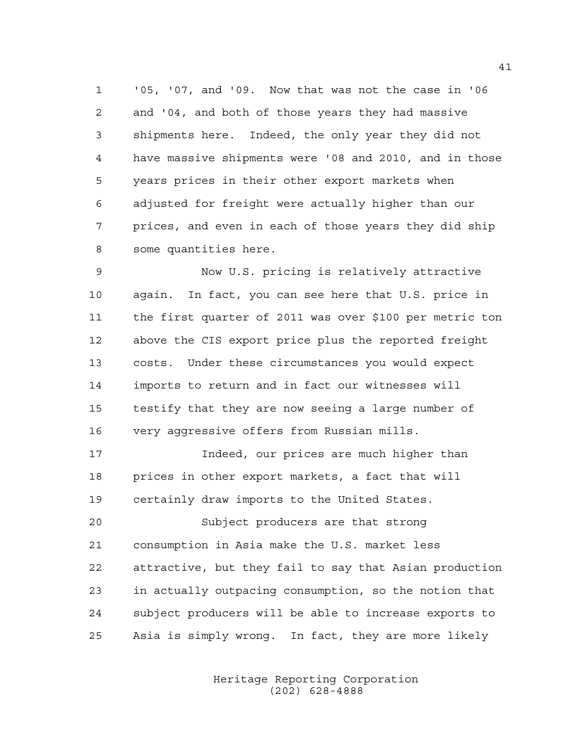'05, '07, and '09. Now that was not the case in '06 and '04, and both of those years they had massive shipments here. Indeed, the only year they did not have massive shipments were '08 and 2010, and in those years prices in their other export markets when adjusted for freight were actually higher than our prices, and even in each of those years they did ship some quantities here.

Now U.S. pricing is relatively attractive again. In fact, you can see here that U.S. price in the first quarter of 2011 was over $100 per metric ton above the CIS export price plus the reported freight costs. Under these circumstances you would expect imports to return and in fact our witnesses will testify that they are now seeing a large number of very aggressive offers from Russian mills.

Indeed, our prices are much higher than prices in other export markets, a fact that will certainly draw imports to the United States.

Subject producers are that strong consumption in Asia make the U.S. market less attractive, but they fail to say that Asian production in actually outpacing consumption, so the notion that subject producers will be able to increase exports to Asia is simply wrong. In fact, they are more likely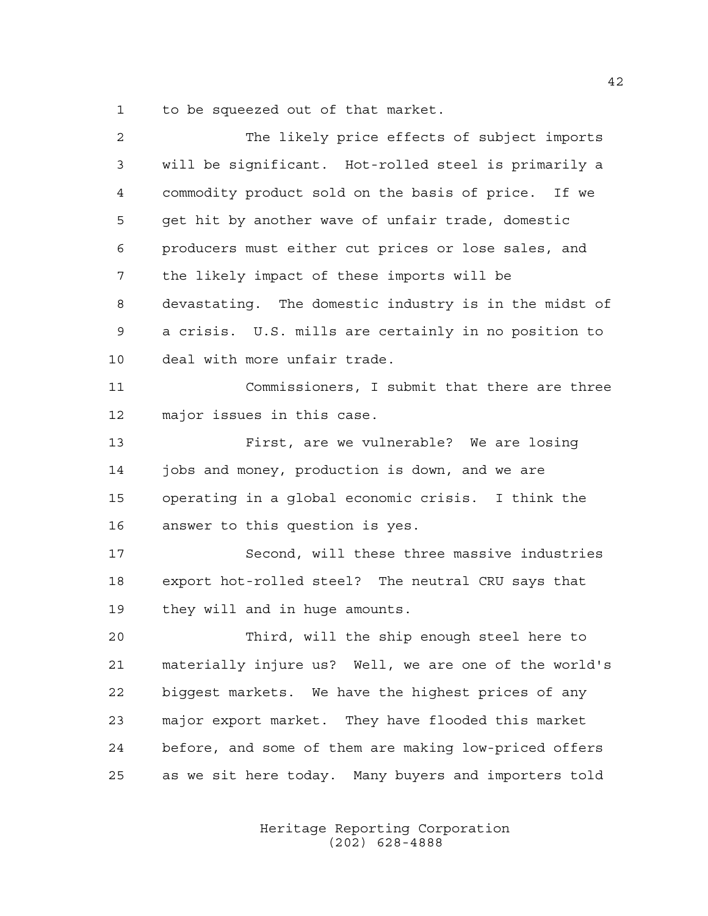to be squeezed out of that market.

The likely price effects of subject imports will be significant. Hot-rolled steel is primarily a commodity product sold on the basis of price. If we get hit by another wave of unfair trade, domestic producers must either cut prices or lose sales, and the likely impact of these imports will be devastating. The domestic industry is in the midst of a crisis. U.S. mills are certainly in no position to deal with more unfair trade.

Commissioners, I submit that there are three major issues in this case.

First, are we vulnerable? We are losing jobs and money, production is down, and we are operating in a global economic crisis. I think the answer to this question is yes.

Second, will these three massive industries export hot-rolled steel? The neutral CRU says that they will and in huge amounts.

Third, will the ship enough steel here to materially injure us? Well, we are one of the world's biggest markets. We have the highest prices of any major export market. They have flooded this market before, and some of them are making low-priced offers as we sit here today. Many buyers and importers told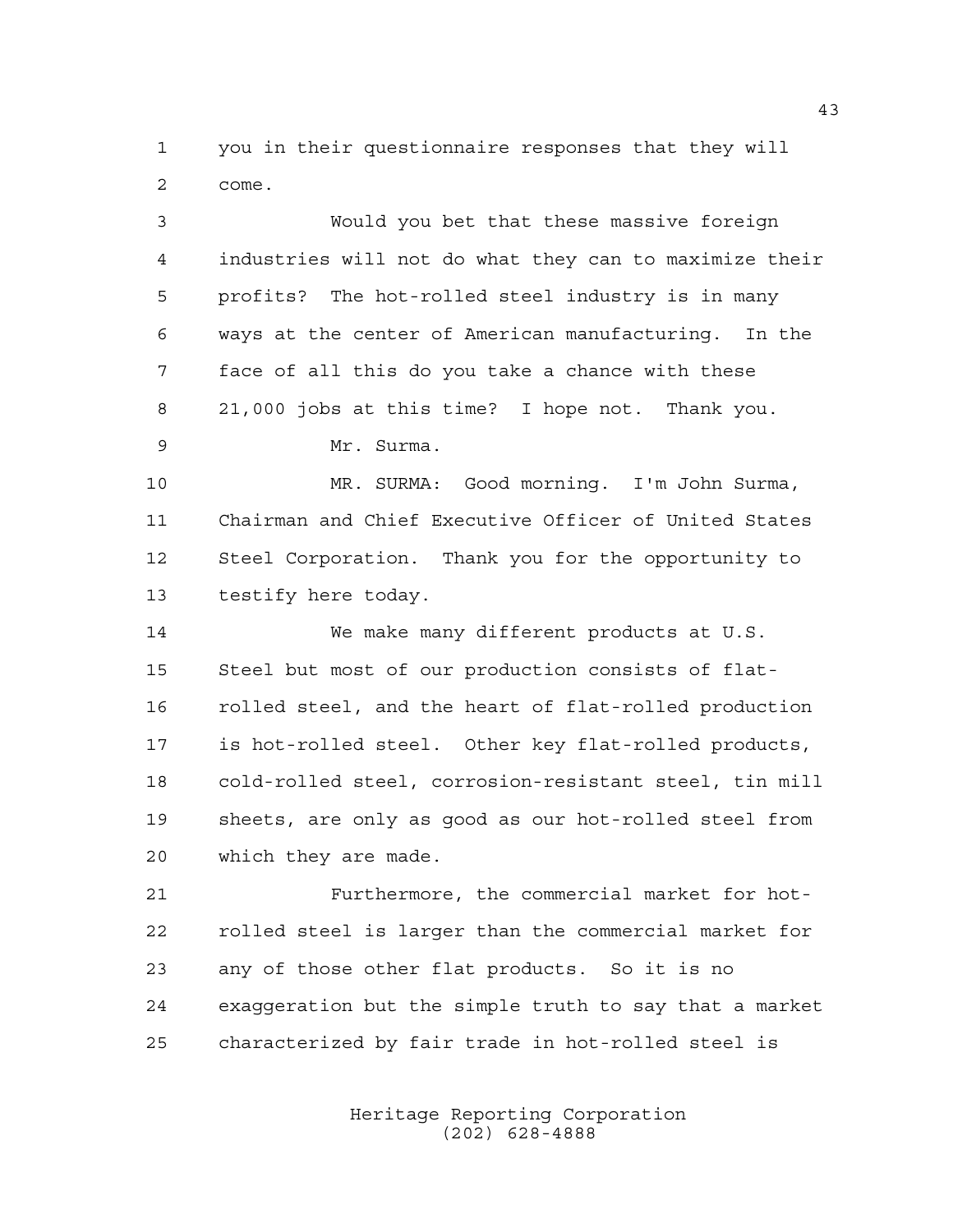you in their questionnaire responses that they will come.

Would you bet that these massive foreign industries will not do what they can to maximize their profits? The hot-rolled steel industry is in many ways at the center of American manufacturing. In the face of all this do you take a chance with these 21,000 jobs at this time? I hope not. Thank you.

Mr. Surma.

MR. SURMA: Good morning. I'm John Surma, Chairman and Chief Executive Officer of United States Steel Corporation. Thank you for the opportunity to testify here today.

We make many different products at U.S. Steel but most of our production consists of flat-rolled steel, and the heart of flat-rolled production is hot-rolled steel. Other key flat-rolled products, cold-rolled steel, corrosion-resistant steel, tin mill sheets, are only as good as our hot-rolled steel from which they are made.

Furthermore, the commercial market for hot-rolled steel is larger than the commercial market for any of those other flat products. So it is no exaggeration but the simple truth to say that a market characterized by fair trade in hot-rolled steel is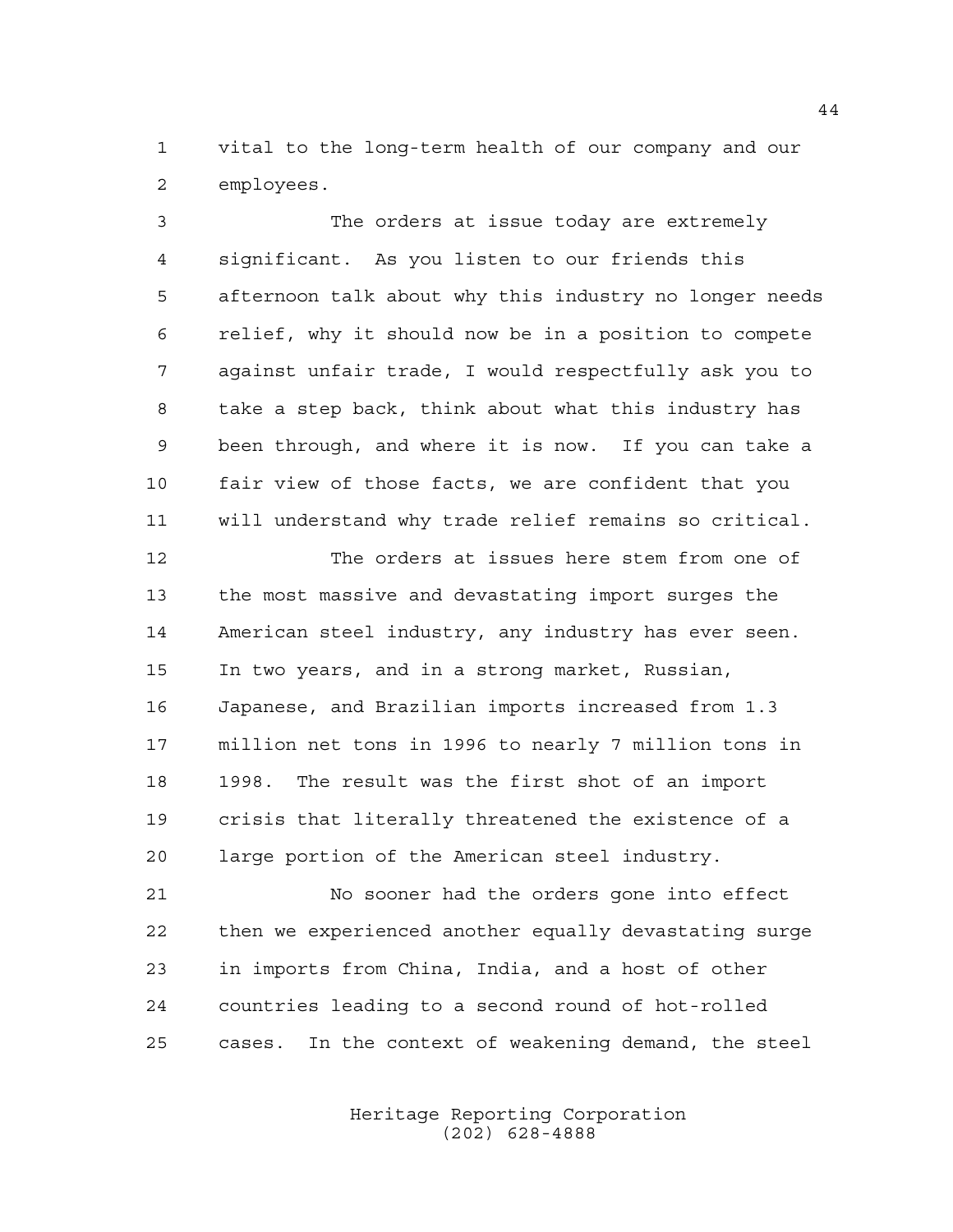vital to the long-term health of our company and our employees.

The orders at issue today are extremely significant. As you listen to our friends this afternoon talk about why this industry no longer needs relief, why it should now be in a position to compete against unfair trade, I would respectfully ask you to take a step back, think about what this industry has been through, and where it is now. If you can take a fair view of those facts, we are confident that you will understand why trade relief remains so critical.

The orders at issues here stem from one of the most massive and devastating import surges the American steel industry, any industry has ever seen. In two years, and in a strong market, Russian, Japanese, and Brazilian imports increased from 1.3 million net tons in 1996 to nearly 7 million tons in 1998. The result was the first shot of an import crisis that literally threatened the existence of a large portion of the American steel industry.

No sooner had the orders gone into effect then we experienced another equally devastating surge in imports from China, India, and a host of other countries leading to a second round of hot-rolled cases. In the context of weakening demand, the steel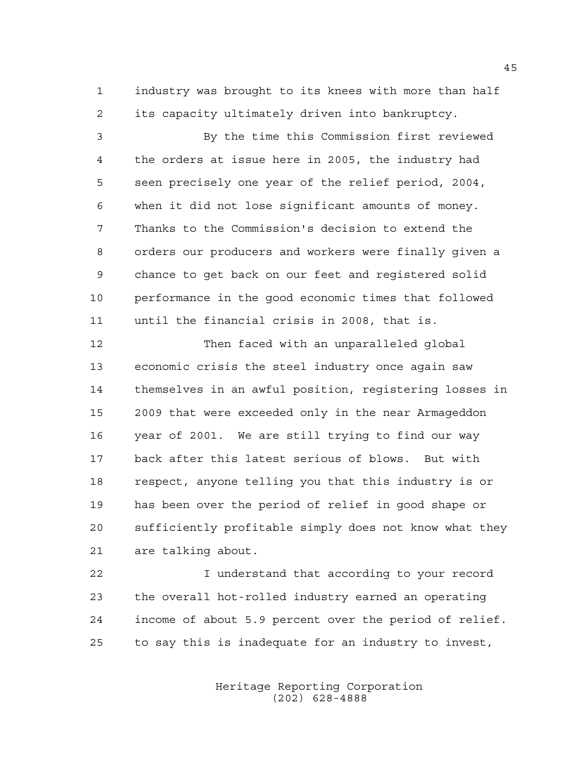industry was brought to its knees with more than half its capacity ultimately driven into bankruptcy.

By the time this Commission first reviewed the orders at issue here in 2005, the industry had seen precisely one year of the relief period, 2004, when it did not lose significant amounts of money. Thanks to the Commission's decision to extend the orders our producers and workers were finally given a chance to get back on our feet and registered solid performance in the good economic times that followed until the financial crisis in 2008, that is.

Then faced with an unparalleled global economic crisis the steel industry once again saw themselves in an awful position, registering losses in 2009 that were exceeded only in the near Armageddon year of 2001. We are still trying to find our way back after this latest serious of blows. But with respect, anyone telling you that this industry is or has been over the period of relief in good shape or sufficiently profitable simply does not know what they are talking about.

I understand that according to your record the overall hot-rolled industry earned an operating income of about 5.9 percent over the period of relief. to say this is inadequate for an industry to invest,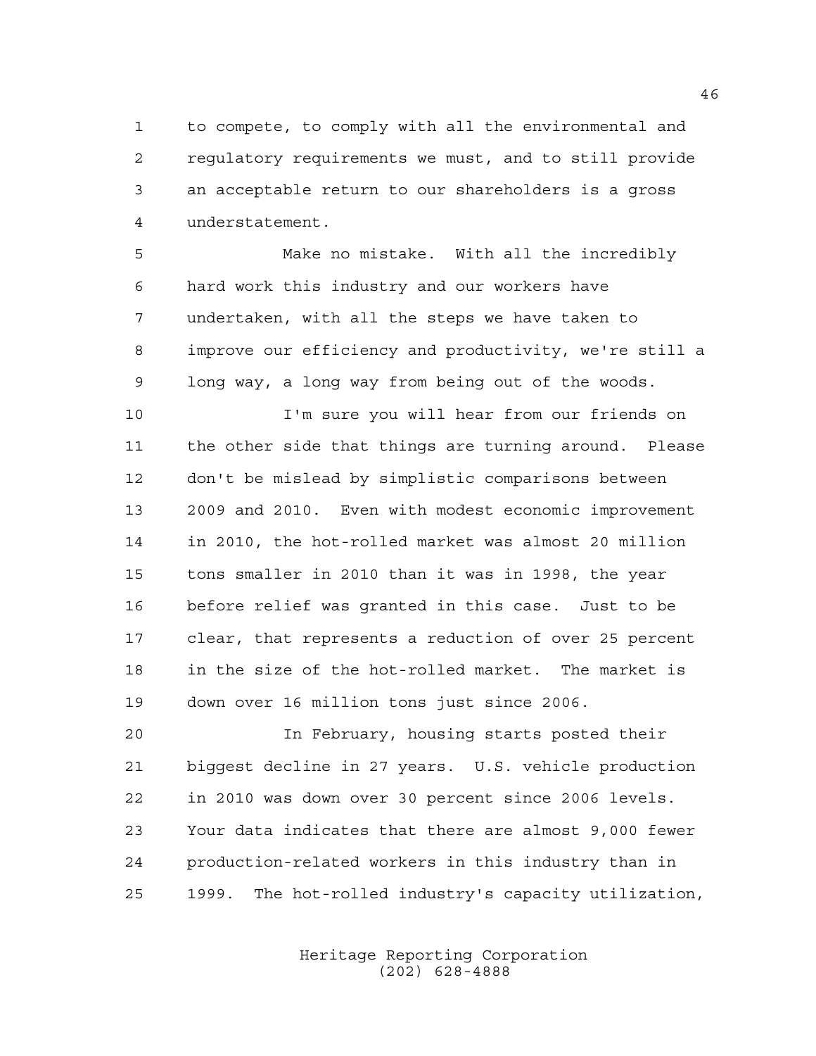to compete, to comply with all the environmental and regulatory requirements we must, and to still provide an acceptable return to our shareholders is a gross understatement.

Make no mistake. With all the incredibly hard work this industry and our workers have undertaken, with all the steps we have taken to improve our efficiency and productivity, we're still a long way, a long way from being out of the woods.

I'm sure you will hear from our friends on the other side that things are turning around. Please don't be mislead by simplistic comparisons between 2009 and 2010. Even with modest economic improvement in 2010, the hot-rolled market was almost 20 million tons smaller in 2010 than it was in 1998, the year before relief was granted in this case. Just to be clear, that represents a reduction of over 25 percent in the size of the hot-rolled market. The market is down over 16 million tons just since 2006.

In February, housing starts posted their biggest decline in 27 years. U.S. vehicle production in 2010 was down over 30 percent since 2006 levels. Your data indicates that there are almost 9,000 fewer production-related workers in this industry than in 1999. The hot-rolled industry's capacity utilization,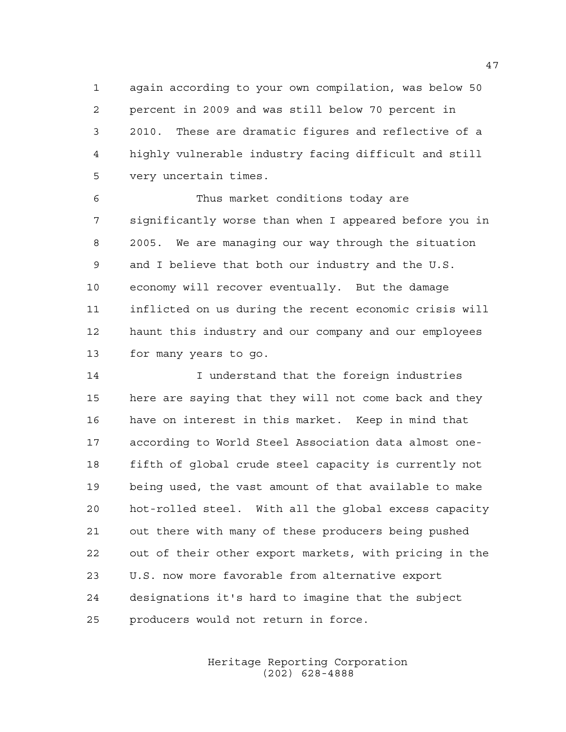again according to your own compilation, was below 50 percent in 2009 and was still below 70 percent in 2010. These are dramatic figures and reflective of a highly vulnerable industry facing difficult and still very uncertain times.

Thus market conditions today are significantly worse than when I appeared before you in 2005. We are managing our way through the situation and I believe that both our industry and the U.S. economy will recover eventually. But the damage inflicted on us during the recent economic crisis will haunt this industry and our company and our employees for many years to go.

I understand that the foreign industries here are saying that they will not come back and they have on interest in this market. Keep in mind that according to World Steel Association data almost one-fifth of global crude steel capacity is currently not being used, the vast amount of that available to make hot-rolled steel. With all the global excess capacity out there with many of these producers being pushed out of their other export markets, with pricing in the U.S. now more favorable from alternative export designations it's hard to imagine that the subject producers would not return in force.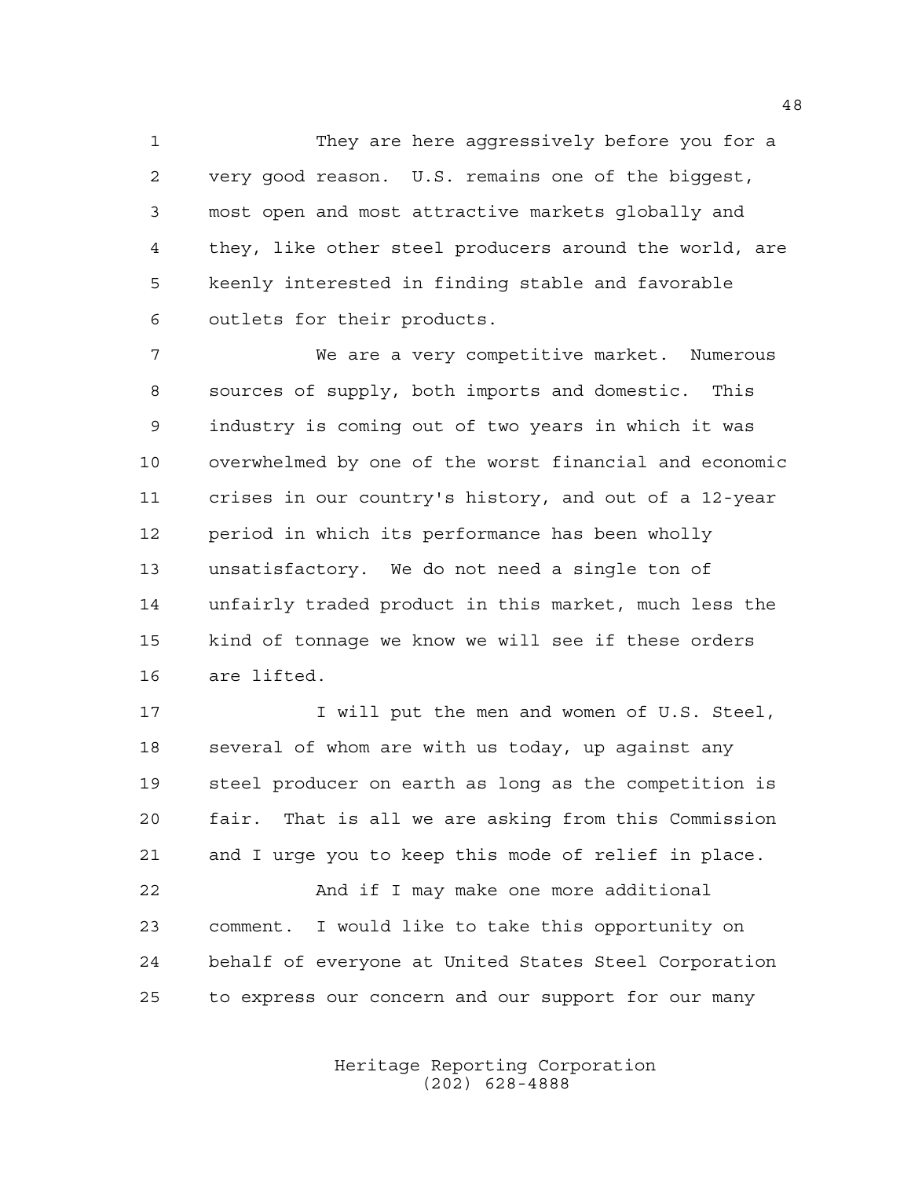They are here aggressively before you for a very good reason. U.S. remains one of the biggest, most open and most attractive markets globally and they, like other steel producers around the world, are keenly interested in finding stable and favorable outlets for their products.

We are a very competitive market. Numerous sources of supply, both imports and domestic. This industry is coming out of two years in which it was overwhelmed by one of the worst financial and economic crises in our country's history, and out of a 12-year period in which its performance has been wholly unsatisfactory. We do not need a single ton of unfairly traded product in this market, much less the kind of tonnage we know we will see if these orders are lifted.

I will put the men and women of U.S. Steel, several of whom are with us today, up against any steel producer on earth as long as the competition is fair. That is all we are asking from this Commission and I urge you to keep this mode of relief in place.

And if I may make one more additional comment. I would like to take this opportunity on behalf of everyone at United States Steel Corporation to express our concern and our support for our many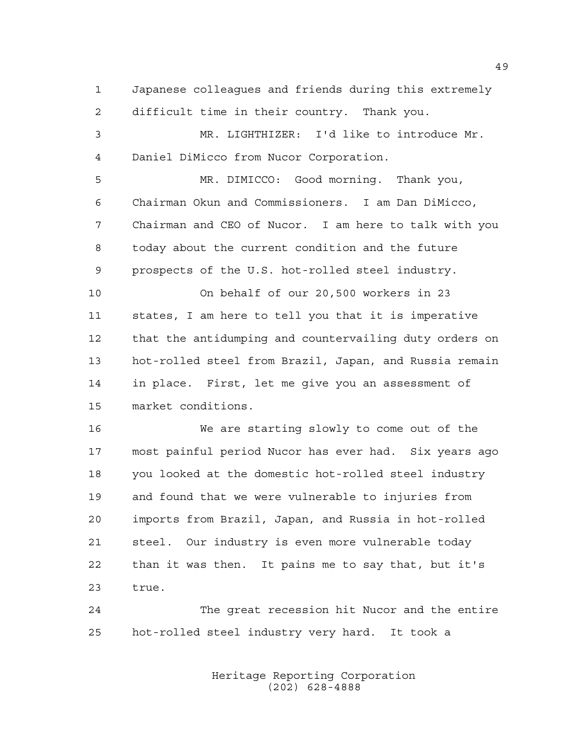Japanese colleagues and friends during this extremely difficult time in their country. Thank you.

MR. LIGHTHIZER: I'd like to introduce Mr. Daniel DiMicco from Nucor Corporation.

MR. DIMICCO: Good morning. Thank you, Chairman Okun and Commissioners. I am Dan DiMicco, Chairman and CEO of Nucor. I am here to talk with you today about the current condition and the future prospects of the U.S. hot-rolled steel industry.

On behalf of our 20,500 workers in 23 states, I am here to tell you that it is imperative that the antidumping and countervailing duty orders on hot-rolled steel from Brazil, Japan, and Russia remain in place. First, let me give you an assessment of market conditions.

We are starting slowly to come out of the most painful period Nucor has ever had. Six years ago you looked at the domestic hot-rolled steel industry and found that we were vulnerable to injuries from imports from Brazil, Japan, and Russia in hot-rolled steel. Our industry is even more vulnerable today than it was then. It pains me to say that, but it's true.

The great recession hit Nucor and the entire hot-rolled steel industry very hard. It took a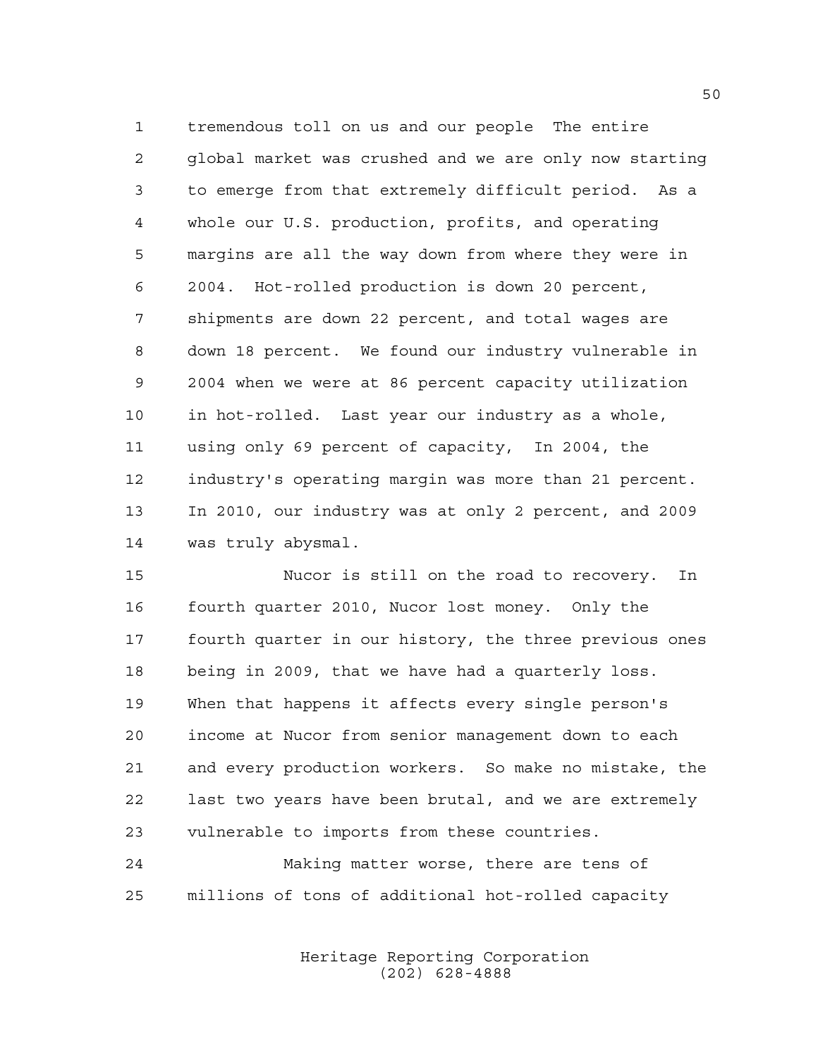tremendous toll on us and our people The entire global market was crushed and we are only now starting to emerge from that extremely difficult period. As a whole our U.S. production, profits, and operating margins are all the way down from where they were in 2004. Hot-rolled production is down 20 percent, shipments are down 22 percent, and total wages are down 18 percent. We found our industry vulnerable in 2004 when we were at 86 percent capacity utilization in hot-rolled. Last year our industry as a whole, using only 69 percent of capacity, In 2004, the industry's operating margin was more than 21 percent. In 2010, our industry was at only 2 percent, and 2009 was truly abysmal.

Nucor is still on the road to recovery. In fourth quarter 2010, Nucor lost money. Only the fourth quarter in our history, the three previous ones being in 2009, that we have had a quarterly loss. When that happens it affects every single person's income at Nucor from senior management down to each and every production workers. So make no mistake, the last two years have been brutal, and we are extremely vulnerable to imports from these countries.

Making matter worse, there are tens of millions of tons of additional hot-rolled capacity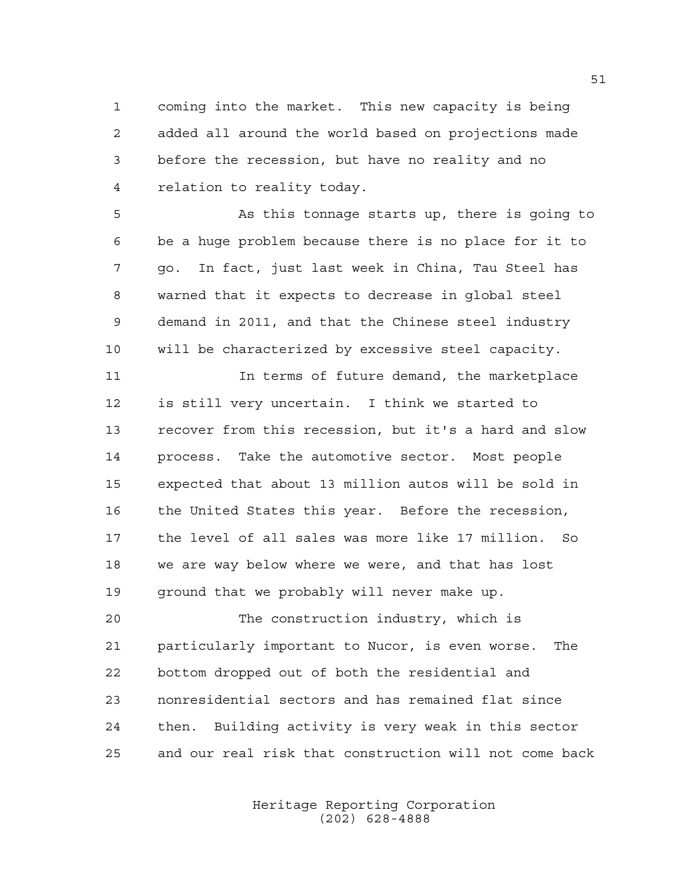coming into the market. This new capacity is being added all around the world based on projections made before the recession, but have no reality and no relation to reality today.

As this tonnage starts up, there is going to be a huge problem because there is no place for it to go. In fact, just last week in China, Tau Steel has warned that it expects to decrease in global steel demand in 2011, and that the Chinese steel industry will be characterized by excessive steel capacity.

In terms of future demand, the marketplace is still very uncertain. I think we started to recover from this recession, but it's a hard and slow process. Take the automotive sector. Most people expected that about 13 million autos will be sold in the United States this year. Before the recession, the level of all sales was more like 17 million. So we are way below where we were, and that has lost ground that we probably will never make up.

The construction industry, which is particularly important to Nucor, is even worse. The bottom dropped out of both the residential and nonresidential sectors and has remained flat since then. Building activity is very weak in this sector and our real risk that construction will not come back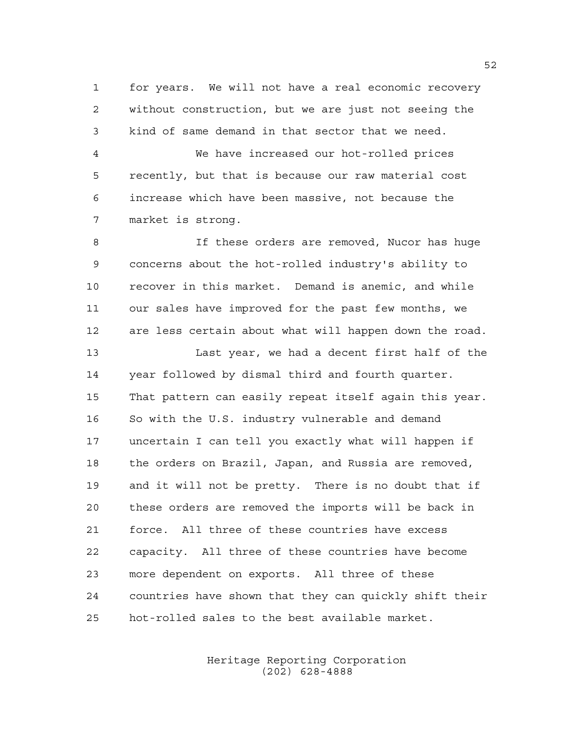for years. We will not have a real economic recovery without construction, but we are just not seeing the kind of same demand in that sector that we need.

We have increased our hot-rolled prices recently, but that is because our raw material cost increase which have been massive, not because the market is strong.

If these orders are removed, Nucor has huge concerns about the hot-rolled industry's ability to recover in this market. Demand is anemic, and while our sales have improved for the past few months, we are less certain about what will happen down the road.

Last year, we had a decent first half of the year followed by dismal third and fourth quarter. That pattern can easily repeat itself again this year. So with the U.S. industry vulnerable and demand uncertain I can tell you exactly what will happen if the orders on Brazil, Japan, and Russia are removed, and it will not be pretty. There is no doubt that if these orders are removed the imports will be back in force. All three of these countries have excess capacity. All three of these countries have become more dependent on exports. All three of these countries have shown that they can quickly shift their hot-rolled sales to the best available market.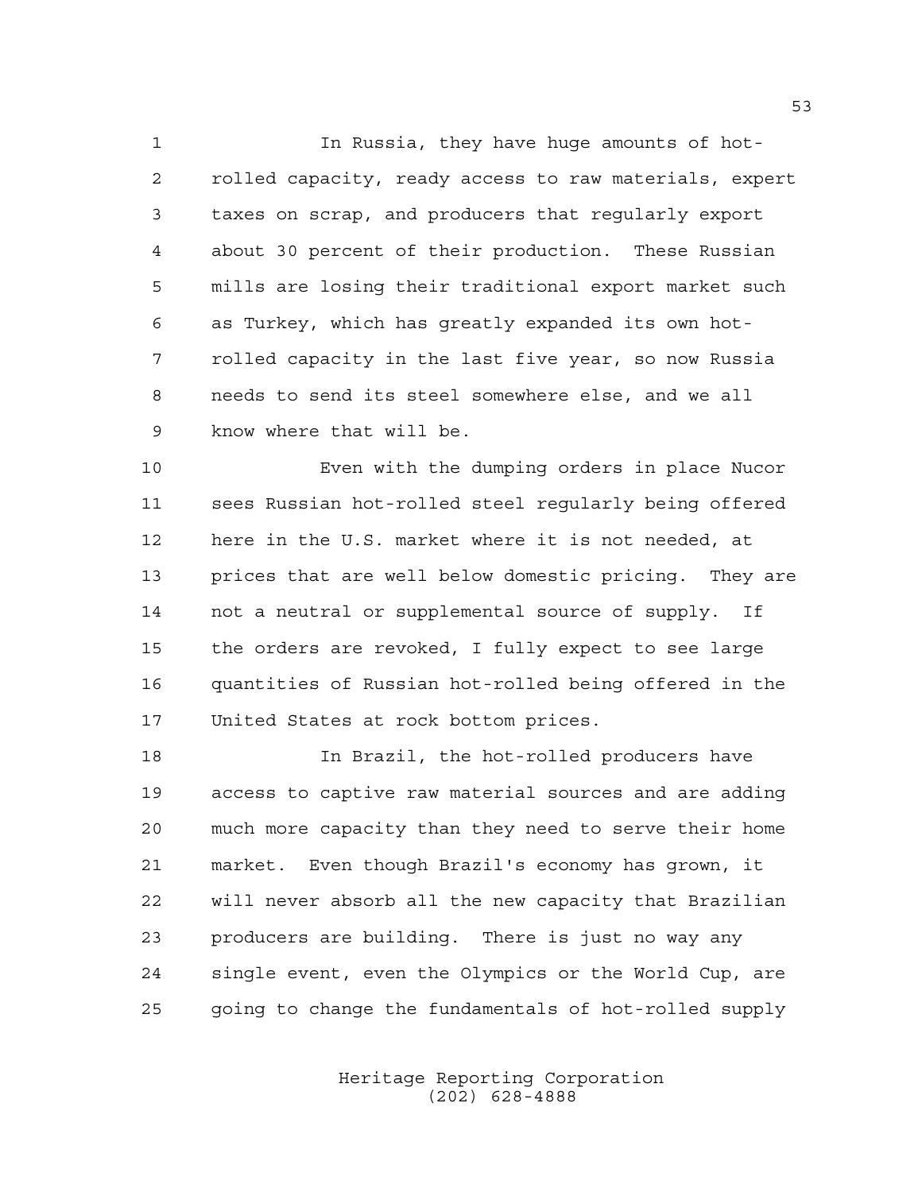In Russia, they have huge amounts of hot-rolled capacity, ready access to raw materials, expert taxes on scrap, and producers that regularly export about 30 percent of their production. These Russian mills are losing their traditional export market such as Turkey, which has greatly expanded its own hot-rolled capacity in the last five year, so now Russia needs to send its steel somewhere else, and we all know where that will be.

Even with the dumping orders in place Nucor sees Russian hot-rolled steel regularly being offered here in the U.S. market where it is not needed, at prices that are well below domestic pricing. They are not a neutral or supplemental source of supply. If the orders are revoked, I fully expect to see large quantities of Russian hot-rolled being offered in the United States at rock bottom prices.

In Brazil, the hot-rolled producers have access to captive raw material sources and are adding much more capacity than they need to serve their home market. Even though Brazil's economy has grown, it will never absorb all the new capacity that Brazilian producers are building. There is just no way any single event, even the Olympics or the World Cup, are going to change the fundamentals of hot-rolled supply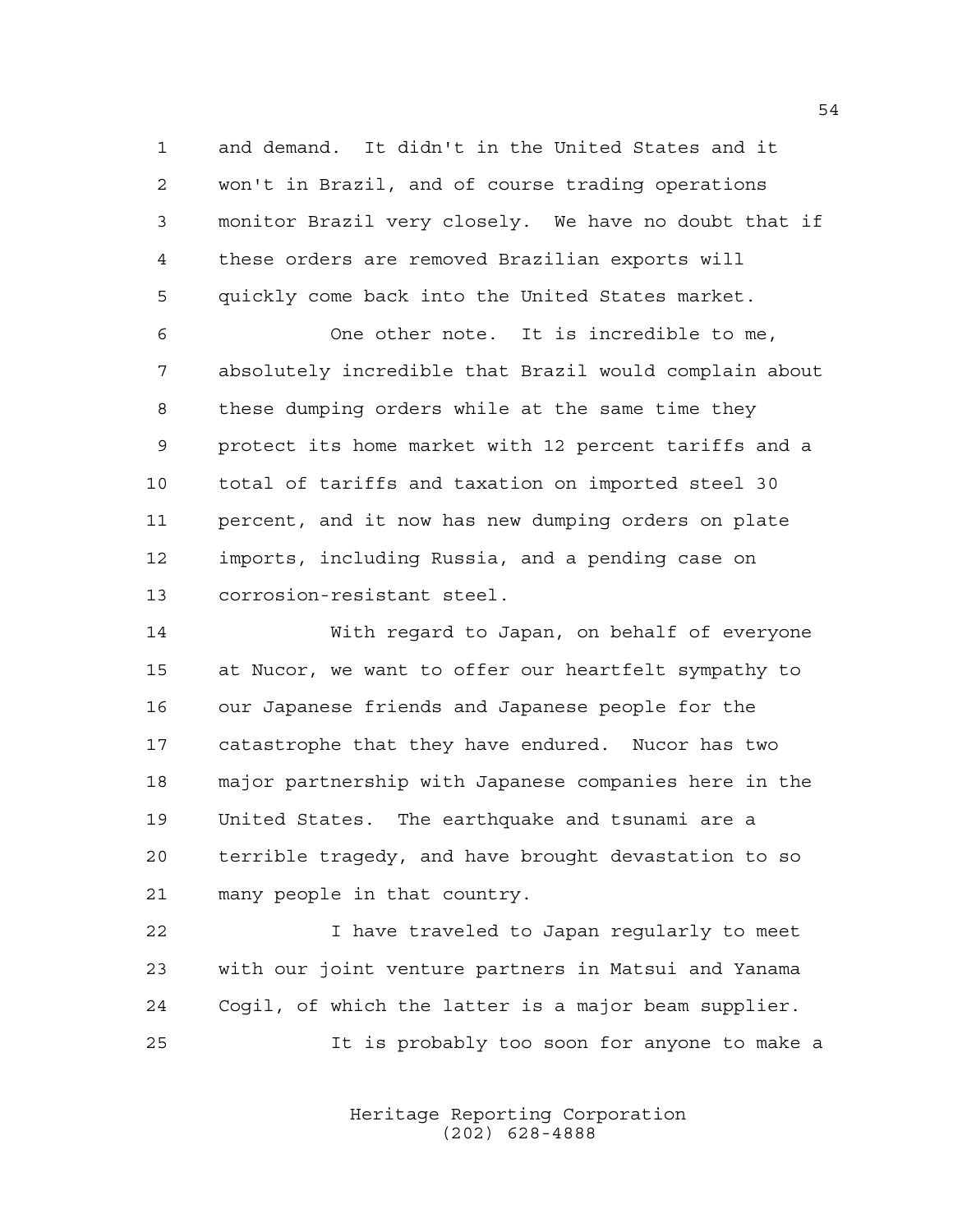and demand. It didn't in the United States and it won't in Brazil, and of course trading operations monitor Brazil very closely. We have no doubt that if these orders are removed Brazilian exports will quickly come back into the United States market.

One other note. It is incredible to me, absolutely incredible that Brazil would complain about these dumping orders while at the same time they protect its home market with 12 percent tariffs and a total of tariffs and taxation on imported steel 30 percent, and it now has new dumping orders on plate imports, including Russia, and a pending case on corrosion-resistant steel.

With regard to Japan, on behalf of everyone at Nucor, we want to offer our heartfelt sympathy to our Japanese friends and Japanese people for the catastrophe that they have endured. Nucor has two major partnership with Japanese companies here in the United States. The earthquake and tsunami are a terrible tragedy, and have brought devastation to so many people in that country.

I have traveled to Japan regularly to meet with our joint venture partners in Matsui and Yanama Cogil, of which the latter is a major beam supplier.

It is probably too soon for anyone to make a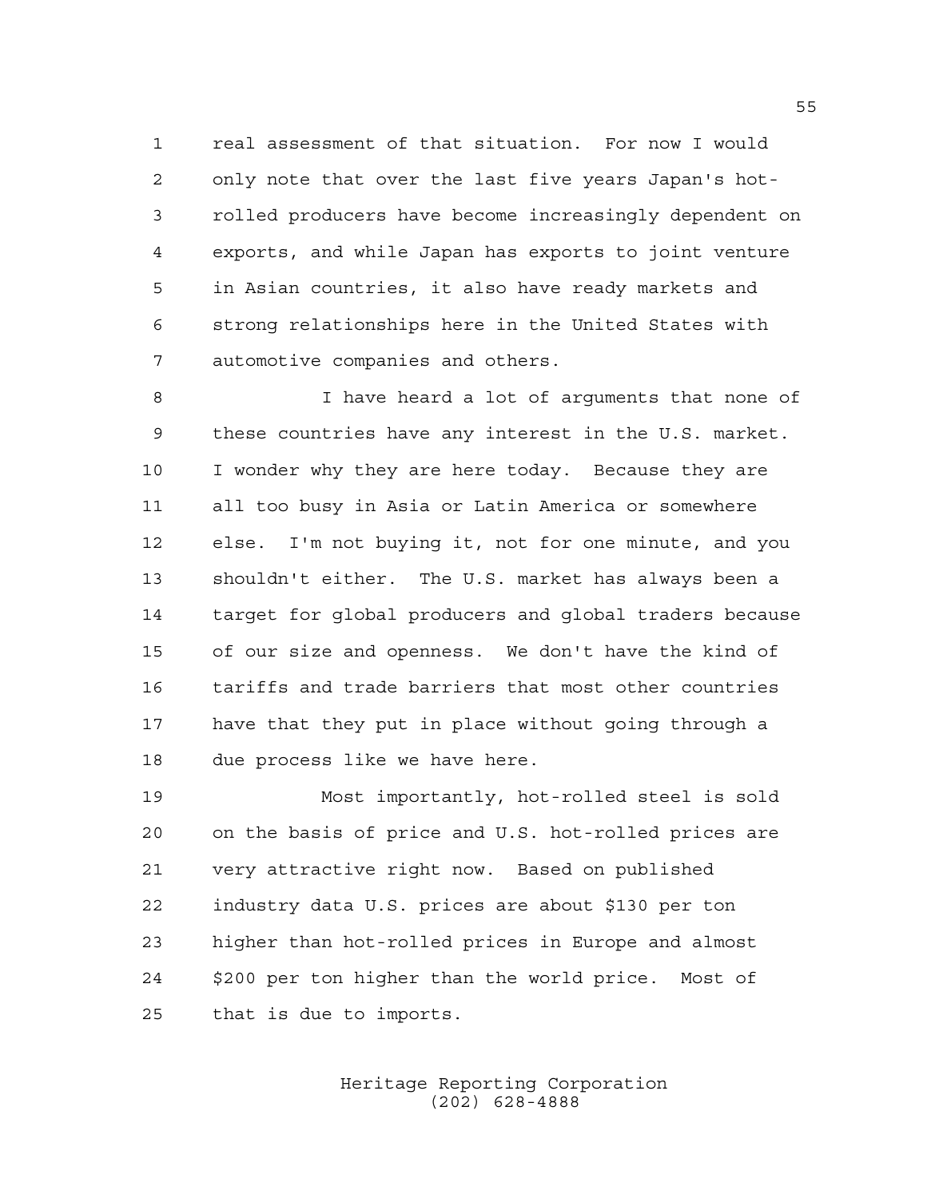real assessment of that situation. For now I would only note that over the last five years Japan's hot-rolled producers have become increasingly dependent on exports, and while Japan has exports to joint venture in Asian countries, it also have ready markets and strong relationships here in the United States with automotive companies and others.

I have heard a lot of arguments that none of these countries have any interest in the U.S. market. I wonder why they are here today. Because they are all too busy in Asia or Latin America or somewhere else. I'm not buying it, not for one minute, and you shouldn't either. The U.S. market has always been a target for global producers and global traders because of our size and openness. We don't have the kind of tariffs and trade barriers that most other countries have that they put in place without going through a due process like we have here.

Most importantly, hot-rolled steel is sold on the basis of price and U.S. hot-rolled prices are very attractive right now. Based on published industry data U.S. prices are about $130 per ton higher than hot-rolled prices in Europe and almost $200 per ton higher than the world price. Most of that is due to imports.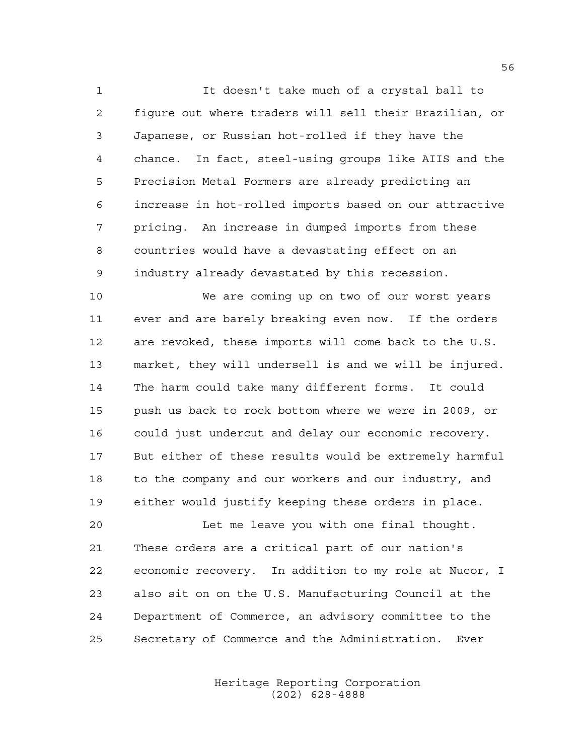It doesn't take much of a crystal ball to figure out where traders will sell their Brazilian, or Japanese, or Russian hot-rolled if they have the chance. In fact, steel-using groups like AIIS and the Precision Metal Formers are already predicting an increase in hot-rolled imports based on our attractive pricing. An increase in dumped imports from these countries would have a devastating effect on an industry already devastated by this recession.

We are coming up on two of our worst years ever and are barely breaking even now. If the orders are revoked, these imports will come back to the U.S. market, they will undersell is and we will be injured. The harm could take many different forms. It could push us back to rock bottom where we were in 2009, or could just undercut and delay our economic recovery. But either of these results would be extremely harmful to the company and our workers and our industry, and either would justify keeping these orders in place.

Let me leave you with one final thought. These orders are a critical part of our nation's economic recovery. In addition to my role at Nucor, I also sit on on the U.S. Manufacturing Council at the Department of Commerce, an advisory committee to the Secretary of Commerce and the Administration. Ever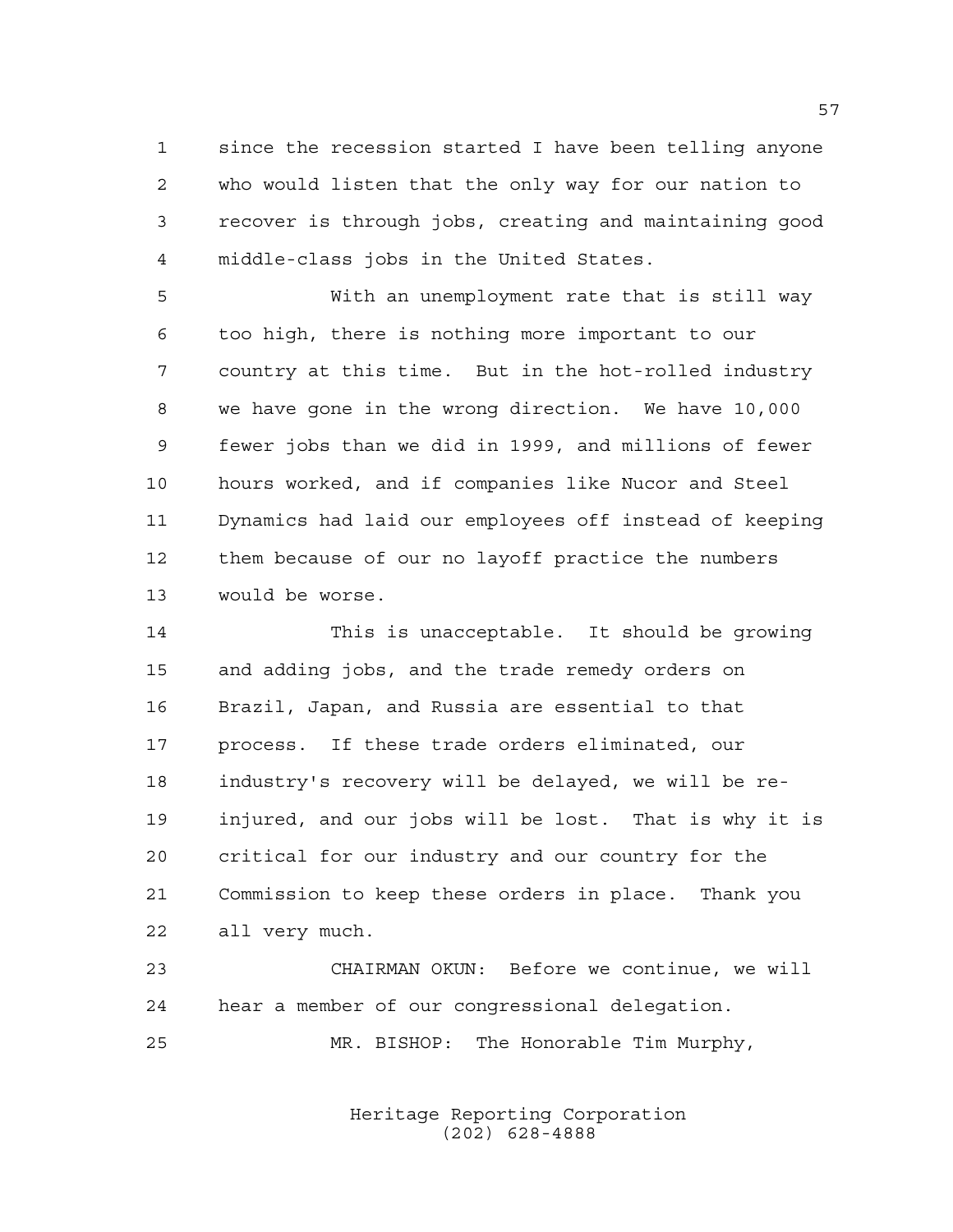since the recession started I have been telling anyone who would listen that the only way for our nation to recover is through jobs, creating and maintaining good middle-class jobs in the United States.

With an unemployment rate that is still way too high, there is nothing more important to our country at this time. But in the hot-rolled industry we have gone in the wrong direction. We have 10,000 fewer jobs than we did in 1999, and millions of fewer hours worked, and if companies like Nucor and Steel Dynamics had laid our employees off instead of keeping them because of our no layoff practice the numbers would be worse.

This is unacceptable. It should be growing and adding jobs, and the trade remedy orders on Brazil, Japan, and Russia are essential to that process. If these trade orders eliminated, our industry's recovery will be delayed, we will be re-injured, and our jobs will be lost. That is why it is critical for our industry and our country for the Commission to keep these orders in place. Thank you all very much.

CHAIRMAN OKUN: Before we continue, we will hear a member of our congressional delegation.

MR. BISHOP: The Honorable Tim Murphy,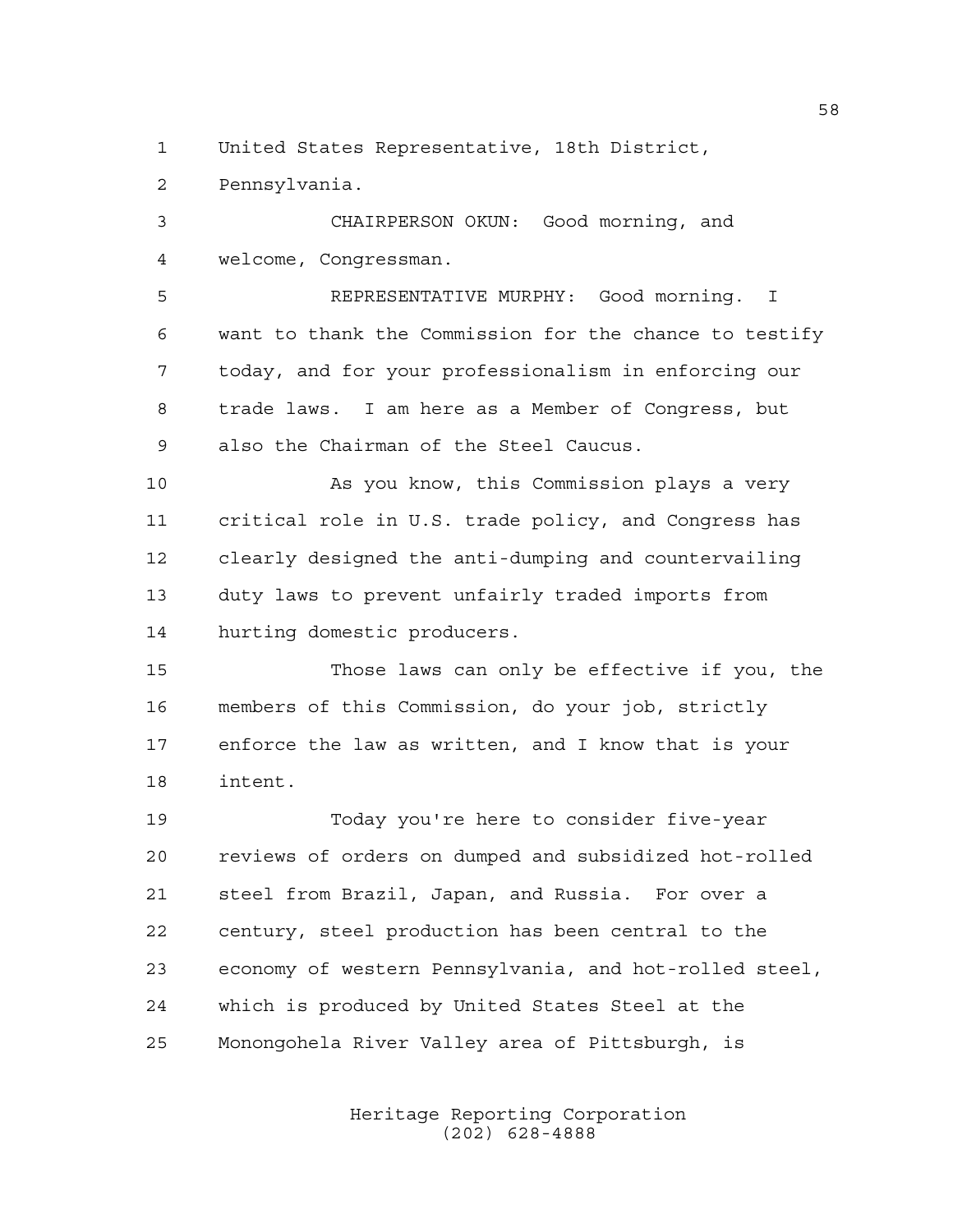United States Representative, 18th District, Pennsylvania.

CHAIRPERSON OKUN: Good morning, and welcome, Congressman.

REPRESENTATIVE MURPHY: Good morning. I want to thank the Commission for the chance to testify today, and for your professionalism in enforcing our trade laws. I am here as a Member of Congress, but also the Chairman of the Steel Caucus.

As you know, this Commission plays a very critical role in U.S. trade policy, and Congress has clearly designed the anti-dumping and countervailing duty laws to prevent unfairly traded imports from hurting domestic producers.

Those laws can only be effective if you, the members of this Commission, do your job, strictly enforce the law as written, and I know that is your intent.

Today you're here to consider five-year reviews of orders on dumped and subsidized hot-rolled steel from Brazil, Japan, and Russia. For over a century, steel production has been central to the economy of western Pennsylvania, and hot-rolled steel, which is produced by United States Steel at the Monongohela River Valley area of Pittsburgh, is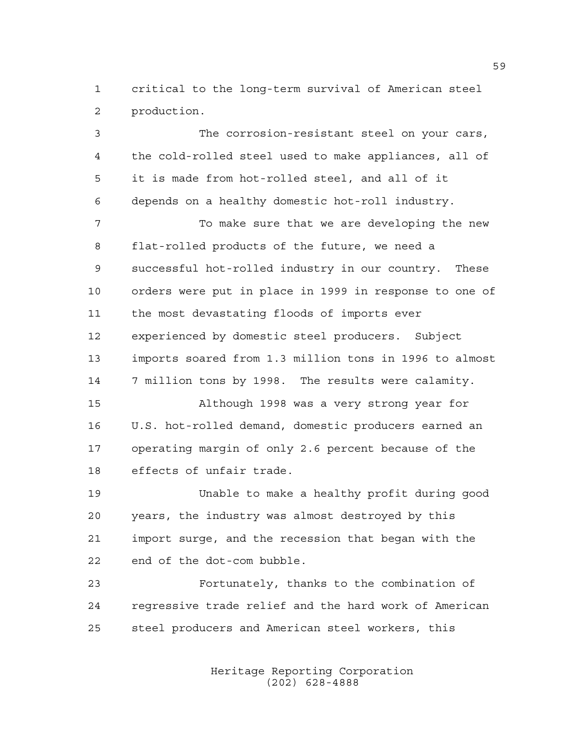critical to the long-term survival of American steel production.

The corrosion-resistant steel on your cars, the cold-rolled steel used to make appliances, all of it is made from hot-rolled steel, and all of it depends on a healthy domestic hot-roll industry.

To make sure that we are developing the new flat-rolled products of the future, we need a successful hot-rolled industry in our country. These orders were put in place in 1999 in response to one of the most devastating floods of imports ever experienced by domestic steel producers. Subject imports soared from 1.3 million tons in 1996 to almost 7 million tons by 1998. The results were calamity.

Although 1998 was a very strong year for U.S. hot-rolled demand, domestic producers earned an operating margin of only 2.6 percent because of the effects of unfair trade.

Unable to make a healthy profit during good years, the industry was almost destroyed by this import surge, and the recession that began with the end of the dot-com bubble.

Fortunately, thanks to the combination of regressive trade relief and the hard work of American steel producers and American steel workers, this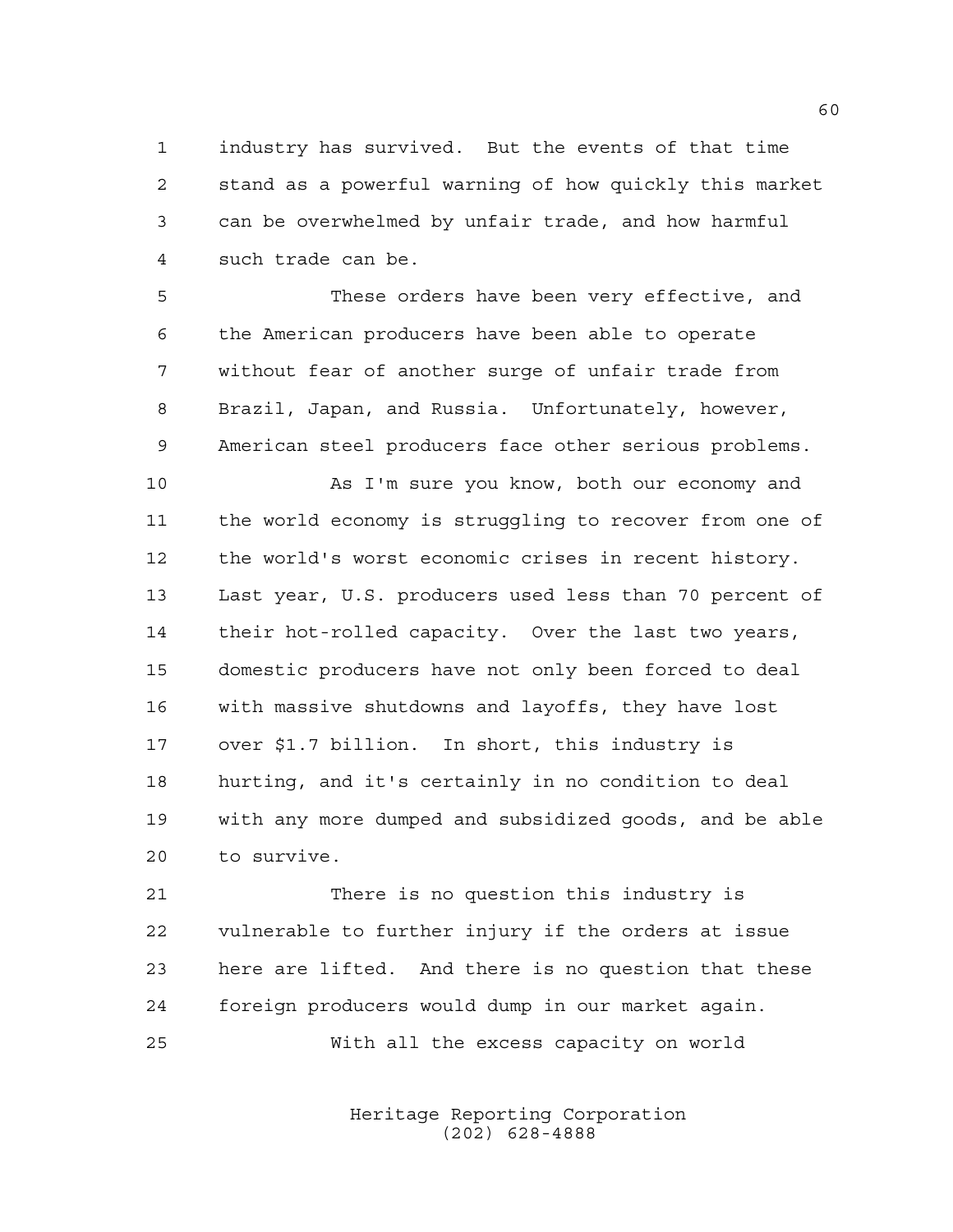industry has survived. But the events of that time stand as a powerful warning of how quickly this market can be overwhelmed by unfair trade, and how harmful such trade can be.

These orders have been very effective, and the American producers have been able to operate without fear of another surge of unfair trade from Brazil, Japan, and Russia. Unfortunately, however, American steel producers face other serious problems.

As I'm sure you know, both our economy and the world economy is struggling to recover from one of the world's worst economic crises in recent history. Last year, U.S. producers used less than 70 percent of their hot-rolled capacity. Over the last two years, domestic producers have not only been forced to deal with massive shutdowns and layoffs, they have lost over $1.7 billion. In short, this industry is hurting, and it's certainly in no condition to deal with any more dumped and subsidized goods, and be able to survive.

There is no question this industry is vulnerable to further injury if the orders at issue here are lifted. And there is no question that these foreign producers would dump in our market again.

With all the excess capacity on world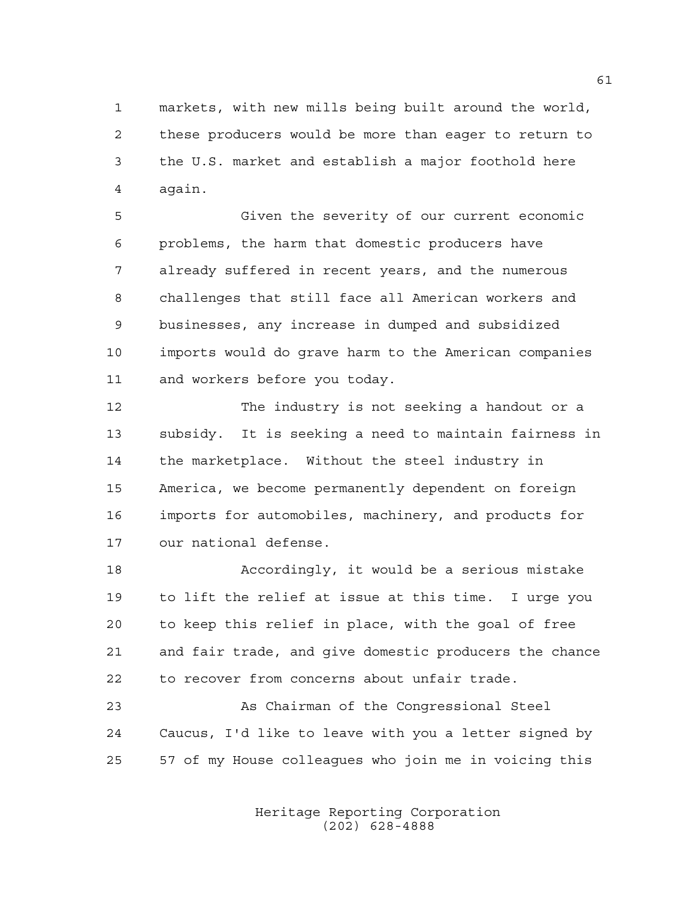markets, with new mills being built around the world, these producers would be more than eager to return to the U.S. market and establish a major foothold here again.

Given the severity of our current economic problems, the harm that domestic producers have already suffered in recent years, and the numerous challenges that still face all American workers and businesses, any increase in dumped and subsidized imports would do grave harm to the American companies and workers before you today.

The industry is not seeking a handout or a subsidy. It is seeking a need to maintain fairness in the marketplace. Without the steel industry in America, we become permanently dependent on foreign imports for automobiles, machinery, and products for our national defense.

Accordingly, it would be a serious mistake to lift the relief at issue at this time. I urge you to keep this relief in place, with the goal of free and fair trade, and give domestic producers the chance to recover from concerns about unfair trade.

As Chairman of the Congressional Steel Caucus, I'd like to leave with you a letter signed by 57 of my House colleagues who join me in voicing this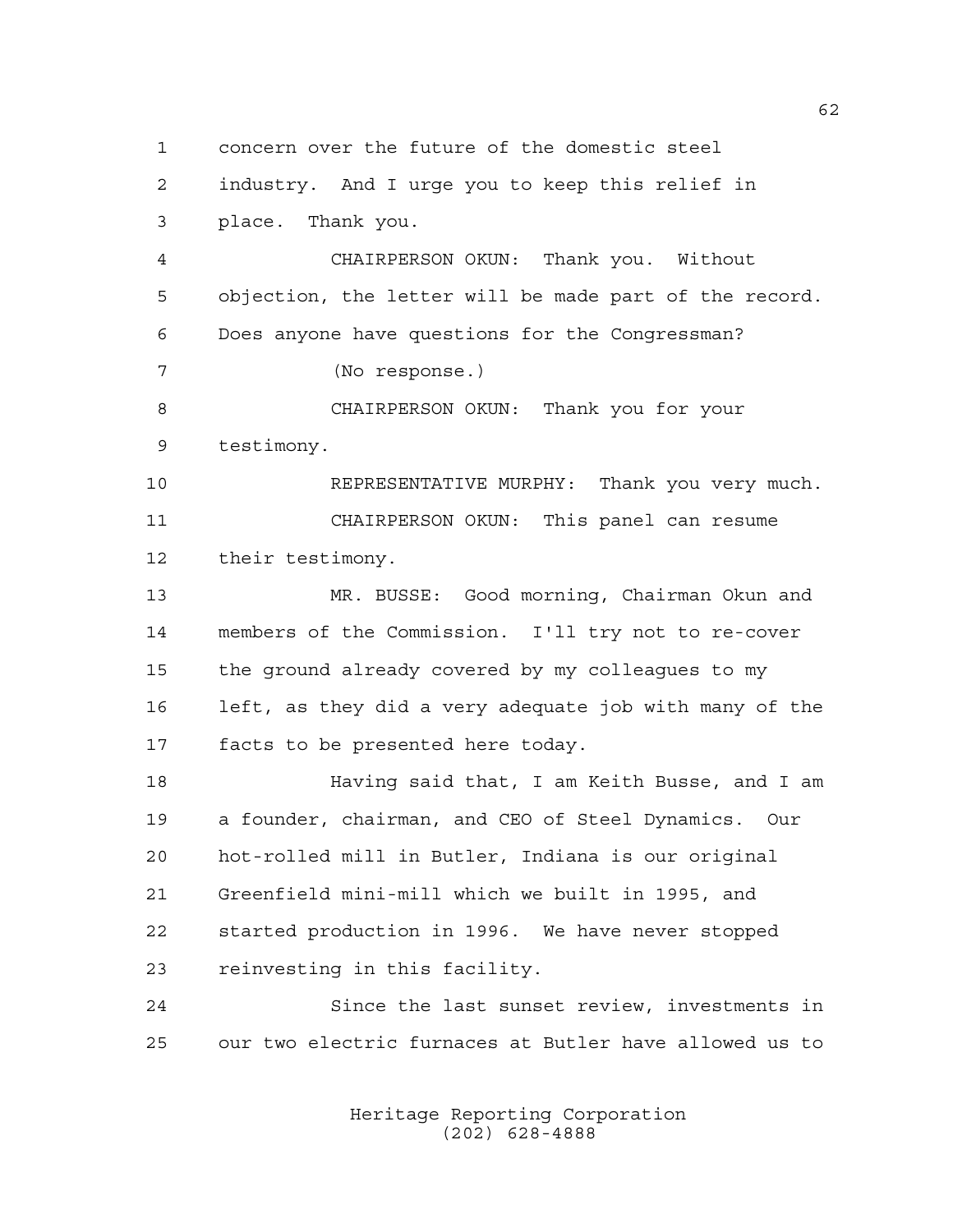concern over the future of the domestic steel industry. And I urge you to keep this relief in place. Thank you.

CHAIRPERSON OKUN: Thank you. Without objection, the letter will be made part of the record. Does anyone have questions for the Congressman?

(No response.)

CHAIRPERSON OKUN: Thank you for your testimony.

REPRESENTATIVE MURPHY: Thank you very much.

CHAIRPERSON OKUN: This panel can resume their testimony.

MR. BUSSE: Good morning, Chairman Okun and members of the Commission. I'll try not to re-cover the ground already covered by my colleagues to my left, as they did a very adequate job with many of the facts to be presented here today.

Having said that, I am Keith Busse, and I am a founder, chairman, and CEO of Steel Dynamics. Our hot-rolled mill in Butler, Indiana is our original Greenfield mini-mill which we built in 1995, and started production in 1996. We have never stopped reinvesting in this facility.

Since the last sunset review, investments in our two electric furnaces at Butler have allowed us to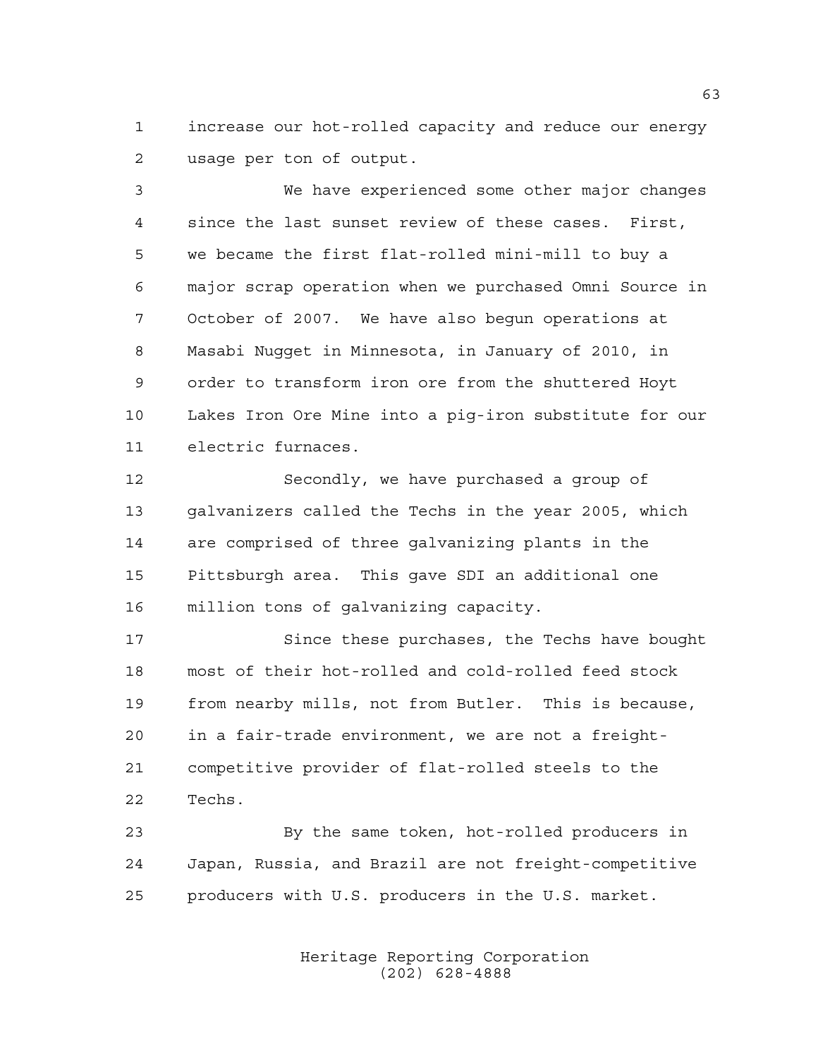increase our hot-rolled capacity and reduce our energy usage per ton of output.

We have experienced some other major changes since the last sunset review of these cases. First, we became the first flat-rolled mini-mill to buy a major scrap operation when we purchased Omni Source in October of 2007. We have also begun operations at Masabi Nugget in Minnesota, in January of 2010, in order to transform iron ore from the shuttered Hoyt Lakes Iron Ore Mine into a pig-iron substitute for our electric furnaces.

Secondly, we have purchased a group of galvanizers called the Techs in the year 2005, which are comprised of three galvanizing plants in the Pittsburgh area. This gave SDI an additional one million tons of galvanizing capacity.

Since these purchases, the Techs have bought most of their hot-rolled and cold-rolled feed stock from nearby mills, not from Butler. This is because, in a fair-trade environment, we are not a freight-competitive provider of flat-rolled steels to the Techs.

By the same token, hot-rolled producers in Japan, Russia, and Brazil are not freight-competitive producers with U.S. producers in the U.S. market.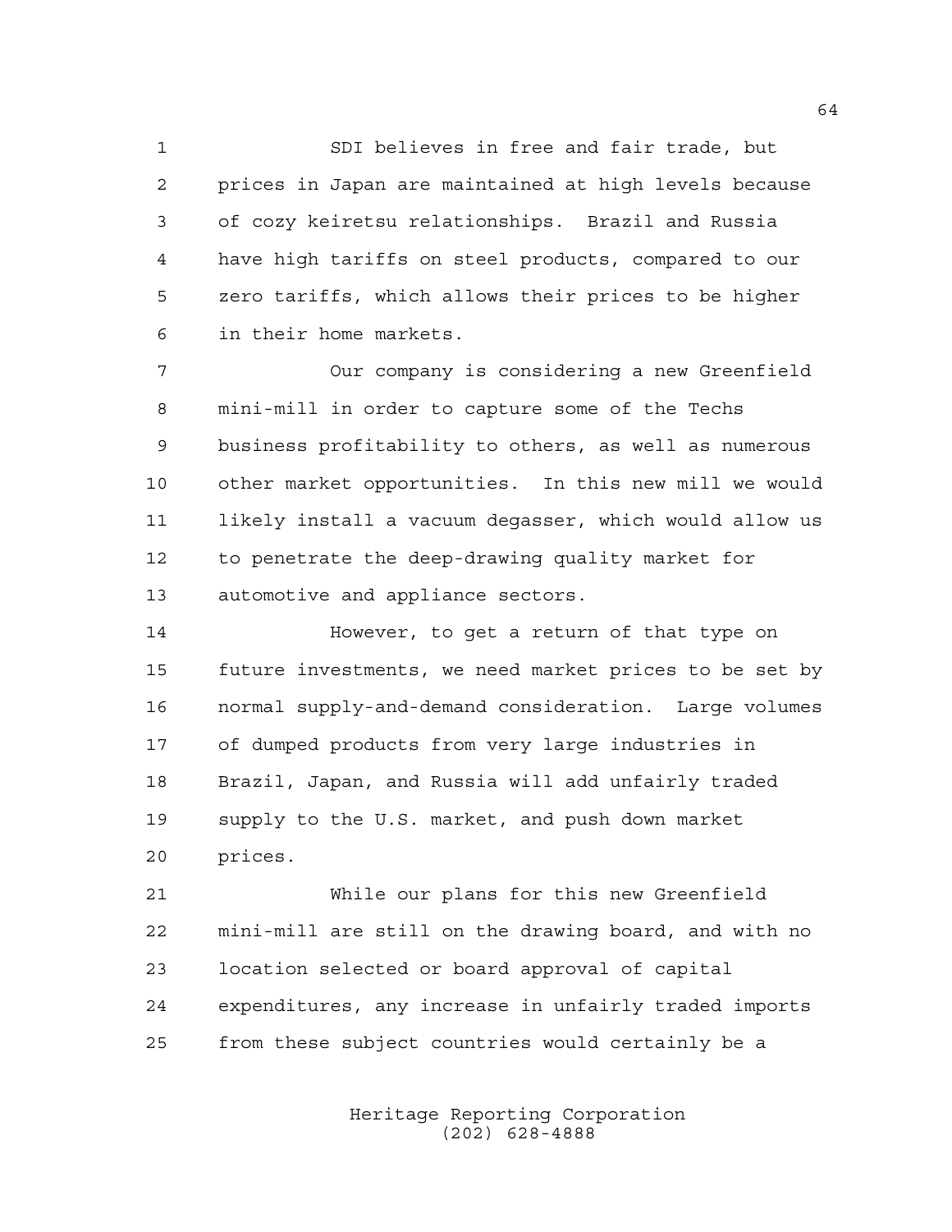SDI believes in free and fair trade, but prices in Japan are maintained at high levels because of cozy keiretsu relationships. Brazil and Russia have high tariffs on steel products, compared to our zero tariffs, which allows their prices to be higher in their home markets.

Our company is considering a new Greenfield mini-mill in order to capture some of the Techs business profitability to others, as well as numerous other market opportunities. In this new mill we would likely install a vacuum degasser, which would allow us to penetrate the deep-drawing quality market for automotive and appliance sectors.

However, to get a return of that type on future investments, we need market prices to be set by normal supply-and-demand consideration. Large volumes of dumped products from very large industries in Brazil, Japan, and Russia will add unfairly traded supply to the U.S. market, and push down market prices.

While our plans for this new Greenfield mini-mill are still on the drawing board, and with no location selected or board approval of capital expenditures, any increase in unfairly traded imports from these subject countries would certainly be a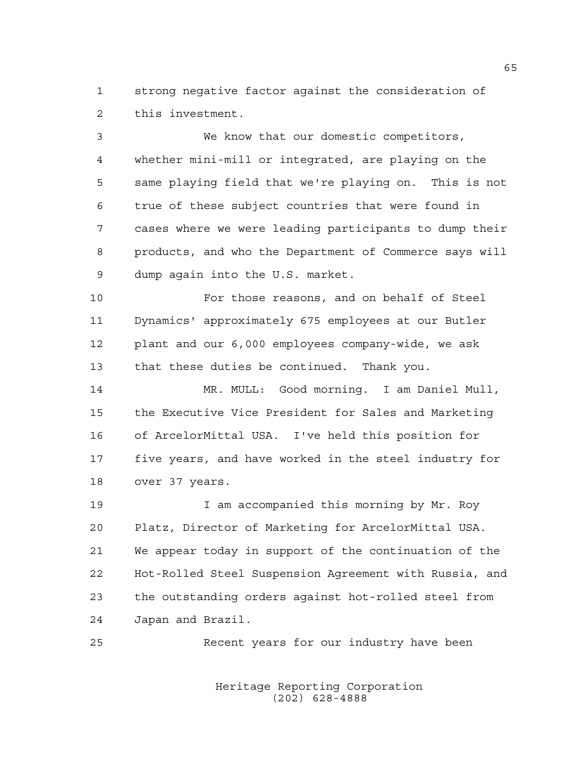strong negative factor against the consideration of this investment.

We know that our domestic competitors, whether mini-mill or integrated, are playing on the same playing field that we're playing on. This is not true of these subject countries that were found in cases where we were leading participants to dump their products, and who the Department of Commerce says will dump again into the U.S. market.

For those reasons, and on behalf of Steel Dynamics' approximately 675 employees at our Butler plant and our 6,000 employees company-wide, we ask that these duties be continued. Thank you.

MR. MULL: Good morning. I am Daniel Mull, the Executive Vice President for Sales and Marketing of ArcelorMittal USA. I've held this position for five years, and have worked in the steel industry for over 37 years.

I am accompanied this morning by Mr. Roy Platz, Director of Marketing for ArcelorMittal USA. We appear today in support of the continuation of the Hot-Rolled Steel Suspension Agreement with Russia, and the outstanding orders against hot-rolled steel from Japan and Brazil.

Recent years for our industry have been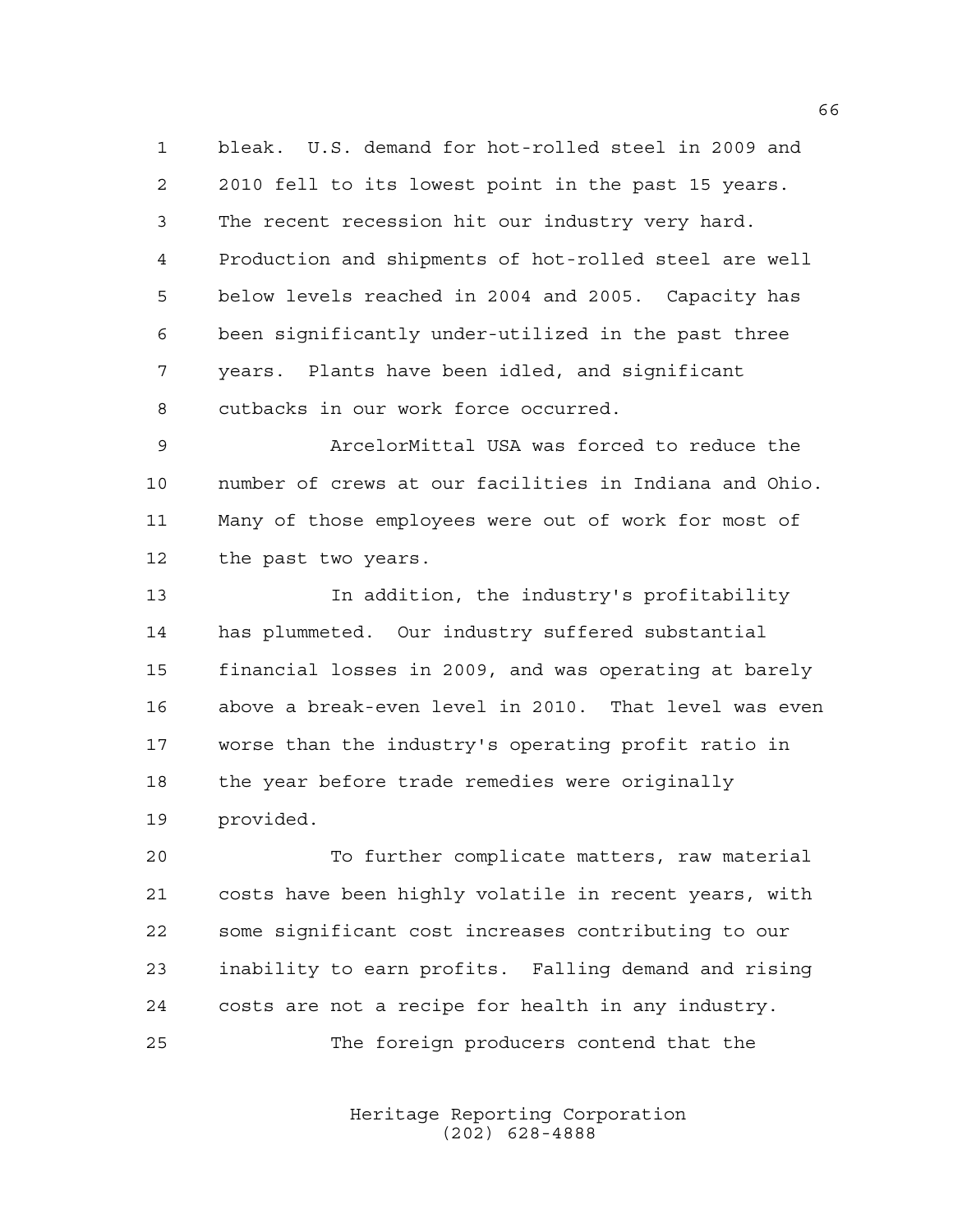bleak. U.S. demand for hot-rolled steel in 2009 and 2010 fell to its lowest point in the past 15 years. The recent recession hit our industry very hard. Production and shipments of hot-rolled steel are well below levels reached in 2004 and 2005. Capacity has been significantly under-utilized in the past three years. Plants have been idled, and significant cutbacks in our work force occurred.

ArcelorMittal USA was forced to reduce the number of crews at our facilities in Indiana and Ohio. Many of those employees were out of work for most of the past two years.

In addition, the industry's profitability has plummeted. Our industry suffered substantial financial losses in 2009, and was operating at barely above a break-even level in 2010. That level was even worse than the industry's operating profit ratio in the year before trade remedies were originally provided.

To further complicate matters, raw material costs have been highly volatile in recent years, with some significant cost increases contributing to our inability to earn profits. Falling demand and rising costs are not a recipe for health in any industry.

The foreign producers contend that the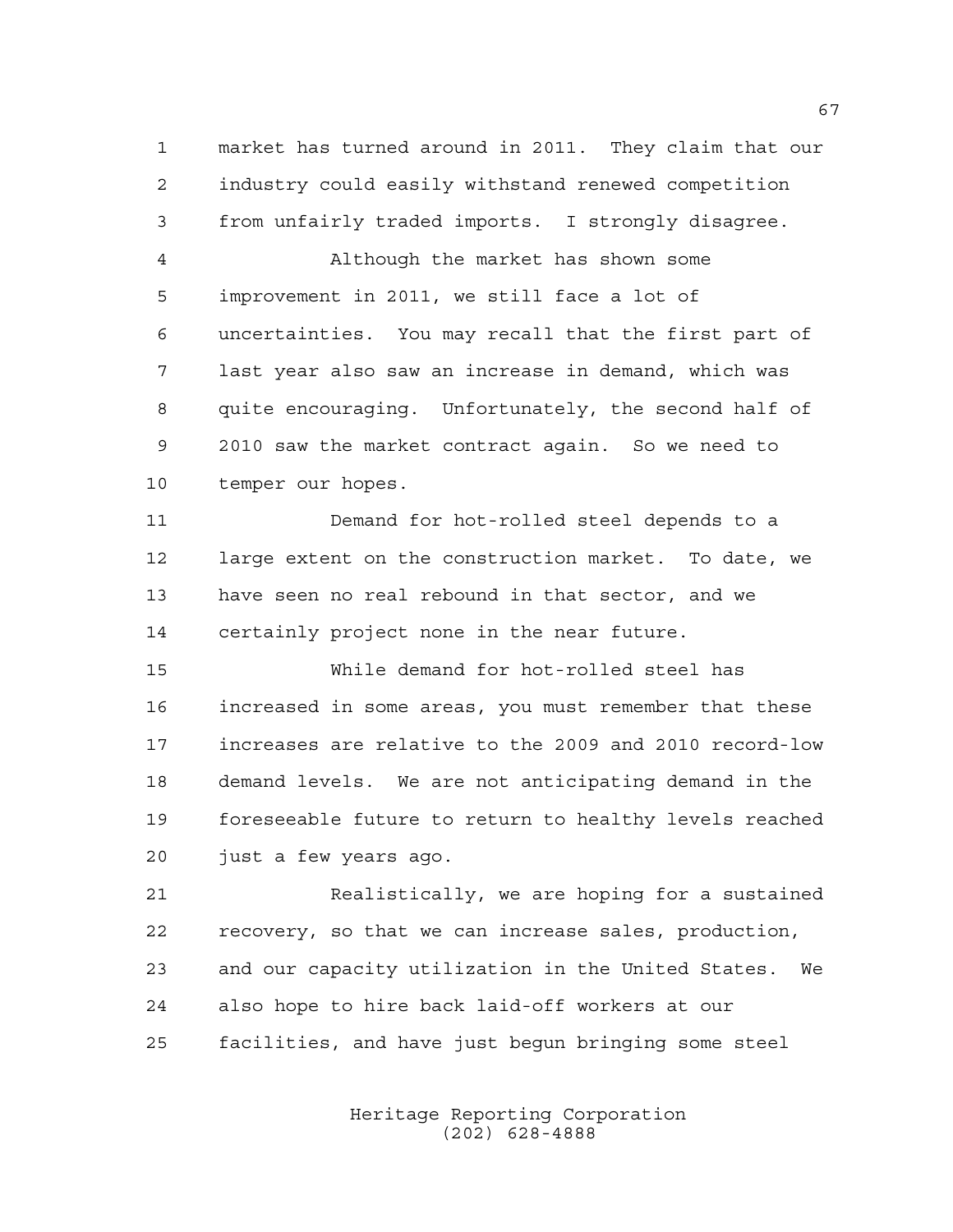market has turned around in 2011. They claim that our industry could easily withstand renewed competition from unfairly traded imports. I strongly disagree.

Although the market has shown some improvement in 2011, we still face a lot of uncertainties. You may recall that the first part of last year also saw an increase in demand, which was quite encouraging. Unfortunately, the second half of 2010 saw the market contract again. So we need to temper our hopes.

Demand for hot-rolled steel depends to a large extent on the construction market. To date, we have seen no real rebound in that sector, and we certainly project none in the near future.

While demand for hot-rolled steel has increased in some areas, you must remember that these increases are relative to the 2009 and 2010 record-low demand levels. We are not anticipating demand in the foreseeable future to return to healthy levels reached just a few years ago.

Realistically, we are hoping for a sustained recovery, so that we can increase sales, production, and our capacity utilization in the United States. We also hope to hire back laid-off workers at our facilities, and have just begun bringing some steel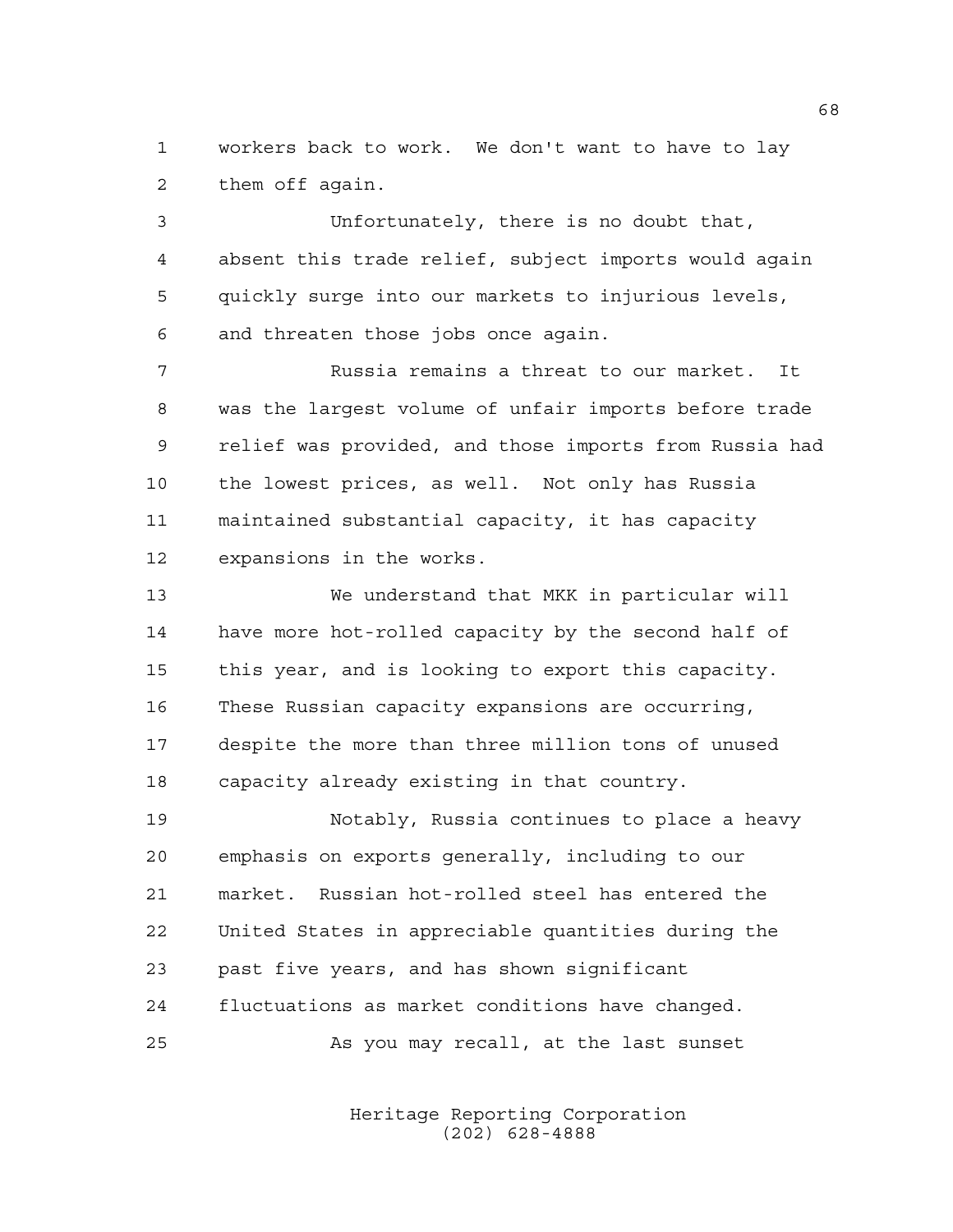workers back to work. We don't want to have to lay them off again.

Unfortunately, there is no doubt that, absent this trade relief, subject imports would again quickly surge into our markets to injurious levels, and threaten those jobs once again.

Russia remains a threat to our market. It was the largest volume of unfair imports before trade relief was provided, and those imports from Russia had the lowest prices, as well. Not only has Russia maintained substantial capacity, it has capacity expansions in the works.

We understand that MKK in particular will have more hot-rolled capacity by the second half of this year, and is looking to export this capacity. These Russian capacity expansions are occurring, despite the more than three million tons of unused capacity already existing in that country.

Notably, Russia continues to place a heavy emphasis on exports generally, including to our market. Russian hot-rolled steel has entered the United States in appreciable quantities during the past five years, and has shown significant fluctuations as market conditions have changed.

As you may recall, at the last sunset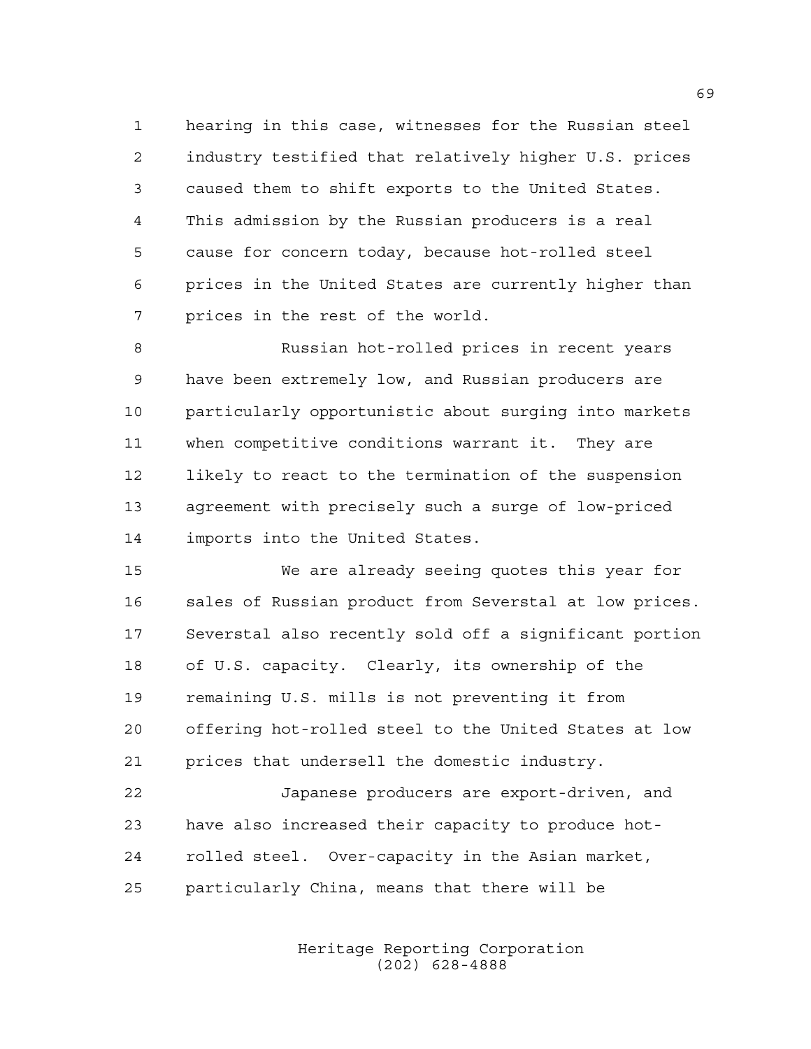hearing in this case, witnesses for the Russian steel industry testified that relatively higher U.S. prices caused them to shift exports to the United States. This admission by the Russian producers is a real cause for concern today, because hot-rolled steel prices in the United States are currently higher than prices in the rest of the world.

Russian hot-rolled prices in recent years have been extremely low, and Russian producers are particularly opportunistic about surging into markets when competitive conditions warrant it. They are likely to react to the termination of the suspension agreement with precisely such a surge of low-priced imports into the United States.

We are already seeing quotes this year for sales of Russian product from Severstal at low prices. Severstal also recently sold off a significant portion of U.S. capacity. Clearly, its ownership of the remaining U.S. mills is not preventing it from offering hot-rolled steel to the United States at low prices that undersell the domestic industry.

Japanese producers are export-driven, and have also increased their capacity to produce hot-rolled steel. Over-capacity in the Asian market, particularly China, means that there will be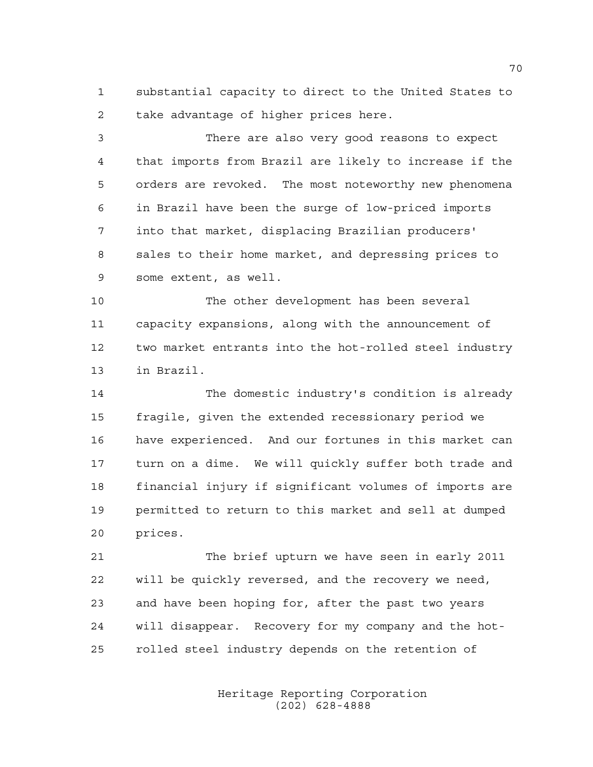substantial capacity to direct to the United States to take advantage of higher prices here.

There are also very good reasons to expect that imports from Brazil are likely to increase if the orders are revoked. The most noteworthy new phenomena in Brazil have been the surge of low-priced imports into that market, displacing Brazilian producers' sales to their home market, and depressing prices to some extent, as well.

The other development has been several capacity expansions, along with the announcement of two market entrants into the hot-rolled steel industry in Brazil.

The domestic industry's condition is already fragile, given the extended recessionary period we have experienced. And our fortunes in this market can turn on a dime. We will quickly suffer both trade and financial injury if significant volumes of imports are permitted to return to this market and sell at dumped prices.

The brief upturn we have seen in early 2011 will be quickly reversed, and the recovery we need, and have been hoping for, after the past two years will disappear. Recovery for my company and the hot-rolled steel industry depends on the retention of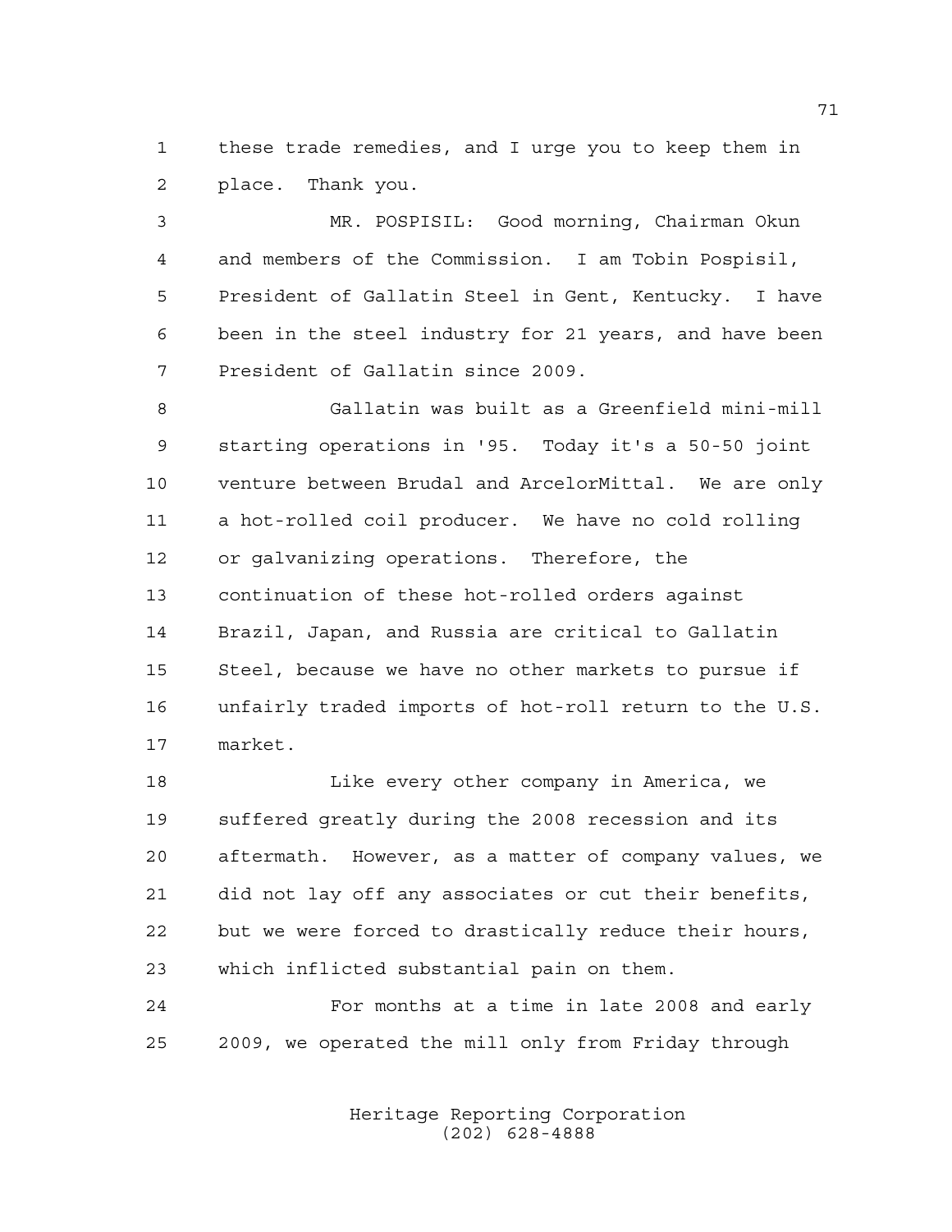these trade remedies, and I urge you to keep them in place. Thank you.

MR. POSPISIL: Good morning, Chairman Okun and members of the Commission. I am Tobin Pospisil, President of Gallatin Steel in Gent, Kentucky. I have been in the steel industry for 21 years, and have been President of Gallatin since 2009.

Gallatin was built as a Greenfield mini-mill starting operations in '95. Today it's a 50-50 joint venture between Brudal and ArcelorMittal. We are only a hot-rolled coil producer. We have no cold rolling or galvanizing operations. Therefore, the continuation of these hot-rolled orders against Brazil, Japan, and Russia are critical to Gallatin Steel, because we have no other markets to pursue if unfairly traded imports of hot-roll return to the U.S. market.

Like every other company in America, we suffered greatly during the 2008 recession and its aftermath. However, as a matter of company values, we did not lay off any associates or cut their benefits, but we were forced to drastically reduce their hours, which inflicted substantial pain on them.

For months at a time in late 2008 and early 2009, we operated the mill only from Friday through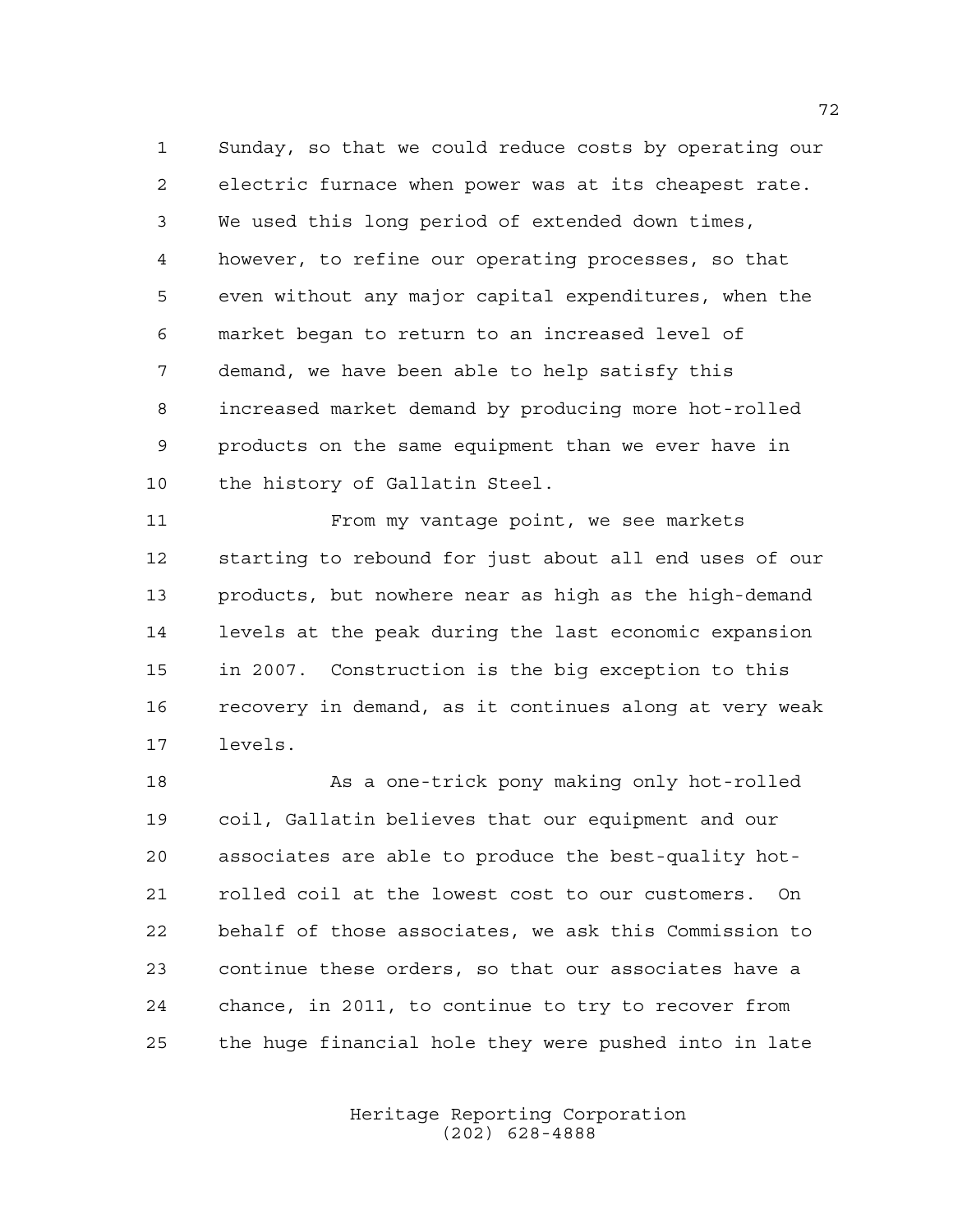Sunday, so that we could reduce costs by operating our electric furnace when power was at its cheapest rate. We used this long period of extended down times, however, to refine our operating processes, so that even without any major capital expenditures, when the market began to return to an increased level of demand, we have been able to help satisfy this increased market demand by producing more hot-rolled products on the same equipment than we ever have in the history of Gallatin Steel.

From my vantage point, we see markets starting to rebound for just about all end uses of our products, but nowhere near as high as the high-demand levels at the peak during the last economic expansion in 2007. Construction is the big exception to this recovery in demand, as it continues along at very weak levels.

As a one-trick pony making only hot-rolled coil, Gallatin believes that our equipment and our associates are able to produce the best-quality hot-rolled coil at the lowest cost to our customers. On behalf of those associates, we ask this Commission to continue these orders, so that our associates have a chance, in 2011, to continue to try to recover from the huge financial hole they were pushed into in late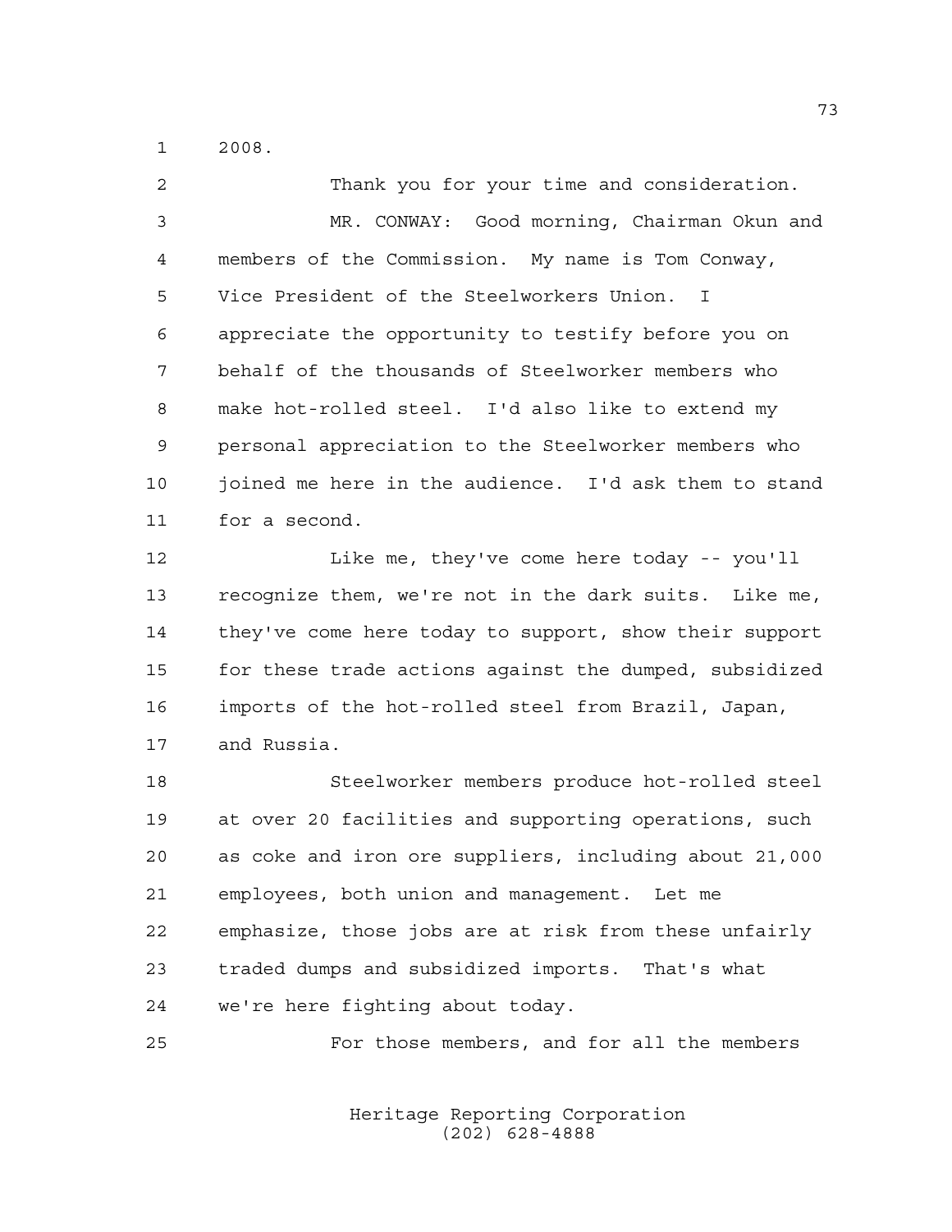2008.

Thank you for your time and consideration.

MR. CONWAY: Good morning, Chairman Okun and members of the Commission. My name is Tom Conway, Vice President of the Steelworkers Union. I appreciate the opportunity to testify before you on behalf of the thousands of Steelworker members who make hot-rolled steel. I'd also like to extend my personal appreciation to the Steelworker members who joined me here in the audience. I'd ask them to stand for a second.

Like me, they've come here today -- you'll recognize them, we're not in the dark suits. Like me, they've come here today to support, show their support for these trade actions against the dumped, subsidized imports of the hot-rolled steel from Brazil, Japan, and Russia.

Steelworker members produce hot-rolled steel at over 20 facilities and supporting operations, such as coke and iron ore suppliers, including about 21,000 employees, both union and management. Let me emphasize, those jobs are at risk from these unfairly traded dumps and subsidized imports. That's what we're here fighting about today.

For those members, and for all the members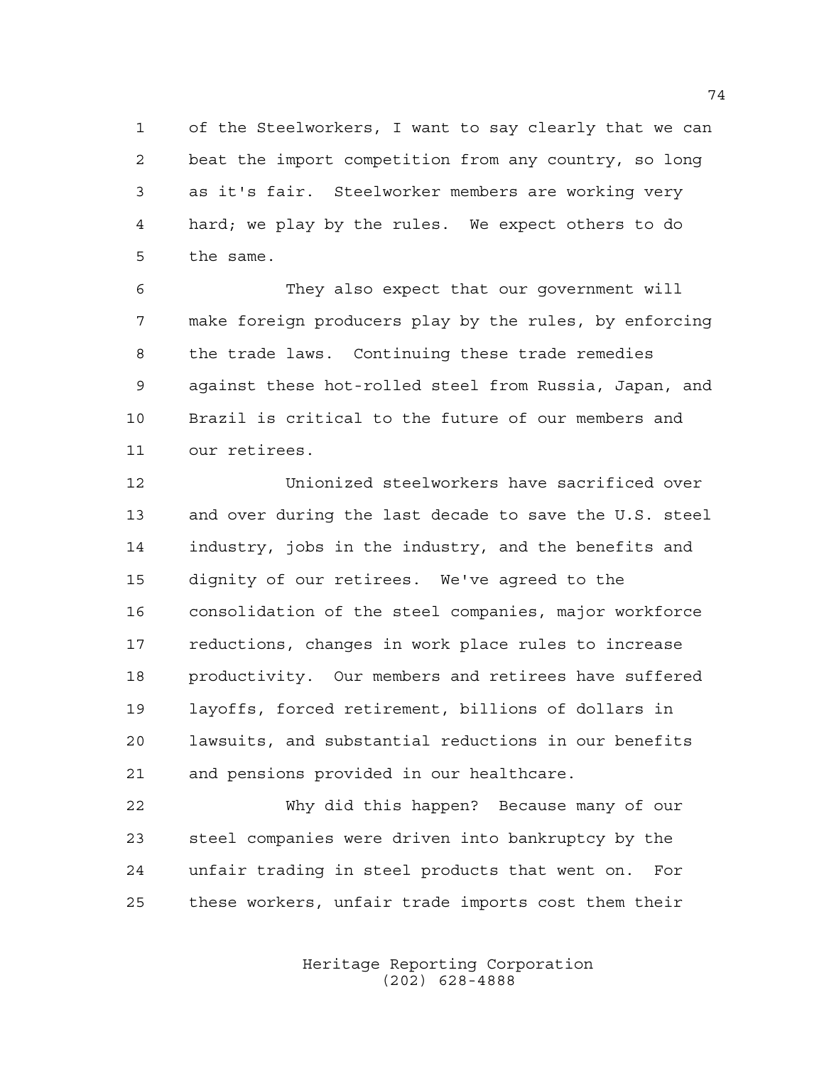of the Steelworkers, I want to say clearly that we can beat the import competition from any country, so long as it's fair. Steelworker members are working very hard; we play by the rules. We expect others to do the same.

They also expect that our government will make foreign producers play by the rules, by enforcing the trade laws. Continuing these trade remedies against these hot-rolled steel from Russia, Japan, and Brazil is critical to the future of our members and our retirees.

Unionized steelworkers have sacrificed over and over during the last decade to save the U.S. steel industry, jobs in the industry, and the benefits and dignity of our retirees. We've agreed to the consolidation of the steel companies, major workforce reductions, changes in work place rules to increase productivity. Our members and retirees have suffered layoffs, forced retirement, billions of dollars in lawsuits, and substantial reductions in our benefits and pensions provided in our healthcare.

Why did this happen? Because many of our steel companies were driven into bankruptcy by the unfair trading in steel products that went on. For these workers, unfair trade imports cost them their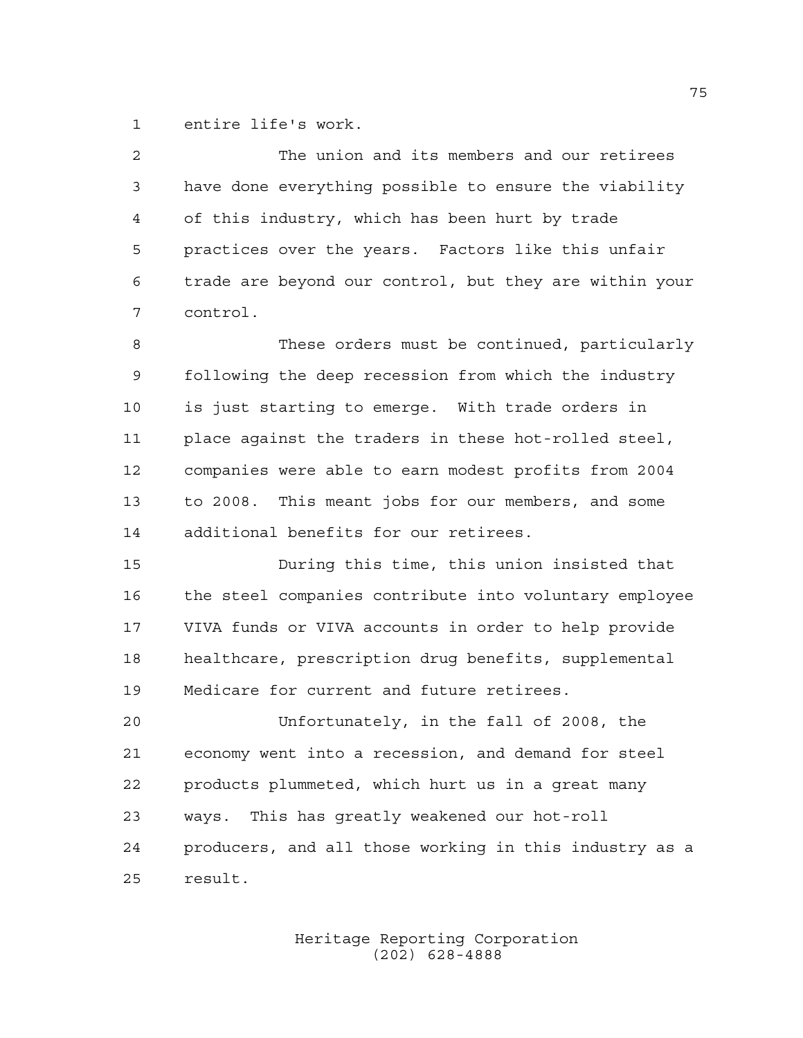entire life's work.

The union and its members and our retirees have done everything possible to ensure the viability of this industry, which has been hurt by trade practices over the years. Factors like this unfair trade are beyond our control, but they are within your control.

These orders must be continued, particularly following the deep recession from which the industry is just starting to emerge. With trade orders in place against the traders in these hot-rolled steel, companies were able to earn modest profits from 2004 to 2008. This meant jobs for our members, and some additional benefits for our retirees.

During this time, this union insisted that the steel companies contribute into voluntary employee VIVA funds or VIVA accounts in order to help provide healthcare, prescription drug benefits, supplemental Medicare for current and future retirees.

Unfortunately, in the fall of 2008, the economy went into a recession, and demand for steel products plummeted, which hurt us in a great many ways. This has greatly weakened our hot-roll producers, and all those working in this industry as a result.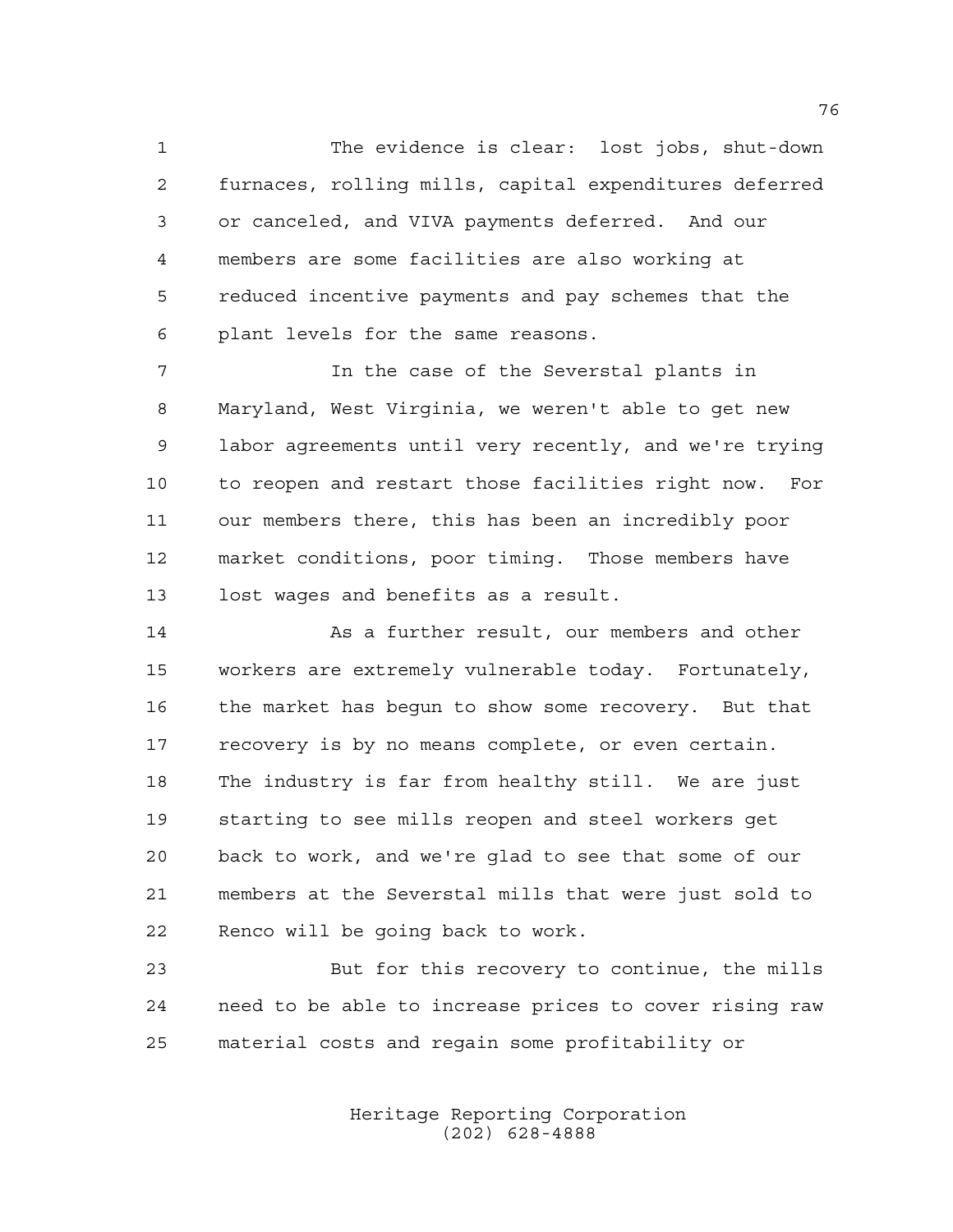The evidence is clear: lost jobs, shut-down furnaces, rolling mills, capital expenditures deferred or canceled, and VIVA payments deferred. And our members are some facilities are also working at reduced incentive payments and pay schemes that the plant levels for the same reasons.

In the case of the Severstal plants in Maryland, West Virginia, we weren't able to get new labor agreements until very recently, and we're trying to reopen and restart those facilities right now. For our members there, this has been an incredibly poor market conditions, poor timing. Those members have lost wages and benefits as a result.

As a further result, our members and other workers are extremely vulnerable today. Fortunately, the market has begun to show some recovery. But that recovery is by no means complete, or even certain. The industry is far from healthy still. We are just starting to see mills reopen and steel workers get back to work, and we're glad to see that some of our members at the Severstal mills that were just sold to Renco will be going back to work.

But for this recovery to continue, the mills need to be able to increase prices to cover rising raw material costs and regain some profitability or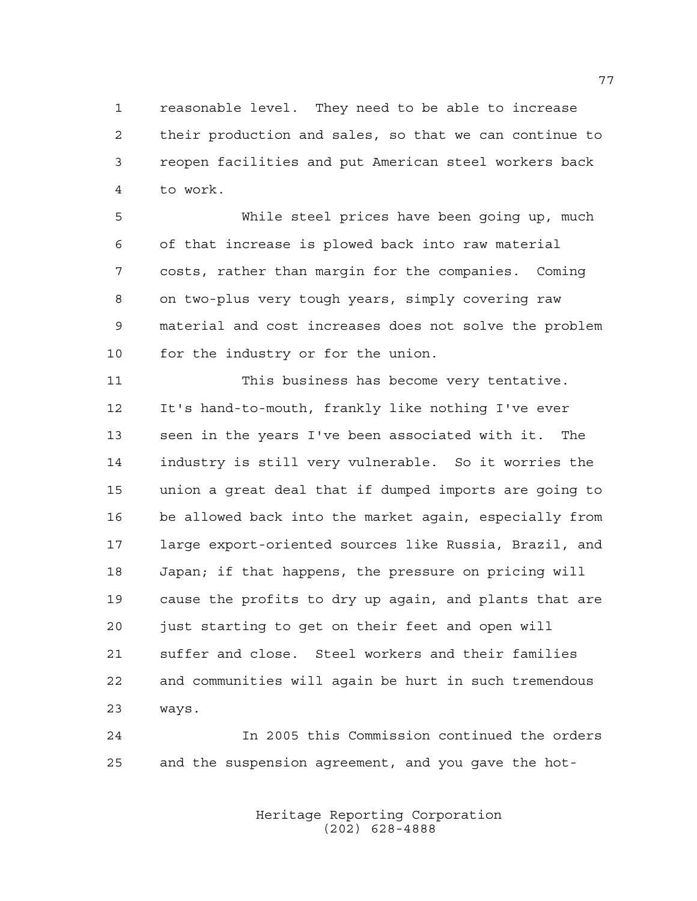reasonable level. They need to be able to increase their production and sales, so that we can continue to reopen facilities and put American steel workers back to work.

While steel prices have been going up, much of that increase is plowed back into raw material costs, rather than margin for the companies. Coming on two-plus very tough years, simply covering raw material and cost increases does not solve the problem for the industry or for the union.

This business has become very tentative. It's hand-to-mouth, frankly like nothing I've ever seen in the years I've been associated with it. The industry is still very vulnerable. So it worries the union a great deal that if dumped imports are going to be allowed back into the market again, especially from large export-oriented sources like Russia, Brazil, and Japan; if that happens, the pressure on pricing will cause the profits to dry up again, and plants that are just starting to get on their feet and open will suffer and close. Steel workers and their families and communities will again be hurt in such tremendous ways.

In 2005 this Commission continued the orders and the suspension agreement, and you gave the hot-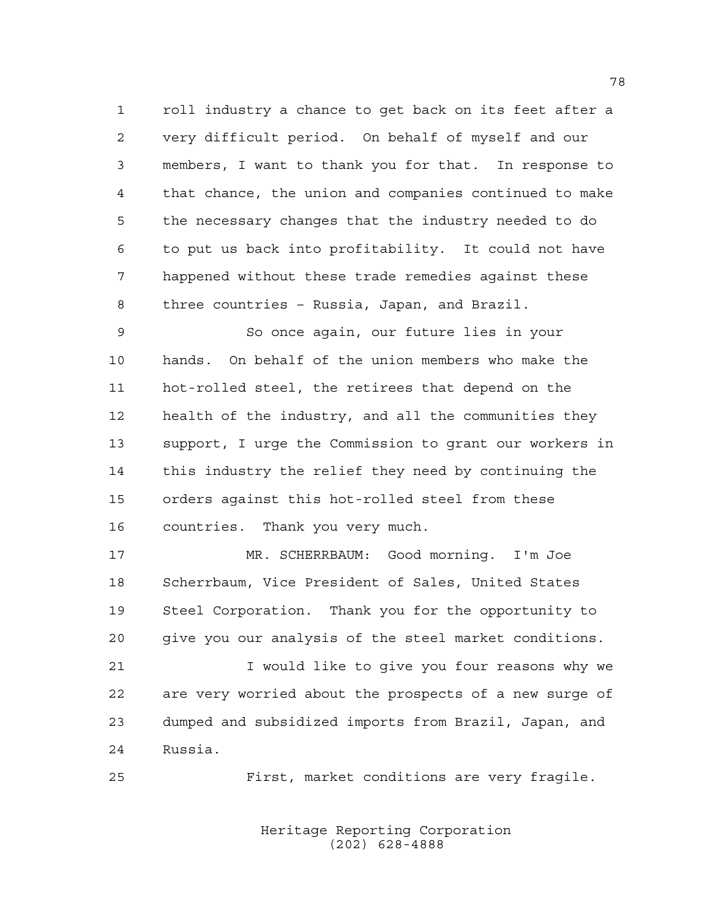roll industry a chance to get back on its feet after a very difficult period. On behalf of myself and our members, I want to thank you for that. In response to that chance, the union and companies continued to make the necessary changes that the industry needed to do to put us back into profitability. It could not have happened without these trade remedies against these three countries – Russia, Japan, and Brazil.

So once again, our future lies in your hands. On behalf of the union members who make the hot-rolled steel, the retirees that depend on the health of the industry, and all the communities they support, I urge the Commission to grant our workers in this industry the relief they need by continuing the orders against this hot-rolled steel from these countries. Thank you very much.

MR. SCHERRBAUM: Good morning. I'm Joe Scherrbaum, Vice President of Sales, United States Steel Corporation. Thank you for the opportunity to give you our analysis of the steel market conditions.

I would like to give you four reasons why we are very worried about the prospects of a new surge of dumped and subsidized imports from Brazil, Japan, and Russia.

First, market conditions are very fragile.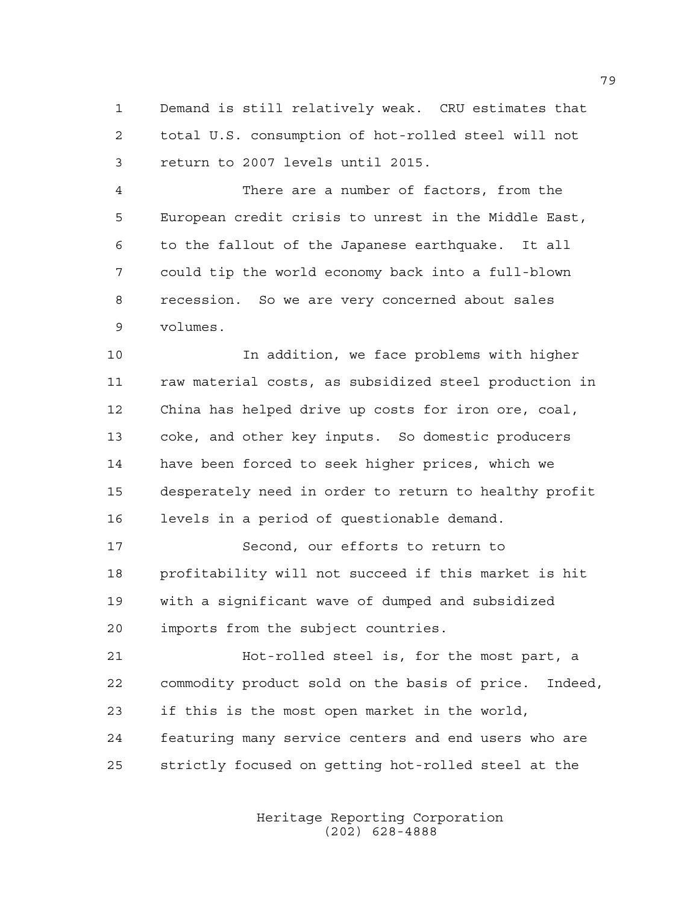Demand is still relatively weak. CRU estimates that total U.S. consumption of hot-rolled steel will not return to 2007 levels until 2015.

There are a number of factors, from the European credit crisis to unrest in the Middle East, to the fallout of the Japanese earthquake. It all could tip the world economy back into a full-blown recession. So we are very concerned about sales volumes.

In addition, we face problems with higher raw material costs, as subsidized steel production in China has helped drive up costs for iron ore, coal, coke, and other key inputs. So domestic producers have been forced to seek higher prices, which we desperately need in order to return to healthy profit levels in a period of questionable demand.

Second, our efforts to return to profitability will not succeed if this market is hit with a significant wave of dumped and subsidized imports from the subject countries.

Hot-rolled steel is, for the most part, a commodity product sold on the basis of price. Indeed, if this is the most open market in the world, featuring many service centers and end users who are strictly focused on getting hot-rolled steel at the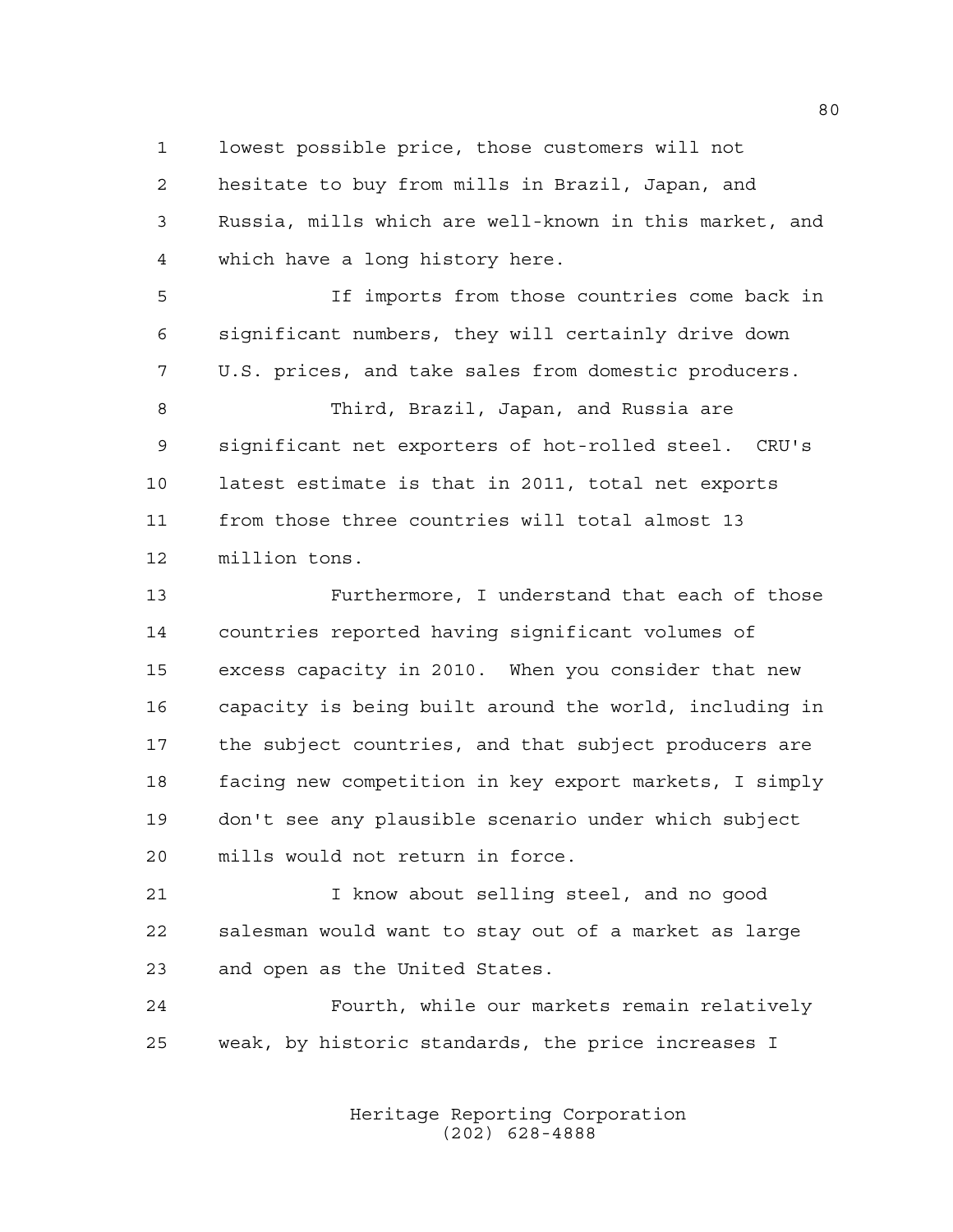lowest possible price, those customers will not hesitate to buy from mills in Brazil, Japan, and Russia, mills which are well-known in this market, and which have a long history here.

If imports from those countries come back in significant numbers, they will certainly drive down U.S. prices, and take sales from domestic producers.

Third, Brazil, Japan, and Russia are significant net exporters of hot-rolled steel. CRU's latest estimate is that in 2011, total net exports from those three countries will total almost 13 million tons.

Furthermore, I understand that each of those countries reported having significant volumes of excess capacity in 2010. When you consider that new capacity is being built around the world, including in the subject countries, and that subject producers are facing new competition in key export markets, I simply don't see any plausible scenario under which subject mills would not return in force.

I know about selling steel, and no good salesman would want to stay out of a market as large and open as the United States.

Fourth, while our markets remain relatively weak, by historic standards, the price increases I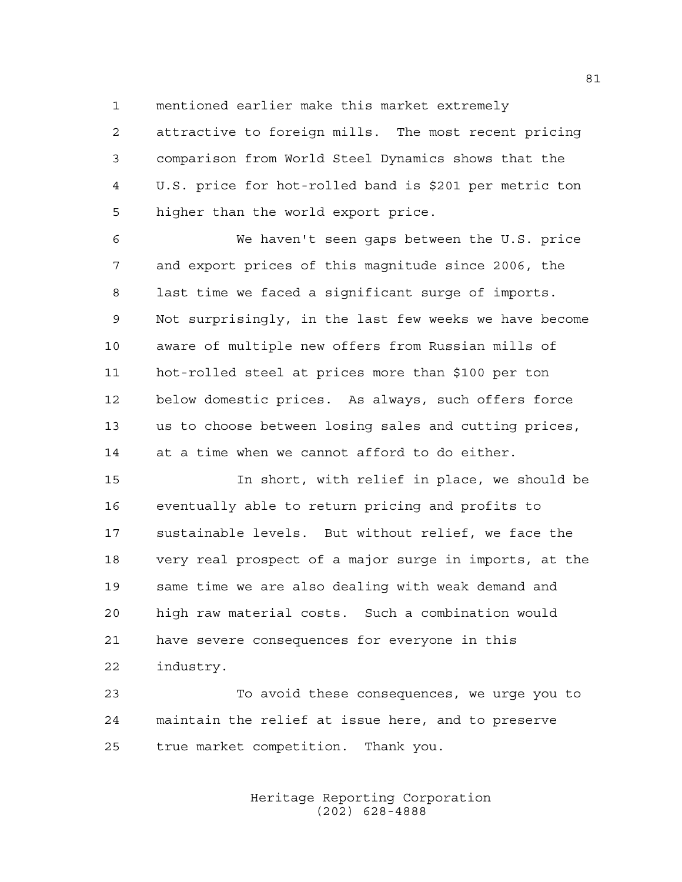mentioned earlier make this market extremely attractive to foreign mills. The most recent pricing comparison from World Steel Dynamics shows that the U.S. price for hot-rolled band is $201 per metric ton higher than the world export price.

We haven't seen gaps between the U.S. price and export prices of this magnitude since 2006, the last time we faced a significant surge of imports. Not surprisingly, in the last few weeks we have become aware of multiple new offers from Russian mills of hot-rolled steel at prices more than $100 per ton below domestic prices. As always, such offers force us to choose between losing sales and cutting prices, at a time when we cannot afford to do either.

In short, with relief in place, we should be eventually able to return pricing and profits to sustainable levels. But without relief, we face the very real prospect of a major surge in imports, at the same time we are also dealing with weak demand and high raw material costs. Such a combination would have severe consequences for everyone in this industry.

To avoid these consequences, we urge you to maintain the relief at issue here, and to preserve true market competition. Thank you.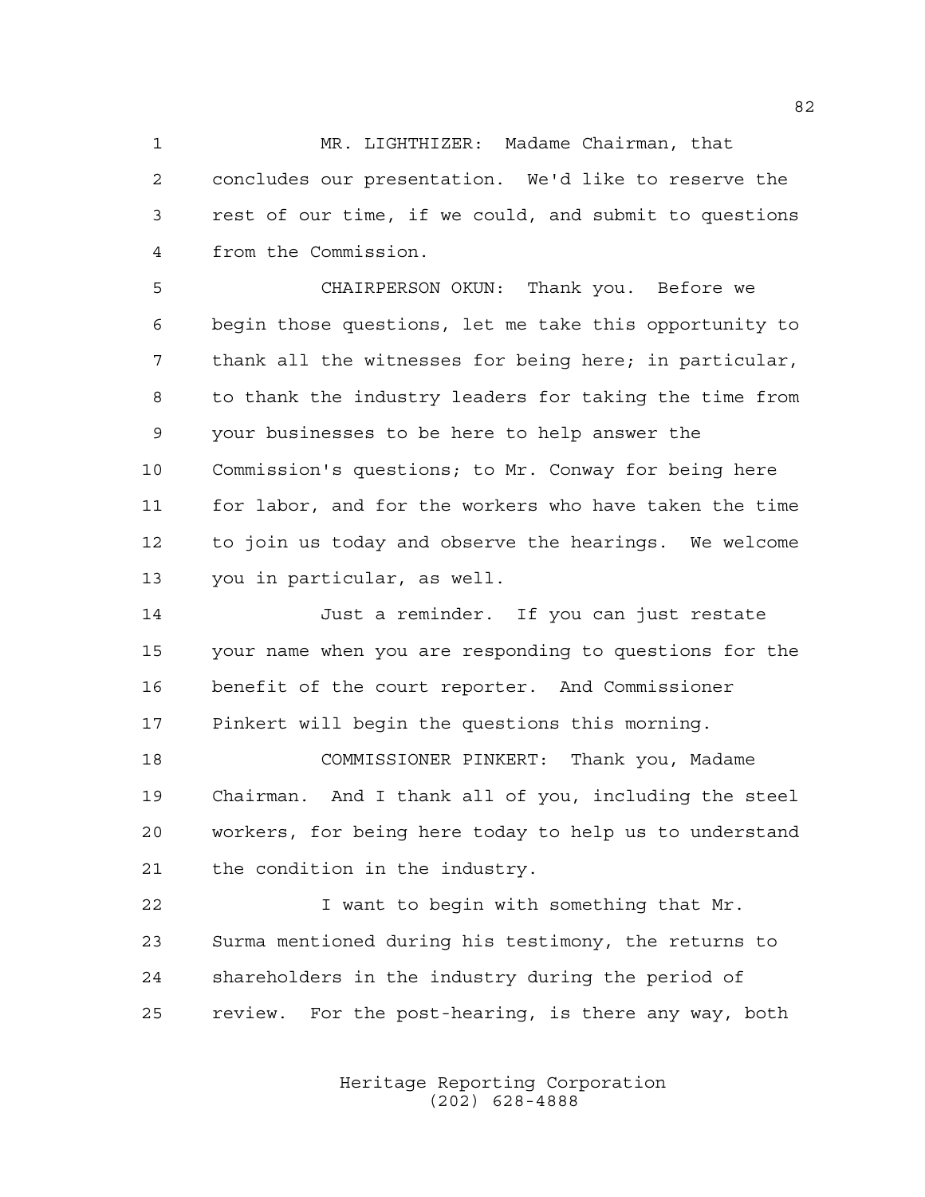MR. LIGHTHIZER: Madame Chairman, that concludes our presentation. We'd like to reserve the rest of our time, if we could, and submit to questions from the Commission.

CHAIRPERSON OKUN: Thank you. Before we begin those questions, let me take this opportunity to thank all the witnesses for being here; in particular, to thank the industry leaders for taking the time from your businesses to be here to help answer the Commission's questions; to Mr. Conway for being here for labor, and for the workers who have taken the time to join us today and observe the hearings. We welcome you in particular, as well.

Just a reminder. If you can just restate your name when you are responding to questions for the benefit of the court reporter. And Commissioner Pinkert will begin the questions this morning.

COMMISSIONER PINKERT: Thank you, Madame Chairman. And I thank all of you, including the steel workers, for being here today to help us to understand the condition in the industry.

I want to begin with something that Mr. Surma mentioned during his testimony, the returns to shareholders in the industry during the period of review. For the post-hearing, is there any way, both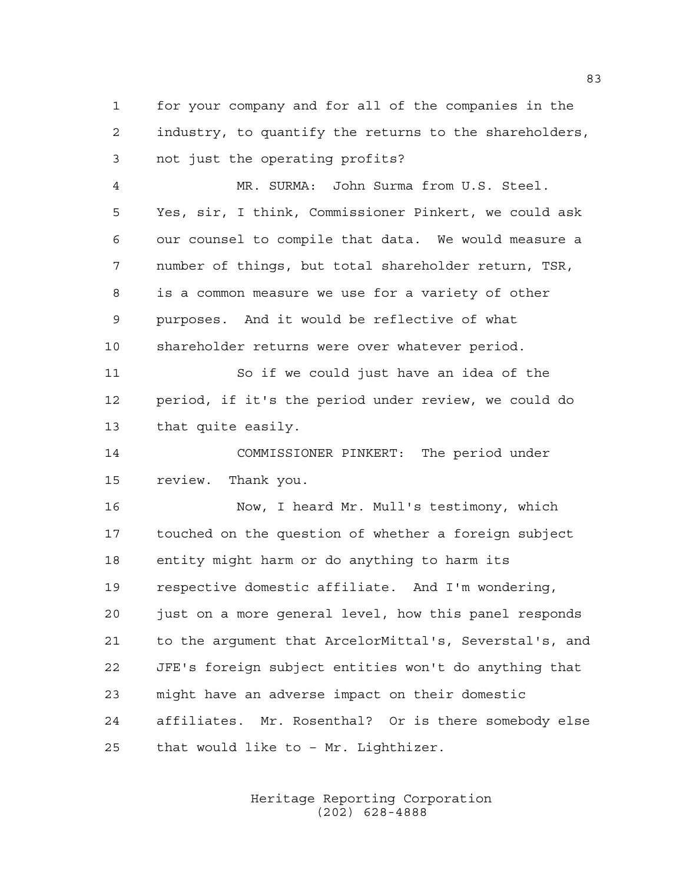for your company and for all of the companies in the industry, to quantify the returns to the shareholders, not just the operating profits?

MR. SURMA: John Surma from U.S. Steel. Yes, sir, I think, Commissioner Pinkert, we could ask our counsel to compile that data. We would measure a number of things, but total shareholder return, TSR, is a common measure we use for a variety of other purposes. And it would be reflective of what shareholder returns were over whatever period.

So if we could just have an idea of the period, if it's the period under review, we could do that quite easily.

COMMISSIONER PINKERT: The period under review. Thank you.

Now, I heard Mr. Mull's testimony, which touched on the question of whether a foreign subject entity might harm or do anything to harm its respective domestic affiliate. And I'm wondering, just on a more general level, how this panel responds to the argument that ArcelorMittal's, Severstal's, and JFE's foreign subject entities won't do anything that might have an adverse impact on their domestic affiliates. Mr. Rosenthal? Or is there somebody else that would like to - Mr. Lighthizer.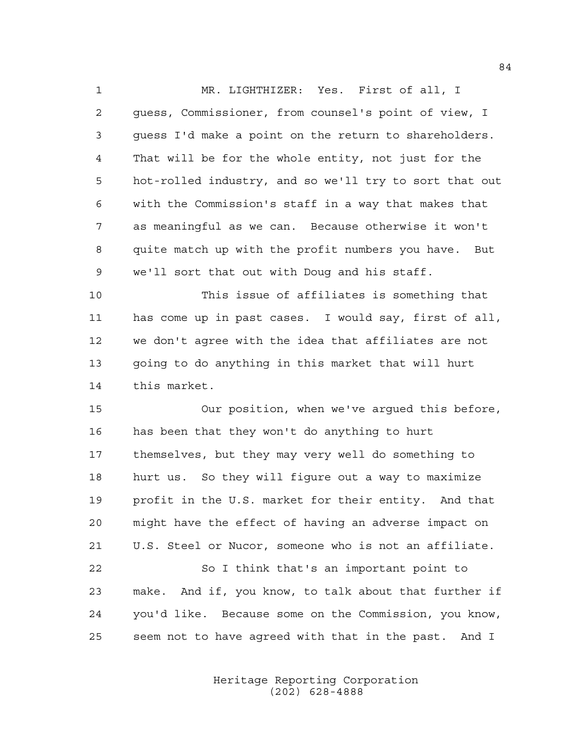MR. LIGHTHIZER: Yes. First of all, I guess, Commissioner, from counsel's point of view, I guess I'd make a point on the return to shareholders. That will be for the whole entity, not just for the hot-rolled industry, and so we'll try to sort that out with the Commission's staff in a way that makes that as meaningful as we can. Because otherwise it won't quite match up with the profit numbers you have. But we'll sort that out with Doug and his staff.

This issue of affiliates is something that has come up in past cases. I would say, first of all, we don't agree with the idea that affiliates are not going to do anything in this market that will hurt this market.

Our position, when we've argued this before, has been that they won't do anything to hurt themselves, but they may very well do something to hurt us. So they will figure out a way to maximize profit in the U.S. market for their entity. And that might have the effect of having an adverse impact on U.S. Steel or Nucor, someone who is not an affiliate.

So I think that's an important point to make. And if, you know, to talk about that further if you'd like. Because some on the Commission, you know, seem not to have agreed with that in the past. And I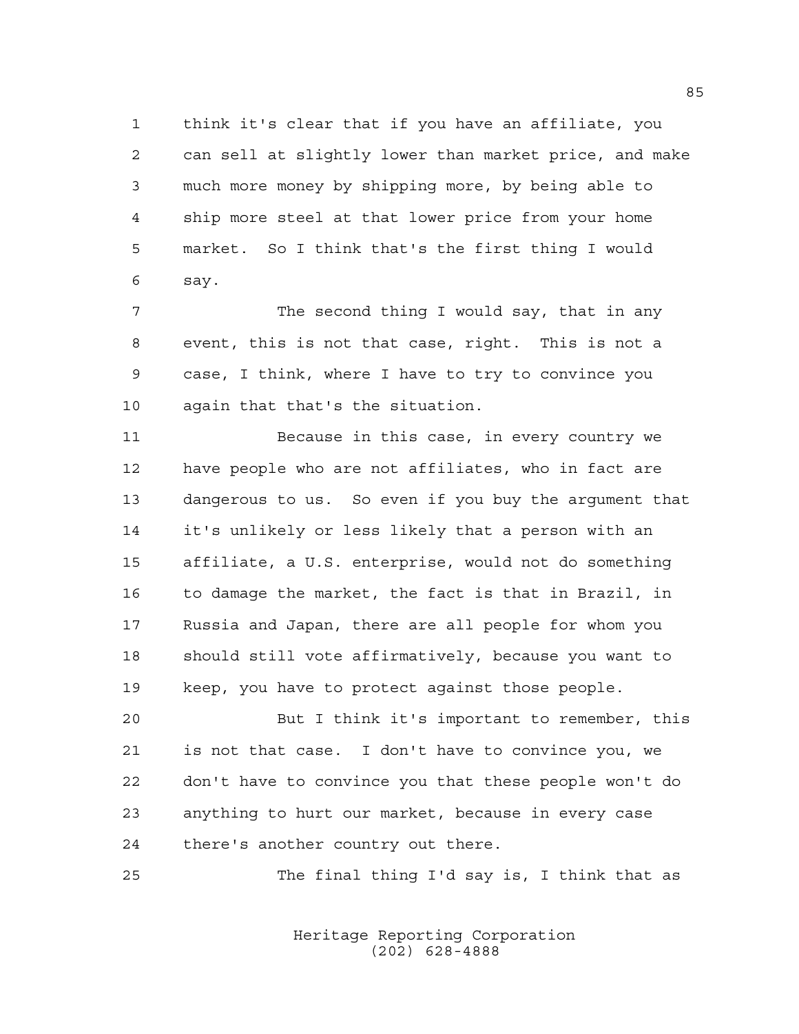think it's clear that if you have an affiliate, you can sell at slightly lower than market price, and make much more money by shipping more, by being able to ship more steel at that lower price from your home market. So I think that's the first thing I would say.

The second thing I would say, that in any event, this is not that case, right. This is not a case, I think, where I have to try to convince you again that that's the situation.

Because in this case, in every country we have people who are not affiliates, who in fact are dangerous to us. So even if you buy the argument that it's unlikely or less likely that a person with an affiliate, a U.S. enterprise, would not do something to damage the market, the fact is that in Brazil, in Russia and Japan, there are all people for whom you should still vote affirmatively, because you want to keep, you have to protect against those people.

But I think it's important to remember, this is not that case. I don't have to convince you, we don't have to convince you that these people won't do anything to hurt our market, because in every case there's another country out there.

The final thing I'd say is, I think that as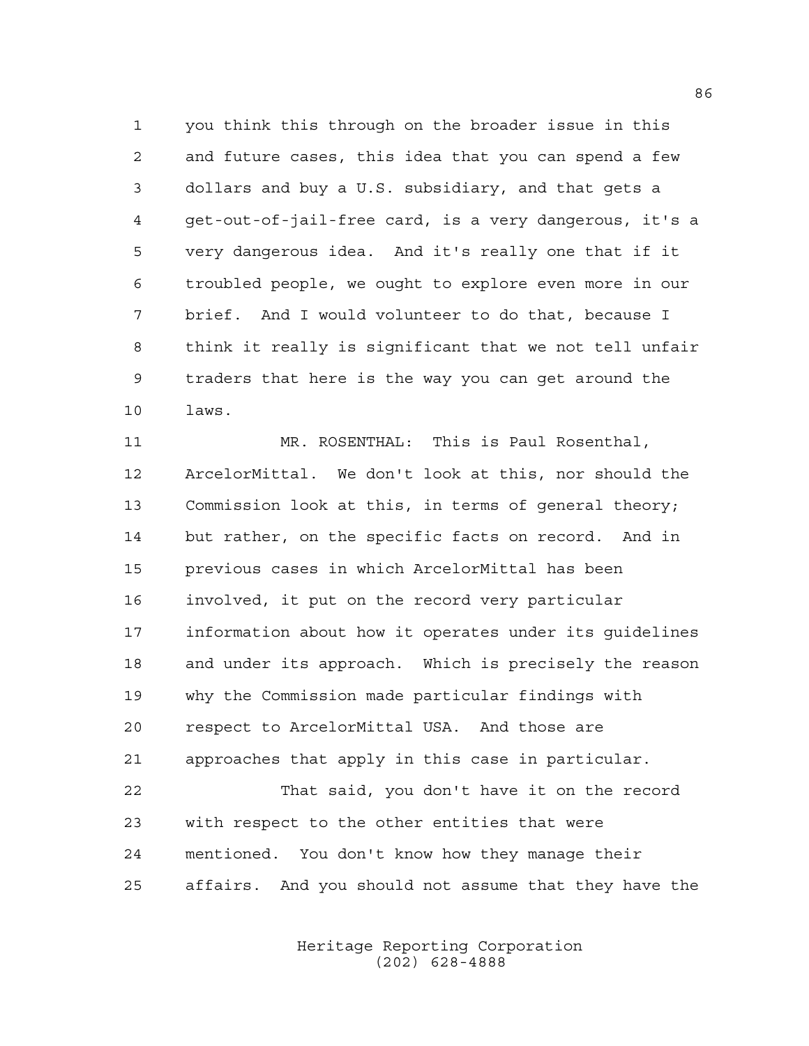you think this through on the broader issue in this and future cases, this idea that you can spend a few dollars and buy a U.S. subsidiary, and that gets a get-out-of-jail-free card, is a very dangerous, it's a very dangerous idea. And it's really one that if it troubled people, we ought to explore even more in our brief. And I would volunteer to do that, because I think it really is significant that we not tell unfair traders that here is the way you can get around the laws.

MR. ROSENTHAL: This is Paul Rosenthal, ArcelorMittal. We don't look at this, nor should the Commission look at this, in terms of general theory; but rather, on the specific facts on record. And in previous cases in which ArcelorMittal has been involved, it put on the record very particular information about how it operates under its guidelines and under its approach. Which is precisely the reason why the Commission made particular findings with respect to ArcelorMittal USA. And those are approaches that apply in this case in particular.

That said, you don't have it on the record with respect to the other entities that were mentioned. You don't know how they manage their affairs. And you should not assume that they have the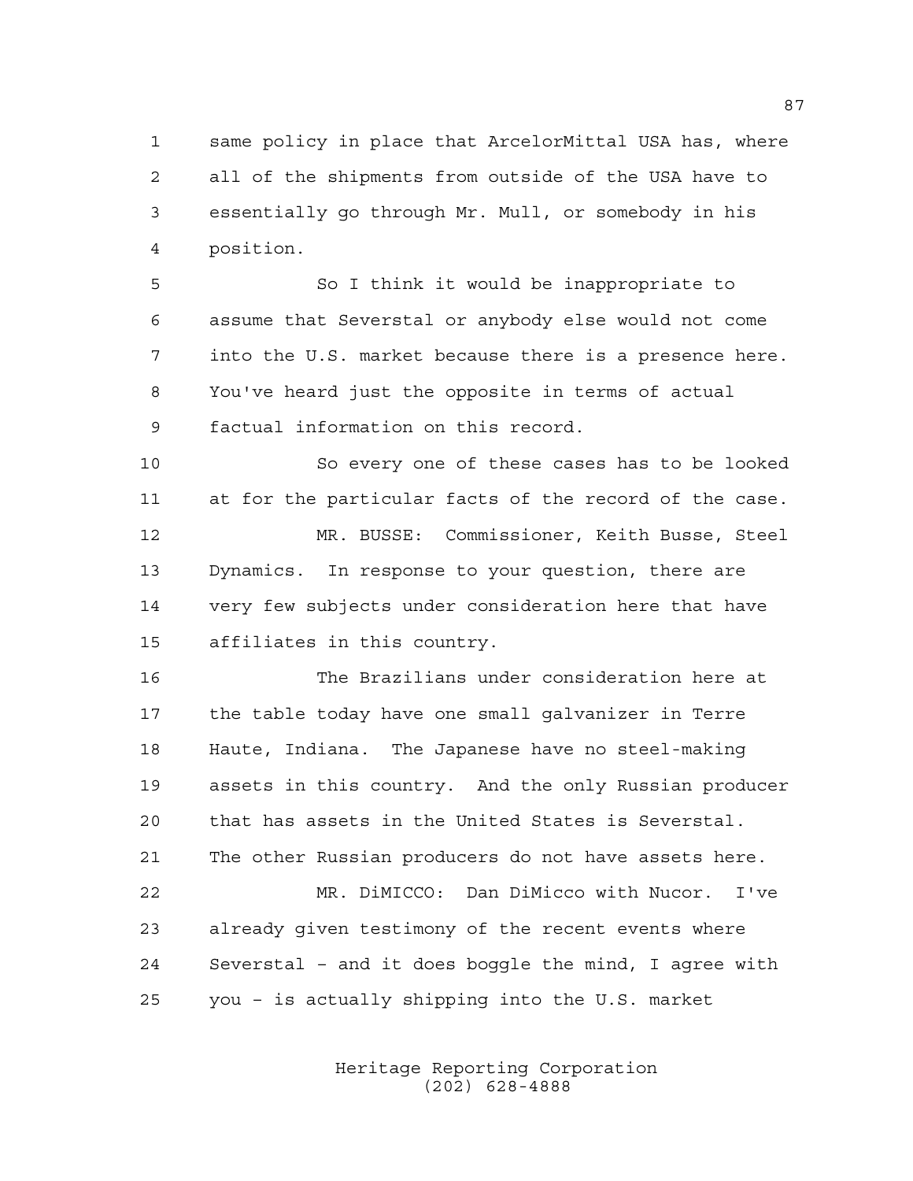same policy in place that ArcelorMittal USA has, where all of the shipments from outside of the USA have to essentially go through Mr. Mull, or somebody in his position.

So I think it would be inappropriate to assume that Severstal or anybody else would not come into the U.S. market because there is a presence here. You've heard just the opposite in terms of actual factual information on this record.

So every one of these cases has to be looked at for the particular facts of the record of the case.

MR. BUSSE: Commissioner, Keith Busse, Steel Dynamics. In response to your question, there are very few subjects under consideration here that have affiliates in this country.

The Brazilians under consideration here at the table today have one small galvanizer in Terre Haute, Indiana. The Japanese have no steel-making assets in this country. And the only Russian producer that has assets in the United States is Severstal. The other Russian producers do not have assets here.

MR. DiMICCO: Dan DiMicco with Nucor. I've already given testimony of the recent events where Severstal - and it does boggle the mind, I agree with you - is actually shipping into the U.S. market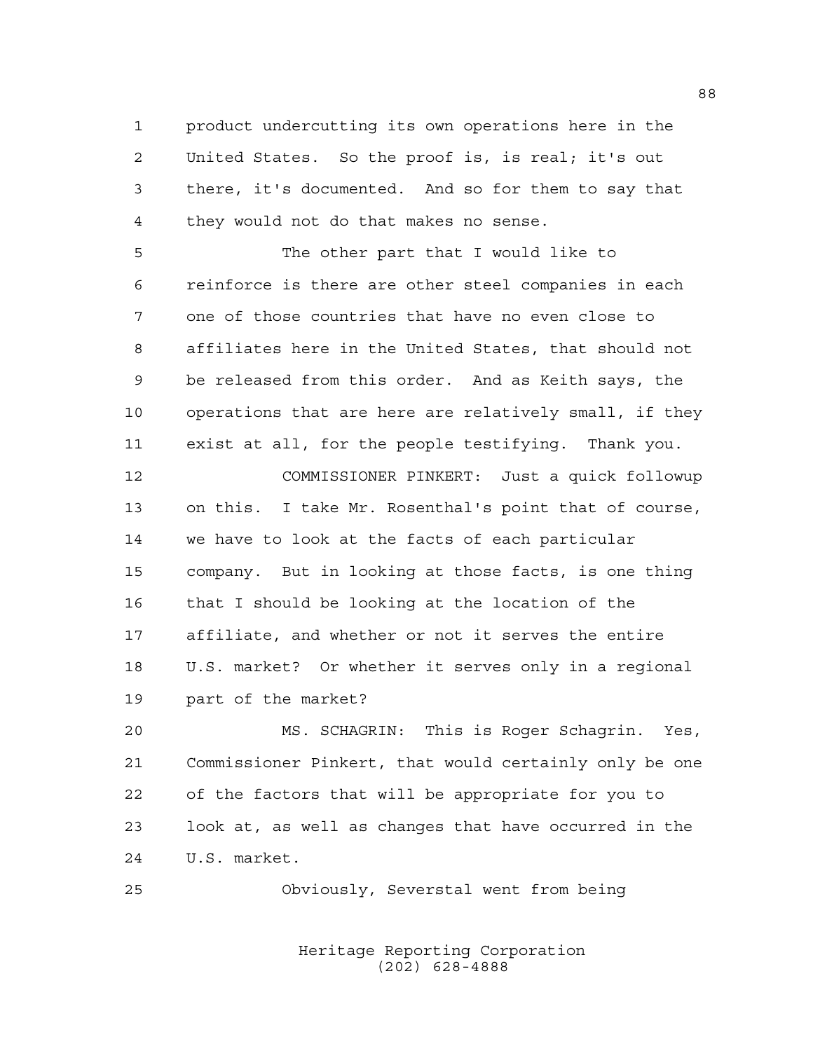product undercutting its own operations here in the United States. So the proof is, is real; it's out there, it's documented. And so for them to say that they would not do that makes no sense.

The other part that I would like to reinforce is there are other steel companies in each one of those countries that have no even close to affiliates here in the United States, that should not be released from this order. And as Keith says, the operations that are here are relatively small, if they exist at all, for the people testifying. Thank you.

COMMISSIONER PINKERT: Just a quick followup on this. I take Mr. Rosenthal's point that of course, we have to look at the facts of each particular company. But in looking at those facts, is one thing that I should be looking at the location of the affiliate, and whether or not it serves the entire U.S. market? Or whether it serves only in a regional part of the market?

MS. SCHAGRIN: This is Roger Schagrin. Yes, Commissioner Pinkert, that would certainly only be one of the factors that will be appropriate for you to look at, as well as changes that have occurred in the U.S. market.

Obviously, Severstal went from being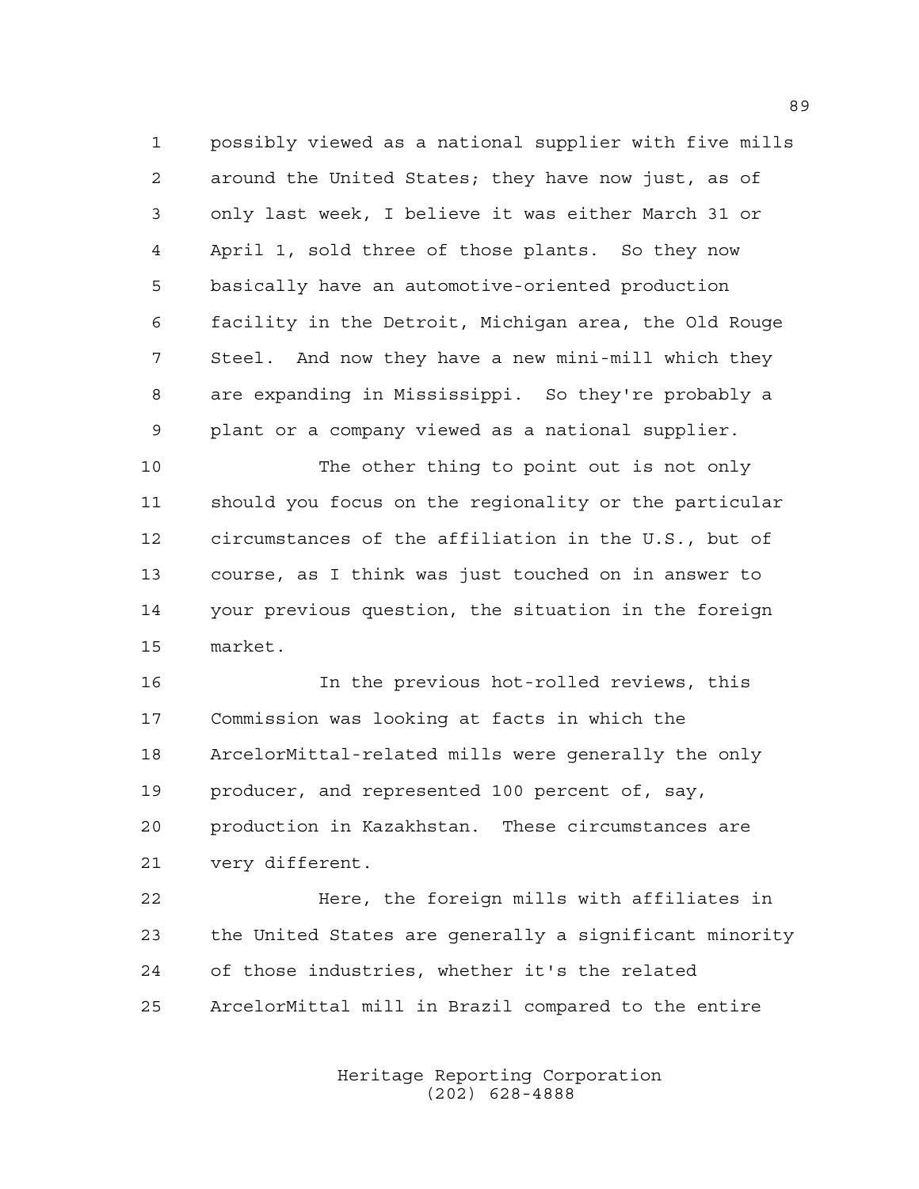possibly viewed as a national supplier with five mills around the United States; they have now just, as of only last week, I believe it was either March 31 or April 1, sold three of those plants. So they now basically have an automotive-oriented production facility in the Detroit, Michigan area, the Old Rouge Steel. And now they have a new mini-mill which they are expanding in Mississippi. So they're probably a plant or a company viewed as a national supplier.

The other thing to point out is not only should you focus on the regionality or the particular circumstances of the affiliation in the U.S., but of course, as I think was just touched on in answer to your previous question, the situation in the foreign market.

In the previous hot-rolled reviews, this Commission was looking at facts in which the ArcelorMittal-related mills were generally the only producer, and represented 100 percent of, say, production in Kazakhstan. These circumstances are very different.

Here, the foreign mills with affiliates in the United States are generally a significant minority of those industries, whether it's the related ArcelorMittal mill in Brazil compared to the entire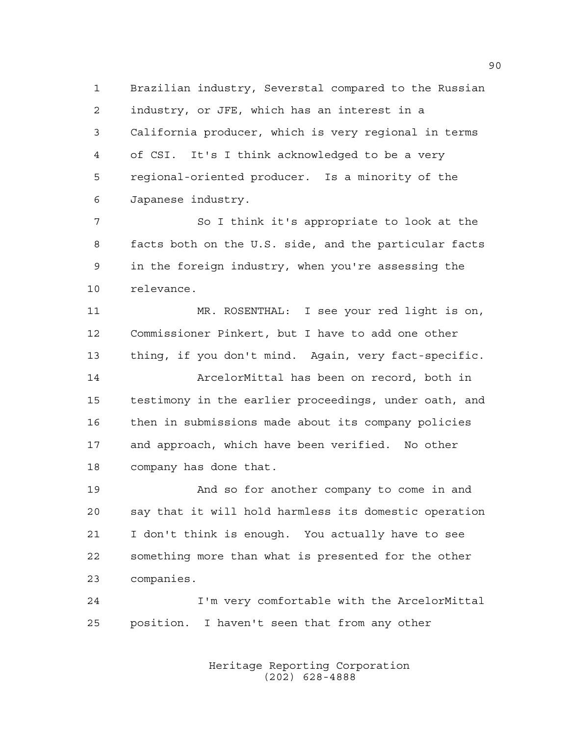Brazilian industry, Severstal compared to the Russian industry, or JFE, which has an interest in a California producer, which is very regional in terms of CSI. It's I think acknowledged to be a very regional-oriented producer. Is a minority of the Japanese industry.

So I think it's appropriate to look at the facts both on the U.S. side, and the particular facts in the foreign industry, when you're assessing the relevance.

MR. ROSENTHAL: I see your red light is on, Commissioner Pinkert, but I have to add one other thing, if you don't mind. Again, very fact-specific.

ArcelorMittal has been on record, both in testimony in the earlier proceedings, under oath, and then in submissions made about its company policies and approach, which have been verified. No other company has done that.

And so for another company to come in and say that it will hold harmless its domestic operation I don't think is enough. You actually have to see something more than what is presented for the other companies.

I'm very comfortable with the ArcelorMittal position. I haven't seen that from any other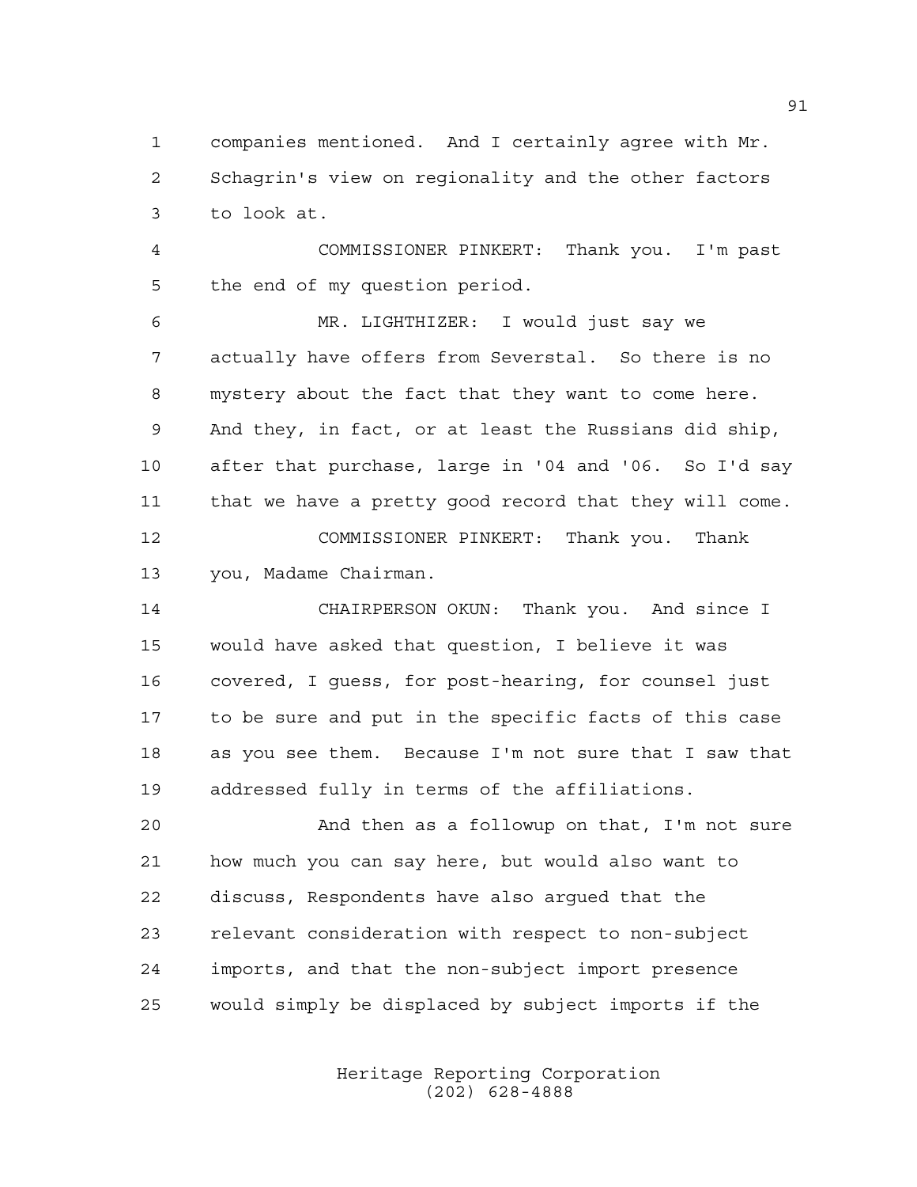companies mentioned. And I certainly agree with Mr. Schagrin's view on regionality and the other factors to look at.

COMMISSIONER PINKERT: Thank you. I'm past the end of my question period.

MR. LIGHTHIZER: I would just say we actually have offers from Severstal. So there is no mystery about the fact that they want to come here. And they, in fact, or at least the Russians did ship, after that purchase, large in '04 and '06. So I'd say that we have a pretty good record that they will come.

COMMISSIONER PINKERT: Thank you. Thank you, Madame Chairman.

CHAIRPERSON OKUN: Thank you. And since I would have asked that question, I believe it was covered, I guess, for post-hearing, for counsel just to be sure and put in the specific facts of this case as you see them. Because I'm not sure that I saw that addressed fully in terms of the affiliations.

And then as a followup on that, I'm not sure how much you can say here, but would also want to discuss, Respondents have also argued that the relevant consideration with respect to non-subject imports, and that the non-subject import presence would simply be displaced by subject imports if the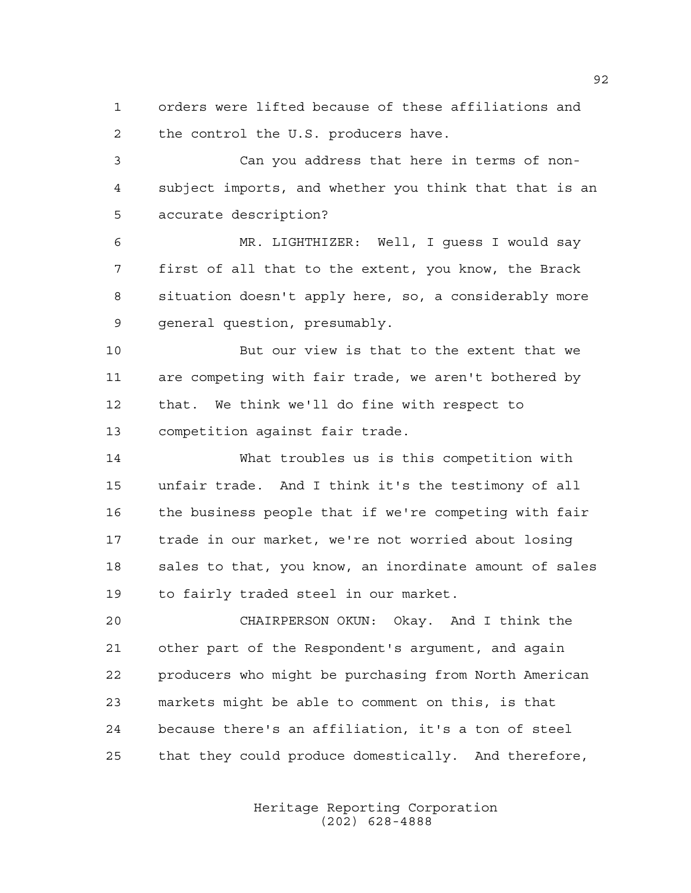orders were lifted because of these affiliations and the control the U.S. producers have.

Can you address that here in terms of non-subject imports, and whether you think that that is an accurate description?

MR. LIGHTHIZER: Well, I guess I would say first of all that to the extent, you know, the Brack situation doesn't apply here, so, a considerably more general question, presumably.

But our view is that to the extent that we are competing with fair trade, we aren't bothered by that. We think we'll do fine with respect to competition against fair trade.

What troubles us is this competition with unfair trade. And I think it's the testimony of all the business people that if we're competing with fair trade in our market, we're not worried about losing sales to that, you know, an inordinate amount of sales to fairly traded steel in our market.

CHAIRPERSON OKUN: Okay. And I think the other part of the Respondent's argument, and again producers who might be purchasing from North American markets might be able to comment on this, is that because there's an affiliation, it's a ton of steel that they could produce domestically. And therefore,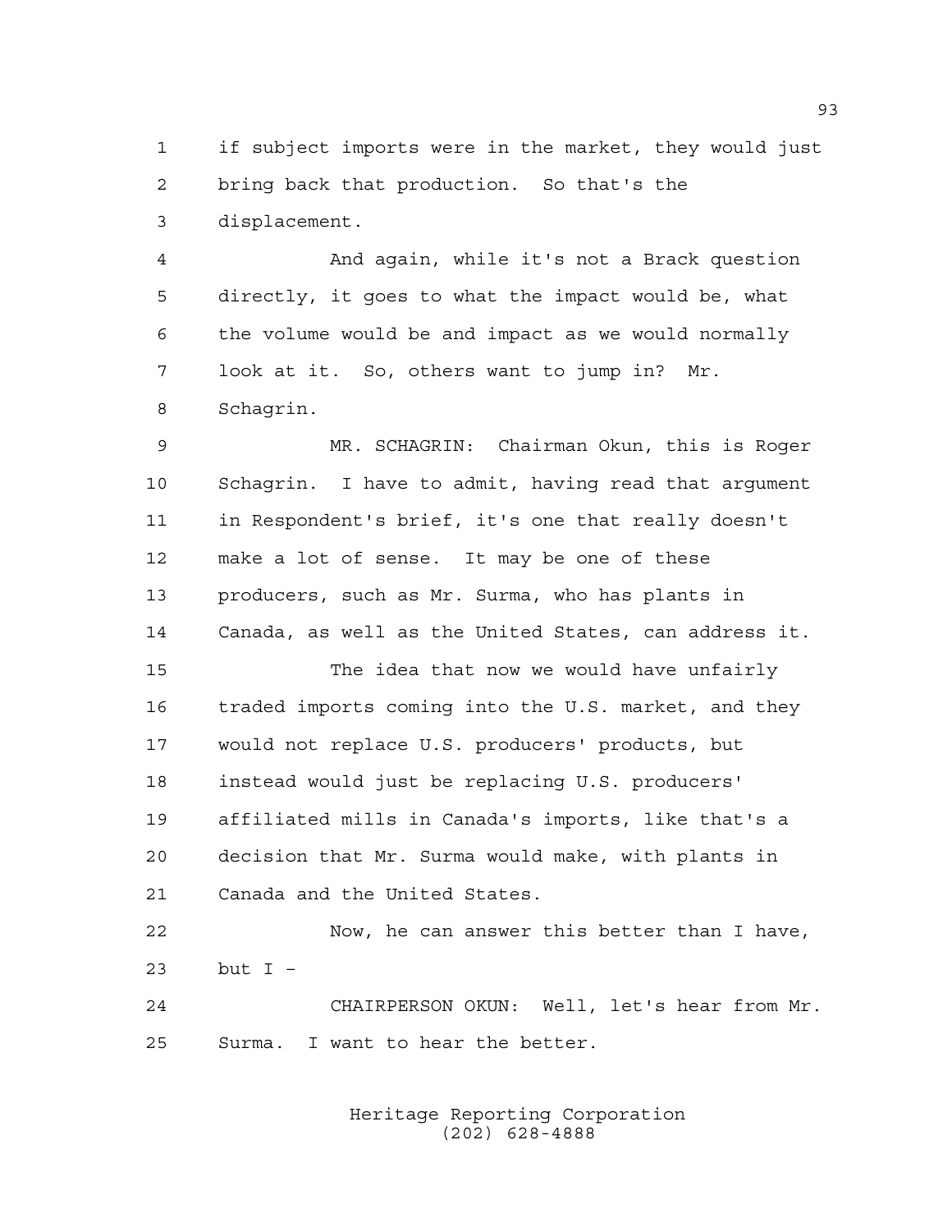if subject imports were in the market, they would just bring back that production. So that's the displacement.

And again, while it's not a Brack question directly, it goes to what the impact would be, what the volume would be and impact as we would normally look at it. So, others want to jump in? Mr. Schagrin.

MR. SCHAGRIN: Chairman Okun, this is Roger Schagrin. I have to admit, having read that argument in Respondent's brief, it's one that really doesn't make a lot of sense. It may be one of these producers, such as Mr. Surma, who has plants in Canada, as well as the United States, can address it.

The idea that now we would have unfairly traded imports coming into the U.S. market, and they would not replace U.S. producers' products, but instead would just be replacing U.S. producers' affiliated mills in Canada's imports, like that's a decision that Mr. Surma would make, with plants in Canada and the United States.

Now, he can answer this better than I have, but I –

CHAIRPERSON OKUN: Well, let's hear from Mr. Surma. I want to hear the better.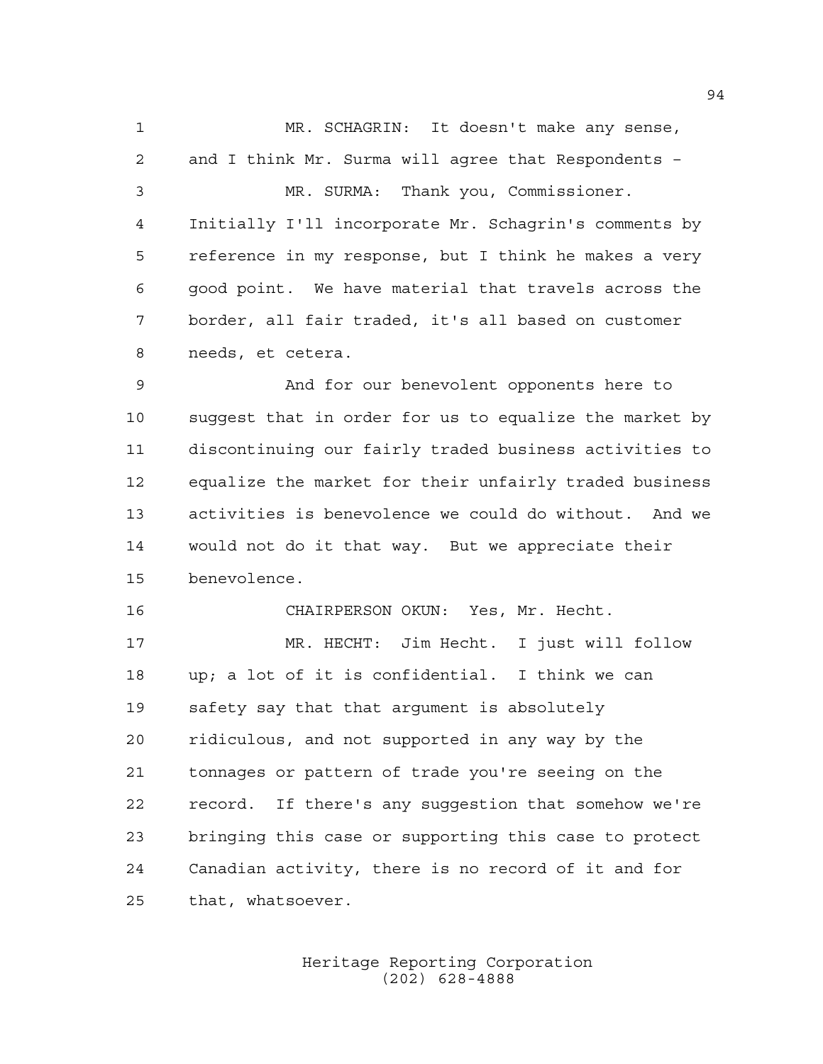MR. SCHAGRIN: It doesn't make any sense, and I think Mr. Surma will agree that Respondents –

MR. SURMA: Thank you, Commissioner. Initially I'll incorporate Mr. Schagrin's comments by reference in my response, but I think he makes a very good point. We have material that travels across the border, all fair traded, it's all based on customer needs, et cetera.

And for our benevolent opponents here to suggest that in order for us to equalize the market by discontinuing our fairly traded business activities to equalize the market for their unfairly traded business activities is benevolence we could do without. And we would not do it that way. But we appreciate their benevolence.

CHAIRPERSON OKUN: Yes, Mr. Hecht.

MR. HECHT: Jim Hecht. I just will follow up; a lot of it is confidential. I think we can safety say that that argument is absolutely ridiculous, and not supported in any way by the tonnages or pattern of trade you're seeing on the record. If there's any suggestion that somehow we're bringing this case or supporting this case to protect Canadian activity, there is no record of it and for that, whatsoever.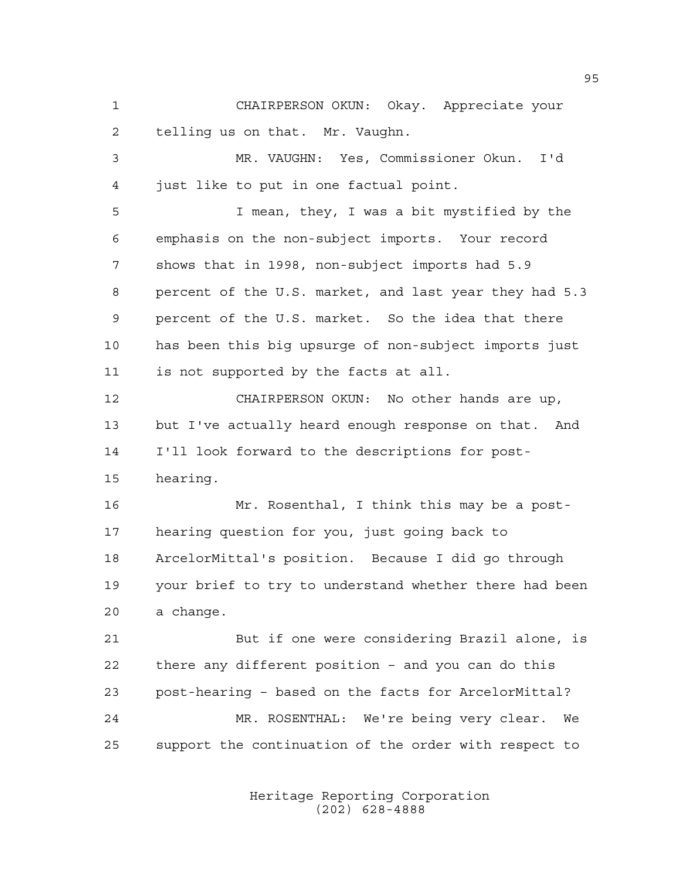CHAIRPERSON OKUN: Okay. Appreciate your telling us on that. Mr. Vaughn.

MR. VAUGHN: Yes, Commissioner Okun. I'd just like to put in one factual point.

I mean, they, I was a bit mystified by the emphasis on the non-subject imports. Your record shows that in 1998, non-subject imports had 5.9 percent of the U.S. market, and last year they had 5.3 percent of the U.S. market. So the idea that there has been this big upsurge of non-subject imports just is not supported by the facts at all.

CHAIRPERSON OKUN: No other hands are up, but I've actually heard enough response on that. And I'll look forward to the descriptions for post-hearing.

Mr. Rosenthal, I think this may be a post-hearing question for you, just going back to ArcelorMittal's position. Because I did go through your brief to try to understand whether there had been a change.

But if one were considering Brazil alone, is there any different position – and you can do this post-hearing – based on the facts for ArcelorMittal?

MR. ROSENTHAL: We're being very clear. We support the continuation of the order with respect to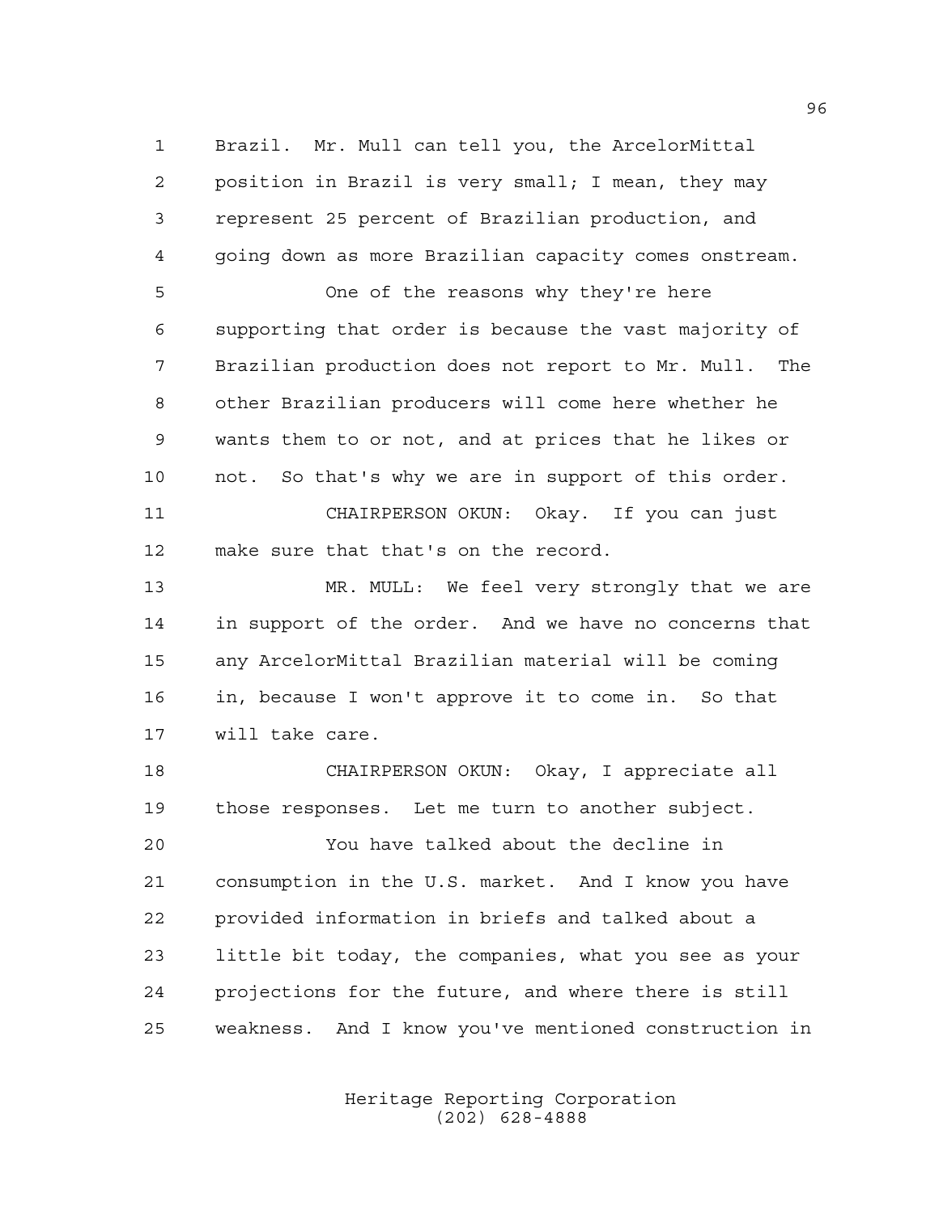Brazil. Mr. Mull can tell you, the ArcelorMittal position in Brazil is very small; I mean, they may represent 25 percent of Brazilian production, and going down as more Brazilian capacity comes onstream.

One of the reasons why they're here supporting that order is because the vast majority of Brazilian production does not report to Mr. Mull. The other Brazilian producers will come here whether he wants them to or not, and at prices that he likes or not. So that's why we are in support of this order.

CHAIRPERSON OKUN: Okay. If you can just make sure that that's on the record.

MR. MULL: We feel very strongly that we are in support of the order. And we have no concerns that any ArcelorMittal Brazilian material will be coming in, because I won't approve it to come in. So that will take care.

CHAIRPERSON OKUN: Okay, I appreciate all those responses. Let me turn to another subject.

You have talked about the decline in consumption in the U.S. market. And I know you have provided information in briefs and talked about a little bit today, the companies, what you see as your projections for the future, and where there is still weakness. And I know you've mentioned construction in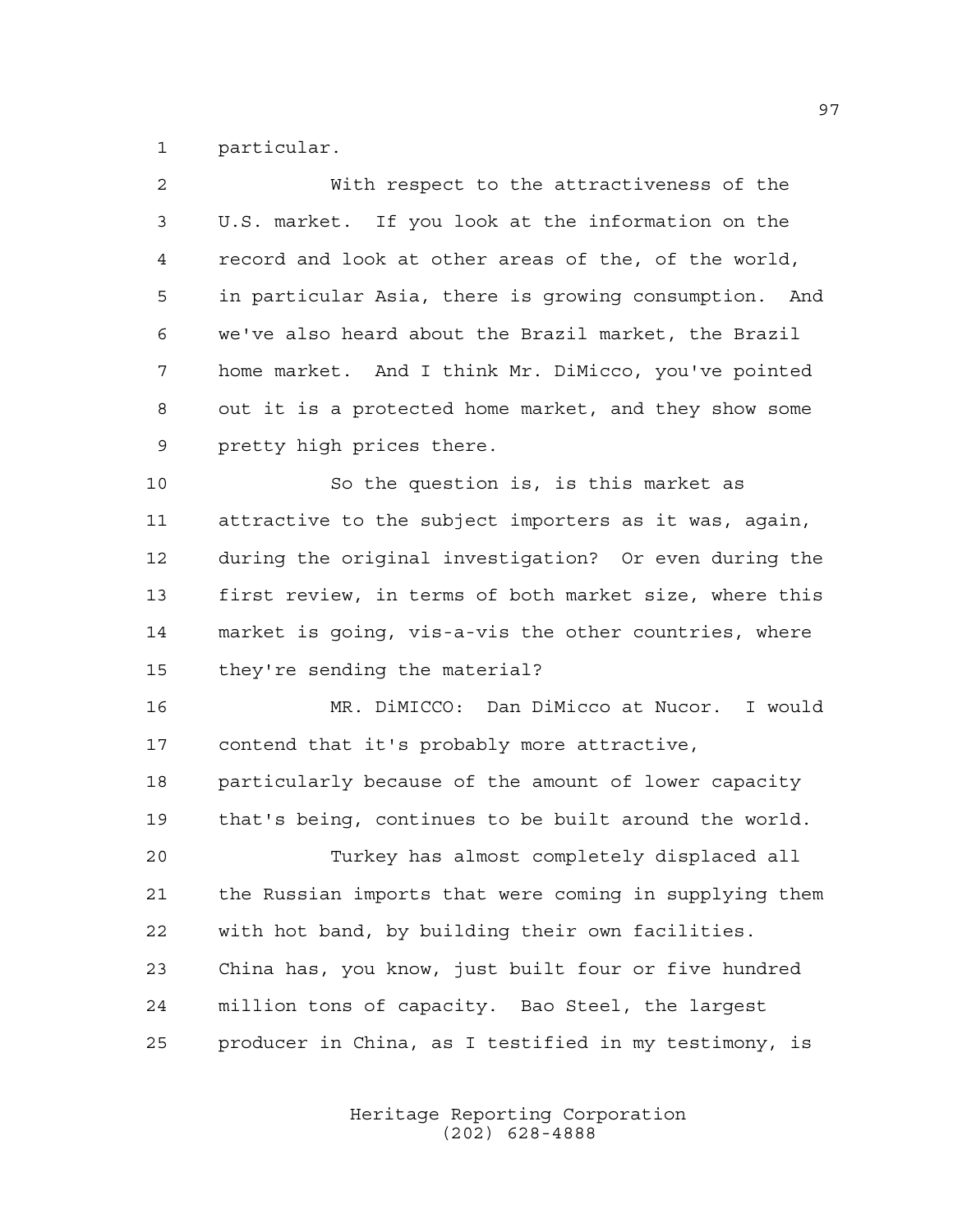particular.

With respect to the attractiveness of the U.S. market. If you look at the information on the record and look at other areas of the, of the world, in particular Asia, there is growing consumption. And we've also heard about the Brazil market, the Brazil home market. And I think Mr. DiMicco, you've pointed out it is a protected home market, and they show some pretty high prices there.

So the question is, is this market as attractive to the subject importers as it was, again, during the original investigation? Or even during the first review, in terms of both market size, where this market is going, vis-a-vis the other countries, where they're sending the material?

MR. DiMICCO: Dan DiMicco at Nucor. I would contend that it's probably more attractive, particularly because of the amount of lower capacity that's being, continues to be built around the world.

Turkey has almost completely displaced all the Russian imports that were coming in supplying them with hot band, by building their own facilities. China has, you know, just built four or five hundred million tons of capacity. Bao Steel, the largest producer in China, as I testified in my testimony, is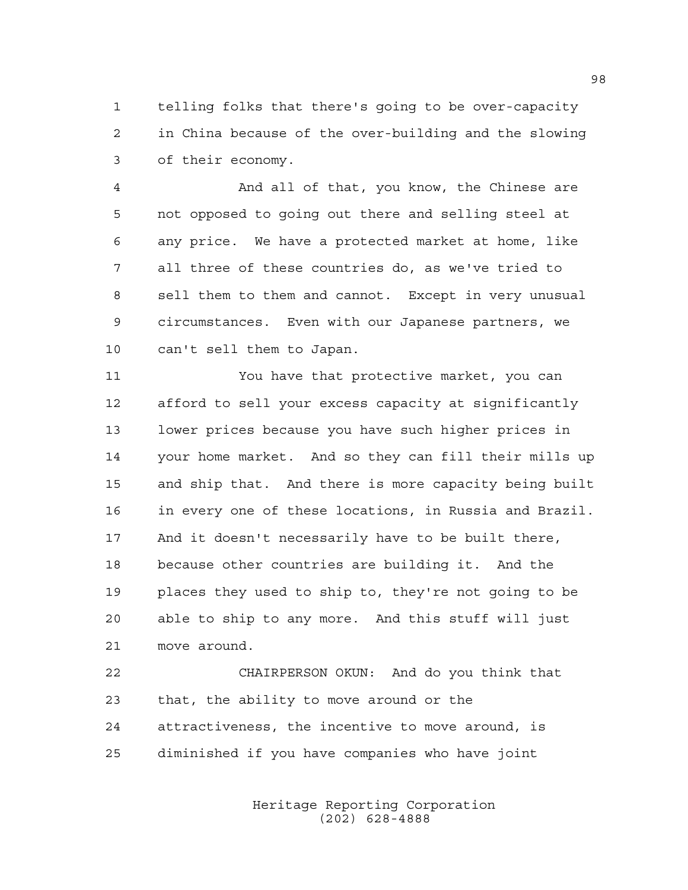telling folks that there's going to be over-capacity in China because of the over-building and the slowing of their economy.

And all of that, you know, the Chinese are not opposed to going out there and selling steel at any price. We have a protected market at home, like all three of these countries do, as we've tried to sell them to them and cannot. Except in very unusual circumstances. Even with our Japanese partners, we can't sell them to Japan.

You have that protective market, you can afford to sell your excess capacity at significantly lower prices because you have such higher prices in your home market. And so they can fill their mills up and ship that. And there is more capacity being built in every one of these locations, in Russia and Brazil. And it doesn't necessarily have to be built there, because other countries are building it. And the places they used to ship to, they're not going to be able to ship to any more. And this stuff will just move around.

CHAIRPERSON OKUN: And do you think that that, the ability to move around or the attractiveness, the incentive to move around, is diminished if you have companies who have joint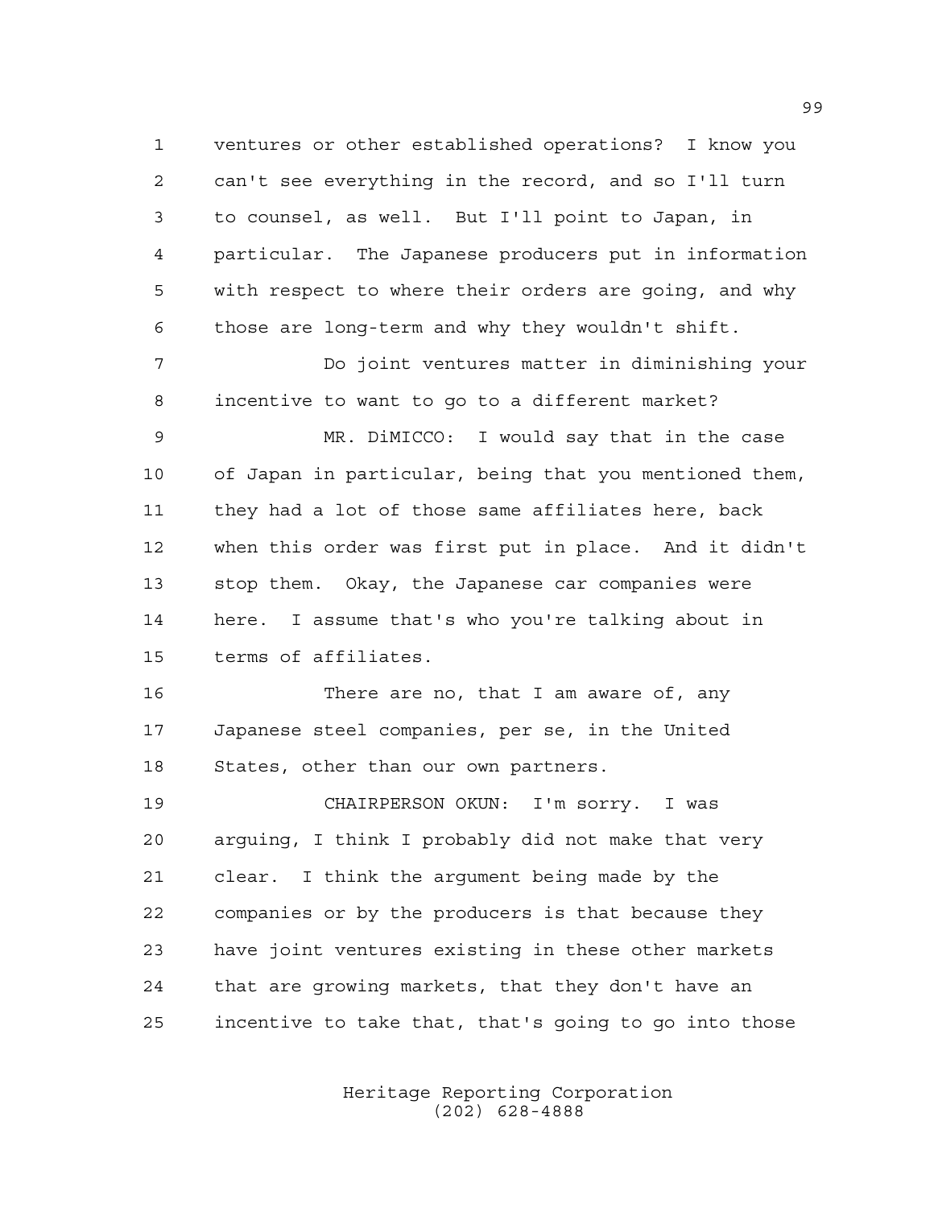ventures or other established operations? I know you can't see everything in the record, and so I'll turn to counsel, as well. But I'll point to Japan, in particular. The Japanese producers put in information with respect to where their orders are going, and why those are long-term and why they wouldn't shift.

Do joint ventures matter in diminishing your incentive to want to go to a different market?

MR. DiMICCO: I would say that in the case of Japan in particular, being that you mentioned them, they had a lot of those same affiliates here, back when this order was first put in place. And it didn't stop them. Okay, the Japanese car companies were here. I assume that's who you're talking about in terms of affiliates.

There are no, that I am aware of, any Japanese steel companies, per se, in the United States, other than our own partners.

CHAIRPERSON OKUN: I'm sorry. I was arguing, I think I probably did not make that very clear. I think the argument being made by the companies or by the producers is that because they have joint ventures existing in these other markets that are growing markets, that they don't have an incentive to take that, that's going to go into those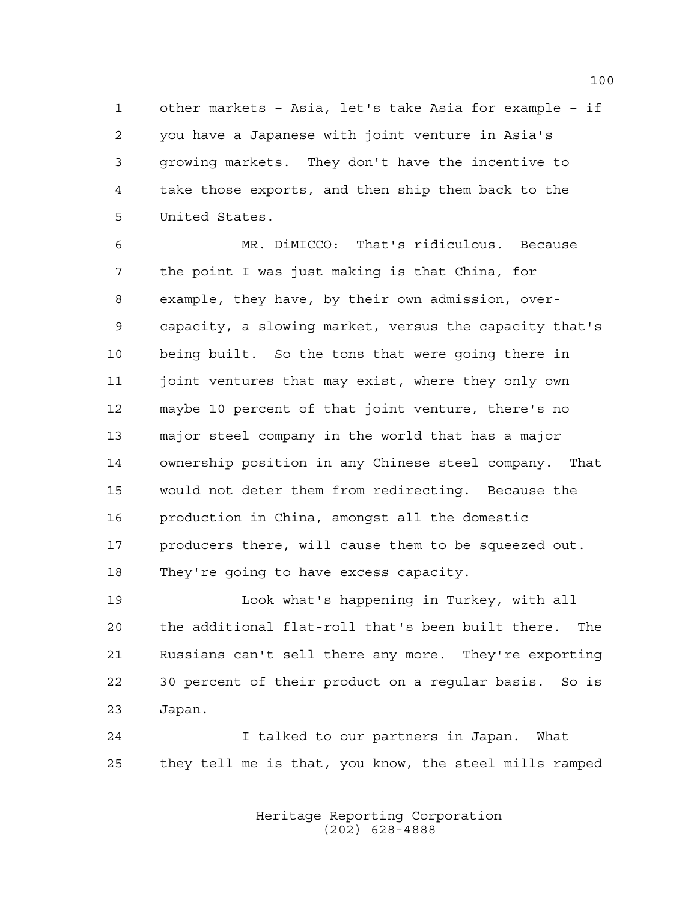other markets – Asia, let's take Asia for example – if you have a Japanese with joint venture in Asia's growing markets. They don't have the incentive to take those exports, and then ship them back to the United States.

MR. DiMICCO: That's ridiculous. Because the point I was just making is that China, for example, they have, by their own admission, over-capacity, a slowing market, versus the capacity that's being built. So the tons that were going there in joint ventures that may exist, where they only own maybe 10 percent of that joint venture, there's no major steel company in the world that has a major ownership position in any Chinese steel company. That would not deter them from redirecting. Because the production in China, amongst all the domestic producers there, will cause them to be squeezed out. They're going to have excess capacity.

Look what's happening in Turkey, with all the additional flat-roll that's been built there. The Russians can't sell there any more. They're exporting 30 percent of their product on a regular basis. So is Japan.

I talked to our partners in Japan. What they tell me is that, you know, the steel mills ramped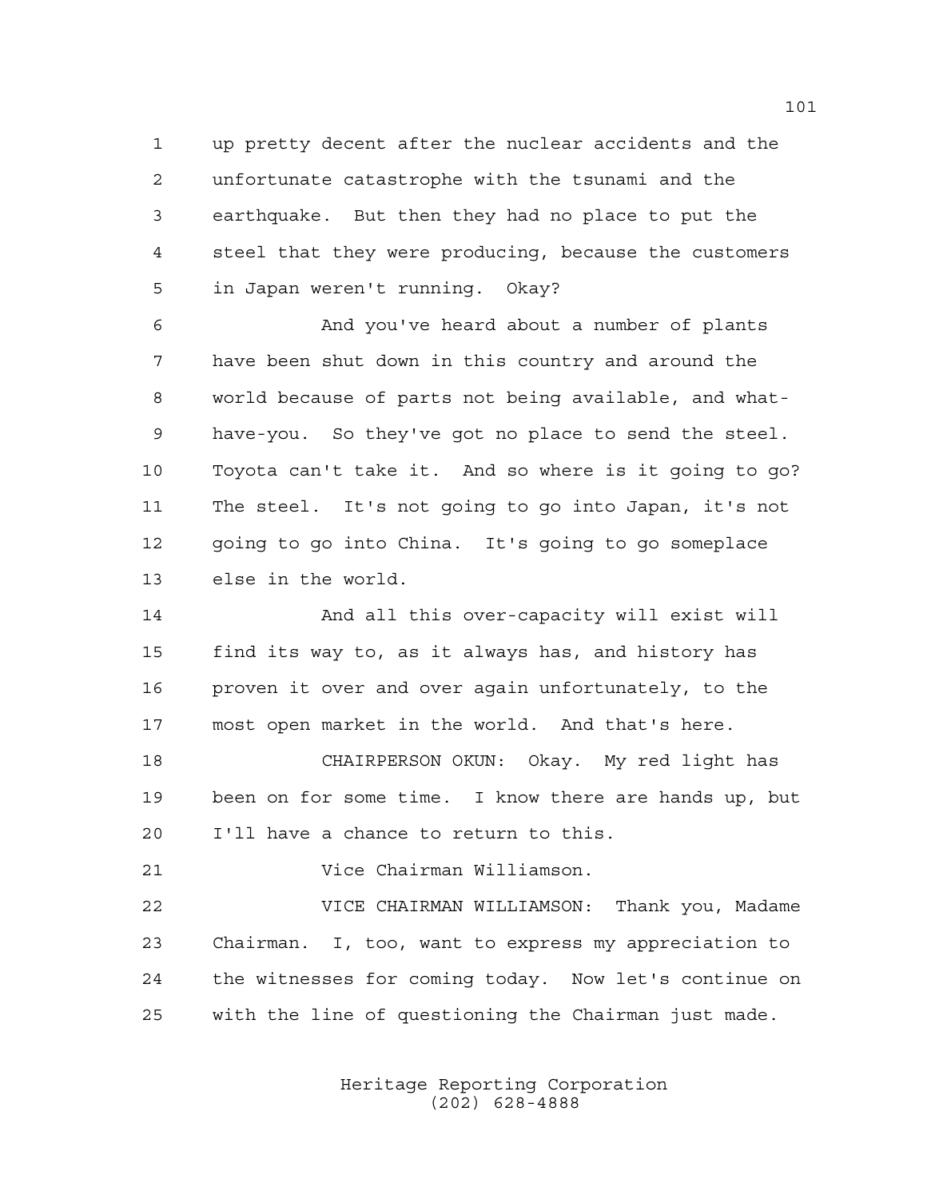up pretty decent after the nuclear accidents and the unfortunate catastrophe with the tsunami and the earthquake. But then they had no place to put the steel that they were producing, because the customers in Japan weren't running. Okay?

And you've heard about a number of plants have been shut down in this country and around the world because of parts not being available, and what-have-you. So they've got no place to send the steel. Toyota can't take it. And so where is it going to go? The steel. It's not going to go into Japan, it's not going to go into China. It's going to go someplace else in the world.

And all this over-capacity will exist will find its way to, as it always has, and history has proven it over and over again unfortunately, to the most open market in the world. And that's here.

CHAIRPERSON OKUN: Okay. My red light has been on for some time. I know there are hands up, but I'll have a chance to return to this.

Vice Chairman Williamson.

VICE CHAIRMAN WILLIAMSON: Thank you, Madame Chairman. I, too, want to express my appreciation to the witnesses for coming today. Now let's continue on with the line of questioning the Chairman just made.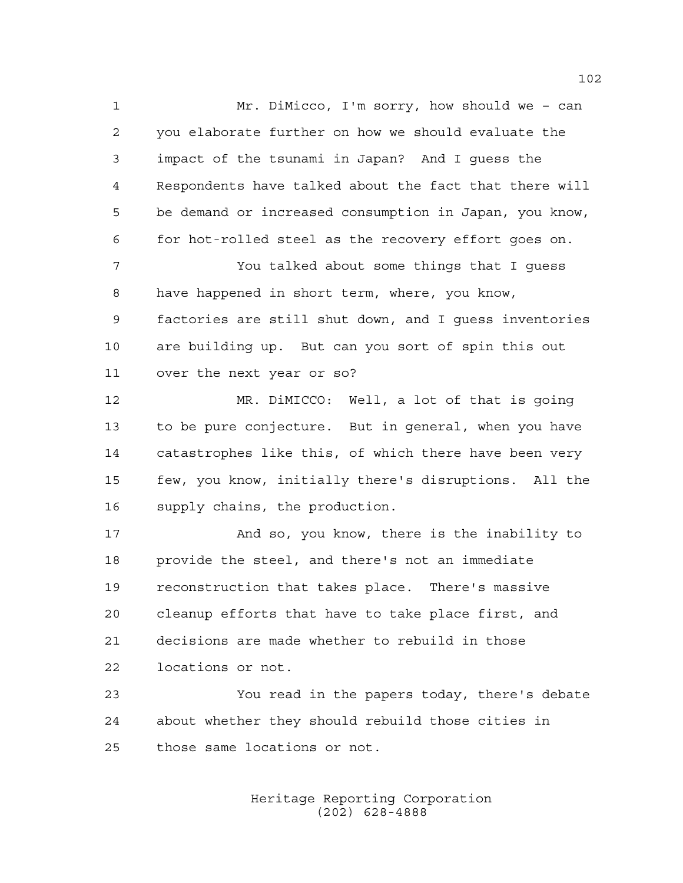Mr. DiMicco, I'm sorry, how should we - can you elaborate further on how we should evaluate the impact of the tsunami in Japan? And I guess the Respondents have talked about the fact that there will be demand or increased consumption in Japan, you know, for hot-rolled steel as the recovery effort goes on.

You talked about some things that I guess have happened in short term, where, you know, factories are still shut down, and I guess inventories are building up. But can you sort of spin this out over the next year or so?

MR. DiMICCO: Well, a lot of that is going to be pure conjecture. But in general, when you have catastrophes like this, of which there have been very few, you know, initially there's disruptions. All the supply chains, the production.

And so, you know, there is the inability to provide the steel, and there's not an immediate reconstruction that takes place. There's massive cleanup efforts that have to take place first, and decisions are made whether to rebuild in those locations or not.

You read in the papers today, there's debate about whether they should rebuild those cities in those same locations or not.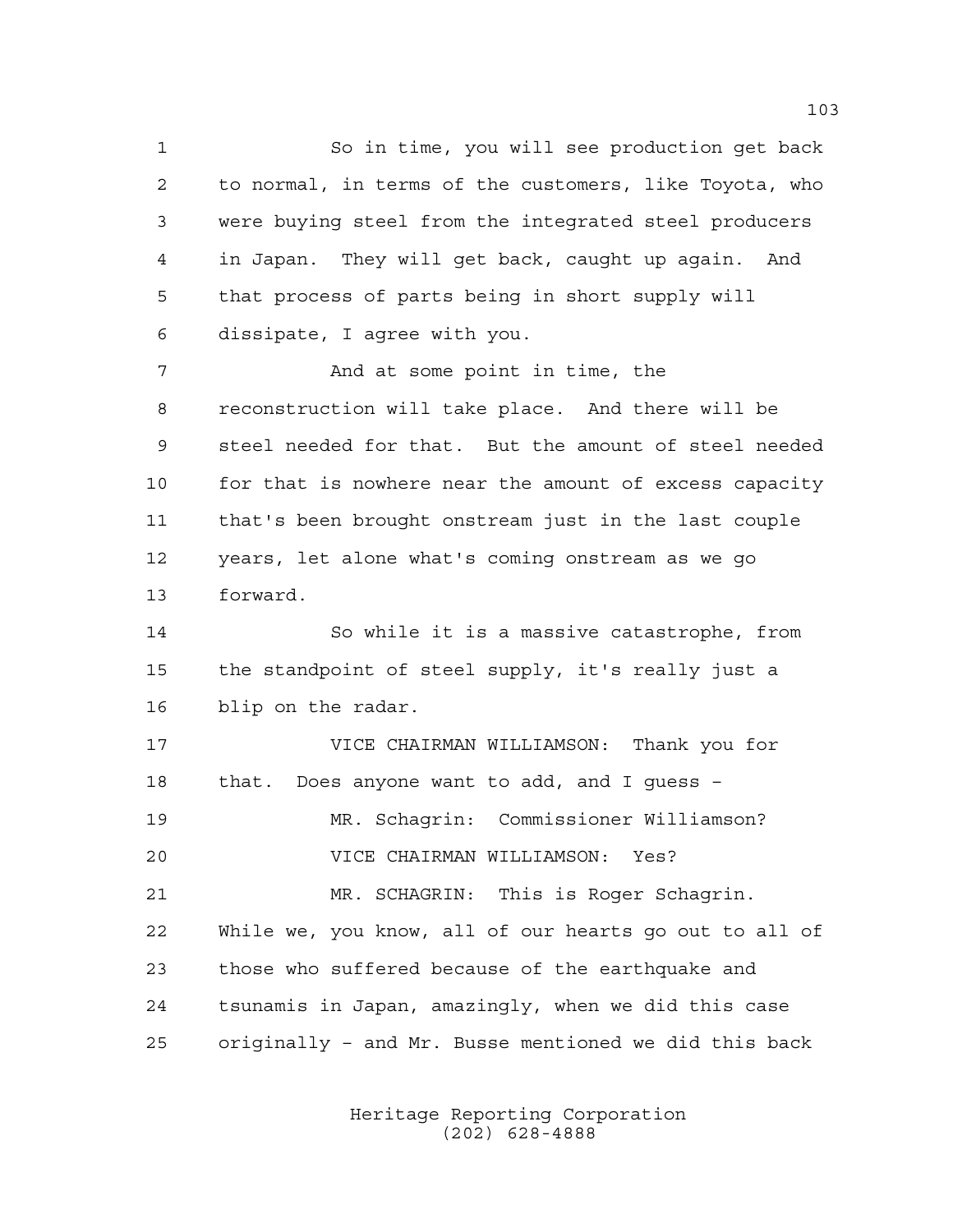So in time, you will see production get back to normal, in terms of the customers, like Toyota, who were buying steel from the integrated steel producers in Japan. They will get back, caught up again. And that process of parts being in short supply will dissipate, I agree with you.

And at some point in time, the reconstruction will take place. And there will be steel needed for that. But the amount of steel needed for that is nowhere near the amount of excess capacity that's been brought onstream just in the last couple years, let alone what's coming onstream as we go forward.

So while it is a massive catastrophe, from the standpoint of steel supply, it's really just a blip on the radar.

VICE CHAIRMAN WILLIAMSON: Thank you for that. Does anyone want to add, and I guess –

MR. Schagrin: Commissioner Williamson?

VICE CHAIRMAN WILLIAMSON: Yes?

MR. SCHAGRIN: This is Roger Schagrin. While we, you know, all of our hearts go out to all of those who suffered because of the earthquake and tsunamis in Japan, amazingly, when we did this case originally – and Mr. Busse mentioned we did this back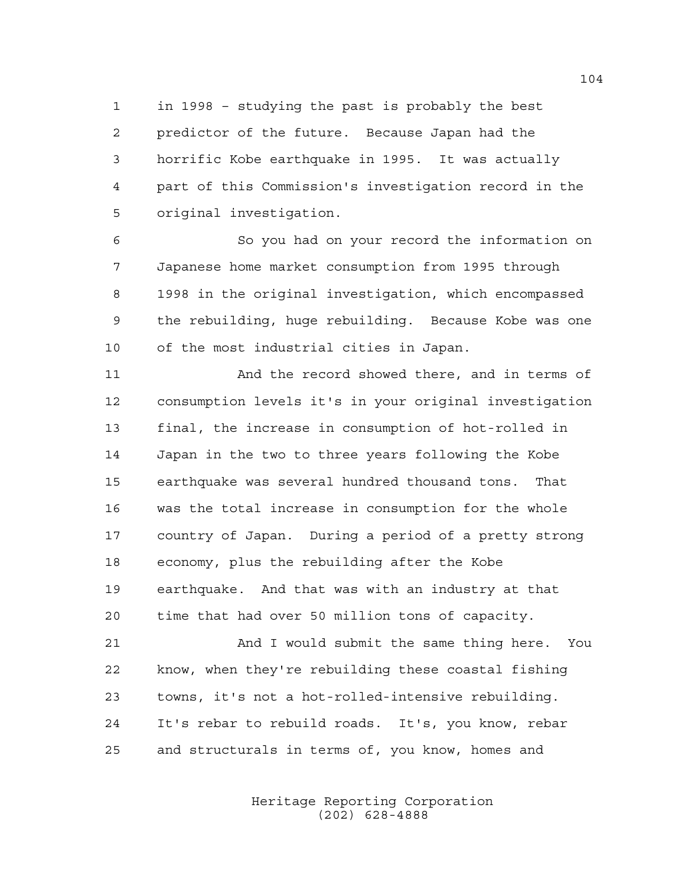in 1998 – studying the past is probably the best predictor of the future. Because Japan had the horrific Kobe earthquake in 1995. It was actually part of this Commission's investigation record in the original investigation.

So you had on your record the information on Japanese home market consumption from 1995 through 1998 in the original investigation, which encompassed the rebuilding, huge rebuilding. Because Kobe was one of the most industrial cities in Japan.

And the record showed there, and in terms of consumption levels it's in your original investigation final, the increase in consumption of hot-rolled in Japan in the two to three years following the Kobe earthquake was several hundred thousand tons. That was the total increase in consumption for the whole country of Japan. During a period of a pretty strong economy, plus the rebuilding after the Kobe earthquake. And that was with an industry at that time that had over 50 million tons of capacity.

And I would submit the same thing here. You know, when they're rebuilding these coastal fishing towns, it's not a hot-rolled-intensive rebuilding. It's rebar to rebuild roads. It's, you know, rebar and structurals in terms of, you know, homes and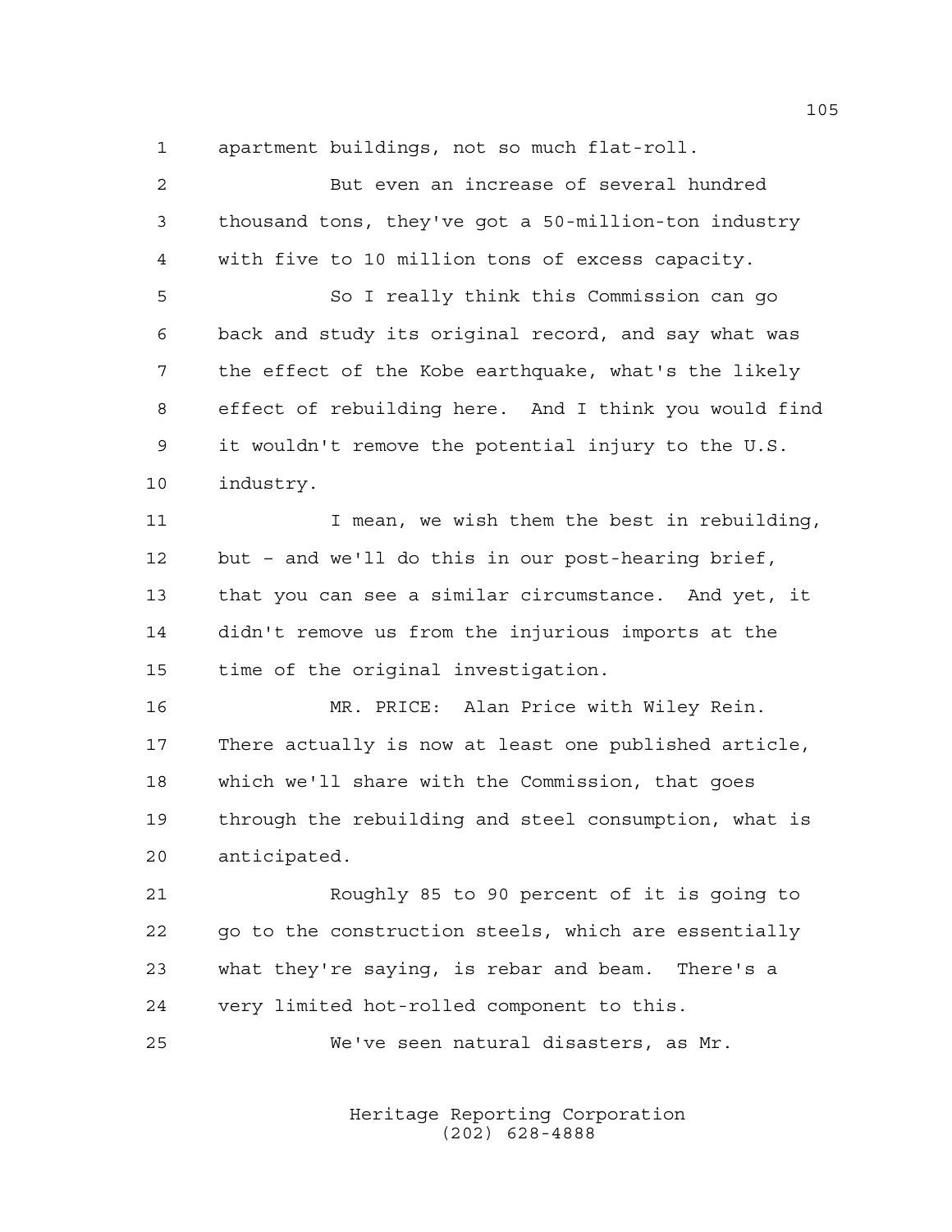apartment buildings, not so much flat-roll.

But even an increase of several hundred thousand tons, they've got a 50-million-ton industry with five to 10 million tons of excess capacity.

So I really think this Commission can go back and study its original record, and say what was the effect of the Kobe earthquake, what's the likely effect of rebuilding here. And I think you would find it wouldn't remove the potential injury to the U.S. industry.

I mean, we wish them the best in rebuilding, but - and we'll do this in our post-hearing brief, that you can see a similar circumstance. And yet, it didn't remove us from the injurious imports at the time of the original investigation.

MR. PRICE: Alan Price with Wiley Rein. There actually is now at least one published article, which we'll share with the Commission, that goes through the rebuilding and steel consumption, what is anticipated.

Roughly 85 to 90 percent of it is going to go to the construction steels, which are essentially what they're saying, is rebar and beam. There's a very limited hot-rolled component to this.

We've seen natural disasters, as Mr.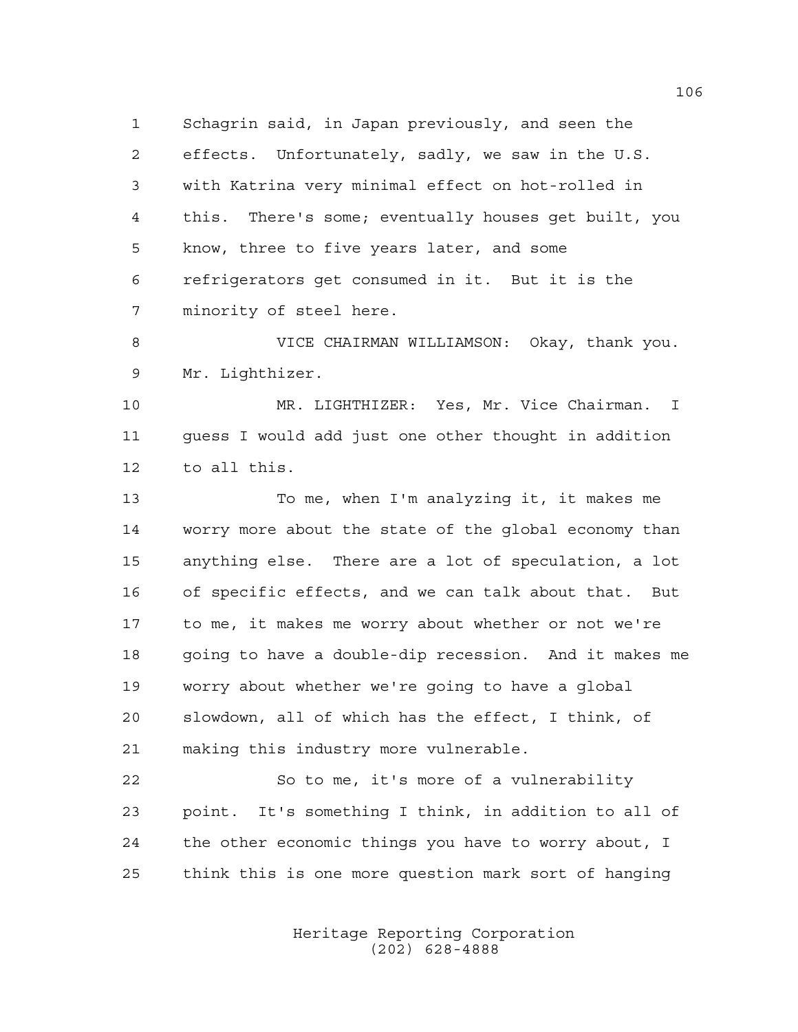Schagrin said, in Japan previously, and seen the effects. Unfortunately, sadly, we saw in the U.S. with Katrina very minimal effect on hot-rolled in this. There's some; eventually houses get built, you know, three to five years later, and some refrigerators get consumed in it. But it is the minority of steel here.

VICE CHAIRMAN WILLIAMSON: Okay, thank you. Mr. Lighthizer.

MR. LIGHTHIZER: Yes, Mr. Vice Chairman. I guess I would add just one other thought in addition to all this.

To me, when I'm analyzing it, it makes me worry more about the state of the global economy than anything else. There are a lot of speculation, a lot of specific effects, and we can talk about that. But to me, it makes me worry about whether or not we're going to have a double-dip recession. And it makes me worry about whether we're going to have a global slowdown, all of which has the effect, I think, of making this industry more vulnerable.

So to me, it's more of a vulnerability point. It's something I think, in addition to all of the other economic things you have to worry about, I think this is one more question mark sort of hanging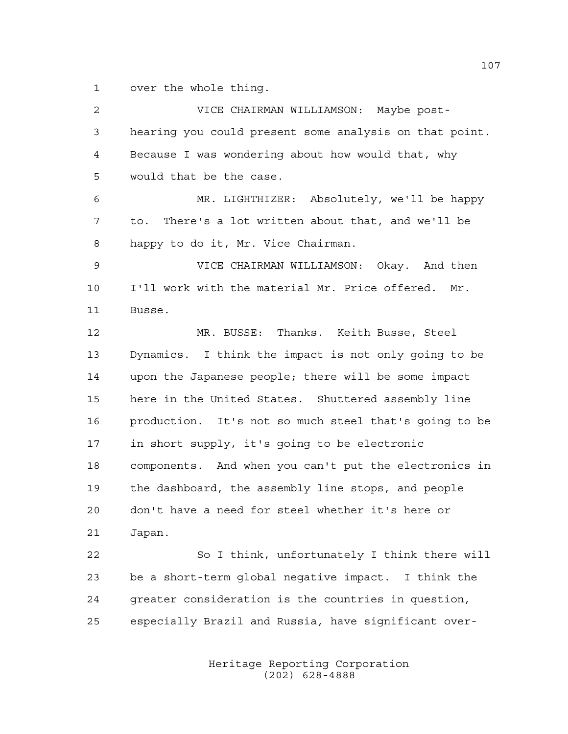over the whole thing.

VICE CHAIRMAN WILLIAMSON: Maybe post-hearing you could present some analysis on that point. Because I was wondering about how would that, why would that be the case.

MR. LIGHTHIZER: Absolutely, we'll be happy to. There's a lot written about that, and we'll be happy to do it, Mr. Vice Chairman.

VICE CHAIRMAN WILLIAMSON: Okay. And then I'll work with the material Mr. Price offered. Mr. Busse.

MR. BUSSE: Thanks. Keith Busse, Steel Dynamics. I think the impact is not only going to be upon the Japanese people; there will be some impact here in the United States. Shuttered assembly line production. It's not so much steel that's going to be in short supply, it's going to be electronic components. And when you can't put the electronics in the dashboard, the assembly line stops, and people don't have a need for steel whether it's here or Japan.

So I think, unfortunately I think there will be a short-term global negative impact. I think the greater consideration is the countries in question, especially Brazil and Russia, have significant over-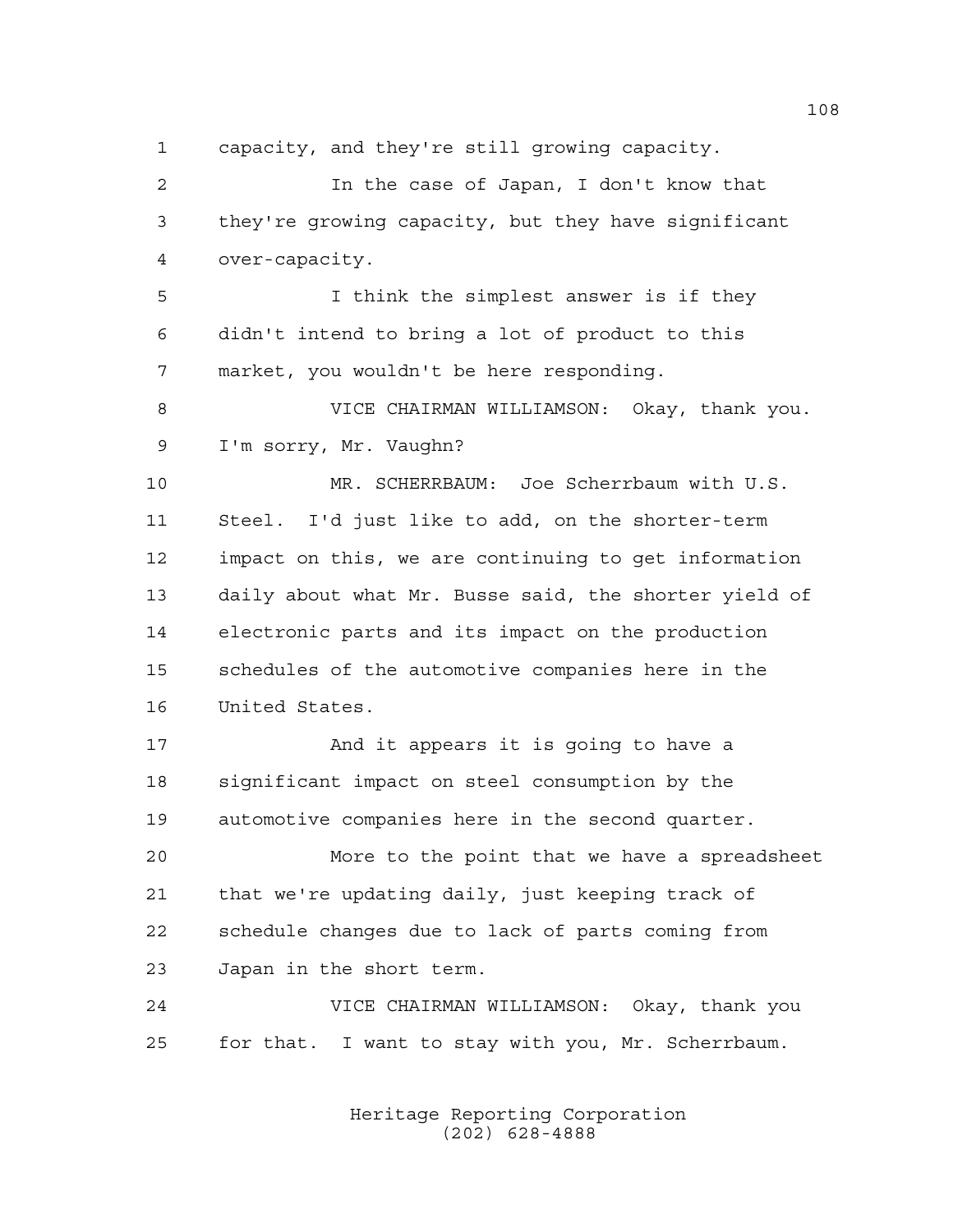capacity, and they're still growing capacity.

In the case of Japan, I don't know that they're growing capacity, but they have significant over-capacity.

I think the simplest answer is if they didn't intend to bring a lot of product to this market, you wouldn't be here responding.

VICE CHAIRMAN WILLIAMSON: Okay, thank you. I'm sorry, Mr. Vaughn?

MR. SCHERRBAUM: Joe Scherrbaum with U.S. Steel. I'd just like to add, on the shorter-term impact on this, we are continuing to get information daily about what Mr. Busse said, the shorter yield of electronic parts and its impact on the production schedules of the automotive companies here in the United States.

And it appears it is going to have a significant impact on steel consumption by the automotive companies here in the second quarter.

More to the point that we have a spreadsheet that we're updating daily, just keeping track of schedule changes due to lack of parts coming from Japan in the short term.

VICE CHAIRMAN WILLIAMSON: Okay, thank you for that. I want to stay with you, Mr. Scherrbaum.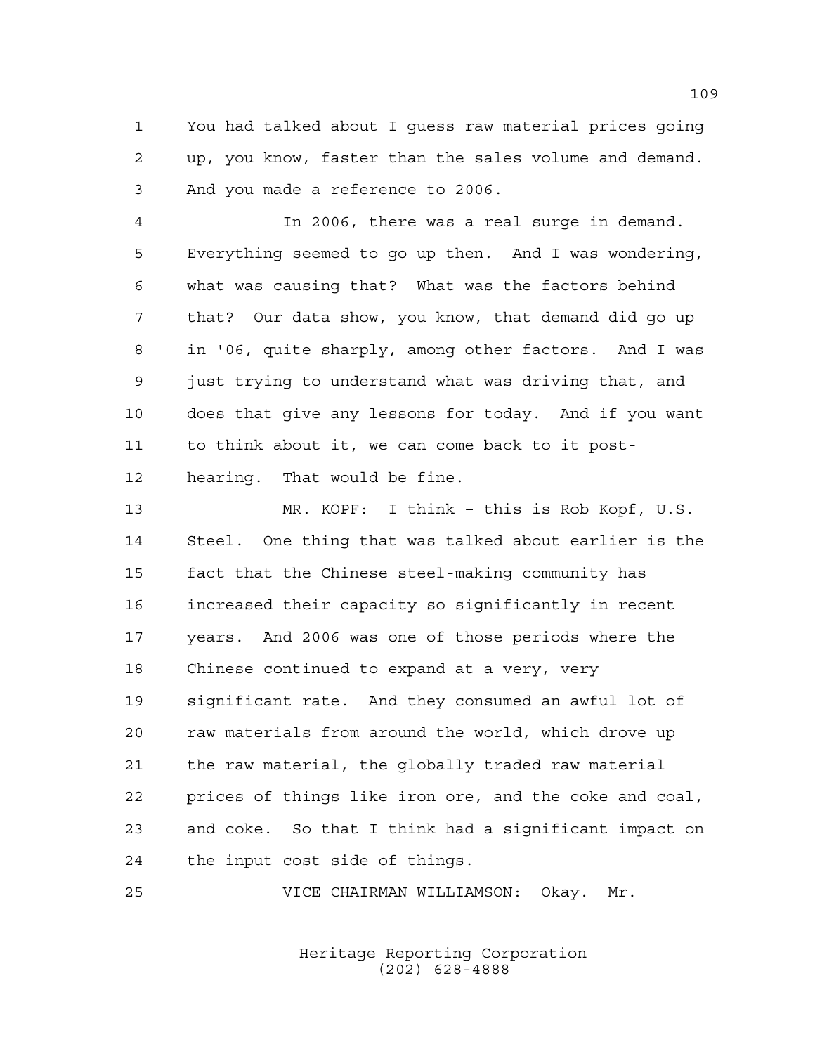You had talked about I guess raw material prices going up, you know, faster than the sales volume and demand. And you made a reference to 2006.

In 2006, there was a real surge in demand. Everything seemed to go up then. And I was wondering, what was causing that? What was the factors behind that? Our data show, you know, that demand did go up in '06, quite sharply, among other factors. And I was just trying to understand what was driving that, and does that give any lessons for today. And if you want to think about it, we can come back to it post-hearing. That would be fine.

MR. KOPF: I think – this is Rob Kopf, U.S. Steel. One thing that was talked about earlier is the fact that the Chinese steel-making community has increased their capacity so significantly in recent years. And 2006 was one of those periods where the Chinese continued to expand at a very, very significant rate. And they consumed an awful lot of raw materials from around the world, which drove up the raw material, the globally traded raw material prices of things like iron ore, and the coke and coal, and coke. So that I think had a significant impact on the input cost side of things.

VICE CHAIRMAN WILLIAMSON: Okay. Mr.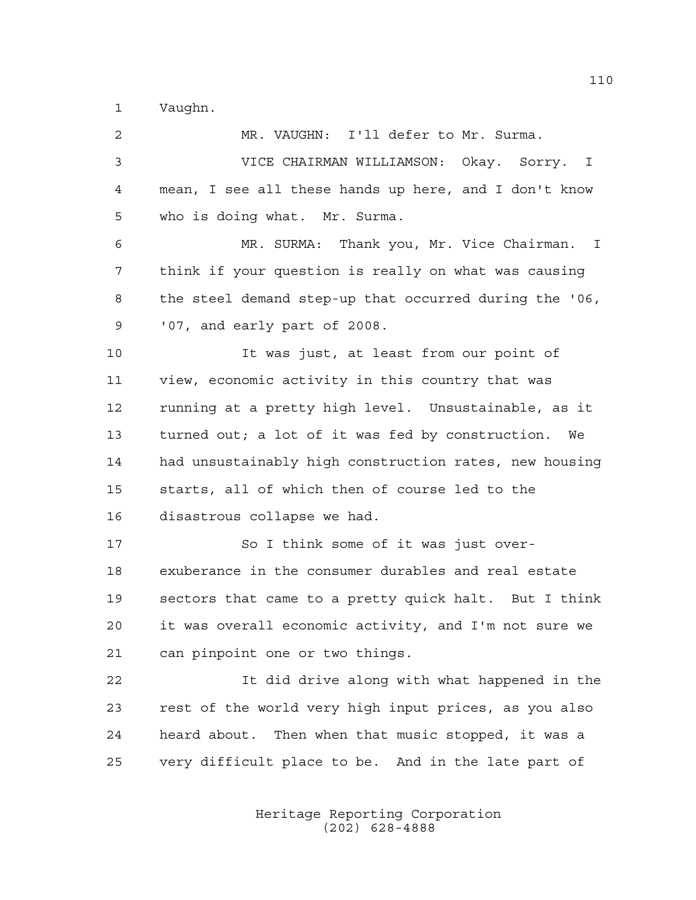1 Vaughn.

2 MR. VAUGHN: I'll defer to Mr. Surma.

3 VICE CHAIRMAN WILLIAMSON: Okay. Sorry. I

4 mean, I see all these hands up here, and I don't know

5 who is doing what. Mr. Surma.

6 MR. SURMA: Thank you, Mr. Vice Chairman. I

7 think if your question is really on what was causing

8 the steel demand step-up that occurred during the '06,

9 '07, and early part of 2008.

10 It was just, at least from our point of

11 view, economic activity in this country that was

12 running at a pretty high level. Unsustainable, as it

13 turned out; a lot of it was fed by construction. We

14 had unsustainably high construction rates, new housing

15 starts, all of which then of course led to the

16 disastrous collapse we had.

17 So I think some of it was just over-

18 exuberance in the consumer durables and real estate

19 sectors that came to a pretty quick halt. But I think

20 it was overall economic activity, and I'm not sure we

21 can pinpoint one or two things.

22 It did drive along with what happened in the

23 rest of the world very high input prices, as you also

24 heard about. Then when that music stopped, it was a

25 very difficult place to be. And in the late part of

Heritage Reporting Corporation
(202) 628-4888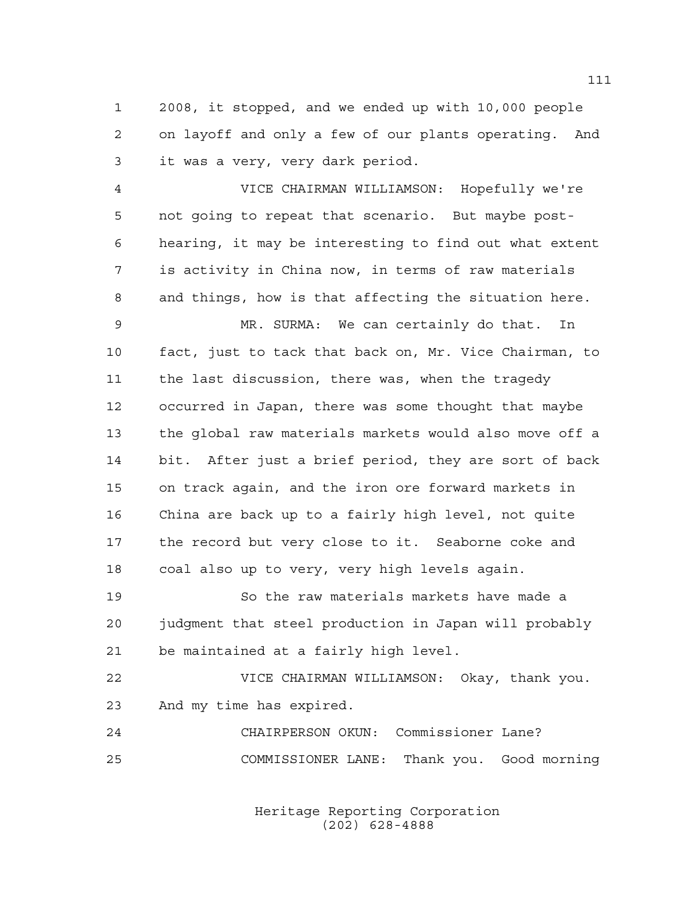2008, it stopped, and we ended up with 10,000 people on layoff and only a few of our plants operating. And it was a very, very dark period.

VICE CHAIRMAN WILLIAMSON: Hopefully we're not going to repeat that scenario. But maybe post-hearing, it may be interesting to find out what extent is activity in China now, in terms of raw materials and things, how is that affecting the situation here.

MR. SURMA: We can certainly do that. In fact, just to tack that back on, Mr. Vice Chairman, to the last discussion, there was, when the tragedy occurred in Japan, there was some thought that maybe the global raw materials markets would also move off a bit. After just a brief period, they are sort of back on track again, and the iron ore forward markets in China are back up to a fairly high level, not quite the record but very close to it. Seaborne coke and coal also up to very, very high levels again.

So the raw materials markets have made a judgment that steel production in Japan will probably be maintained at a fairly high level.

VICE CHAIRMAN WILLIAMSON: Okay, thank you. And my time has expired.

CHAIRPERSON OKUN: Commissioner Lane?

COMMISSIONER LANE: Thank you. Good morning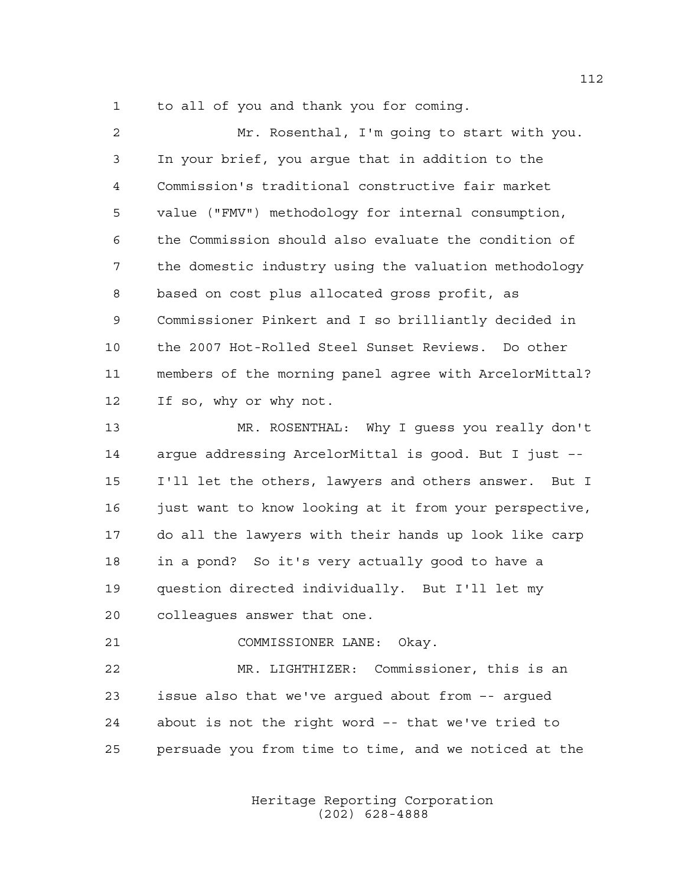to all of you and thank you for coming.

Mr. Rosenthal, I'm going to start with you. In your brief, you argue that in addition to the Commission's traditional constructive fair market value ("FMV") methodology for internal consumption, the Commission should also evaluate the condition of the domestic industry using the valuation methodology based on cost plus allocated gross profit, as Commissioner Pinkert and I so brilliantly decided in the 2007 Hot-Rolled Steel Sunset Reviews. Do other members of the morning panel agree with ArcelorMittal? If so, why or why not.

MR. ROSENTHAL: Why I guess you really don't argue addressing ArcelorMittal is good. But I just -- I'll let the others, lawyers and others answer. But I just want to know looking at it from your perspective, do all the lawyers with their hands up look like carp in a pond? So it's very actually good to have a question directed individually. But I'll let my colleagues answer that one.

COMMISSIONER LANE: Okay.

MR. LIGHTHIZER: Commissioner, this is an issue also that we've argued about from -- argued about is not the right word -- that we've tried to persuade you from time to time, and we noticed at the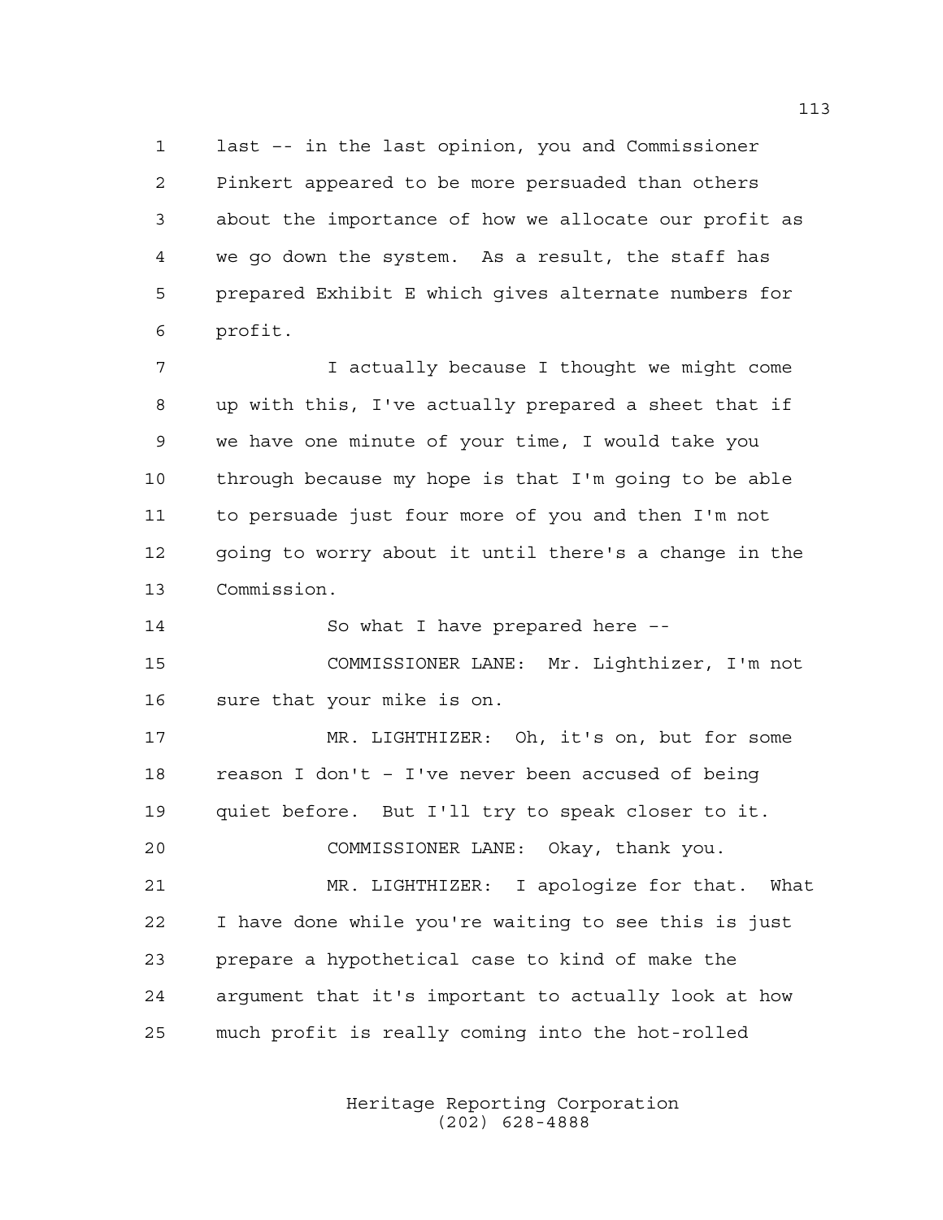last -- in the last opinion, you and Commissioner Pinkert appeared to be more persuaded than others about the importance of how we allocate our profit as we go down the system. As a result, the staff has prepared Exhibit E which gives alternate numbers for profit.

I actually because I thought we might come up with this, I've actually prepared a sheet that if we have one minute of your time, I would take you through because my hope is that I'm going to be able to persuade just four more of you and then I'm not going to worry about it until there's a change in the Commission.

So what I have prepared here --

COMMISSIONER LANE: Mr. Lighthizer, I'm not sure that your mike is on.

MR. LIGHTHIZER: Oh, it's on, but for some reason I don't - I've never been accused of being quiet before. But I'll try to speak closer to it.

COMMISSIONER LANE: Okay, thank you.

MR. LIGHTHIZER: I apologize for that. What I have done while you're waiting to see this is just prepare a hypothetical case to kind of make the argument that it's important to actually look at how much profit is really coming into the hot-rolled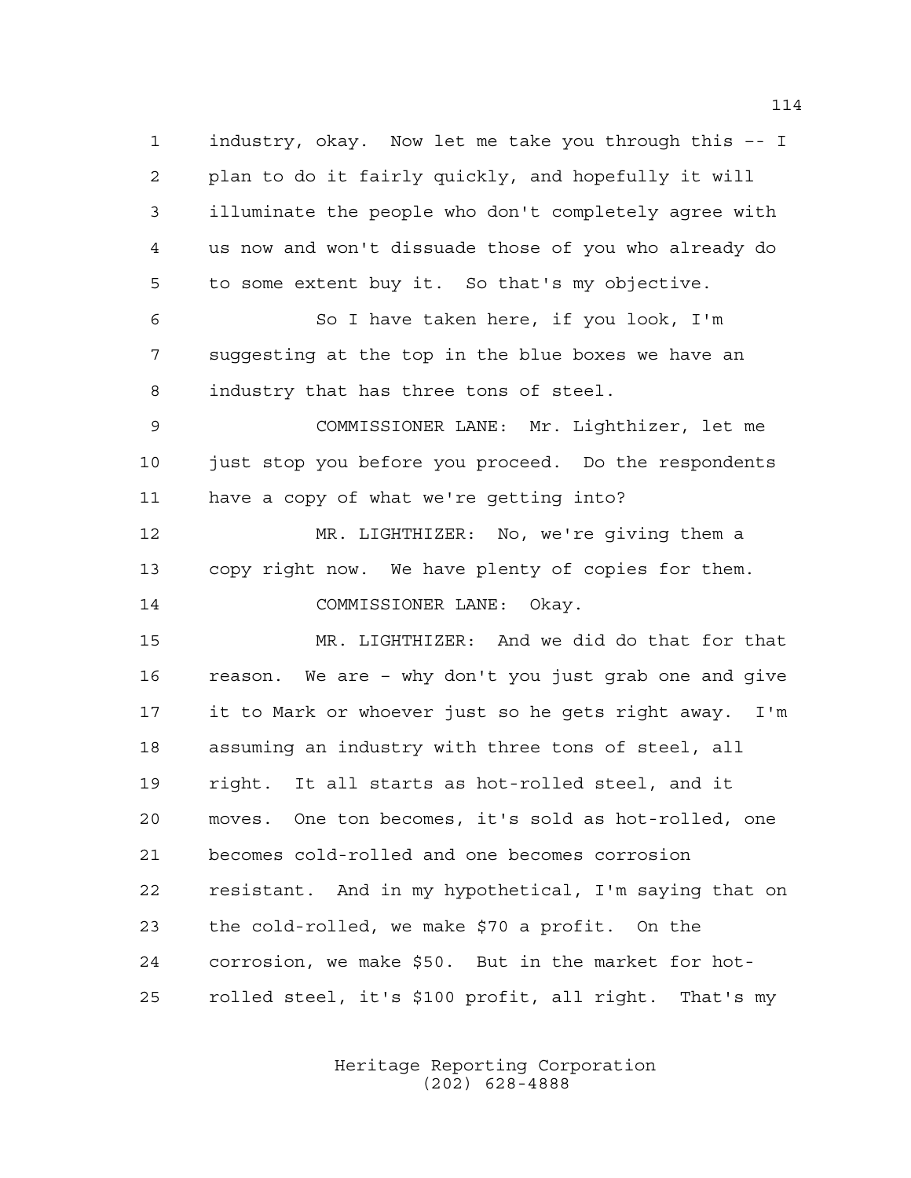industry, okay. Now let me take you through this -- I plan to do it fairly quickly, and hopefully it will illuminate the people who don't completely agree with us now and won't dissuade those of you who already do to some extent buy it. So that's my objective.

So I have taken here, if you look, I'm suggesting at the top in the blue boxes we have an industry that has three tons of steel.

COMMISSIONER LANE: Mr. Lighthizer, let me just stop you before you proceed. Do the respondents have a copy of what we're getting into?

MR. LIGHTHIZER: No, we're giving them a copy right now. We have plenty of copies for them.

COMMISSIONER LANE: Okay.

MR. LIGHTHIZER: And we did do that for that reason. We are – why don't you just grab one and give it to Mark or whoever just so he gets right away. I'm assuming an industry with three tons of steel, all right. It all starts as hot-rolled steel, and it moves. One ton becomes, it's sold as hot-rolled, one becomes cold-rolled and one becomes corrosion resistant. And in my hypothetical, I'm saying that on the cold-rolled, we make $70 a profit. On the corrosion, we make $50. But in the market for hot-rolled steel, it's $100 profit, all right. That's my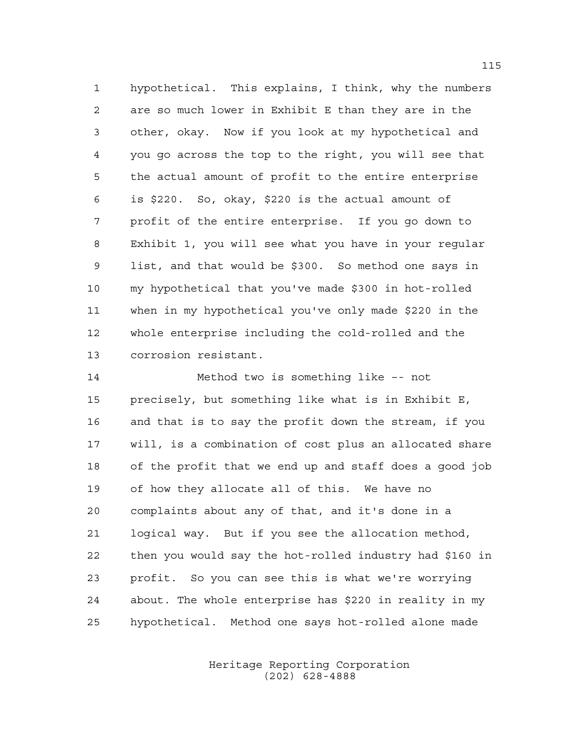hypothetical. This explains, I think, why the numbers are so much lower in Exhibit E than they are in the other, okay. Now if you look at my hypothetical and you go across the top to the right, you will see that the actual amount of profit to the entire enterprise is $220. So, okay, $220 is the actual amount of profit of the entire enterprise. If you go down to Exhibit 1, you will see what you have in your regular list, and that would be $300. So method one says in my hypothetical that you've made $300 in hot-rolled when in my hypothetical you've only made $220 in the whole enterprise including the cold-rolled and the corrosion resistant.

Method two is something like -- not precisely, but something like what is in Exhibit E, and that is to say the profit down the stream, if you will, is a combination of cost plus an allocated share of the profit that we end up and staff does a good job of how they allocate all of this. We have no complaints about any of that, and it's done in a logical way. But if you see the allocation method, then you would say the hot-rolled industry had $160 in profit. So you can see this is what we're worrying about. The whole enterprise has $220 in reality in my hypothetical. Method one says hot-rolled alone made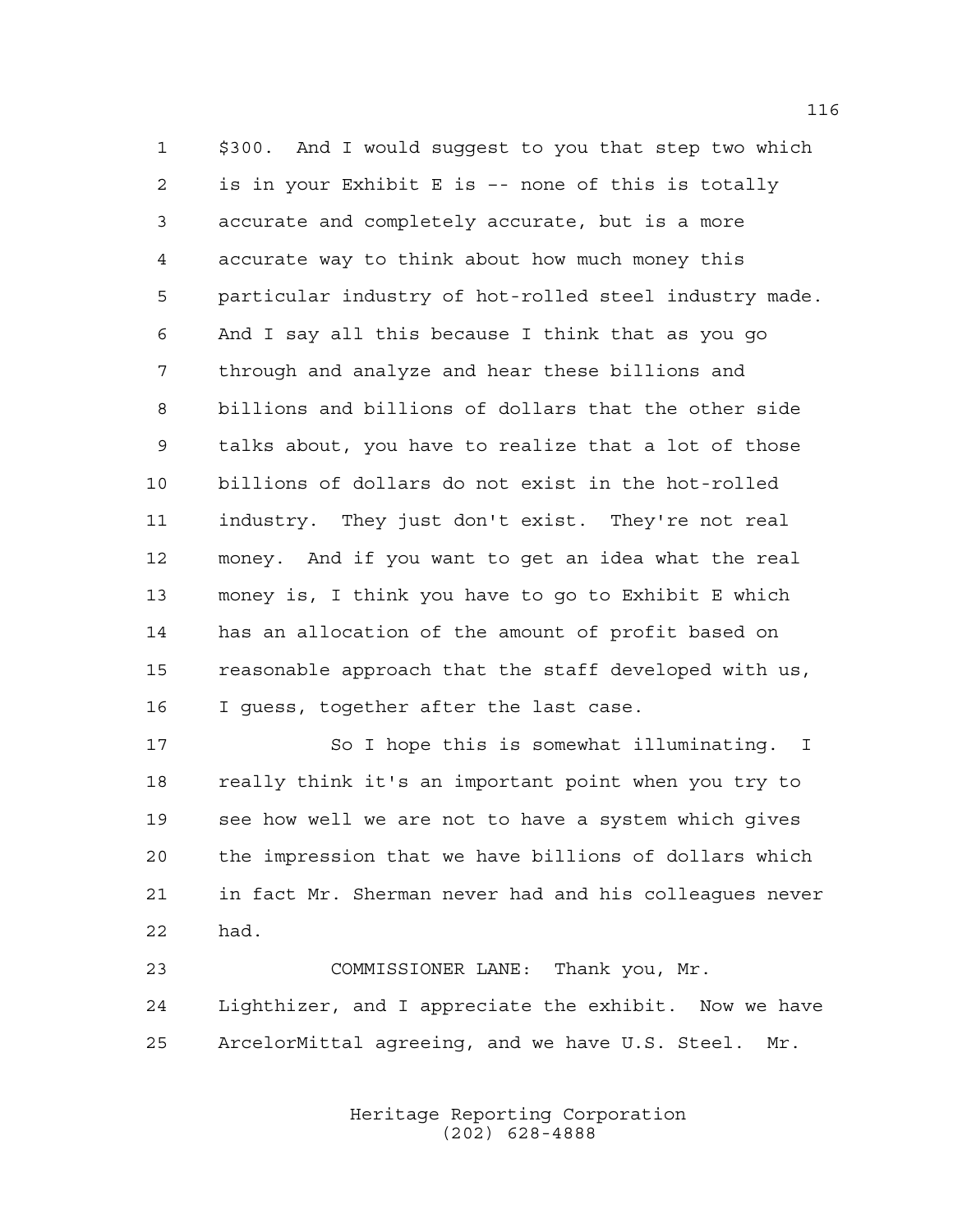$300. And I would suggest to you that step two which is in your Exhibit E is -- none of this is totally accurate and completely accurate, but is a more accurate way to think about how much money this particular industry of hot-rolled steel industry made. And I say all this because I think that as you go through and analyze and hear these billions and billions and billions of dollars that the other side talks about, you have to realize that a lot of those billions of dollars do not exist in the hot-rolled industry. They just don't exist. They're not real money. And if you want to get an idea what the real money is, I think you have to go to Exhibit E which has an allocation of the amount of profit based on reasonable approach that the staff developed with us, I guess, together after the last case.

So I hope this is somewhat illuminating. I really think it's an important point when you try to see how well we are not to have a system which gives the impression that we have billions of dollars which in fact Mr. Sherman never had and his colleagues never had.

COMMISSIONER LANE: Thank you, Mr. Lighthizer, and I appreciate the exhibit. Now we have ArcelorMittal agreeing, and we have U.S. Steel. Mr.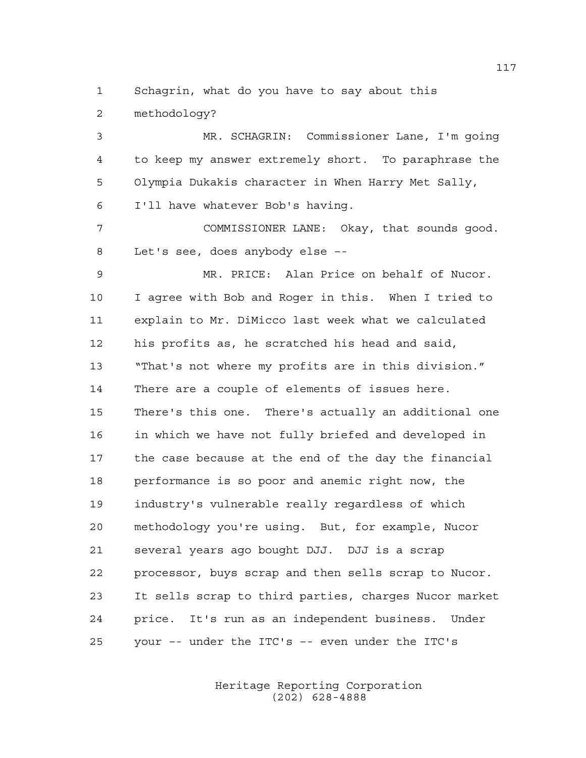Schagrin, what do you have to say about this methodology?

MR. SCHAGRIN: Commissioner Lane, I'm going to keep my answer extremely short. To paraphrase the Olympia Dukakis character in When Harry Met Sally, I'll have whatever Bob's having.

COMMISSIONER LANE: Okay, that sounds good. Let's see, does anybody else --

MR. PRICE: Alan Price on behalf of Nucor. I agree with Bob and Roger in this. When I tried to explain to Mr. DiMicco last week what we calculated his profits as, he scratched his head and said, "That's not where my profits are in this division." There are a couple of elements of issues here. There's this one. There's actually an additional one in which we have not fully briefed and developed in the case because at the end of the day the financial performance is so poor and anemic right now, the industry's vulnerable really regardless of which methodology you're using. But, for example, Nucor several years ago bought DJJ. DJJ is a scrap processor, buys scrap and then sells scrap to Nucor. It sells scrap to third parties, charges Nucor market price. It's run as an independent business. Under your -- under the ITC's -- even under the ITC's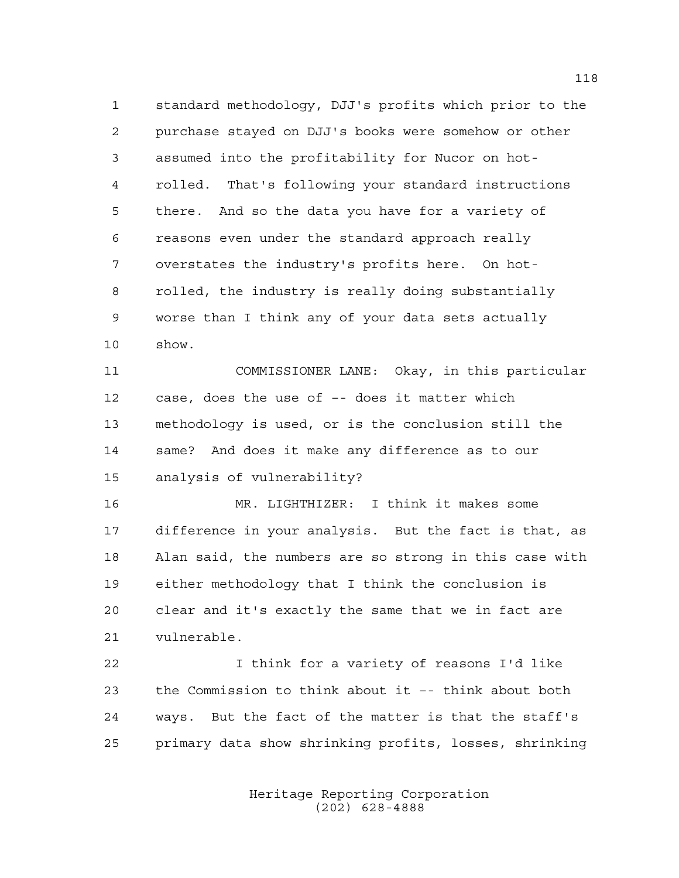standard methodology, DJJ's profits which prior to the purchase stayed on DJJ's books were somehow or other assumed into the profitability for Nucor on hot-rolled. That's following your standard instructions there. And so the data you have for a variety of reasons even under the standard approach really overstates the industry's profits here. On hot-rolled, the industry is really doing substantially worse than I think any of your data sets actually show.

COMMISSIONER LANE: Okay, in this particular case, does the use of -- does it matter which methodology is used, or is the conclusion still the same? And does it make any difference as to our analysis of vulnerability?

MR. LIGHTHIZER: I think it makes some difference in your analysis. But the fact is that, as Alan said, the numbers are so strong in this case with either methodology that I think the conclusion is clear and it's exactly the same that we in fact are vulnerable.

I think for a variety of reasons I'd like the Commission to think about it -- think about both ways. But the fact of the matter is that the staff's primary data show shrinking profits, losses, shrinking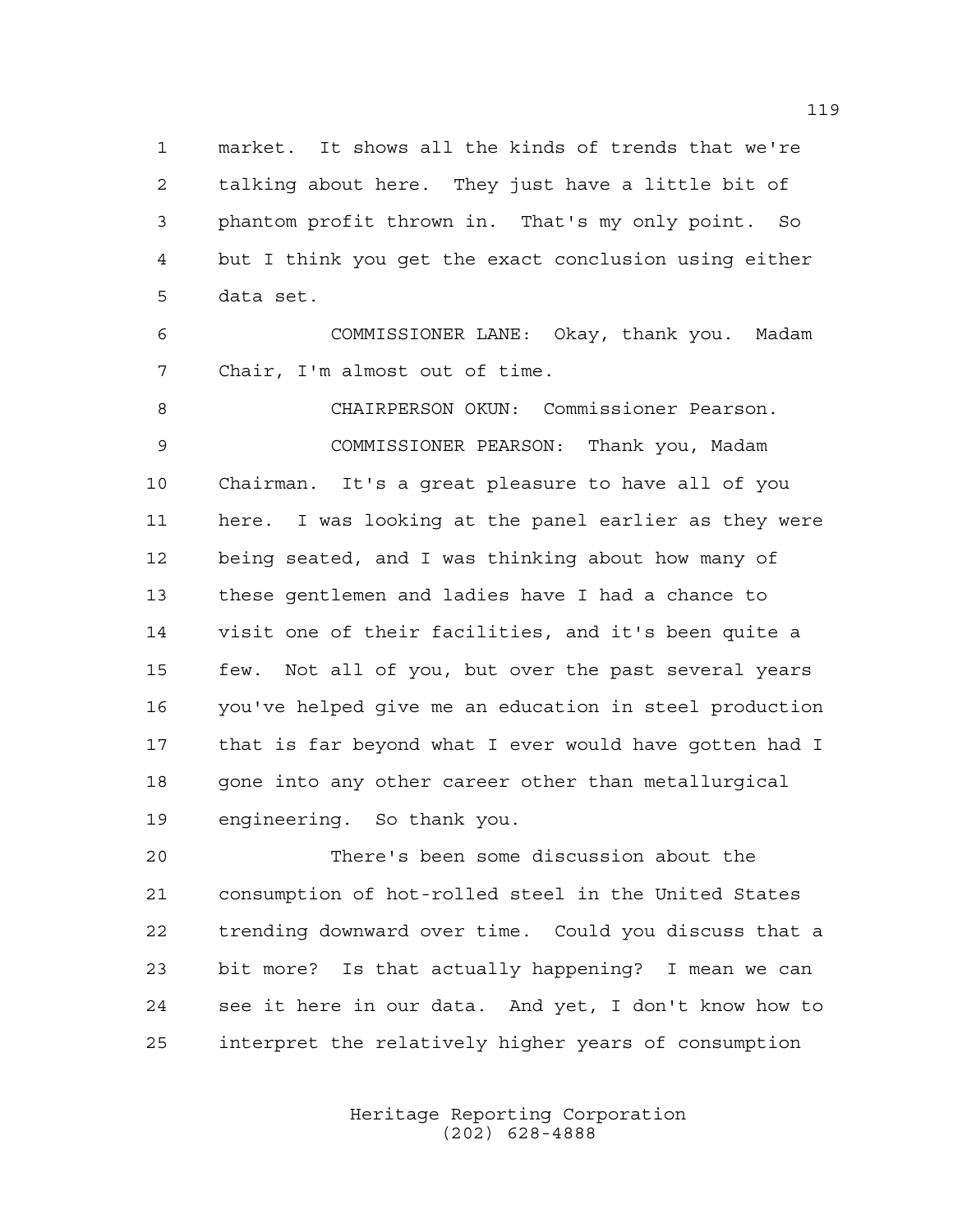market. It shows all the kinds of trends that we're talking about here. They just have a little bit of phantom profit thrown in. That's my only point. So but I think you get the exact conclusion using either data set.

COMMISSIONER LANE: Okay, thank you. Madam Chair, I'm almost out of time.

CHAIRPERSON OKUN: Commissioner Pearson.

COMMISSIONER PEARSON: Thank you, Madam Chairman. It's a great pleasure to have all of you here. I was looking at the panel earlier as they were being seated, and I was thinking about how many of these gentlemen and ladies have I had a chance to visit one of their facilities, and it's been quite a few. Not all of you, but over the past several years you've helped give me an education in steel production that is far beyond what I ever would have gotten had I gone into any other career other than metallurgical engineering. So thank you.

There's been some discussion about the consumption of hot-rolled steel in the United States trending downward over time. Could you discuss that a bit more? Is that actually happening? I mean we can see it here in our data. And yet, I don't know how to interpret the relatively higher years of consumption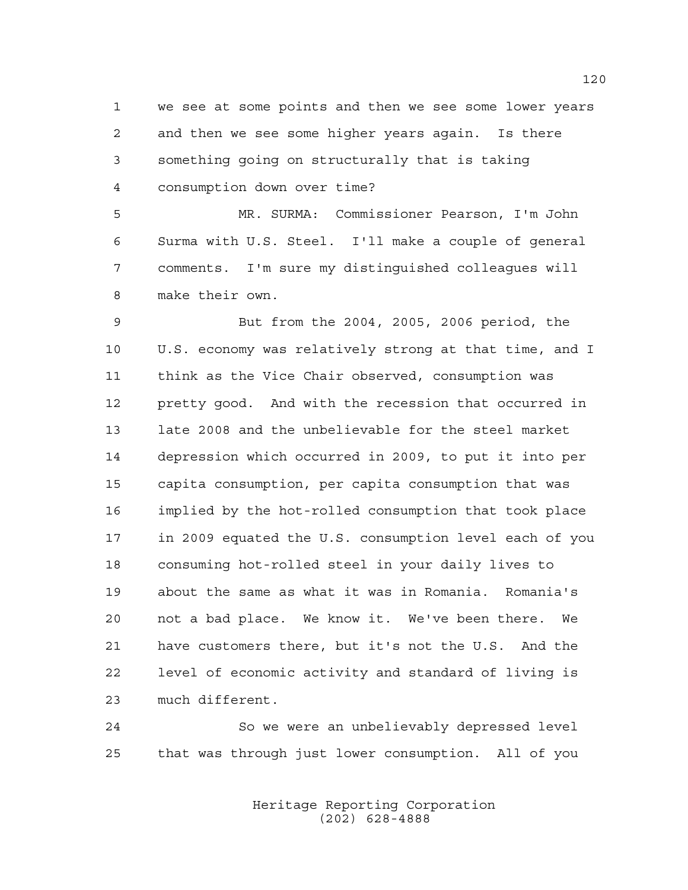we see at some points and then we see some lower years and then we see some higher years again. Is there something going on structurally that is taking consumption down over time?

MR. SURMA: Commissioner Pearson, I'm John Surma with U.S. Steel. I'll make a couple of general comments. I'm sure my distinguished colleagues will make their own.

But from the 2004, 2005, 2006 period, the U.S. economy was relatively strong at that time, and I think as the Vice Chair observed, consumption was pretty good. And with the recession that occurred in late 2008 and the unbelievable for the steel market depression which occurred in 2009, to put it into per capita consumption, per capita consumption that was implied by the hot-rolled consumption that took place in 2009 equated the U.S. consumption level each of you consuming hot-rolled steel in your daily lives to about the same as what it was in Romania. Romania's not a bad place. We know it. We've been there. We have customers there, but it's not the U.S. And the level of economic activity and standard of living is much different.

So we were an unbelievably depressed level that was through just lower consumption. All of you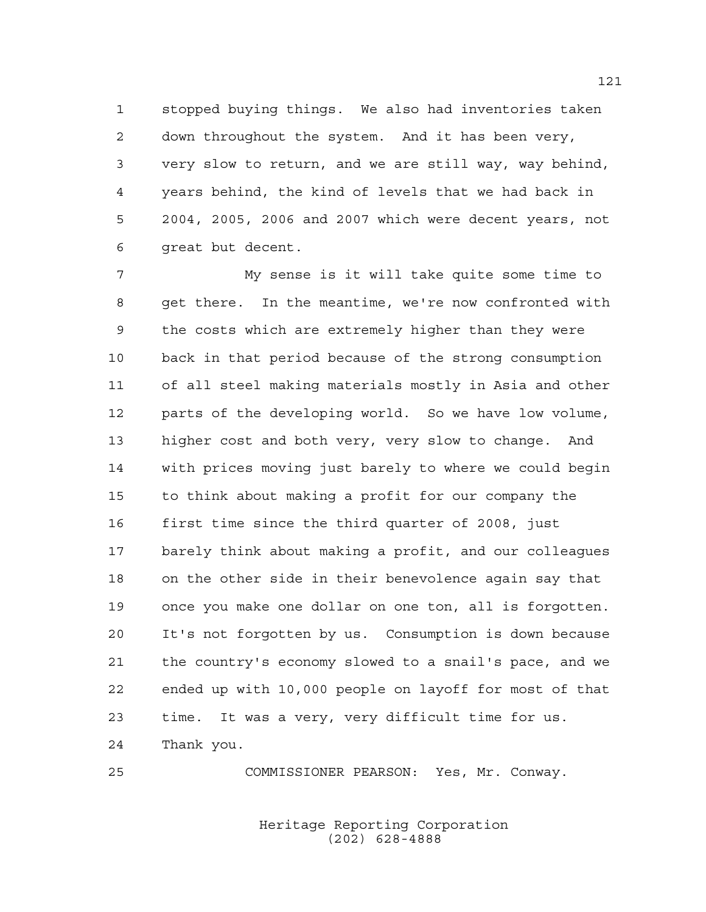stopped buying things. We also had inventories taken down throughout the system. And it has been very, very slow to return, and we are still way, way behind, years behind, the kind of levels that we had back in 2004, 2005, 2006 and 2007 which were decent years, not great but decent.

My sense is it will take quite some time to get there. In the meantime, we're now confronted with the costs which are extremely higher than they were back in that period because of the strong consumption of all steel making materials mostly in Asia and other parts of the developing world. So we have low volume, higher cost and both very, very slow to change. And with prices moving just barely to where we could begin to think about making a profit for our company the first time since the third quarter of 2008, just barely think about making a profit, and our colleagues on the other side in their benevolence again say that once you make one dollar on one ton, all is forgotten. It's not forgotten by us. Consumption is down because the country's economy slowed to a snail's pace, and we ended up with 10,000 people on layoff for most of that time. It was a very, very difficult time for us. Thank you.

COMMISSIONER PEARSON: Yes, Mr. Conway.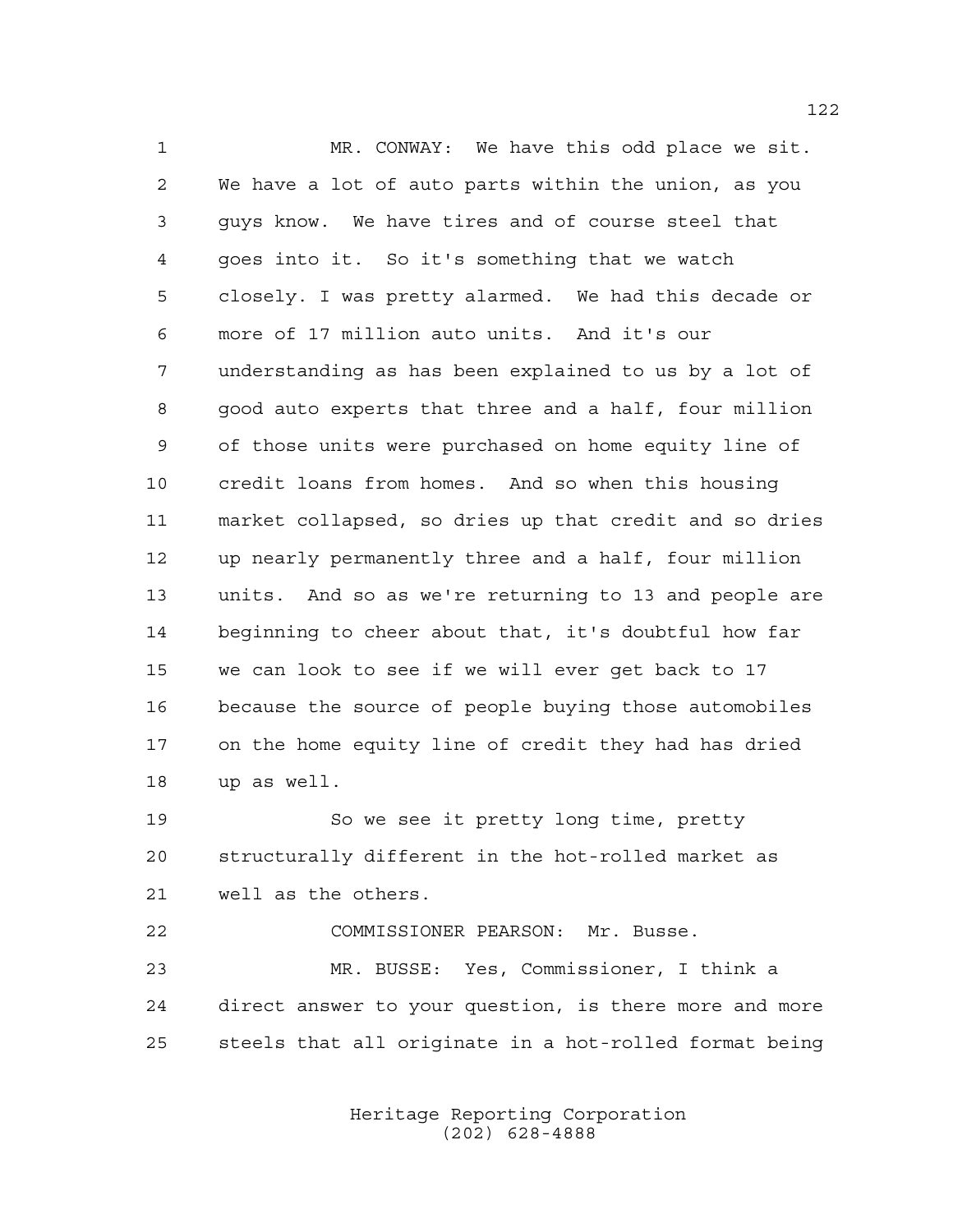MR. CONWAY: We have this odd place we sit. We have a lot of auto parts within the union, as you guys know. We have tires and of course steel that goes into it. So it's something that we watch closely. I was pretty alarmed. We had this decade or more of 17 million auto units. And it's our understanding as has been explained to us by a lot of good auto experts that three and a half, four million of those units were purchased on home equity line of credit loans from homes. And so when this housing market collapsed, so dries up that credit and so dries up nearly permanently three and a half, four million units. And so as we're returning to 13 and people are beginning to cheer about that, it's doubtful how far we can look to see if we will ever get back to 17 because the source of people buying those automobiles on the home equity line of credit they had has dried up as well.

So we see it pretty long time, pretty structurally different in the hot-rolled market as well as the others.

COMMISSIONER PEARSON: Mr. Busse.

MR. BUSSE: Yes, Commissioner, I think a direct answer to your question, is there more and more steels that all originate in a hot-rolled format being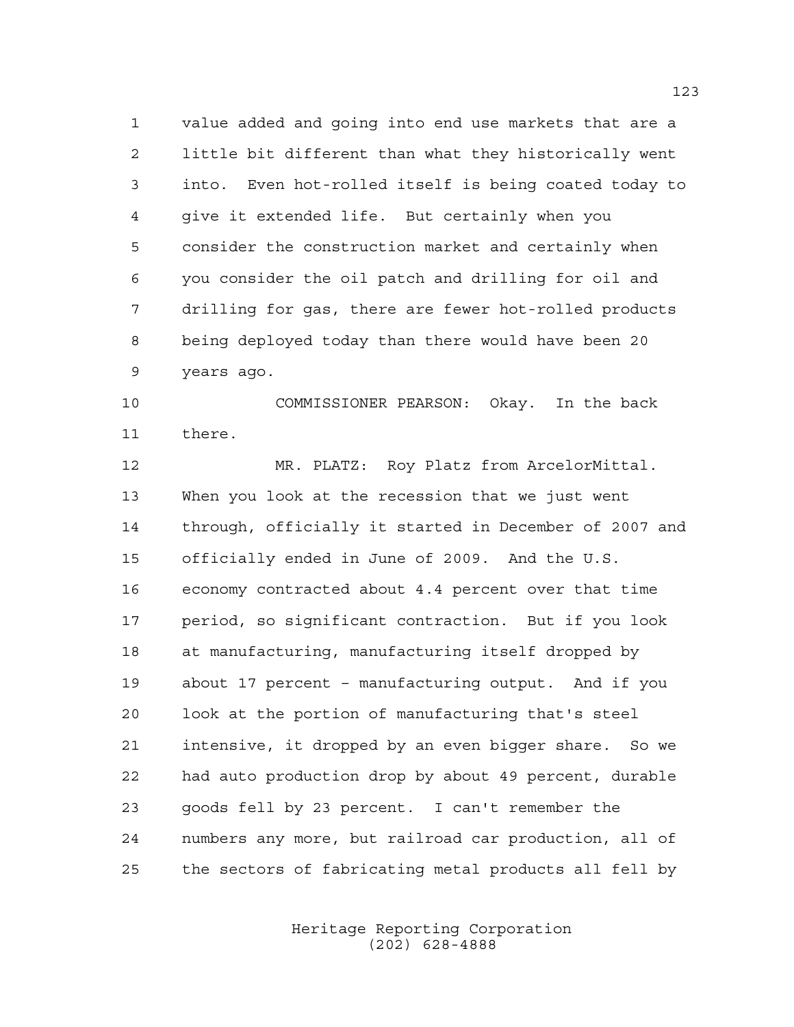value added and going into end use markets that are a little bit different than what they historically went into. Even hot-rolled itself is being coated today to give it extended life. But certainly when you consider the construction market and certainly when you consider the oil patch and drilling for oil and drilling for gas, there are fewer hot-rolled products being deployed today than there would have been 20 years ago.

COMMISSIONER PEARSON: Okay. In the back there.

MR. PLATZ: Roy Platz from ArcelorMittal. When you look at the recession that we just went through, officially it started in December of 2007 and officially ended in June of 2009. And the U.S. economy contracted about 4.4 percent over that time period, so significant contraction. But if you look at manufacturing, manufacturing itself dropped by about 17 percent - manufacturing output. And if you look at the portion of manufacturing that's steel intensive, it dropped by an even bigger share. So we had auto production drop by about 49 percent, durable goods fell by 23 percent. I can't remember the numbers any more, but railroad car production, all of the sectors of fabricating metal products all fell by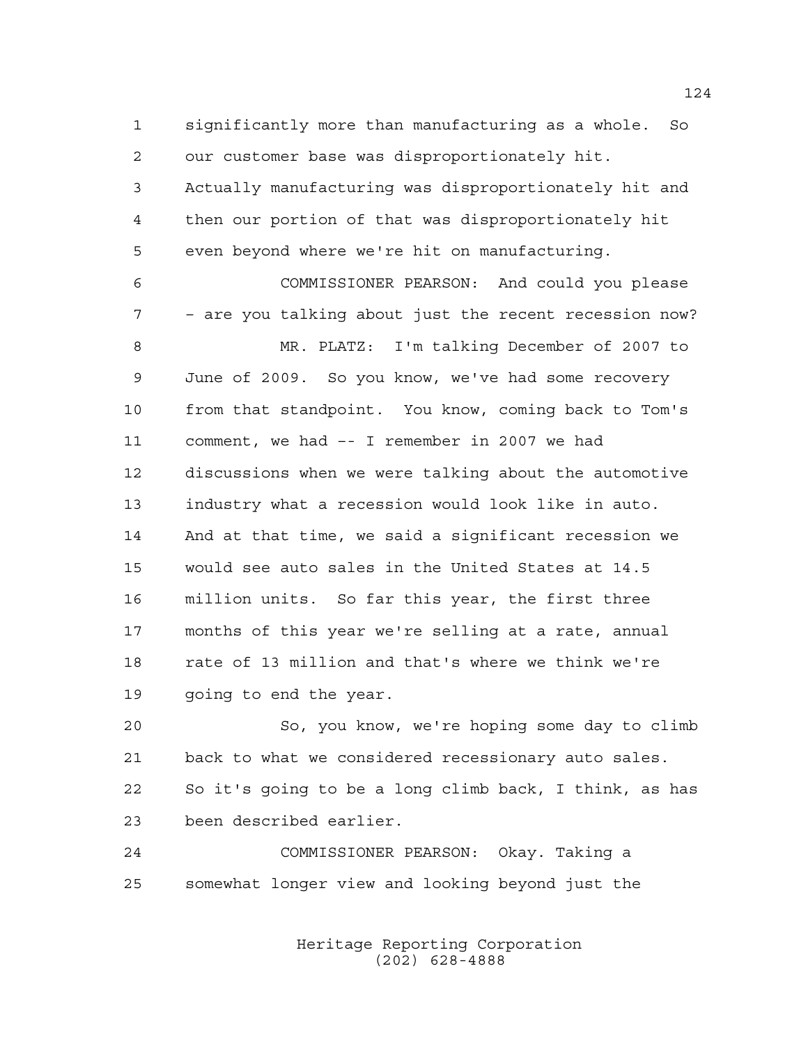significantly more than manufacturing as a whole. So our customer base was disproportionately hit. Actually manufacturing was disproportionately hit and then our portion of that was disproportionately hit even beyond where we're hit on manufacturing.

COMMISSIONER PEARSON: And could you please - are you talking about just the recent recession now?

MR. PLATZ: I'm talking December of 2007 to June of 2009. So you know, we've had some recovery from that standpoint. You know, coming back to Tom's comment, we had -- I remember in 2007 we had discussions when we were talking about the automotive industry what a recession would look like in auto. And at that time, we said a significant recession we would see auto sales in the United States at 14.5 million units. So far this year, the first three months of this year we're selling at a rate, annual rate of 13 million and that's where we think we're going to end the year.

So, you know, we're hoping some day to climb back to what we considered recessionary auto sales. So it's going to be a long climb back, I think, as has been described earlier.

COMMISSIONER PEARSON: Okay. Taking a somewhat longer view and looking beyond just the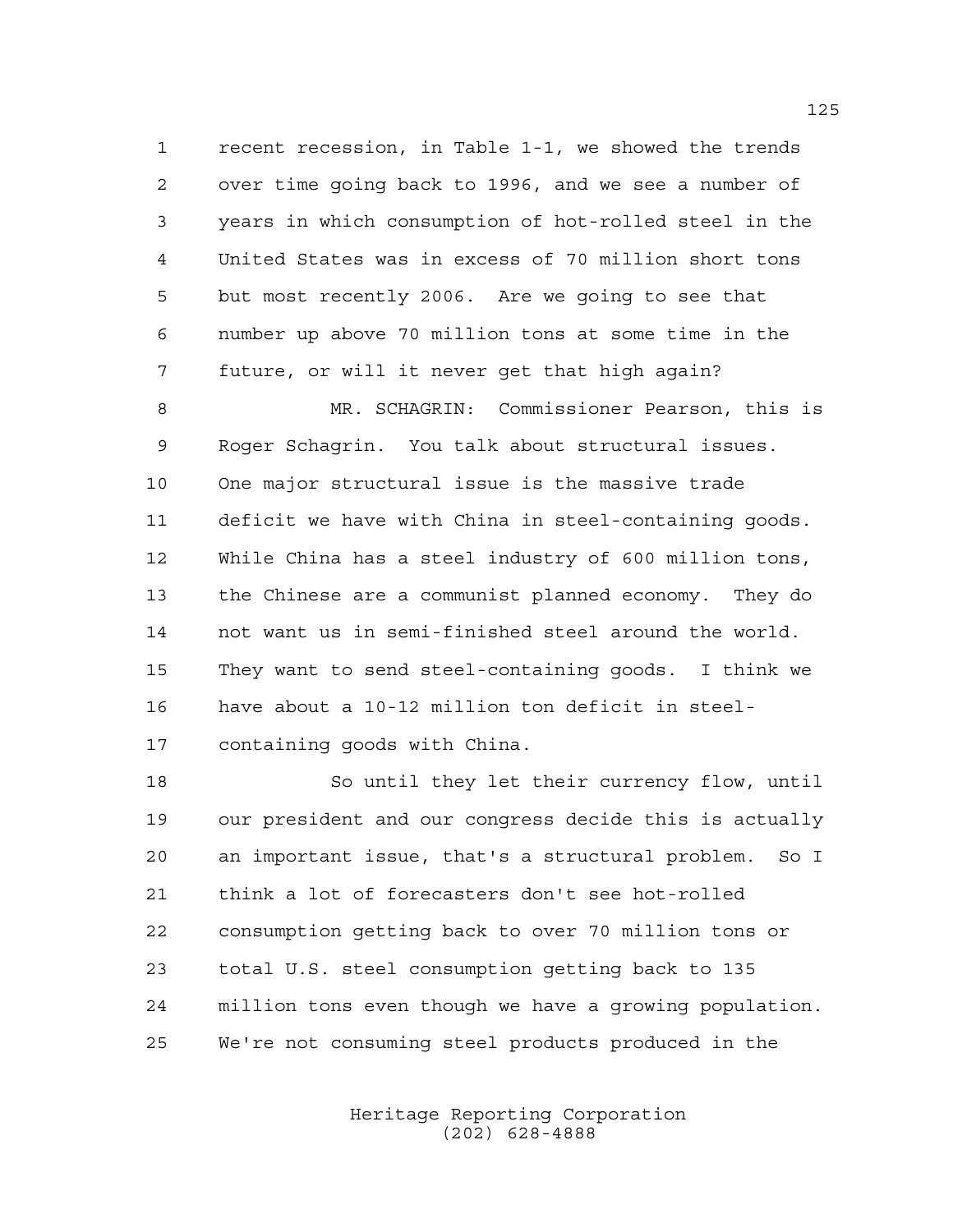recent recession, in Table 1-1, we showed the trends over time going back to 1996, and we see a number of years in which consumption of hot-rolled steel in the United States was in excess of 70 million short tons but most recently 2006. Are we going to see that number up above 70 million tons at some time in the future, or will it never get that high again?

MR. SCHAGRIN: Commissioner Pearson, this is Roger Schagrin. You talk about structural issues. One major structural issue is the massive trade deficit we have with China in steel-containing goods. While China has a steel industry of 600 million tons, the Chinese are a communist planned economy. They do not want us in semi-finished steel around the world. They want to send steel-containing goods. I think we have about a 10-12 million ton deficit in steel-containing goods with China.

So until they let their currency flow, until our president and our congress decide this is actually an important issue, that's a structural problem. So I think a lot of forecasters don't see hot-rolled consumption getting back to over 70 million tons or total U.S. steel consumption getting back to 135 million tons even though we have a growing population. We're not consuming steel products produced in the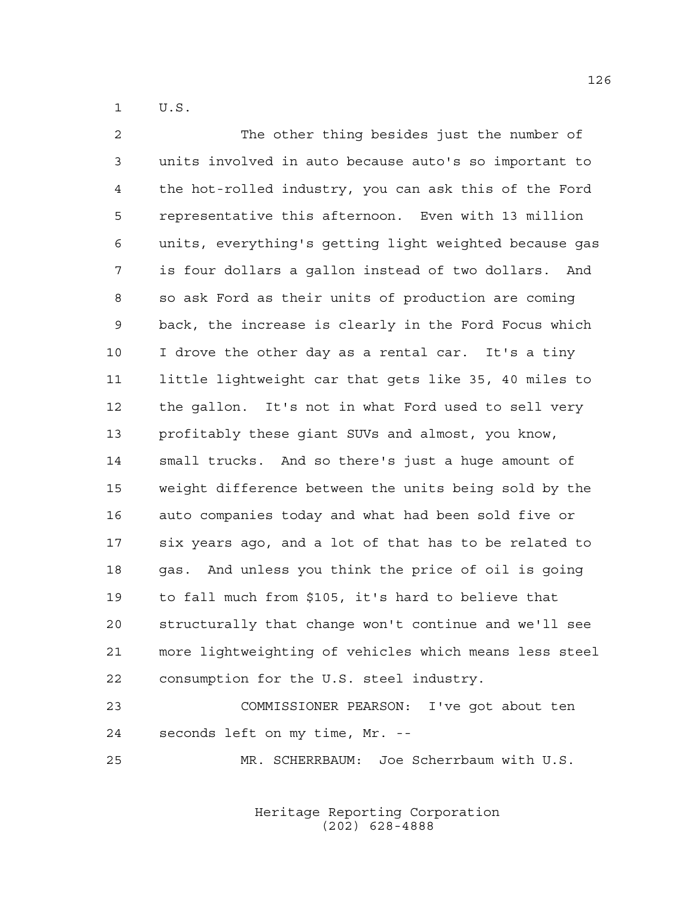U.S.

The other thing besides just the number of units involved in auto because auto's so important to the hot-rolled industry, you can ask this of the Ford representative this afternoon. Even with 13 million units, everything's getting light weighted because gas is four dollars a gallon instead of two dollars. And so ask Ford as their units of production are coming back, the increase is clearly in the Ford Focus which I drove the other day as a rental car. It's a tiny little lightweight car that gets like 35, 40 miles to the gallon. It's not in what Ford used to sell very profitably these giant SUVs and almost, you know, small trucks. And so there's just a huge amount of weight difference between the units being sold by the auto companies today and what had been sold five or six years ago, and a lot of that has to be related to gas. And unless you think the price of oil is going to fall much from $105, it's hard to believe that structurally that change won't continue and we'll see more lightweighting of vehicles which means less steel consumption for the U.S. steel industry.

COMMISSIONER PEARSON: I've got about ten seconds left on my time, Mr. --

MR. SCHERRBAUM: Joe Scherrbaum with U.S.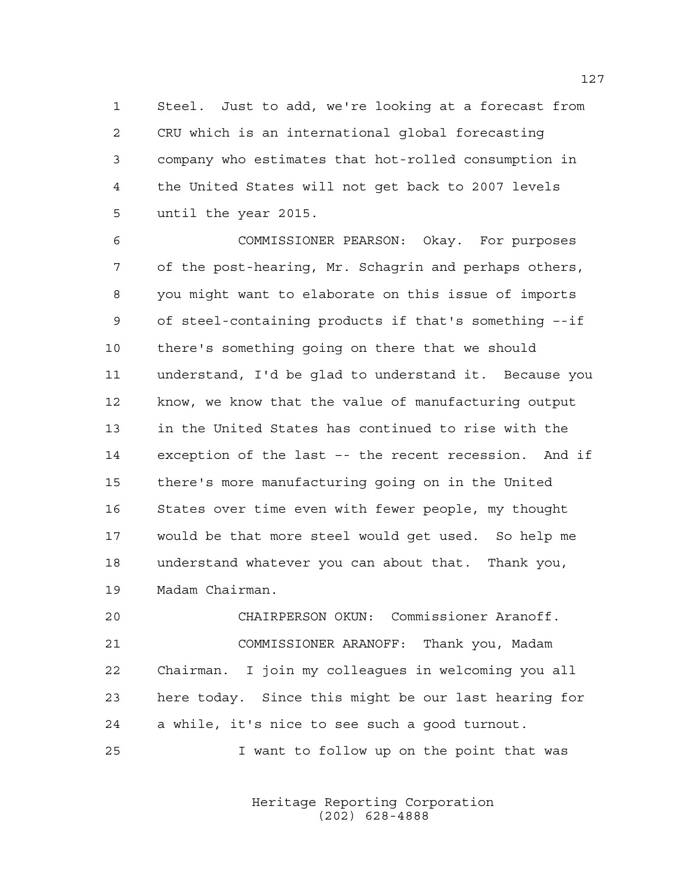1 Steel. Just to add, we're looking at a forecast from
2 CRU which is an international global forecasting
3 company who estimates that hot-rolled consumption in
4 the United States will not get back to 2007 levels
5 until the year 2015.

6 COMMISSIONER PEARSON: Okay. For purposes
7 of the post-hearing, Mr. Schagrin and perhaps others,
8 you might want to elaborate on this issue of imports
9 of steel-containing products if that's something --if
10 there's something going on there that we should
11 understand, I'd be glad to understand it. Because you
12 know, we know that the value of manufacturing output
13 in the United States has continued to rise with the
14 exception of the last -- the recent recession. And if
15 there's more manufacturing going on in the United
16 States over time even with fewer people, my thought
17 would be that more steel would get used. So help me
18 understand whatever you can about that. Thank you,
19 Madam Chairman.

20 CHAIRPERSON OKUN: Commissioner Aranoff.

21 COMMISSIONER ARANOFF: Thank you, Madam
22 Chairman. I join my colleagues in welcoming you all
23 here today. Since this might be our last hearing for
24 a while, it's nice to see such a good turnout.

25 I want to follow up on the point that was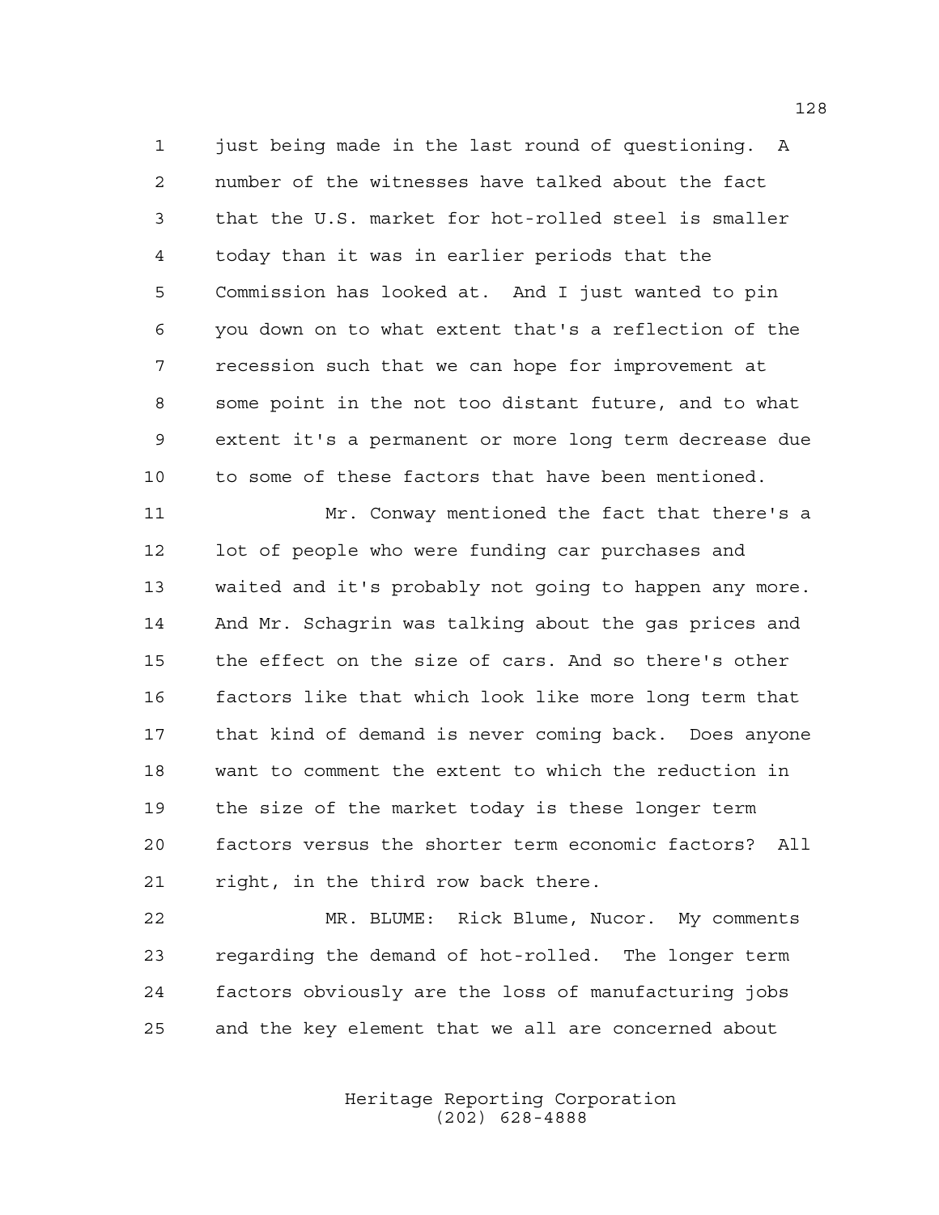just being made in the last round of questioning. A number of the witnesses have talked about the fact that the U.S. market for hot-rolled steel is smaller today than it was in earlier periods that the Commission has looked at. And I just wanted to pin you down on to what extent that's a reflection of the recession such that we can hope for improvement at some point in the not too distant future, and to what extent it's a permanent or more long term decrease due to some of these factors that have been mentioned.

Mr. Conway mentioned the fact that there's a lot of people who were funding car purchases and waited and it's probably not going to happen any more. And Mr. Schagrin was talking about the gas prices and the effect on the size of cars. And so there's other factors like that which look like more long term that that kind of demand is never coming back. Does anyone want to comment the extent to which the reduction in the size of the market today is these longer term factors versus the shorter term economic factors? All right, in the third row back there.

MR. BLUME: Rick Blume, Nucor. My comments regarding the demand of hot-rolled. The longer term factors obviously are the loss of manufacturing jobs and the key element that we all are concerned about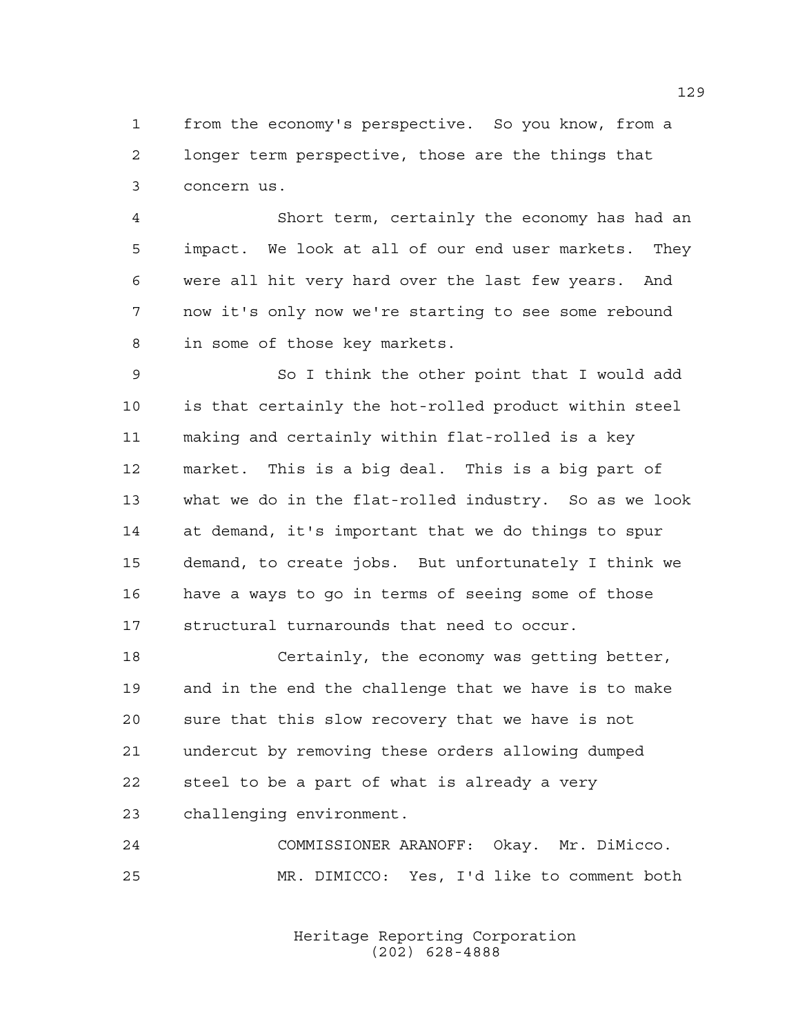from the economy's perspective. So you know, from a longer term perspective, those are the things that concern us.

Short term, certainly the economy has had an impact. We look at all of our end user markets. They were all hit very hard over the last few years. And now it's only now we're starting to see some rebound in some of those key markets.

So I think the other point that I would add is that certainly the hot-rolled product within steel making and certainly within flat-rolled is a key market. This is a big deal. This is a big part of what we do in the flat-rolled industry. So as we look at demand, it's important that we do things to spur demand, to create jobs. But unfortunately I think we have a ways to go in terms of seeing some of those structural turnarounds that need to occur.

Certainly, the economy was getting better, and in the end the challenge that we have is to make sure that this slow recovery that we have is not undercut by removing these orders allowing dumped steel to be a part of what is already a very challenging environment.

COMMISSIONER ARANOFF: Okay. Mr. DiMicco.

MR. DIMICCO: Yes, I'd like to comment both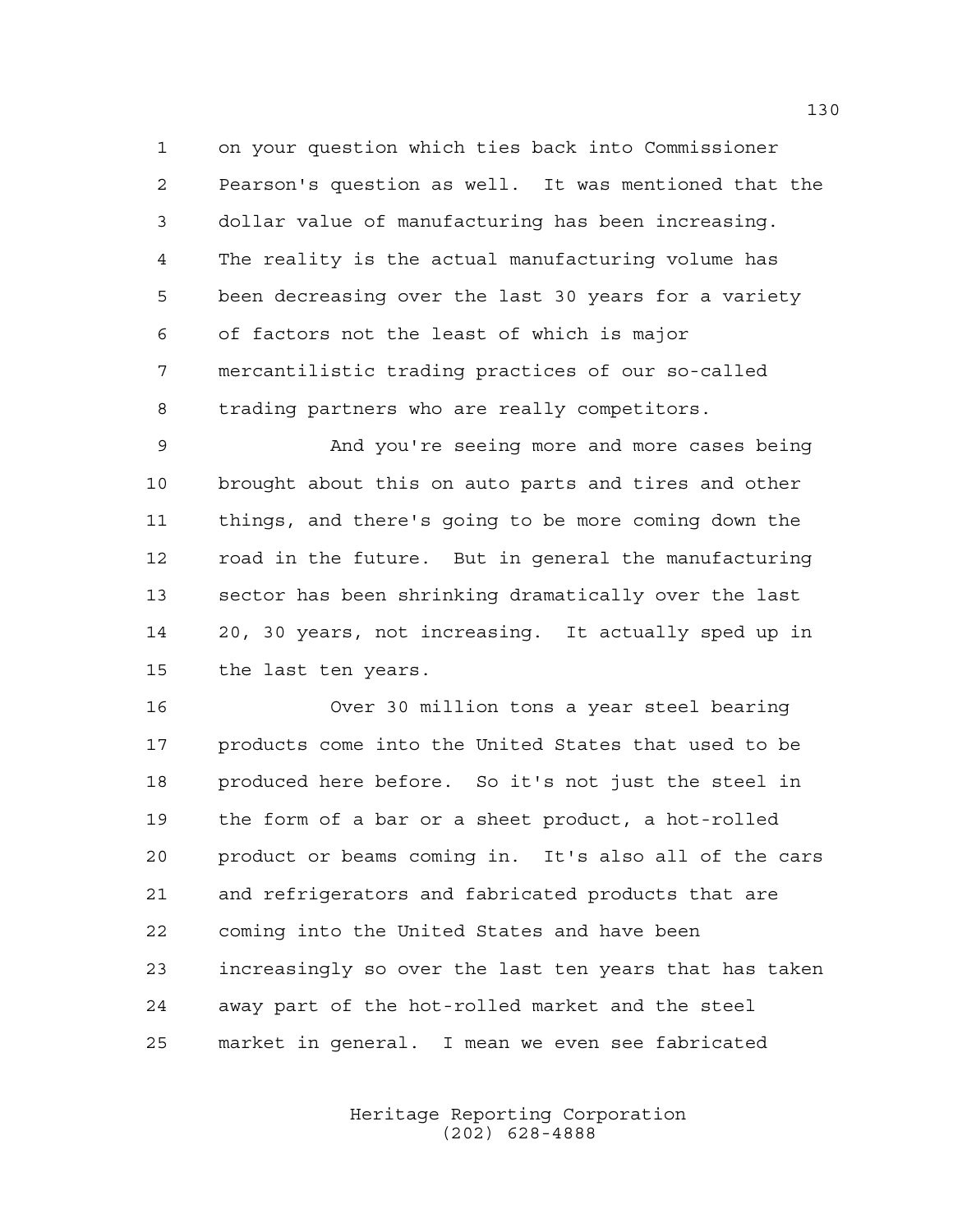on your question which ties back into Commissioner Pearson's question as well. It was mentioned that the dollar value of manufacturing has been increasing. The reality is the actual manufacturing volume has been decreasing over the last 30 years for a variety of factors not the least of which is major mercantilistic trading practices of our so-called trading partners who are really competitors.

And you're seeing more and more cases being brought about this on auto parts and tires and other things, and there's going to be more coming down the road in the future. But in general the manufacturing sector has been shrinking dramatically over the last 20, 30 years, not increasing. It actually sped up in the last ten years.

Over 30 million tons a year steel bearing products come into the United States that used to be produced here before. So it's not just the steel in the form of a bar or a sheet product, a hot-rolled product or beams coming in. It's also all of the cars and refrigerators and fabricated products that are coming into the United States and have been increasingly so over the last ten years that has taken away part of the hot-rolled market and the steel market in general. I mean we even see fabricated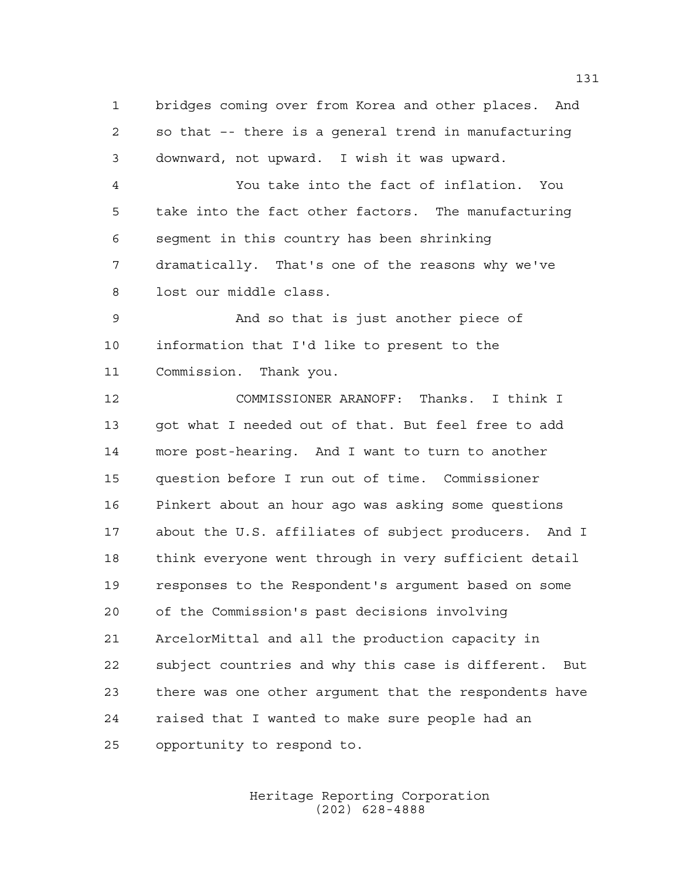bridges coming over from Korea and other places. And so that -- there is a general trend in manufacturing downward, not upward. I wish it was upward.

You take into the fact of inflation. You take into the fact other factors. The manufacturing segment in this country has been shrinking dramatically. That's one of the reasons why we've lost our middle class.

And so that is just another piece of information that I'd like to present to the Commission. Thank you.

COMMISSIONER ARANOFF: Thanks. I think I got what I needed out of that. But feel free to add more post-hearing. And I want to turn to another question before I run out of time. Commissioner Pinkert about an hour ago was asking some questions about the U.S. affiliates of subject producers. And I think everyone went through in very sufficient detail responses to the Respondent's argument based on some of the Commission's past decisions involving ArcelorMittal and all the production capacity in subject countries and why this case is different. But there was one other argument that the respondents have raised that I wanted to make sure people had an opportunity to respond to.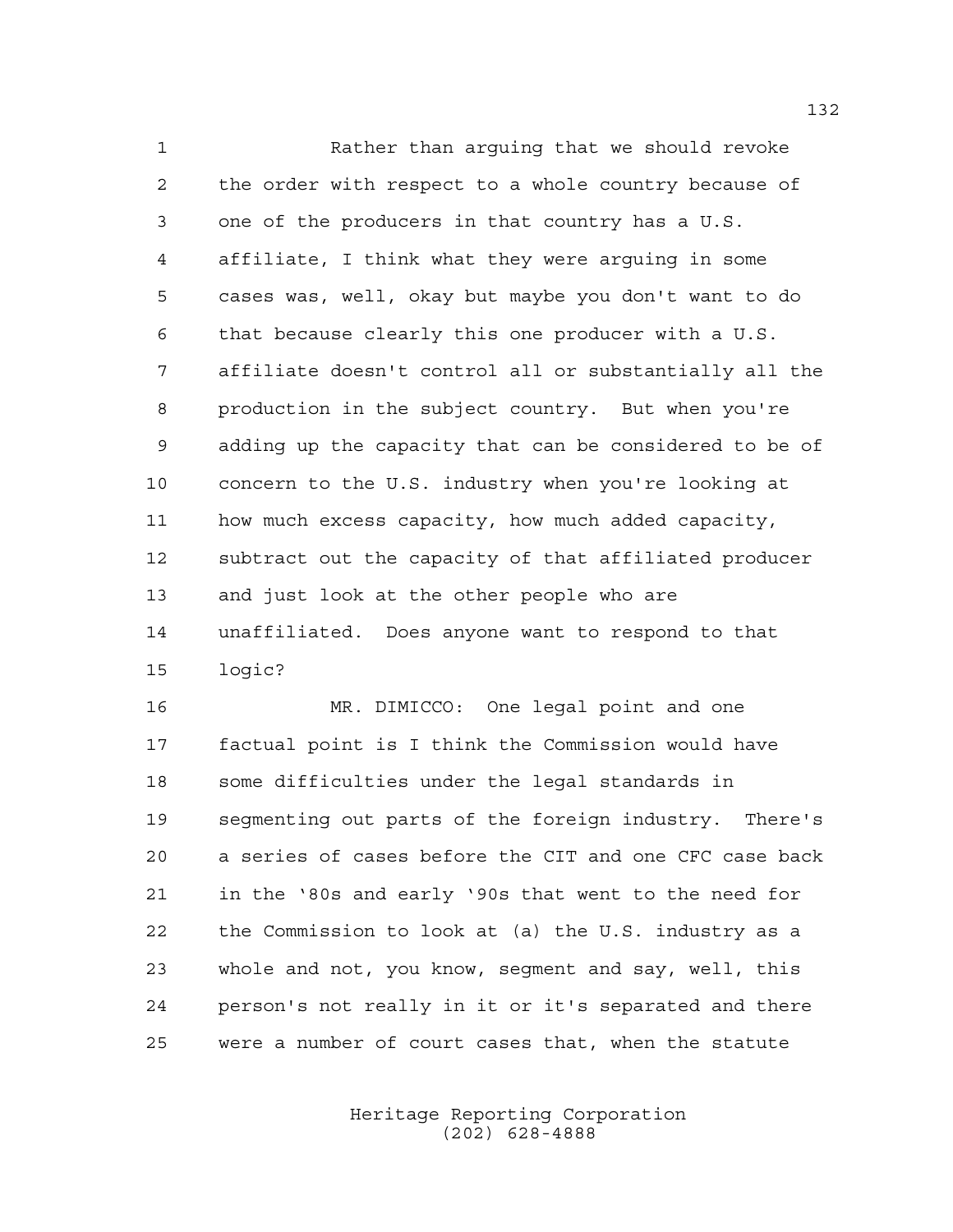Rather than arguing that we should revoke the order with respect to a whole country because of one of the producers in that country has a U.S. affiliate, I think what they were arguing in some cases was, well, okay but maybe you don't want to do that because clearly this one producer with a U.S. affiliate doesn't control all or substantially all the production in the subject country. But when you're adding up the capacity that can be considered to be of concern to the U.S. industry when you're looking at how much excess capacity, how much added capacity, subtract out the capacity of that affiliated producer and just look at the other people who are unaffiliated. Does anyone want to respond to that logic?

MR. DIMICCO: One legal point and one factual point is I think the Commission would have some difficulties under the legal standards in segmenting out parts of the foreign industry. There's a series of cases before the CIT and one CFC case back in the '80s and early '90s that went to the need for the Commission to look at (a) the U.S. industry as a whole and not, you know, segment and say, well, this person's not really in it or it's separated and there were a number of court cases that, when the statute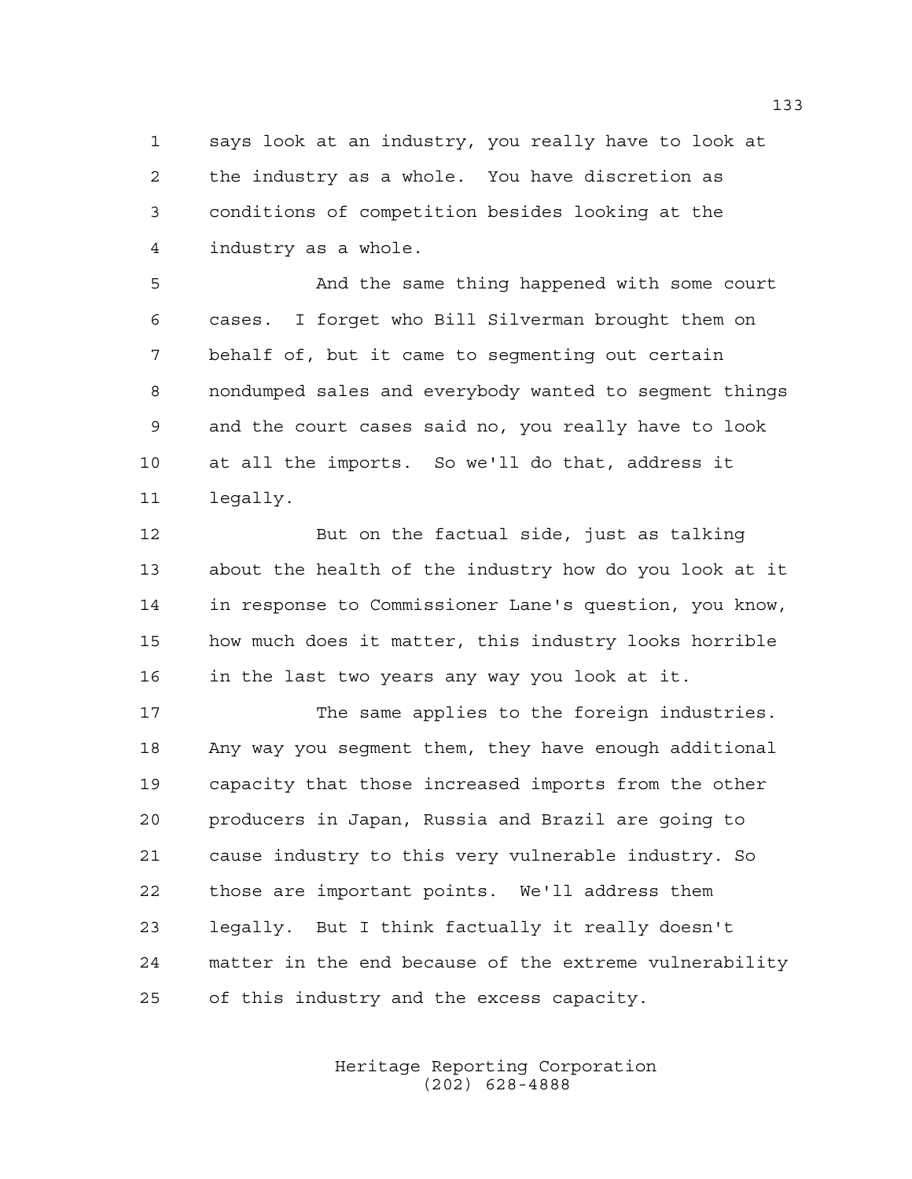says look at an industry, you really have to look at the industry as a whole. You have discretion as conditions of competition besides looking at the industry as a whole.

And the same thing happened with some court cases. I forget who Bill Silverman brought them on behalf of, but it came to segmenting out certain nondumped sales and everybody wanted to segment things and the court cases said no, you really have to look at all the imports. So we'll do that, address it legally.

But on the factual side, just as talking about the health of the industry how do you look at it in response to Commissioner Lane's question, you know, how much does it matter, this industry looks horrible in the last two years any way you look at it.

The same applies to the foreign industries. Any way you segment them, they have enough additional capacity that those increased imports from the other producers in Japan, Russia and Brazil are going to cause industry to this very vulnerable industry. So those are important points. We'll address them legally. But I think factually it really doesn't matter in the end because of the extreme vulnerability of this industry and the excess capacity.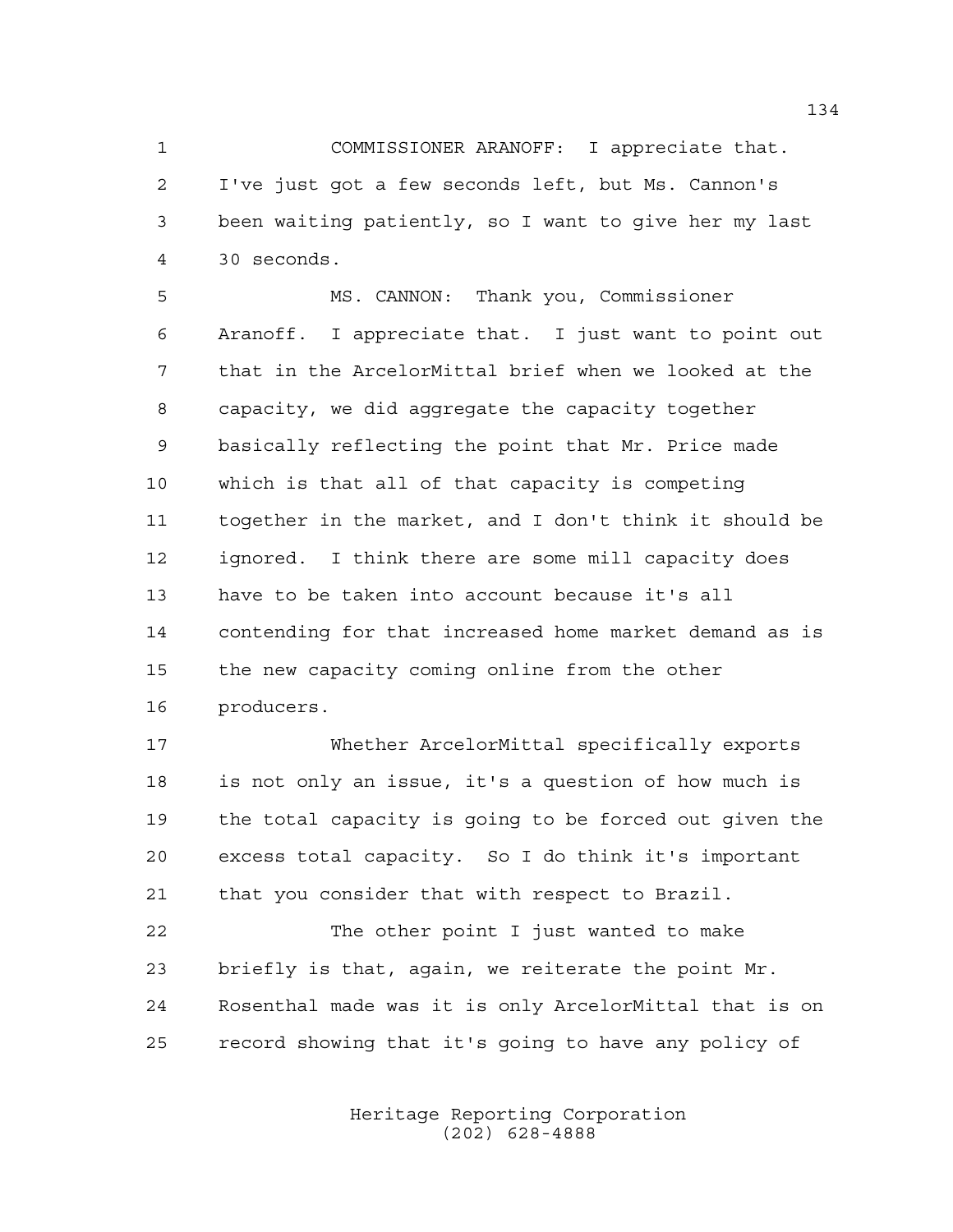COMMISSIONER ARANOFF: I appreciate that. I've just got a few seconds left, but Ms. Cannon's been waiting patiently, so I want to give her my last 30 seconds.

MS. CANNON: Thank you, Commissioner Aranoff. I appreciate that. I just want to point out that in the ArcelorMittal brief when we looked at the capacity, we did aggregate the capacity together basically reflecting the point that Mr. Price made which is that all of that capacity is competing together in the market, and I don't think it should be ignored. I think there are some mill capacity does have to be taken into account because it's all contending for that increased home market demand as is the new capacity coming online from the other producers.

Whether ArcelorMittal specifically exports is not only an issue, it's a question of how much is the total capacity is going to be forced out given the excess total capacity. So I do think it's important that you consider that with respect to Brazil.

The other point I just wanted to make briefly is that, again, we reiterate the point Mr. Rosenthal made was it is only ArcelorMittal that is on record showing that it's going to have any policy of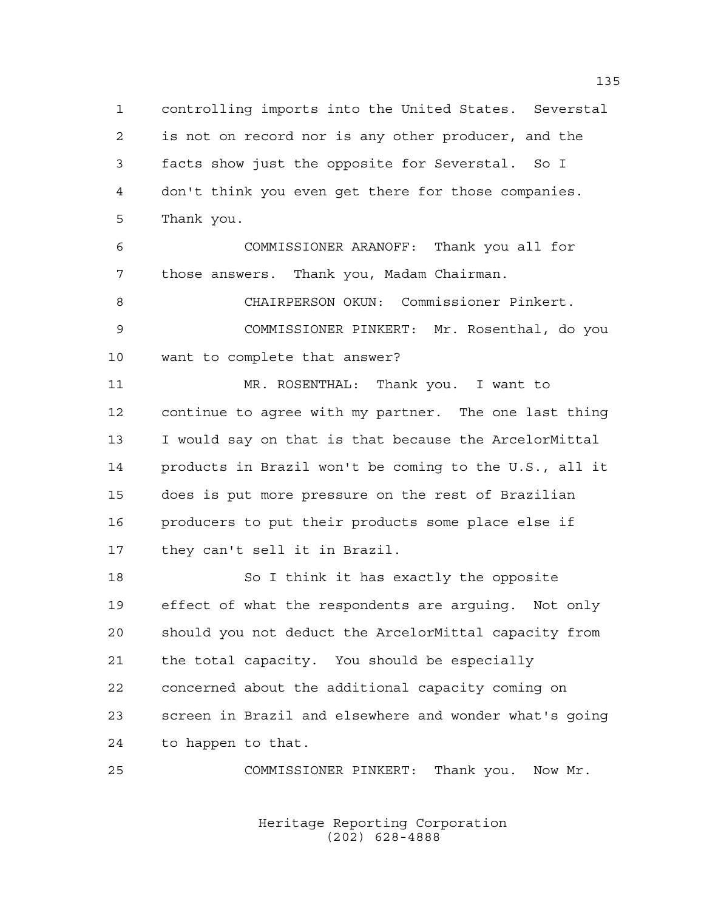controlling imports into the United States. Severstal is not on record nor is any other producer, and the facts show just the opposite for Severstal. So I don't think you even get there for those companies. Thank you.

COMMISSIONER ARANOFF: Thank you all for those answers. Thank you, Madam Chairman.

CHAIRPERSON OKUN: Commissioner Pinkert.

COMMISSIONER PINKERT: Mr. Rosenthal, do you want to complete that answer?

MR. ROSENTHAL: Thank you. I want to continue to agree with my partner. The one last thing I would say on that is that because the ArcelorMittal products in Brazil won't be coming to the U.S., all it does is put more pressure on the rest of Brazilian producers to put their products some place else if they can't sell it in Brazil.

So I think it has exactly the opposite effect of what the respondents are arguing. Not only should you not deduct the ArcelorMittal capacity from the total capacity. You should be especially concerned about the additional capacity coming on screen in Brazil and elsewhere and wonder what's going to happen to that.

COMMISSIONER PINKERT: Thank you. Now Mr.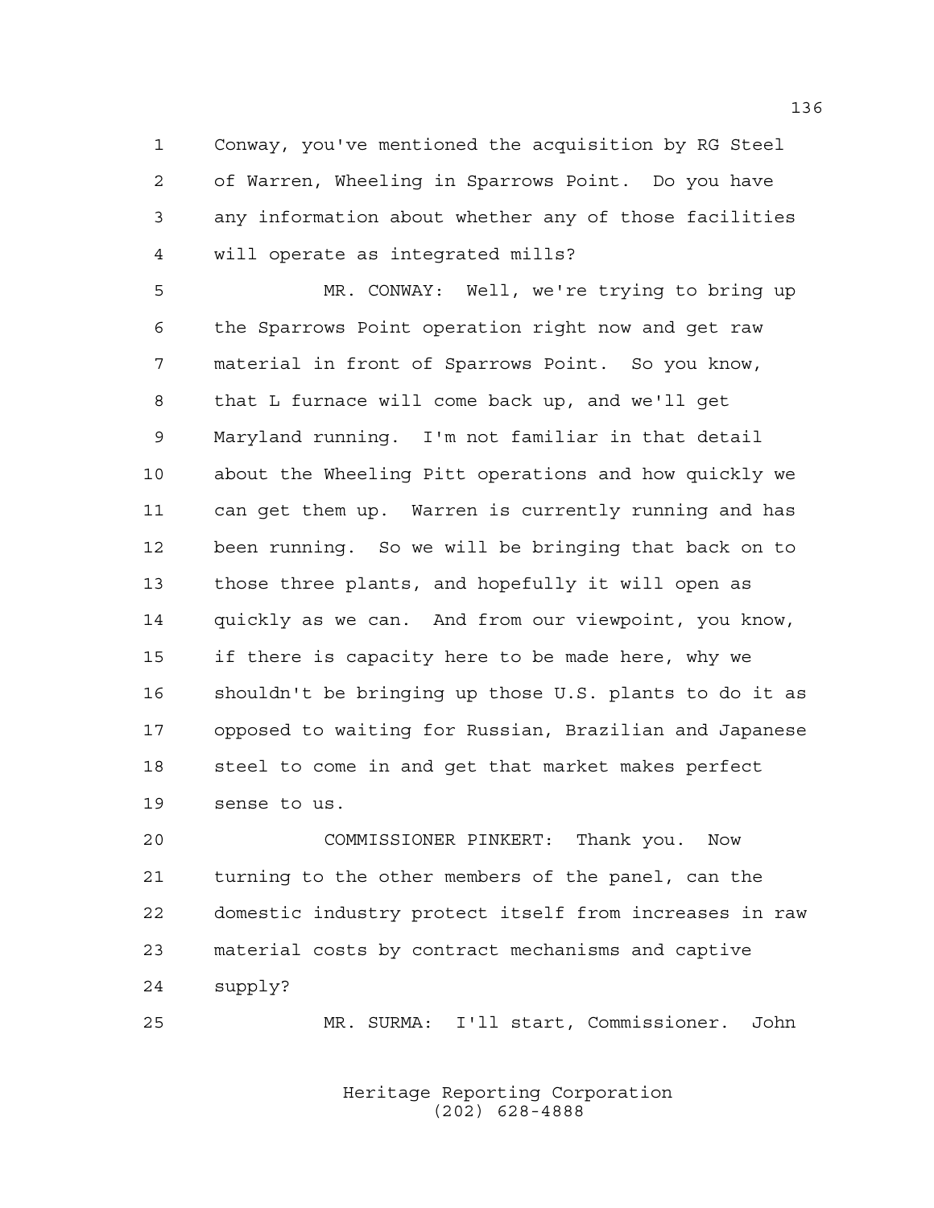Conway, you've mentioned the acquisition by RG Steel of Warren, Wheeling in Sparrows Point. Do you have any information about whether any of those facilities will operate as integrated mills?

MR. CONWAY: Well, we're trying to bring up the Sparrows Point operation right now and get raw material in front of Sparrows Point. So you know, that L furnace will come back up, and we'll get Maryland running. I'm not familiar in that detail about the Wheeling Pitt operations and how quickly we can get them up. Warren is currently running and has been running. So we will be bringing that back on to those three plants, and hopefully it will open as quickly as we can. And from our viewpoint, you know, if there is capacity here to be made here, why we shouldn't be bringing up those U.S. plants to do it as opposed to waiting for Russian, Brazilian and Japanese steel to come in and get that market makes perfect sense to us.

COMMISSIONER PINKERT: Thank you. Now turning to the other members of the panel, can the domestic industry protect itself from increases in raw material costs by contract mechanisms and captive supply?

MR. SURMA: I'll start, Commissioner. John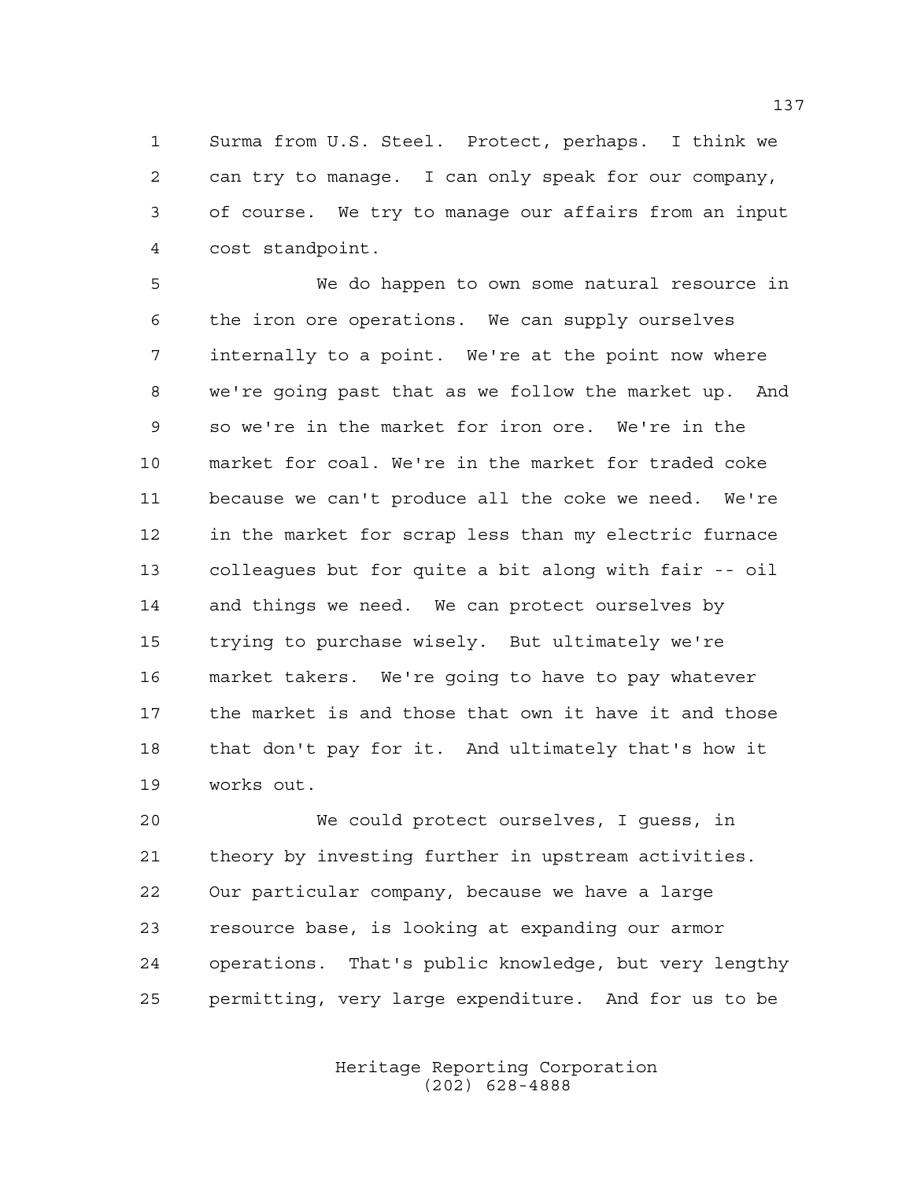Surma from U.S. Steel. Protect, perhaps. I think we can try to manage. I can only speak for our company, of course. We try to manage our affairs from an input cost standpoint.

We do happen to own some natural resource in the iron ore operations. We can supply ourselves internally to a point. We're at the point now where we're going past that as we follow the market up. And so we're in the market for iron ore. We're in the market for coal. We're in the market for traded coke because we can't produce all the coke we need. We're in the market for scrap less than my electric furnace colleagues but for quite a bit along with fair -- oil and things we need. We can protect ourselves by trying to purchase wisely. But ultimately we're market takers. We're going to have to pay whatever the market is and those that own it have it and those that don't pay for it. And ultimately that's how it works out.

We could protect ourselves, I guess, in theory by investing further in upstream activities. Our particular company, because we have a large resource base, is looking at expanding our armor operations. That's public knowledge, but very lengthy permitting, very large expenditure. And for us to be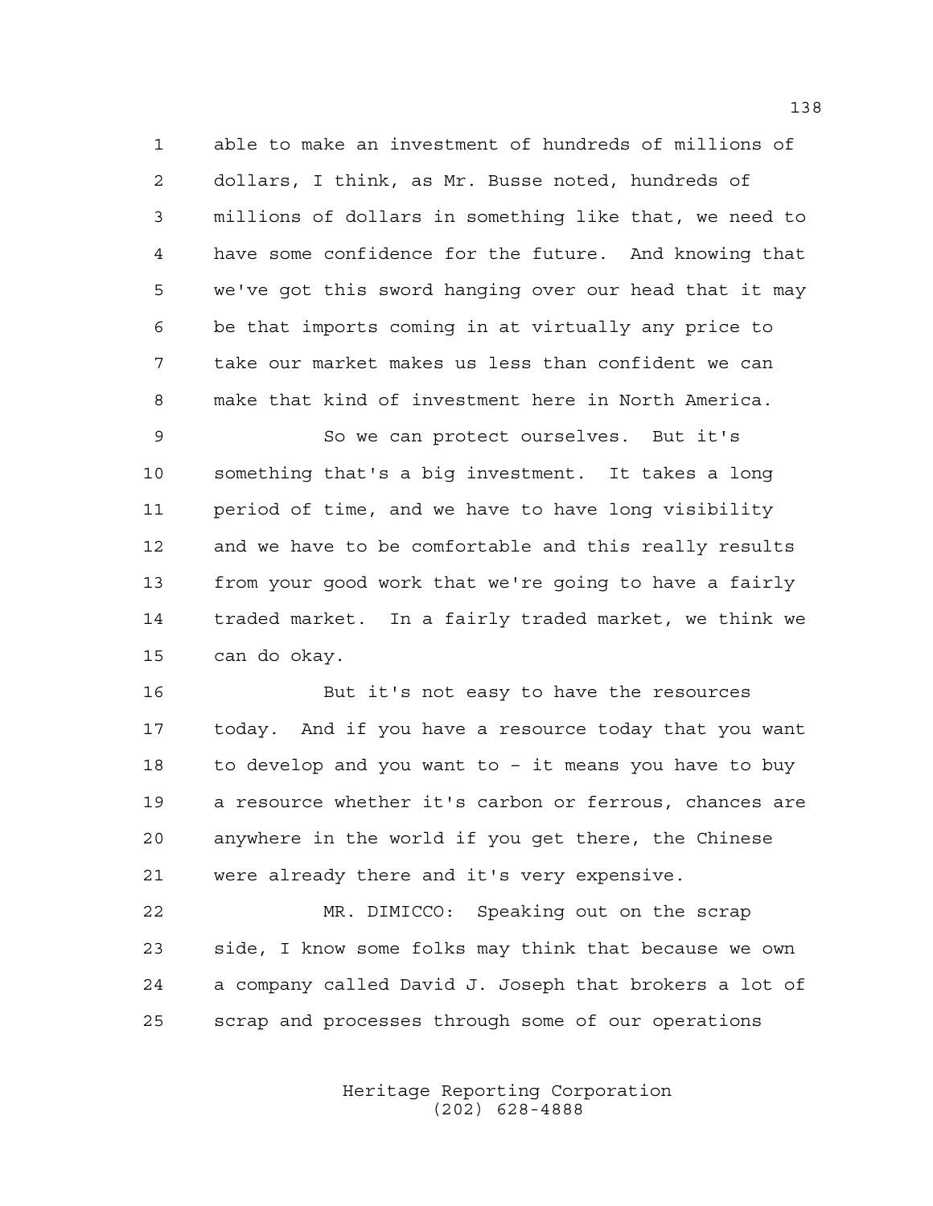able to make an investment of hundreds of millions of dollars, I think, as Mr. Busse noted, hundreds of millions of dollars in something like that, we need to have some confidence for the future. And knowing that we've got this sword hanging over our head that it may be that imports coming in at virtually any price to take our market makes us less than confident we can make that kind of investment here in North America.

So we can protect ourselves. But it's something that's a big investment. It takes a long period of time, and we have to have long visibility and we have to be comfortable and this really results from your good work that we're going to have a fairly traded market. In a fairly traded market, we think we can do okay.

But it's not easy to have the resources today. And if you have a resource today that you want to develop and you want to - it means you have to buy a resource whether it's carbon or ferrous, chances are anywhere in the world if you get there, the Chinese were already there and it's very expensive.

MR. DIMICCO: Speaking out on the scrap side, I know some folks may think that because we own a company called David J. Joseph that brokers a lot of scrap and processes through some of our operations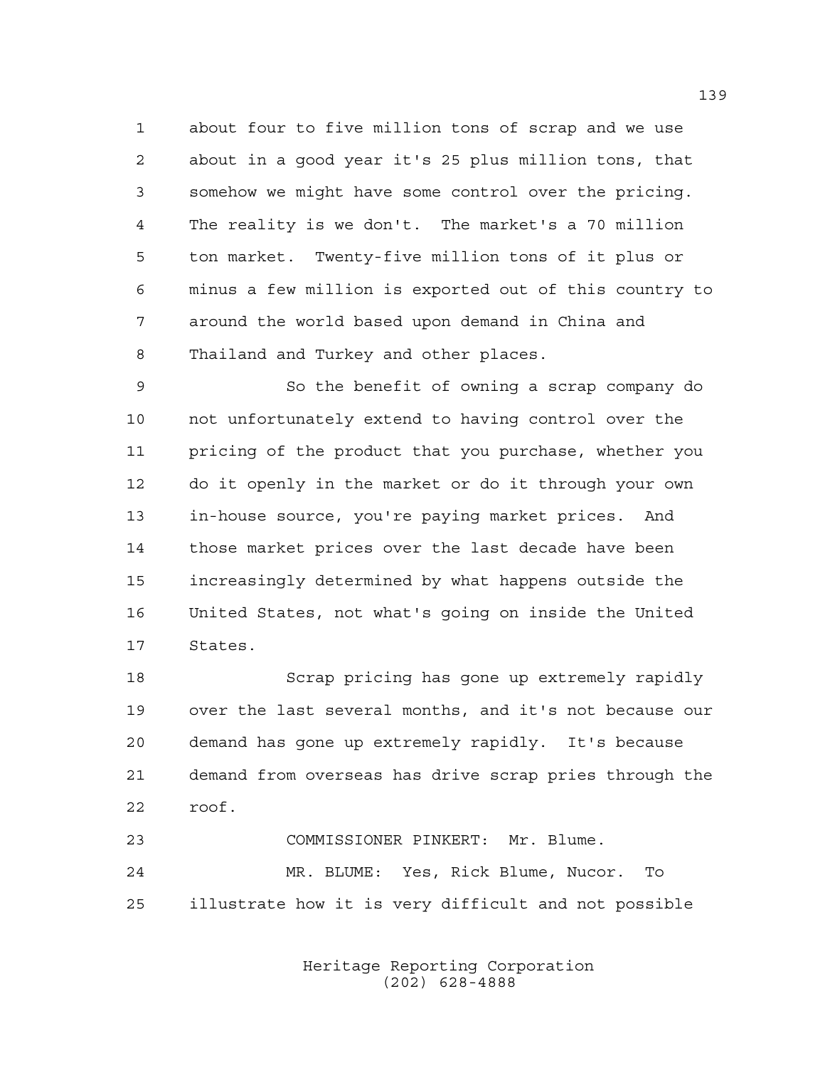about four to five million tons of scrap and we use about in a good year it's 25 plus million tons, that somehow we might have some control over the pricing. The reality is we don't. The market's a 70 million ton market. Twenty-five million tons of it plus or minus a few million is exported out of this country to around the world based upon demand in China and Thailand and Turkey and other places.

So the benefit of owning a scrap company do not unfortunately extend to having control over the pricing of the product that you purchase, whether you do it openly in the market or do it through your own in-house source, you're paying market prices. And those market prices over the last decade have been increasingly determined by what happens outside the United States, not what's going on inside the United States.

Scrap pricing has gone up extremely rapidly over the last several months, and it's not because our demand has gone up extremely rapidly. It's because demand from overseas has drive scrap pries through the roof.

COMMISSIONER PINKERT: Mr. Blume.

MR. BLUME: Yes, Rick Blume, Nucor. To illustrate how it is very difficult and not possible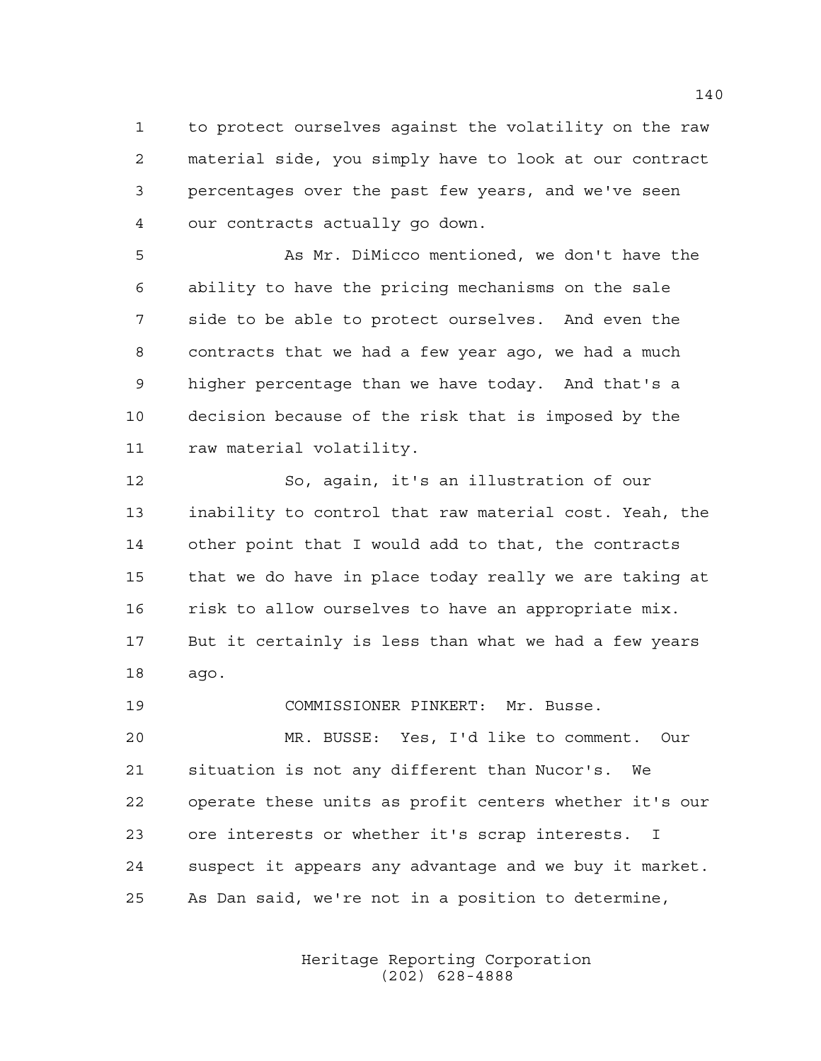to protect ourselves against the volatility on the raw material side, you simply have to look at our contract percentages over the past few years, and we've seen our contracts actually go down.

As Mr. DiMicco mentioned, we don't have the ability to have the pricing mechanisms on the sale side to be able to protect ourselves. And even the contracts that we had a few year ago, we had a much higher percentage than we have today. And that's a decision because of the risk that is imposed by the raw material volatility.

So, again, it's an illustration of our inability to control that raw material cost. Yeah, the other point that I would add to that, the contracts that we do have in place today really we are taking at risk to allow ourselves to have an appropriate mix. But it certainly is less than what we had a few years ago.

COMMISSIONER PINKERT: Mr. Busse.

MR. BUSSE: Yes, I'd like to comment. Our situation is not any different than Nucor's. We operate these units as profit centers whether it's our ore interests or whether it's scrap interests. I suspect it appears any advantage and we buy it market. As Dan said, we're not in a position to determine,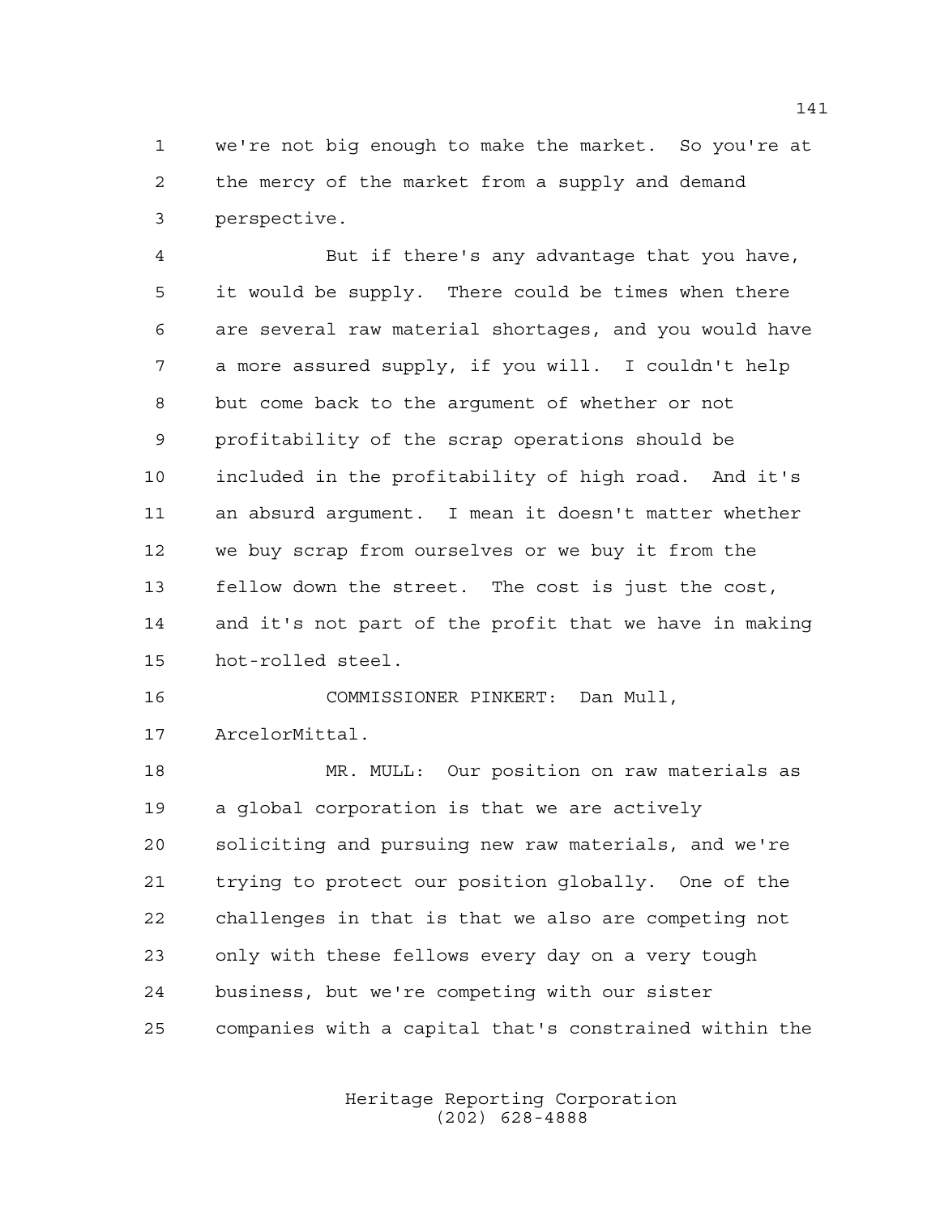we're not big enough to make the market. So you're at the mercy of the market from a supply and demand perspective.

But if there's any advantage that you have, it would be supply. There could be times when there are several raw material shortages, and you would have a more assured supply, if you will. I couldn't help but come back to the argument of whether or not profitability of the scrap operations should be included in the profitability of high road. And it's an absurd argument. I mean it doesn't matter whether we buy scrap from ourselves or we buy it from the fellow down the street. The cost is just the cost, and it's not part of the profit that we have in making hot-rolled steel.

COMMISSIONER PINKERT: Dan Mull, ArcelorMittal.

MR. MULL: Our position on raw materials as a global corporation is that we are actively soliciting and pursuing new raw materials, and we're trying to protect our position globally. One of the challenges in that is that we also are competing not only with these fellows every day on a very tough business, but we're competing with our sister companies with a capital that's constrained within the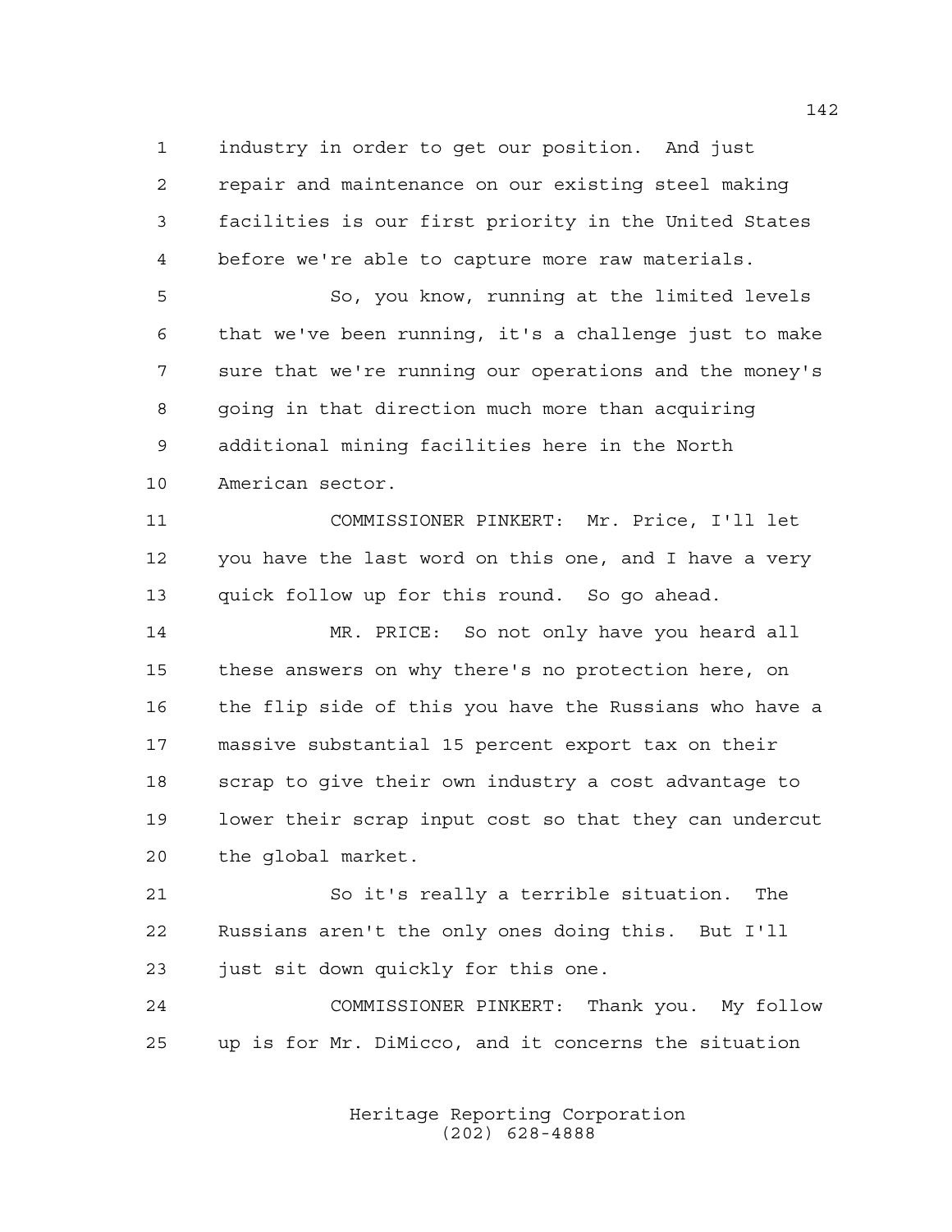industry in order to get our position. And just repair and maintenance on our existing steel making facilities is our first priority in the United States before we're able to capture more raw materials.

So, you know, running at the limited levels that we've been running, it's a challenge just to make sure that we're running our operations and the money's going in that direction much more than acquiring additional mining facilities here in the North American sector.

COMMISSIONER PINKERT: Mr. Price, I'll let you have the last word on this one, and I have a very quick follow up for this round. So go ahead.

MR. PRICE: So not only have you heard all these answers on why there's no protection here, on the flip side of this you have the Russians who have a massive substantial 15 percent export tax on their scrap to give their own industry a cost advantage to lower their scrap input cost so that they can undercut the global market.

So it's really a terrible situation. The Russians aren't the only ones doing this. But I'll just sit down quickly for this one.

COMMISSIONER PINKERT: Thank you. My follow up is for Mr. DiMicco, and it concerns the situation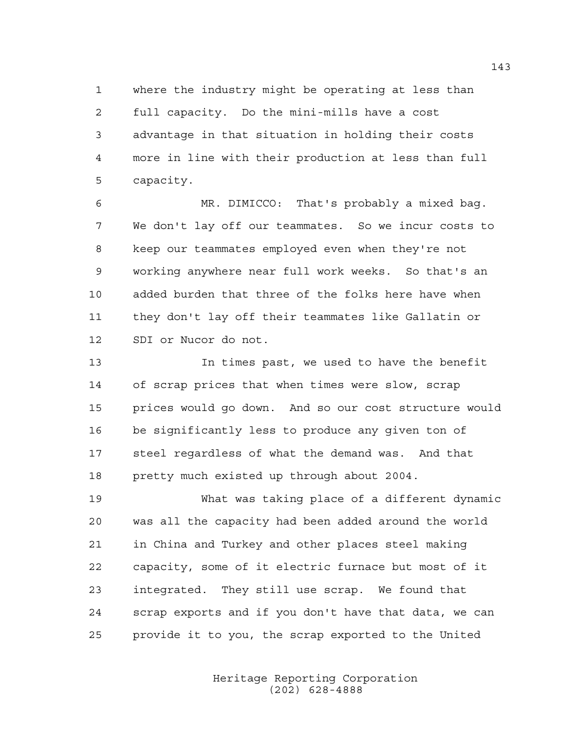where the industry might be operating at less than full capacity. Do the mini-mills have a cost advantage in that situation in holding their costs more in line with their production at less than full capacity.

MR. DIMICCO: That's probably a mixed bag. We don't lay off our teammates. So we incur costs to keep our teammates employed even when they're not working anywhere near full work weeks. So that's an added burden that three of the folks here have when they don't lay off their teammates like Gallatin or SDI or Nucor do not.

In times past, we used to have the benefit of scrap prices that when times were slow, scrap prices would go down. And so our cost structure would be significantly less to produce any given ton of steel regardless of what the demand was. And that pretty much existed up through about 2004.

What was taking place of a different dynamic was all the capacity had been added around the world in China and Turkey and other places steel making capacity, some of it electric furnace but most of it integrated. They still use scrap. We found that scrap exports and if you don't have that data, we can provide it to you, the scrap exported to the United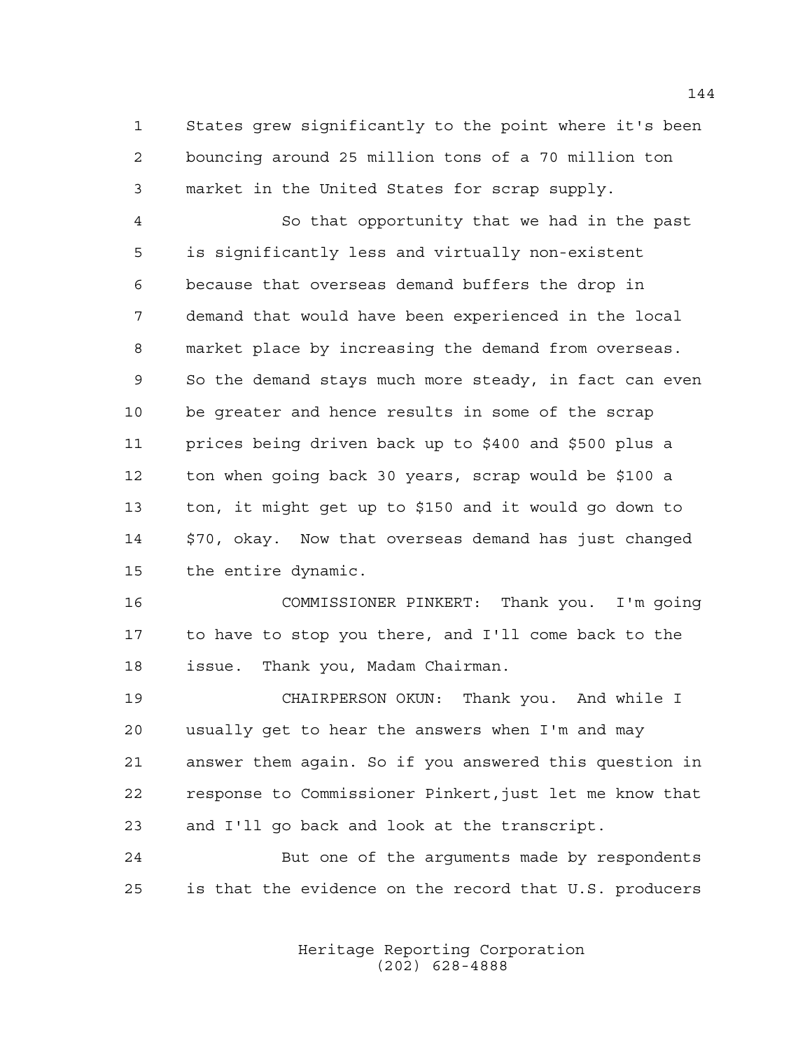States grew significantly to the point where it's been bouncing around 25 million tons of a 70 million ton market in the United States for scrap supply.

So that opportunity that we had in the past is significantly less and virtually non-existent because that overseas demand buffers the drop in demand that would have been experienced in the local market place by increasing the demand from overseas. So the demand stays much more steady, in fact can even be greater and hence results in some of the scrap prices being driven back up to $400 and $500 plus a ton when going back 30 years, scrap would be $100 a ton, it might get up to $150 and it would go down to $70, okay. Now that overseas demand has just changed the entire dynamic.

COMMISSIONER PINKERT: Thank you. I'm going to have to stop you there, and I'll come back to the issue. Thank you, Madam Chairman.

CHAIRPERSON OKUN: Thank you. And while I usually get to hear the answers when I'm and may answer them again. So if you answered this question in response to Commissioner Pinkert,just let me know that and I'll go back and look at the transcript.

But one of the arguments made by respondents is that the evidence on the record that U.S. producers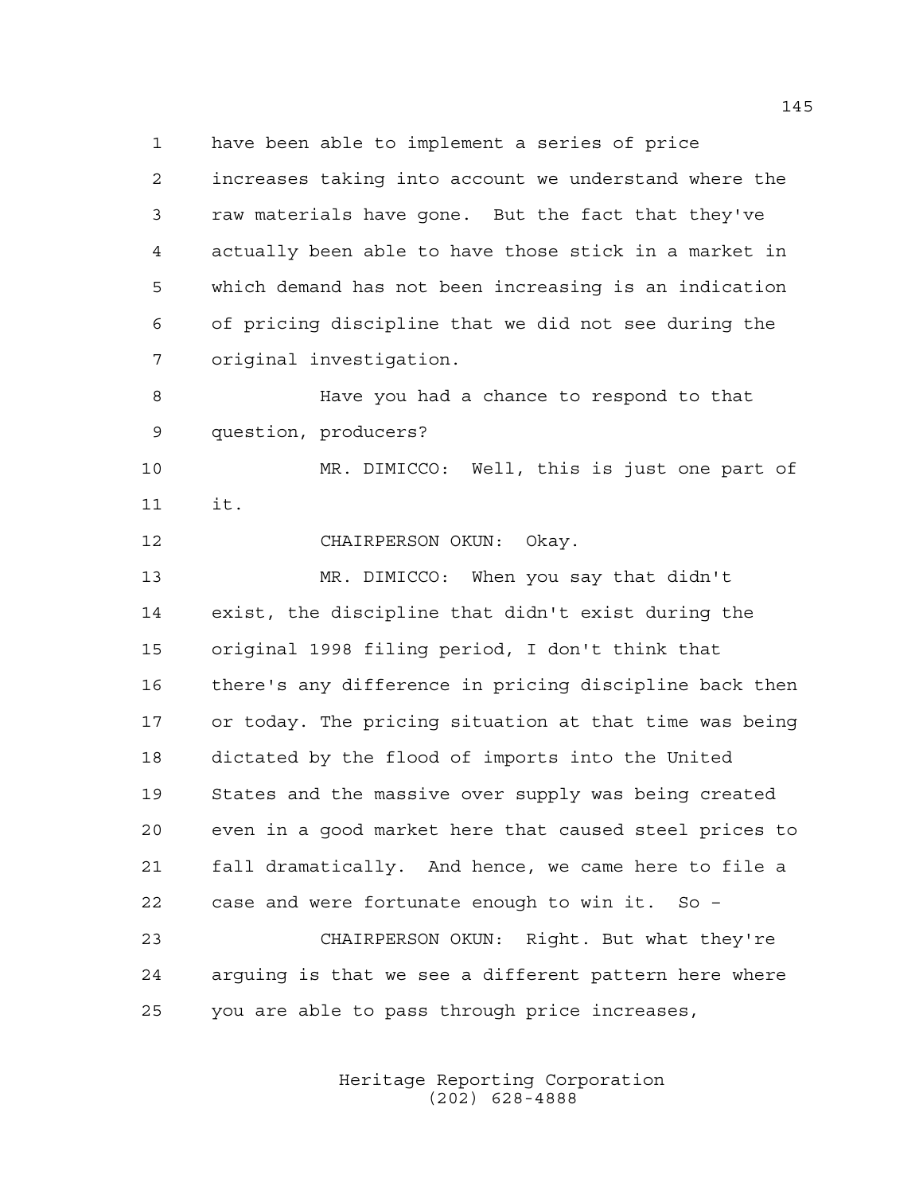have been able to implement a series of price increases taking into account we understand where the raw materials have gone. But the fact that they've actually been able to have those stick in a market in which demand has not been increasing is an indication of pricing discipline that we did not see during the original investigation.

Have you had a chance to respond to that question, producers?

MR. DIMICCO: Well, this is just one part of it.

CHAIRPERSON OKUN: Okay.

MR. DIMICCO: When you say that didn't exist, the discipline that didn't exist during the original 1998 filing period, I don't think that there's any difference in pricing discipline back then or today. The pricing situation at that time was being dictated by the flood of imports into the United States and the massive over supply was being created even in a good market here that caused steel prices to fall dramatically. And hence, we came here to file a case and were fortunate enough to win it. So –

CHAIRPERSON OKUN: Right. But what they're arguing is that we see a different pattern here where you are able to pass through price increases,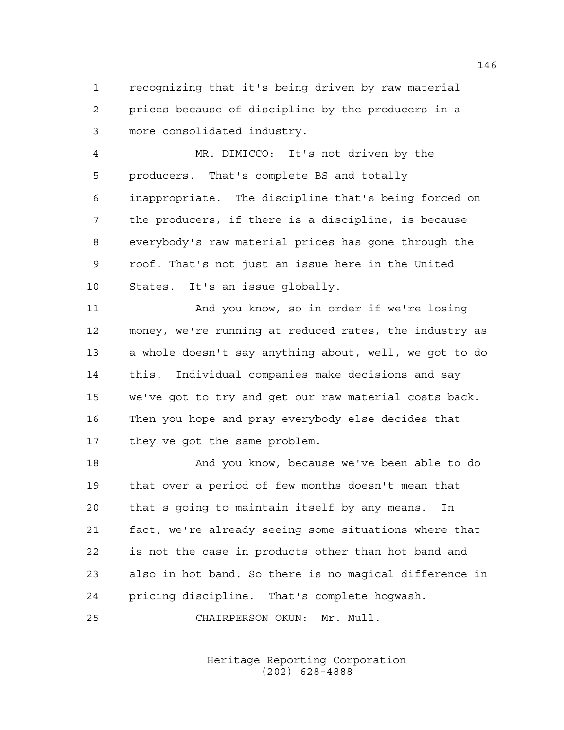recognizing that it's being driven by raw material prices because of discipline by the producers in a more consolidated industry.

MR. DIMICCO: It's not driven by the producers. That's complete BS and totally inappropriate. The discipline that's being forced on the producers, if there is a discipline, is because everybody's raw material prices has gone through the roof. That's not just an issue here in the United States. It's an issue globally.

And you know, so in order if we're losing money, we're running at reduced rates, the industry as a whole doesn't say anything about, well, we got to do this. Individual companies make decisions and say we've got to try and get our raw material costs back. Then you hope and pray everybody else decides that they've got the same problem.

And you know, because we've been able to do that over a period of few months doesn't mean that that's going to maintain itself by any means. In fact, we're already seeing some situations where that is not the case in products other than hot band and also in hot band. So there is no magical difference in pricing discipline. That's complete hogwash.

CHAIRPERSON OKUN: Mr. Mull.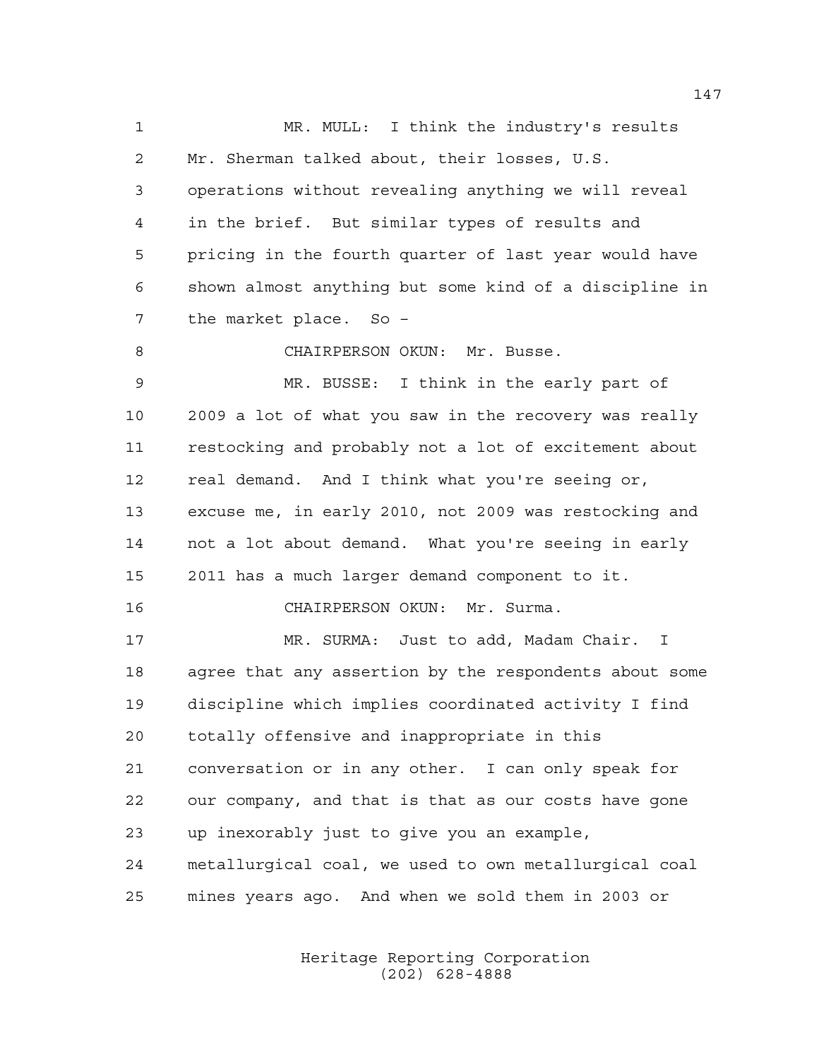MR. MULL: I think the industry's results Mr. Sherman talked about, their losses, U.S. operations without revealing anything we will reveal in the brief. But similar types of results and pricing in the fourth quarter of last year would have shown almost anything but some kind of a discipline in the market place. So –

CHAIRPERSON OKUN: Mr. Busse.

MR. BUSSE: I think in the early part of 2009 a lot of what you saw in the recovery was really restocking and probably not a lot of excitement about real demand. And I think what you're seeing or, excuse me, in early 2010, not 2009 was restocking and not a lot about demand. What you're seeing in early 2011 has a much larger demand component to it.

CHAIRPERSON OKUN: Mr. Surma.

MR. SURMA: Just to add, Madam Chair. I agree that any assertion by the respondents about some discipline which implies coordinated activity I find totally offensive and inappropriate in this conversation or in any other. I can only speak for our company, and that is that as our costs have gone up inexorably just to give you an example, metallurgical coal, we used to own metallurgical coal mines years ago. And when we sold them in 2003 or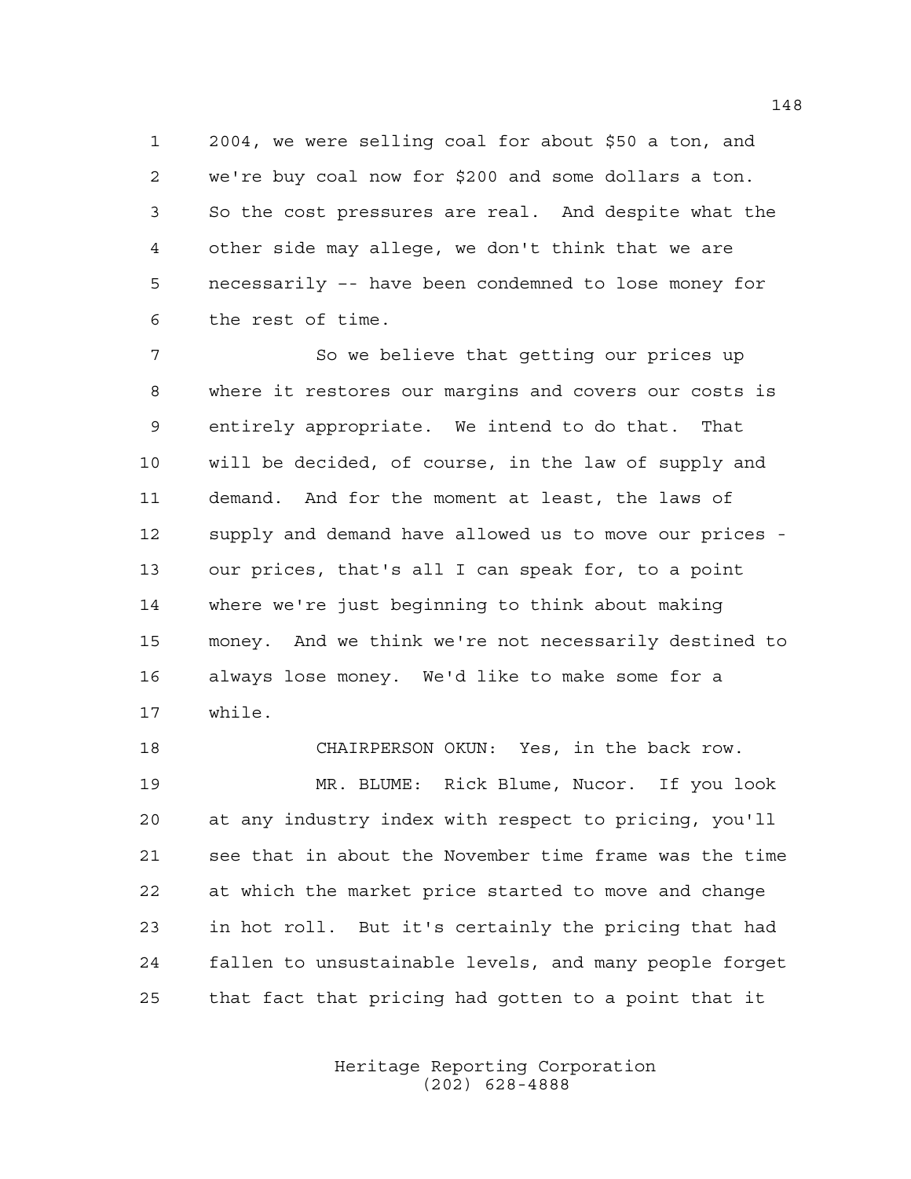2004, we were selling coal for about $50 a ton, and we're buy coal now for $200 and some dollars a ton. So the cost pressures are real. And despite what the other side may allege, we don't think that we are necessarily -- have been condemned to lose money for the rest of time.

So we believe that getting our prices up where it restores our margins and covers our costs is entirely appropriate. We intend to do that. That will be decided, of course, in the law of supply and demand. And for the moment at least, the laws of supply and demand have allowed us to move our prices - our prices, that's all I can speak for, to a point where we're just beginning to think about making money. And we think we're not necessarily destined to always lose money. We'd like to make some for a while.

CHAIRPERSON OKUN: Yes, in the back row.

MR. BLUME: Rick Blume, Nucor. If you look at any industry index with respect to pricing, you'll see that in about the November time frame was the time at which the market price started to move and change in hot roll. But it's certainly the pricing that had fallen to unsustainable levels, and many people forget that fact that pricing had gotten to a point that it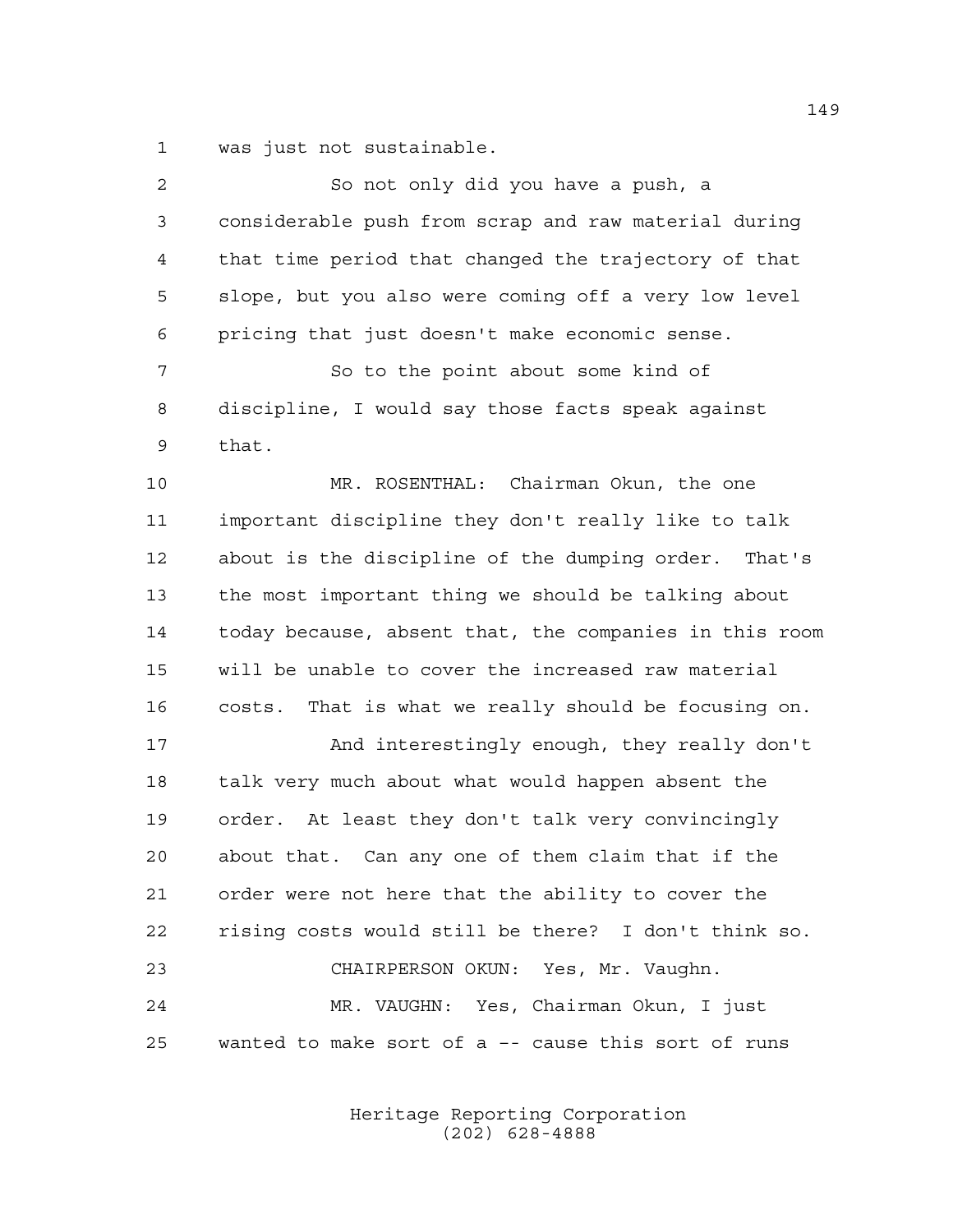was just not sustainable.

So not only did you have a push, a considerable push from scrap and raw material during that time period that changed the trajectory of that slope, but you also were coming off a very low level pricing that just doesn't make economic sense.

So to the point about some kind of discipline, I would say those facts speak against that.

MR. ROSENTHAL: Chairman Okun, the one important discipline they don't really like to talk about is the discipline of the dumping order. That's the most important thing we should be talking about today because, absent that, the companies in this room will be unable to cover the increased raw material costs. That is what we really should be focusing on.

And interestingly enough, they really don't talk very much about what would happen absent the order. At least they don't talk very convincingly about that. Can any one of them claim that if the order were not here that the ability to cover the rising costs would still be there? I don't think so.

CHAIRPERSON OKUN: Yes, Mr. Vaughn.

MR. VAUGHN: Yes, Chairman Okun, I just wanted to make sort of a -- cause this sort of runs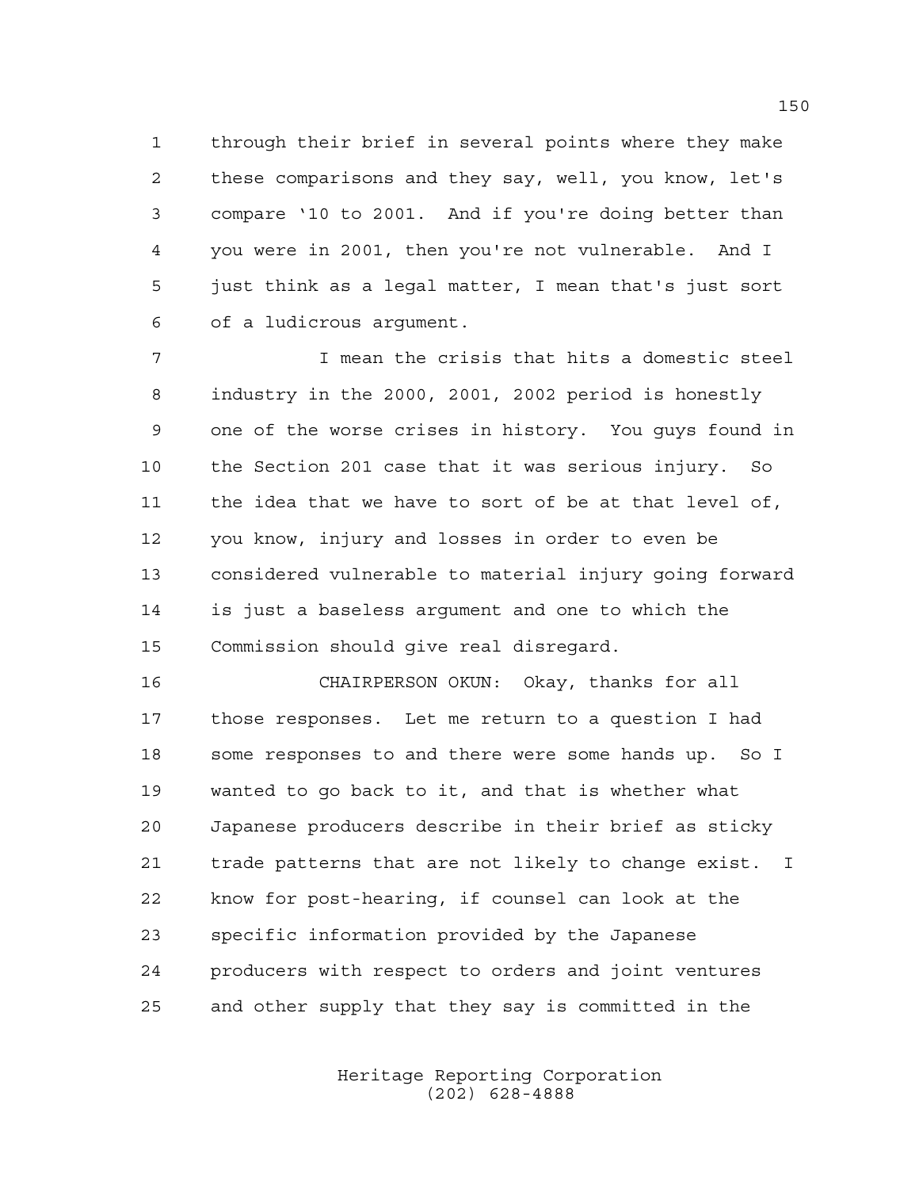through their brief in several points where they make these comparisons and they say, well, you know, let's compare '10 to 2001. And if you're doing better than you were in 2001, then you're not vulnerable. And I just think as a legal matter, I mean that's just sort of a ludicrous argument.

I mean the crisis that hits a domestic steel industry in the 2000, 2001, 2002 period is honestly one of the worse crises in history. You guys found in the Section 201 case that it was serious injury. So the idea that we have to sort of be at that level of, you know, injury and losses in order to even be considered vulnerable to material injury going forward is just a baseless argument and one to which the Commission should give real disregard.

CHAIRPERSON OKUN: Okay, thanks for all those responses. Let me return to a question I had some responses to and there were some hands up. So I wanted to go back to it, and that is whether what Japanese producers describe in their brief as sticky trade patterns that are not likely to change exist. I know for post-hearing, if counsel can look at the specific information provided by the Japanese producers with respect to orders and joint ventures and other supply that they say is committed in the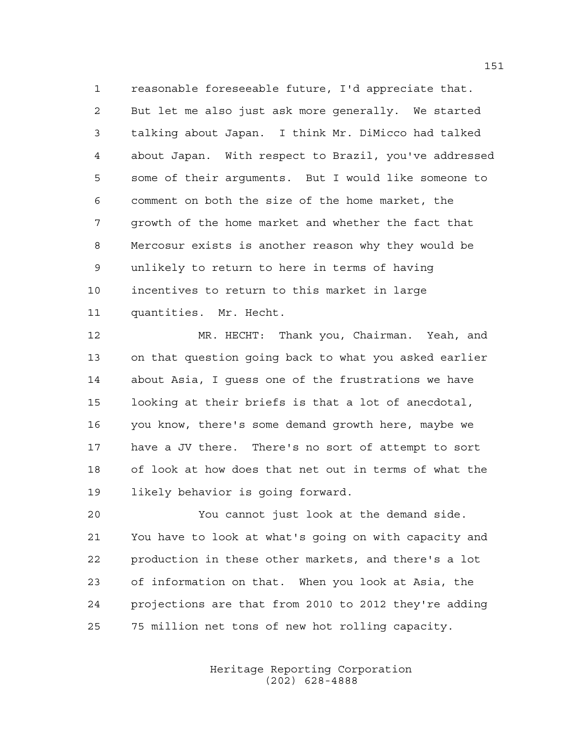reasonable foreseeable future, I'd appreciate that. But let me also just ask more generally. We started talking about Japan. I think Mr. DiMicco had talked about Japan. With respect to Brazil, you've addressed some of their arguments. But I would like someone to comment on both the size of the home market, the growth of the home market and whether the fact that Mercosur exists is another reason why they would be unlikely to return to here in terms of having incentives to return to this market in large quantities. Mr. Hecht.

MR. HECHT: Thank you, Chairman. Yeah, and on that question going back to what you asked earlier about Asia, I guess one of the frustrations we have looking at their briefs is that a lot of anecdotal, you know, there's some demand growth here, maybe we have a JV there. There's no sort of attempt to sort of look at how does that net out in terms of what the likely behavior is going forward.

You cannot just look at the demand side. You have to look at what's going on with capacity and production in these other markets, and there's a lot of information on that. When you look at Asia, the projections are that from 2010 to 2012 they're adding 75 million net tons of new hot rolling capacity.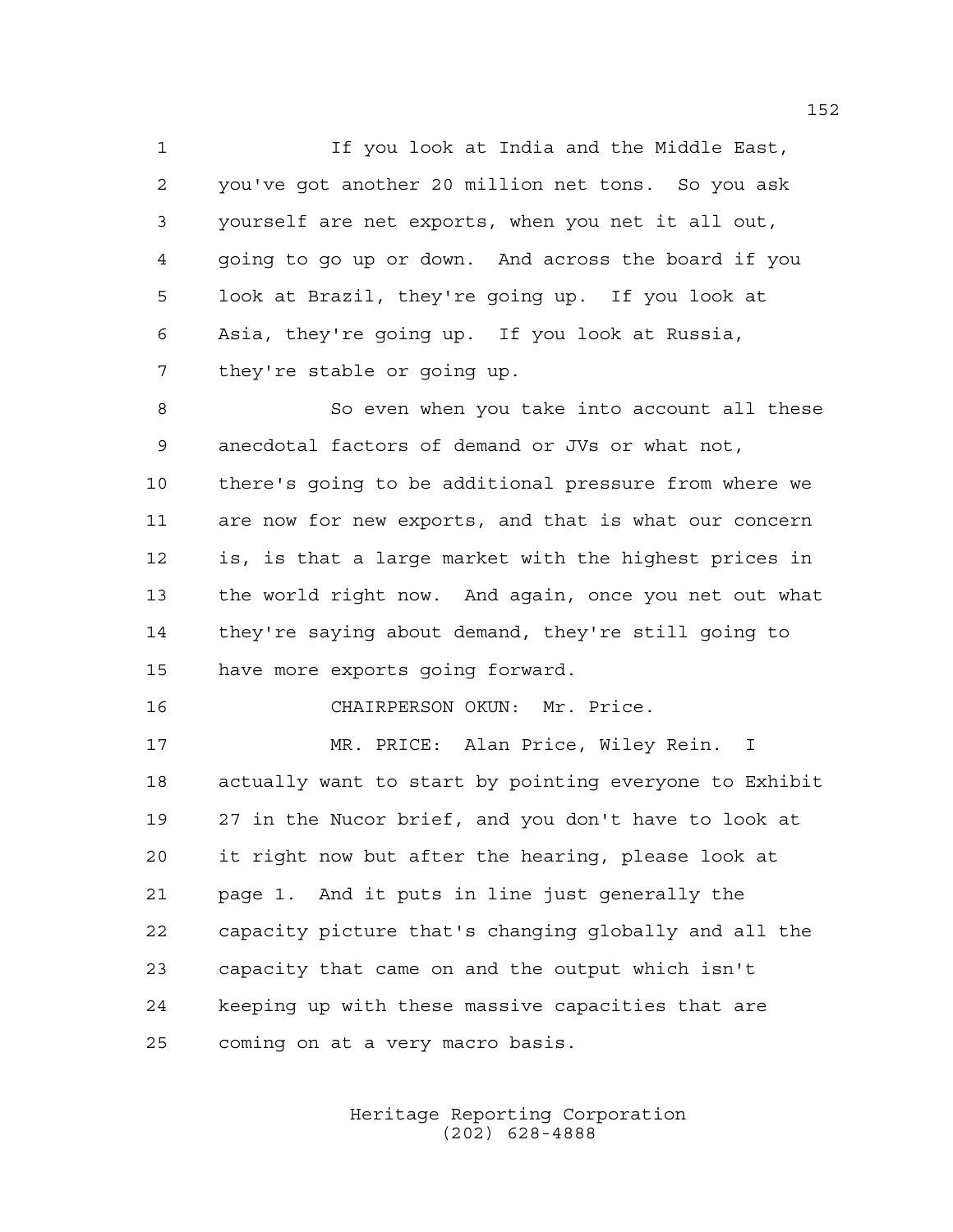If you look at India and the Middle East, you've got another 20 million net tons. So you ask yourself are net exports, when you net it all out, going to go up or down. And across the board if you look at Brazil, they're going up. If you look at Asia, they're going up. If you look at Russia, they're stable or going up.

So even when you take into account all these anecdotal factors of demand or JVs or what not, there's going to be additional pressure from where we are now for new exports, and that is what our concern is, is that a large market with the highest prices in the world right now. And again, once you net out what they're saying about demand, they're still going to have more exports going forward.

CHAIRPERSON OKUN: Mr. Price.

MR. PRICE: Alan Price, Wiley Rein. I actually want to start by pointing everyone to Exhibit 27 in the Nucor brief, and you don't have to look at it right now but after the hearing, please look at page 1. And it puts in line just generally the capacity picture that's changing globally and all the capacity that came on and the output which isn't keeping up with these massive capacities that are coming on at a very macro basis.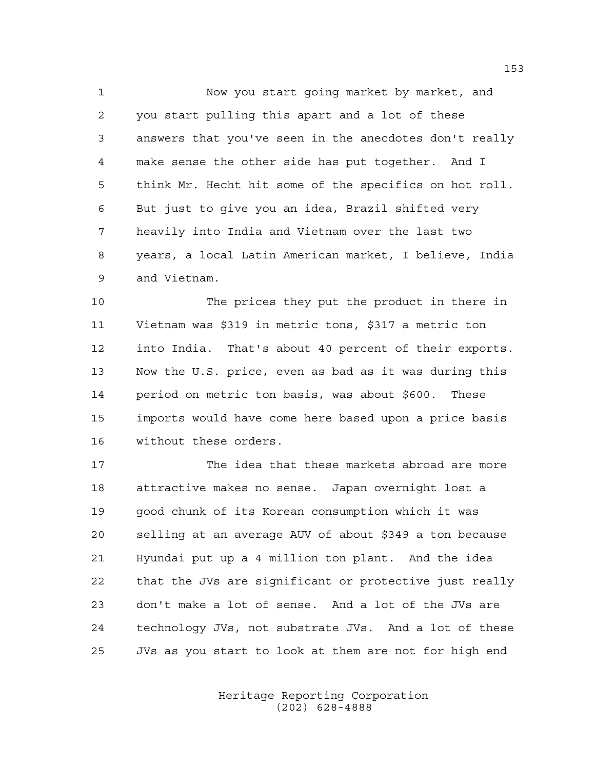Now you start going market by market, and you start pulling this apart and a lot of these answers that you've seen in the anecdotes don't really make sense the other side has put together. And I think Mr. Hecht hit some of the specifics on hot roll. But just to give you an idea, Brazil shifted very heavily into India and Vietnam over the last two years, a local Latin American market, I believe, India and Vietnam.

The prices they put the product in there in Vietnam was $319 in metric tons, $317 a metric ton into India. That's about 40 percent of their exports. Now the U.S. price, even as bad as it was during this period on metric ton basis, was about $600. These imports would have come here based upon a price basis without these orders.

The idea that these markets abroad are more attractive makes no sense. Japan overnight lost a good chunk of its Korean consumption which it was selling at an average AUV of about $349 a ton because Hyundai put up a 4 million ton plant. And the idea that the JVs are significant or protective just really don't make a lot of sense. And a lot of the JVs are technology JVs, not substrate JVs. And a lot of these JVs as you start to look at them are not for high end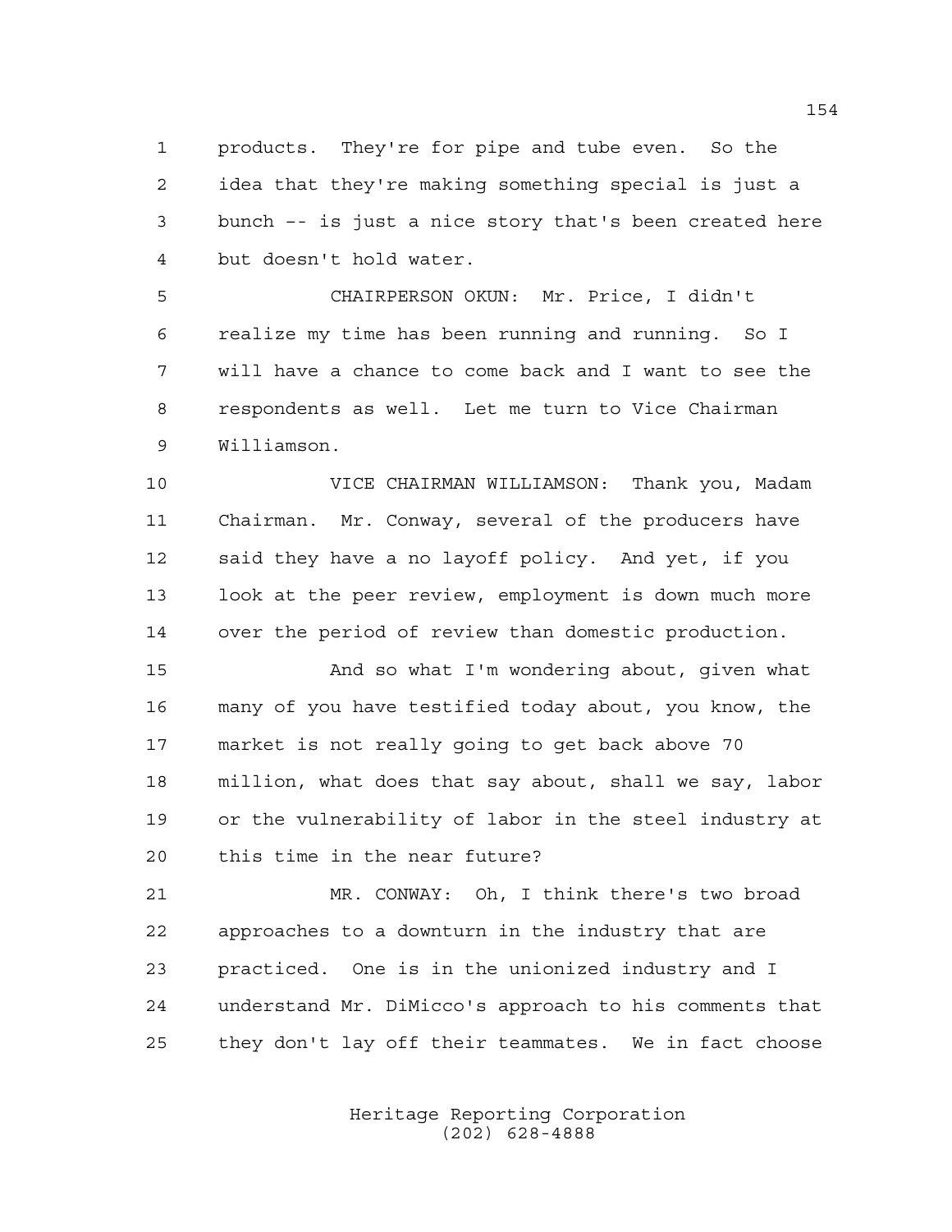products. They're for pipe and tube even. So the idea that they're making something special is just a bunch -- is just a nice story that's been created here but doesn't hold water.

CHAIRPERSON OKUN: Mr. Price, I didn't realize my time has been running and running. So I will have a chance to come back and I want to see the respondents as well. Let me turn to Vice Chairman Williamson.

VICE CHAIRMAN WILLIAMSON: Thank you, Madam Chairman. Mr. Conway, several of the producers have said they have a no layoff policy. And yet, if you look at the peer review, employment is down much more over the period of review than domestic production.

And so what I'm wondering about, given what many of you have testified today about, you know, the market is not really going to get back above 70 million, what does that say about, shall we say, labor or the vulnerability of labor in the steel industry at this time in the near future?

MR. CONWAY: Oh, I think there's two broad approaches to a downturn in the industry that are practiced. One is in the unionized industry and I understand Mr. DiMicco's approach to his comments that they don't lay off their teammates. We in fact choose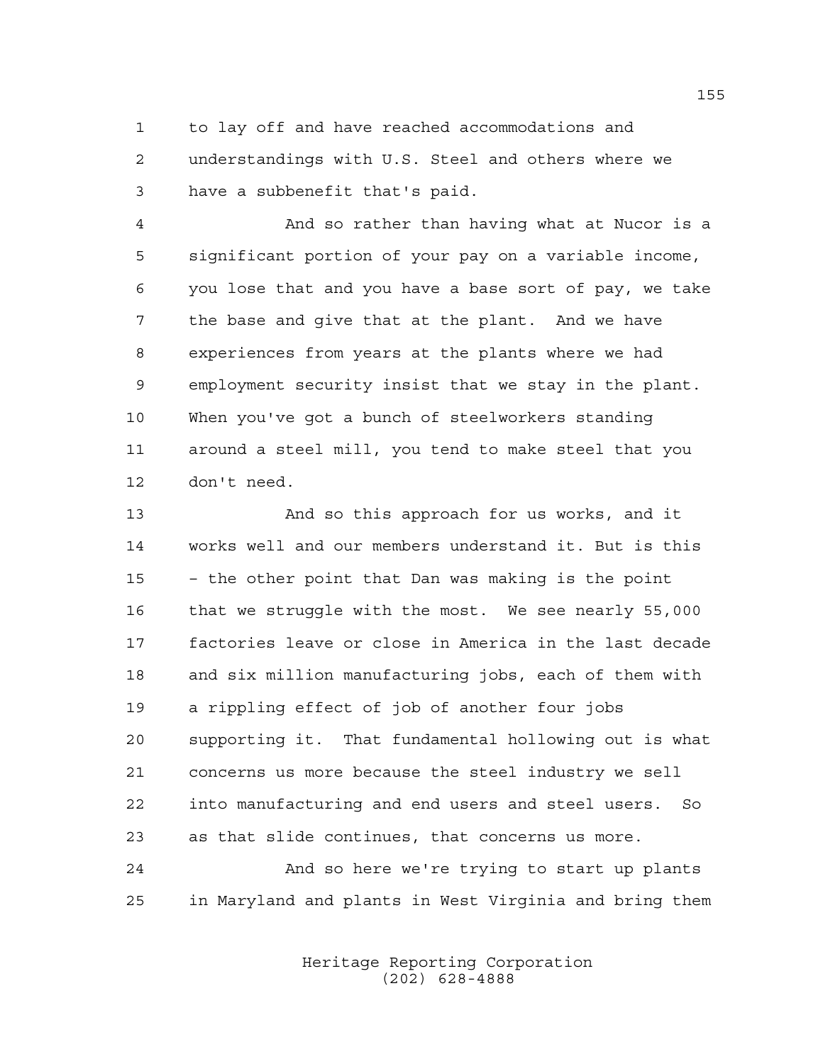to lay off and have reached accommodations and understandings with U.S. Steel and others where we have a subbenefit that's paid.

And so rather than having what at Nucor is a significant portion of your pay on a variable income, you lose that and you have a base sort of pay, we take the base and give that at the plant. And we have experiences from years at the plants where we had employment security insist that we stay in the plant. When you've got a bunch of steelworkers standing around a steel mill, you tend to make steel that you don't need.

And so this approach for us works, and it works well and our members understand it. But is this - the other point that Dan was making is the point that we struggle with the most. We see nearly 55,000 factories leave or close in America in the last decade and six million manufacturing jobs, each of them with a rippling effect of job of another four jobs supporting it. That fundamental hollowing out is what concerns us more because the steel industry we sell into manufacturing and end users and steel users. So as that slide continues, that concerns us more.

And so here we're trying to start up plants in Maryland and plants in West Virginia and bring them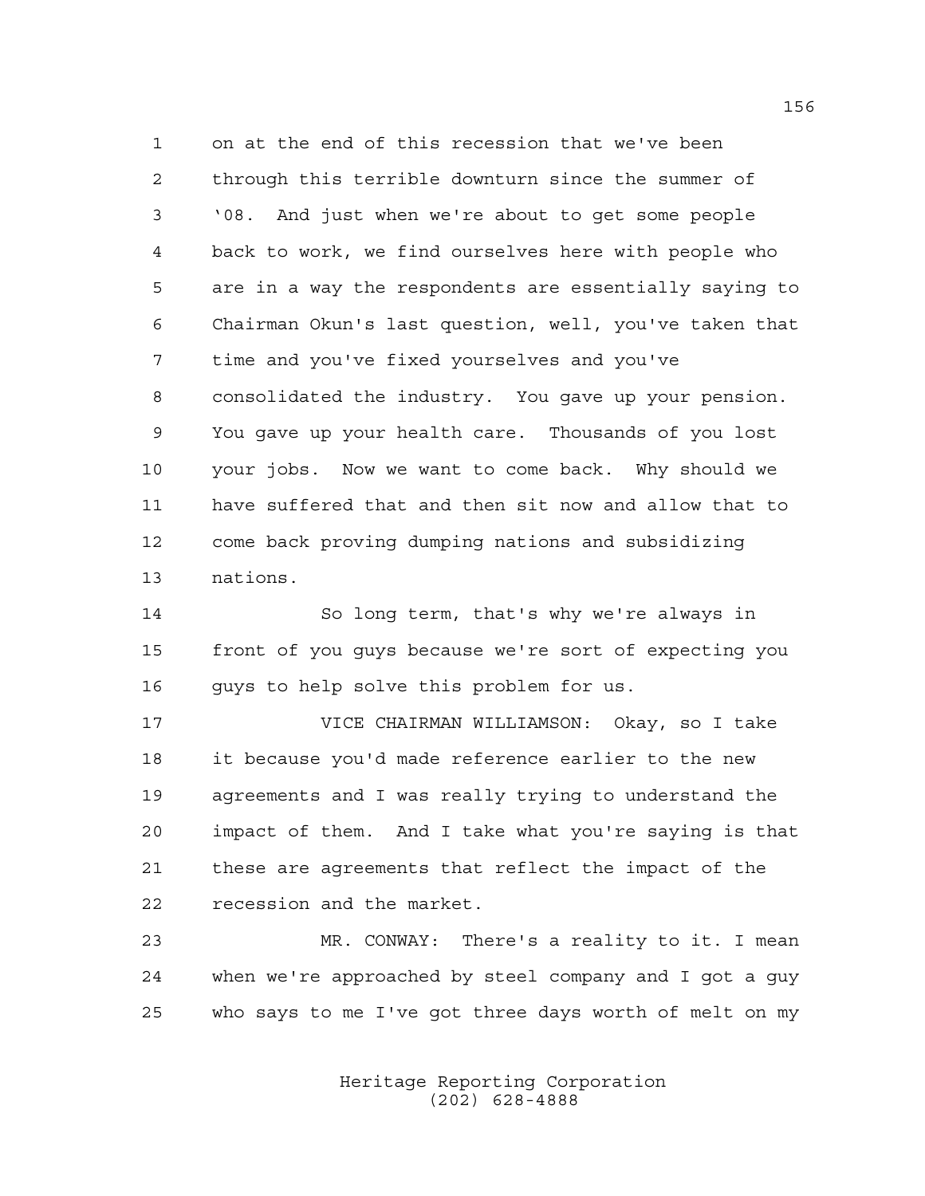on at the end of this recession that we've been through this terrible downturn since the summer of '08. And just when we're about to get some people back to work, we find ourselves here with people who are in a way the respondents are essentially saying to Chairman Okun's last question, well, you've taken that time and you've fixed yourselves and you've consolidated the industry. You gave up your pension. You gave up your health care. Thousands of you lost your jobs. Now we want to come back. Why should we have suffered that and then sit now and allow that to come back proving dumping nations and subsidizing nations.

So long term, that's why we're always in front of you guys because we're sort of expecting you guys to help solve this problem for us.

VICE CHAIRMAN WILLIAMSON: Okay, so I take it because you'd made reference earlier to the new agreements and I was really trying to understand the impact of them. And I take what you're saying is that these are agreements that reflect the impact of the recession and the market.

MR. CONWAY: There's a reality to it. I mean when we're approached by steel company and I got a guy who says to me I've got three days worth of melt on my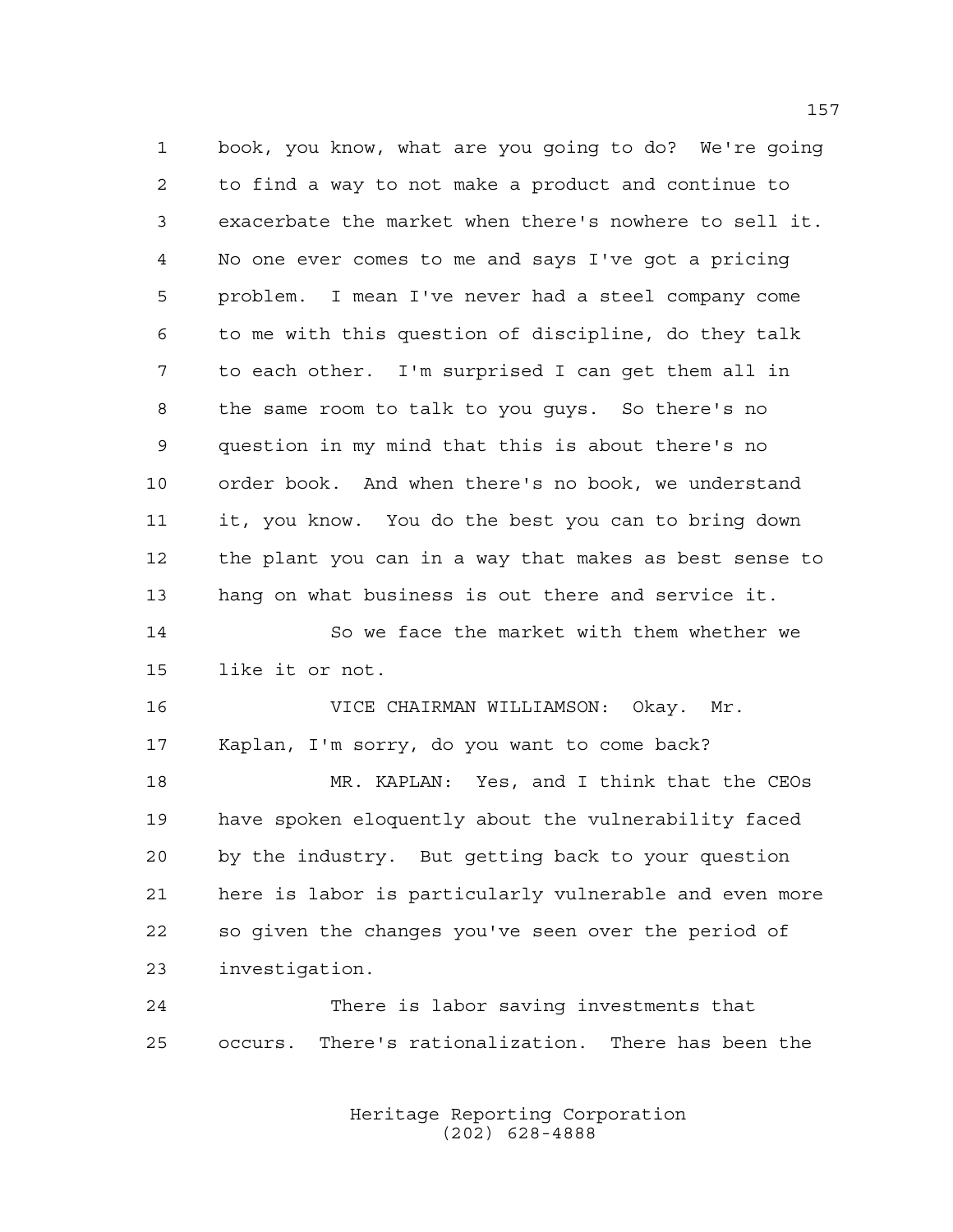book, you know, what are you going to do? We're going to find a way to not make a product and continue to exacerbate the market when there's nowhere to sell it. No one ever comes to me and says I've got a pricing problem. I mean I've never had a steel company come to me with this question of discipline, do they talk to each other. I'm surprised I can get them all in the same room to talk to you guys. So there's no question in my mind that this is about there's no order book. And when there's no book, we understand it, you know. You do the best you can to bring down the plant you can in a way that makes as best sense to hang on what business is out there and service it.

So we face the market with them whether we like it or not.

VICE CHAIRMAN WILLIAMSON: Okay. Mr. Kaplan, I'm sorry, do you want to come back?

MR. KAPLAN: Yes, and I think that the CEOs have spoken eloquently about the vulnerability faced by the industry. But getting back to your question here is labor is particularly vulnerable and even more so given the changes you've seen over the period of investigation.

There is labor saving investments that occurs. There's rationalization. There has been the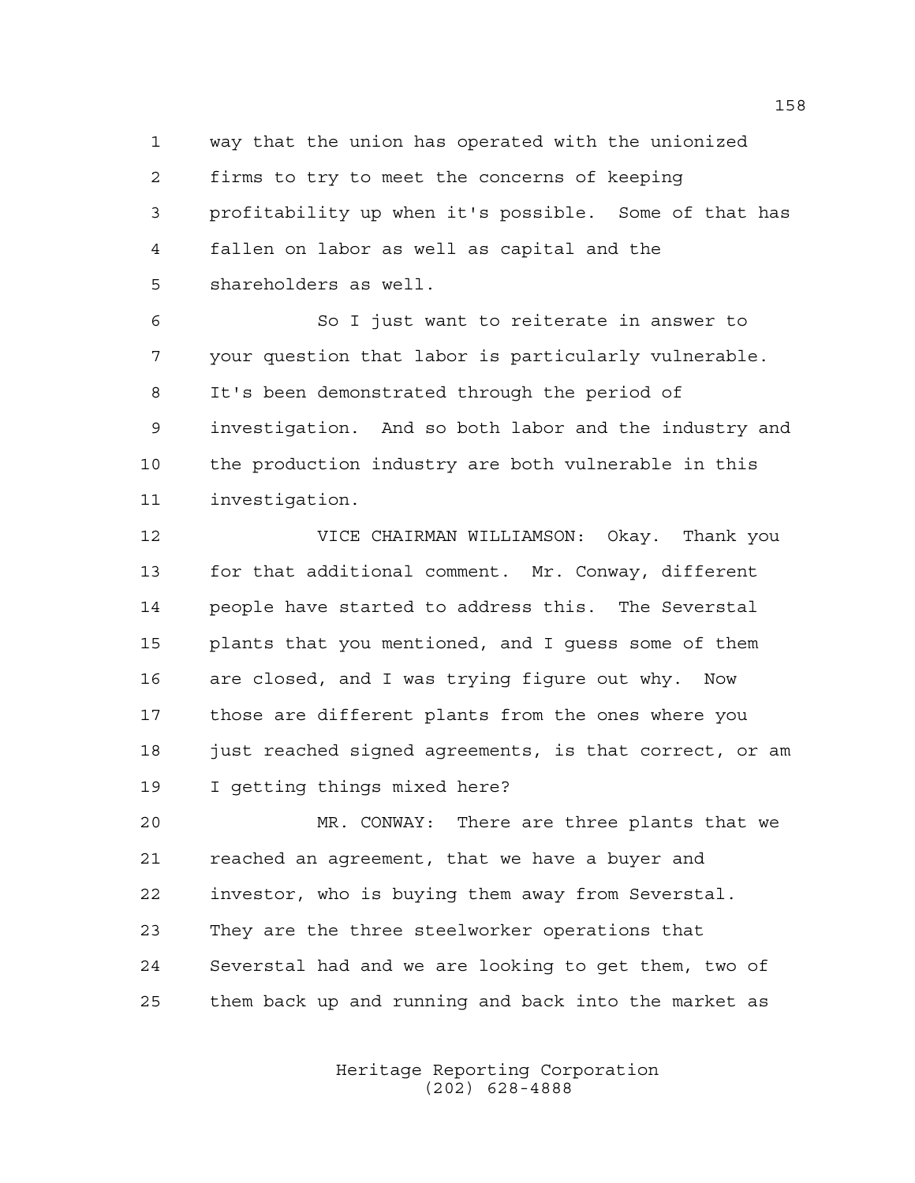way that the union has operated with the unionized firms to try to meet the concerns of keeping profitability up when it's possible. Some of that has fallen on labor as well as capital and the shareholders as well.

So I just want to reiterate in answer to your question that labor is particularly vulnerable. It's been demonstrated through the period of investigation. And so both labor and the industry and the production industry are both vulnerable in this investigation.

VICE CHAIRMAN WILLIAMSON: Okay. Thank you for that additional comment. Mr. Conway, different people have started to address this. The Severstal plants that you mentioned, and I guess some of them are closed, and I was trying figure out why. Now those are different plants from the ones where you just reached signed agreements, is that correct, or am I getting things mixed here?

MR. CONWAY: There are three plants that we reached an agreement, that we have a buyer and investor, who is buying them away from Severstal. They are the three steelworker operations that Severstal had and we are looking to get them, two of them back up and running and back into the market as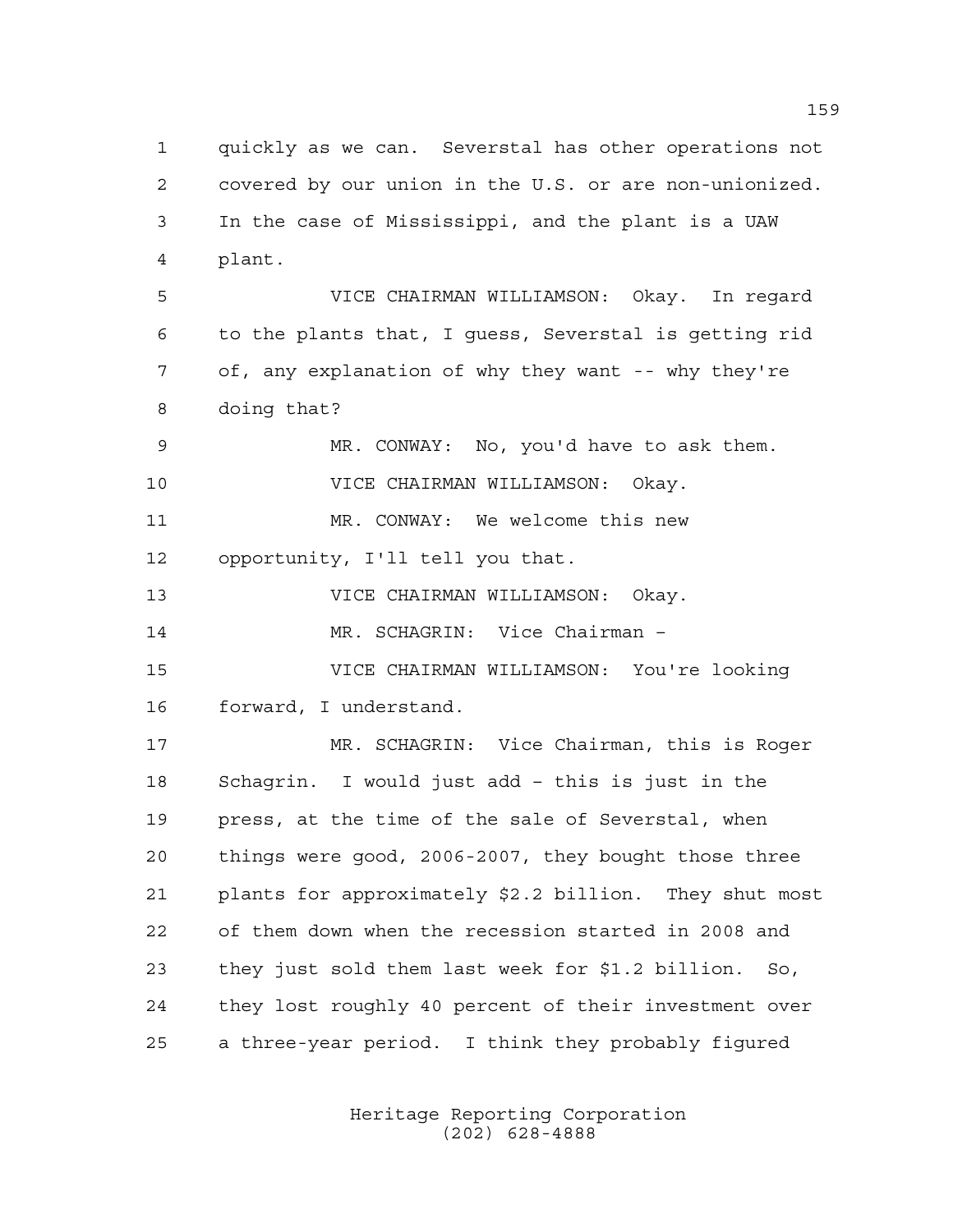quickly as we can. Severstal has other operations not covered by our union in the U.S. or are non-unionized. In the case of Mississippi, and the plant is a UAW plant.

VICE CHAIRMAN WILLIAMSON: Okay. In regard to the plants that, I guess, Severstal is getting rid of, any explanation of why they want -- why they're doing that?

MR. CONWAY: No, you'd have to ask them.

VICE CHAIRMAN WILLIAMSON: Okay.

MR. CONWAY: We welcome this new opportunity, I'll tell you that.

VICE CHAIRMAN WILLIAMSON: Okay.

MR. SCHAGRIN: Vice Chairman –

VICE CHAIRMAN WILLIAMSON: You're looking forward, I understand.

MR. SCHAGRIN: Vice Chairman, this is Roger Schagrin. I would just add – this is just in the press, at the time of the sale of Severstal, when things were good, 2006-2007, they bought those three plants for approximately $2.2 billion. They shut most of them down when the recession started in 2008 and they just sold them last week for $1.2 billion. So, they lost roughly 40 percent of their investment over a three-year period. I think they probably figured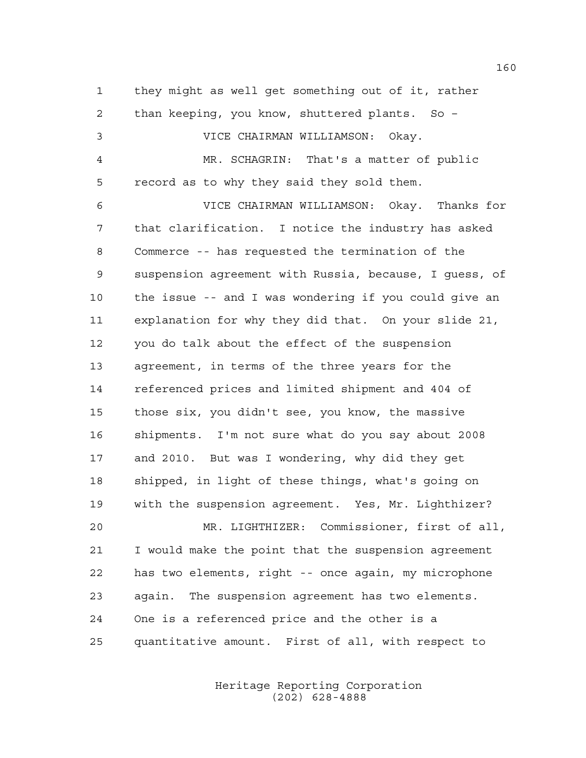they might as well get something out of it, rather than keeping, you know, shuttered plants. So –

VICE CHAIRMAN WILLIAMSON: Okay.

MR. SCHAGRIN: That's a matter of public record as to why they said they sold them.

VICE CHAIRMAN WILLIAMSON: Okay. Thanks for that clarification. I notice the industry has asked Commerce -- has requested the termination of the suspension agreement with Russia, because, I guess, of the issue -- and I was wondering if you could give an explanation for why they did that. On your slide 21, you do talk about the effect of the suspension agreement, in terms of the three years for the referenced prices and limited shipment and 404 of those six, you didn't see, you know, the massive shipments. I'm not sure what do you say about 2008 and 2010. But was I wondering, why did they get shipped, in light of these things, what's going on with the suspension agreement. Yes, Mr. Lighthizer?

MR. LIGHTHIZER: Commissioner, first of all, I would make the point that the suspension agreement has two elements, right -- once again, my microphone again. The suspension agreement has two elements. One is a referenced price and the other is a quantitative amount. First of all, with respect to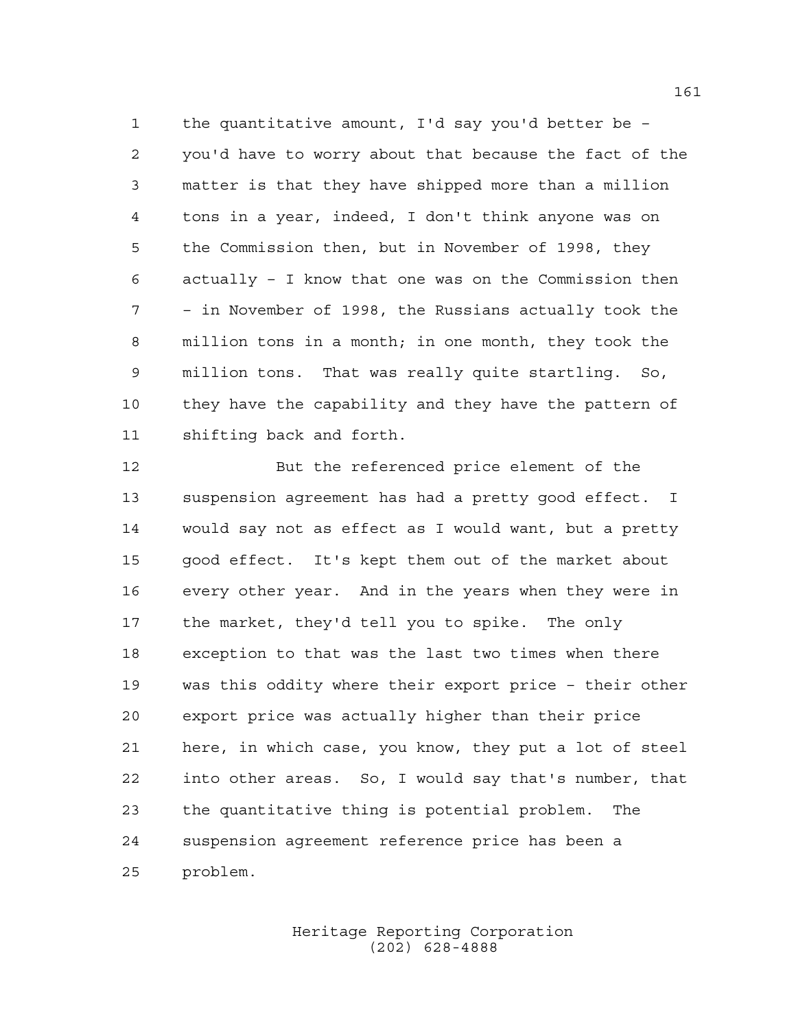the quantitative amount, I'd say you'd better be - you'd have to worry about that because the fact of the matter is that they have shipped more than a million tons in a year, indeed, I don't think anyone was on the Commission then, but in November of 1998, they actually - I know that one was on the Commission then - in November of 1998, the Russians actually took the million tons in a month; in one month, they took the million tons. That was really quite startling. So, they have the capability and they have the pattern of shifting back and forth.

But the referenced price element of the suspension agreement has had a pretty good effect. I would say not as effect as I would want, but a pretty good effect. It's kept them out of the market about every other year. And in the years when they were in the market, they'd tell you to spike. The only exception to that was the last two times when there was this oddity where their export price - their other export price was actually higher than their price here, in which case, you know, they put a lot of steel into other areas. So, I would say that's number, that the quantitative thing is potential problem. The suspension agreement reference price has been a problem.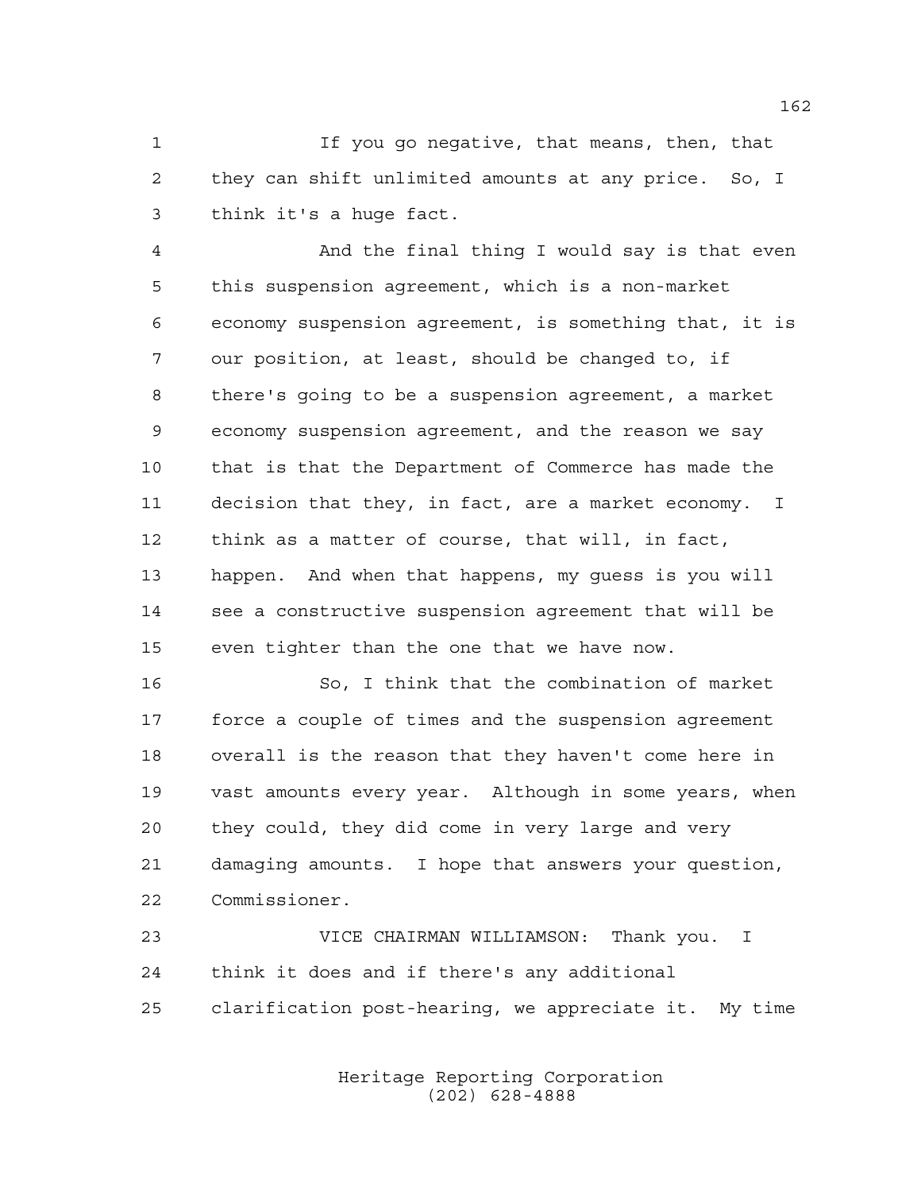If you go negative, that means, then, that they can shift unlimited amounts at any price. So, I think it's a huge fact.

And the final thing I would say is that even this suspension agreement, which is a non-market economy suspension agreement, is something that, it is our position, at least, should be changed to, if there's going to be a suspension agreement, a market economy suspension agreement, and the reason we say that is that the Department of Commerce has made the decision that they, in fact, are a market economy. I think as a matter of course, that will, in fact, happen. And when that happens, my guess is you will see a constructive suspension agreement that will be even tighter than the one that we have now.

So, I think that the combination of market force a couple of times and the suspension agreement overall is the reason that they haven't come here in vast amounts every year. Although in some years, when they could, they did come in very large and very damaging amounts. I hope that answers your question, Commissioner.

VICE CHAIRMAN WILLIAMSON: Thank you. I think it does and if there's any additional clarification post-hearing, we appreciate it. My time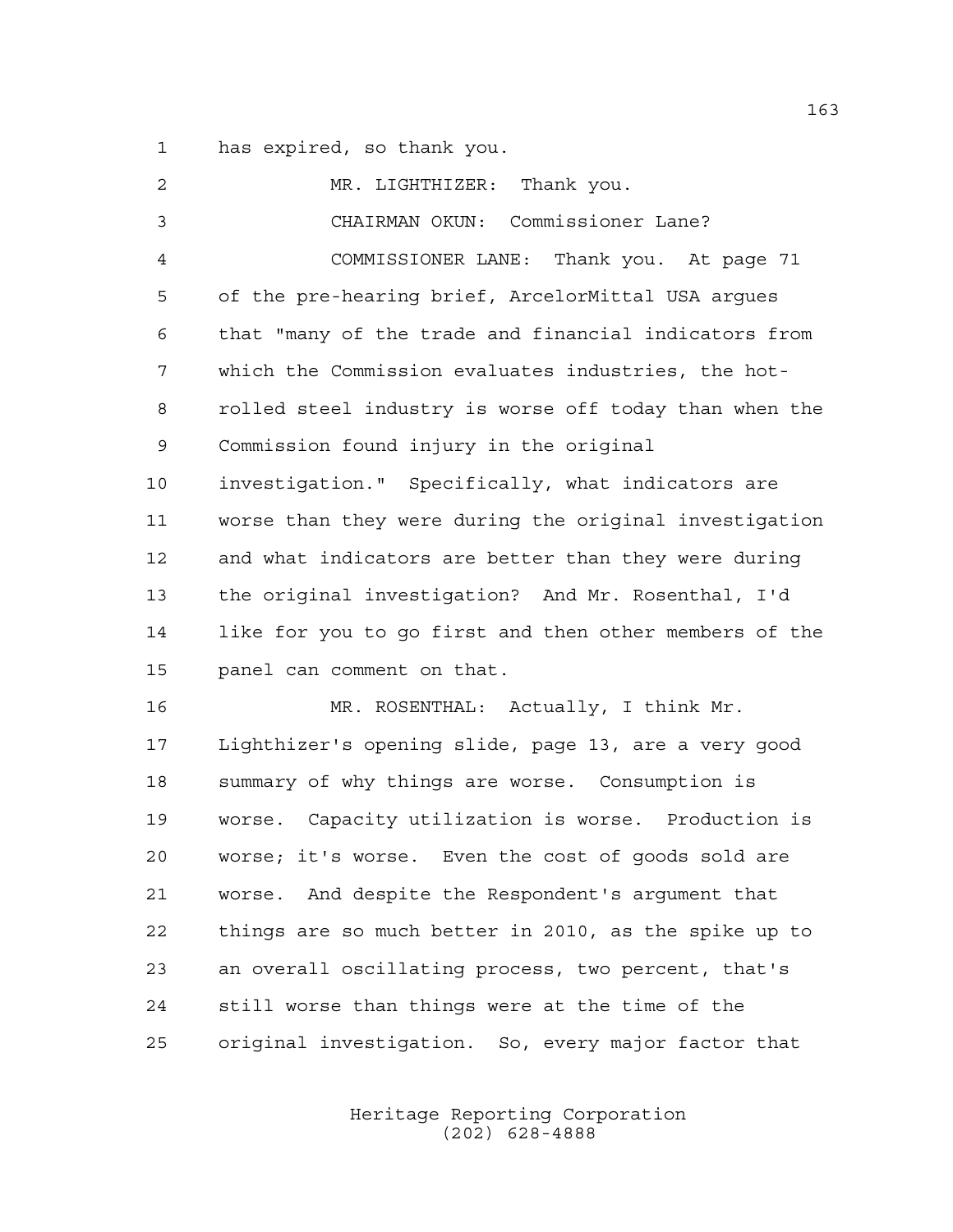has expired, so thank you.

MR. LIGHTHIZER: Thank you.

CHAIRMAN OKUN: Commissioner Lane?

COMMISSIONER LANE: Thank you. At page 71 of the pre-hearing brief, ArcelorMittal USA argues that "many of the trade and financial indicators from which the Commission evaluates industries, the hot-rolled steel industry is worse off today than when the Commission found injury in the original investigation." Specifically, what indicators are worse than they were during the original investigation and what indicators are better than they were during the original investigation? And Mr. Rosenthal, I'd like for you to go first and then other members of the panel can comment on that.

MR. ROSENTHAL: Actually, I think Mr. Lighthizer's opening slide, page 13, are a very good summary of why things are worse. Consumption is worse. Capacity utilization is worse. Production is worse; it's worse. Even the cost of goods sold are worse. And despite the Respondent's argument that things are so much better in 2010, as the spike up to an overall oscillating process, two percent, that's still worse than things were at the time of the original investigation. So, every major factor that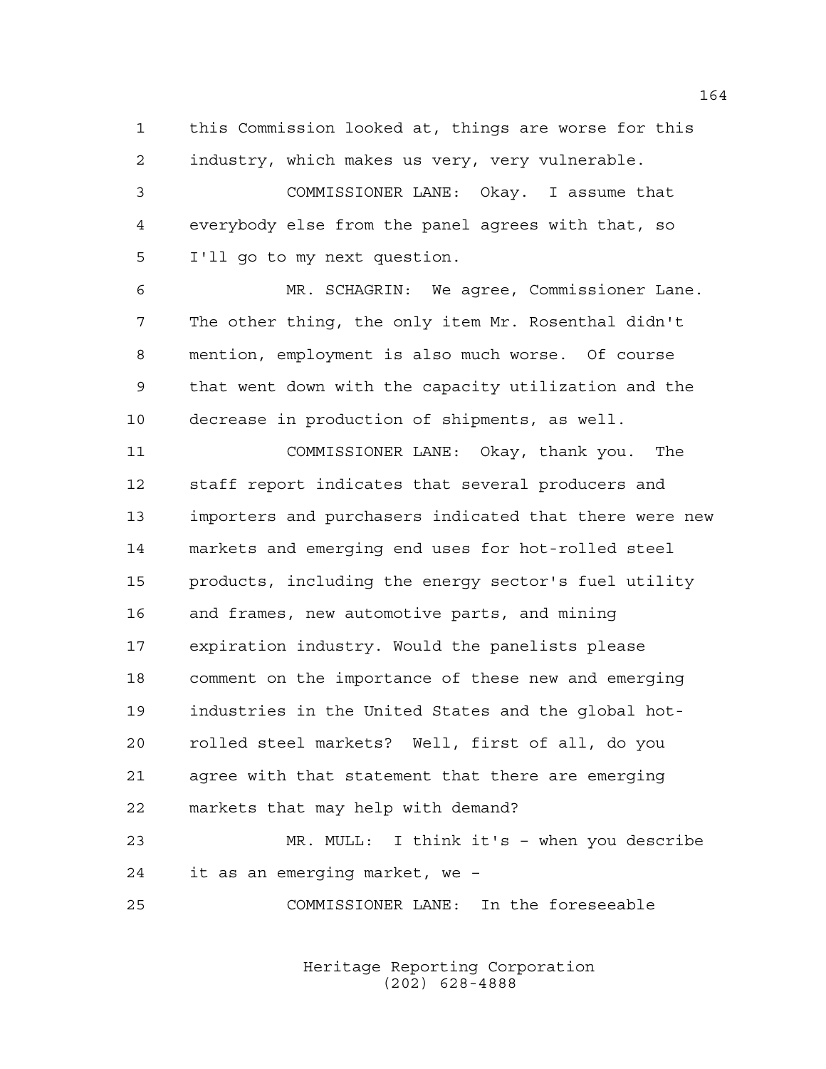this Commission looked at, things are worse for this industry, which makes us very, very vulnerable.

COMMISSIONER LANE: Okay. I assume that everybody else from the panel agrees with that, so I'll go to my next question.

MR. SCHAGRIN: We agree, Commissioner Lane. The other thing, the only item Mr. Rosenthal didn't mention, employment is also much worse. Of course that went down with the capacity utilization and the decrease in production of shipments, as well.

COMMISSIONER LANE: Okay, thank you. The staff report indicates that several producers and importers and purchasers indicated that there were new markets and emerging end uses for hot-rolled steel products, including the energy sector's fuel utility and frames, new automotive parts, and mining expiration industry. Would the panelists please comment on the importance of these new and emerging industries in the United States and the global hot-rolled steel markets? Well, first of all, do you agree with that statement that there are emerging markets that may help with demand?

MR. MULL: I think it's – when you describe it as an emerging market, we –

COMMISSIONER LANE: In the foreseeable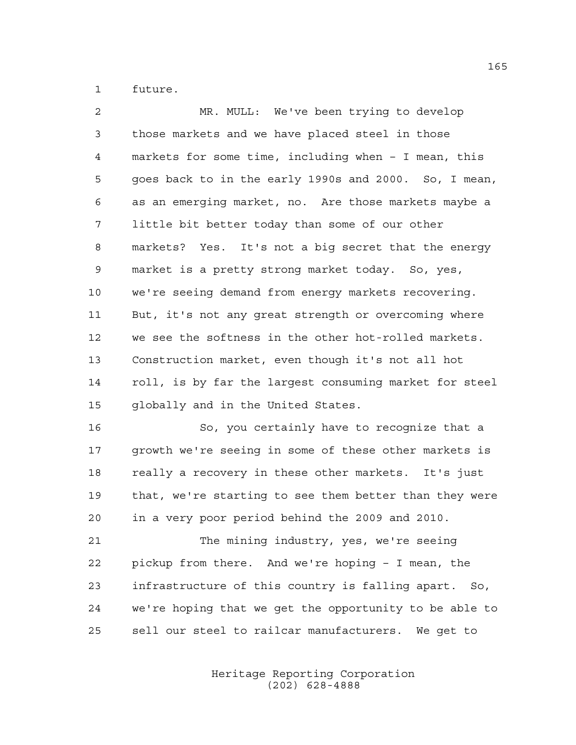future.

MR. MULL: We've been trying to develop those markets and we have placed steel in those markets for some time, including when – I mean, this goes back to in the early 1990s and 2000. So, I mean, as an emerging market, no. Are those markets maybe a little bit better today than some of our other markets? Yes. It's not a big secret that the energy market is a pretty strong market today. So, yes, we're seeing demand from energy markets recovering. But, it's not any great strength or overcoming where we see the softness in the other hot-rolled markets. Construction market, even though it's not all hot roll, is by far the largest consuming market for steel globally and in the United States.

So, you certainly have to recognize that a growth we're seeing in some of these other markets is really a recovery in these other markets. It's just that, we're starting to see them better than they were in a very poor period behind the 2009 and 2010.

The mining industry, yes, we're seeing pickup from there. And we're hoping – I mean, the infrastructure of this country is falling apart. So, we're hoping that we get the opportunity to be able to sell our steel to railcar manufacturers. We get to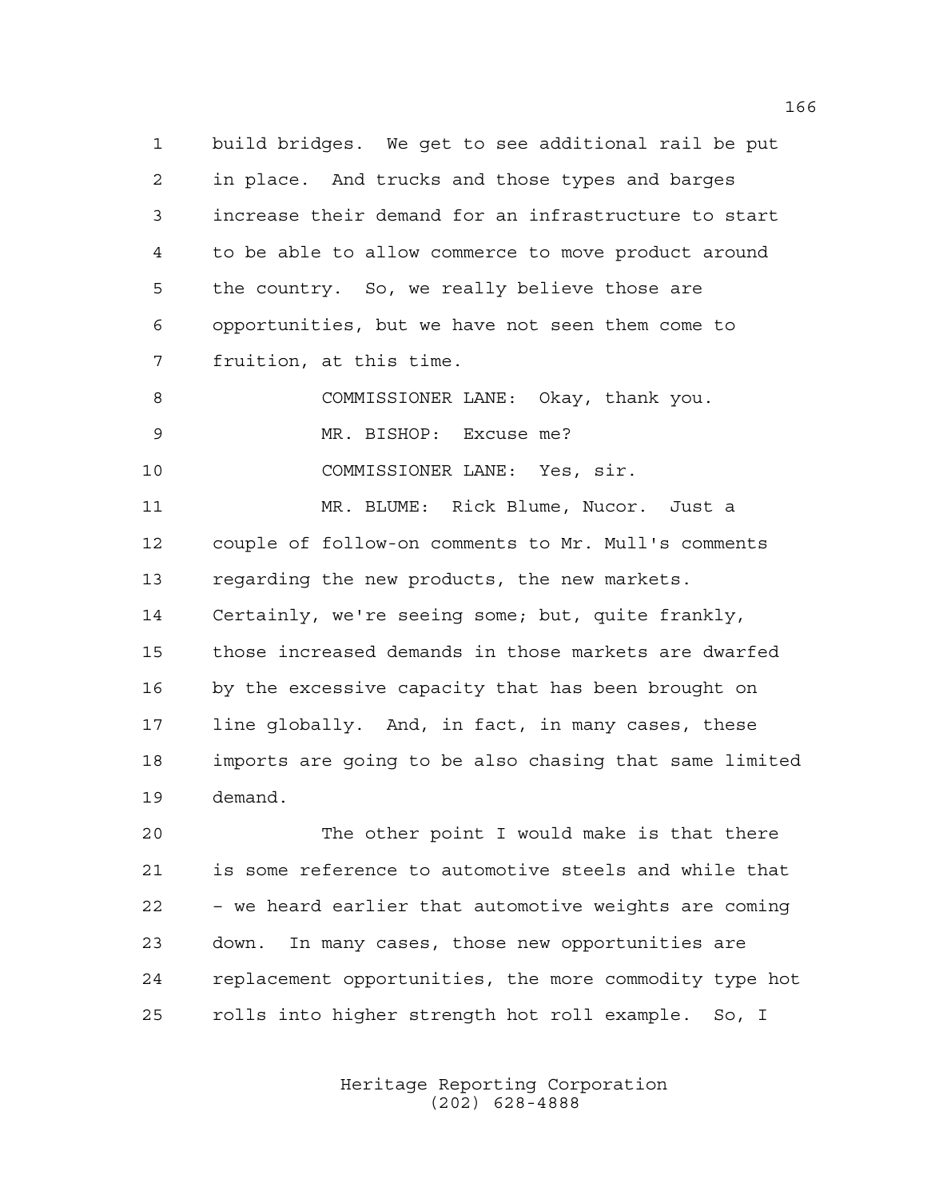build bridges. We get to see additional rail be put in place. And trucks and those types and barges increase their demand for an infrastructure to start to be able to allow commerce to move product around the country. So, we really believe those are opportunities, but we have not seen them come to fruition, at this time.

COMMISSIONER LANE: Okay, thank you.

MR. BISHOP: Excuse me?

COMMISSIONER LANE: Yes, sir.

MR. BLUME: Rick Blume, Nucor. Just a couple of follow-on comments to Mr. Mull's comments regarding the new products, the new markets. Certainly, we're seeing some; but, quite frankly, those increased demands in those markets are dwarfed by the excessive capacity that has been brought on line globally. And, in fact, in many cases, these imports are going to be also chasing that same limited demand.

The other point I would make is that there is some reference to automotive steels and while that - we heard earlier that automotive weights are coming down. In many cases, those new opportunities are replacement opportunities, the more commodity type hot rolls into higher strength hot roll example. So, I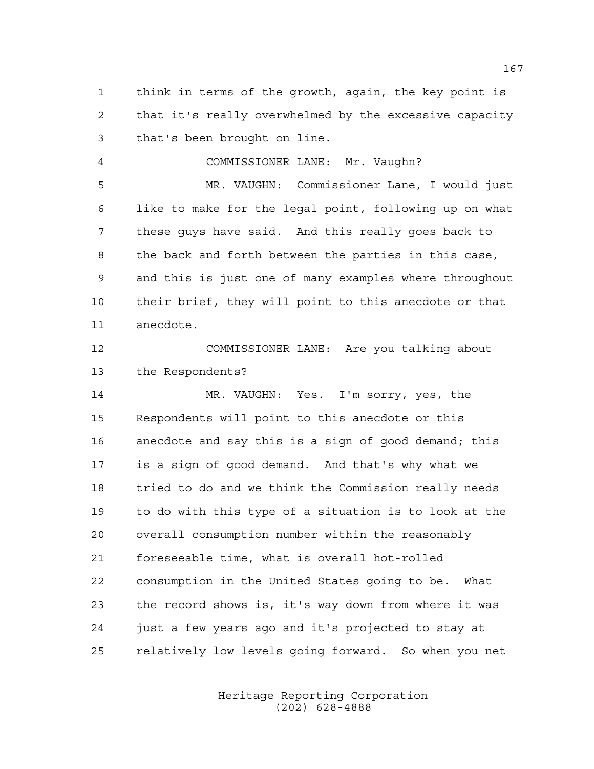think in terms of the growth, again, the key point is that it's really overwhelmed by the excessive capacity that's been brought on line.

COMMISSIONER LANE: Mr. Vaughn?

MR. VAUGHN: Commissioner Lane, I would just like to make for the legal point, following up on what these guys have said. And this really goes back to the back and forth between the parties in this case, and this is just one of many examples where throughout their brief, they will point to this anecdote or that anecdote.

COMMISSIONER LANE: Are you talking about the Respondents?

MR. VAUGHN: Yes. I'm sorry, yes, the Respondents will point to this anecdote or this anecdote and say this is a sign of good demand; this is a sign of good demand. And that's why what we tried to do and we think the Commission really needs to do with this type of a situation is to look at the overall consumption number within the reasonably foreseeable time, what is overall hot-rolled consumption in the United States going to be. What the record shows is, it's way down from where it was just a few years ago and it's projected to stay at relatively low levels going forward. So when you net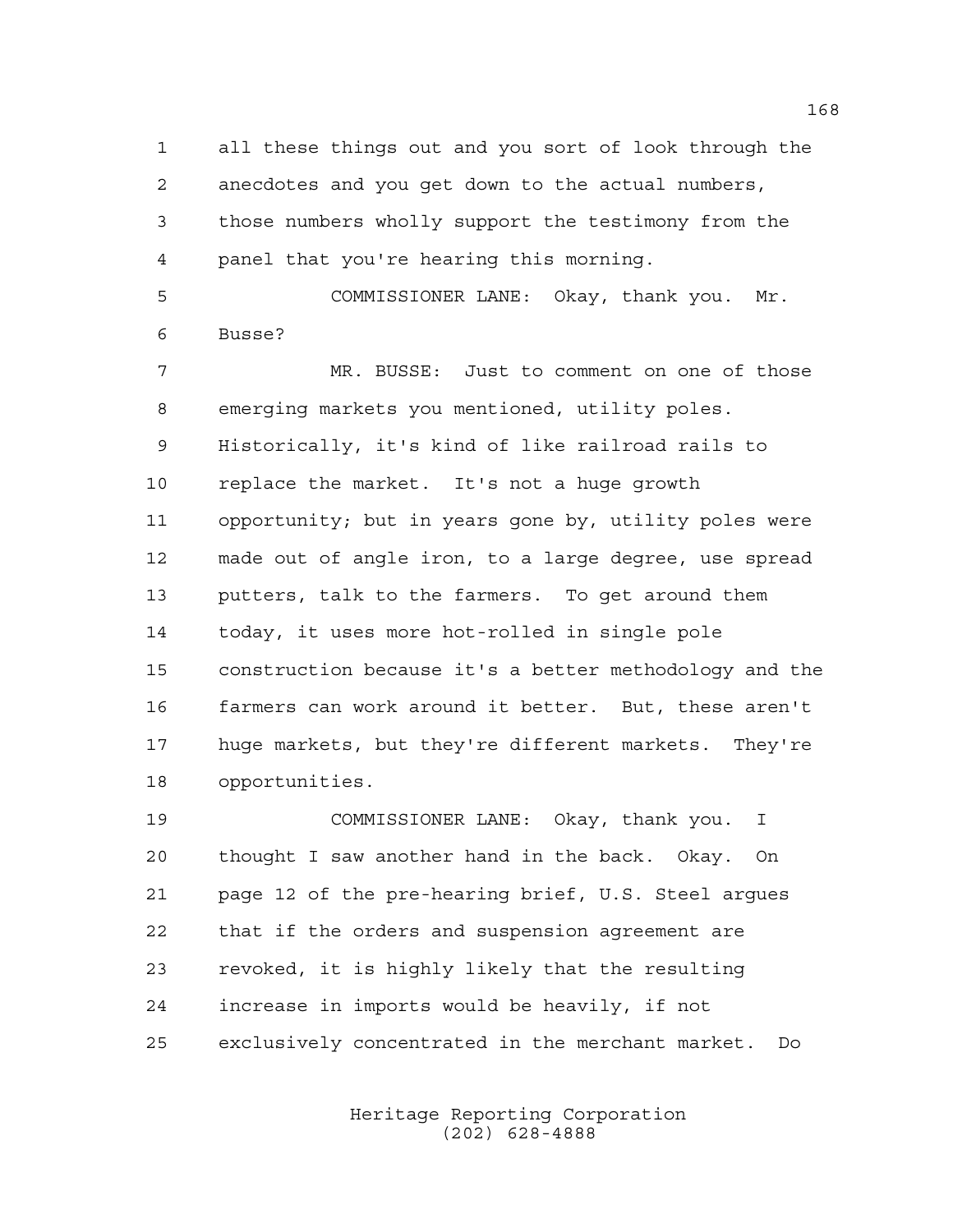all these things out and you sort of look through the anecdotes and you get down to the actual numbers, those numbers wholly support the testimony from the panel that you're hearing this morning.

COMMISSIONER LANE: Okay, thank you. Mr. Busse?

MR. BUSSE: Just to comment on one of those emerging markets you mentioned, utility poles. Historically, it's kind of like railroad rails to replace the market. It's not a huge growth opportunity; but in years gone by, utility poles were made out of angle iron, to a large degree, use spread putters, talk to the farmers. To get around them today, it uses more hot-rolled in single pole construction because it's a better methodology and the farmers can work around it better. But, these aren't huge markets, but they're different markets. They're opportunities.

COMMISSIONER LANE: Okay, thank you. I thought I saw another hand in the back. Okay. On page 12 of the pre-hearing brief, U.S. Steel argues that if the orders and suspension agreement are revoked, it is highly likely that the resulting increase in imports would be heavily, if not exclusively concentrated in the merchant market. Do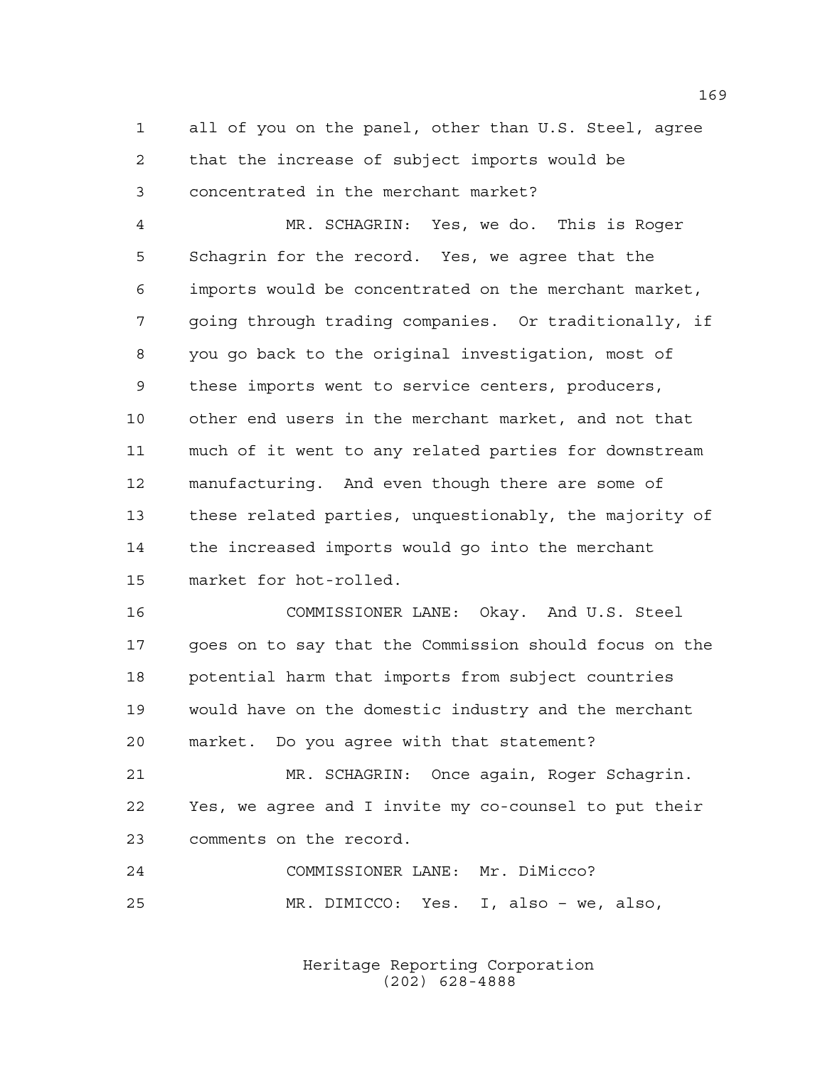all of you on the panel, other than U.S. Steel, agree that the increase of subject imports would be concentrated in the merchant market?

MR. SCHAGRIN: Yes, we do. This is Roger Schagrin for the record. Yes, we agree that the imports would be concentrated on the merchant market, going through trading companies. Or traditionally, if you go back to the original investigation, most of these imports went to service centers, producers, other end users in the merchant market, and not that much of it went to any related parties for downstream manufacturing. And even though there are some of these related parties, unquestionably, the majority of the increased imports would go into the merchant market for hot-rolled.

COMMISSIONER LANE: Okay. And U.S. Steel goes on to say that the Commission should focus on the potential harm that imports from subject countries would have on the domestic industry and the merchant market. Do you agree with that statement?

MR. SCHAGRIN: Once again, Roger Schagrin. Yes, we agree and I invite my co-counsel to put their comments on the record.

COMMISSIONER LANE: Mr. DiMicco?

MR. DIMICCO: Yes. I, also – we, also,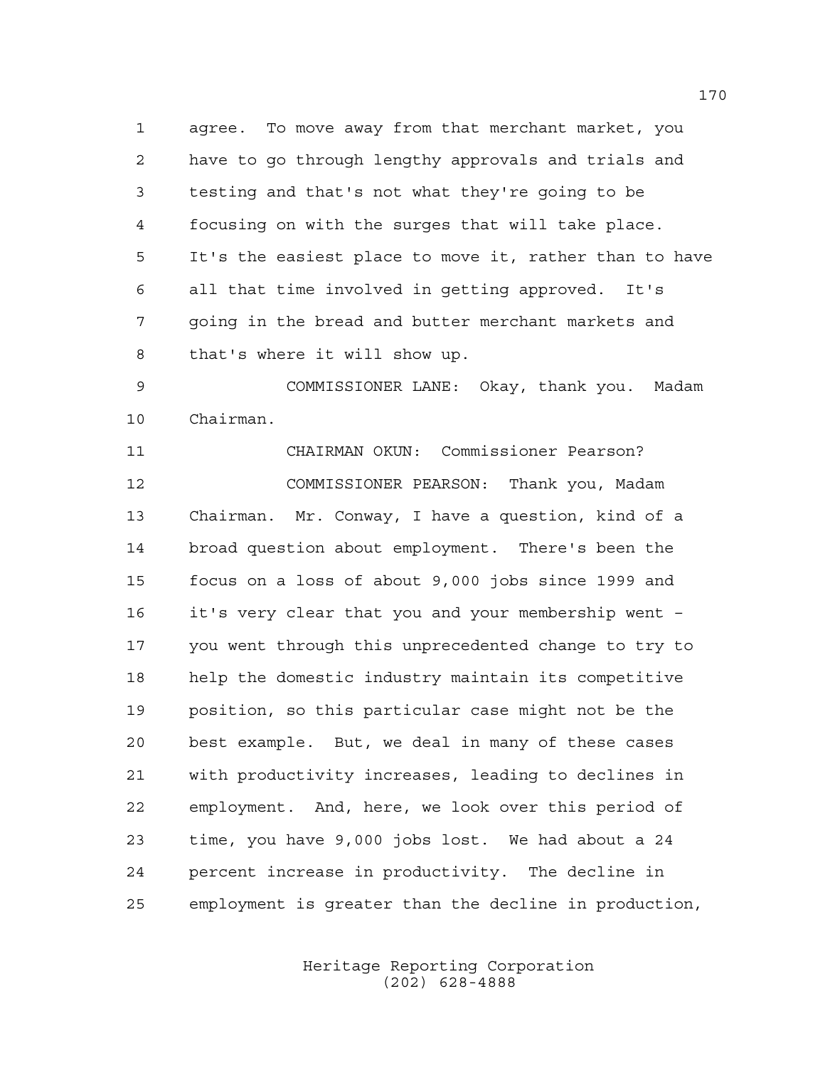agree. To move away from that merchant market, you have to go through lengthy approvals and trials and testing and that's not what they're going to be focusing on with the surges that will take place. It's the easiest place to move it, rather than to have all that time involved in getting approved. It's going in the bread and butter merchant markets and that's where it will show up.

COMMISSIONER LANE: Okay, thank you. Madam Chairman.

CHAIRMAN OKUN: Commissioner Pearson?

COMMISSIONER PEARSON: Thank you, Madam Chairman. Mr. Conway, I have a question, kind of a broad question about employment. There's been the focus on a loss of about 9,000 jobs since 1999 and it's very clear that you and your membership went – you went through this unprecedented change to try to help the domestic industry maintain its competitive position, so this particular case might not be the best example. But, we deal in many of these cases with productivity increases, leading to declines in employment. And, here, we look over this period of time, you have 9,000 jobs lost. We had about a 24 percent increase in productivity. The decline in employment is greater than the decline in production,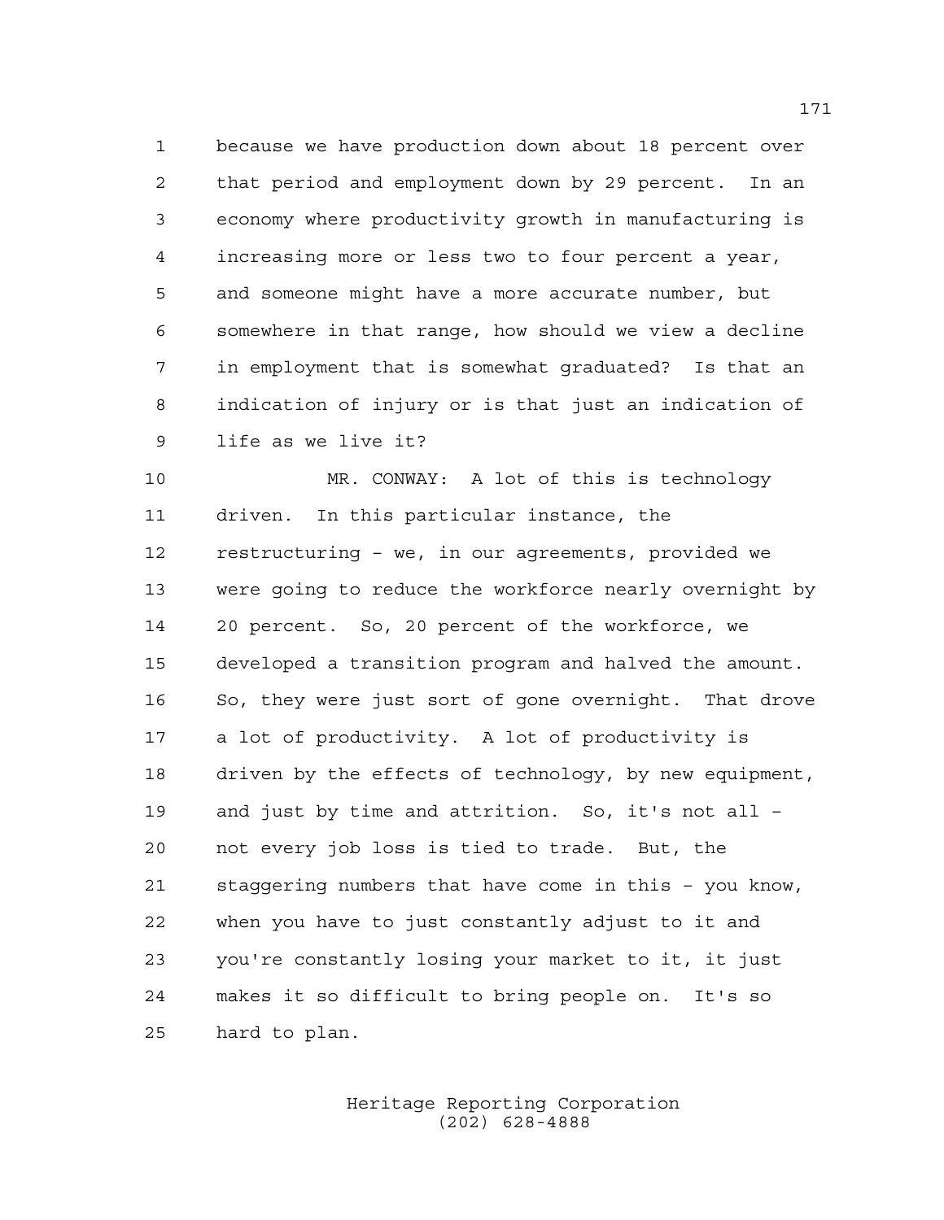because we have production down about 18 percent over that period and employment down by 29 percent. In an economy where productivity growth in manufacturing is increasing more or less two to four percent a year, and someone might have a more accurate number, but somewhere in that range, how should we view a decline in employment that is somewhat graduated? Is that an indication of injury or is that just an indication of life as we live it?

MR. CONWAY: A lot of this is technology driven. In this particular instance, the restructuring - we, in our agreements, provided we were going to reduce the workforce nearly overnight by 20 percent. So, 20 percent of the workforce, we developed a transition program and halved the amount. So, they were just sort of gone overnight. That drove a lot of productivity. A lot of productivity is driven by the effects of technology, by new equipment, and just by time and attrition. So, it's not all - not every job loss is tied to trade. But, the staggering numbers that have come in this - you know, when you have to just constantly adjust to it and you're constantly losing your market to it, it just makes it so difficult to bring people on. It's so hard to plan.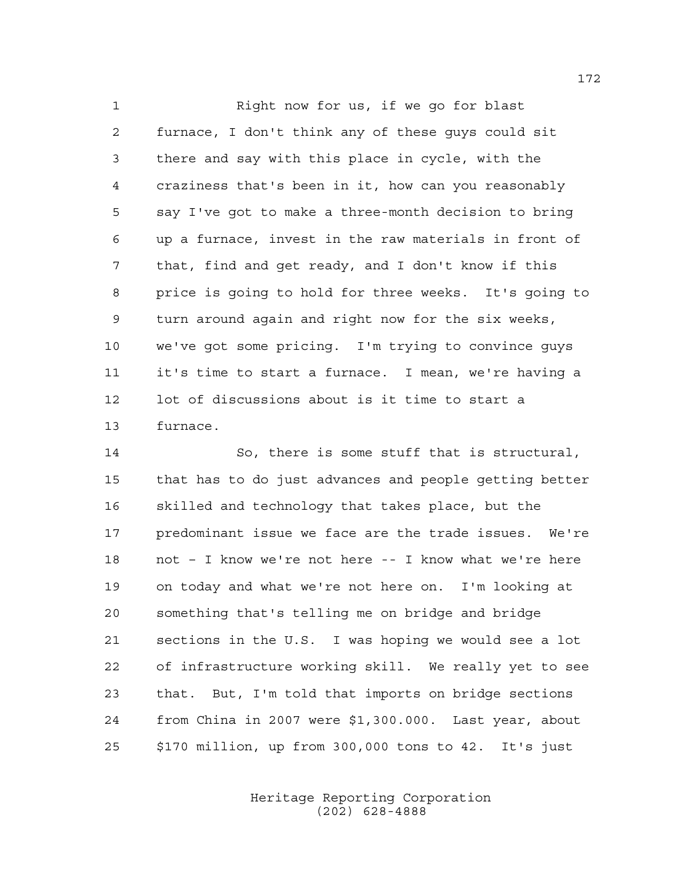Right now for us, if we go for blast furnace, I don't think any of these guys could sit there and say with this place in cycle, with the craziness that's been in it, how can you reasonably say I've got to make a three-month decision to bring up a furnace, invest in the raw materials in front of that, find and get ready, and I don't know if this price is going to hold for three weeks. It's going to turn around again and right now for the six weeks, we've got some pricing. I'm trying to convince guys it's time to start a furnace. I mean, we're having a lot of discussions about is it time to start a furnace.

So, there is some stuff that is structural, that has to do just advances and people getting better skilled and technology that takes place, but the predominant issue we face are the trade issues. We're not – I know we're not here -- I know what we're here on today and what we're not here on. I'm looking at something that's telling me on bridge and bridge sections in the U.S. I was hoping we would see a lot of infrastructure working skill. We really yet to see that. But, I'm told that imports on bridge sections from China in 2007 were $1,300.000. Last year, about $170 million, up from 300,000 tons to 42. It's just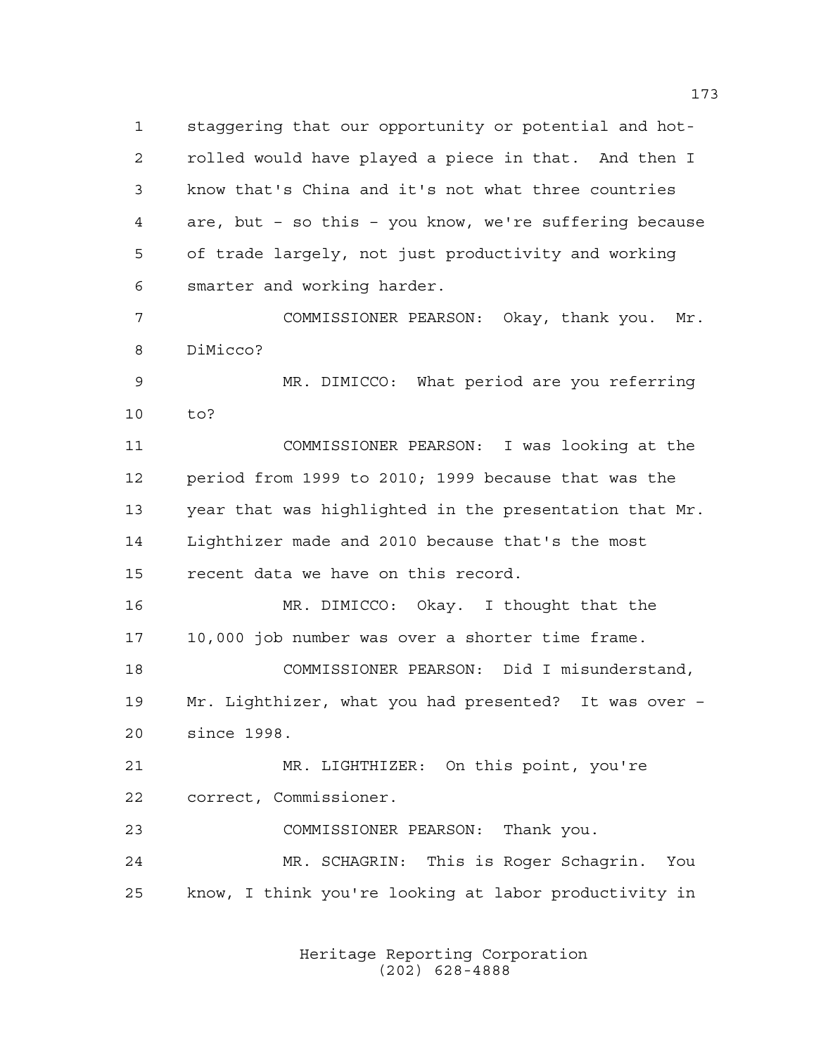staggering that our opportunity or potential and hot-rolled would have played a piece in that. And then I know that's China and it's not what three countries are, but – so this – you know, we're suffering because of trade largely, not just productivity and working smarter and working harder.

COMMISSIONER PEARSON: Okay, thank you. Mr. DiMicco?

MR. DIMICCO: What period are you referring to?

COMMISSIONER PEARSON: I was looking at the period from 1999 to 2010; 1999 because that was the year that was highlighted in the presentation that Mr. Lighthizer made and 2010 because that's the most recent data we have on this record.

MR. DIMICCO: Okay. I thought that the 10,000 job number was over a shorter time frame.

COMMISSIONER PEARSON: Did I misunderstand, Mr. Lighthizer, what you had presented? It was over – since 1998.

MR. LIGHTHIZER: On this point, you're correct, Commissioner.

COMMISSIONER PEARSON: Thank you.

MR. SCHAGRIN: This is Roger Schagrin. You know, I think you're looking at labor productivity in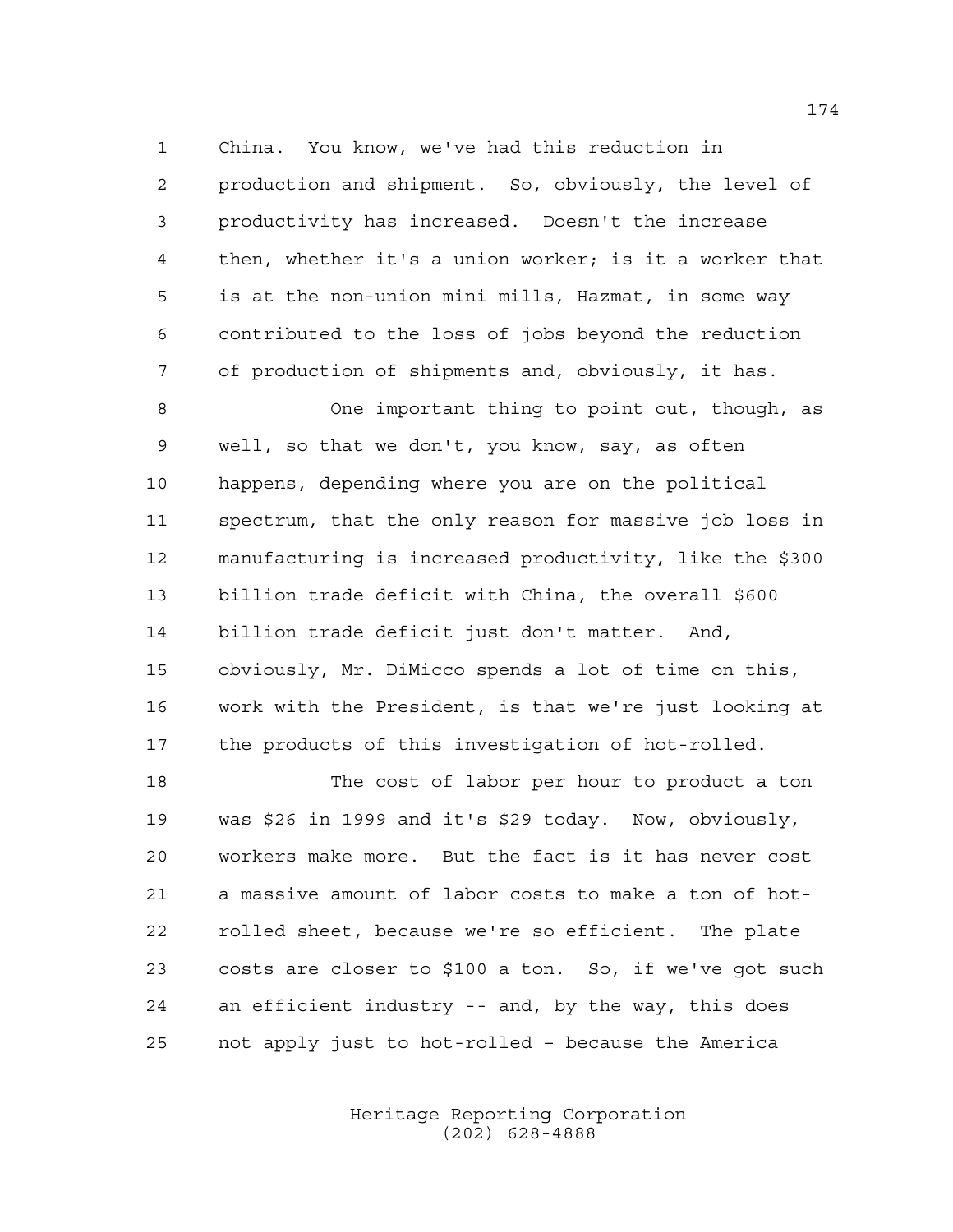China. You know, we've had this reduction in production and shipment. So, obviously, the level of productivity has increased. Doesn't the increase then, whether it's a union worker; is it a worker that is at the non-union mini mills, Hazmat, in some way contributed to the loss of jobs beyond the reduction of production of shipments and, obviously, it has.

One important thing to point out, though, as well, so that we don't, you know, say, as often happens, depending where you are on the political spectrum, that the only reason for massive job loss in manufacturing is increased productivity, like the $300 billion trade deficit with China, the overall $600 billion trade deficit just don't matter. And, obviously, Mr. DiMicco spends a lot of time on this, work with the President, is that we're just looking at the products of this investigation of hot-rolled.

The cost of labor per hour to product a ton was $26 in 1999 and it's $29 today. Now, obviously, workers make more. But the fact is it has never cost a massive amount of labor costs to make a ton of hot-rolled sheet, because we're so efficient. The plate costs are closer to $100 a ton. So, if we've got such an efficient industry -- and, by the way, this does not apply just to hot-rolled – because the America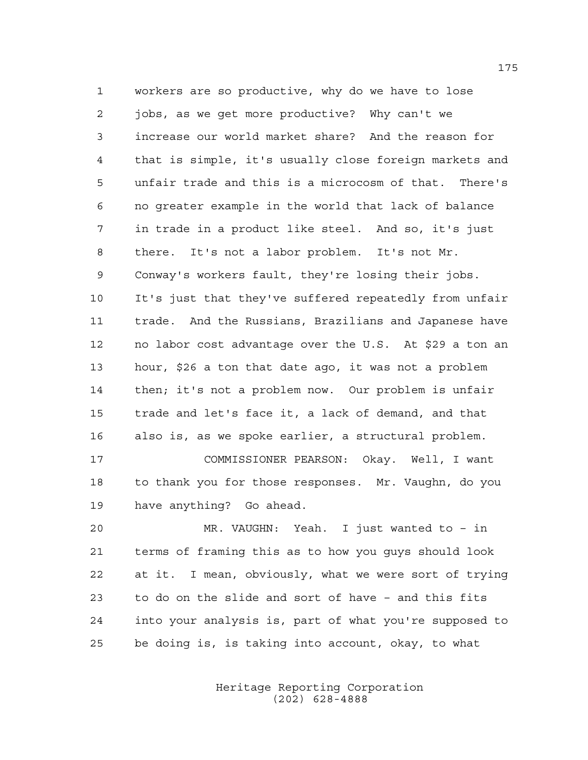workers are so productive, why do we have to lose jobs, as we get more productive? Why can't we increase our world market share? And the reason for that is simple, it's usually close foreign markets and unfair trade and this is a microcosm of that. There's no greater example in the world that lack of balance in trade in a product like steel. And so, it's just there. It's not a labor problem. It's not Mr. Conway's workers fault, they're losing their jobs. It's just that they've suffered repeatedly from unfair trade. And the Russians, Brazilians and Japanese have no labor cost advantage over the U.S. At $29 a ton an hour, $26 a ton that date ago, it was not a problem then; it's not a problem now. Our problem is unfair trade and let's face it, a lack of demand, and that also is, as we spoke earlier, a structural problem.

COMMISSIONER PEARSON: Okay. Well, I want to thank you for those responses. Mr. Vaughn, do you have anything? Go ahead.

MR. VAUGHN: Yeah. I just wanted to – in terms of framing this as to how you guys should look at it. I mean, obviously, what we were sort of trying to do on the slide and sort of have – and this fits into your analysis is, part of what you're supposed to be doing is, is taking into account, okay, to what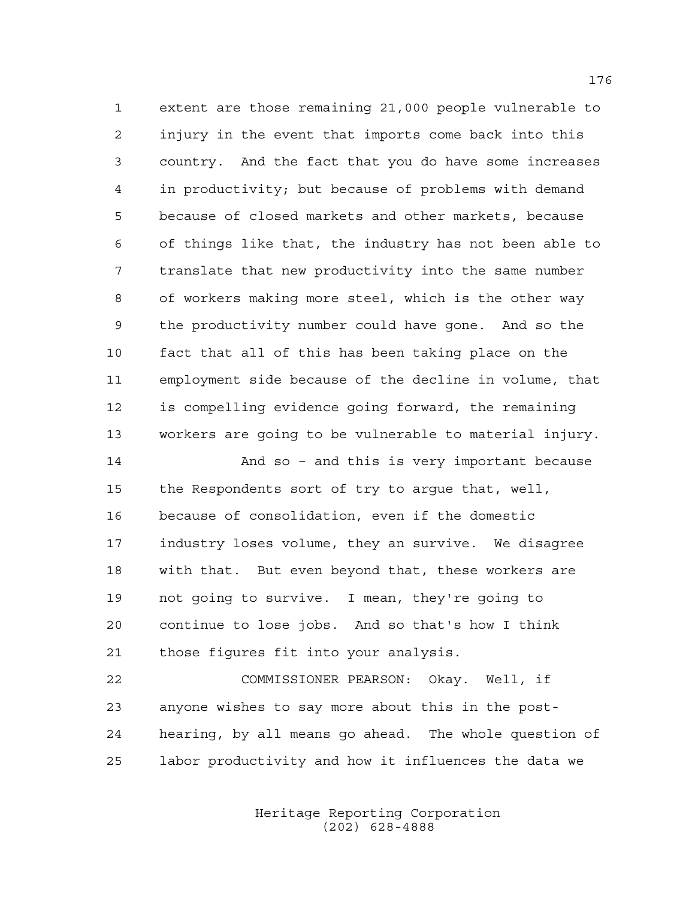extent are those remaining 21,000 people vulnerable to injury in the event that imports come back into this country. And the fact that you do have some increases in productivity; but because of problems with demand because of closed markets and other markets, because of things like that, the industry has not been able to translate that new productivity into the same number of workers making more steel, which is the other way the productivity number could have gone. And so the fact that all of this has been taking place on the employment side because of the decline in volume, that is compelling evidence going forward, the remaining workers are going to be vulnerable to material injury.

And so – and this is very important because the Respondents sort of try to argue that, well, because of consolidation, even if the domestic industry loses volume, they an survive. We disagree with that. But even beyond that, these workers are not going to survive. I mean, they're going to continue to lose jobs. And so that's how I think those figures fit into your analysis.

COMMISSIONER PEARSON: Okay. Well, if anyone wishes to say more about this in the post-hearing, by all means go ahead. The whole question of labor productivity and how it influences the data we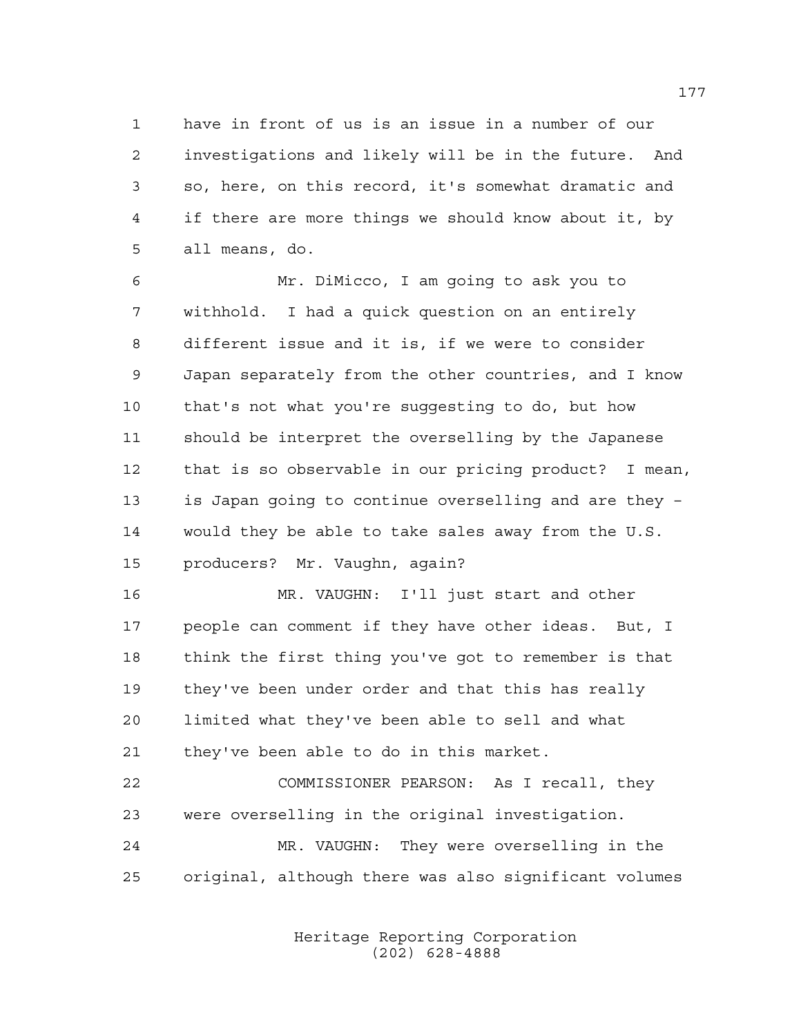have in front of us is an issue in a number of our investigations and likely will be in the future. And so, here, on this record, it's somewhat dramatic and if there are more things we should know about it, by all means, do.

Mr. DiMicco, I am going to ask you to withhold. I had a quick question on an entirely different issue and it is, if we were to consider Japan separately from the other countries, and I know that's not what you're suggesting to do, but how should be interpret the overselling by the Japanese that is so observable in our pricing product? I mean, is Japan going to continue overselling and are they - would they be able to take sales away from the U.S. producers? Mr. Vaughn, again?

MR. VAUGHN: I'll just start and other people can comment if they have other ideas. But, I think the first thing you've got to remember is that they've been under order and that this has really limited what they've been able to sell and what they've been able to do in this market.

COMMISSIONER PEARSON: As I recall, they were overselling in the original investigation.

MR. VAUGHN: They were overselling in the original, although there was also significant volumes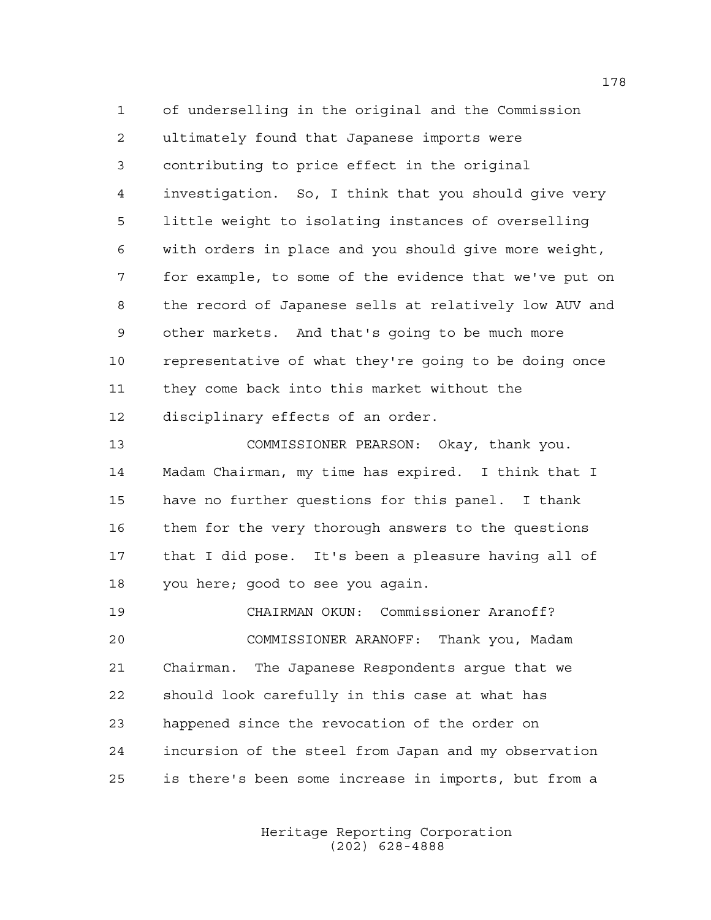of underselling in the original and the Commission ultimately found that Japanese imports were contributing to price effect in the original investigation. So, I think that you should give very little weight to isolating instances of overselling with orders in place and you should give more weight, for example, to some of the evidence that we've put on the record of Japanese sells at relatively low AUV and other markets. And that's going to be much more representative of what they're going to be doing once they come back into this market without the disciplinary effects of an order.

COMMISSIONER PEARSON: Okay, thank you. Madam Chairman, my time has expired. I think that I have no further questions for this panel. I thank them for the very thorough answers to the questions that I did pose. It's been a pleasure having all of you here; good to see you again.

CHAIRMAN OKUN: Commissioner Aranoff?

COMMISSIONER ARANOFF: Thank you, Madam Chairman. The Japanese Respondents argue that we should look carefully in this case at what has happened since the revocation of the order on incursion of the steel from Japan and my observation is there's been some increase in imports, but from a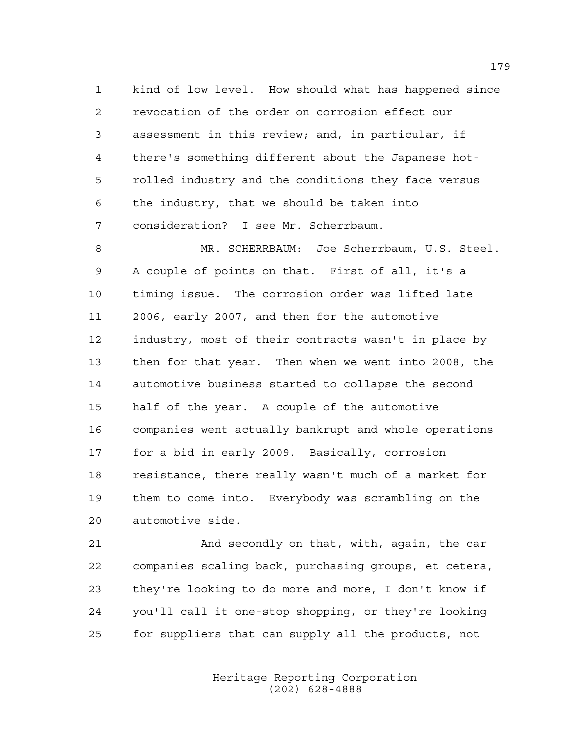kind of low level. How should what has happened since revocation of the order on corrosion effect our assessment in this review; and, in particular, if there's something different about the Japanese hot-rolled industry and the conditions they face versus the industry, that we should be taken into consideration? I see Mr. Scherrbaum.

MR. SCHERRBAUM: Joe Scherrbaum, U.S. Steel. A couple of points on that. First of all, it's a timing issue. The corrosion order was lifted late 2006, early 2007, and then for the automotive industry, most of their contracts wasn't in place by then for that year. Then when we went into 2008, the automotive business started to collapse the second half of the year. A couple of the automotive companies went actually bankrupt and whole operations for a bid in early 2009. Basically, corrosion resistance, there really wasn't much of a market for them to come into. Everybody was scrambling on the automotive side.

And secondly on that, with, again, the car companies scaling back, purchasing groups, et cetera, they're looking to do more and more, I don't know if you'll call it one-stop shopping, or they're looking for suppliers that can supply all the products, not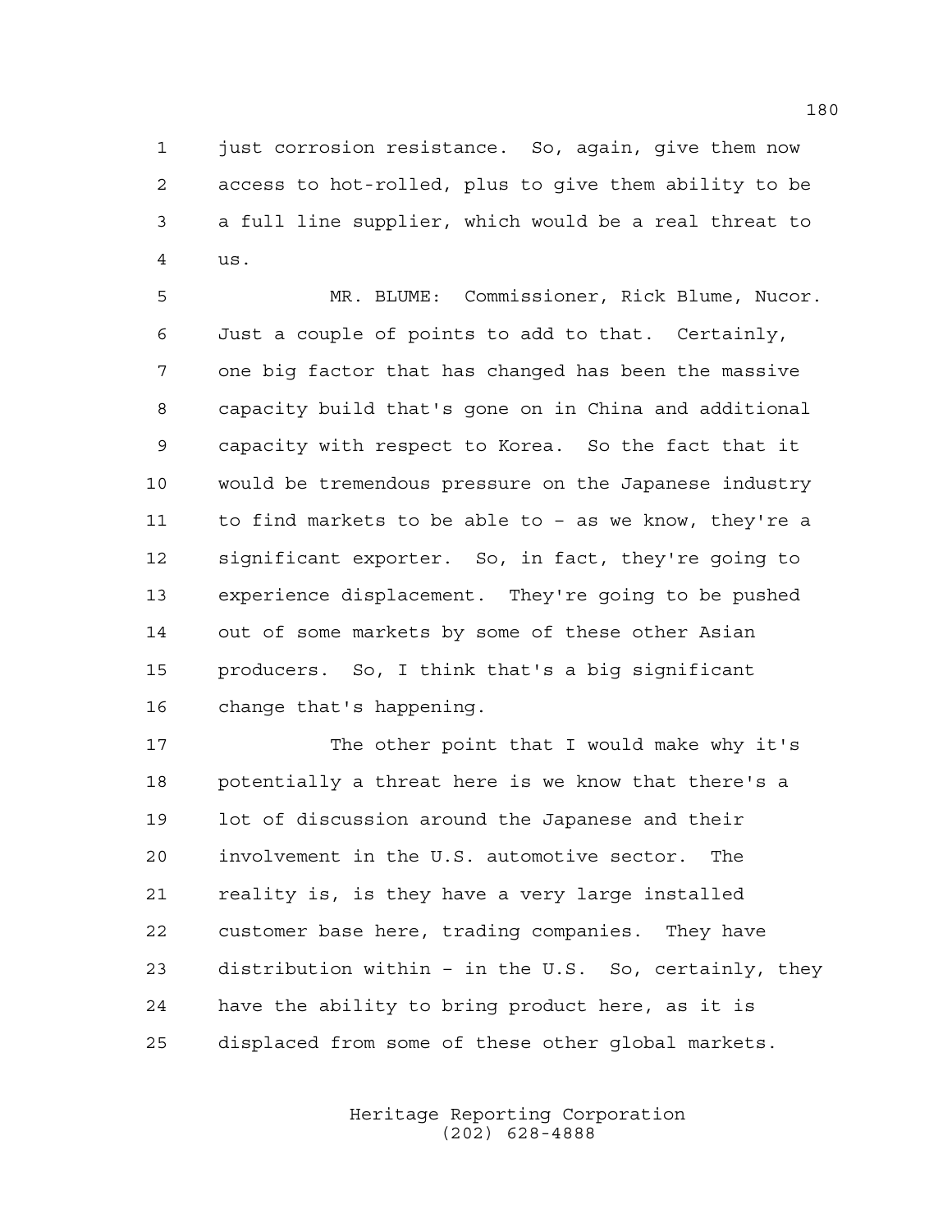just corrosion resistance. So, again, give them now access to hot-rolled, plus to give them ability to be a full line supplier, which would be a real threat to us.

MR. BLUME: Commissioner, Rick Blume, Nucor. Just a couple of points to add to that. Certainly, one big factor that has changed has been the massive capacity build that's gone on in China and additional capacity with respect to Korea. So the fact that it would be tremendous pressure on the Japanese industry to find markets to be able to - as we know, they're a significant exporter. So, in fact, they're going to experience displacement. They're going to be pushed out of some markets by some of these other Asian producers. So, I think that's a big significant change that's happening.

The other point that I would make why it's potentially a threat here is we know that there's a lot of discussion around the Japanese and their involvement in the U.S. automotive sector. The reality is, is they have a very large installed customer base here, trading companies. They have distribution within - in the U.S. So, certainly, they have the ability to bring product here, as it is displaced from some of these other global markets.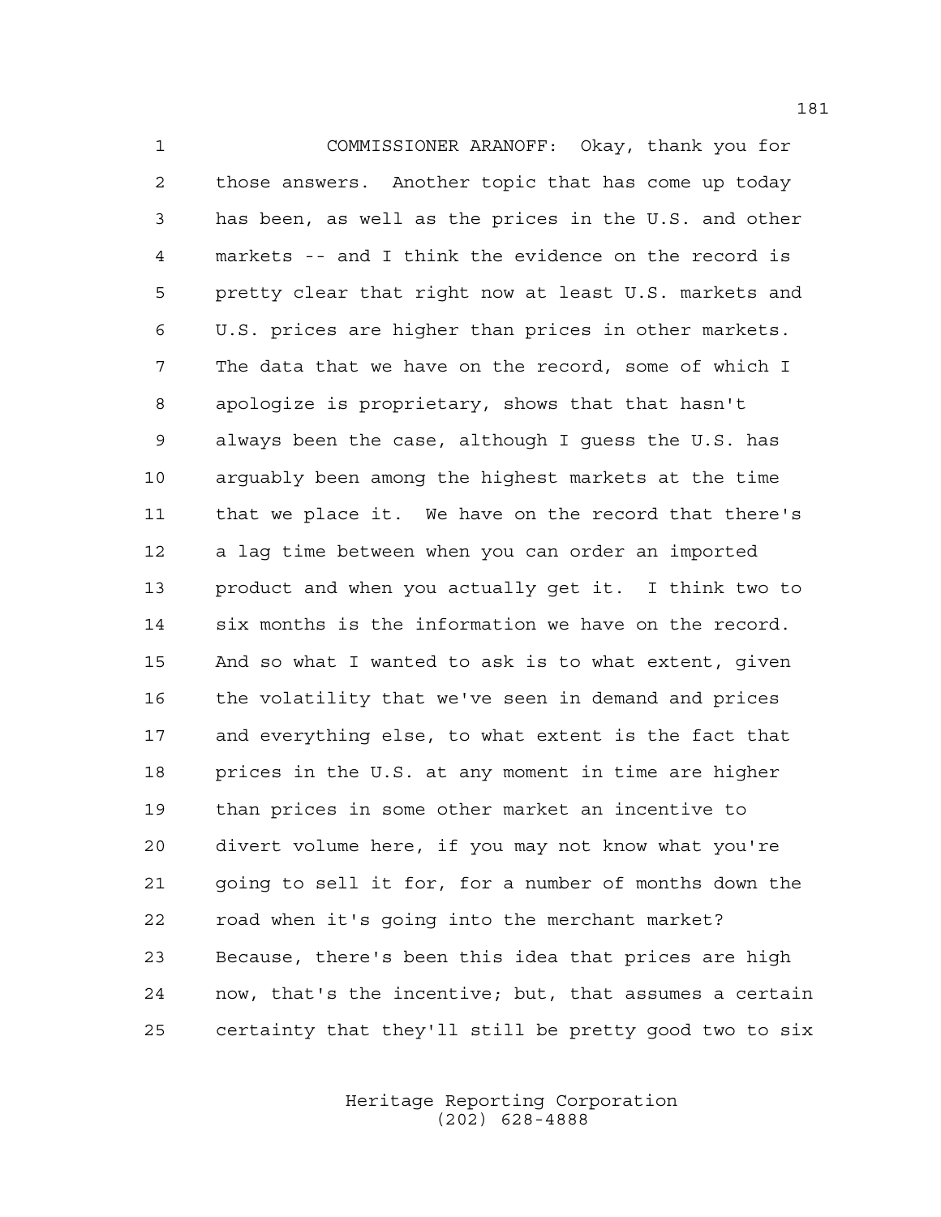COMMISSIONER ARANOFF: Okay, thank you for those answers. Another topic that has come up today has been, as well as the prices in the U.S. and other markets -- and I think the evidence on the record is pretty clear that right now at least U.S. markets and U.S. prices are higher than prices in other markets. The data that we have on the record, some of which I apologize is proprietary, shows that that hasn't always been the case, although I guess the U.S. has arguably been among the highest markets at the time that we place it. We have on the record that there's a lag time between when you can order an imported product and when you actually get it. I think two to six months is the information we have on the record. And so what I wanted to ask is to what extent, given the volatility that we've seen in demand and prices and everything else, to what extent is the fact that prices in the U.S. at any moment in time are higher than prices in some other market an incentive to divert volume here, if you may not know what you're going to sell it for, for a number of months down the road when it's going into the merchant market? Because, there's been this idea that prices are high now, that's the incentive; but, that assumes a certain certainty that they'll still be pretty good two to six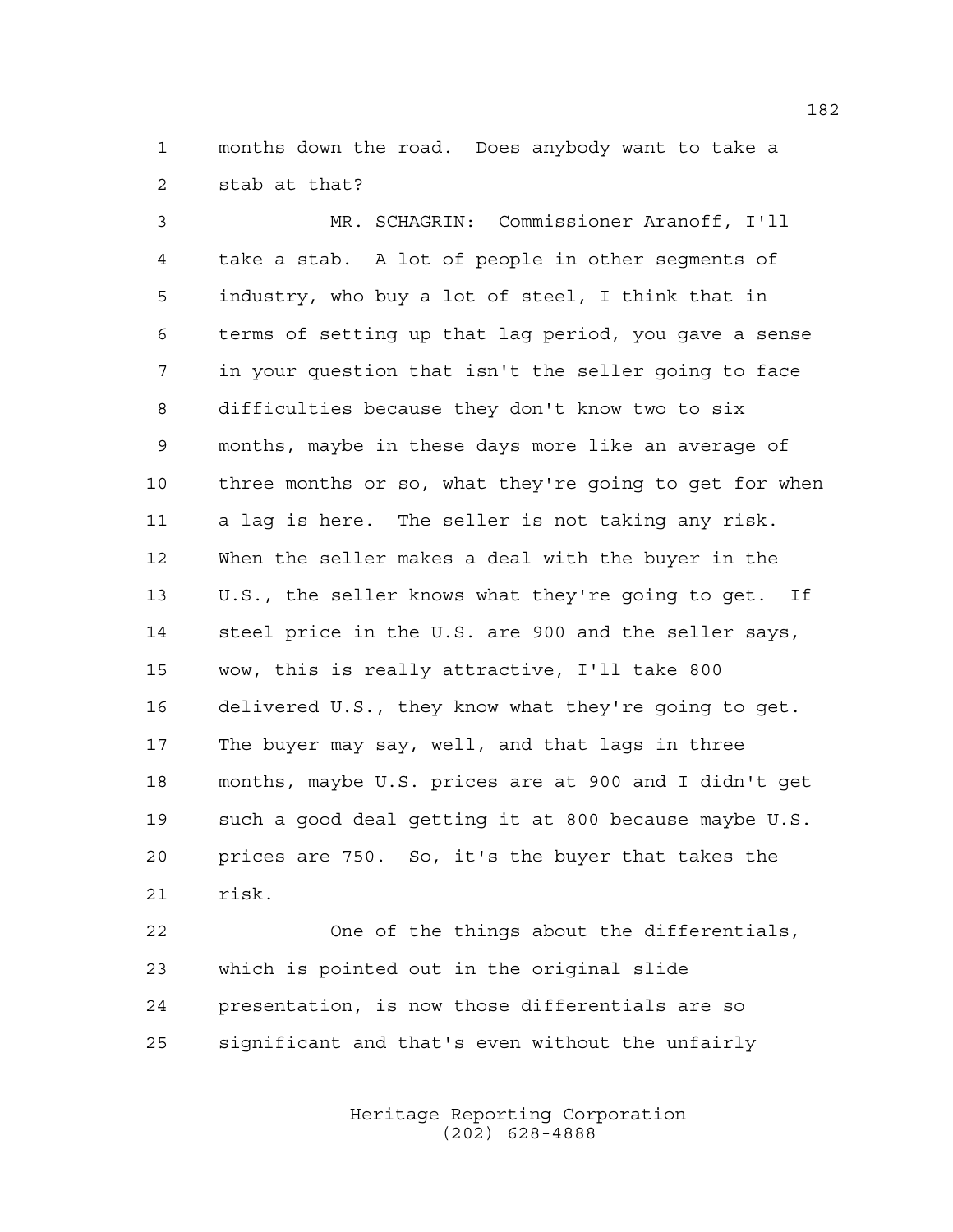months down the road. Does anybody want to take a stab at that?

MR. SCHAGRIN: Commissioner Aranoff, I'll take a stab. A lot of people in other segments of industry, who buy a lot of steel, I think that in terms of setting up that lag period, you gave a sense in your question that isn't the seller going to face difficulties because they don't know two to six months, maybe in these days more like an average of three months or so, what they're going to get for when a lag is here. The seller is not taking any risk. When the seller makes a deal with the buyer in the U.S., the seller knows what they're going to get. If steel price in the U.S. are 900 and the seller says, wow, this is really attractive, I'll take 800 delivered U.S., they know what they're going to get. The buyer may say, well, and that lags in three months, maybe U.S. prices are at 900 and I didn't get such a good deal getting it at 800 because maybe U.S. prices are 750. So, it's the buyer that takes the risk.

One of the things about the differentials, which is pointed out in the original slide presentation, is now those differentials are so significant and that's even without the unfairly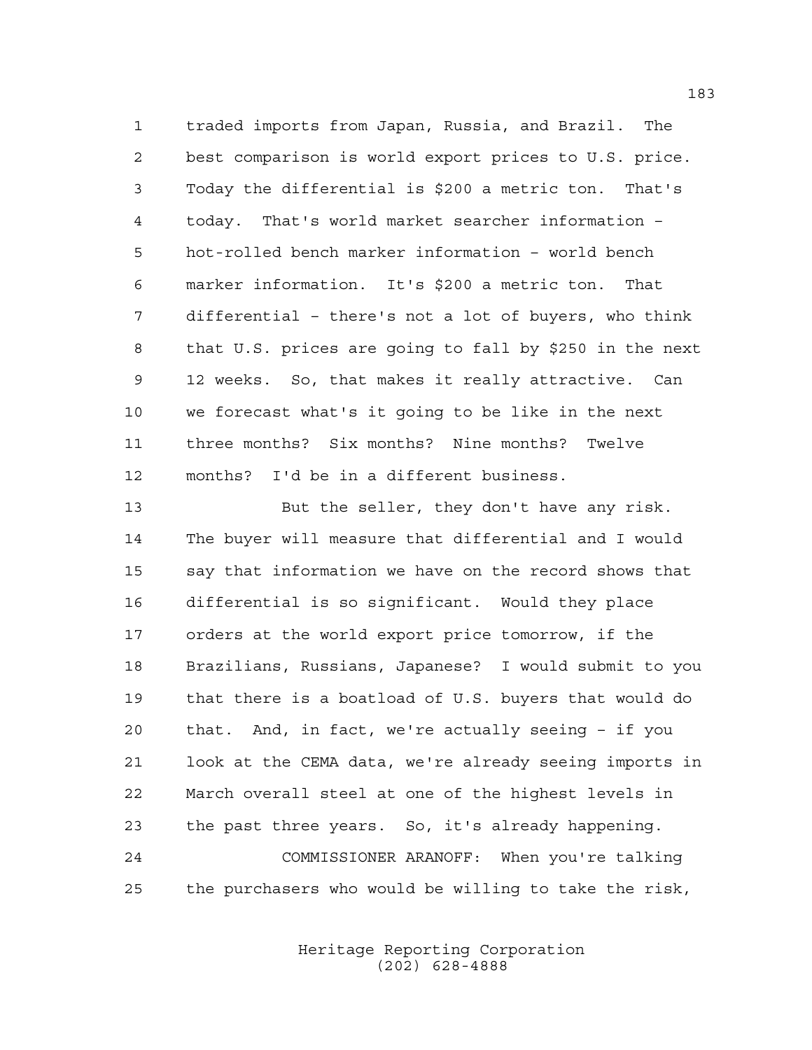traded imports from Japan, Russia, and Brazil. The best comparison is world export prices to U.S. price. Today the differential is $200 a metric ton. That's today. That's world market searcher information - hot-rolled bench marker information - world bench marker information. It's $200 a metric ton. That differential - there's not a lot of buyers, who think that U.S. prices are going to fall by $250 in the next 12 weeks. So, that makes it really attractive. Can we forecast what's it going to be like in the next three months? Six months? Nine months? Twelve months? I'd be in a different business.

But the seller, they don't have any risk. The buyer will measure that differential and I would say that information we have on the record shows that differential is so significant. Would they place orders at the world export price tomorrow, if the Brazilians, Russians, Japanese? I would submit to you that there is a boatload of U.S. buyers that would do that. And, in fact, we're actually seeing - if you look at the CEMA data, we're already seeing imports in March overall steel at one of the highest levels in the past three years. So, it's already happening.

COMMISSIONER ARANOFF: When you're talking the purchasers who would be willing to take the risk,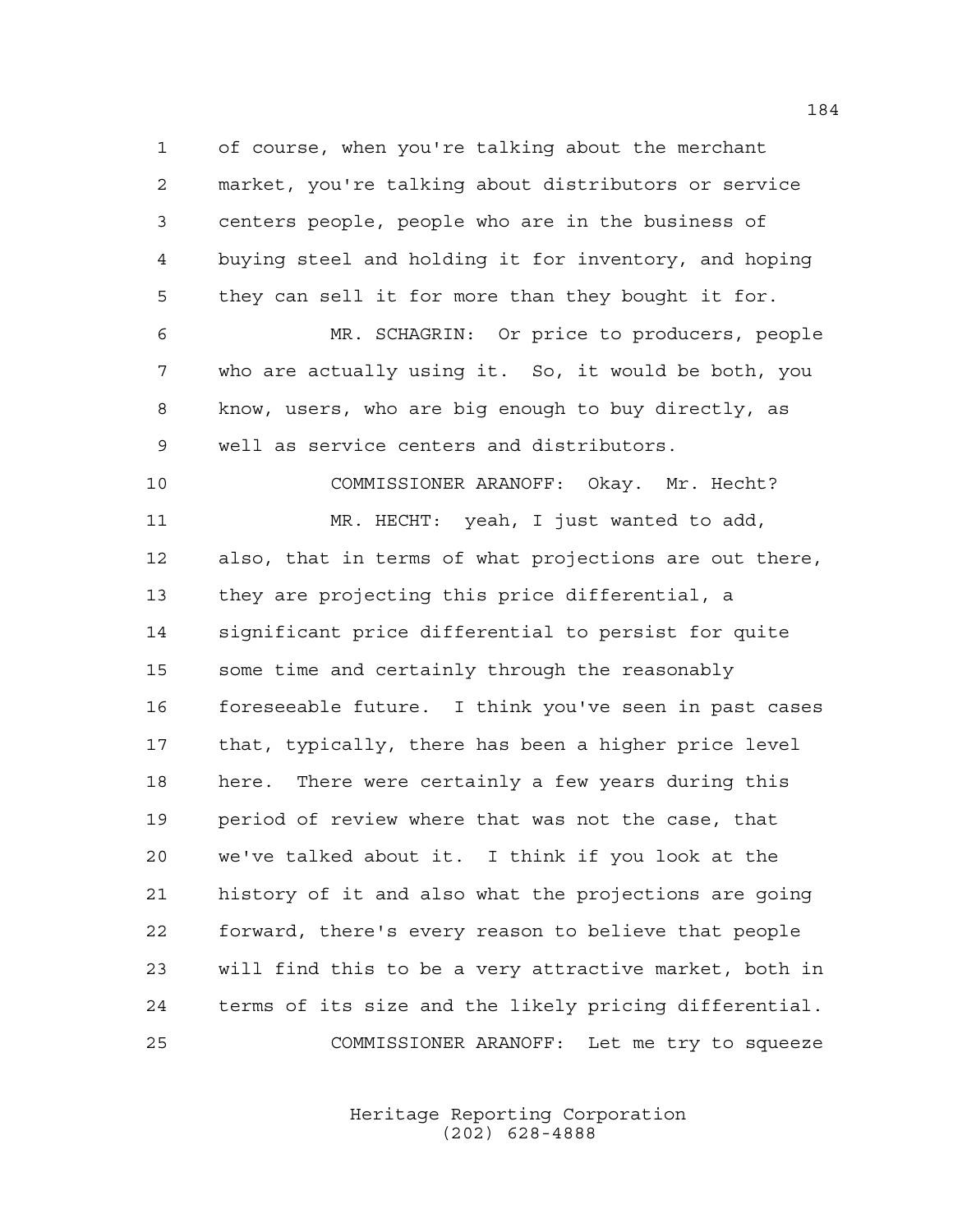of course, when you're talking about the merchant market, you're talking about distributors or service centers people, people who are in the business of buying steel and holding it for inventory, and hoping they can sell it for more than they bought it for.

MR. SCHAGRIN: Or price to producers, people who are actually using it. So, it would be both, you know, users, who are big enough to buy directly, as well as service centers and distributors.

COMMISSIONER ARANOFF: Okay. Mr. Hecht?

MR. HECHT: yeah, I just wanted to add, also, that in terms of what projections are out there, they are projecting this price differential, a significant price differential to persist for quite some time and certainly through the reasonably foreseeable future. I think you've seen in past cases that, typically, there has been a higher price level here. There were certainly a few years during this period of review where that was not the case, that we've talked about it. I think if you look at the history of it and also what the projections are going forward, there's every reason to believe that people will find this to be a very attractive market, both in terms of its size and the likely pricing differential.

COMMISSIONER ARANOFF: Let me try to squeeze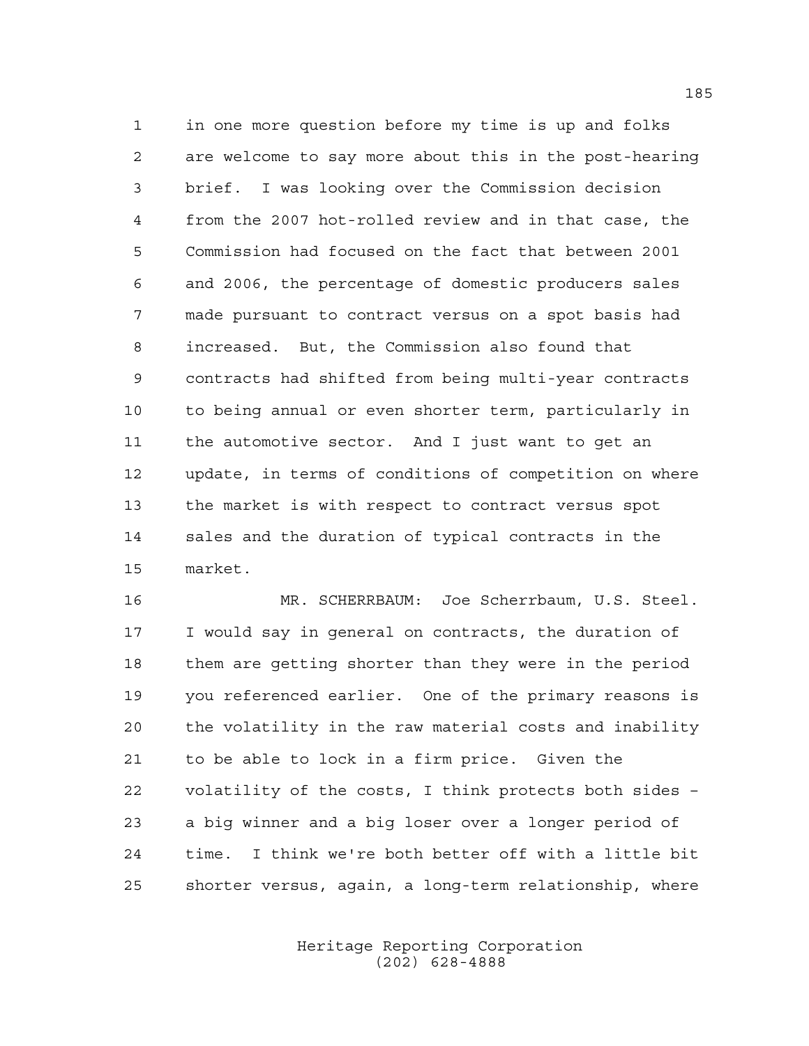in one more question before my time is up and folks are welcome to say more about this in the post-hearing brief. I was looking over the Commission decision from the 2007 hot-rolled review and in that case, the Commission had focused on the fact that between 2001 and 2006, the percentage of domestic producers sales made pursuant to contract versus on a spot basis had increased. But, the Commission also found that contracts had shifted from being multi-year contracts to being annual or even shorter term, particularly in the automotive sector. And I just want to get an update, in terms of conditions of competition on where the market is with respect to contract versus spot sales and the duration of typical contracts in the market.

MR. SCHERRBAUM: Joe Scherrbaum, U.S. Steel. I would say in general on contracts, the duration of them are getting shorter than they were in the period you referenced earlier. One of the primary reasons is the volatility in the raw material costs and inability to be able to lock in a firm price. Given the volatility of the costs, I think protects both sides – a big winner and a big loser over a longer period of time. I think we're both better off with a little bit shorter versus, again, a long-term relationship, where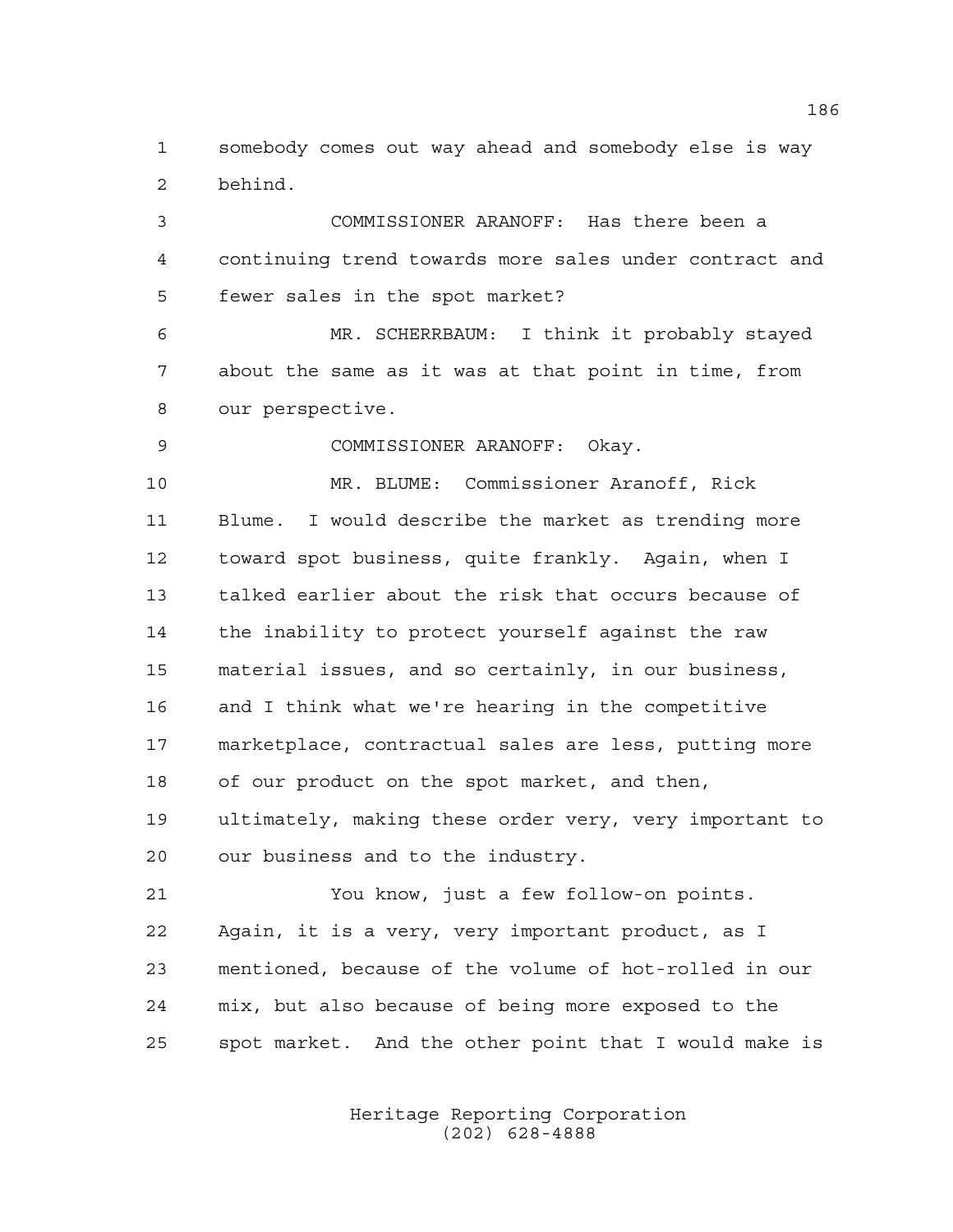somebody comes out way ahead and somebody else is way behind.

COMMISSIONER ARANOFF: Has there been a continuing trend towards more sales under contract and fewer sales in the spot market?

MR. SCHERRBAUM: I think it probably stayed about the same as it was at that point in time, from our perspective.

COMMISSIONER ARANOFF: Okay.

MR. BLUME: Commissioner Aranoff, Rick Blume. I would describe the market as trending more toward spot business, quite frankly. Again, when I talked earlier about the risk that occurs because of the inability to protect yourself against the raw material issues, and so certainly, in our business, and I think what we're hearing in the competitive marketplace, contractual sales are less, putting more of our product on the spot market, and then, ultimately, making these order very, very important to our business and to the industry.

You know, just a few follow-on points. Again, it is a very, very important product, as I mentioned, because of the volume of hot-rolled in our mix, but also because of being more exposed to the spot market. And the other point that I would make is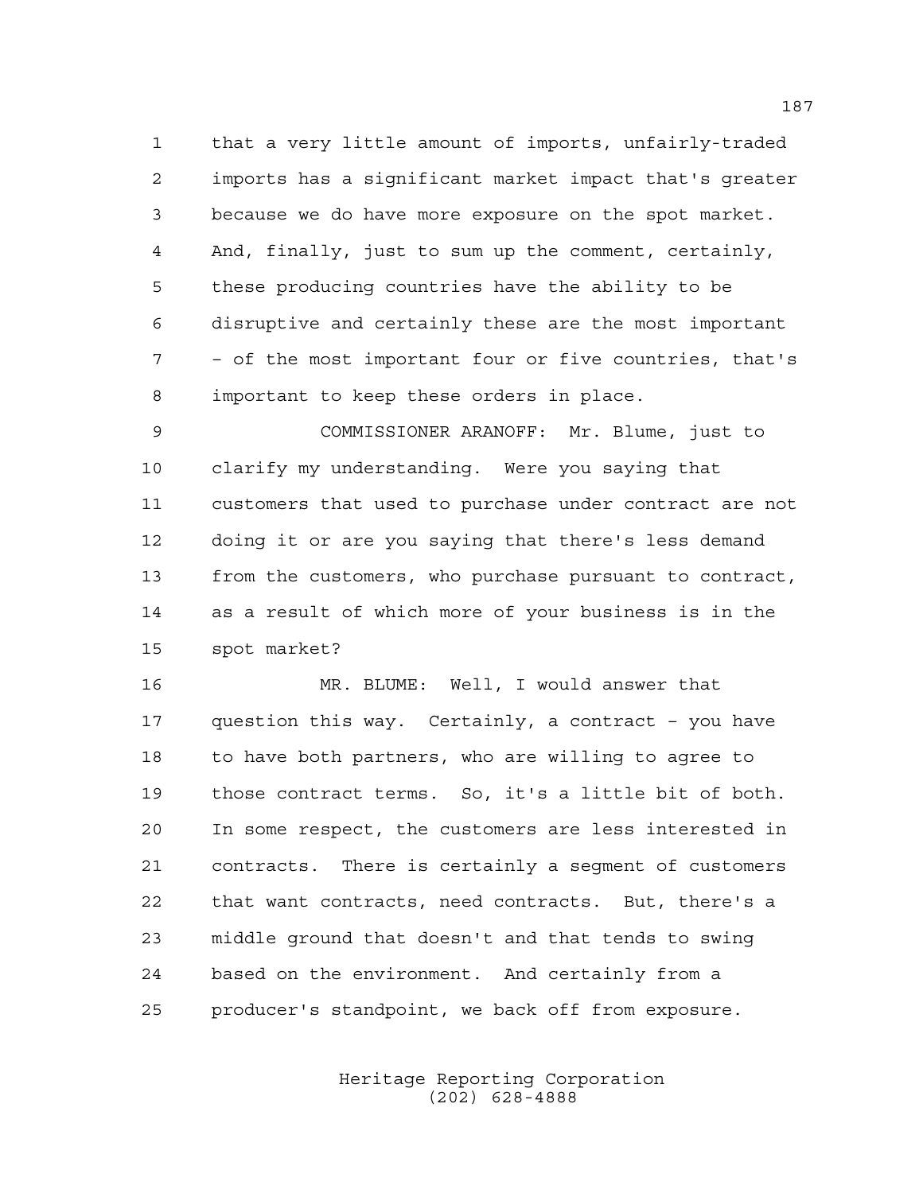that a very little amount of imports, unfairly-traded imports has a significant market impact that's greater because we do have more exposure on the spot market. And, finally, just to sum up the comment, certainly, these producing countries have the ability to be disruptive and certainly these are the most important - of the most important four or five countries, that's important to keep these orders in place.

COMMISSIONER ARANOFF: Mr. Blume, just to clarify my understanding. Were you saying that customers that used to purchase under contract are not doing it or are you saying that there's less demand from the customers, who purchase pursuant to contract, as a result of which more of your business is in the spot market?

MR. BLUME: Well, I would answer that question this way. Certainly, a contract - you have to have both partners, who are willing to agree to those contract terms. So, it's a little bit of both. In some respect, the customers are less interested in contracts. There is certainly a segment of customers that want contracts, need contracts. But, there's a middle ground that doesn't and that tends to swing based on the environment. And certainly from a producer's standpoint, we back off from exposure.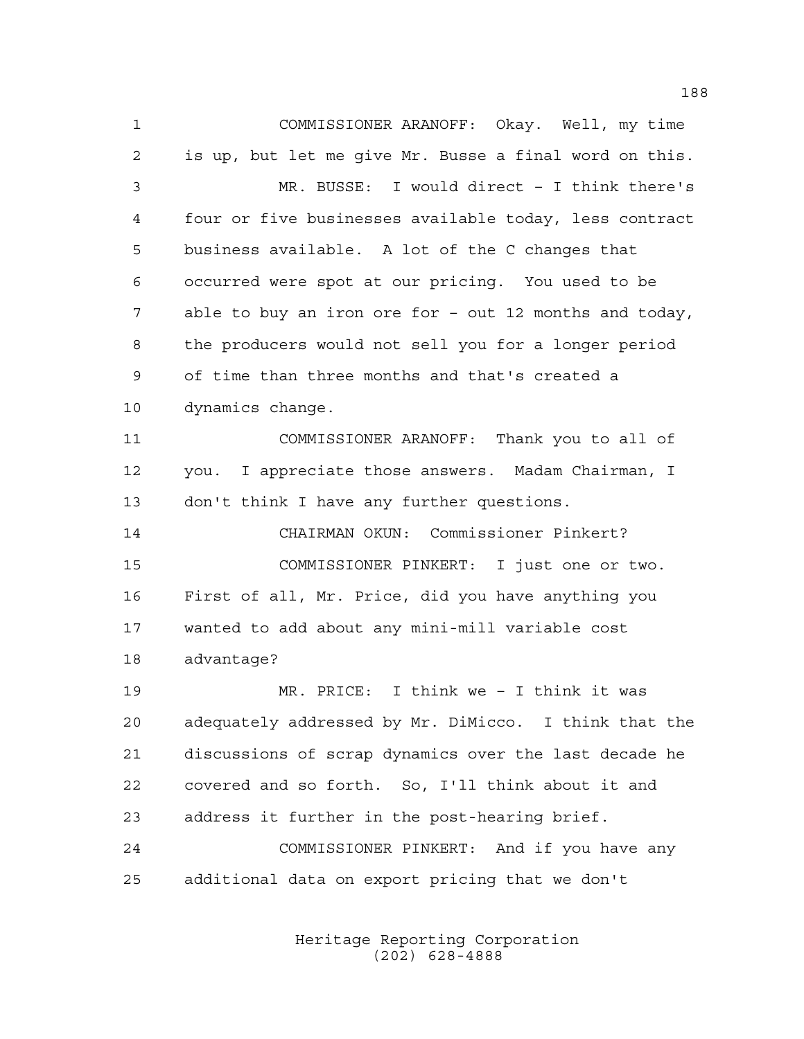COMMISSIONER ARANOFF: Okay. Well, my time is up, but let me give Mr. Busse a final word on this.

MR. BUSSE: I would direct – I think there's four or five businesses available today, less contract business available. A lot of the C changes that occurred were spot at our pricing. You used to be able to buy an iron ore for – out 12 months and today, the producers would not sell you for a longer period of time than three months and that's created a dynamics change.

COMMISSIONER ARANOFF: Thank you to all of you. I appreciate those answers. Madam Chairman, I don't think I have any further questions.

CHAIRMAN OKUN: Commissioner Pinkert?

COMMISSIONER PINKERT: I just one or two. First of all, Mr. Price, did you have anything you wanted to add about any mini-mill variable cost advantage?

MR. PRICE: I think we – I think it was adequately addressed by Mr. DiMicco. I think that the discussions of scrap dynamics over the last decade he covered and so forth. So, I'll think about it and address it further in the post-hearing brief.

COMMISSIONER PINKERT: And if you have any additional data on export pricing that we don't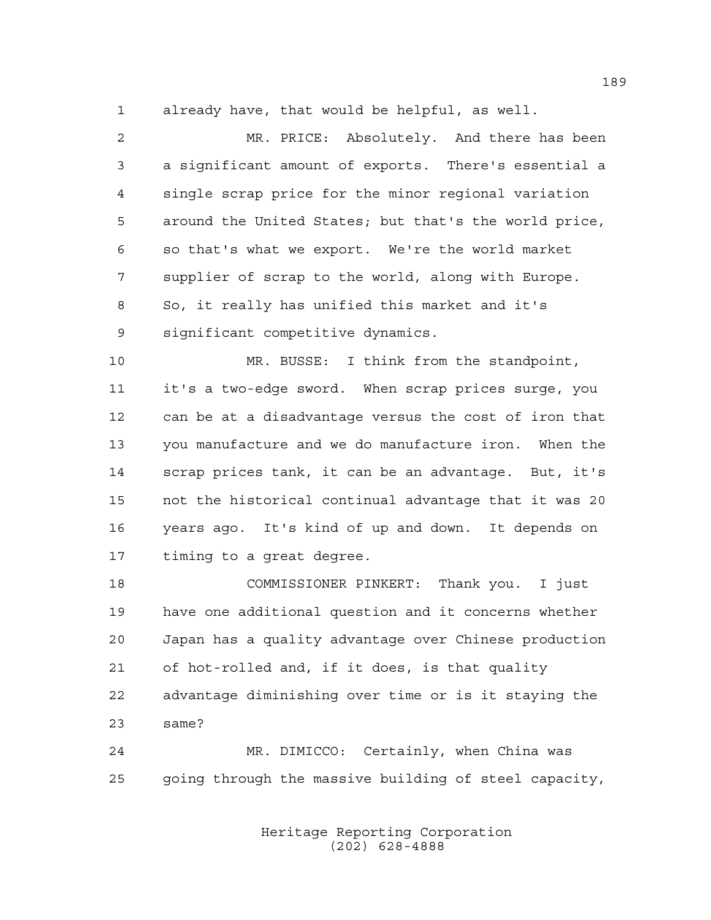already have, that would be helpful, as well.

MR. PRICE: Absolutely. And there has been a significant amount of exports. There's essential a single scrap price for the minor regional variation around the United States; but that's the world price, so that's what we export. We're the world market supplier of scrap to the world, along with Europe. So, it really has unified this market and it's significant competitive dynamics.

MR. BUSSE: I think from the standpoint, it's a two-edge sword. When scrap prices surge, you can be at a disadvantage versus the cost of iron that you manufacture and we do manufacture iron. When the scrap prices tank, it can be an advantage. But, it's not the historical continual advantage that it was 20 years ago. It's kind of up and down. It depends on timing to a great degree.

COMMISSIONER PINKERT: Thank you. I just have one additional question and it concerns whether Japan has a quality advantage over Chinese production of hot-rolled and, if it does, is that quality advantage diminishing over time or is it staying the same?

MR. DIMICCO: Certainly, when China was going through the massive building of steel capacity,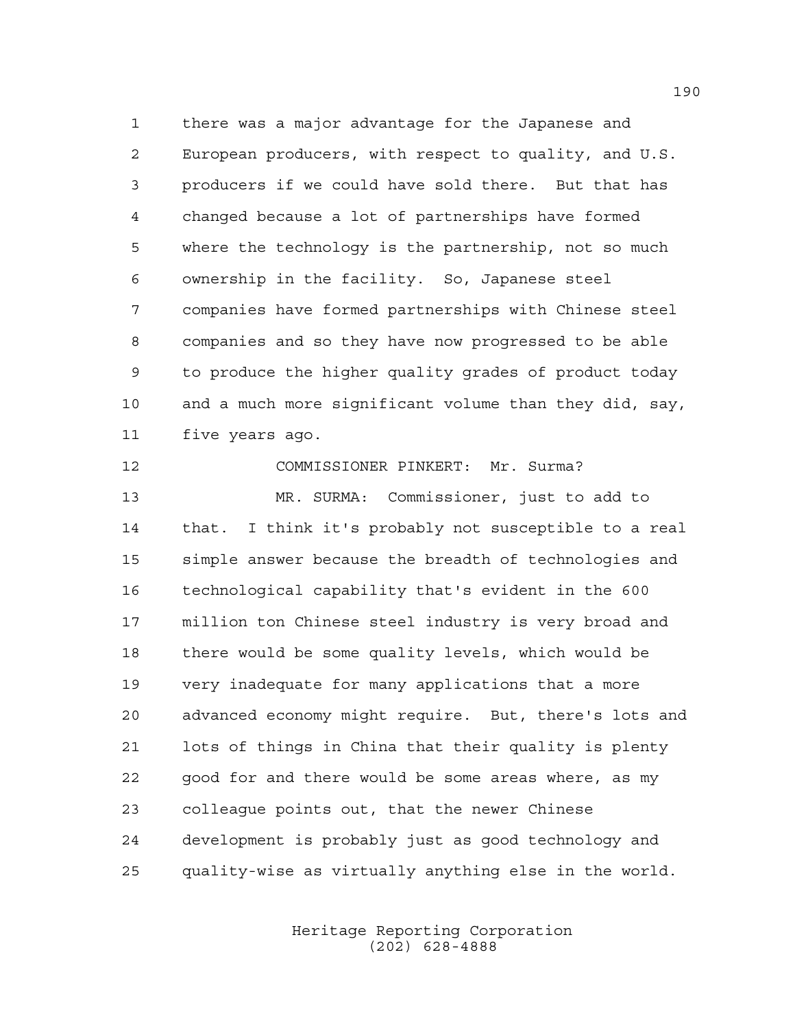there was a major advantage for the Japanese and European producers, with respect to quality, and U.S. producers if we could have sold there. But that has changed because a lot of partnerships have formed where the technology is the partnership, not so much ownership in the facility. So, Japanese steel companies have formed partnerships with Chinese steel companies and so they have now progressed to be able to produce the higher quality grades of product today and a much more significant volume than they did, say, five years ago.

COMMISSIONER PINKERT: Mr. Surma?

MR. SURMA: Commissioner, just to add to that. I think it's probably not susceptible to a real simple answer because the breadth of technologies and technological capability that's evident in the 600 million ton Chinese steel industry is very broad and there would be some quality levels, which would be very inadequate for many applications that a more advanced economy might require. But, there's lots and lots of things in China that their quality is plenty good for and there would be some areas where, as my colleague points out, that the newer Chinese development is probably just as good technology and quality-wise as virtually anything else in the world.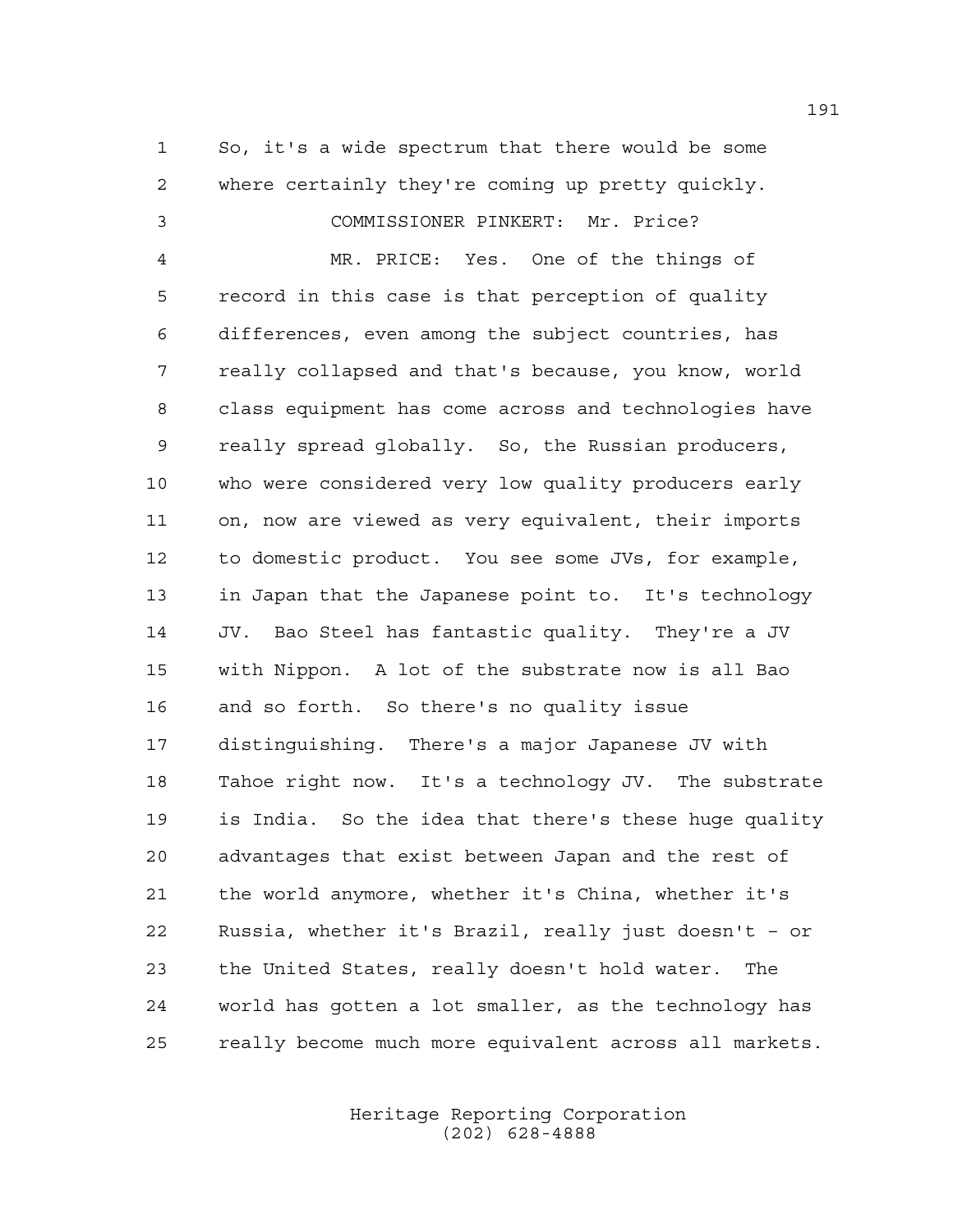So, it's a wide spectrum that there would be some where certainly they're coming up pretty quickly.

COMMISSIONER PINKERT: Mr. Price?

MR. PRICE: Yes. One of the things of record in this case is that perception of quality differences, even among the subject countries, has really collapsed and that's because, you know, world class equipment has come across and technologies have really spread globally. So, the Russian producers, who were considered very low quality producers early on, now are viewed as very equivalent, their imports to domestic product. You see some JVs, for example, in Japan that the Japanese point to. It's technology JV. Bao Steel has fantastic quality. They're a JV with Nippon. A lot of the substrate now is all Bao and so forth. So there's no quality issue distinguishing. There's a major Japanese JV with Tahoe right now. It's a technology JV. The substrate is India. So the idea that there's these huge quality advantages that exist between Japan and the rest of the world anymore, whether it's China, whether it's Russia, whether it's Brazil, really just doesn't - or the United States, really doesn't hold water. The world has gotten a lot smaller, as the technology has really become much more equivalent across all markets.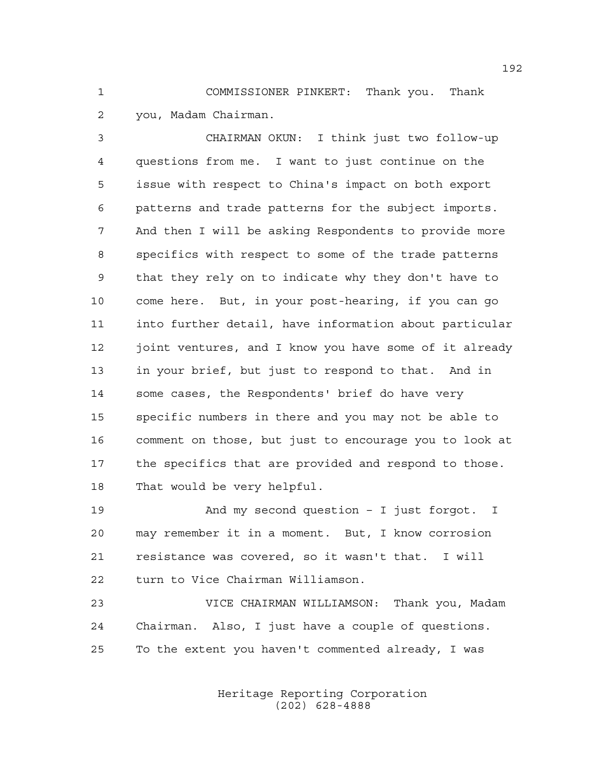COMMISSIONER PINKERT: Thank you. Thank you, Madam Chairman.

CHAIRMAN OKUN: I think just two follow-up questions from me. I want to just continue on the issue with respect to China's impact on both export patterns and trade patterns for the subject imports. And then I will be asking Respondents to provide more specifics with respect to some of the trade patterns that they rely on to indicate why they don't have to come here. But, in your post-hearing, if you can go into further detail, have information about particular joint ventures, and I know you have some of it already in your brief, but just to respond to that. And in some cases, the Respondents' brief do have very specific numbers in there and you may not be able to comment on those, but just to encourage you to look at the specifics that are provided and respond to those. That would be very helpful.

And my second question – I just forgot. I may remember it in a moment. But, I know corrosion resistance was covered, so it wasn't that. I will turn to Vice Chairman Williamson.

VICE CHAIRMAN WILLIAMSON: Thank you, Madam Chairman. Also, I just have a couple of questions. To the extent you haven't commented already, I was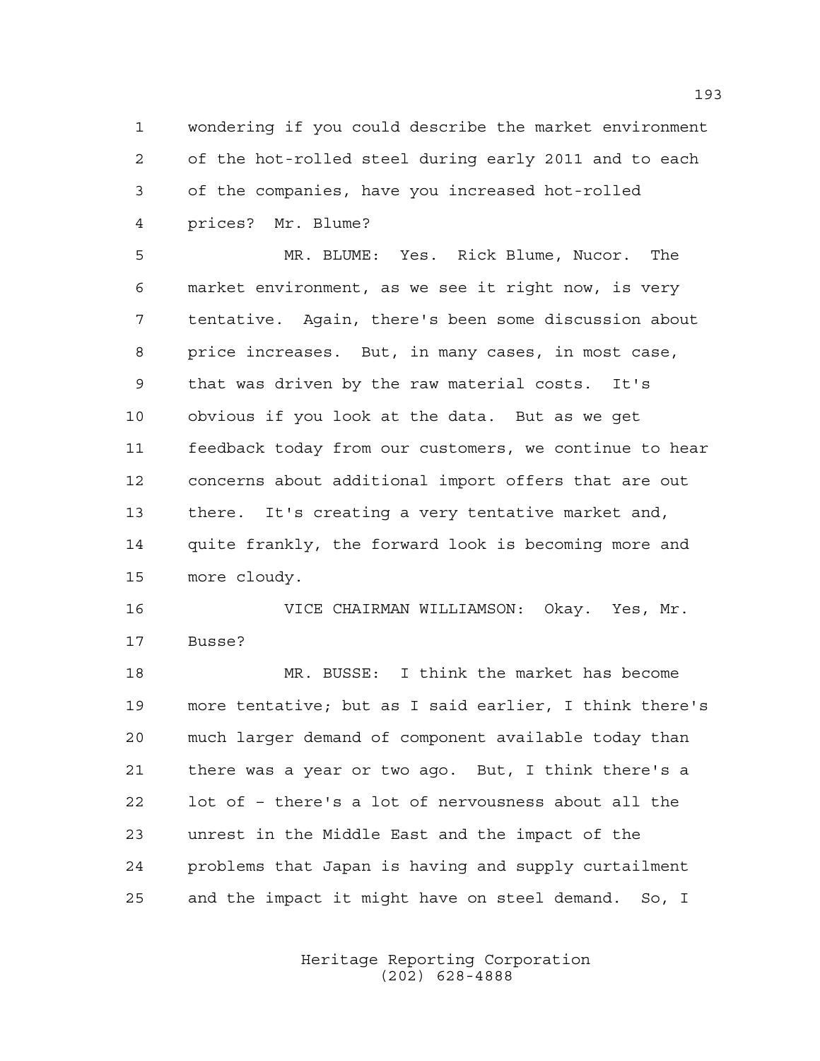wondering if you could describe the market environment of the hot-rolled steel during early 2011 and to each of the companies, have you increased hot-rolled prices? Mr. Blume?

MR. BLUME: Yes. Rick Blume, Nucor. The market environment, as we see it right now, is very tentative. Again, there's been some discussion about price increases. But, in many cases, in most case, that was driven by the raw material costs. It's obvious if you look at the data. But as we get feedback today from our customers, we continue to hear concerns about additional import offers that are out there. It's creating a very tentative market and, quite frankly, the forward look is becoming more and more cloudy.

VICE CHAIRMAN WILLIAMSON: Okay. Yes, Mr. Busse?

MR. BUSSE: I think the market has become more tentative; but as I said earlier, I think there's much larger demand of component available today than there was a year or two ago. But, I think there's a lot of - there's a lot of nervousness about all the unrest in the Middle East and the impact of the problems that Japan is having and supply curtailment and the impact it might have on steel demand. So, I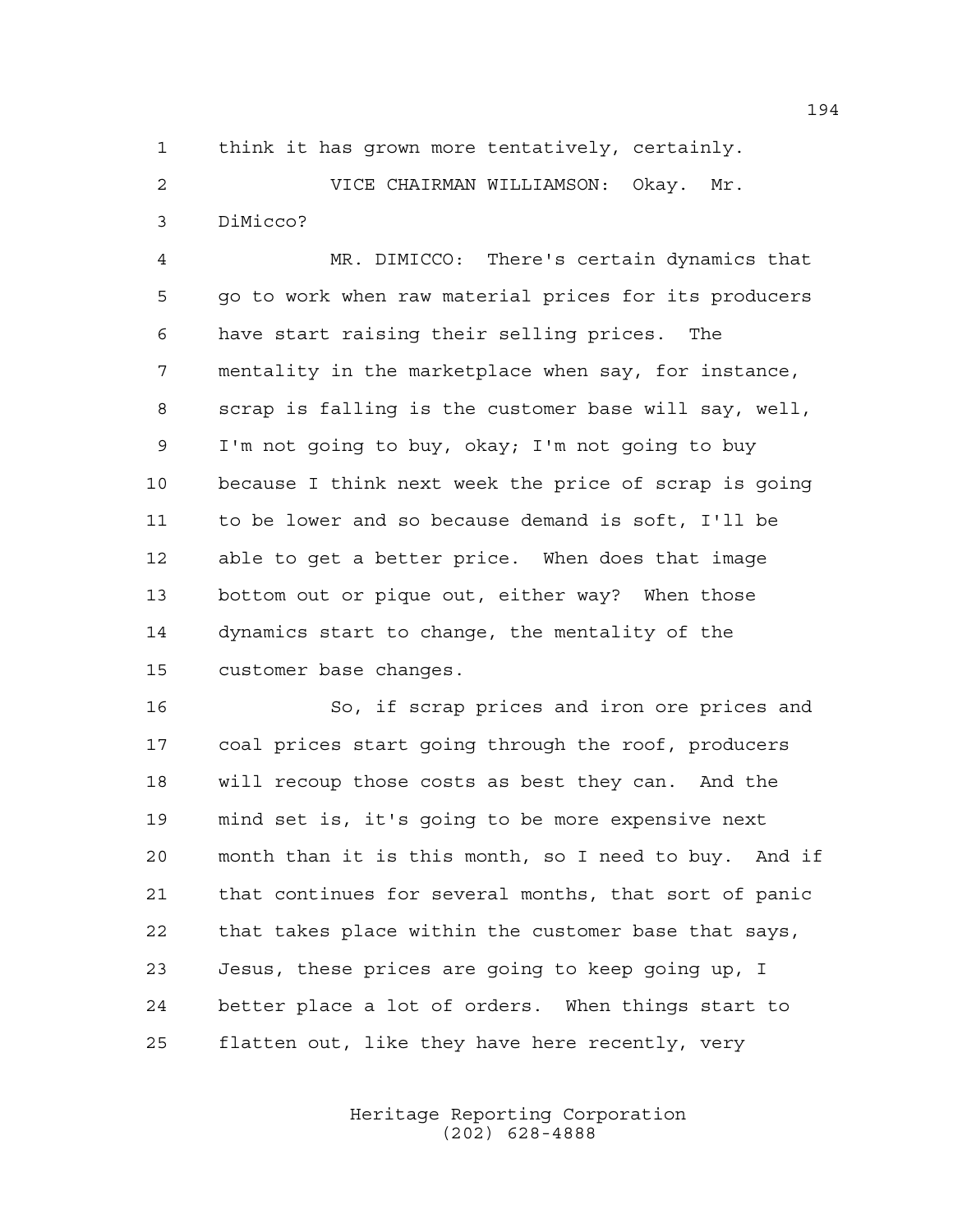think it has grown more tentatively, certainly.

VICE CHAIRMAN WILLIAMSON: Okay. Mr. DiMicco?

MR. DIMICCO: There's certain dynamics that go to work when raw material prices for its producers have start raising their selling prices. The mentality in the marketplace when say, for instance, scrap is falling is the customer base will say, well, I'm not going to buy, okay; I'm not going to buy because I think next week the price of scrap is going to be lower and so because demand is soft, I'll be able to get a better price. When does that image bottom out or pique out, either way? When those dynamics start to change, the mentality of the customer base changes.

So, if scrap prices and iron ore prices and coal prices start going through the roof, producers will recoup those costs as best they can. And the mind set is, it's going to be more expensive next month than it is this month, so I need to buy. And if that continues for several months, that sort of panic that takes place within the customer base that says, Jesus, these prices are going to keep going up, I better place a lot of orders. When things start to flatten out, like they have here recently, very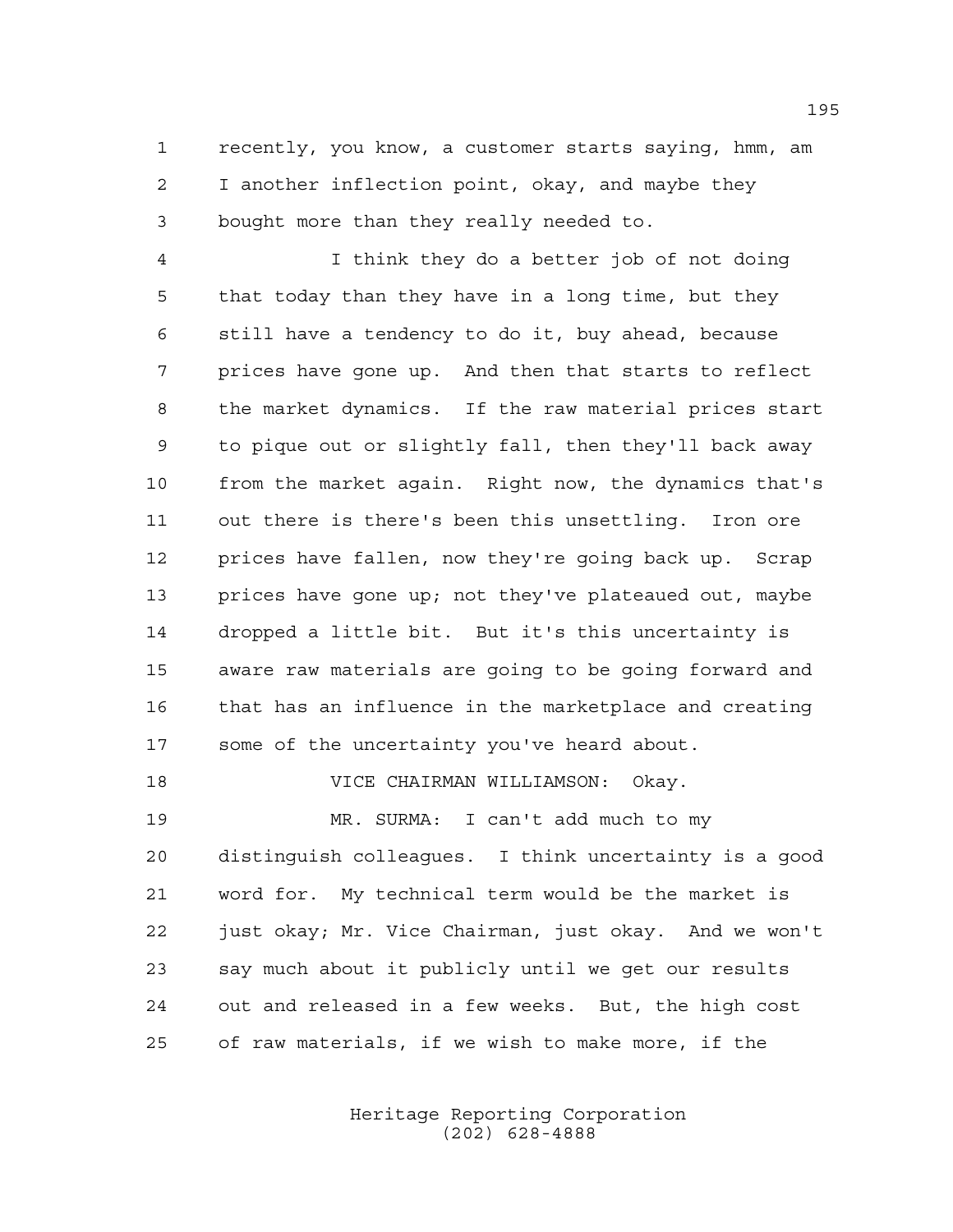recently, you know, a customer starts saying, hmm, am I another inflection point, okay, and maybe they bought more than they really needed to.

I think they do a better job of not doing that today than they have in a long time, but they still have a tendency to do it, buy ahead, because prices have gone up. And then that starts to reflect the market dynamics. If the raw material prices start to pique out or slightly fall, then they'll back away from the market again. Right now, the dynamics that's out there is there's been this unsettling. Iron ore prices have fallen, now they're going back up. Scrap prices have gone up; not they've plateaued out, maybe dropped a little bit. But it's this uncertainty is aware raw materials are going to be going forward and that has an influence in the marketplace and creating some of the uncertainty you've heard about.

VICE CHAIRMAN WILLIAMSON: Okay.

MR. SURMA: I can't add much to my distinguish colleagues. I think uncertainty is a good word for. My technical term would be the market is just okay; Mr. Vice Chairman, just okay. And we won't say much about it publicly until we get our results out and released in a few weeks. But, the high cost of raw materials, if we wish to make more, if the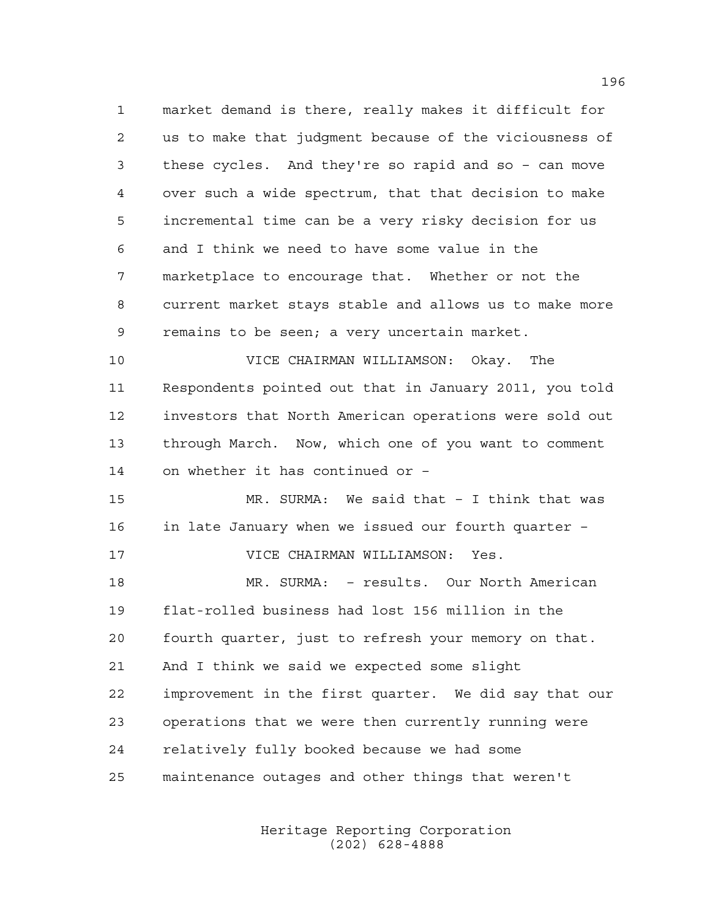market demand is there, really makes it difficult for us to make that judgment because of the viciousness of these cycles. And they're so rapid and so - can move over such a wide spectrum, that that decision to make incremental time can be a very risky decision for us and I think we need to have some value in the marketplace to encourage that. Whether or not the current market stays stable and allows us to make more remains to be seen; a very uncertain market.

VICE CHAIRMAN WILLIAMSON: Okay. The Respondents pointed out that in January 2011, you told investors that North American operations were sold out through March. Now, which one of you want to comment on whether it has continued or -

MR. SURMA: We said that - I think that was in late January when we issued our fourth quarter -

VICE CHAIRMAN WILLIAMSON: Yes.

MR. SURMA: - results. Our North American flat-rolled business had lost 156 million in the fourth quarter, just to refresh your memory on that. And I think we said we expected some slight improvement in the first quarter. We did say that our operations that we were then currently running were relatively fully booked because we had some maintenance outages and other things that weren't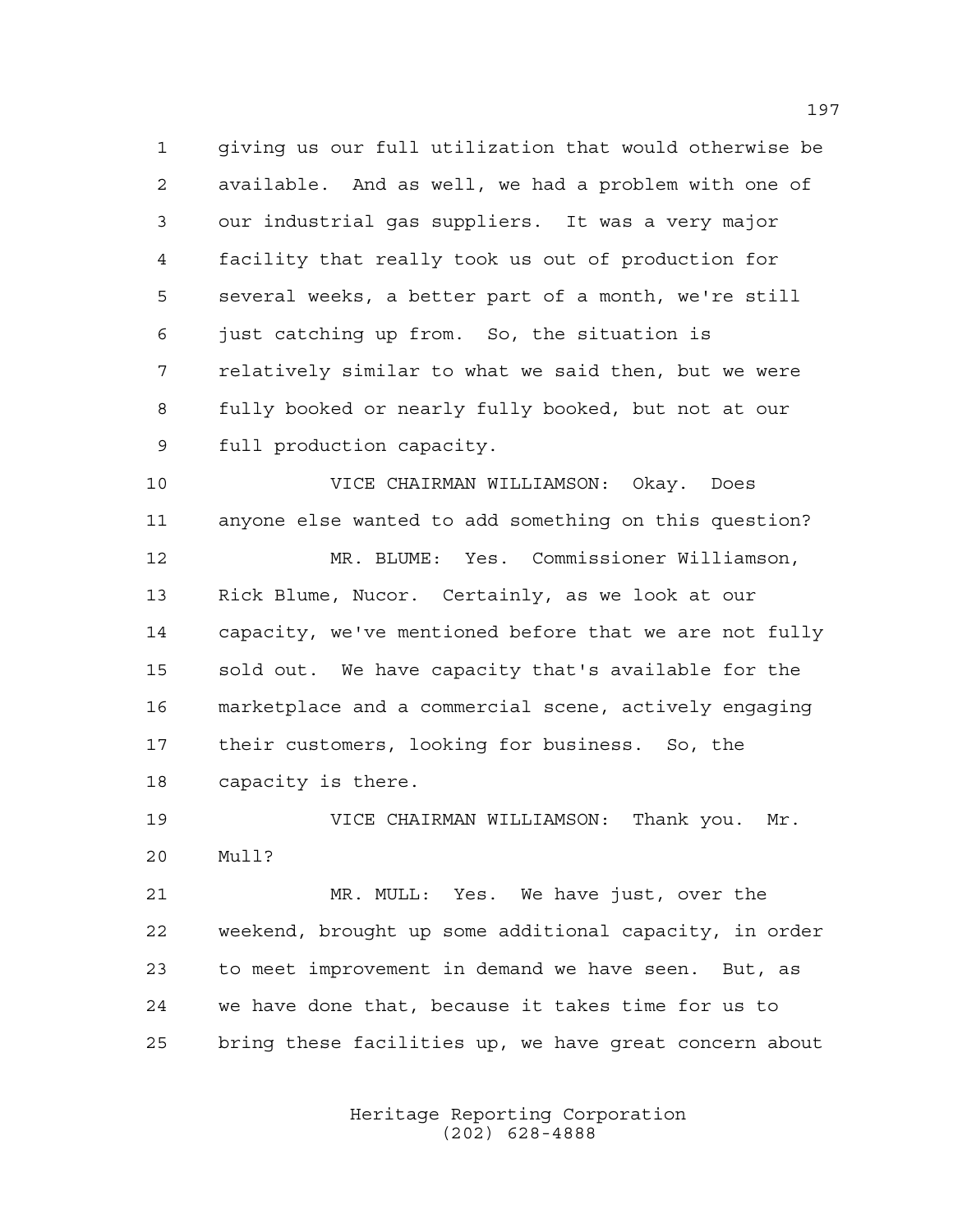giving us our full utilization that would otherwise be available. And as well, we had a problem with one of our industrial gas suppliers. It was a very major facility that really took us out of production for several weeks, a better part of a month, we're still just catching up from. So, the situation is relatively similar to what we said then, but we were fully booked or nearly fully booked, but not at our full production capacity.

VICE CHAIRMAN WILLIAMSON: Okay. Does anyone else wanted to add something on this question?

MR. BLUME: Yes. Commissioner Williamson, Rick Blume, Nucor. Certainly, as we look at our capacity, we've mentioned before that we are not fully sold out. We have capacity that's available for the marketplace and a commercial scene, actively engaging their customers, looking for business. So, the capacity is there.

VICE CHAIRMAN WILLIAMSON: Thank you. Mr. Mull?

MR. MULL: Yes. We have just, over the weekend, brought up some additional capacity, in order to meet improvement in demand we have seen. But, as we have done that, because it takes time for us to bring these facilities up, we have great concern about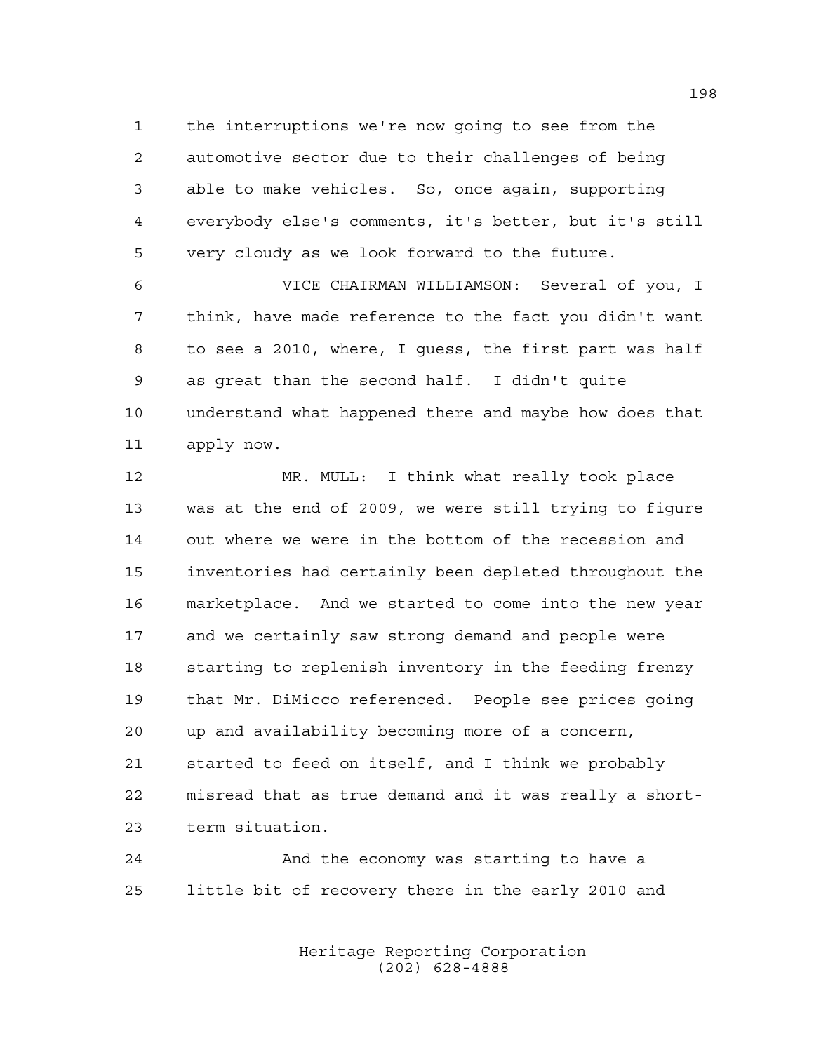the interruptions we're now going to see from the automotive sector due to their challenges of being able to make vehicles. So, once again, supporting everybody else's comments, it's better, but it's still very cloudy as we look forward to the future.

VICE CHAIRMAN WILLIAMSON: Several of you, I think, have made reference to the fact you didn't want to see a 2010, where, I guess, the first part was half as great than the second half. I didn't quite understand what happened there and maybe how does that apply now.

MR. MULL: I think what really took place was at the end of 2009, we were still trying to figure out where we were in the bottom of the recession and inventories had certainly been depleted throughout the marketplace. And we started to come into the new year and we certainly saw strong demand and people were starting to replenish inventory in the feeding frenzy that Mr. DiMicco referenced. People see prices going up and availability becoming more of a concern, started to feed on itself, and I think we probably misread that as true demand and it was really a short-term situation.

And the economy was starting to have a little bit of recovery there in the early 2010 and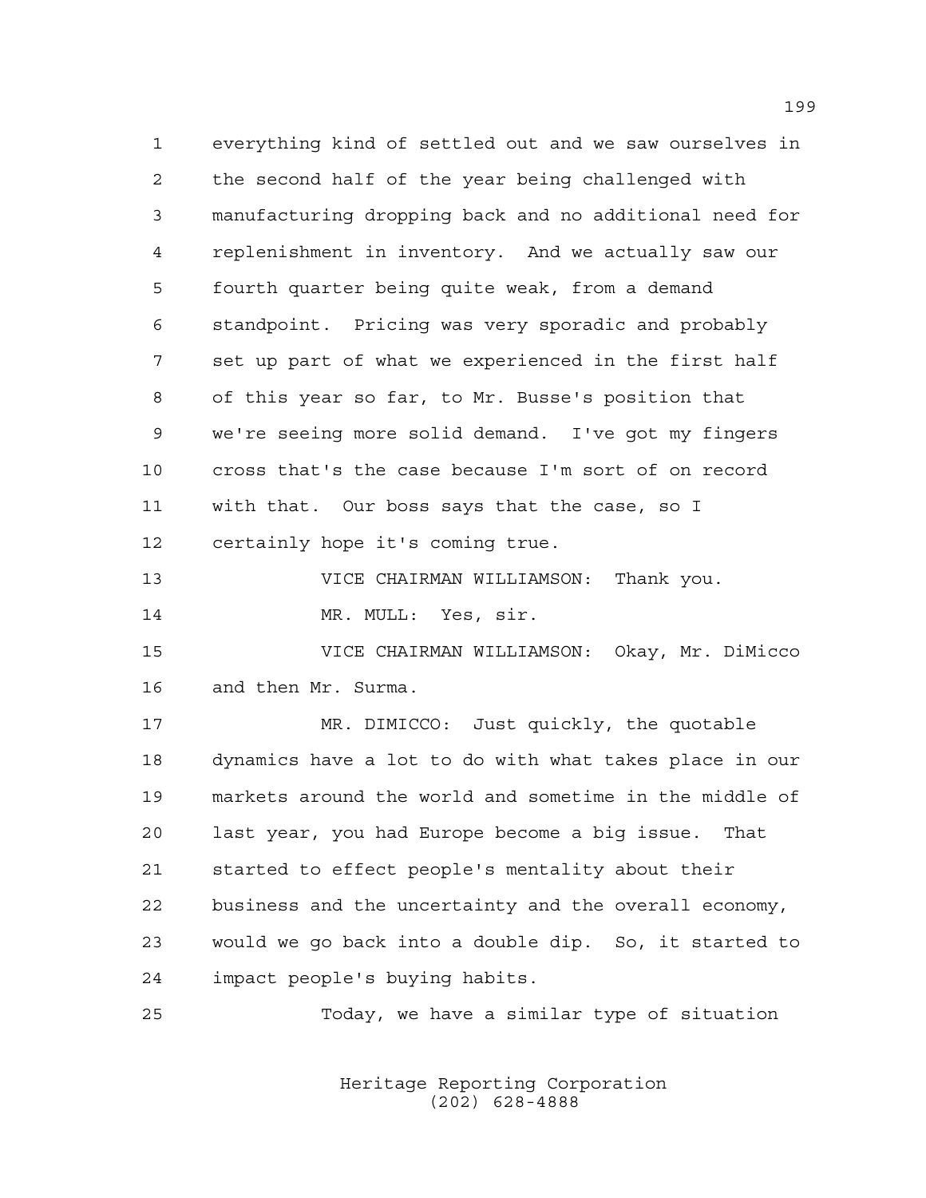everything kind of settled out and we saw ourselves in the second half of the year being challenged with manufacturing dropping back and no additional need for replenishment in inventory. And we actually saw our fourth quarter being quite weak, from a demand standpoint. Pricing was very sporadic and probably set up part of what we experienced in the first half of this year so far, to Mr. Busse's position that we're seeing more solid demand. I've got my fingers cross that's the case because I'm sort of on record with that. Our boss says that the case, so I certainly hope it's coming true.

VICE CHAIRMAN WILLIAMSON: Thank you.

MR. MULL: Yes, sir.

VICE CHAIRMAN WILLIAMSON: Okay, Mr. DiMicco and then Mr. Surma.

MR. DIMICCO: Just quickly, the quotable dynamics have a lot to do with what takes place in our markets around the world and sometime in the middle of last year, you had Europe become a big issue. That started to effect people's mentality about their business and the uncertainty and the overall economy, would we go back into a double dip. So, it started to impact people's buying habits.

Today, we have a similar type of situation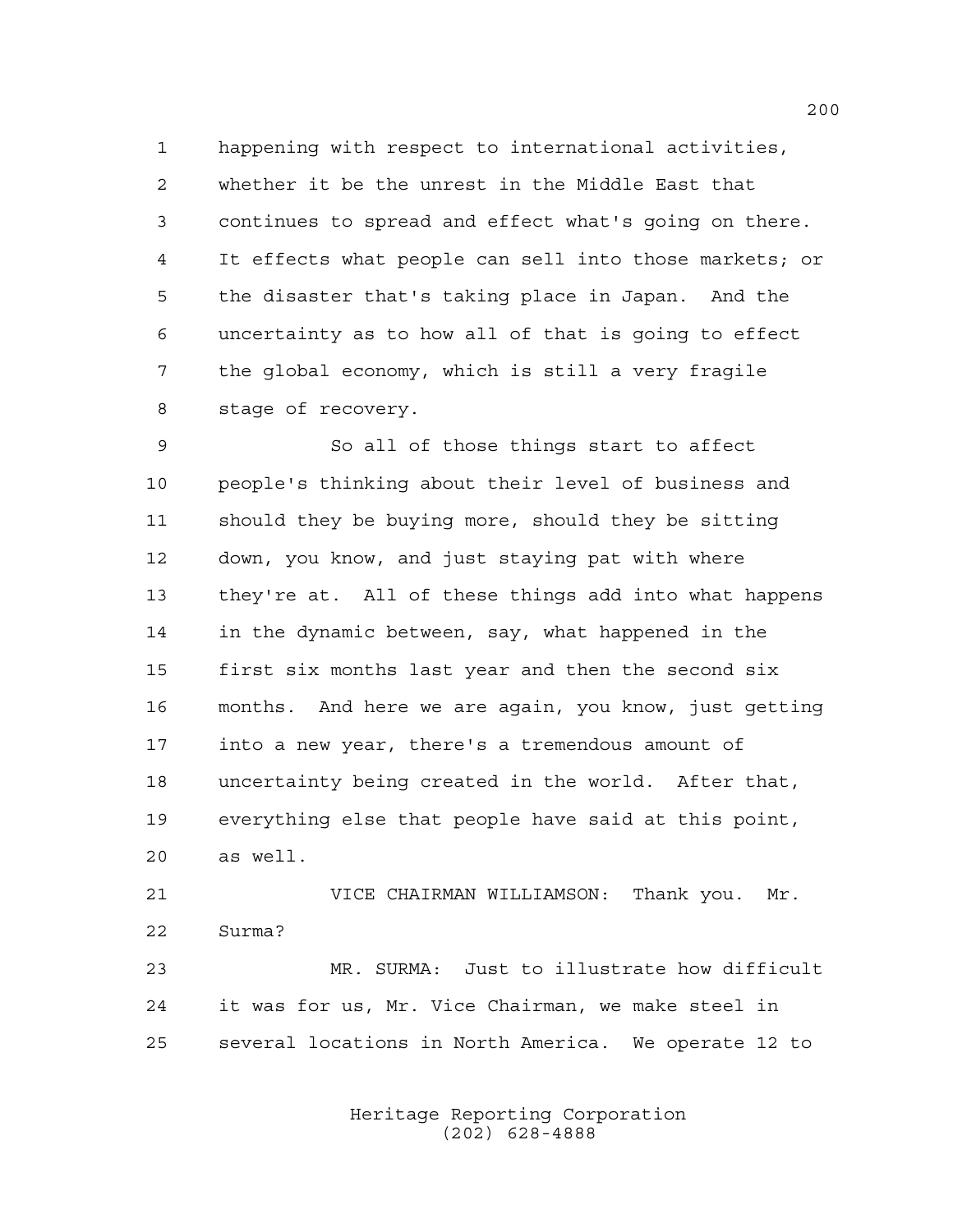happening with respect to international activities, whether it be the unrest in the Middle East that continues to spread and effect what's going on there. It effects what people can sell into those markets; or the disaster that's taking place in Japan. And the uncertainty as to how all of that is going to effect the global economy, which is still a very fragile stage of recovery.

So all of those things start to affect people's thinking about their level of business and should they be buying more, should they be sitting down, you know, and just staying pat with where they're at. All of these things add into what happens in the dynamic between, say, what happened in the first six months last year and then the second six months. And here we are again, you know, just getting into a new year, there's a tremendous amount of uncertainty being created in the world. After that, everything else that people have said at this point, as well.

VICE CHAIRMAN WILLIAMSON: Thank you. Mr. Surma?

MR. SURMA: Just to illustrate how difficult it was for us, Mr. Vice Chairman, we make steel in several locations in North America. We operate 12 to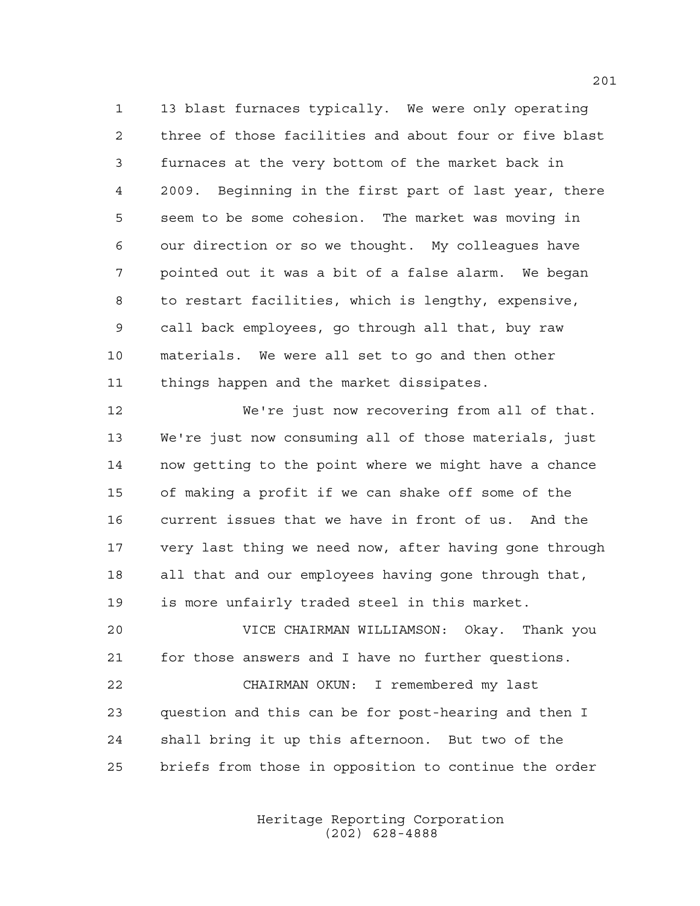13 blast furnaces typically. We were only operating three of those facilities and about four or five blast furnaces at the very bottom of the market back in 2009. Beginning in the first part of last year, there seem to be some cohesion. The market was moving in our direction or so we thought. My colleagues have pointed out it was a bit of a false alarm. We began to restart facilities, which is lengthy, expensive, call back employees, go through all that, buy raw materials. We were all set to go and then other things happen and the market dissipates.

We're just now recovering from all of that. We're just now consuming all of those materials, just now getting to the point where we might have a chance of making a profit if we can shake off some of the current issues that we have in front of us. And the very last thing we need now, after having gone through all that and our employees having gone through that, is more unfairly traded steel in this market.

VICE CHAIRMAN WILLIAMSON: Okay. Thank you for those answers and I have no further questions.

CHAIRMAN OKUN: I remembered my last question and this can be for post-hearing and then I shall bring it up this afternoon. But two of the briefs from those in opposition to continue the order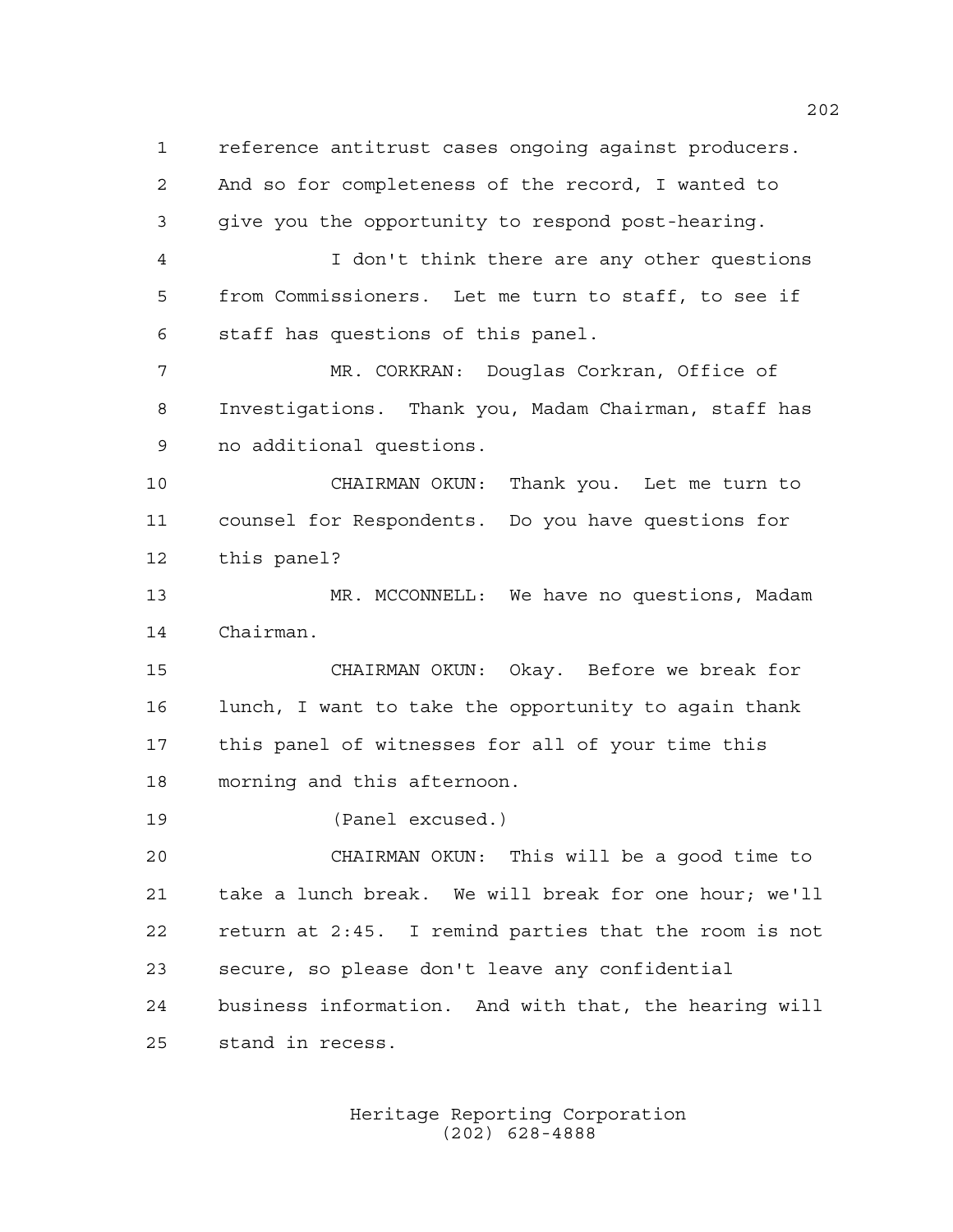reference antitrust cases ongoing against producers. And so for completeness of the record, I wanted to give you the opportunity to respond post-hearing.

I don't think there are any other questions from Commissioners. Let me turn to staff, to see if staff has questions of this panel.

MR. CORKRAN: Douglas Corkran, Office of Investigations. Thank you, Madam Chairman, staff has no additional questions.

CHAIRMAN OKUN: Thank you. Let me turn to counsel for Respondents. Do you have questions for this panel?

MR. MCCONNELL: We have no questions, Madam Chairman.

CHAIRMAN OKUN: Okay. Before we break for lunch, I want to take the opportunity to again thank this panel of witnesses for all of your time this morning and this afternoon.

(Panel excused.)

CHAIRMAN OKUN: This will be a good time to take a lunch break. We will break for one hour; we'll return at 2:45. I remind parties that the room is not secure, so please don't leave any confidential business information. And with that, the hearing will stand in recess.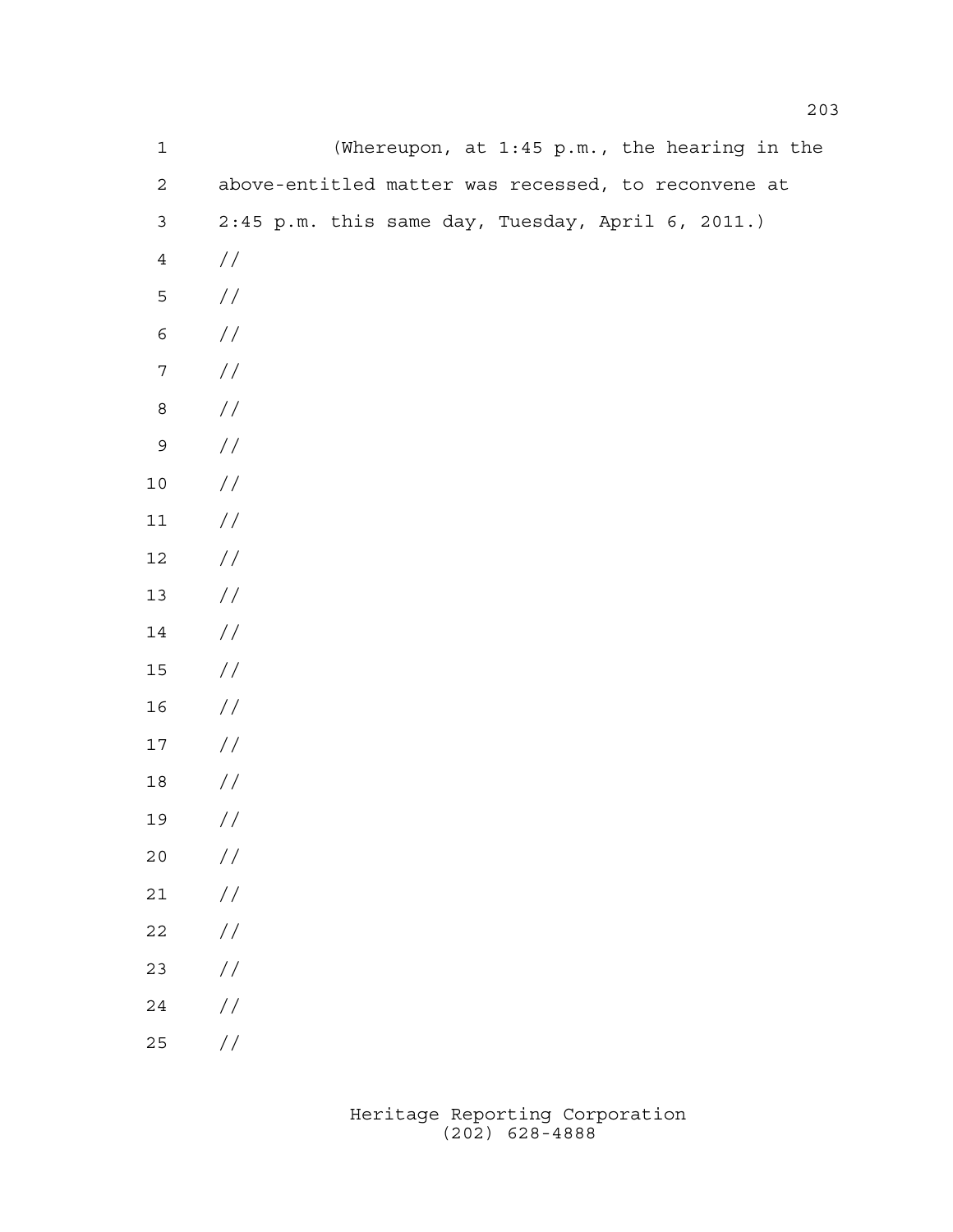(Whereupon, at 1:45 p.m., the hearing in the above-entitled matter was recessed, to reconvene at 2:45 p.m. this same day, Tuesday, April 6, 2011.)

//

//

//

//

//

//

//

//

//

//

//

//

//

//

//

//

//

//

//

//

//

//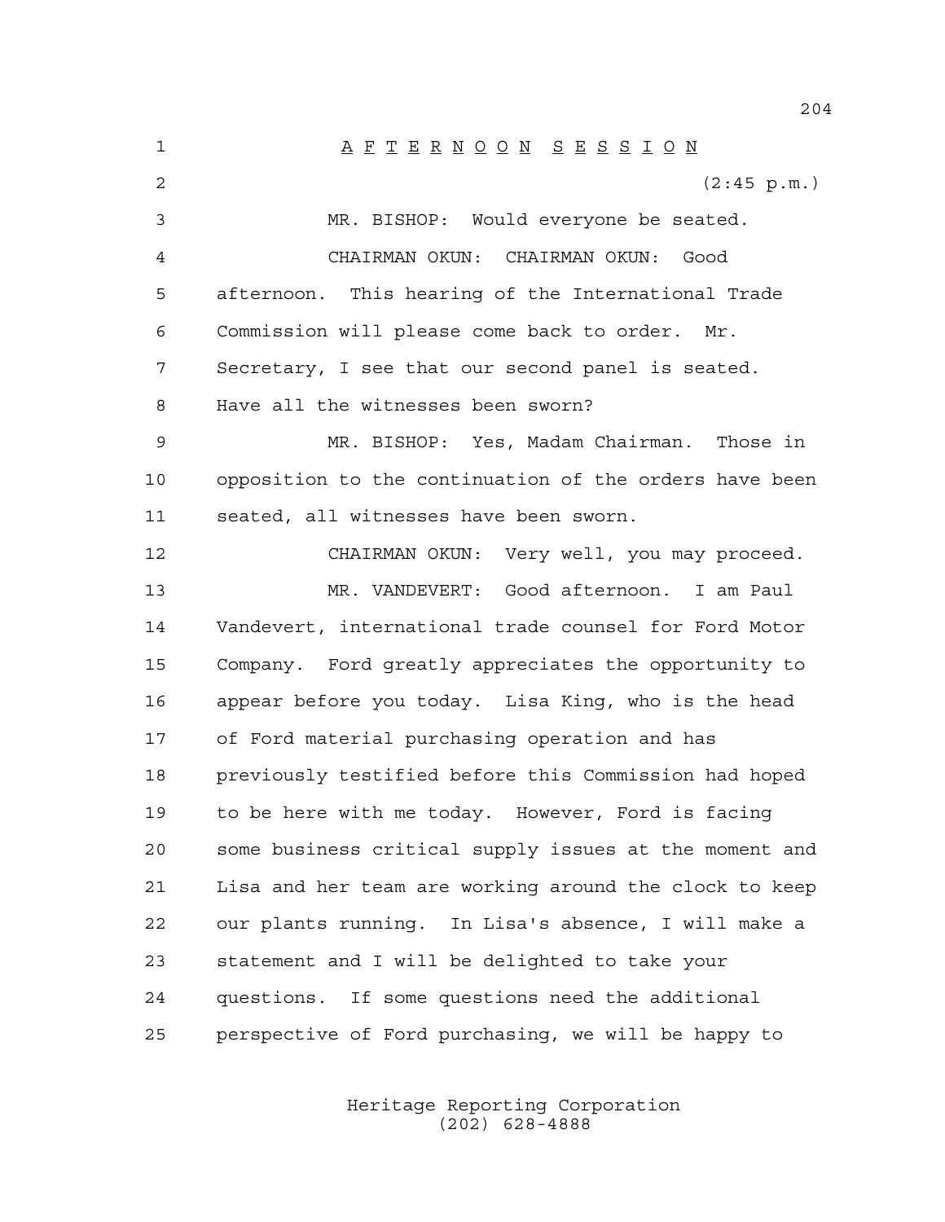# A F T E R N O O N   S E S S I O N

(2:45 p.m.)

MR. BISHOP: Would everyone be seated.

CHAIRMAN OKUN: CHAIRMAN OKUN: Good afternoon. This hearing of the International Trade Commission will please come back to order. Mr. Secretary, I see that our second panel is seated. Have all the witnesses been sworn?

MR. BISHOP: Yes, Madam Chairman. Those in opposition to the continuation of the orders have been seated, all witnesses have been sworn.

CHAIRMAN OKUN: Very well, you may proceed.

MR. VANDEVERT: Good afternoon. I am Paul Vandevert, international trade counsel for Ford Motor Company. Ford greatly appreciates the opportunity to appear before you today. Lisa King, who is the head of Ford material purchasing operation and has previously testified before this Commission had hoped to be here with me today. However, Ford is facing some business critical supply issues at the moment and Lisa and her team are working around the clock to keep our plants running. In Lisa's absence, I will make a statement and I will be delighted to take your questions. If some questions need the additional perspective of Ford purchasing, we will be happy to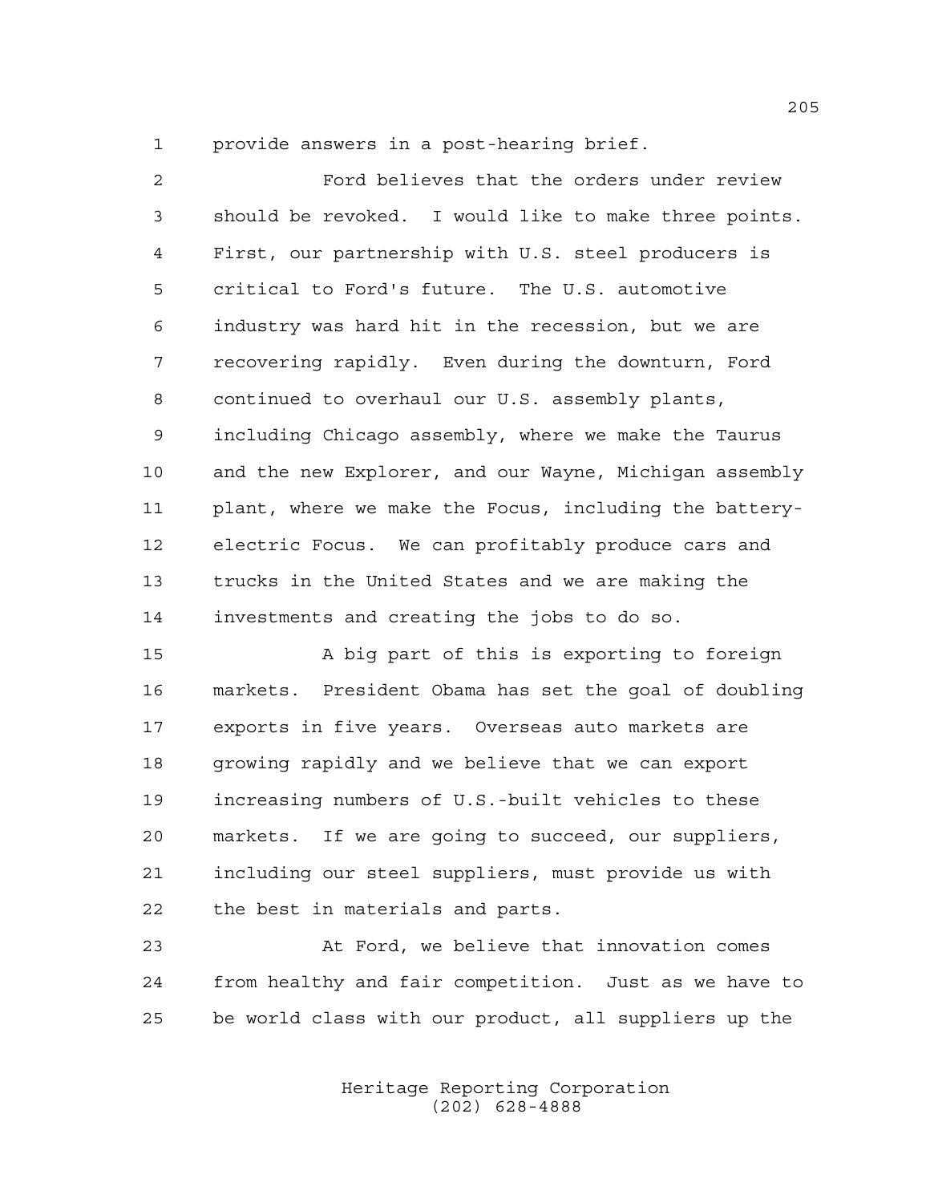provide answers in a post-hearing brief.

Ford believes that the orders under review should be revoked. I would like to make three points. First, our partnership with U.S. steel producers is critical to Ford's future. The U.S. automotive industry was hard hit in the recession, but we are recovering rapidly. Even during the downturn, Ford continued to overhaul our U.S. assembly plants, including Chicago assembly, where we make the Taurus and the new Explorer, and our Wayne, Michigan assembly plant, where we make the Focus, including the battery-electric Focus. We can profitably produce cars and trucks in the United States and we are making the investments and creating the jobs to do so.

A big part of this is exporting to foreign markets. President Obama has set the goal of doubling exports in five years. Overseas auto markets are growing rapidly and we believe that we can export increasing numbers of U.S.-built vehicles to these markets. If we are going to succeed, our suppliers, including our steel suppliers, must provide us with the best in materials and parts.

At Ford, we believe that innovation comes from healthy and fair competition. Just as we have to be world class with our product, all suppliers up the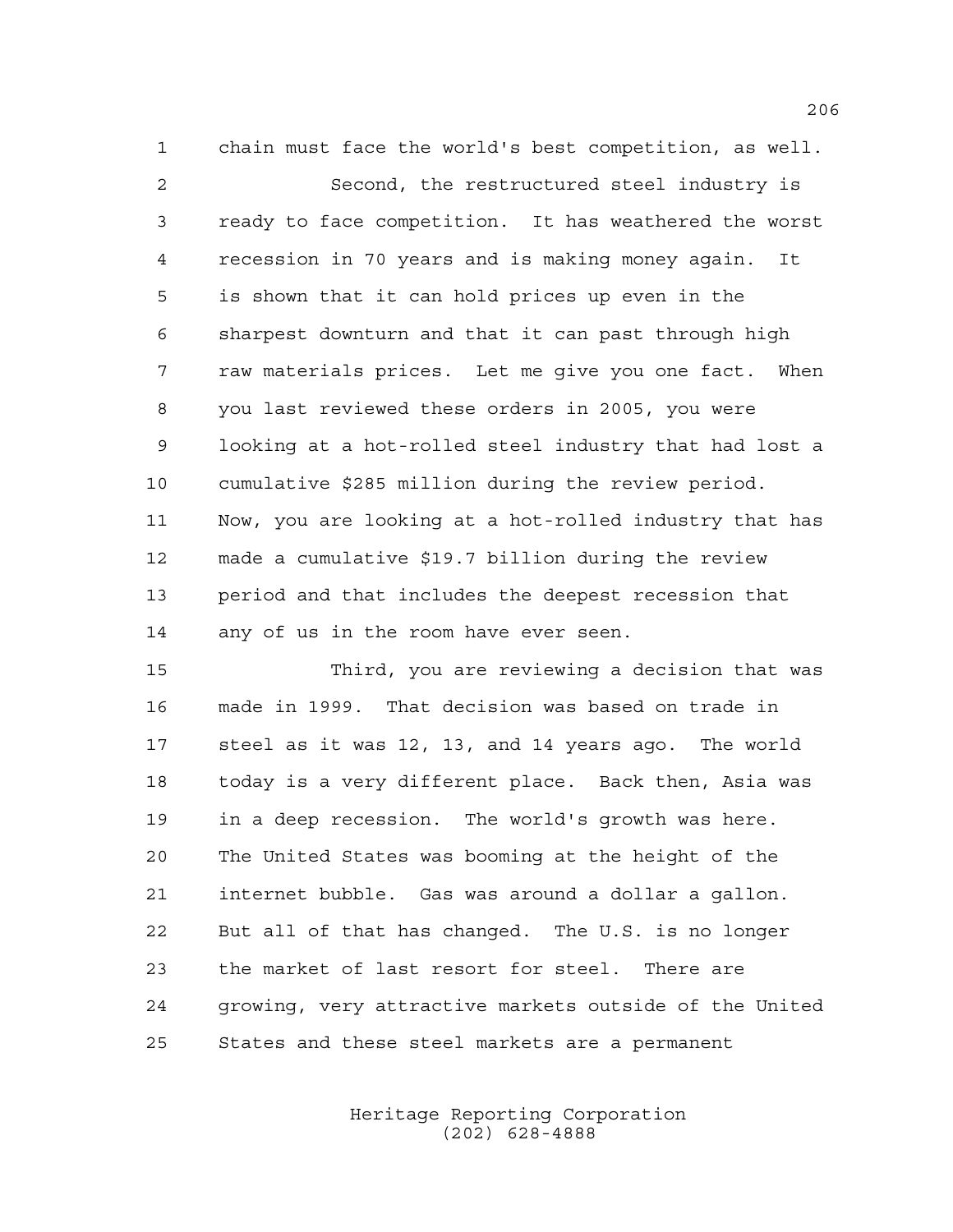chain must face the world's best competition, as well.

Second, the restructured steel industry is ready to face competition. It has weathered the worst recession in 70 years and is making money again. It is shown that it can hold prices up even in the sharpest downturn and that it can past through high raw materials prices. Let me give you one fact. When you last reviewed these orders in 2005, you were looking at a hot-rolled steel industry that had lost a cumulative $285 million during the review period. Now, you are looking at a hot-rolled industry that has made a cumulative $19.7 billion during the review period and that includes the deepest recession that any of us in the room have ever seen.

Third, you are reviewing a decision that was made in 1999. That decision was based on trade in steel as it was 12, 13, and 14 years ago. The world today is a very different place. Back then, Asia was in a deep recession. The world's growth was here. The United States was booming at the height of the internet bubble. Gas was around a dollar a gallon. But all of that has changed. The U.S. is no longer the market of last resort for steel. There are growing, very attractive markets outside of the United States and these steel markets are a permanent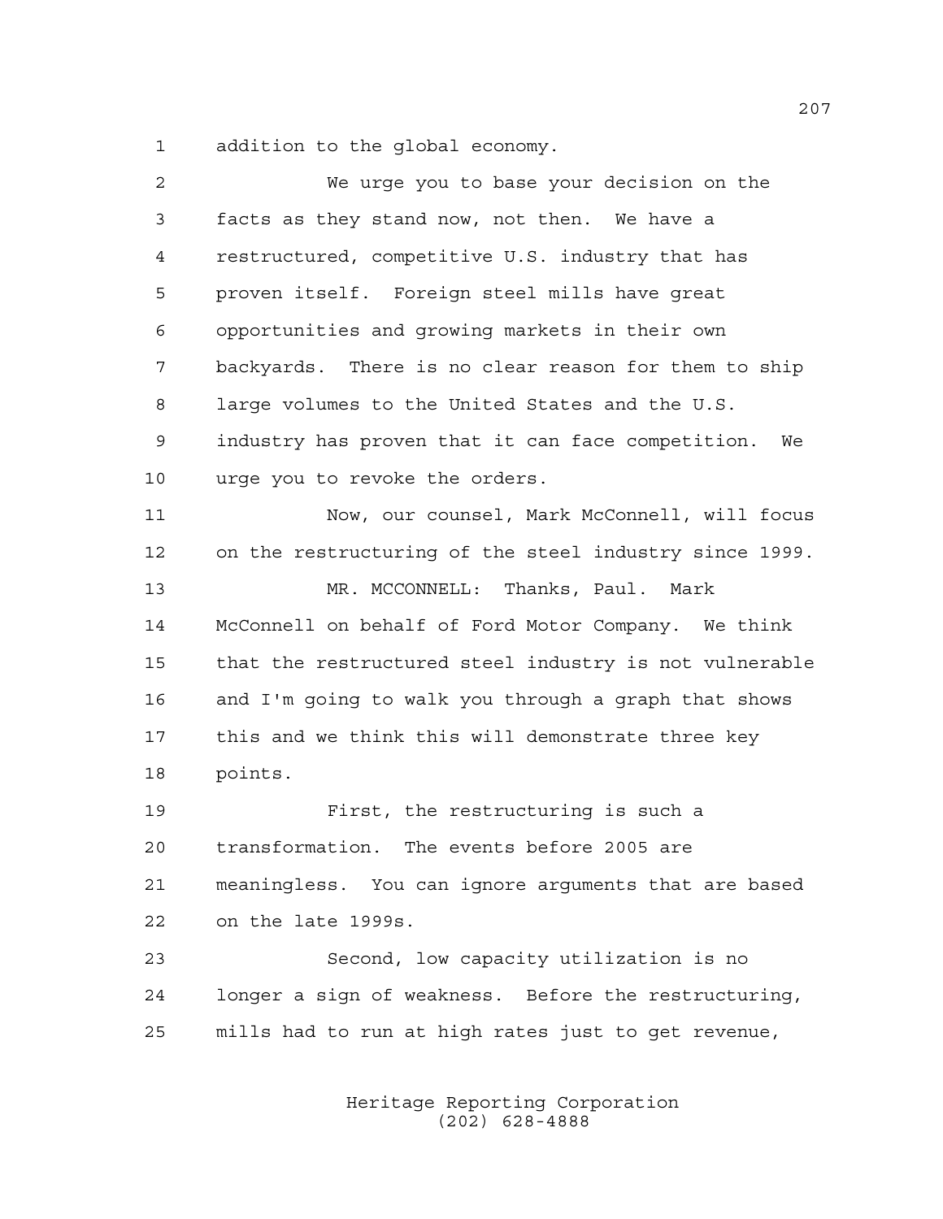addition to the global economy.

We urge you to base your decision on the facts as they stand now, not then. We have a restructured, competitive U.S. industry that has proven itself. Foreign steel mills have great opportunities and growing markets in their own backyards. There is no clear reason for them to ship large volumes to the United States and the U.S. industry has proven that it can face competition. We urge you to revoke the orders.

Now, our counsel, Mark McConnell, will focus on the restructuring of the steel industry since 1999.

MR. MCCONNELL: Thanks, Paul. Mark McConnell on behalf of Ford Motor Company. We think that the restructured steel industry is not vulnerable and I'm going to walk you through a graph that shows this and we think this will demonstrate three key points.

First, the restructuring is such a transformation. The events before 2005 are meaningless. You can ignore arguments that are based on the late 1999s.

Second, low capacity utilization is no longer a sign of weakness. Before the restructuring, mills had to run at high rates just to get revenue,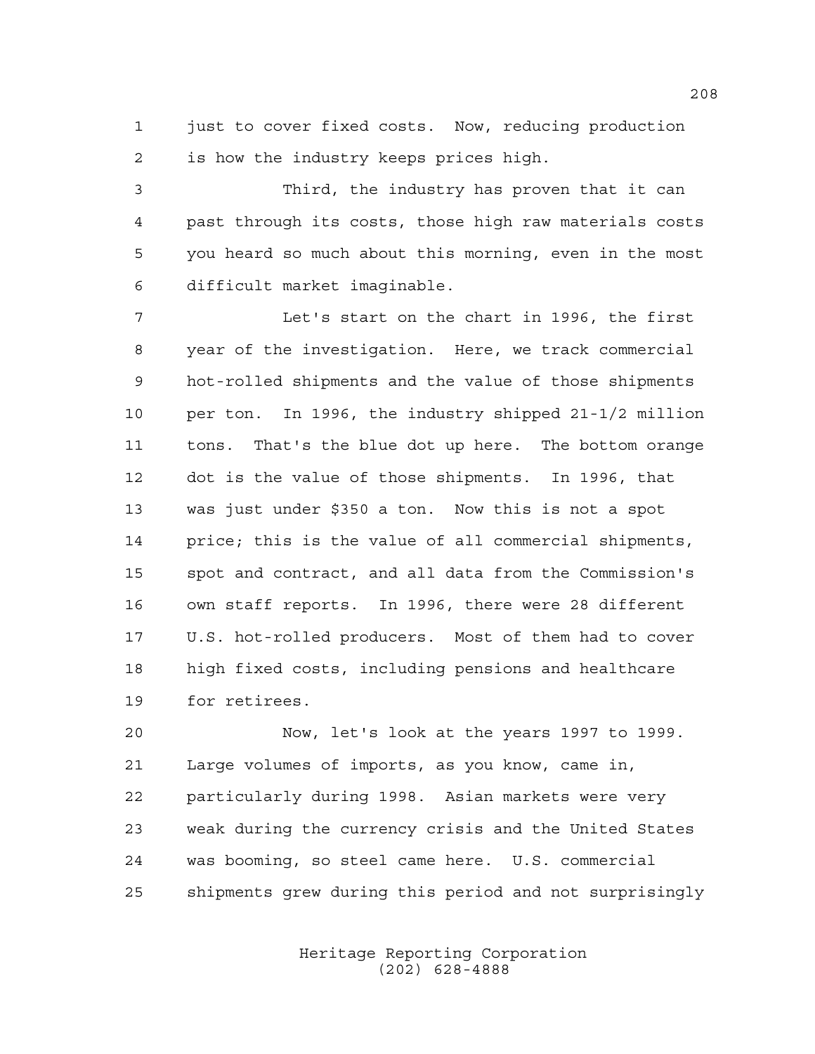just to cover fixed costs. Now, reducing production is how the industry keeps prices high.

Third, the industry has proven that it can past through its costs, those high raw materials costs you heard so much about this morning, even in the most difficult market imaginable.

Let's start on the chart in 1996, the first year of the investigation. Here, we track commercial hot-rolled shipments and the value of those shipments per ton. In 1996, the industry shipped 21-1/2 million tons. That's the blue dot up here. The bottom orange dot is the value of those shipments. In 1996, that was just under $350 a ton. Now this is not a spot price; this is the value of all commercial shipments, spot and contract, and all data from the Commission's own staff reports. In 1996, there were 28 different U.S. hot-rolled producers. Most of them had to cover high fixed costs, including pensions and healthcare for retirees.

Now, let's look at the years 1997 to 1999. Large volumes of imports, as you know, came in, particularly during 1998. Asian markets were very weak during the currency crisis and the United States was booming, so steel came here. U.S. commercial shipments grew during this period and not surprisingly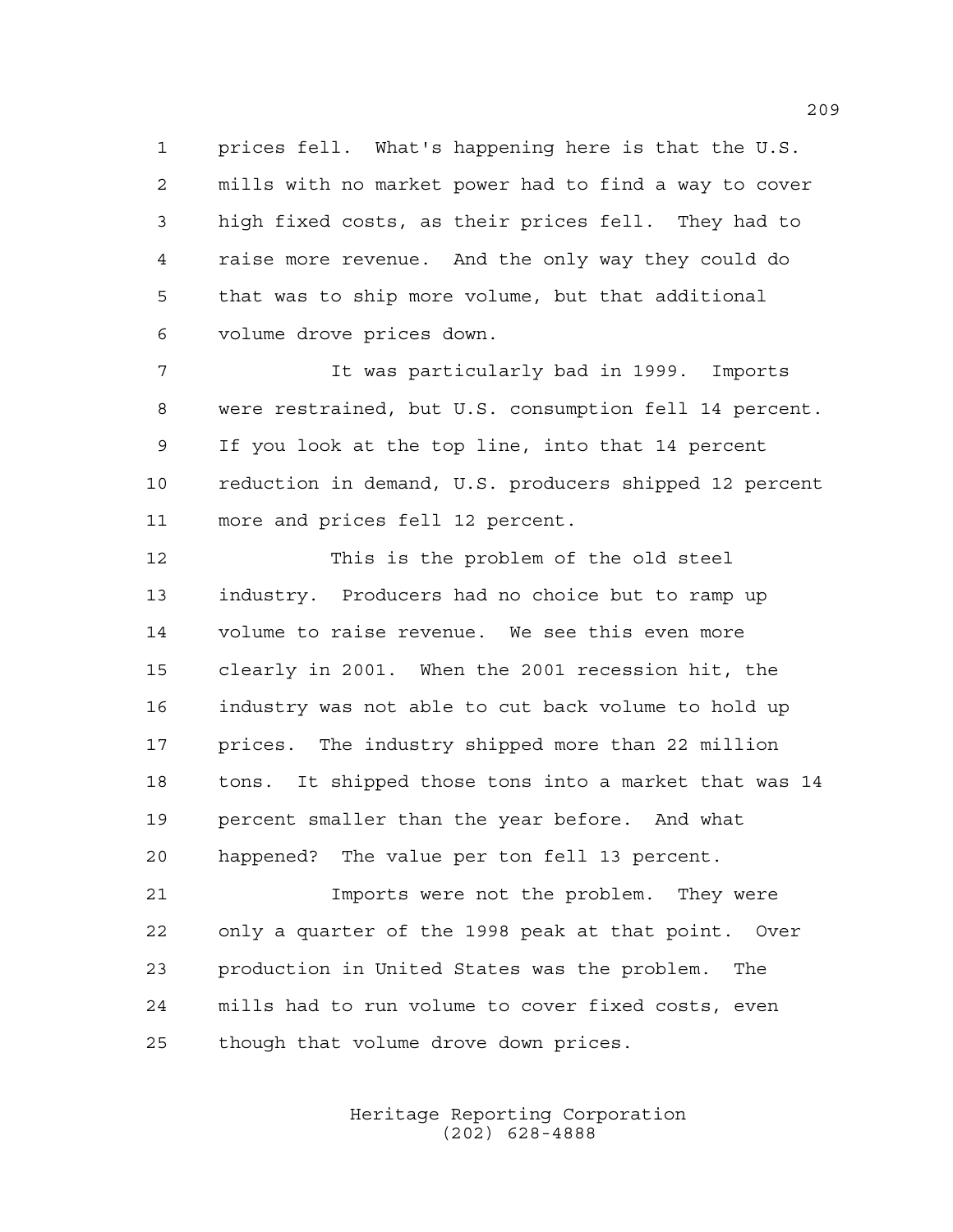prices fell. What's happening here is that the U.S. mills with no market power had to find a way to cover high fixed costs, as their prices fell. They had to raise more revenue. And the only way they could do that was to ship more volume, but that additional volume drove prices down.

It was particularly bad in 1999. Imports were restrained, but U.S. consumption fell 14 percent. If you look at the top line, into that 14 percent reduction in demand, U.S. producers shipped 12 percent more and prices fell 12 percent.

This is the problem of the old steel industry. Producers had no choice but to ramp up volume to raise revenue. We see this even more clearly in 2001. When the 2001 recession hit, the industry was not able to cut back volume to hold up prices. The industry shipped more than 22 million tons. It shipped those tons into a market that was 14 percent smaller than the year before. And what happened? The value per ton fell 13 percent.

Imports were not the problem. They were only a quarter of the 1998 peak at that point. Over production in United States was the problem. The mills had to run volume to cover fixed costs, even though that volume drove down prices.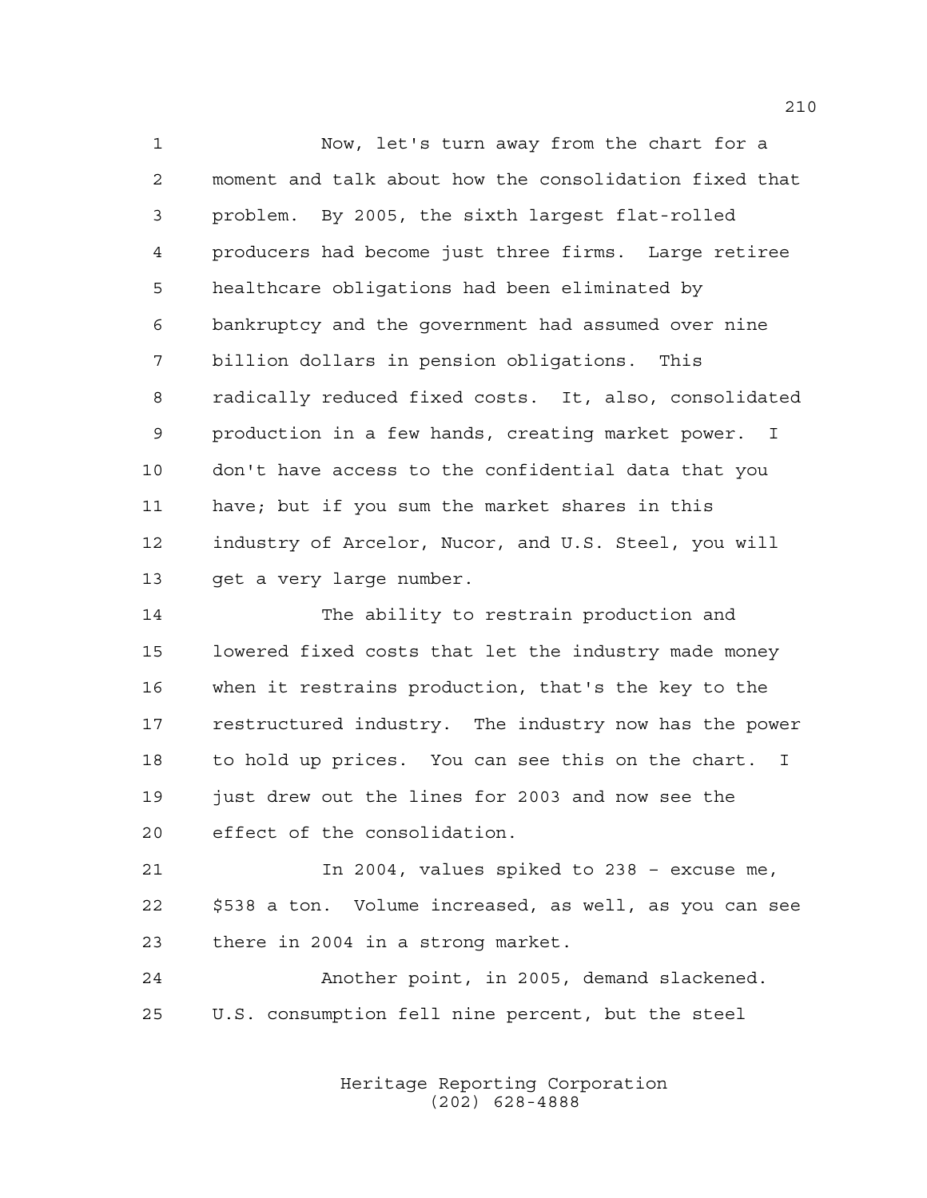Now, let's turn away from the chart for a moment and talk about how the consolidation fixed that problem. By 2005, the sixth largest flat-rolled producers had become just three firms. Large retiree healthcare obligations had been eliminated by bankruptcy and the government had assumed over nine billion dollars in pension obligations. This radically reduced fixed costs. It, also, consolidated production in a few hands, creating market power. I don't have access to the confidential data that you have; but if you sum the market shares in this industry of Arcelor, Nucor, and U.S. Steel, you will get a very large number.

The ability to restrain production and lowered fixed costs that let the industry made money when it restrains production, that's the key to the restructured industry. The industry now has the power to hold up prices. You can see this on the chart. I just drew out the lines for 2003 and now see the effect of the consolidation.

In 2004, values spiked to 238 - excuse me, $538 a ton. Volume increased, as well, as you can see there in 2004 in a strong market.

Another point, in 2005, demand slackened. U.S. consumption fell nine percent, but the steel

Heritage Reporting Corporation
(202) 628-4888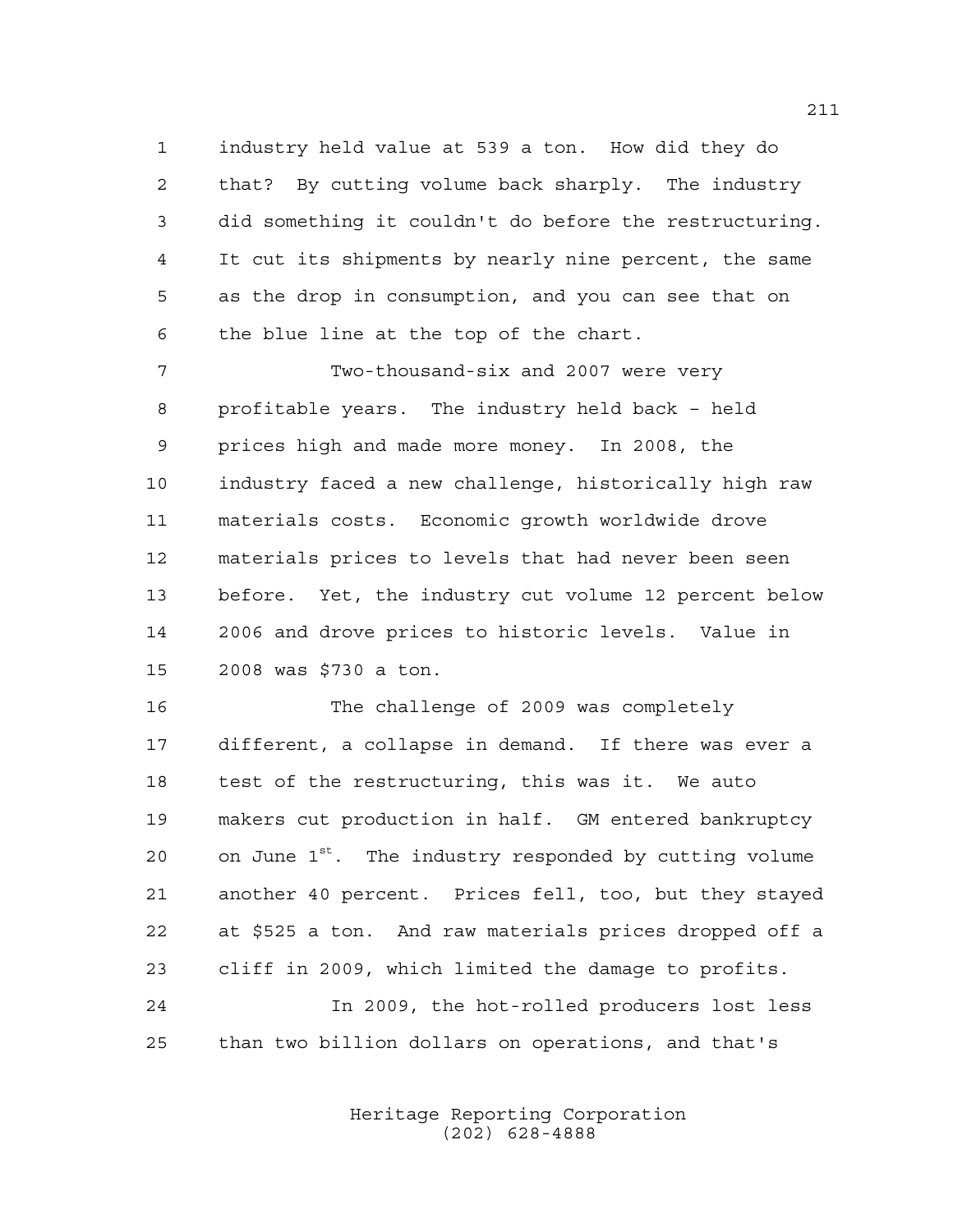1 industry held value at 539 a ton. How did they do
2 that? By cutting volume back sharply. The industry
3 did something it couldn't do before the restructuring.
4 It cut its shipments by nearly nine percent, the same
5 as the drop in consumption, and you can see that on
6 the blue line at the top of the chart.

7 Two-thousand-six and 2007 were very
8 profitable years. The industry held back – held
9 prices high and made more money. In 2008, the
10 industry faced a new challenge, historically high raw
11 materials costs. Economic growth worldwide drove
12 materials prices to levels that had never been seen
13 before. Yet, the industry cut volume 12 percent below
14 2006 and drove prices to historic levels. Value in
15 2008 was $730 a ton.

16 The challenge of 2009 was completely
17 different, a collapse in demand. If there was ever a
18 test of the restructuring, this was it. We auto
19 makers cut production in half. GM entered bankruptcy
20 on June 1st. The industry responded by cutting volume
21 another 40 percent. Prices fell, too, but they stayed
22 at $525 a ton. And raw materials prices dropped off a
23 cliff in 2009, which limited the damage to profits.

24 In 2009, the hot-rolled producers lost less
25 than two billion dollars on operations, and that's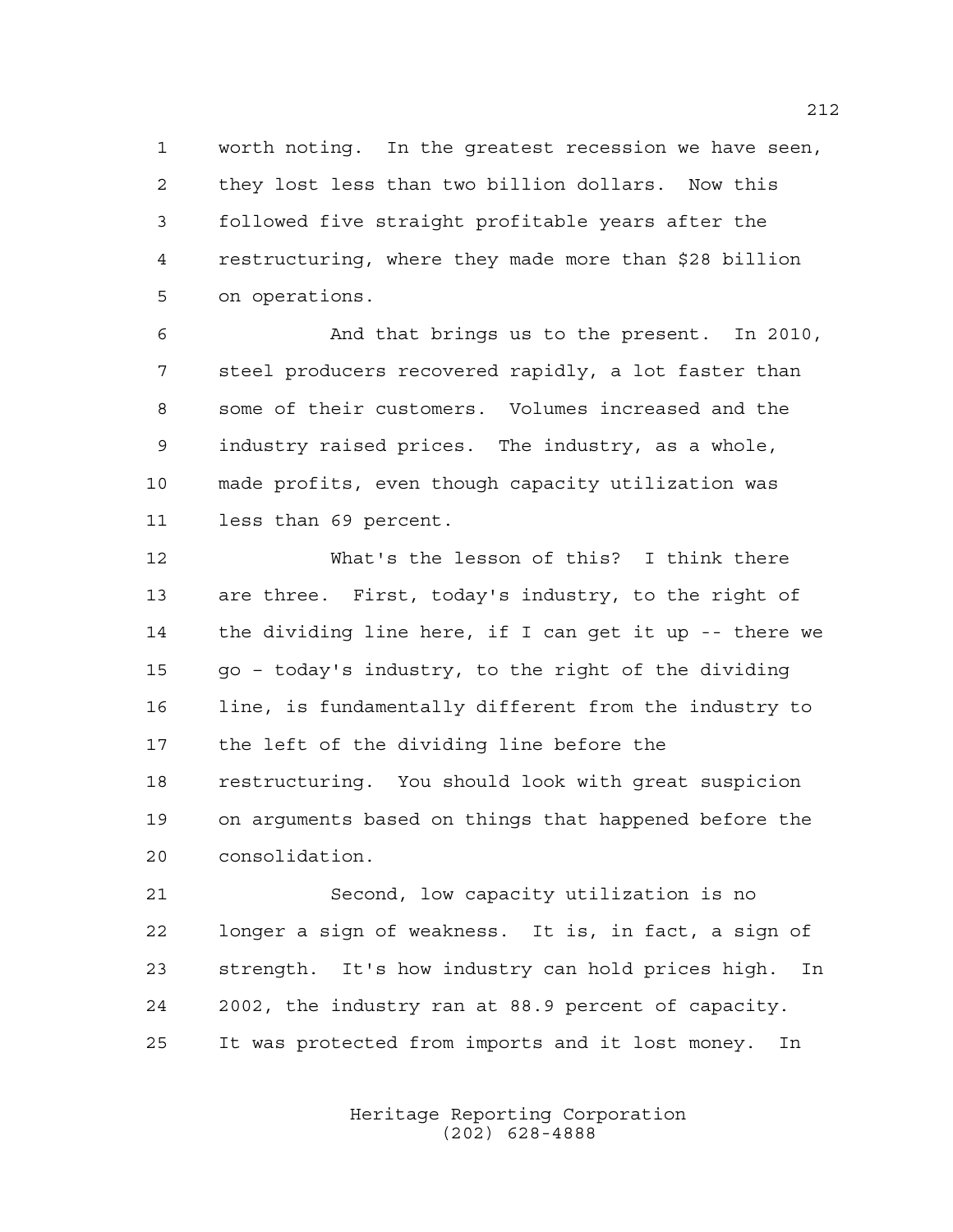worth noting. In the greatest recession we have seen, they lost less than two billion dollars. Now this followed five straight profitable years after the restructuring, where they made more than $28 billion on operations.

And that brings us to the present. In 2010, steel producers recovered rapidly, a lot faster than some of their customers. Volumes increased and the industry raised prices. The industry, as a whole, made profits, even though capacity utilization was less than 69 percent.

What's the lesson of this? I think there are three. First, today's industry, to the right of the dividing line here, if I can get it up -- there we go – today's industry, to the right of the dividing line, is fundamentally different from the industry to the left of the dividing line before the restructuring. You should look with great suspicion on arguments based on things that happened before the consolidation.

Second, low capacity utilization is no longer a sign of weakness. It is, in fact, a sign of strength. It's how industry can hold prices high. In 2002, the industry ran at 88.9 percent of capacity. It was protected from imports and it lost money. In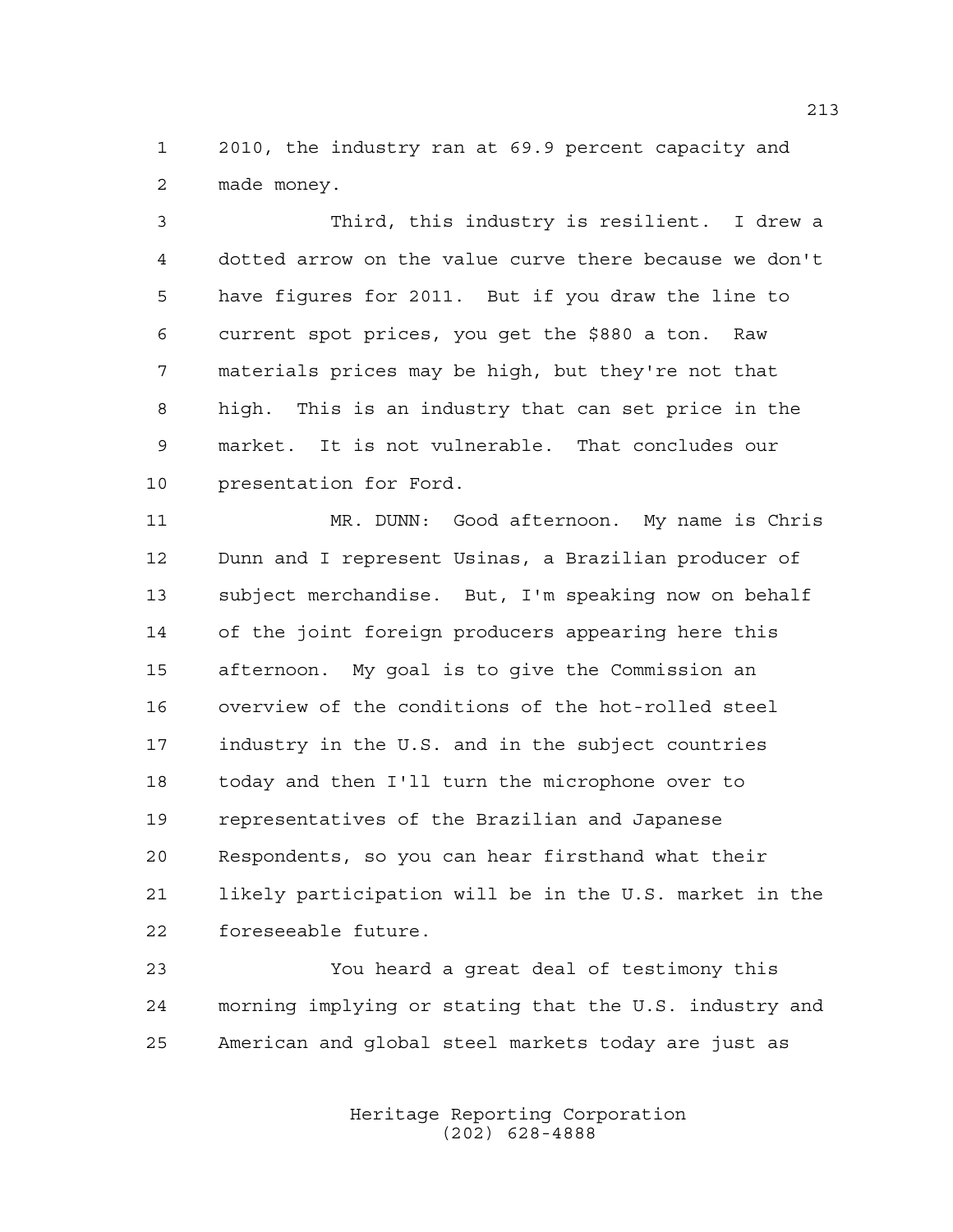2010, the industry ran at 69.9 percent capacity and made money.

Third, this industry is resilient. I drew a dotted arrow on the value curve there because we don't have figures for 2011. But if you draw the line to current spot prices, you get the $880 a ton. Raw materials prices may be high, but they're not that high. This is an industry that can set price in the market. It is not vulnerable. That concludes our presentation for Ford.

MR. DUNN: Good afternoon. My name is Chris Dunn and I represent Usinas, a Brazilian producer of subject merchandise. But, I'm speaking now on behalf of the joint foreign producers appearing here this afternoon. My goal is to give the Commission an overview of the conditions of the hot-rolled steel industry in the U.S. and in the subject countries today and then I'll turn the microphone over to representatives of the Brazilian and Japanese Respondents, so you can hear firsthand what their likely participation will be in the U.S. market in the foreseeable future.

You heard a great deal of testimony this morning implying or stating that the U.S. industry and American and global steel markets today are just as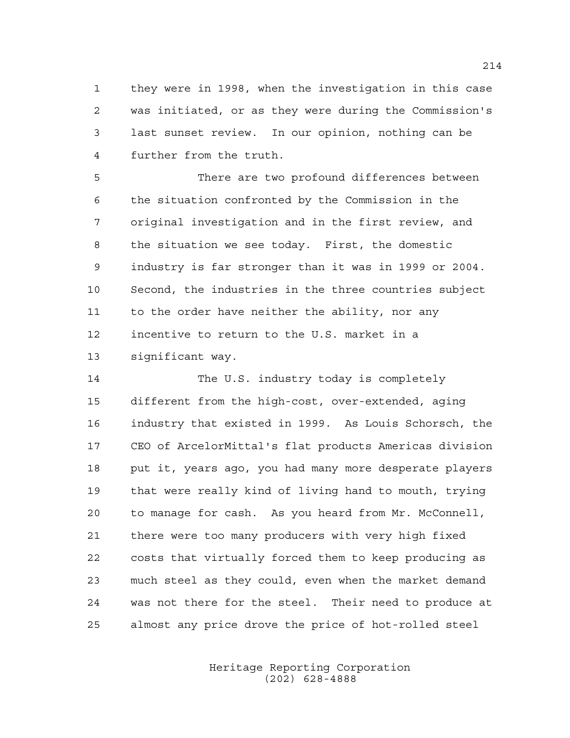they were in 1998, when the investigation in this case was initiated, or as they were during the Commission's last sunset review. In our opinion, nothing can be further from the truth.

There are two profound differences between the situation confronted by the Commission in the original investigation and in the first review, and the situation we see today. First, the domestic industry is far stronger than it was in 1999 or 2004. Second, the industries in the three countries subject to the order have neither the ability, nor any incentive to return to the U.S. market in a significant way.

The U.S. industry today is completely different from the high-cost, over-extended, aging industry that existed in 1999. As Louis Schorsch, the CEO of ArcelorMittal's flat products Americas division put it, years ago, you had many more desperate players that were really kind of living hand to mouth, trying to manage for cash. As you heard from Mr. McConnell, there were too many producers with very high fixed costs that virtually forced them to keep producing as much steel as they could, even when the market demand was not there for the steel. Their need to produce at almost any price drove the price of hot-rolled steel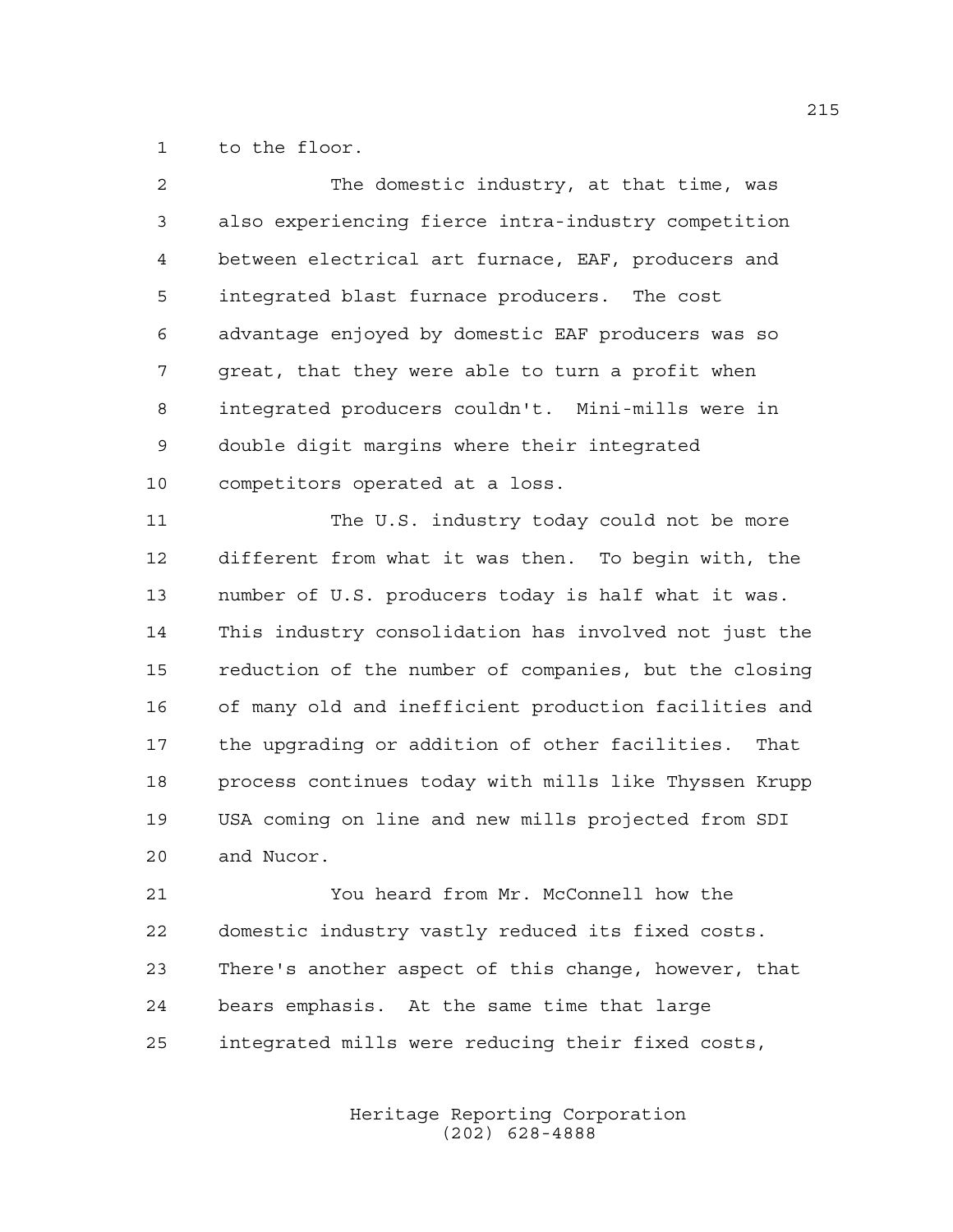to the floor.

The domestic industry, at that time, was also experiencing fierce intra-industry competition between electrical art furnace, EAF, producers and integrated blast furnace producers. The cost advantage enjoyed by domestic EAF producers was so great, that they were able to turn a profit when integrated producers couldn't. Mini-mills were in double digit margins where their integrated competitors operated at a loss.

The U.S. industry today could not be more different from what it was then. To begin with, the number of U.S. producers today is half what it was. This industry consolidation has involved not just the reduction of the number of companies, but the closing of many old and inefficient production facilities and the upgrading or addition of other facilities. That process continues today with mills like Thyssen Krupp USA coming on line and new mills projected from SDI and Nucor.

You heard from Mr. McConnell how the domestic industry vastly reduced its fixed costs. There's another aspect of this change, however, that bears emphasis. At the same time that large integrated mills were reducing their fixed costs,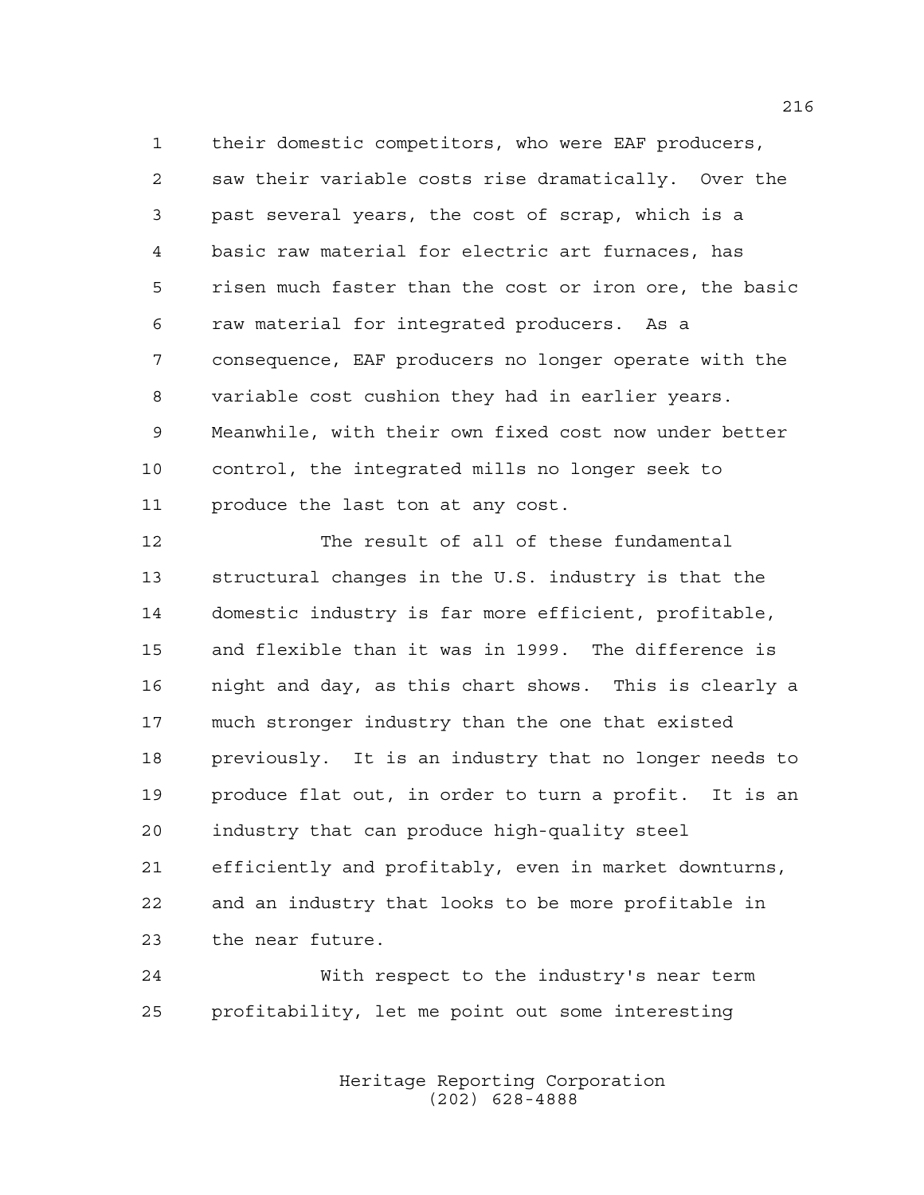their domestic competitors, who were EAF producers, saw their variable costs rise dramatically. Over the past several years, the cost of scrap, which is a basic raw material for electric art furnaces, has risen much faster than the cost or iron ore, the basic raw material for integrated producers. As a consequence, EAF producers no longer operate with the variable cost cushion they had in earlier years. Meanwhile, with their own fixed cost now under better control, the integrated mills no longer seek to produce the last ton at any cost.

The result of all of these fundamental structural changes in the U.S. industry is that the domestic industry is far more efficient, profitable, and flexible than it was in 1999. The difference is night and day, as this chart shows. This is clearly a much stronger industry than the one that existed previously. It is an industry that no longer needs to produce flat out, in order to turn a profit. It is an industry that can produce high-quality steel efficiently and profitably, even in market downturns, and an industry that looks to be more profitable in the near future.

With respect to the industry's near term profitability, let me point out some interesting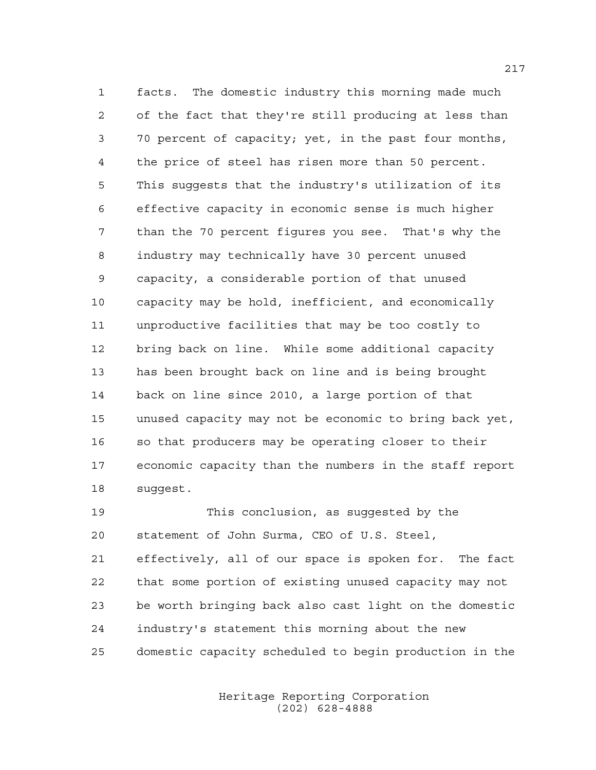facts. The domestic industry this morning made much of the fact that they're still producing at less than 70 percent of capacity; yet, in the past four months, the price of steel has risen more than 50 percent. This suggests that the industry's utilization of its effective capacity in economic sense is much higher than the 70 percent figures you see. That's why the industry may technically have 30 percent unused capacity, a considerable portion of that unused capacity may be hold, inefficient, and economically unproductive facilities that may be too costly to bring back on line. While some additional capacity has been brought back on line and is being brought back on line since 2010, a large portion of that unused capacity may not be economic to bring back yet, so that producers may be operating closer to their economic capacity than the numbers in the staff report suggest.

This conclusion, as suggested by the statement of John Surma, CEO of U.S. Steel, effectively, all of our space is spoken for. The fact that some portion of existing unused capacity may not be worth bringing back also cast light on the domestic industry's statement this morning about the new domestic capacity scheduled to begin production in the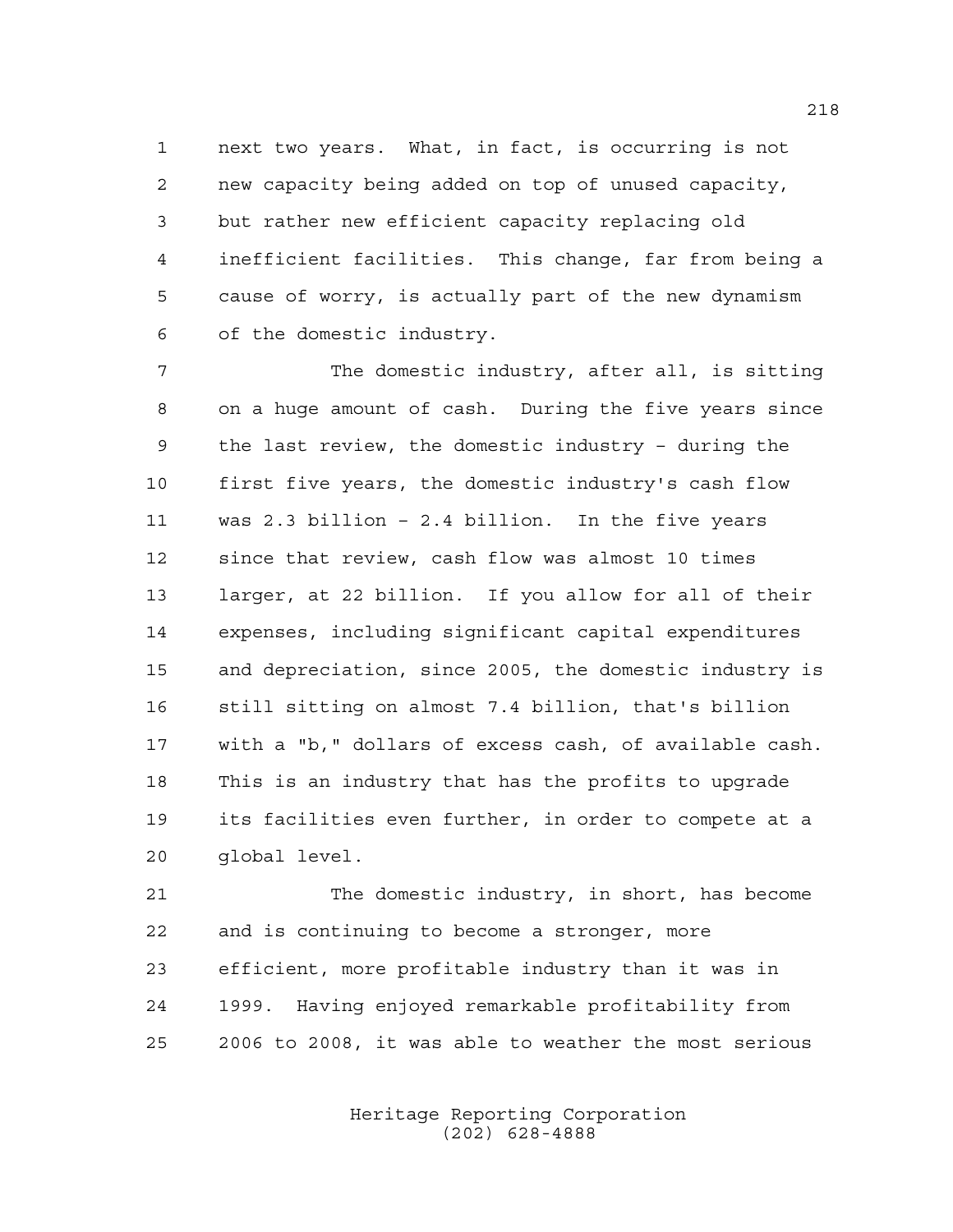next two years. What, in fact, is occurring is not new capacity being added on top of unused capacity, but rather new efficient capacity replacing old inefficient facilities. This change, far from being a cause of worry, is actually part of the new dynamism of the domestic industry.

The domestic industry, after all, is sitting on a huge amount of cash. During the five years since the last review, the domestic industry - during the first five years, the domestic industry's cash flow was 2.3 billion - 2.4 billion. In the five years since that review, cash flow was almost 10 times larger, at 22 billion. If you allow for all of their expenses, including significant capital expenditures and depreciation, since 2005, the domestic industry is still sitting on almost 7.4 billion, that's billion with a "b," dollars of excess cash, of available cash. This is an industry that has the profits to upgrade its facilities even further, in order to compete at a global level.

The domestic industry, in short, has become and is continuing to become a stronger, more efficient, more profitable industry than it was in 1999. Having enjoyed remarkable profitability from 2006 to 2008, it was able to weather the most serious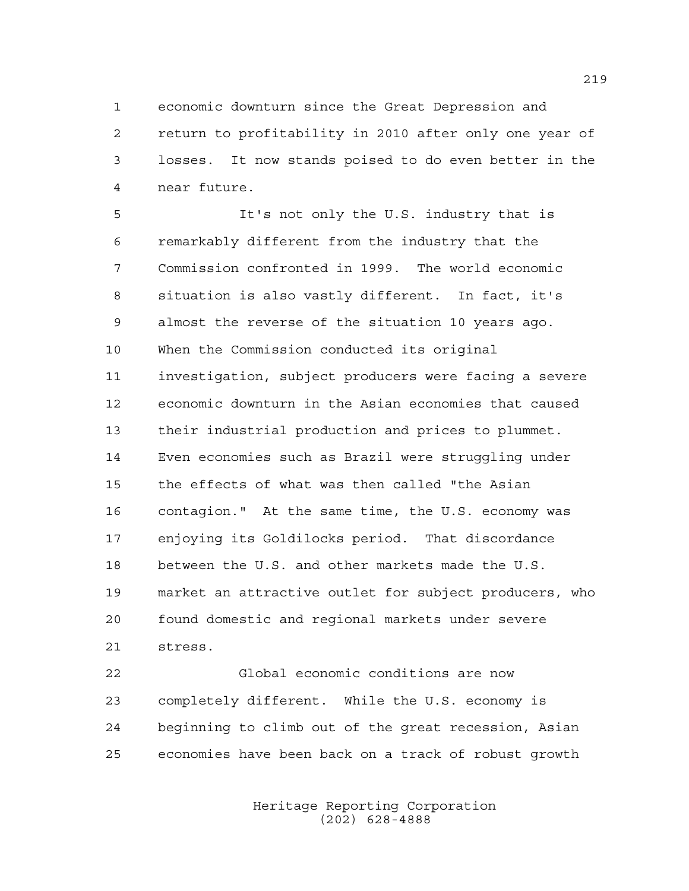economic downturn since the Great Depression and return to profitability in 2010 after only one year of losses. It now stands poised to do even better in the near future.

It's not only the U.S. industry that is remarkably different from the industry that the Commission confronted in 1999. The world economic situation is also vastly different. In fact, it's almost the reverse of the situation 10 years ago. When the Commission conducted its original investigation, subject producers were facing a severe economic downturn in the Asian economies that caused their industrial production and prices to plummet. Even economies such as Brazil were struggling under the effects of what was then called "the Asian contagion." At the same time, the U.S. economy was enjoying its Goldilocks period. That discordance between the U.S. and other markets made the U.S. market an attractive outlet for subject producers, who found domestic and regional markets under severe stress.

Global economic conditions are now completely different. While the U.S. economy is beginning to climb out of the great recession, Asian economies have been back on a track of robust growth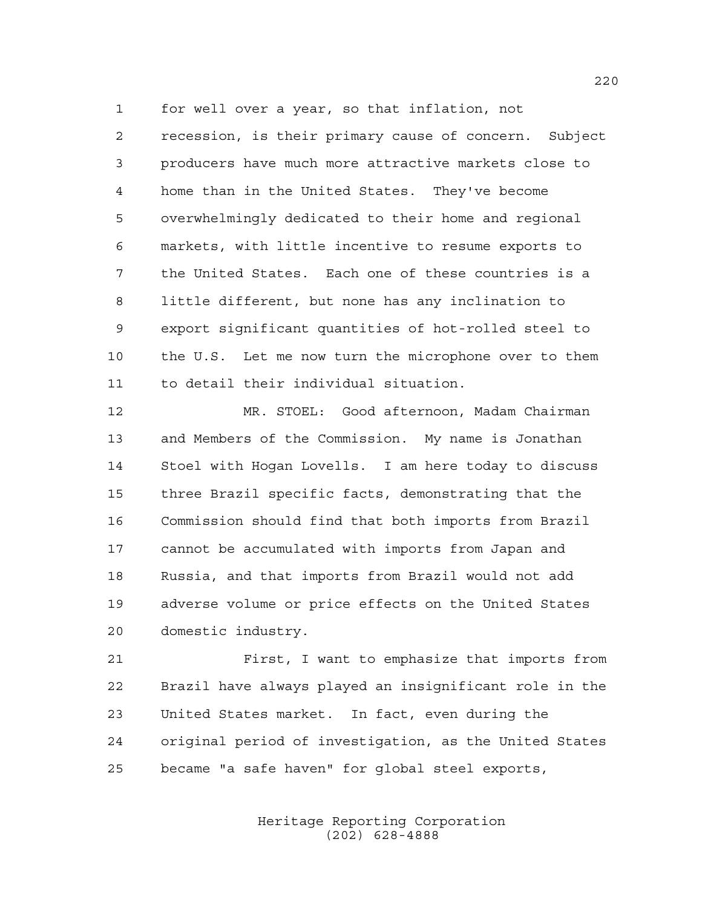for well over a year, so that inflation, not recession, is their primary cause of concern. Subject producers have much more attractive markets close to home than in the United States. They've become overwhelmingly dedicated to their home and regional markets, with little incentive to resume exports to the United States. Each one of these countries is a little different, but none has any inclination to export significant quantities of hot-rolled steel to the U.S. Let me now turn the microphone over to them to detail their individual situation.

MR. STOEL: Good afternoon, Madam Chairman and Members of the Commission. My name is Jonathan Stoel with Hogan Lovells. I am here today to discuss three Brazil specific facts, demonstrating that the Commission should find that both imports from Brazil cannot be accumulated with imports from Japan and Russia, and that imports from Brazil would not add adverse volume or price effects on the United States domestic industry.

First, I want to emphasize that imports from Brazil have always played an insignificant role in the United States market. In fact, even during the original period of investigation, as the United States became "a safe haven" for global steel exports,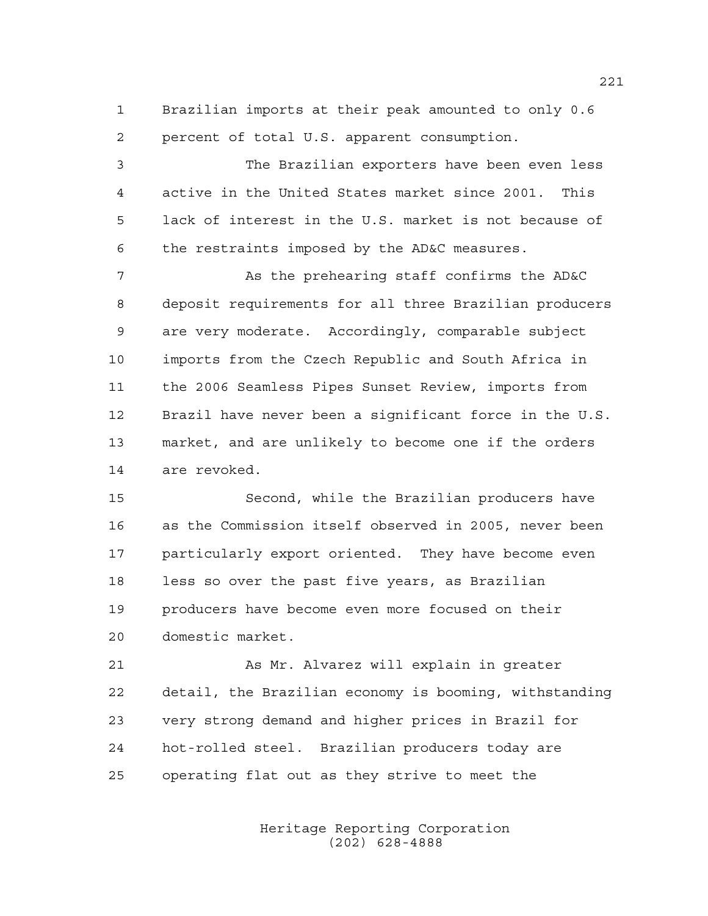Brazilian imports at their peak amounted to only 0.6 percent of total U.S. apparent consumption.

The Brazilian exporters have been even less active in the United States market since 2001. This lack of interest in the U.S. market is not because of the restraints imposed by the AD&C measures.

As the prehearing staff confirms the AD&C deposit requirements for all three Brazilian producers are very moderate. Accordingly, comparable subject imports from the Czech Republic and South Africa in the 2006 Seamless Pipes Sunset Review, imports from Brazil have never been a significant force in the U.S. market, and are unlikely to become one if the orders are revoked.

Second, while the Brazilian producers have as the Commission itself observed in 2005, never been particularly export oriented. They have become even less so over the past five years, as Brazilian producers have become even more focused on their domestic market.

As Mr. Alvarez will explain in greater detail, the Brazilian economy is booming, withstanding very strong demand and higher prices in Brazil for hot-rolled steel. Brazilian producers today are operating flat out as they strive to meet the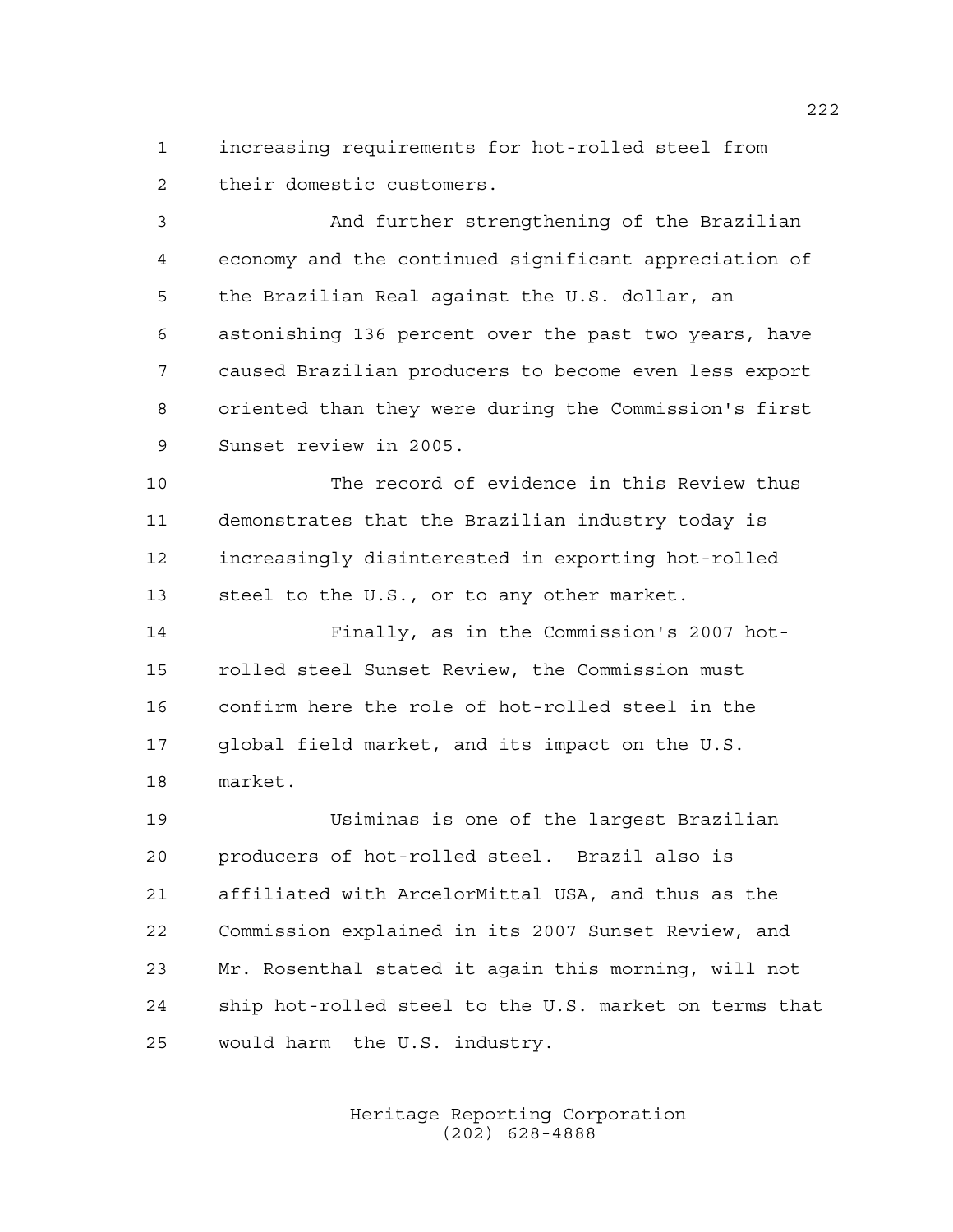increasing requirements for hot-rolled steel from their domestic customers.

And further strengthening of the Brazilian economy and the continued significant appreciation of the Brazilian Real against the U.S. dollar, an astonishing 136 percent over the past two years, have caused Brazilian producers to become even less export oriented than they were during the Commission's first Sunset review in 2005.

The record of evidence in this Review thus demonstrates that the Brazilian industry today is increasingly disinterested in exporting hot-rolled steel to the U.S., or to any other market.

Finally, as in the Commission's 2007 hot-rolled steel Sunset Review, the Commission must confirm here the role of hot-rolled steel in the global field market, and its impact on the U.S. market.

Usiminas is one of the largest Brazilian producers of hot-rolled steel. Brazil also is affiliated with ArcelorMittal USA, and thus as the Commission explained in its 2007 Sunset Review, and Mr. Rosenthal stated it again this morning, will not ship hot-rolled steel to the U.S. market on terms that would harm the U.S. industry.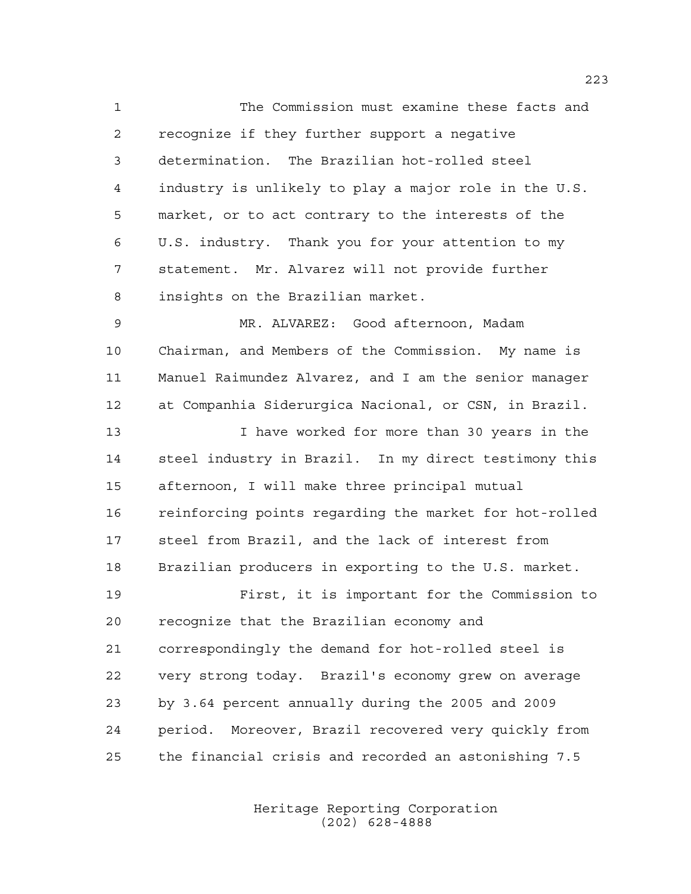The Commission must examine these facts and recognize if they further support a negative determination. The Brazilian hot-rolled steel industry is unlikely to play a major role in the U.S. market, or to act contrary to the interests of the U.S. industry. Thank you for your attention to my statement. Mr. Alvarez will not provide further insights on the Brazilian market.

MR. ALVAREZ: Good afternoon, Madam Chairman, and Members of the Commission. My name is Manuel Raimundez Alvarez, and I am the senior manager at Companhia Siderurgica Nacional, or CSN, in Brazil.

I have worked for more than 30 years in the steel industry in Brazil. In my direct testimony this afternoon, I will make three principal mutual reinforcing points regarding the market for hot-rolled steel from Brazil, and the lack of interest from Brazilian producers in exporting to the U.S. market.

First, it is important for the Commission to recognize that the Brazilian economy and correspondingly the demand for hot-rolled steel is very strong today. Brazil's economy grew on average by 3.64 percent annually during the 2005 and 2009 period. Moreover, Brazil recovered very quickly from the financial crisis and recorded an astonishing 7.5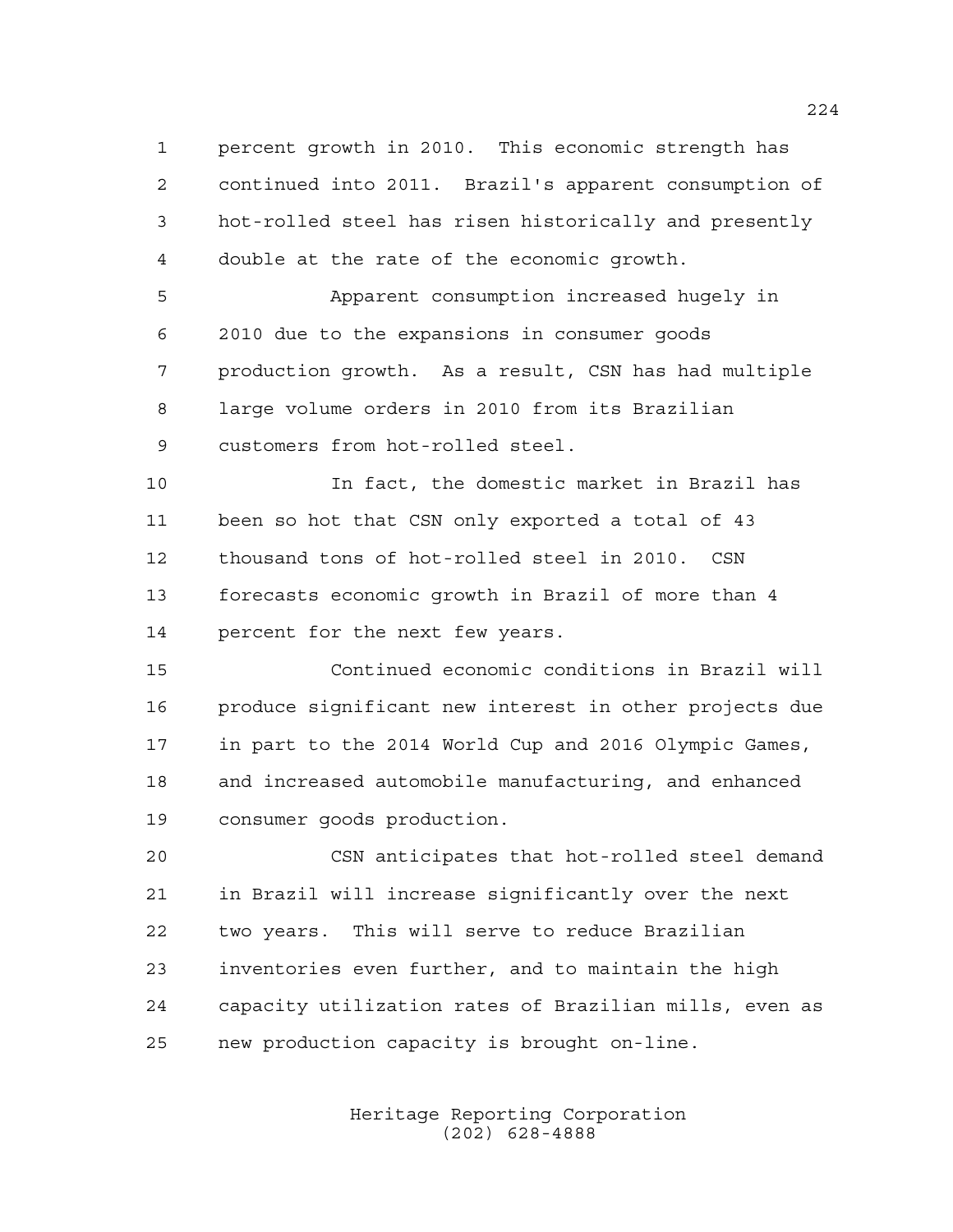percent growth in 2010. This economic strength has continued into 2011. Brazil's apparent consumption of hot-rolled steel has risen historically and presently double at the rate of the economic growth.

Apparent consumption increased hugely in 2010 due to the expansions in consumer goods production growth. As a result, CSN has had multiple large volume orders in 2010 from its Brazilian customers from hot-rolled steel.

In fact, the domestic market in Brazil has been so hot that CSN only exported a total of 43 thousand tons of hot-rolled steel in 2010. CSN forecasts economic growth in Brazil of more than 4 percent for the next few years.

Continued economic conditions in Brazil will produce significant new interest in other projects due in part to the 2014 World Cup and 2016 Olympic Games, and increased automobile manufacturing, and enhanced consumer goods production.

CSN anticipates that hot-rolled steel demand in Brazil will increase significantly over the next two years. This will serve to reduce Brazilian inventories even further, and to maintain the high capacity utilization rates of Brazilian mills, even as new production capacity is brought on-line.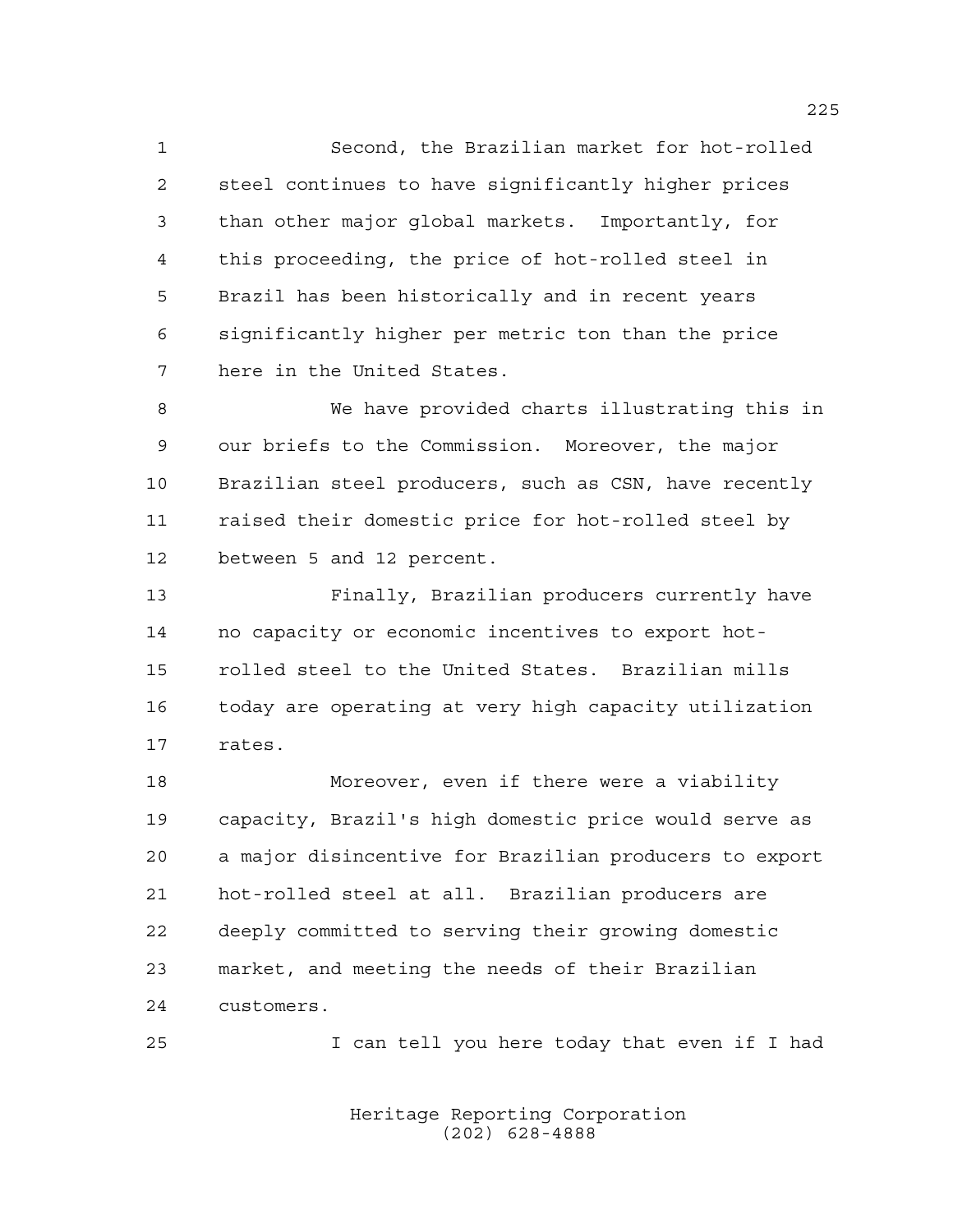Second, the Brazilian market for hot-rolled steel continues to have significantly higher prices than other major global markets. Importantly, for this proceeding, the price of hot-rolled steel in Brazil has been historically and in recent years significantly higher per metric ton than the price here in the United States.

We have provided charts illustrating this in our briefs to the Commission. Moreover, the major Brazilian steel producers, such as CSN, have recently raised their domestic price for hot-rolled steel by between 5 and 12 percent.

Finally, Brazilian producers currently have no capacity or economic incentives to export hot-rolled steel to the United States. Brazilian mills today are operating at very high capacity utilization rates.

Moreover, even if there were a viability capacity, Brazil's high domestic price would serve as a major disincentive for Brazilian producers to export hot-rolled steel at all. Brazilian producers are deeply committed to serving their growing domestic market, and meeting the needs of their Brazilian customers.

I can tell you here today that even if I had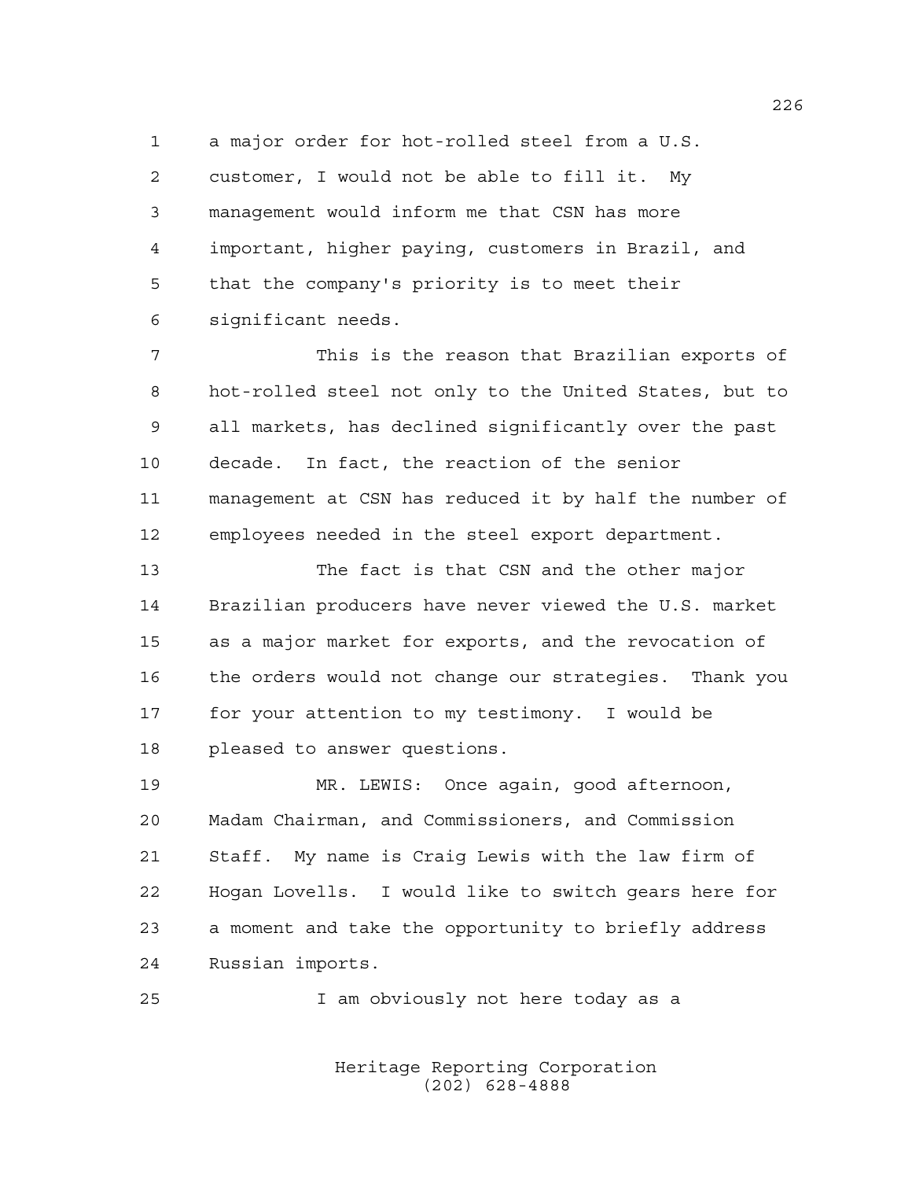a major order for hot-rolled steel from a U.S. customer, I would not be able to fill it. My management would inform me that CSN has more important, higher paying, customers in Brazil, and that the company's priority is to meet their significant needs.

This is the reason that Brazilian exports of hot-rolled steel not only to the United States, but to all markets, has declined significantly over the past decade. In fact, the reaction of the senior management at CSN has reduced it by half the number of employees needed in the steel export department.

The fact is that CSN and the other major Brazilian producers have never viewed the U.S. market as a major market for exports, and the revocation of the orders would not change our strategies. Thank you for your attention to my testimony. I would be pleased to answer questions.

MR. LEWIS: Once again, good afternoon, Madam Chairman, and Commissioners, and Commission Staff. My name is Craig Lewis with the law firm of Hogan Lovells. I would like to switch gears here for a moment and take the opportunity to briefly address Russian imports.

I am obviously not here today as a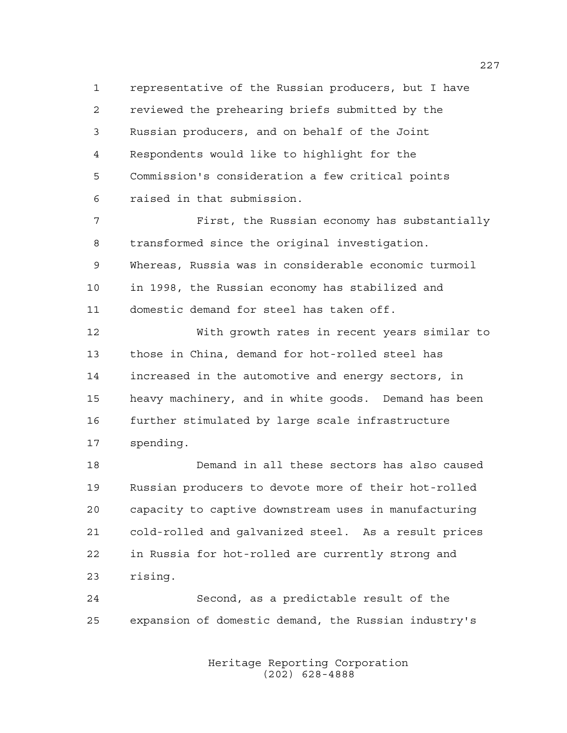representative of the Russian producers, but I have reviewed the prehearing briefs submitted by the Russian producers, and on behalf of the Joint Respondents would like to highlight for the Commission's consideration a few critical points raised in that submission.

First, the Russian economy has substantially transformed since the original investigation. Whereas, Russia was in considerable economic turmoil in 1998, the Russian economy has stabilized and domestic demand for steel has taken off.

With growth rates in recent years similar to those in China, demand for hot-rolled steel has increased in the automotive and energy sectors, in heavy machinery, and in white goods. Demand has been further stimulated by large scale infrastructure spending.

Demand in all these sectors has also caused Russian producers to devote more of their hot-rolled capacity to captive downstream uses in manufacturing cold-rolled and galvanized steel. As a result prices in Russia for hot-rolled are currently strong and rising.

Second, as a predictable result of the expansion of domestic demand, the Russian industry's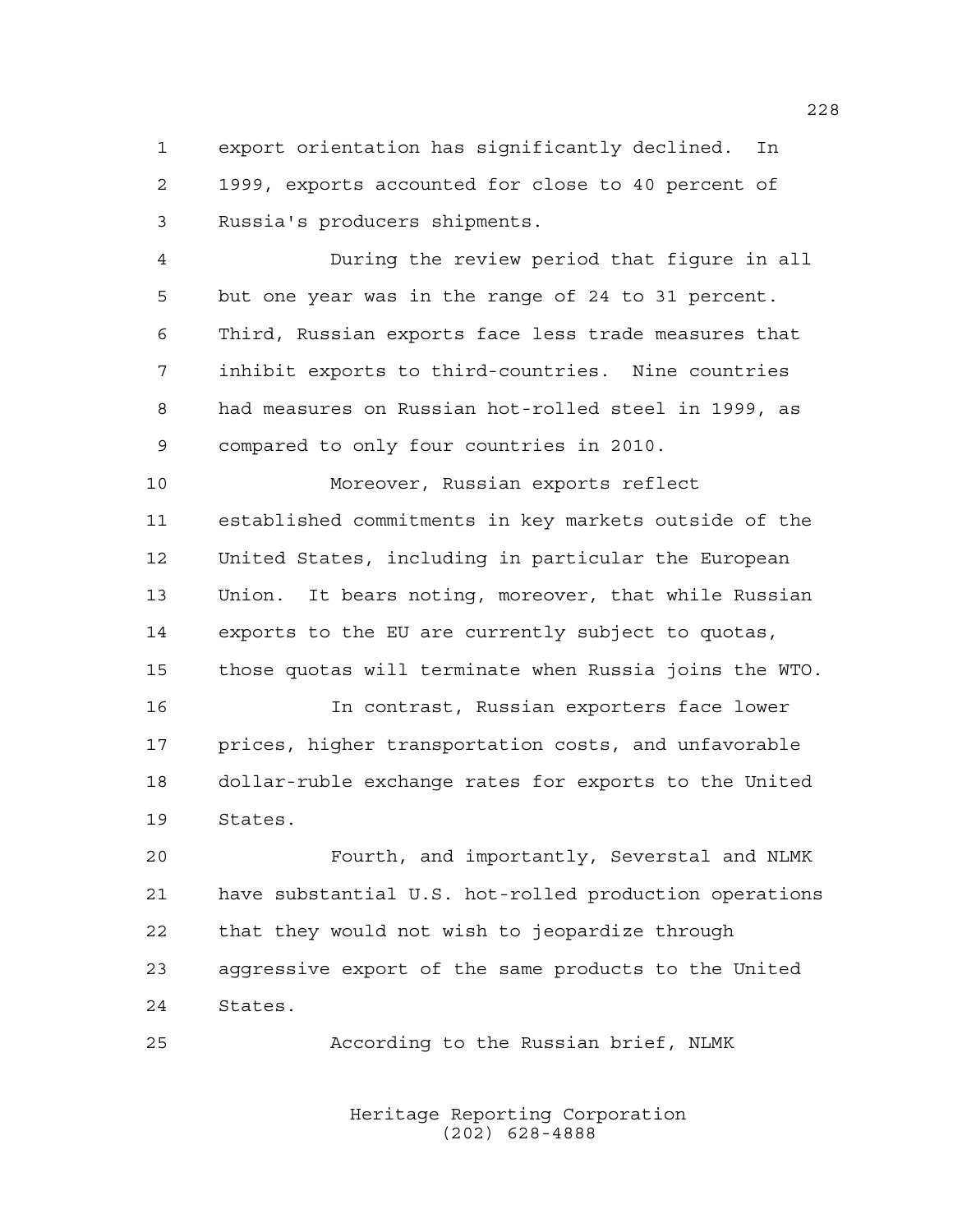export orientation has significantly declined. In 1999, exports accounted for close to 40 percent of Russia's producers shipments.

During the review period that figure in all but one year was in the range of 24 to 31 percent. Third, Russian exports face less trade measures that inhibit exports to third-countries. Nine countries had measures on Russian hot-rolled steel in 1999, as compared to only four countries in 2010.

Moreover, Russian exports reflect established commitments in key markets outside of the United States, including in particular the European Union. It bears noting, moreover, that while Russian exports to the EU are currently subject to quotas, those quotas will terminate when Russia joins the WTO.

In contrast, Russian exporters face lower prices, higher transportation costs, and unfavorable dollar-ruble exchange rates for exports to the United States.

Fourth, and importantly, Severstal and NLMK have substantial U.S. hot-rolled production operations that they would not wish to jeopardize through aggressive export of the same products to the United States.

According to the Russian brief, NLMK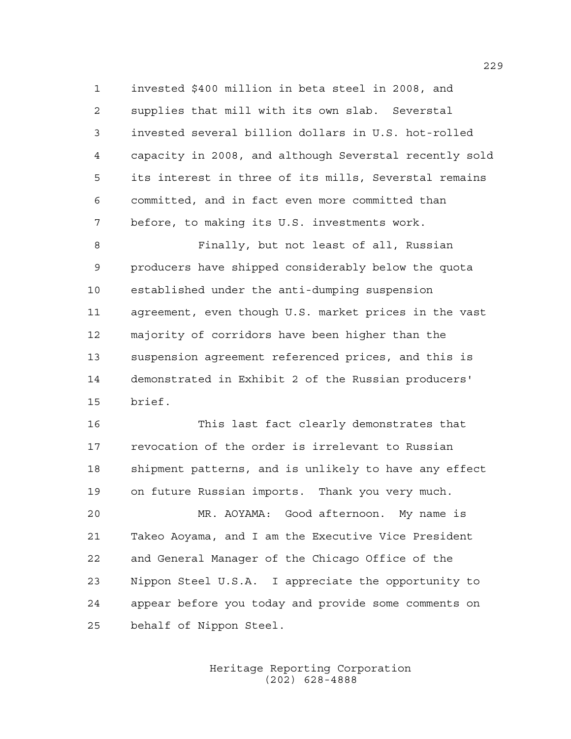invested $400 million in beta steel in 2008, and supplies that mill with its own slab. Severstal invested several billion dollars in U.S. hot-rolled capacity in 2008, and although Severstal recently sold its interest in three of its mills, Severstal remains committed, and in fact even more committed than before, to making its U.S. investments work.

Finally, but not least of all, Russian producers have shipped considerably below the quota established under the anti-dumping suspension agreement, even though U.S. market prices in the vast majority of corridors have been higher than the suspension agreement referenced prices, and this is demonstrated in Exhibit 2 of the Russian producers' brief.

This last fact clearly demonstrates that revocation of the order is irrelevant to Russian shipment patterns, and is unlikely to have any effect on future Russian imports. Thank you very much.

MR. AOYAMA: Good afternoon. My name is Takeo Aoyama, and I am the Executive Vice President and General Manager of the Chicago Office of the Nippon Steel U.S.A. I appreciate the opportunity to appear before you today and provide some comments on behalf of Nippon Steel.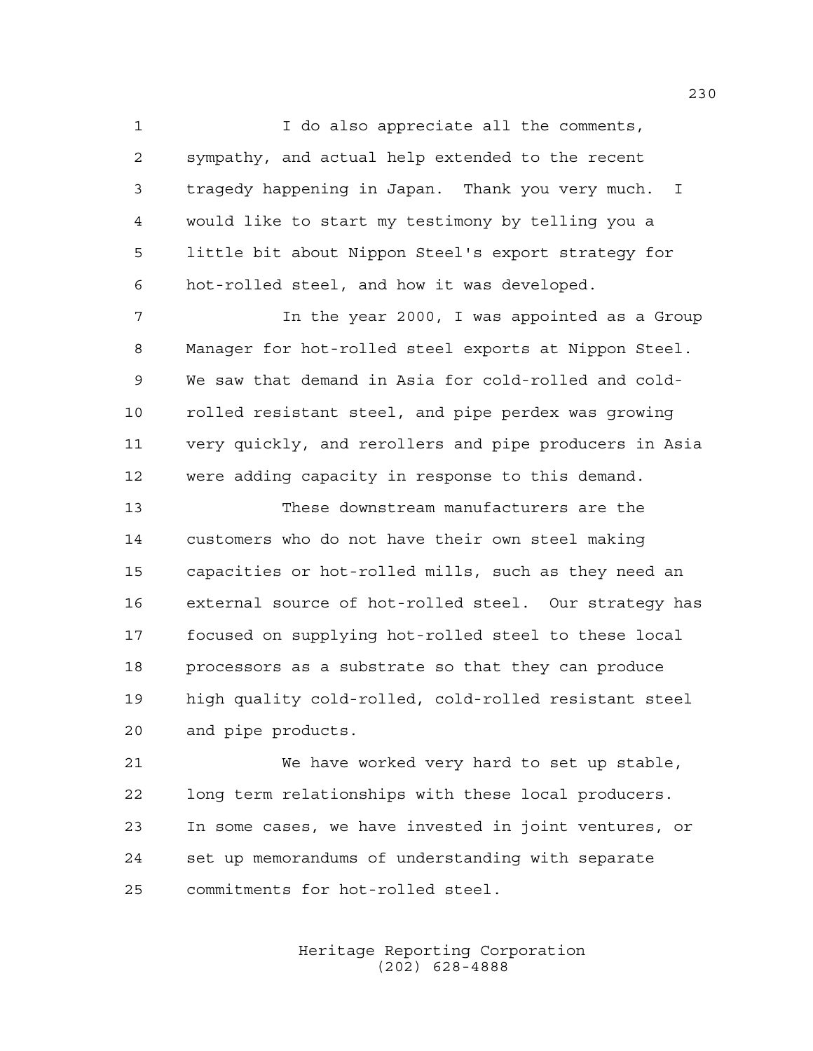I do also appreciate all the comments, sympathy, and actual help extended to the recent tragedy happening in Japan. Thank you very much. I would like to start my testimony by telling you a little bit about Nippon Steel's export strategy for hot-rolled steel, and how it was developed.

In the year 2000, I was appointed as a Group Manager for hot-rolled steel exports at Nippon Steel. We saw that demand in Asia for cold-rolled and cold-rolled resistant steel, and pipe perdex was growing very quickly, and rerollers and pipe producers in Asia were adding capacity in response to this demand.

These downstream manufacturers are the customers who do not have their own steel making capacities or hot-rolled mills, such as they need an external source of hot-rolled steel. Our strategy has focused on supplying hot-rolled steel to these local processors as a substrate so that they can produce high quality cold-rolled, cold-rolled resistant steel and pipe products.

We have worked very hard to set up stable, long term relationships with these local producers. In some cases, we have invested in joint ventures, or set up memorandums of understanding with separate commitments for hot-rolled steel.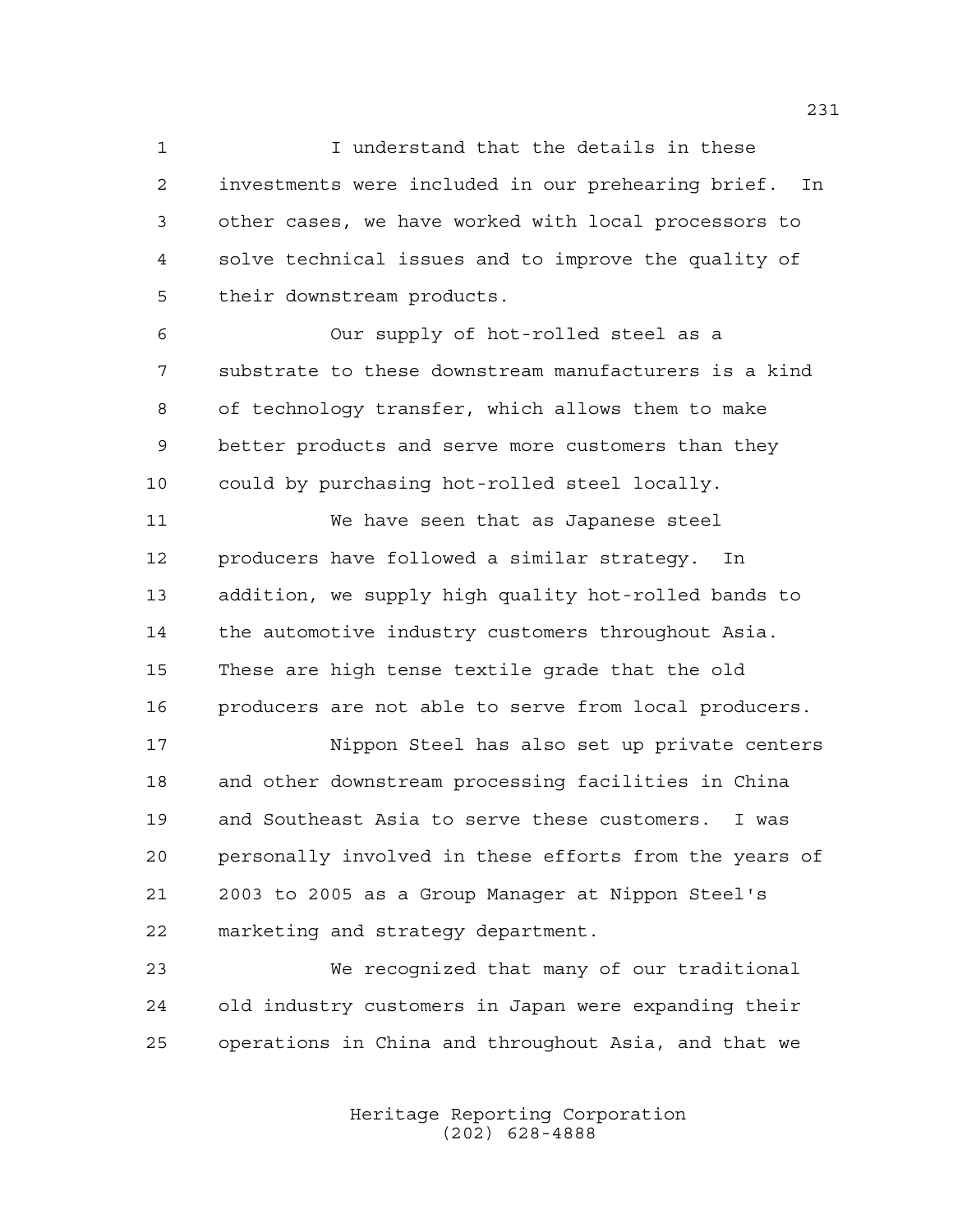I understand that the details in these investments were included in our prehearing brief. In other cases, we have worked with local processors to solve technical issues and to improve the quality of their downstream products.

Our supply of hot-rolled steel as a substrate to these downstream manufacturers is a kind of technology transfer, which allows them to make better products and serve more customers than they could by purchasing hot-rolled steel locally.

We have seen that as Japanese steel producers have followed a similar strategy. In addition, we supply high quality hot-rolled bands to the automotive industry customers throughout Asia. These are high tense textile grade that the old producers are not able to serve from local producers.

Nippon Steel has also set up private centers and other downstream processing facilities in China and Southeast Asia to serve these customers. I was personally involved in these efforts from the years of 2003 to 2005 as a Group Manager at Nippon Steel's marketing and strategy department.

We recognized that many of our traditional old industry customers in Japan were expanding their operations in China and throughout Asia, and that we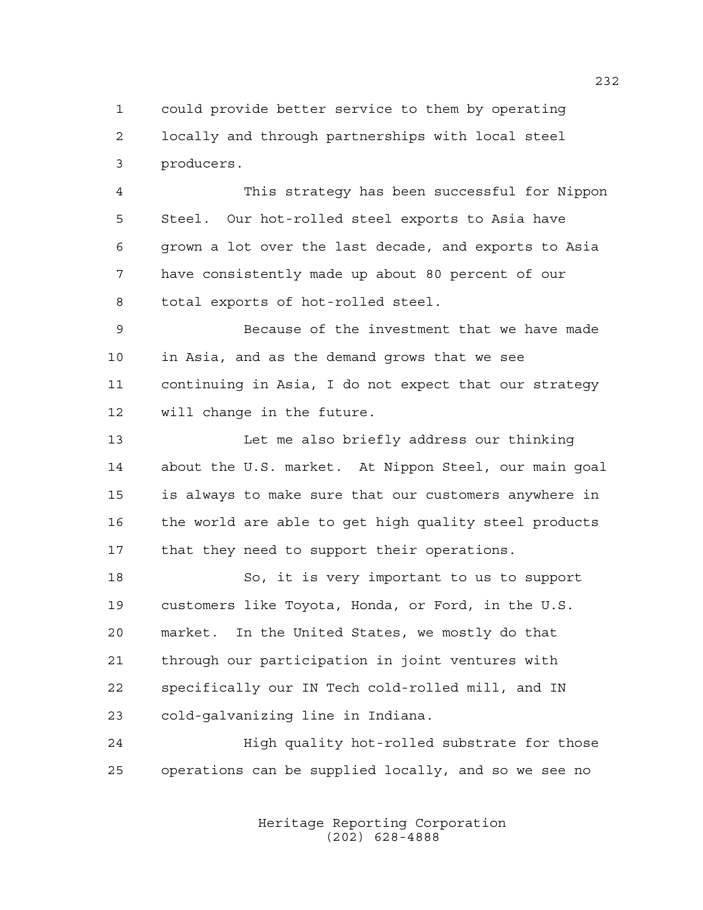could provide better service to them by operating locally and through partnerships with local steel producers.

This strategy has been successful for Nippon Steel. Our hot-rolled steel exports to Asia have grown a lot over the last decade, and exports to Asia have consistently made up about 80 percent of our total exports of hot-rolled steel.

Because of the investment that we have made in Asia, and as the demand grows that we see continuing in Asia, I do not expect that our strategy will change in the future.

Let me also briefly address our thinking about the U.S. market. At Nippon Steel, our main goal is always to make sure that our customers anywhere in the world are able to get high quality steel products that they need to support their operations.

So, it is very important to us to support customers like Toyota, Honda, or Ford, in the U.S. market. In the United States, we mostly do that through our participation in joint ventures with specifically our IN Tech cold-rolled mill, and IN cold-galvanizing line in Indiana.

High quality hot-rolled substrate for those operations can be supplied locally, and so we see no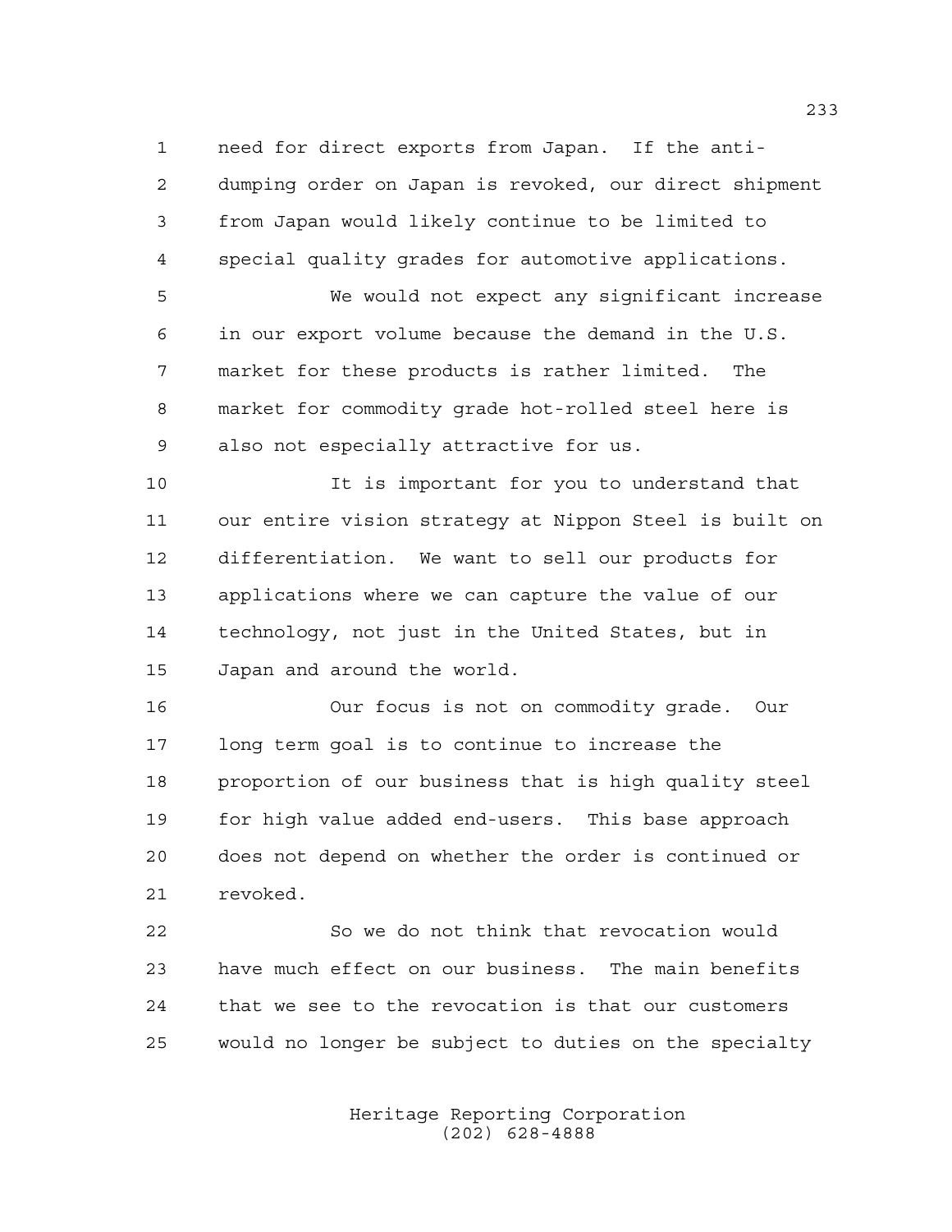need for direct exports from Japan. If the anti-dumping order on Japan is revoked, our direct shipment from Japan would likely continue to be limited to special quality grades for automotive applications.

We would not expect any significant increase in our export volume because the demand in the U.S. market for these products is rather limited. The market for commodity grade hot-rolled steel here is also not especially attractive for us.

It is important for you to understand that our entire vision strategy at Nippon Steel is built on differentiation. We want to sell our products for applications where we can capture the value of our technology, not just in the United States, but in Japan and around the world.

Our focus is not on commodity grade. Our long term goal is to continue to increase the proportion of our business that is high quality steel for high value added end-users. This base approach does not depend on whether the order is continued or revoked.

So we do not think that revocation would have much effect on our business. The main benefits that we see to the revocation is that our customers would no longer be subject to duties on the specialty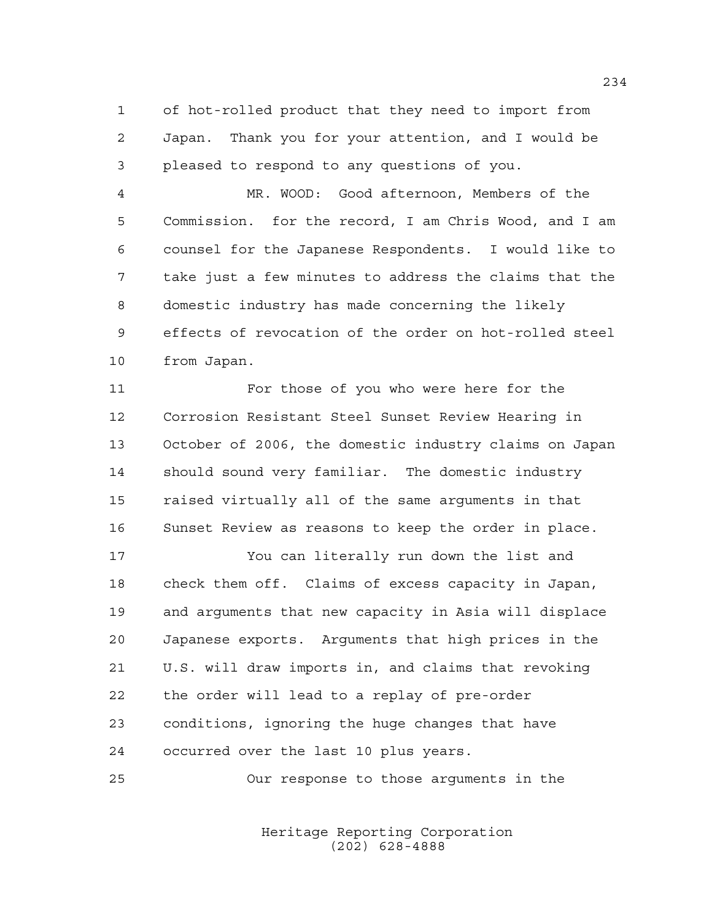of hot-rolled product that they need to import from Japan. Thank you for your attention, and I would be pleased to respond to any questions of you.

MR. WOOD: Good afternoon, Members of the Commission. for the record, I am Chris Wood, and I am counsel for the Japanese Respondents. I would like to take just a few minutes to address the claims that the domestic industry has made concerning the likely effects of revocation of the order on hot-rolled steel from Japan.

For those of you who were here for the Corrosion Resistant Steel Sunset Review Hearing in October of 2006, the domestic industry claims on Japan should sound very familiar. The domestic industry raised virtually all of the same arguments in that Sunset Review as reasons to keep the order in place.

You can literally run down the list and check them off. Claims of excess capacity in Japan, and arguments that new capacity in Asia will displace Japanese exports. Arguments that high prices in the U.S. will draw imports in, and claims that revoking the order will lead to a replay of pre-order conditions, ignoring the huge changes that have occurred over the last 10 plus years.

Our response to those arguments in the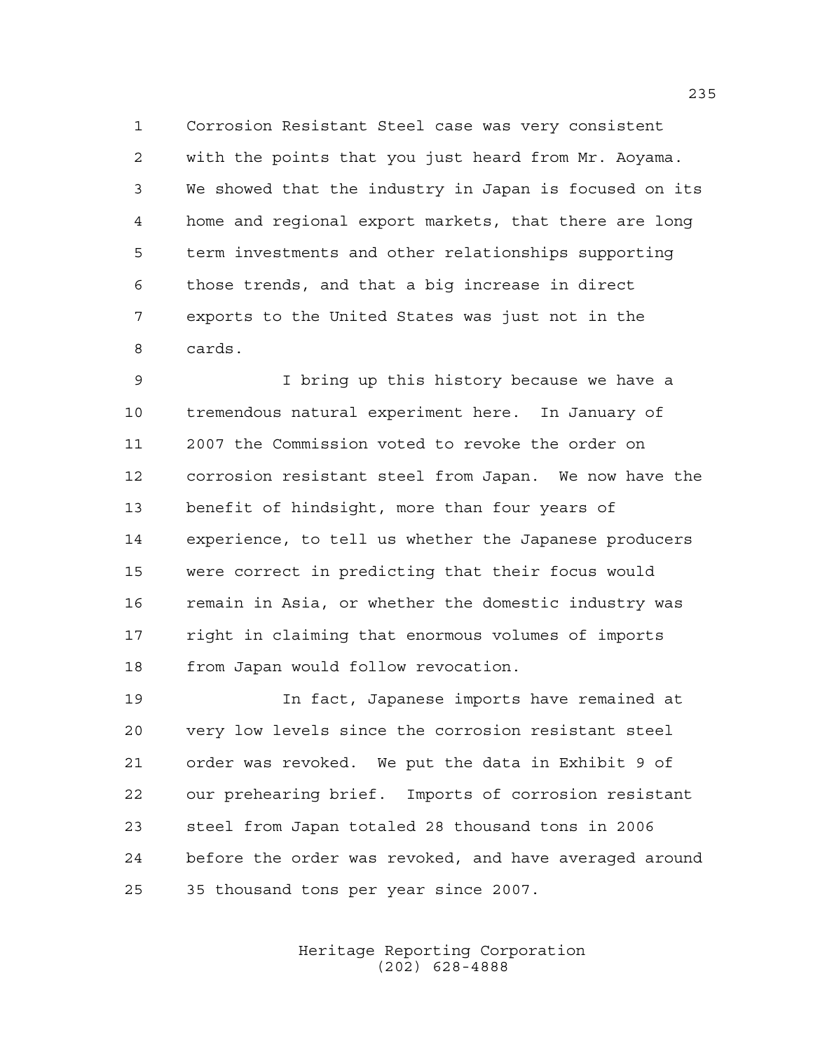Corrosion Resistant Steel case was very consistent with the points that you just heard from Mr. Aoyama. We showed that the industry in Japan is focused on its home and regional export markets, that there are long term investments and other relationships supporting those trends, and that a big increase in direct exports to the United States was just not in the cards.

I bring up this history because we have a tremendous natural experiment here. In January of 2007 the Commission voted to revoke the order on corrosion resistant steel from Japan. We now have the benefit of hindsight, more than four years of experience, to tell us whether the Japanese producers were correct in predicting that their focus would remain in Asia, or whether the domestic industry was right in claiming that enormous volumes of imports from Japan would follow revocation.

In fact, Japanese imports have remained at very low levels since the corrosion resistant steel order was revoked. We put the data in Exhibit 9 of our prehearing brief. Imports of corrosion resistant steel from Japan totaled 28 thousand tons in 2006 before the order was revoked, and have averaged around 35 thousand tons per year since 2007.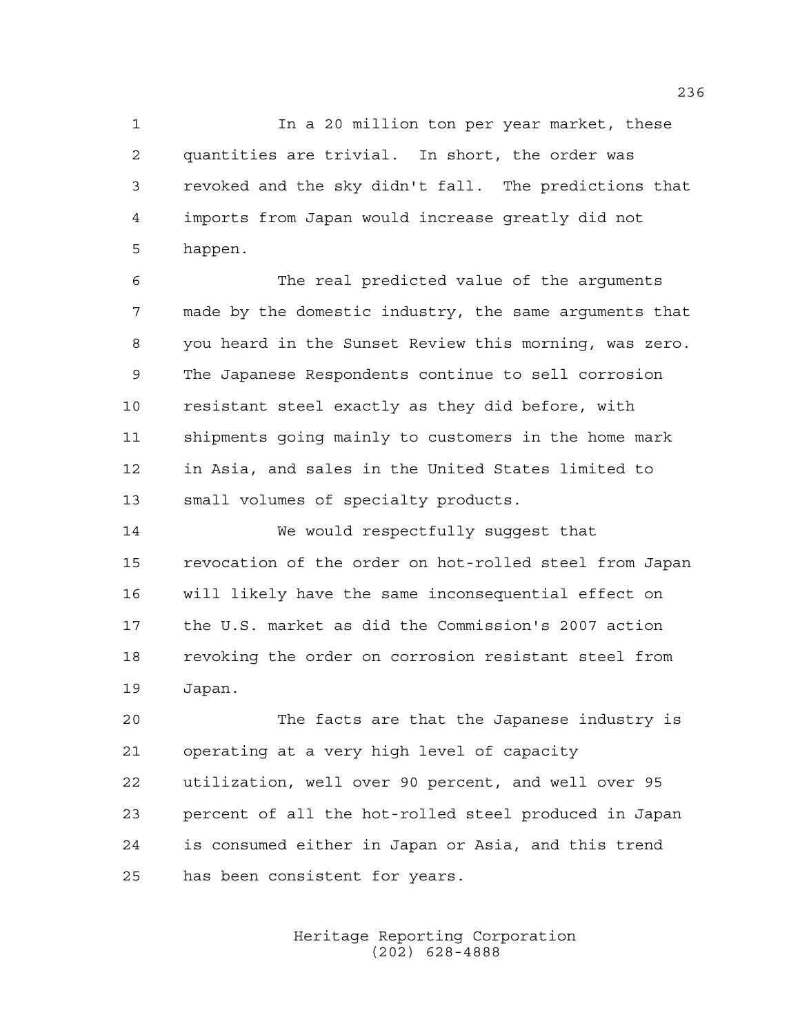In a 20 million ton per year market, these quantities are trivial. In short, the order was revoked and the sky didn't fall. The predictions that imports from Japan would increase greatly did not happen.

The real predicted value of the arguments made by the domestic industry, the same arguments that you heard in the Sunset Review this morning, was zero. The Japanese Respondents continue to sell corrosion resistant steel exactly as they did before, with shipments going mainly to customers in the home mark in Asia, and sales in the United States limited to small volumes of specialty products.

We would respectfully suggest that revocation of the order on hot-rolled steel from Japan will likely have the same inconsequential effect on the U.S. market as did the Commission's 2007 action revoking the order on corrosion resistant steel from Japan.

The facts are that the Japanese industry is operating at a very high level of capacity utilization, well over 90 percent, and well over 95 percent of all the hot-rolled steel produced in Japan is consumed either in Japan or Asia, and this trend has been consistent for years.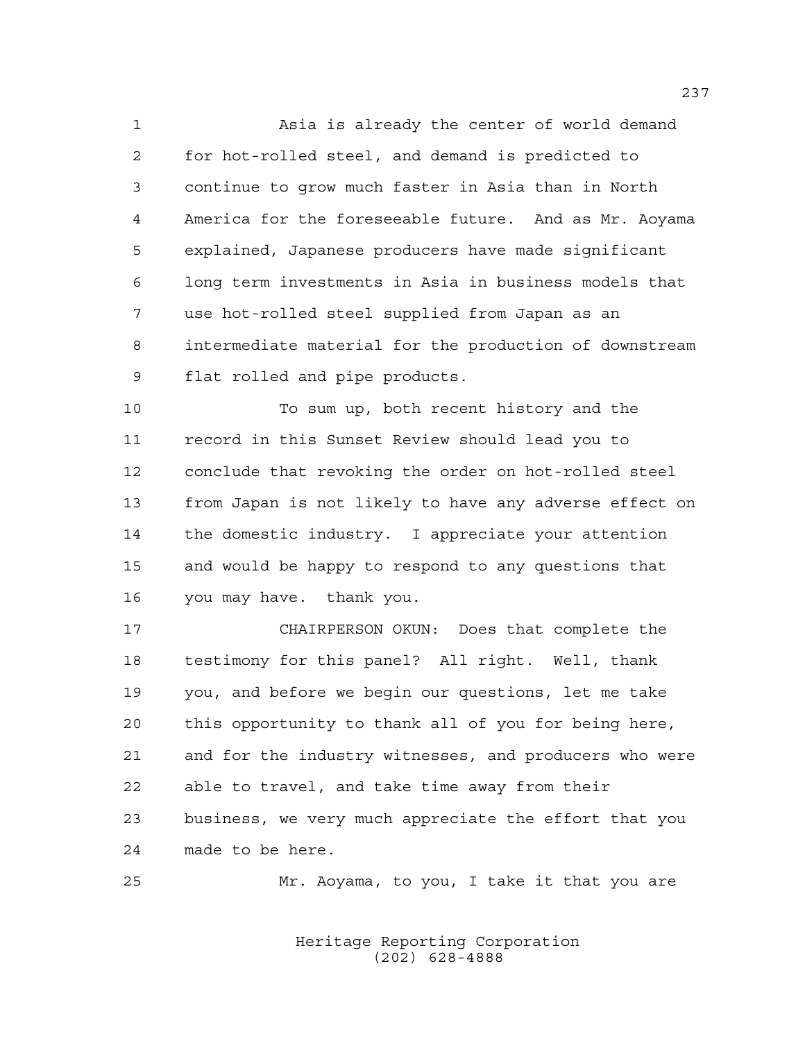Asia is already the center of world demand for hot-rolled steel, and demand is predicted to continue to grow much faster in Asia than in North America for the foreseeable future. And as Mr. Aoyama explained, Japanese producers have made significant long term investments in Asia in business models that use hot-rolled steel supplied from Japan as an intermediate material for the production of downstream flat rolled and pipe products.

To sum up, both recent history and the record in this Sunset Review should lead you to conclude that revoking the order on hot-rolled steel from Japan is not likely to have any adverse effect on the domestic industry. I appreciate your attention and would be happy to respond to any questions that you may have. thank you.

CHAIRPERSON OKUN: Does that complete the testimony for this panel? All right. Well, thank you, and before we begin our questions, let me take this opportunity to thank all of you for being here, and for the industry witnesses, and producers who were able to travel, and take time away from their business, we very much appreciate the effort that you made to be here.

Mr. Aoyama, to you, I take it that you are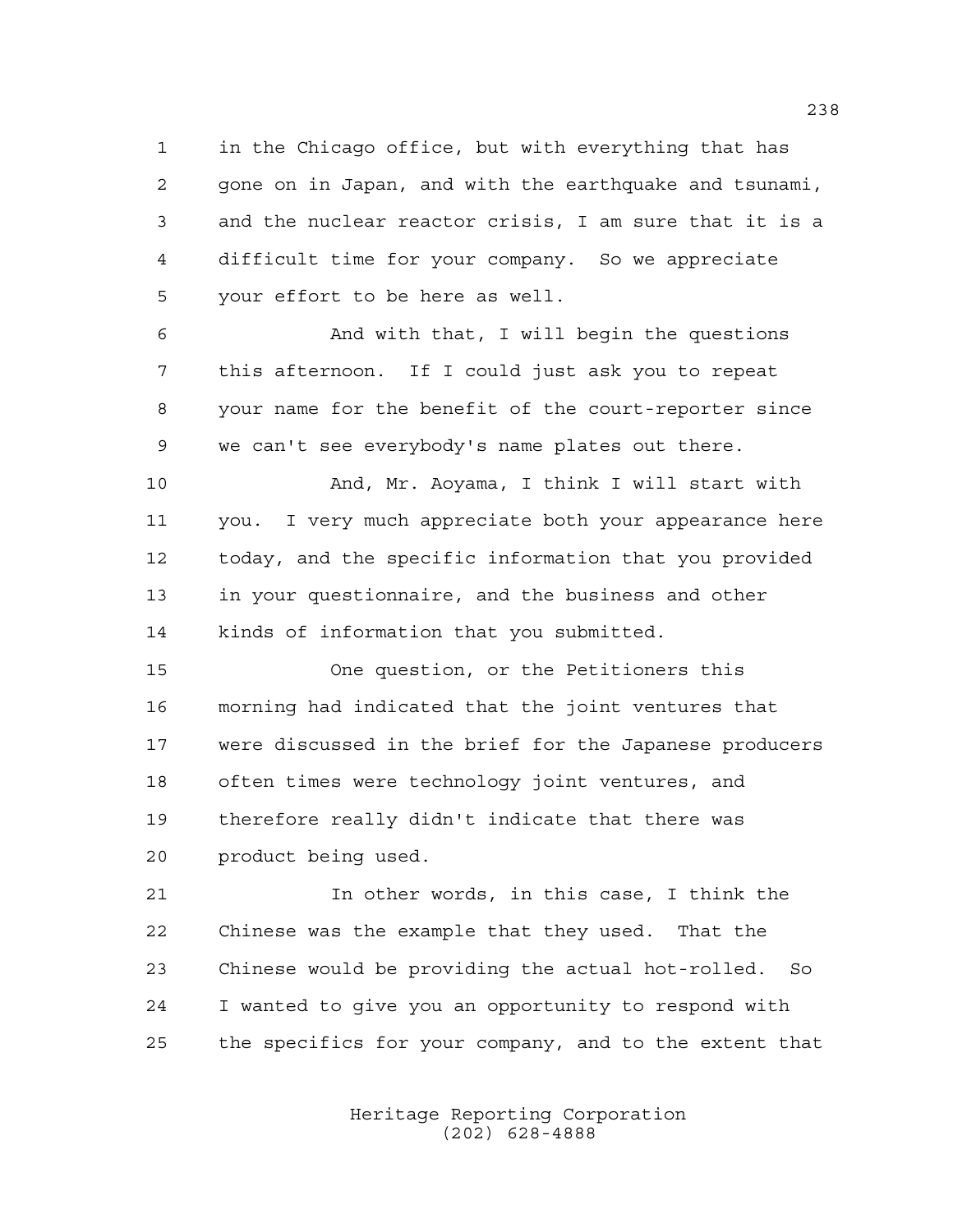in the Chicago office, but with everything that has gone on in Japan, and with the earthquake and tsunami, and the nuclear reactor crisis, I am sure that it is a difficult time for your company. So we appreciate your effort to be here as well.

And with that, I will begin the questions this afternoon. If I could just ask you to repeat your name for the benefit of the court-reporter since we can't see everybody's name plates out there.

And, Mr. Aoyama, I think I will start with you. I very much appreciate both your appearance here today, and the specific information that you provided in your questionnaire, and the business and other kinds of information that you submitted.

One question, or the Petitioners this morning had indicated that the joint ventures that were discussed in the brief for the Japanese producers often times were technology joint ventures, and therefore really didn't indicate that there was product being used.

In other words, in this case, I think the Chinese was the example that they used. That the Chinese would be providing the actual hot-rolled. So I wanted to give you an opportunity to respond with the specifics for your company, and to the extent that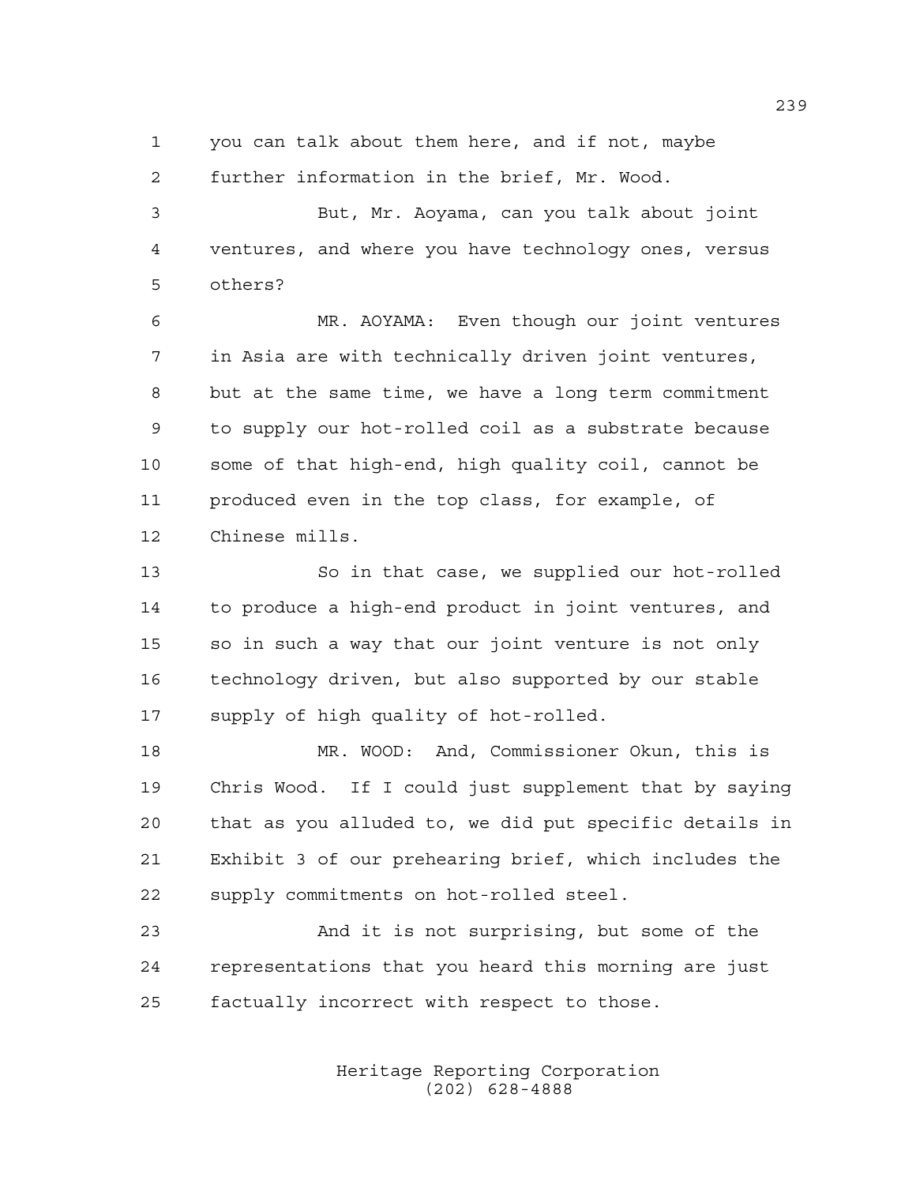you can talk about them here, and if not, maybe further information in the brief, Mr. Wood.

But, Mr. Aoyama, can you talk about joint ventures, and where you have technology ones, versus others?

MR. AOYAMA: Even though our joint ventures in Asia are with technically driven joint ventures, but at the same time, we have a long term commitment to supply our hot-rolled coil as a substrate because some of that high-end, high quality coil, cannot be produced even in the top class, for example, of Chinese mills.

So in that case, we supplied our hot-rolled to produce a high-end product in joint ventures, and so in such a way that our joint venture is not only technology driven, but also supported by our stable supply of high quality of hot-rolled.

MR. WOOD: And, Commissioner Okun, this is Chris Wood. If I could just supplement that by saying that as you alluded to, we did put specific details in Exhibit 3 of our prehearing brief, which includes the supply commitments on hot-rolled steel.

And it is not surprising, but some of the representations that you heard this morning are just factually incorrect with respect to those.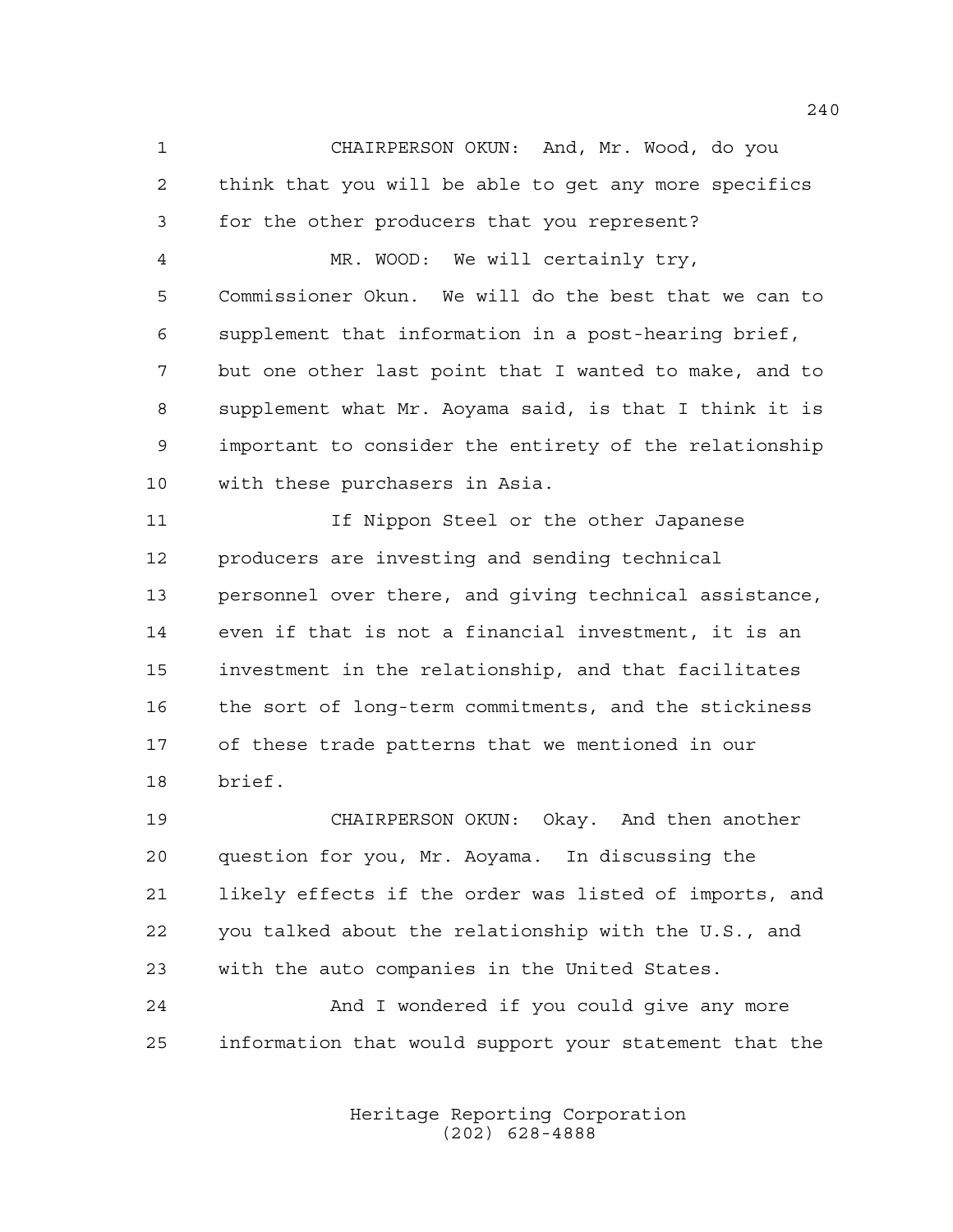CHAIRPERSON OKUN: And, Mr. Wood, do you think that you will be able to get any more specifics for the other producers that you represent?

MR. WOOD: We will certainly try, Commissioner Okun. We will do the best that we can to supplement that information in a post-hearing brief, but one other last point that I wanted to make, and to supplement what Mr. Aoyama said, is that I think it is important to consider the entirety of the relationship with these purchasers in Asia.

If Nippon Steel or the other Japanese producers are investing and sending technical personnel over there, and giving technical assistance, even if that is not a financial investment, it is an investment in the relationship, and that facilitates the sort of long-term commitments, and the stickiness of these trade patterns that we mentioned in our brief.

CHAIRPERSON OKUN: Okay. And then another question for you, Mr. Aoyama. In discussing the likely effects if the order was listed of imports, and you talked about the relationship with the U.S., and with the auto companies in the United States.

And I wondered if you could give any more information that would support your statement that the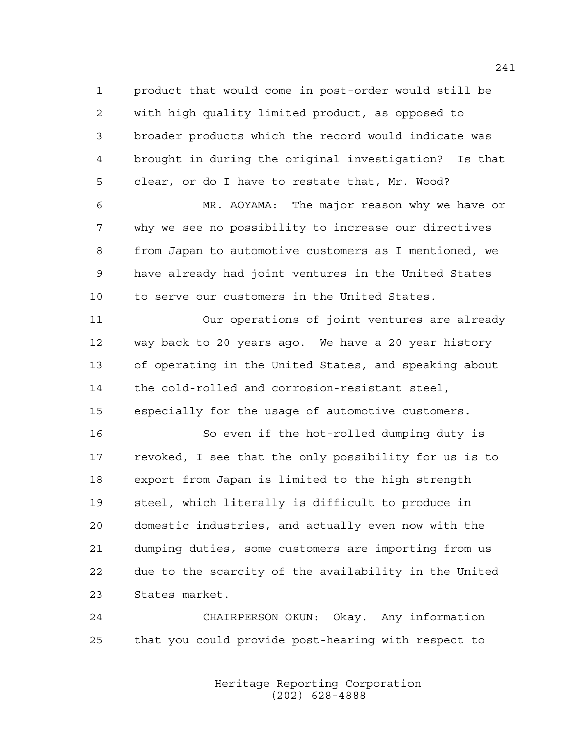product that would come in post-order would still be with high quality limited product, as opposed to broader products which the record would indicate was brought in during the original investigation? Is that clear, or do I have to restate that, Mr. Wood?

MR. AOYAMA: The major reason why we have or why we see no possibility to increase our directives from Japan to automotive customers as I mentioned, we have already had joint ventures in the United States to serve our customers in the United States.

Our operations of joint ventures are already way back to 20 years ago. We have a 20 year history of operating in the United States, and speaking about the cold-rolled and corrosion-resistant steel, especially for the usage of automotive customers.

So even if the hot-rolled dumping duty is revoked, I see that the only possibility for us is to export from Japan is limited to the high strength steel, which literally is difficult to produce in domestic industries, and actually even now with the dumping duties, some customers are importing from us due to the scarcity of the availability in the United States market.

CHAIRPERSON OKUN: Okay. Any information that you could provide post-hearing with respect to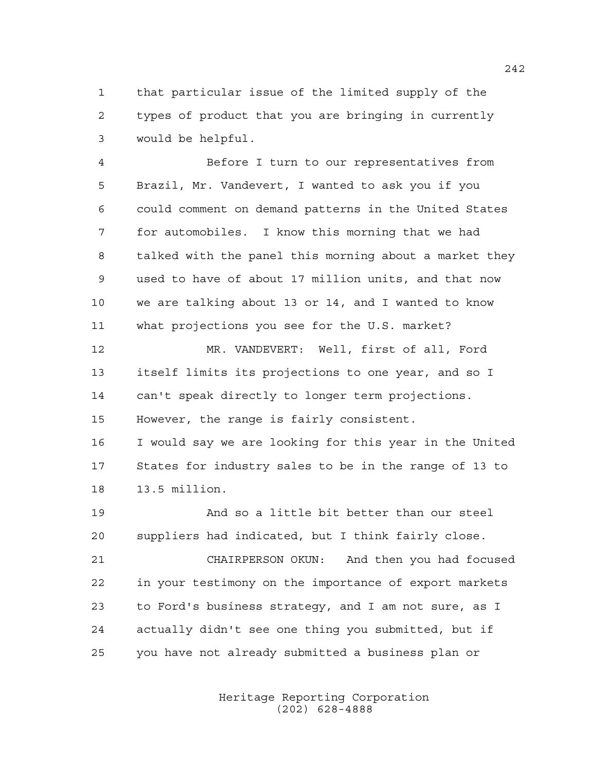that particular issue of the limited supply of the types of product that you are bringing in currently would be helpful.

Before I turn to our representatives from Brazil, Mr. Vandevert, I wanted to ask you if you could comment on demand patterns in the United States for automobiles. I know this morning that we had talked with the panel this morning about a market they used to have of about 17 million units, and that now we are talking about 13 or 14, and I wanted to know what projections you see for the U.S. market?

MR. VANDEVERT: Well, first of all, Ford itself limits its projections to one year, and so I can't speak directly to longer term projections. However, the range is fairly consistent.

I would say we are looking for this year in the United States for industry sales to be in the range of 13 to 13.5 million.

And so a little bit better than our steel suppliers had indicated, but I think fairly close.

CHAIRPERSON OKUN: And then you had focused in your testimony on the importance of export markets to Ford's business strategy, and I am not sure, as I actually didn't see one thing you submitted, but if you have not already submitted a business plan or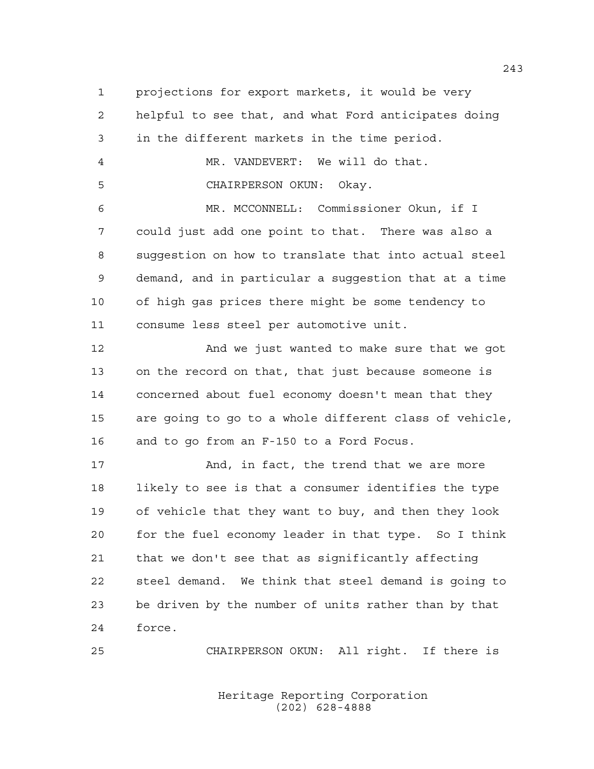projections for export markets, it would be very helpful to see that, and what Ford anticipates doing in the different markets in the time period.

MR. VANDEVERT: We will do that.

CHAIRPERSON OKUN: Okay.

MR. MCCONNELL: Commissioner Okun, if I could just add one point to that. There was also a suggestion on how to translate that into actual steel demand, and in particular a suggestion that at a time of high gas prices there might be some tendency to consume less steel per automotive unit.

And we just wanted to make sure that we got on the record on that, that just because someone is concerned about fuel economy doesn't mean that they are going to go to a whole different class of vehicle, and to go from an F-150 to a Ford Focus.

And, in fact, the trend that we are more likely to see is that a consumer identifies the type of vehicle that they want to buy, and then they look for the fuel economy leader in that type. So I think that we don't see that as significantly affecting steel demand. We think that steel demand is going to be driven by the number of units rather than by that force.

CHAIRPERSON OKUN: All right. If there is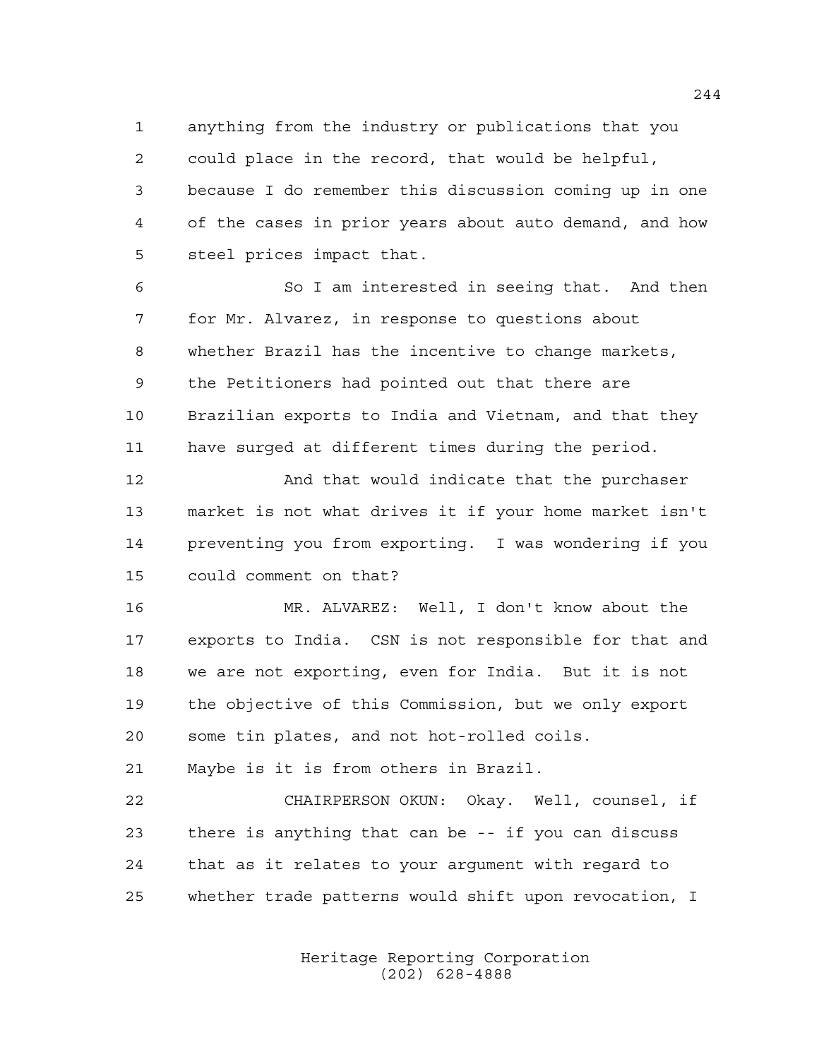anything from the industry or publications that you could place in the record, that would be helpful, because I do remember this discussion coming up in one of the cases in prior years about auto demand, and how steel prices impact that.

So I am interested in seeing that. And then for Mr. Alvarez, in response to questions about whether Brazil has the incentive to change markets, the Petitioners had pointed out that there are Brazilian exports to India and Vietnam, and that they have surged at different times during the period.

And that would indicate that the purchaser market is not what drives it if your home market isn't preventing you from exporting. I was wondering if you could comment on that?

MR. ALVAREZ: Well, I don't know about the exports to India. CSN is not responsible for that and we are not exporting, even for India. But it is not the objective of this Commission, but we only export some tin plates, and not hot-rolled coils. Maybe is it is from others in Brazil.

CHAIRPERSON OKUN: Okay. Well, counsel, if there is anything that can be -- if you can discuss that as it relates to your argument with regard to whether trade patterns would shift upon revocation, I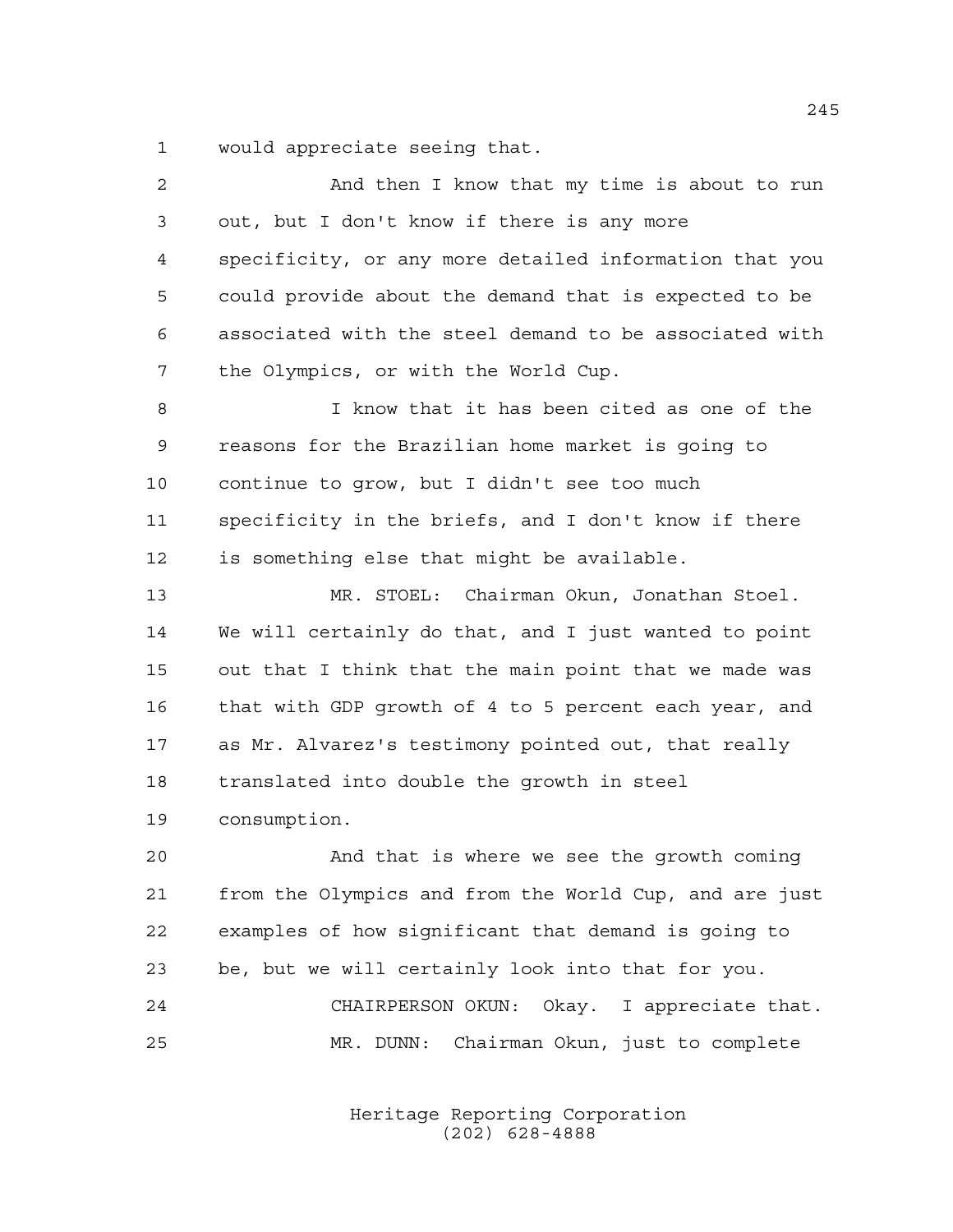would appreciate seeing that.

And then I know that my time is about to run out, but I don't know if there is any more specificity, or any more detailed information that you could provide about the demand that is expected to be associated with the steel demand to be associated with the Olympics, or with the World Cup.

I know that it has been cited as one of the reasons for the Brazilian home market is going to continue to grow, but I didn't see too much specificity in the briefs, and I don't know if there is something else that might be available.

MR. STOEL: Chairman Okun, Jonathan Stoel. We will certainly do that, and I just wanted to point out that I think that the main point that we made was that with GDP growth of 4 to 5 percent each year, and as Mr. Alvarez's testimony pointed out, that really translated into double the growth in steel consumption.

And that is where we see the growth coming from the Olympics and from the World Cup, and are just examples of how significant that demand is going to be, but we will certainly look into that for you.

CHAIRPERSON OKUN: Okay. I appreciate that.

MR. DUNN: Chairman Okun, just to complete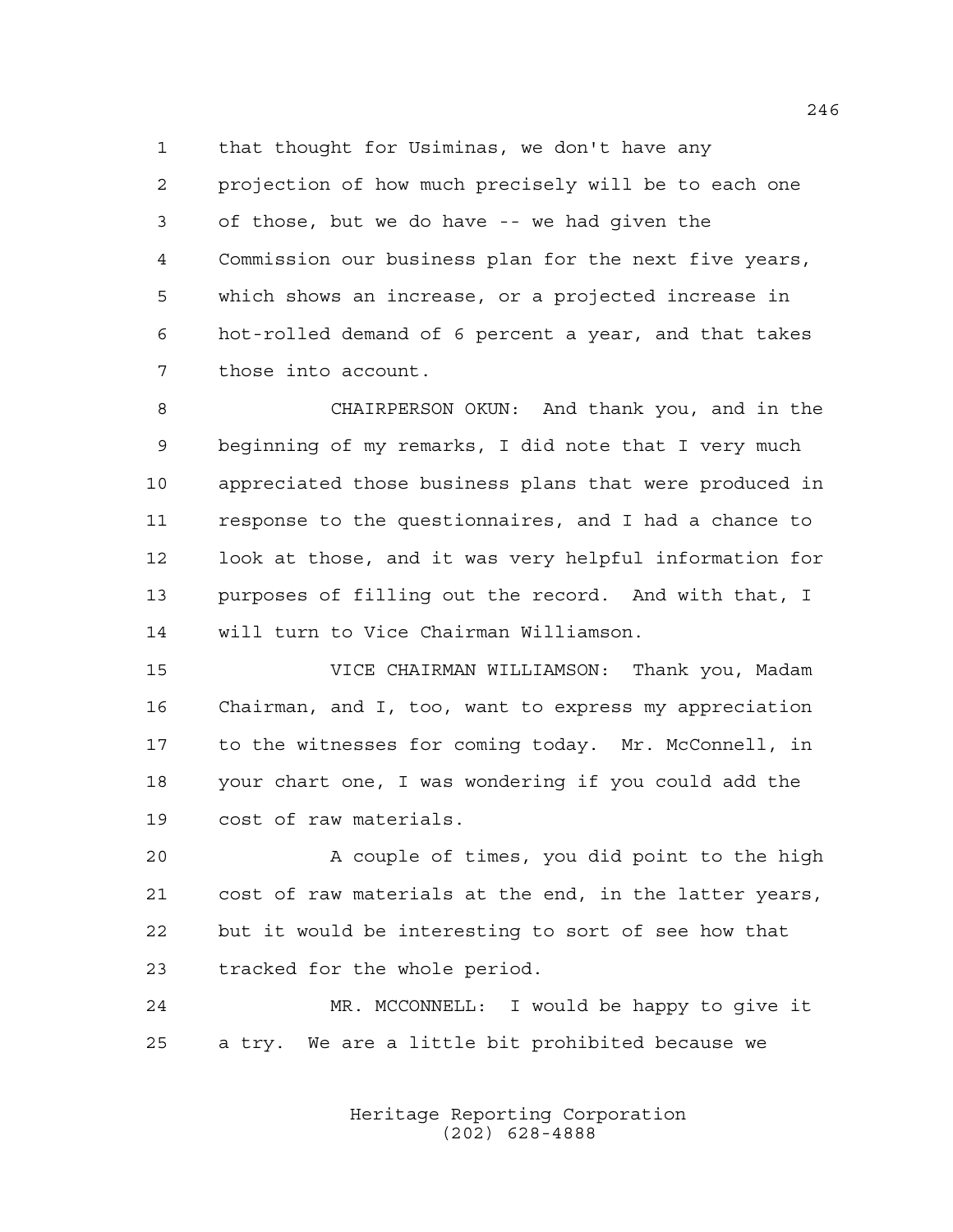that thought for Usiminas, we don't have any projection of how much precisely will be to each one of those, but we do have -- we had given the Commission our business plan for the next five years, which shows an increase, or a projected increase in hot-rolled demand of 6 percent a year, and that takes those into account.

CHAIRPERSON OKUN: And thank you, and in the beginning of my remarks, I did note that I very much appreciated those business plans that were produced in response to the questionnaires, and I had a chance to look at those, and it was very helpful information for purposes of filling out the record. And with that, I will turn to Vice Chairman Williamson.

VICE CHAIRMAN WILLIAMSON: Thank you, Madam Chairman, and I, too, want to express my appreciation to the witnesses for coming today. Mr. McConnell, in your chart one, I was wondering if you could add the cost of raw materials.

A couple of times, you did point to the high cost of raw materials at the end, in the latter years, but it would be interesting to sort of see how that tracked for the whole period.

MR. MCCONNELL: I would be happy to give it a try. We are a little bit prohibited because we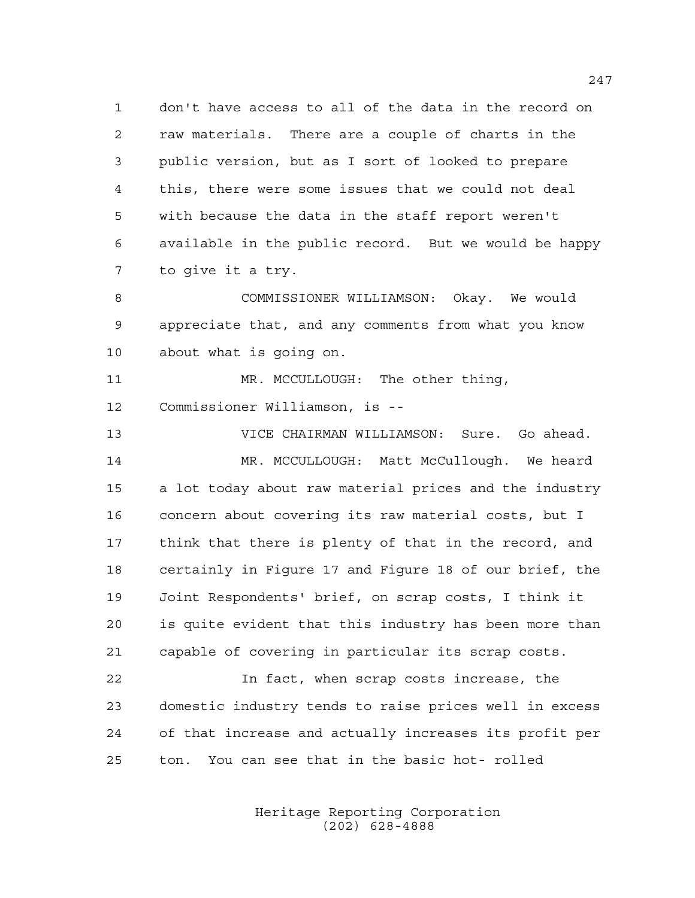1 don't have access to all of the data in the record on
2 raw materials. There are a couple of charts in the
3 public version, but as I sort of looked to prepare
4 this, there were some issues that we could not deal
5 with because the data in the staff report weren't
6 available in the public record. But we would be happy
7 to give it a try.

8 COMMISSIONER WILLIAMSON: Okay. We would
9 appreciate that, and any comments from what you know
10 about what is going on.

11 MR. MCCULLOUGH: The other thing,
12 Commissioner Williamson, is --

13 VICE CHAIRMAN WILLIAMSON: Sure. Go ahead.

14 MR. MCCULLOUGH: Matt McCullough. We heard
15 a lot today about raw material prices and the industry
16 concern about covering its raw material costs, but I
17 think that there is plenty of that in the record, and
18 certainly in Figure 17 and Figure 18 of our brief, the
19 Joint Respondents' brief, on scrap costs, I think it
20 is quite evident that this industry has been more than
21 capable of covering in particular its scrap costs.

22 In fact, when scrap costs increase, the
23 domestic industry tends to raise prices well in excess
24 of that increase and actually increases its profit per
25 ton. You can see that in the basic hot- rolled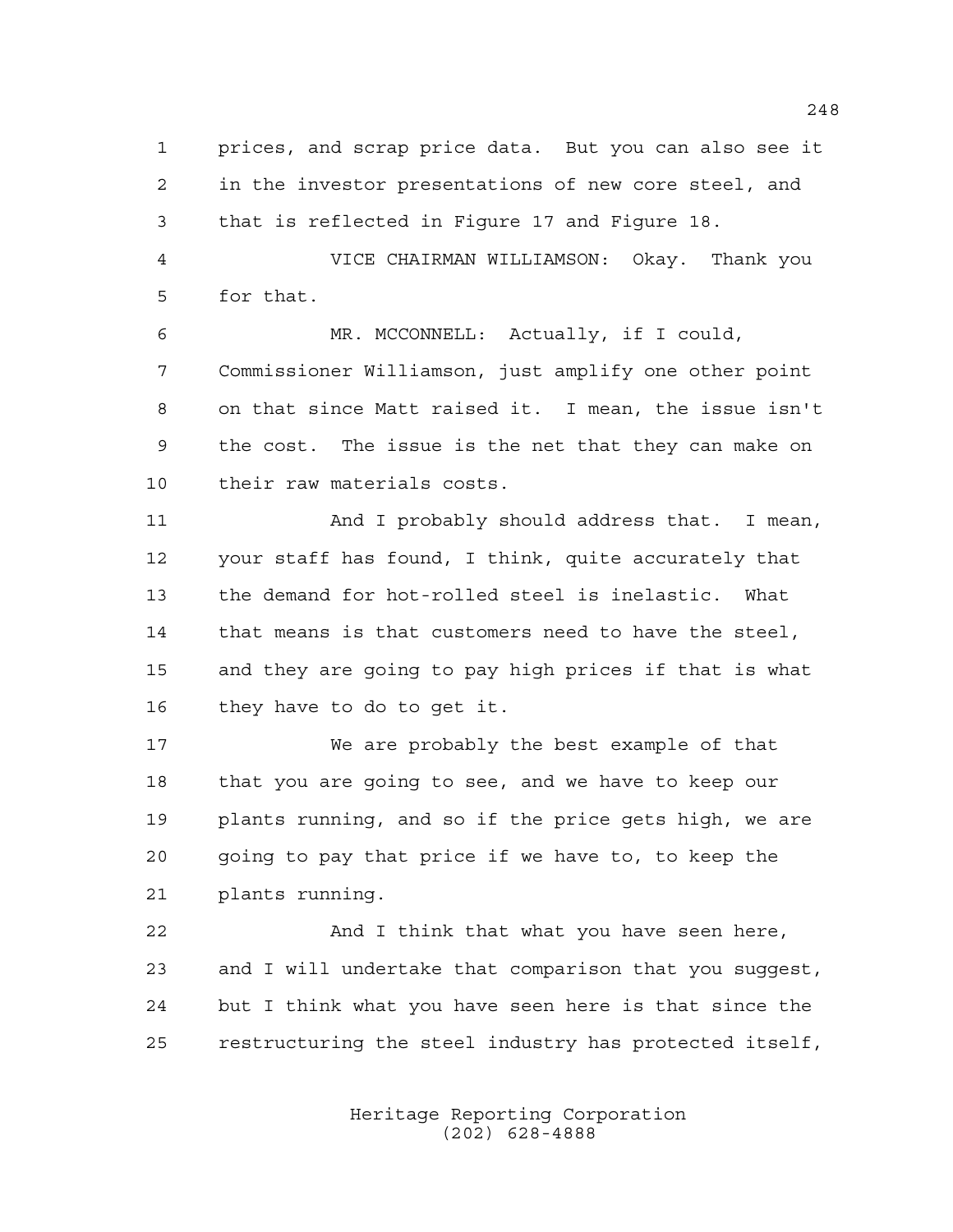1 prices, and scrap price data. But you can also see it
2 in the investor presentations of new core steel, and
3 that is reflected in Figure 17 and Figure 18.

4 VICE CHAIRMAN WILLIAMSON: Okay. Thank you
5 for that.

6 MR. MCCONNELL: Actually, if I could,
7 Commissioner Williamson, just amplify one other point
8 on that since Matt raised it. I mean, the issue isn't
9 the cost. The issue is the net that they can make on
10 their raw materials costs.

11 And I probably should address that. I mean,
12 your staff has found, I think, quite accurately that
13 the demand for hot-rolled steel is inelastic. What
14 that means is that customers need to have the steel,
15 and they are going to pay high prices if that is what
16 they have to do to get it.

17 We are probably the best example of that
18 that you are going to see, and we have to keep our
19 plants running, and so if the price gets high, we are
20 going to pay that price if we have to, to keep the
21 plants running.

22 And I think that what you have seen here,
23 and I will undertake that comparison that you suggest,
24 but I think what you have seen here is that since the
25 restructuring the steel industry has protected itself,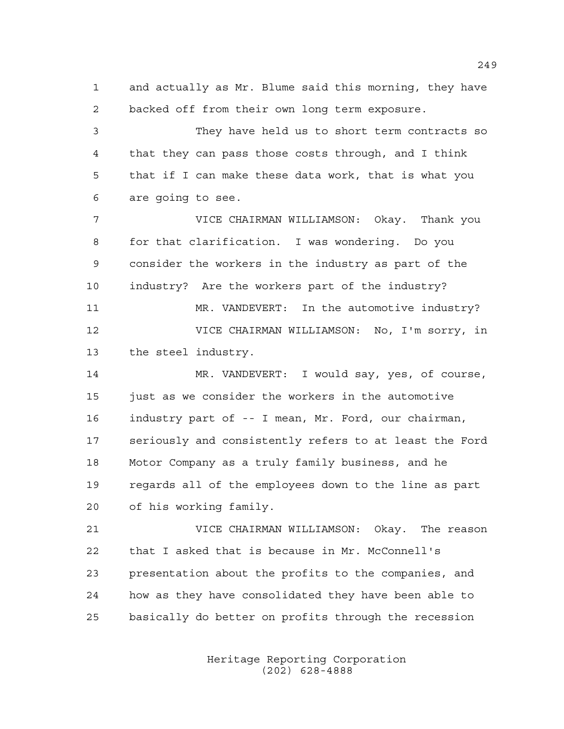and actually as Mr. Blume said this morning, they have backed off from their own long term exposure.

They have held us to short term contracts so that they can pass those costs through, and I think that if I can make these data work, that is what you are going to see.

VICE CHAIRMAN WILLIAMSON: Okay. Thank you for that clarification. I was wondering. Do you consider the workers in the industry as part of the industry? Are the workers part of the industry?

MR. VANDEVERT: In the automotive industry?

VICE CHAIRMAN WILLIAMSON: No, I'm sorry, in the steel industry.

MR. VANDEVERT: I would say, yes, of course, just as we consider the workers in the automotive industry part of -- I mean, Mr. Ford, our chairman, seriously and consistently refers to at least the Ford Motor Company as a truly family business, and he regards all of the employees down to the line as part of his working family.

VICE CHAIRMAN WILLIAMSON: Okay. The reason that I asked that is because in Mr. McConnell's presentation about the profits to the companies, and how as they have consolidated they have been able to basically do better on profits through the recession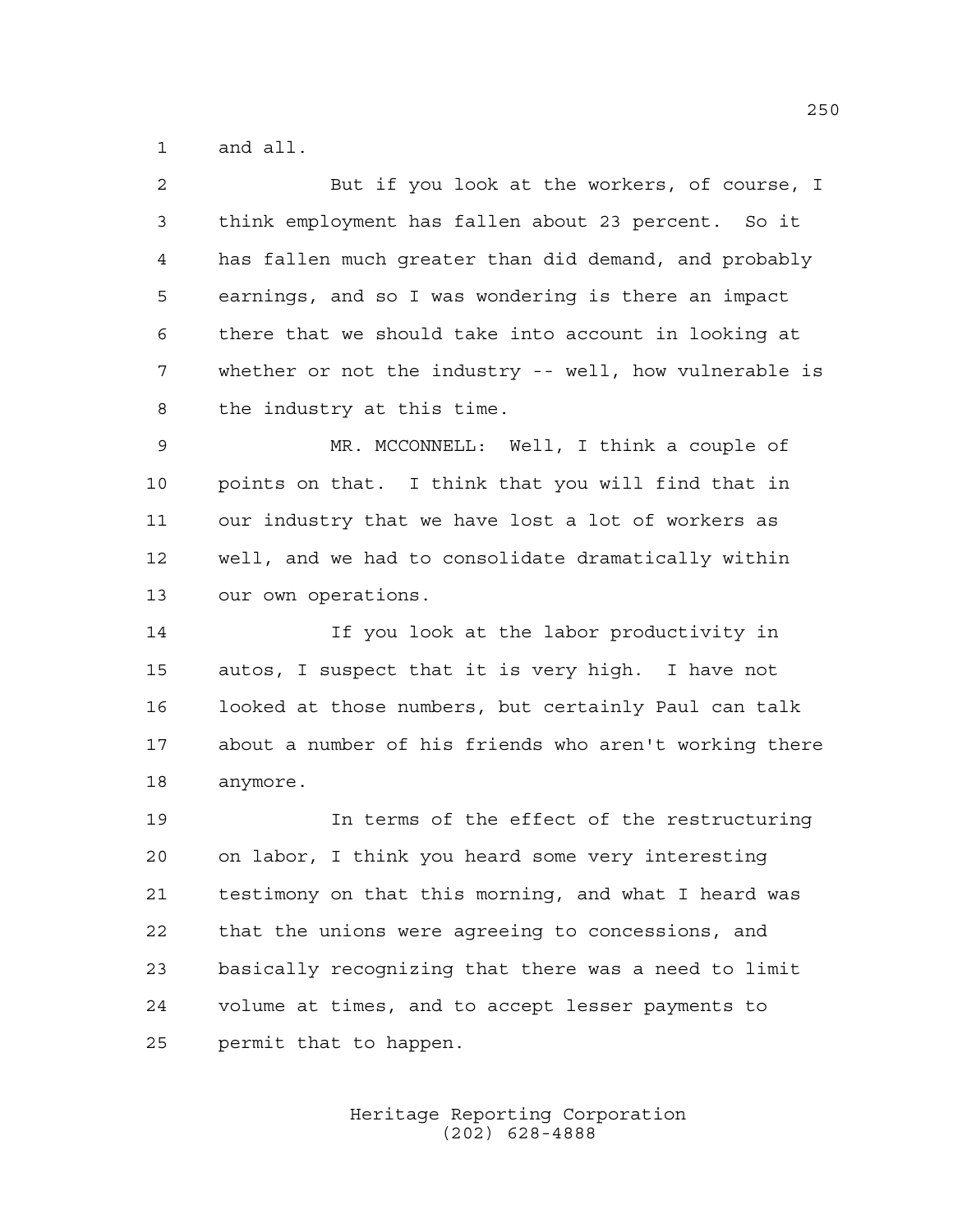and all.

But if you look at the workers, of course, I think employment has fallen about 23 percent. So it has fallen much greater than did demand, and probably earnings, and so I was wondering is there an impact there that we should take into account in looking at whether or not the industry -- well, how vulnerable is the industry at this time.

MR. MCCONNELL: Well, I think a couple of points on that. I think that you will find that in our industry that we have lost a lot of workers as well, and we had to consolidate dramatically within our own operations.

If you look at the labor productivity in autos, I suspect that it is very high. I have not looked at those numbers, but certainly Paul can talk about a number of his friends who aren't working there anymore.

In terms of the effect of the restructuring on labor, I think you heard some very interesting testimony on that this morning, and what I heard was that the unions were agreeing to concessions, and basically recognizing that there was a need to limit volume at times, and to accept lesser payments to permit that to happen.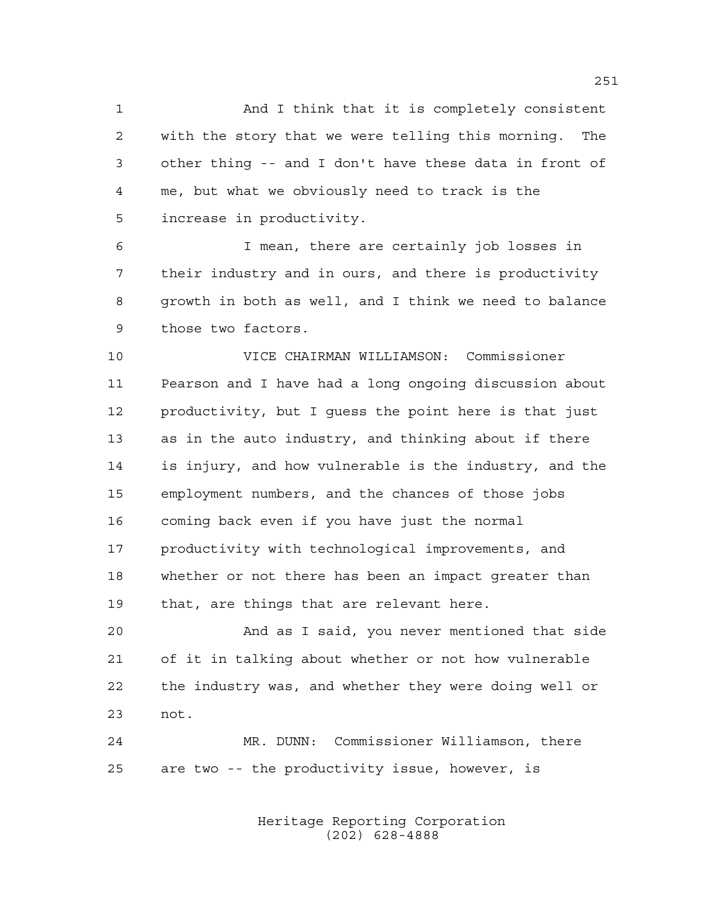And I think that it is completely consistent with the story that we were telling this morning. The other thing -- and I don't have these data in front of me, but what we obviously need to track is the increase in productivity.

I mean, there are certainly job losses in their industry and in ours, and there is productivity growth in both as well, and I think we need to balance those two factors.

VICE CHAIRMAN WILLIAMSON: Commissioner Pearson and I have had a long ongoing discussion about productivity, but I guess the point here is that just as in the auto industry, and thinking about if there is injury, and how vulnerable is the industry, and the employment numbers, and the chances of those jobs coming back even if you have just the normal productivity with technological improvements, and whether or not there has been an impact greater than that, are things that are relevant here.

And as I said, you never mentioned that side of it in talking about whether or not how vulnerable the industry was, and whether they were doing well or not.

MR. DUNN: Commissioner Williamson, there are two -- the productivity issue, however, is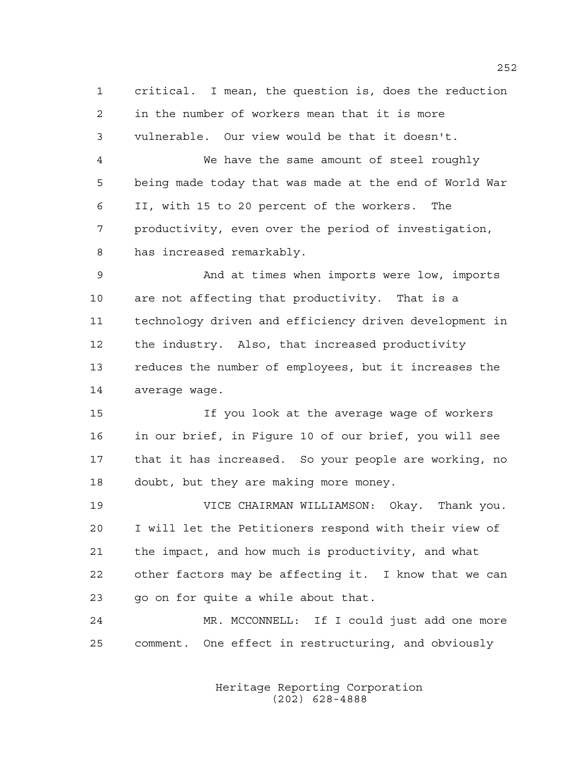critical. I mean, the question is, does the reduction in the number of workers mean that it is more vulnerable. Our view would be that it doesn't.

We have the same amount of steel roughly being made today that was made at the end of World War II, with 15 to 20 percent of the workers. The productivity, even over the period of investigation, has increased remarkably.

And at times when imports were low, imports are not affecting that productivity. That is a technology driven and efficiency driven development in the industry. Also, that increased productivity reduces the number of employees, but it increases the average wage.

If you look at the average wage of workers in our brief, in Figure 10 of our brief, you will see that it has increased. So your people are working, no doubt, but they are making more money.

VICE CHAIRMAN WILLIAMSON: Okay. Thank you. I will let the Petitioners respond with their view of the impact, and how much is productivity, and what other factors may be affecting it. I know that we can go on for quite a while about that.

MR. MCCONNELL: If I could just add one more comment. One effect in restructuring, and obviously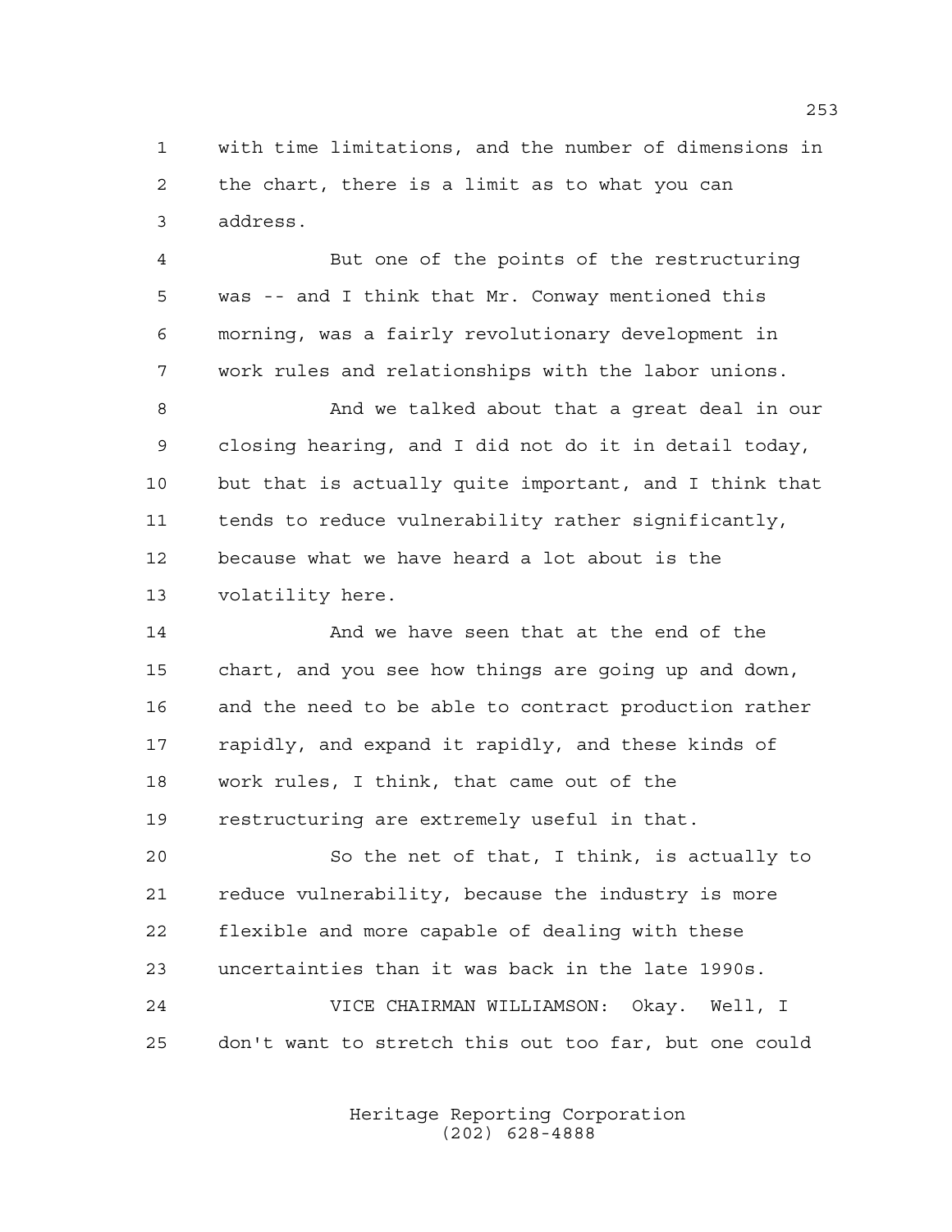with time limitations, and the number of dimensions in the chart, there is a limit as to what you can address.

But one of the points of the restructuring was -- and I think that Mr. Conway mentioned this morning, was a fairly revolutionary development in work rules and relationships with the labor unions.

And we talked about that a great deal in our closing hearing, and I did not do it in detail today, but that is actually quite important, and I think that tends to reduce vulnerability rather significantly, because what we have heard a lot about is the volatility here.

And we have seen that at the end of the chart, and you see how things are going up and down, and the need to be able to contract production rather rapidly, and expand it rapidly, and these kinds of work rules, I think, that came out of the restructuring are extremely useful in that.

So the net of that, I think, is actually to reduce vulnerability, because the industry is more flexible and more capable of dealing with these uncertainties than it was back in the late 1990s.

VICE CHAIRMAN WILLIAMSON: Okay. Well, I don't want to stretch this out too far, but one could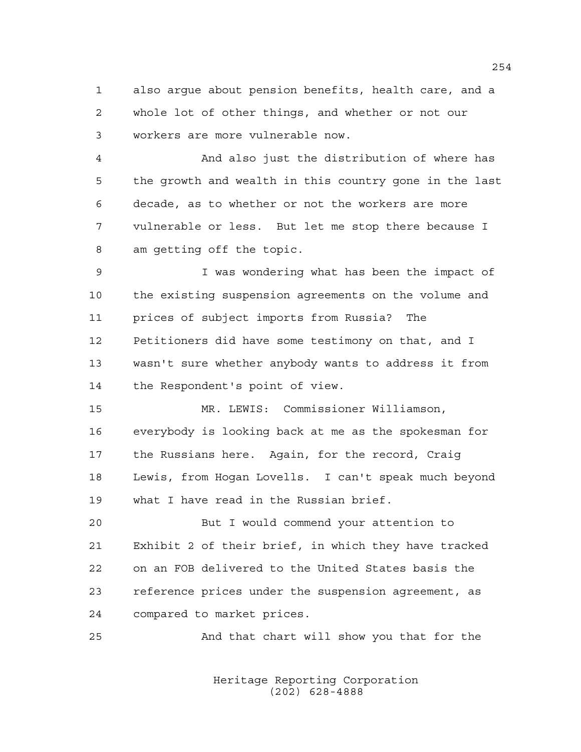also argue about pension benefits, health care, and a whole lot of other things, and whether or not our workers are more vulnerable now.

And also just the distribution of where has the growth and wealth in this country gone in the last decade, as to whether or not the workers are more vulnerable or less. But let me stop there because I am getting off the topic.

I was wondering what has been the impact of the existing suspension agreements on the volume and prices of subject imports from Russia? The Petitioners did have some testimony on that, and I wasn't sure whether anybody wants to address it from the Respondent's point of view.

MR. LEWIS: Commissioner Williamson, everybody is looking back at me as the spokesman for the Russians here. Again, for the record, Craig Lewis, from Hogan Lovells. I can't speak much beyond what I have read in the Russian brief.

But I would commend your attention to Exhibit 2 of their brief, in which they have tracked on an FOB delivered to the United States basis the reference prices under the suspension agreement, as compared to market prices.

And that chart will show you that for the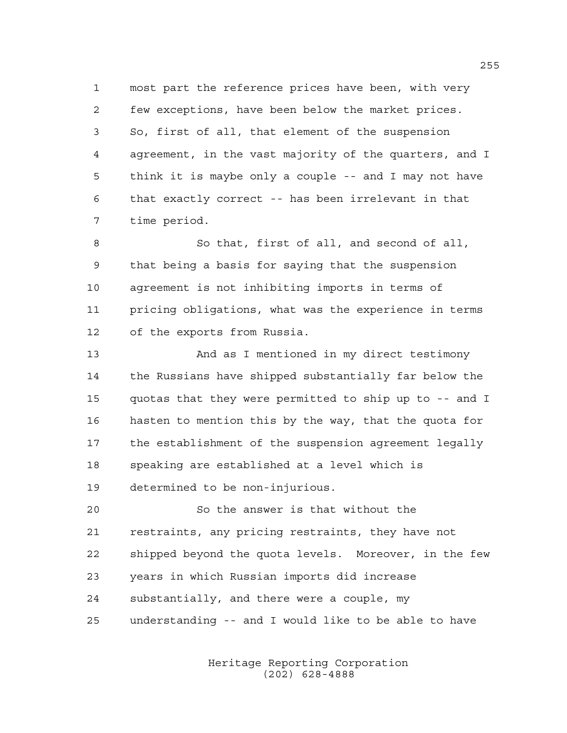most part the reference prices have been, with very few exceptions, have been below the market prices. So, first of all, that element of the suspension agreement, in the vast majority of the quarters, and I think it is maybe only a couple -- and I may not have that exactly correct -- has been irrelevant in that time period.

So that, first of all, and second of all, that being a basis for saying that the suspension agreement is not inhibiting imports in terms of pricing obligations, what was the experience in terms of the exports from Russia.

And as I mentioned in my direct testimony the Russians have shipped substantially far below the quotas that they were permitted to ship up to -- and I hasten to mention this by the way, that the quota for the establishment of the suspension agreement legally speaking are established at a level which is determined to be non-injurious.

So the answer is that without the restraints, any pricing restraints, they have not shipped beyond the quota levels. Moreover, in the few years in which Russian imports did increase substantially, and there were a couple, my understanding -- and I would like to be able to have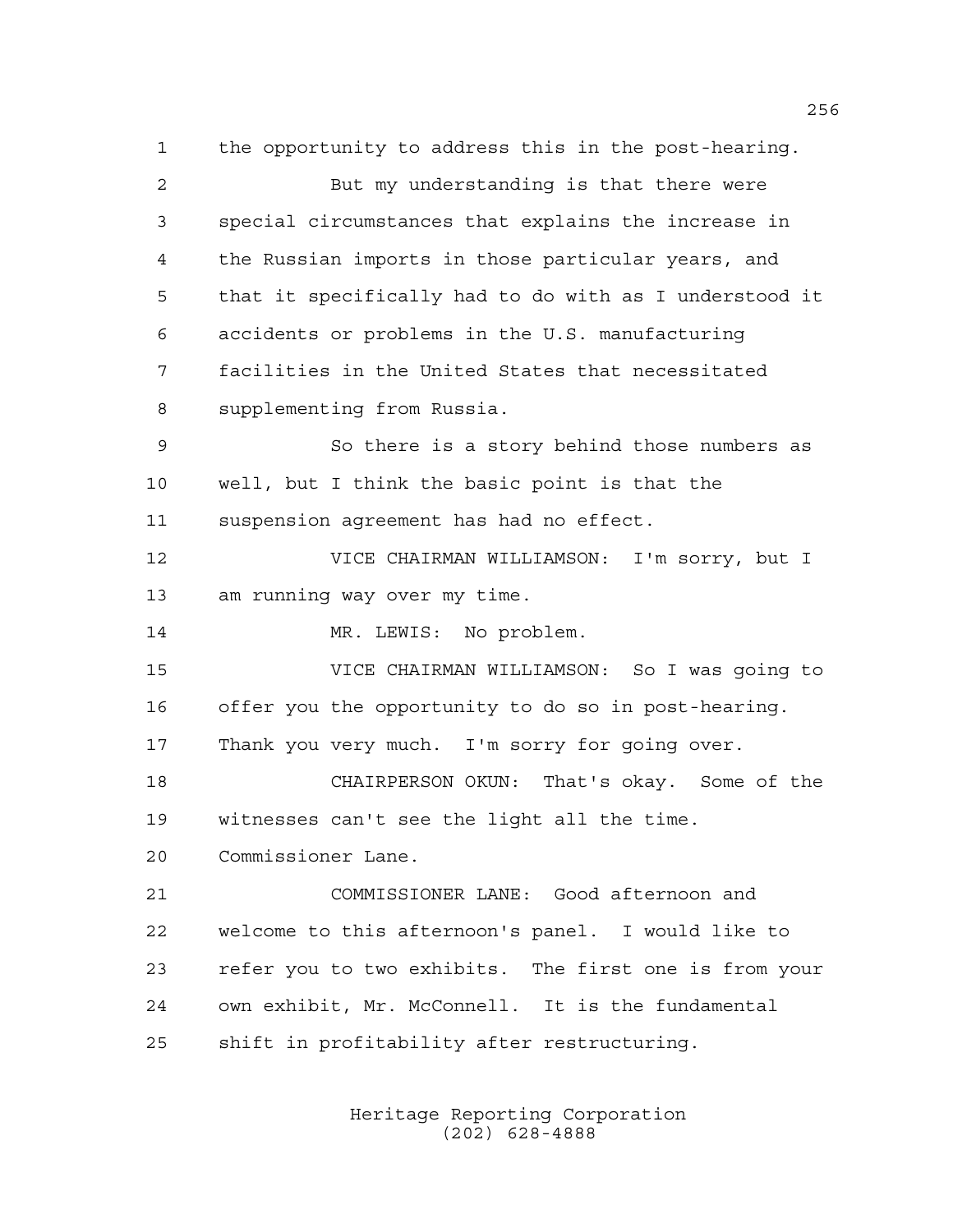the opportunity to address this in the post-hearing.

But my understanding is that there were special circumstances that explains the increase in the Russian imports in those particular years, and that it specifically had to do with as I understood it accidents or problems in the U.S. manufacturing facilities in the United States that necessitated supplementing from Russia.

So there is a story behind those numbers as well, but I think the basic point is that the suspension agreement has had no effect.

VICE CHAIRMAN WILLIAMSON: I'm sorry, but I am running way over my time.

MR. LEWIS: No problem.

VICE CHAIRMAN WILLIAMSON: So I was going to offer you the opportunity to do so in post-hearing. Thank you very much. I'm sorry for going over.

CHAIRPERSON OKUN: That's okay. Some of the witnesses can't see the light all the time. Commissioner Lane.

COMMISSIONER LANE: Good afternoon and welcome to this afternoon's panel. I would like to refer you to two exhibits. The first one is from your own exhibit, Mr. McConnell. It is the fundamental shift in profitability after restructuring.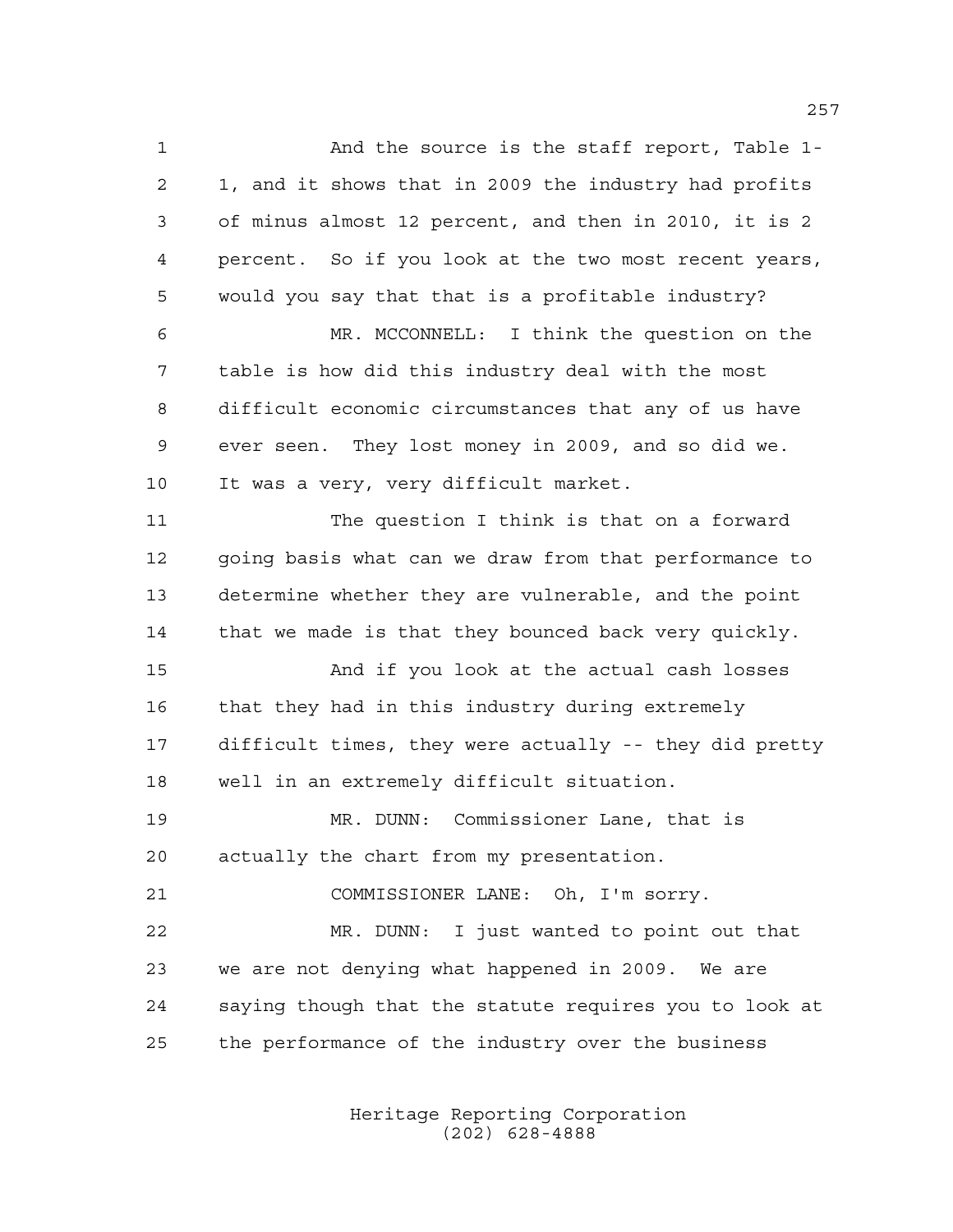And the source is the staff report, Table 1-1, and it shows that in 2009 the industry had profits of minus almost 12 percent, and then in 2010, it is 2 percent. So if you look at the two most recent years, would you say that that is a profitable industry?

MR. MCCONNELL: I think the question on the table is how did this industry deal with the most difficult economic circumstances that any of us have ever seen. They lost money in 2009, and so did we. It was a very, very difficult market.

The question I think is that on a forward going basis what can we draw from that performance to determine whether they are vulnerable, and the point that we made is that they bounced back very quickly.

And if you look at the actual cash losses that they had in this industry during extremely difficult times, they were actually -- they did pretty well in an extremely difficult situation.

MR. DUNN: Commissioner Lane, that is actually the chart from my presentation.

COMMISSIONER LANE: Oh, I'm sorry.

MR. DUNN: I just wanted to point out that we are not denying what happened in 2009. We are saying though that the statute requires you to look at the performance of the industry over the business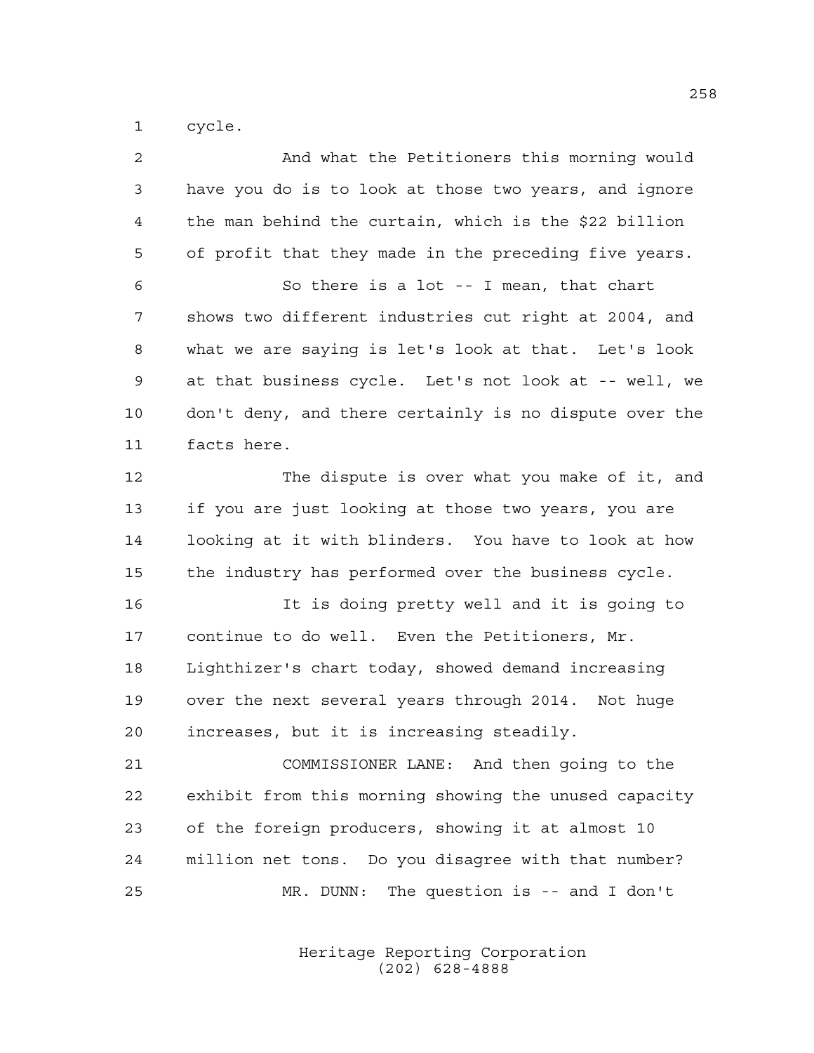cycle.

And what the Petitioners this morning would have you do is to look at those two years, and ignore the man behind the curtain, which is the $22 billion of profit that they made in the preceding five years.

So there is a lot -- I mean, that chart shows two different industries cut right at 2004, and what we are saying is let's look at that. Let's look at that business cycle. Let's not look at -- well, we don't deny, and there certainly is no dispute over the facts here.

The dispute is over what you make of it, and if you are just looking at those two years, you are looking at it with blinders. You have to look at how the industry has performed over the business cycle.

It is doing pretty well and it is going to continue to do well. Even the Petitioners, Mr. Lighthizer's chart today, showed demand increasing over the next several years through 2014. Not huge increases, but it is increasing steadily.

COMMISSIONER LANE: And then going to the exhibit from this morning showing the unused capacity of the foreign producers, showing it at almost 10 million net tons. Do you disagree with that number?

MR. DUNN: The question is -- and I don't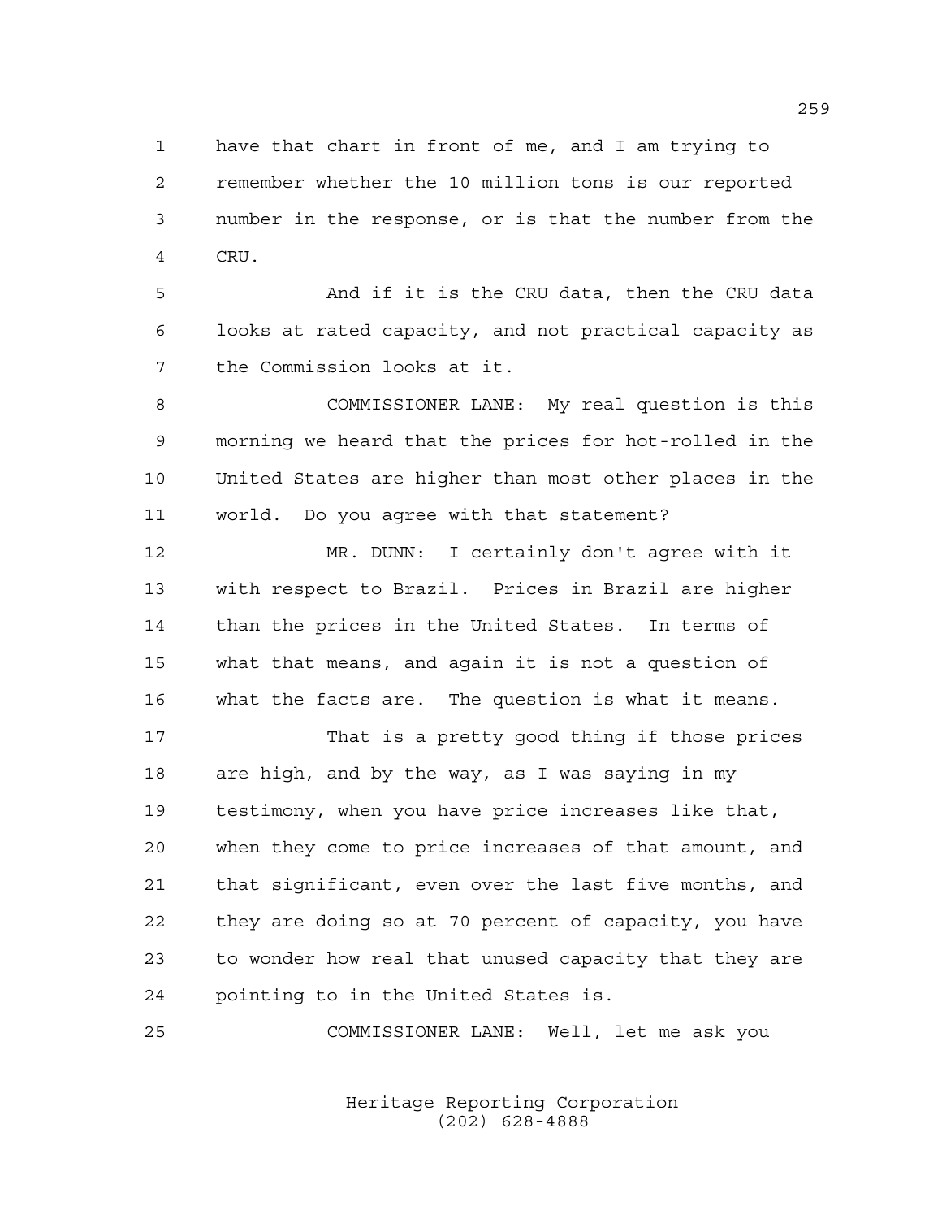have that chart in front of me, and I am trying to remember whether the 10 million tons is our reported number in the response, or is that the number from the CRU.

And if it is the CRU data, then the CRU data looks at rated capacity, and not practical capacity as the Commission looks at it.

COMMISSIONER LANE: My real question is this morning we heard that the prices for hot-rolled in the United States are higher than most other places in the world. Do you agree with that statement?

MR. DUNN: I certainly don't agree with it with respect to Brazil. Prices in Brazil are higher than the prices in the United States. In terms of what that means, and again it is not a question of what the facts are. The question is what it means.

That is a pretty good thing if those prices are high, and by the way, as I was saying in my testimony, when you have price increases like that, when they come to price increases of that amount, and that significant, even over the last five months, and they are doing so at 70 percent of capacity, you have to wonder how real that unused capacity that they are pointing to in the United States is.

COMMISSIONER LANE: Well, let me ask you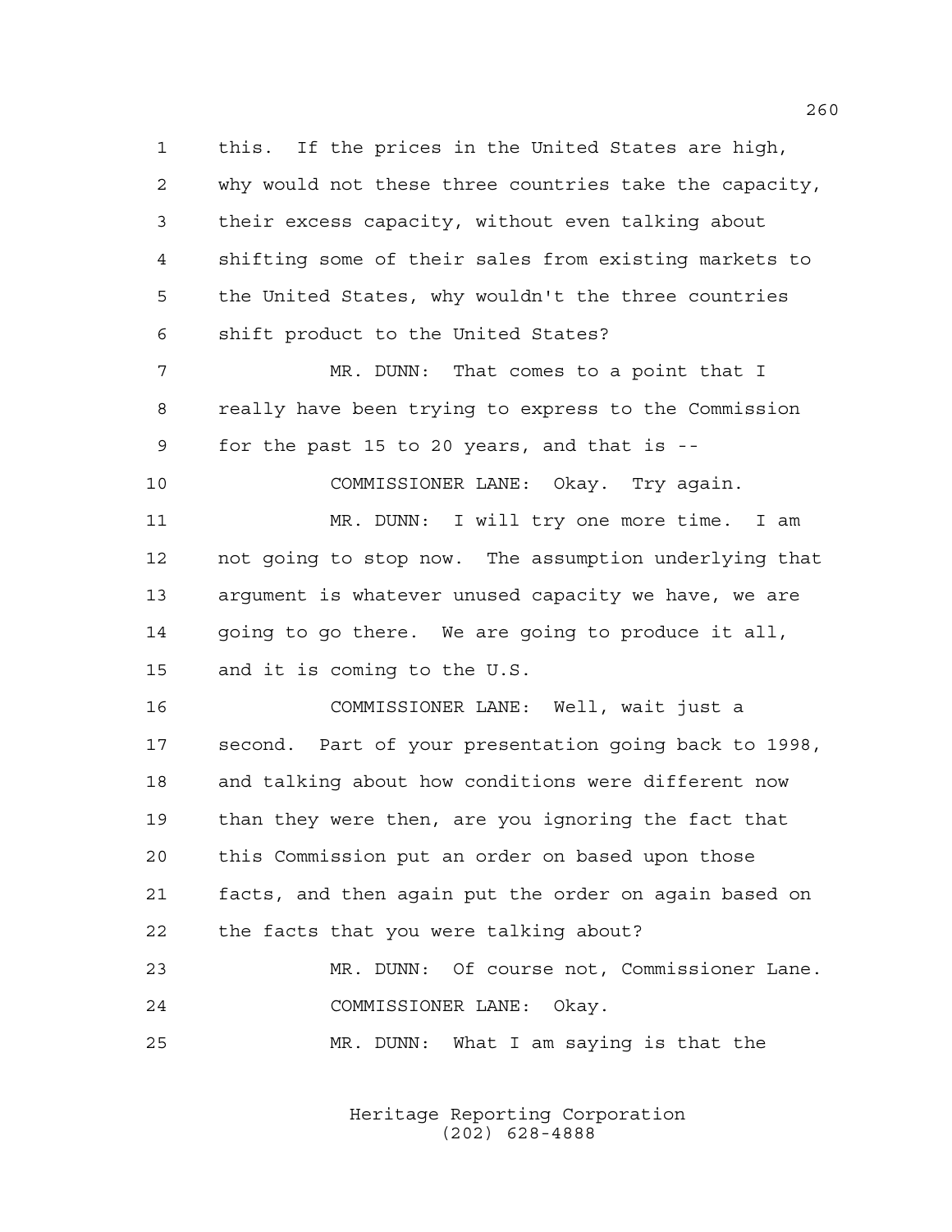this. If the prices in the United States are high, why would not these three countries take the capacity, their excess capacity, without even talking about shifting some of their sales from existing markets to the United States, why wouldn't the three countries shift product to the United States?

MR. DUNN: That comes to a point that I really have been trying to express to the Commission for the past 15 to 20 years, and that is --

COMMISSIONER LANE: Okay. Try again.

MR. DUNN: I will try one more time. I am not going to stop now. The assumption underlying that argument is whatever unused capacity we have, we are going to go there. We are going to produce it all, and it is coming to the U.S.

COMMISSIONER LANE: Well, wait just a second. Part of your presentation going back to 1998, and talking about how conditions were different now than they were then, are you ignoring the fact that this Commission put an order on based upon those facts, and then again put the order on again based on the facts that you were talking about?

MR. DUNN: Of course not, Commissioner Lane.

COMMISSIONER LANE: Okay.

MR. DUNN: What I am saying is that the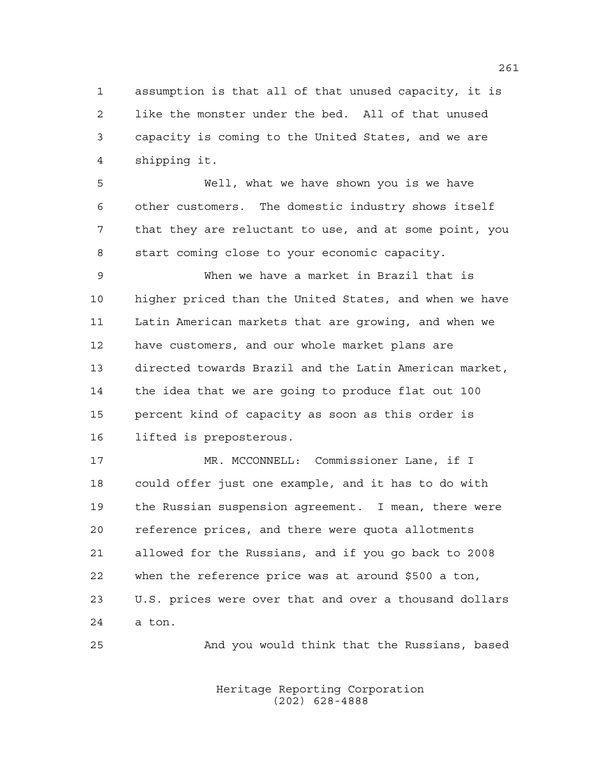assumption is that all of that unused capacity, it is like the monster under the bed. All of that unused capacity is coming to the United States, and we are shipping it.

Well, what we have shown you is we have other customers. The domestic industry shows itself that they are reluctant to use, and at some point, you start coming close to your economic capacity.

When we have a market in Brazil that is higher priced than the United States, and when we have Latin American markets that are growing, and when we have customers, and our whole market plans are directed towards Brazil and the Latin American market, the idea that we are going to produce flat out 100 percent kind of capacity as soon as this order is lifted is preposterous.

MR. MCCONNELL: Commissioner Lane, if I could offer just one example, and it has to do with the Russian suspension agreement. I mean, there were reference prices, and there were quota allotments allowed for the Russians, and if you go back to 2008 when the reference price was at around $500 a ton, U.S. prices were over that and over a thousand dollars a ton.

And you would think that the Russians, based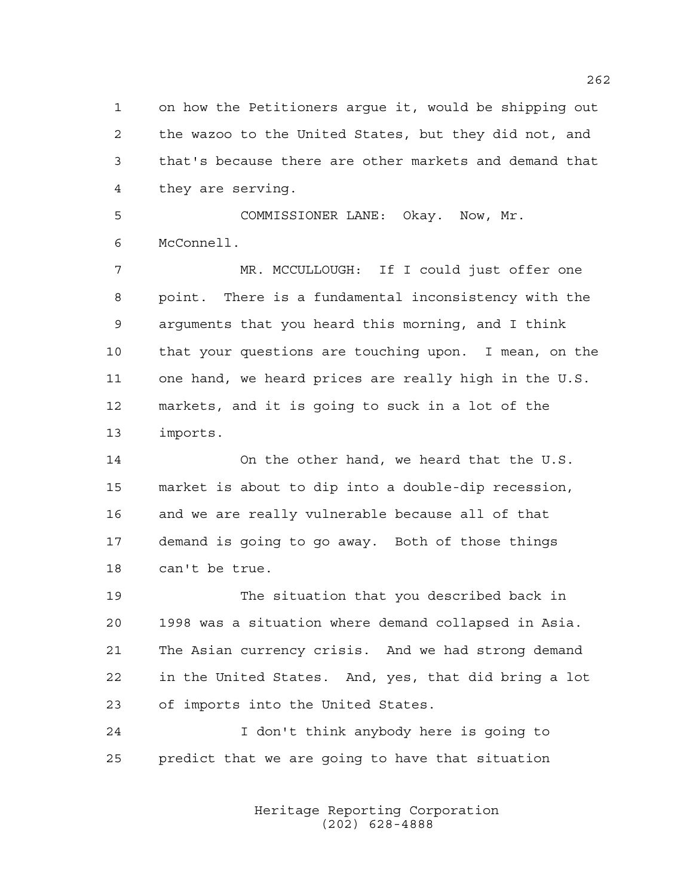on how the Petitioners argue it, would be shipping out the wazoo to the United States, but they did not, and that's because there are other markets and demand that they are serving.

COMMISSIONER LANE: Okay. Now, Mr. McConnell.

MR. MCCULLOUGH: If I could just offer one point. There is a fundamental inconsistency with the arguments that you heard this morning, and I think that your questions are touching upon. I mean, on the one hand, we heard prices are really high in the U.S. markets, and it is going to suck in a lot of the imports.

On the other hand, we heard that the U.S. market is about to dip into a double-dip recession, and we are really vulnerable because all of that demand is going to go away. Both of those things can't be true.

The situation that you described back in 1998 was a situation where demand collapsed in Asia. The Asian currency crisis. And we had strong demand in the United States. And, yes, that did bring a lot of imports into the United States.

I don't think anybody here is going to predict that we are going to have that situation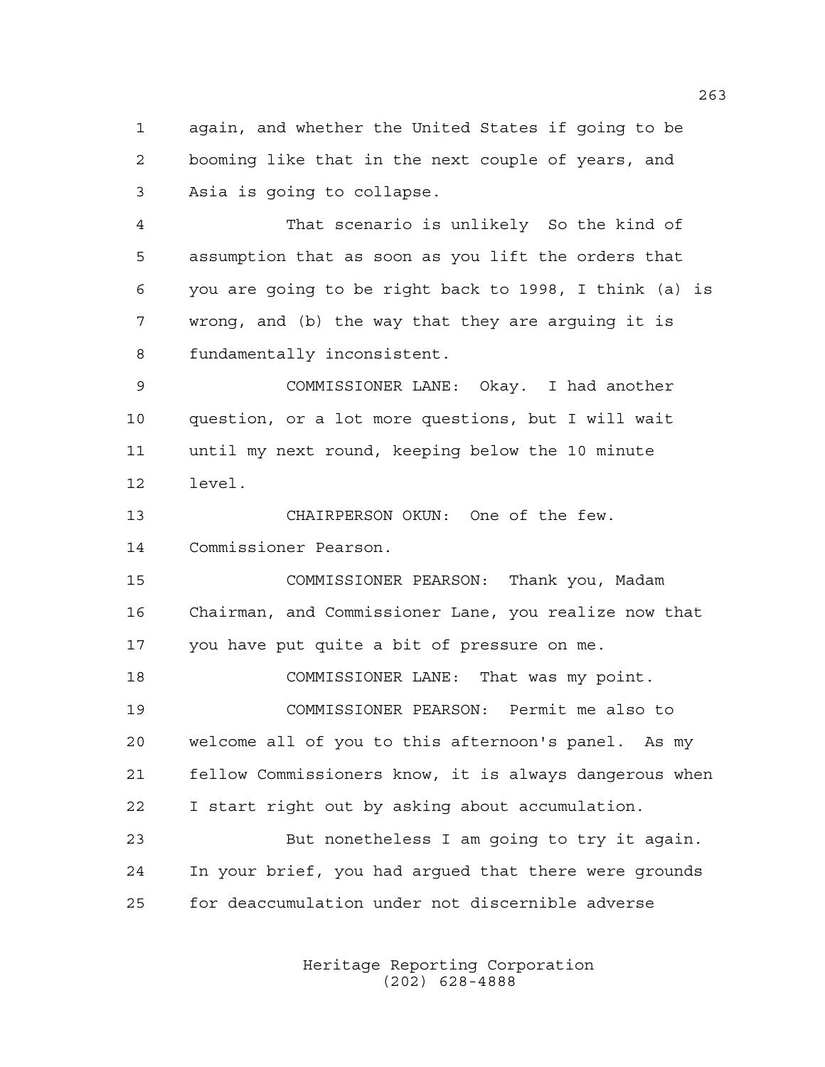again, and whether the United States if going to be booming like that in the next couple of years, and Asia is going to collapse.

That scenario is unlikely So the kind of assumption that as soon as you lift the orders that you are going to be right back to 1998, I think (a) is wrong, and (b) the way that they are arguing it is fundamentally inconsistent.

COMMISSIONER LANE: Okay. I had another question, or a lot more questions, but I will wait until my next round, keeping below the 10 minute level.

CHAIRPERSON OKUN: One of the few. Commissioner Pearson.

COMMISSIONER PEARSON: Thank you, Madam Chairman, and Commissioner Lane, you realize now that you have put quite a bit of pressure on me.

COMMISSIONER LANE: That was my point.

COMMISSIONER PEARSON: Permit me also to welcome all of you to this afternoon's panel. As my fellow Commissioners know, it is always dangerous when I start right out by asking about accumulation.

But nonetheless I am going to try it again. In your brief, you had argued that there were grounds for deaccumulation under not discernible adverse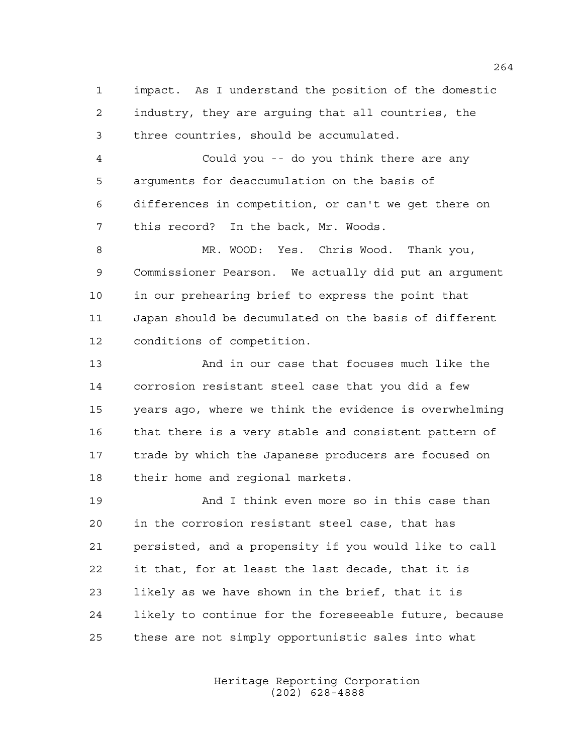impact. As I understand the position of the domestic industry, they are arguing that all countries, the three countries, should be accumulated.

Could you -- do you think there are any arguments for deaccumulation on the basis of differences in competition, or can't we get there on this record? In the back, Mr. Woods.

MR. WOOD: Yes. Chris Wood. Thank you, Commissioner Pearson. We actually did put an argument in our prehearing brief to express the point that Japan should be decumulated on the basis of different conditions of competition.

And in our case that focuses much like the corrosion resistant steel case that you did a few years ago, where we think the evidence is overwhelming that there is a very stable and consistent pattern of trade by which the Japanese producers are focused on their home and regional markets.

And I think even more so in this case than in the corrosion resistant steel case, that has persisted, and a propensity if you would like to call it that, for at least the last decade, that it is likely as we have shown in the brief, that it is likely to continue for the foreseeable future, because these are not simply opportunistic sales into what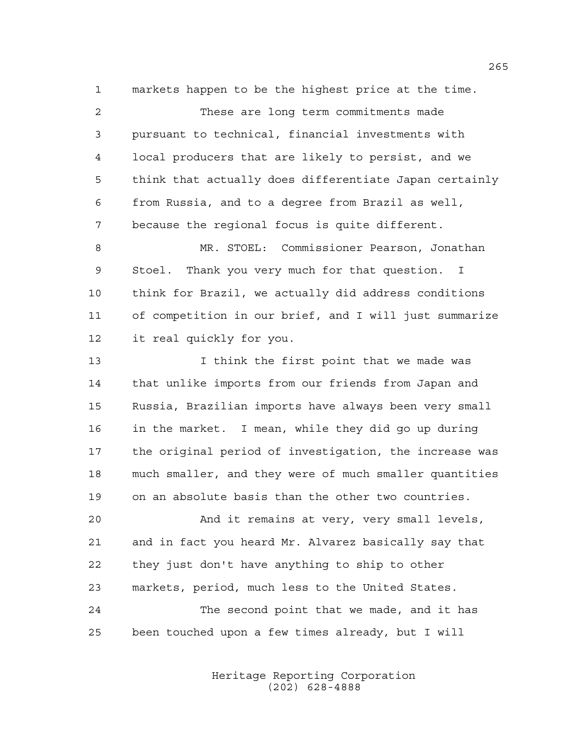markets happen to be the highest price at the time.

These are long term commitments made pursuant to technical, financial investments with local producers that are likely to persist, and we think that actually does differentiate Japan certainly from Russia, and to a degree from Brazil as well, because the regional focus is quite different.

MR. STOEL: Commissioner Pearson, Jonathan Stoel. Thank you very much for that question. I think for Brazil, we actually did address conditions of competition in our brief, and I will just summarize it real quickly for you.

I think the first point that we made was that unlike imports from our friends from Japan and Russia, Brazilian imports have always been very small in the market. I mean, while they did go up during the original period of investigation, the increase was much smaller, and they were of much smaller quantities on an absolute basis than the other two countries.

And it remains at very, very small levels, and in fact you heard Mr. Alvarez basically say that they just don't have anything to ship to other markets, period, much less to the United States.

The second point that we made, and it has been touched upon a few times already, but I will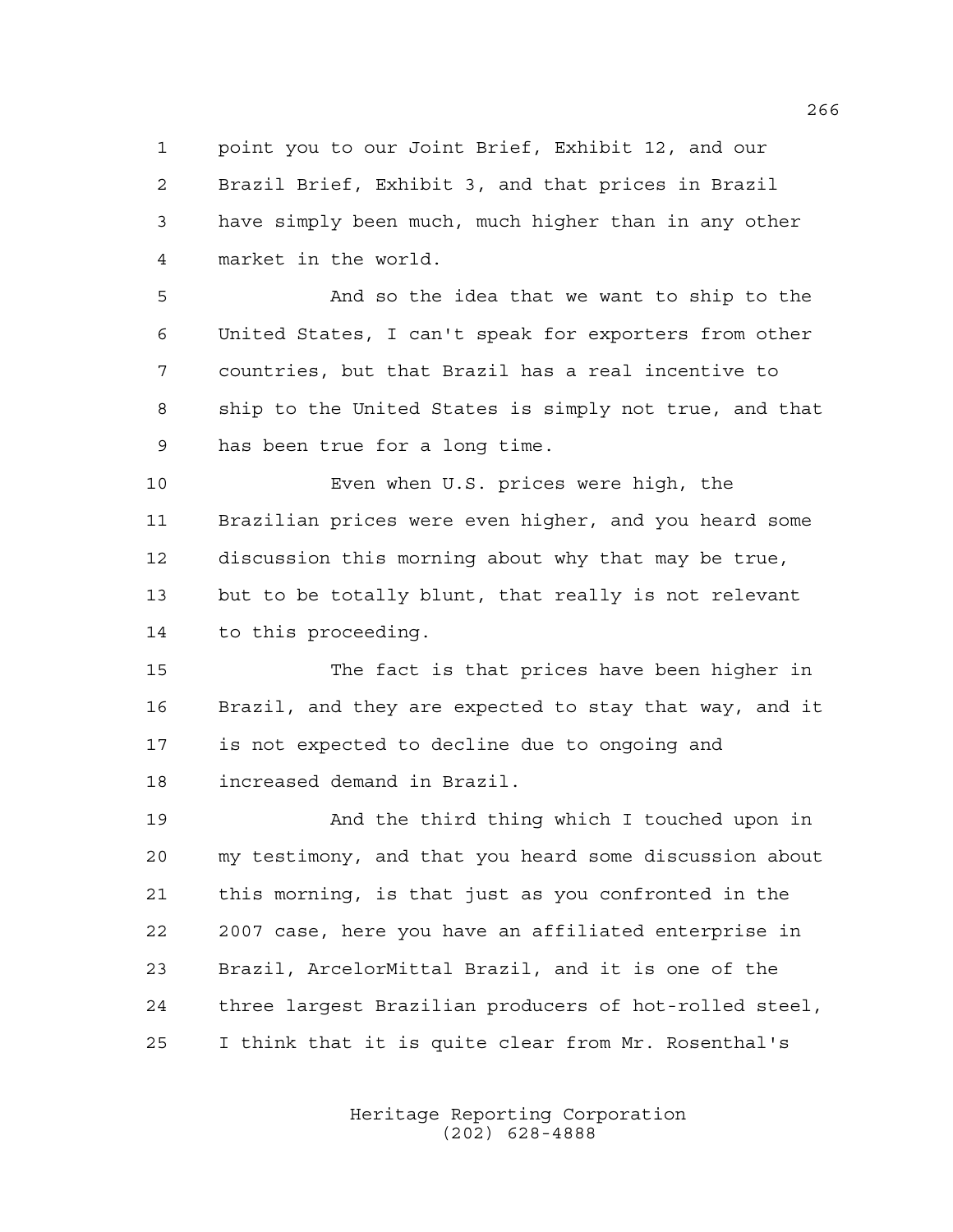point you to our Joint Brief, Exhibit 12, and our Brazil Brief, Exhibit 3, and that prices in Brazil have simply been much, much higher than in any other market in the world.

And so the idea that we want to ship to the United States, I can't speak for exporters from other countries, but that Brazil has a real incentive to ship to the United States is simply not true, and that has been true for a long time.

Even when U.S. prices were high, the Brazilian prices were even higher, and you heard some discussion this morning about why that may be true, but to be totally blunt, that really is not relevant to this proceeding.

The fact is that prices have been higher in Brazil, and they are expected to stay that way, and it is not expected to decline due to ongoing and increased demand in Brazil.

And the third thing which I touched upon in my testimony, and that you heard some discussion about this morning, is that just as you confronted in the 2007 case, here you have an affiliated enterprise in Brazil, ArcelorMittal Brazil, and it is one of the three largest Brazilian producers of hot-rolled steel, I think that it is quite clear from Mr. Rosenthal's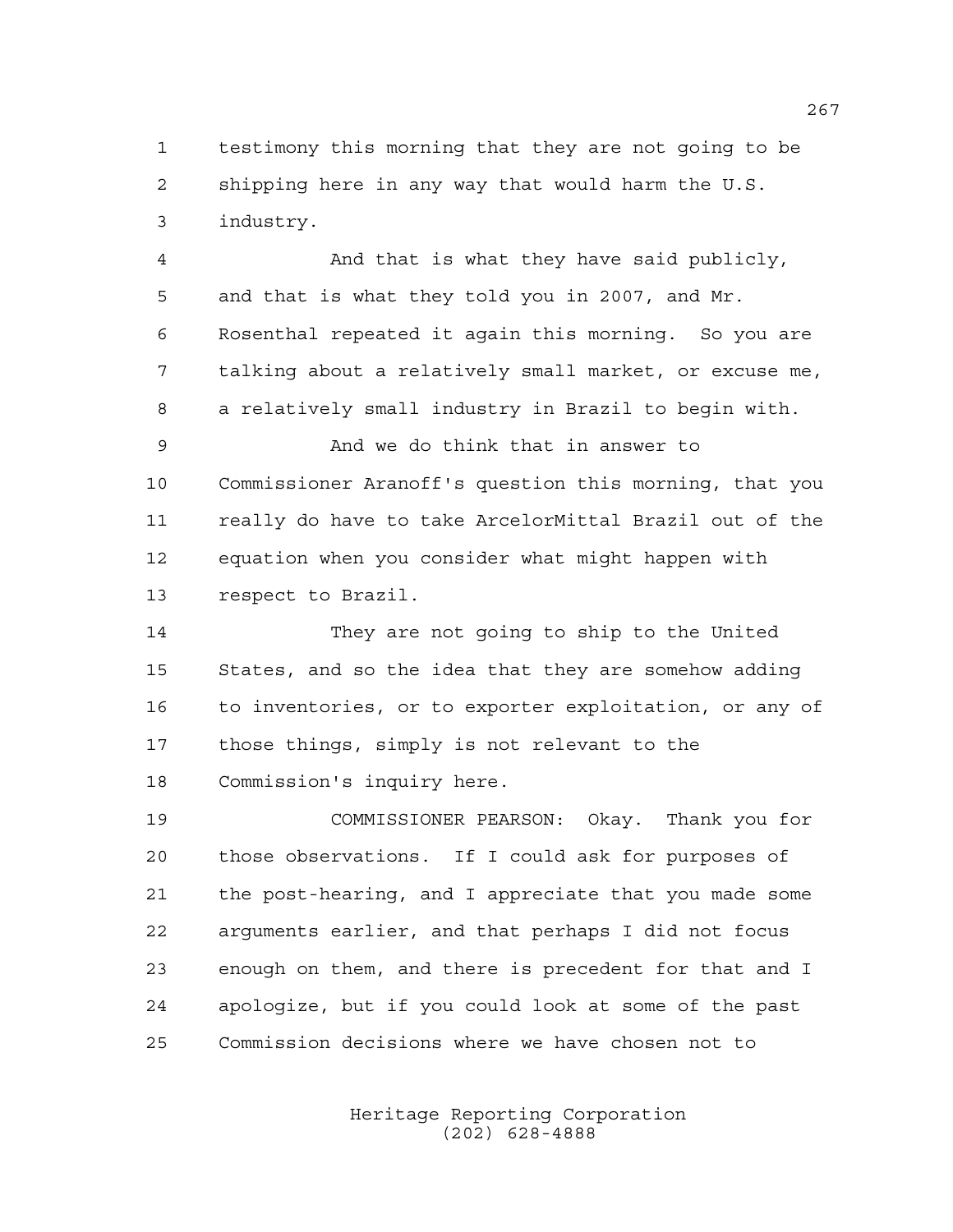testimony this morning that they are not going to be shipping here in any way that would harm the U.S. industry.

And that is what they have said publicly, and that is what they told you in 2007, and Mr. Rosenthal repeated it again this morning. So you are talking about a relatively small market, or excuse me, a relatively small industry in Brazil to begin with.

And we do think that in answer to Commissioner Aranoff's question this morning, that you really do have to take ArcelorMittal Brazil out of the equation when you consider what might happen with respect to Brazil.

They are not going to ship to the United States, and so the idea that they are somehow adding to inventories, or to exporter exploitation, or any of those things, simply is not relevant to the Commission's inquiry here.

COMMISSIONER PEARSON: Okay. Thank you for those observations. If I could ask for purposes of the post-hearing, and I appreciate that you made some arguments earlier, and that perhaps I did not focus enough on them, and there is precedent for that and I apologize, but if you could look at some of the past Commission decisions where we have chosen not to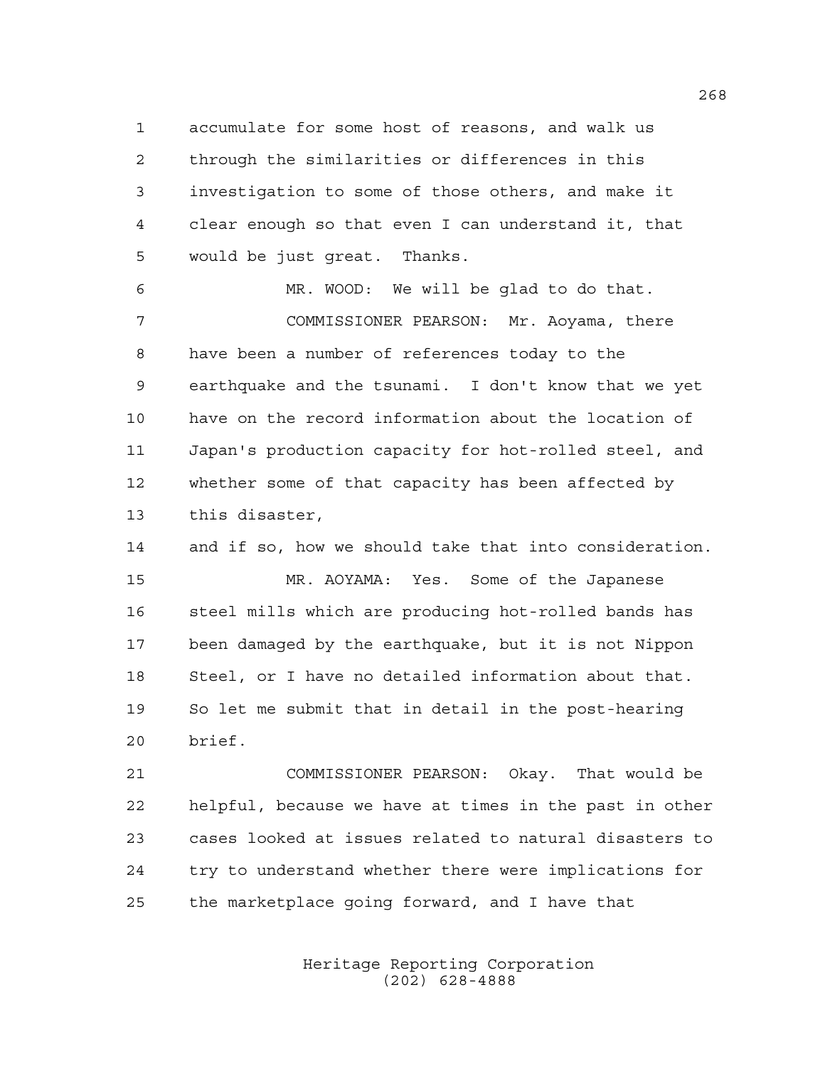accumulate for some host of reasons, and walk us through the similarities or differences in this investigation to some of those others, and make it clear enough so that even I can understand it, that would be just great. Thanks.

MR. WOOD: We will be glad to do that.

COMMISSIONER PEARSON: Mr. Aoyama, there have been a number of references today to the earthquake and the tsunami. I don't know that we yet have on the record information about the location of Japan's production capacity for hot-rolled steel, and whether some of that capacity has been affected by this disaster,

and if so, how we should take that into consideration.

MR. AOYAMA: Yes. Some of the Japanese steel mills which are producing hot-rolled bands has been damaged by the earthquake, but it is not Nippon Steel, or I have no detailed information about that. So let me submit that in detail in the post-hearing brief.

COMMISSIONER PEARSON: Okay. That would be helpful, because we have at times in the past in other cases looked at issues related to natural disasters to try to understand whether there were implications for the marketplace going forward, and I have that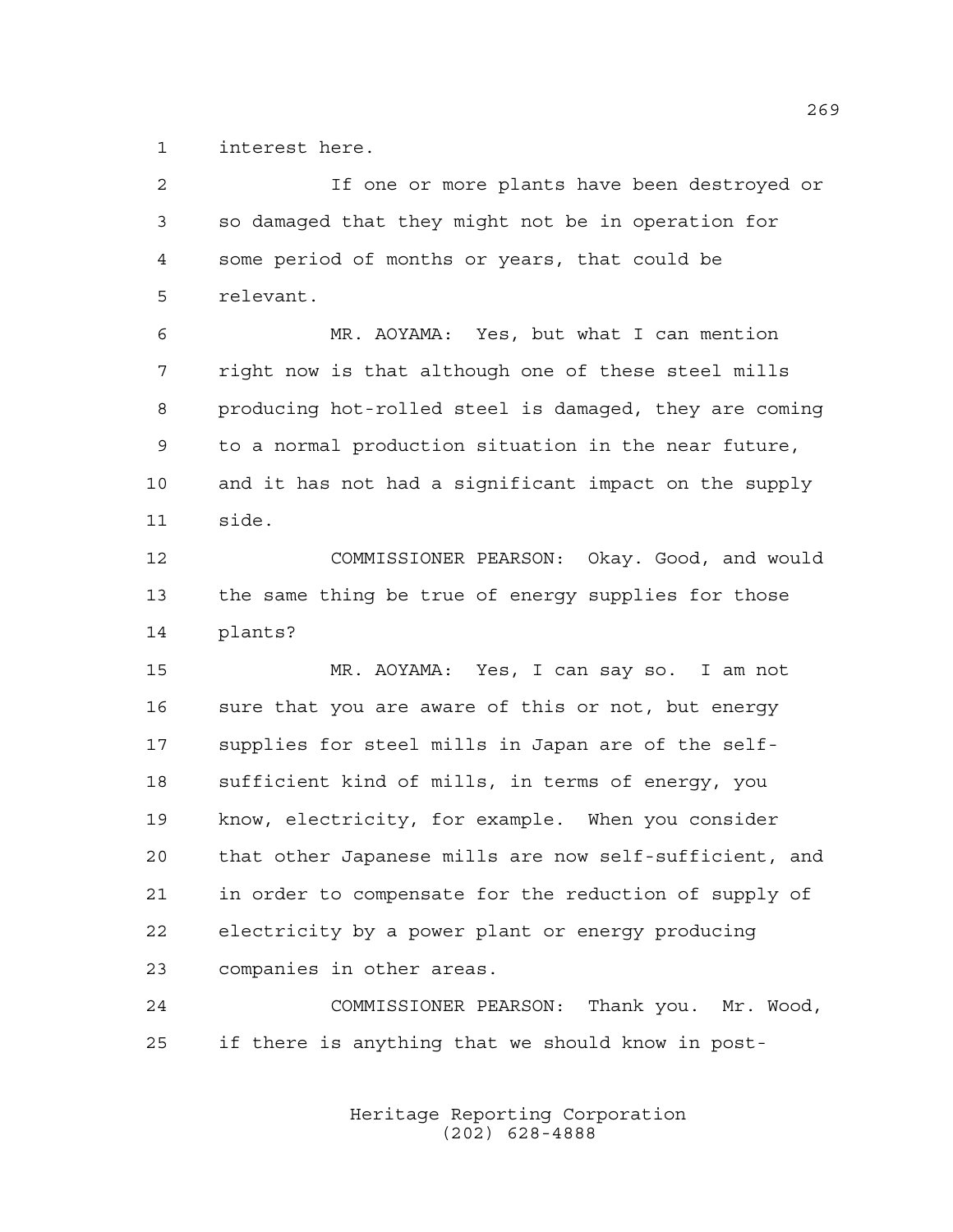interest here.

If one or more plants have been destroyed or so damaged that they might not be in operation for some period of months or years, that could be relevant.

MR. AOYAMA: Yes, but what I can mention right now is that although one of these steel mills producing hot-rolled steel is damaged, they are coming to a normal production situation in the near future, and it has not had a significant impact on the supply side.

COMMISSIONER PEARSON: Okay. Good, and would the same thing be true of energy supplies for those plants?

MR. AOYAMA: Yes, I can say so. I am not sure that you are aware of this or not, but energy supplies for steel mills in Japan are of the self-sufficient kind of mills, in terms of energy, you know, electricity, for example. When you consider that other Japanese mills are now self-sufficient, and in order to compensate for the reduction of supply of electricity by a power plant or energy producing companies in other areas.

COMMISSIONER PEARSON: Thank you. Mr. Wood, if there is anything that we should know in post-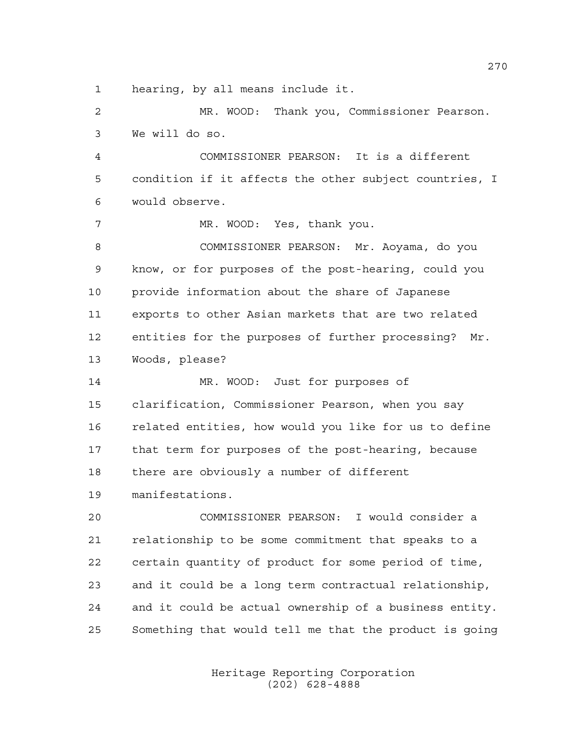hearing, by all means include it.

MR. WOOD: Thank you, Commissioner Pearson. We will do so.

COMMISSIONER PEARSON: It is a different condition if it affects the other subject countries, I would observe.

MR. WOOD: Yes, thank you.

COMMISSIONER PEARSON: Mr. Aoyama, do you know, or for purposes of the post-hearing, could you provide information about the share of Japanese exports to other Asian markets that are two related entities for the purposes of further processing? Mr. Woods, please?

MR. WOOD: Just for purposes of clarification, Commissioner Pearson, when you say related entities, how would you like for us to define that term for purposes of the post-hearing, because there are obviously a number of different manifestations.

COMMISSIONER PEARSON: I would consider a relationship to be some commitment that speaks to a certain quantity of product for some period of time, and it could be a long term contractual relationship, and it could be actual ownership of a business entity. Something that would tell me that the product is going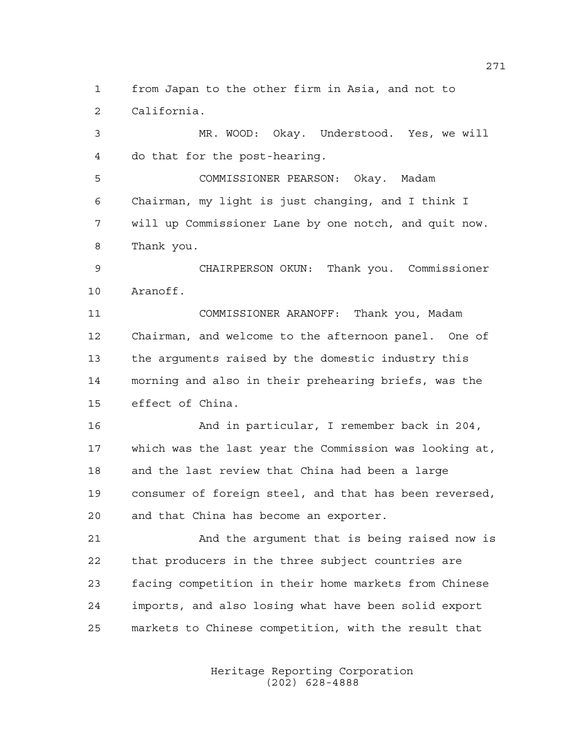from Japan to the other firm in Asia, and not to California.

MR. WOOD: Okay. Understood. Yes, we will do that for the post-hearing.

COMMISSIONER PEARSON: Okay. Madam Chairman, my light is just changing, and I think I will up Commissioner Lane by one notch, and quit now. Thank you.

CHAIRPERSON OKUN: Thank you. Commissioner Aranoff.

COMMISSIONER ARANOFF: Thank you, Madam Chairman, and welcome to the afternoon panel. One of the arguments raised by the domestic industry this morning and also in their prehearing briefs, was the effect of China.

And in particular, I remember back in 204, which was the last year the Commission was looking at, and the last review that China had been a large consumer of foreign steel, and that has been reversed, and that China has become an exporter.

And the argument that is being raised now is that producers in the three subject countries are facing competition in their home markets from Chinese imports, and also losing what have been solid export markets to Chinese competition, with the result that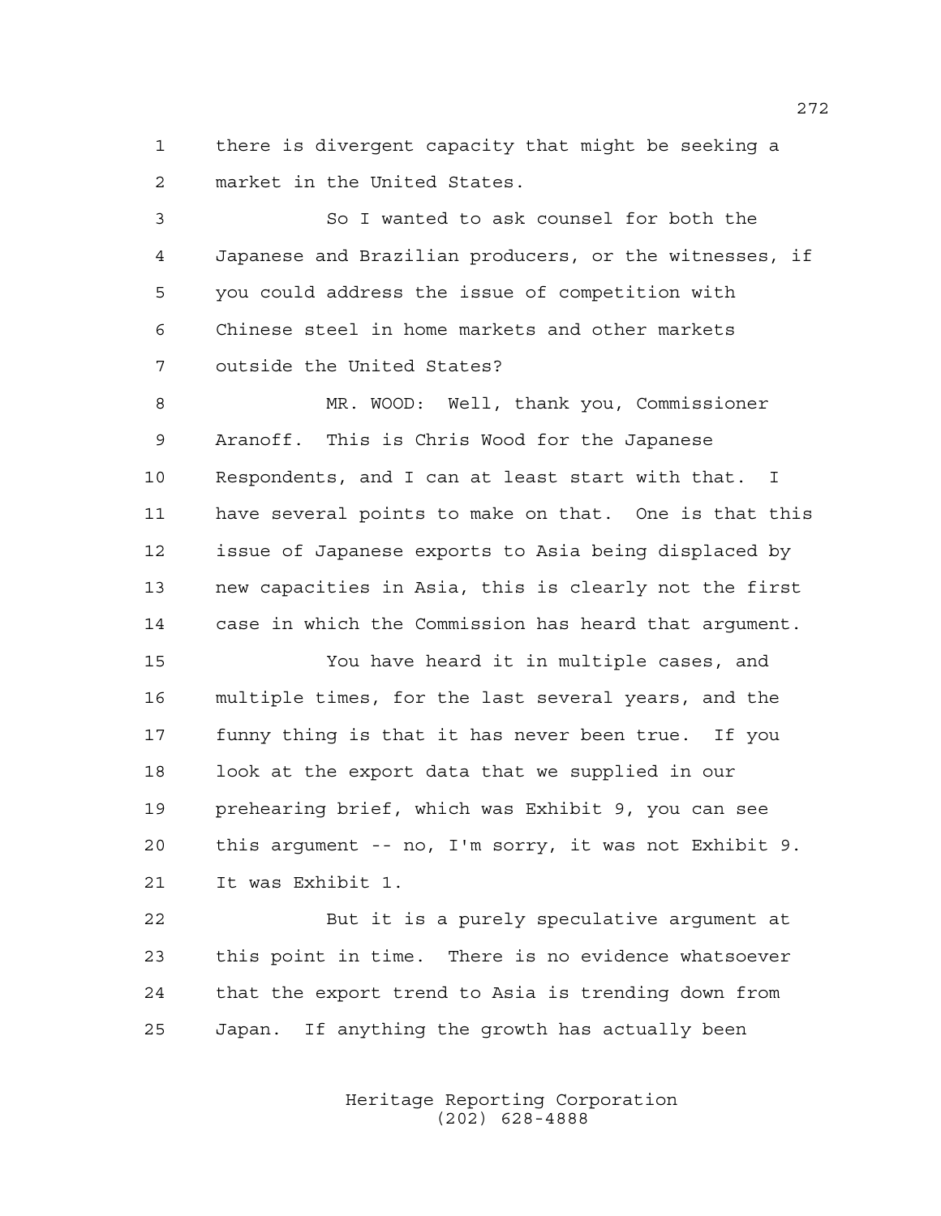1 there is divergent capacity that might be seeking a
2 market in the United States.

3 So I wanted to ask counsel for both the
4 Japanese and Brazilian producers, or the witnesses, if
5 you could address the issue of competition with
6 Chinese steel in home markets and other markets
7 outside the United States?

8 MR. WOOD: Well, thank you, Commissioner
9 Aranoff. This is Chris Wood for the Japanese
10 Respondents, and I can at least start with that. I
11 have several points to make on that. One is that this
12 issue of Japanese exports to Asia being displaced by
13 new capacities in Asia, this is clearly not the first
14 case in which the Commission has heard that argument.

15 You have heard it in multiple cases, and
16 multiple times, for the last several years, and the
17 funny thing is that it has never been true. If you
18 look at the export data that we supplied in our
19 prehearing brief, which was Exhibit 9, you can see
20 this argument -- no, I'm sorry, it was not Exhibit 9.
21 It was Exhibit 1.

22 But it is a purely speculative argument at
23 this point in time. There is no evidence whatsoever
24 that the export trend to Asia is trending down from
25 Japan. If anything the growth has actually been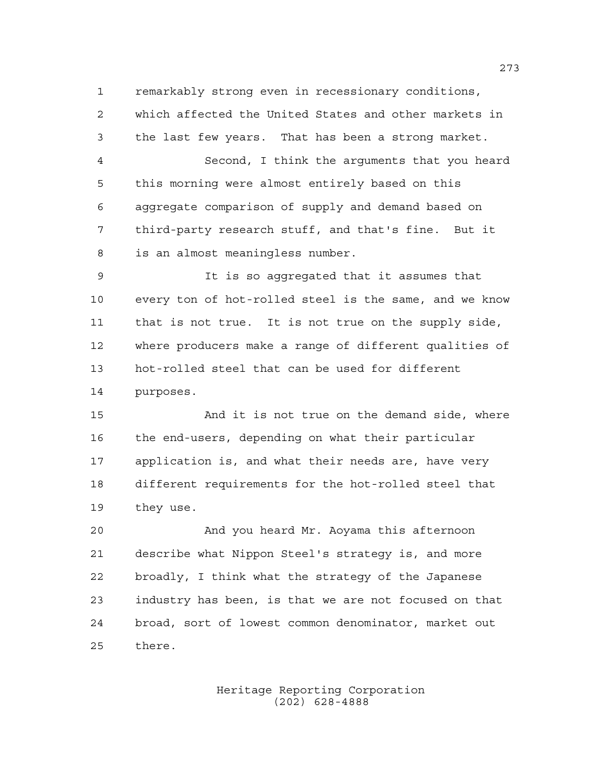remarkably strong even in recessionary conditions, which affected the United States and other markets in the last few years. That has been a strong market.

Second, I think the arguments that you heard this morning were almost entirely based on this aggregate comparison of supply and demand based on third-party research stuff, and that's fine. But it is an almost meaningless number.

It is so aggregated that it assumes that every ton of hot-rolled steel is the same, and we know that is not true. It is not true on the supply side, where producers make a range of different qualities of hot-rolled steel that can be used for different purposes.

And it is not true on the demand side, where the end-users, depending on what their particular application is, and what their needs are, have very different requirements for the hot-rolled steel that they use.

And you heard Mr. Aoyama this afternoon describe what Nippon Steel's strategy is, and more broadly, I think what the strategy of the Japanese industry has been, is that we are not focused on that broad, sort of lowest common denominator, market out there.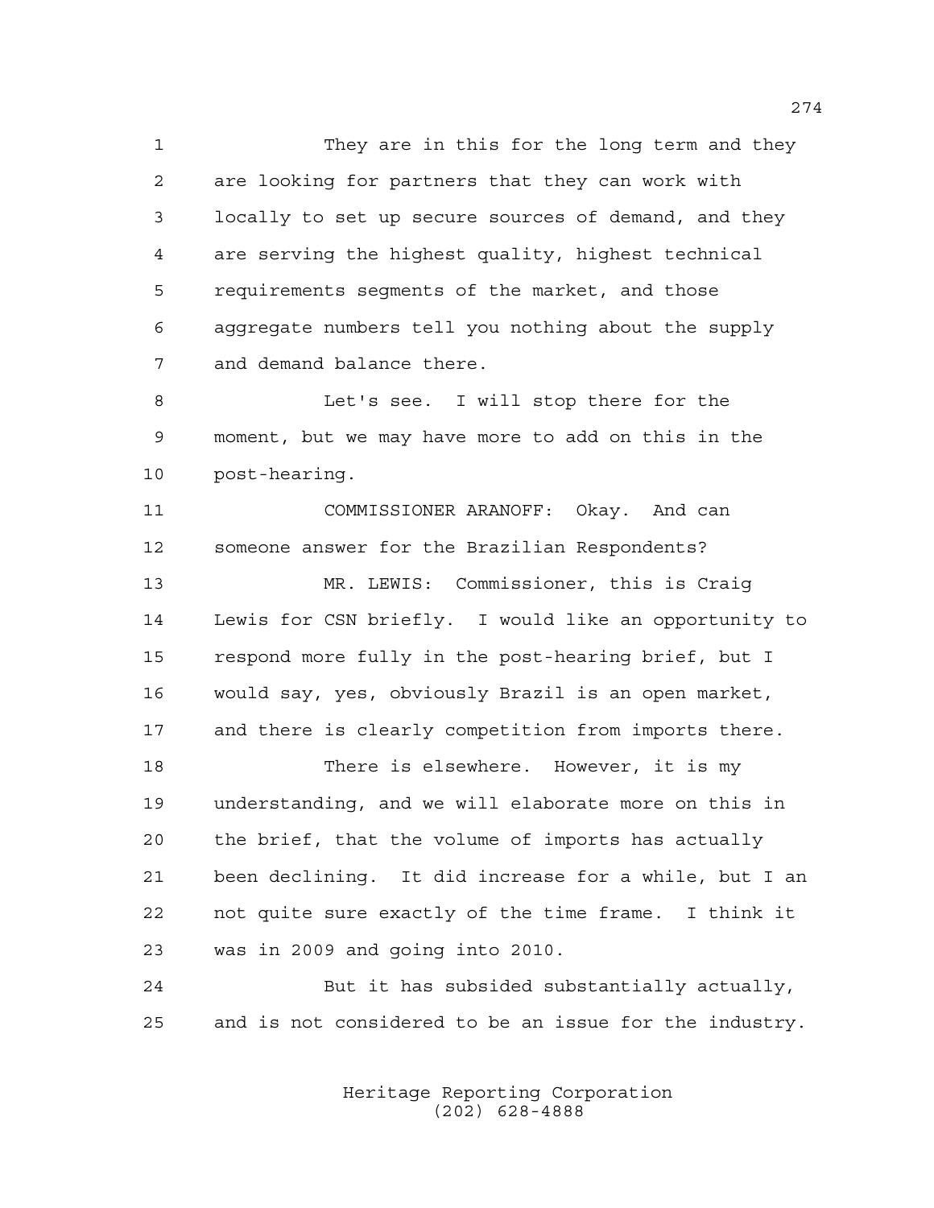They are in this for the long term and they are looking for partners that they can work with locally to set up secure sources of demand, and they are serving the highest quality, highest technical requirements segments of the market, and those aggregate numbers tell you nothing about the supply and demand balance there.

Let's see. I will stop there for the moment, but we may have more to add on this in the post-hearing.

COMMISSIONER ARANOFF: Okay. And can someone answer for the Brazilian Respondents?

MR. LEWIS: Commissioner, this is Craig Lewis for CSN briefly. I would like an opportunity to respond more fully in the post-hearing brief, but I would say, yes, obviously Brazil is an open market, and there is clearly competition from imports there.

There is elsewhere. However, it is my understanding, and we will elaborate more on this in the brief, that the volume of imports has actually been declining. It did increase for a while, but I an not quite sure exactly of the time frame. I think it was in 2009 and going into 2010.

But it has subsided substantially actually, and is not considered to be an issue for the industry.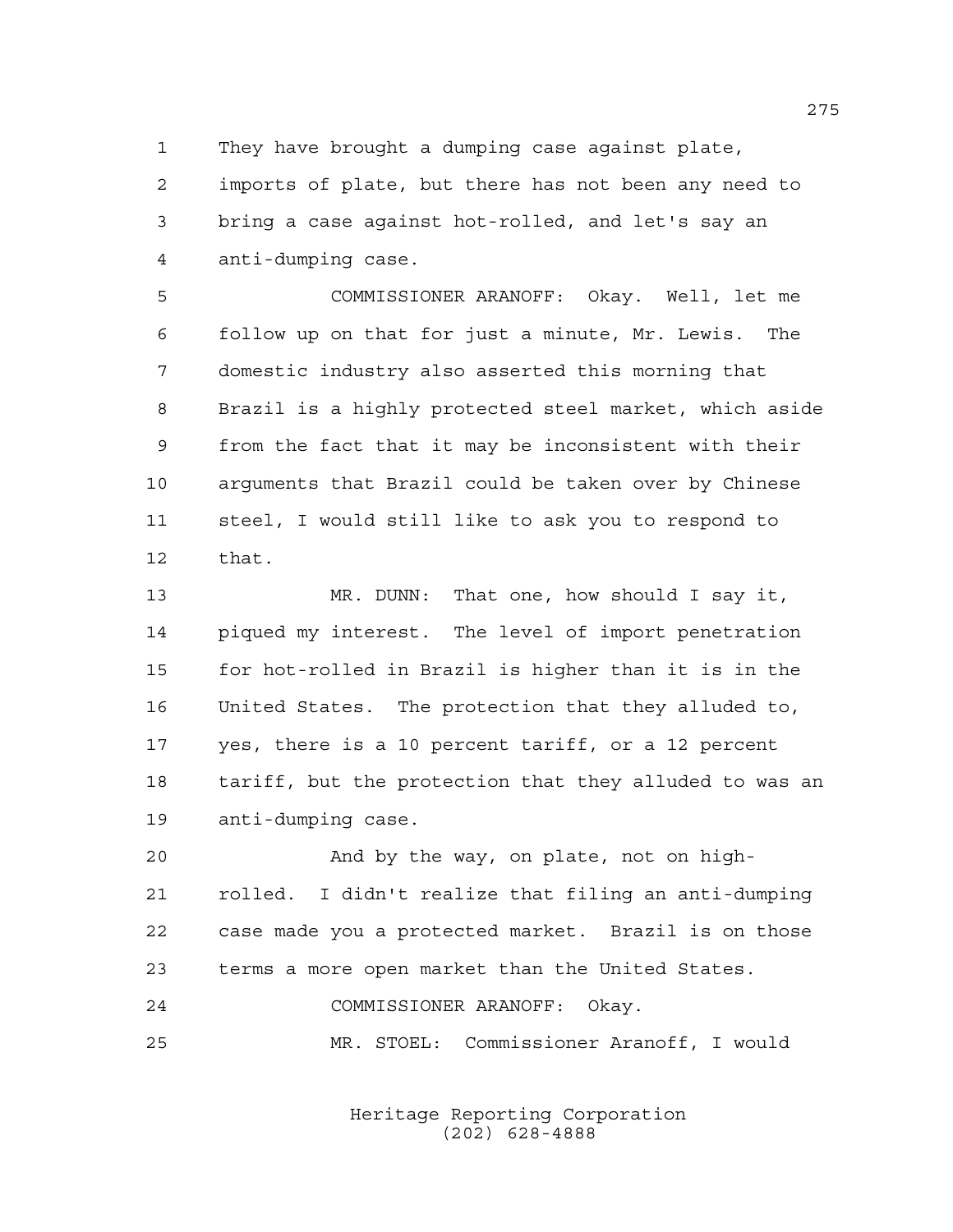They have brought a dumping case against plate, imports of plate, but there has not been any need to bring a case against hot-rolled, and let's say an anti-dumping case.

COMMISSIONER ARANOFF: Okay. Well, let me follow up on that for just a minute, Mr. Lewis. The domestic industry also asserted this morning that Brazil is a highly protected steel market, which aside from the fact that it may be inconsistent with their arguments that Brazil could be taken over by Chinese steel, I would still like to ask you to respond to that.

MR. DUNN: That one, how should I say it, piqued my interest. The level of import penetration for hot-rolled in Brazil is higher than it is in the United States. The protection that they alluded to, yes, there is a 10 percent tariff, or a 12 percent tariff, but the protection that they alluded to was an anti-dumping case.

And by the way, on plate, not on high-rolled. I didn't realize that filing an anti-dumping case made you a protected market. Brazil is on those terms a more open market than the United States.

COMMISSIONER ARANOFF: Okay.

MR. STOEL: Commissioner Aranoff, I would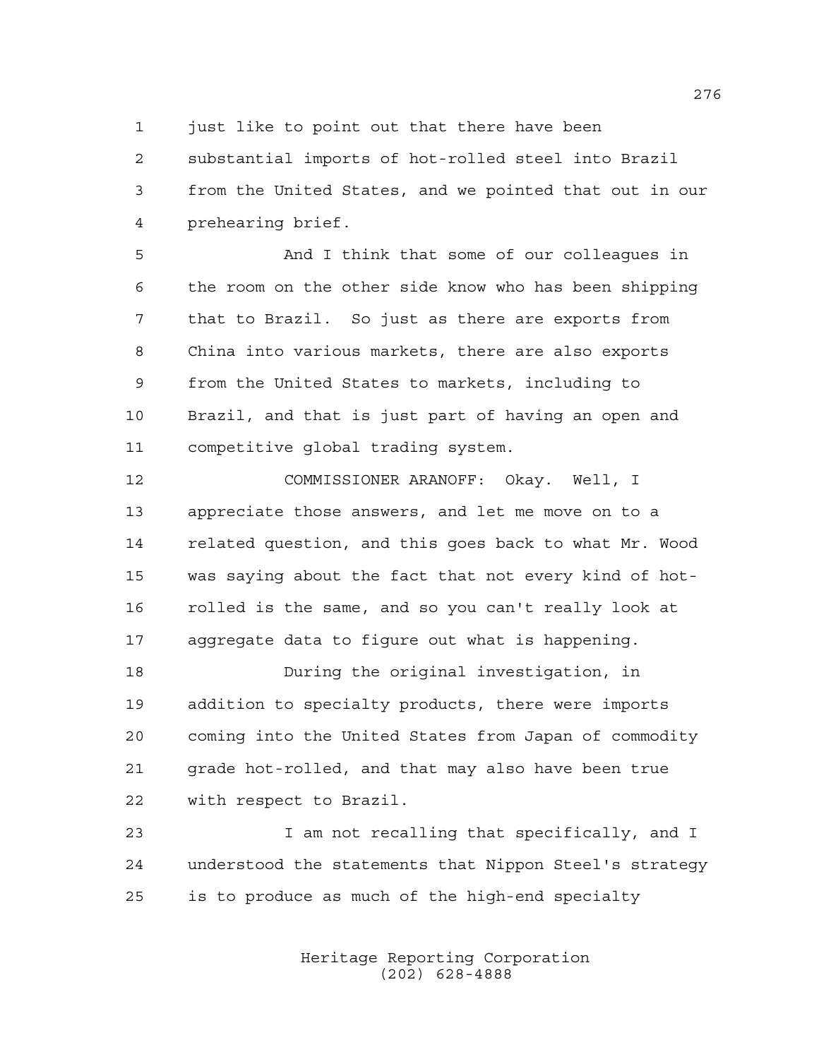just like to point out that there have been substantial imports of hot-rolled steel into Brazil from the United States, and we pointed that out in our prehearing brief.

And I think that some of our colleagues in the room on the other side know who has been shipping that to Brazil. So just as there are exports from China into various markets, there are also exports from the United States to markets, including to Brazil, and that is just part of having an open and competitive global trading system.

COMMISSIONER ARANOFF: Okay. Well, I appreciate those answers, and let me move on to a related question, and this goes back to what Mr. Wood was saying about the fact that not every kind of hot-rolled is the same, and so you can't really look at aggregate data to figure out what is happening.

During the original investigation, in addition to specialty products, there were imports coming into the United States from Japan of commodity grade hot-rolled, and that may also have been true with respect to Brazil.

I am not recalling that specifically, and I understood the statements that Nippon Steel's strategy is to produce as much of the high-end specialty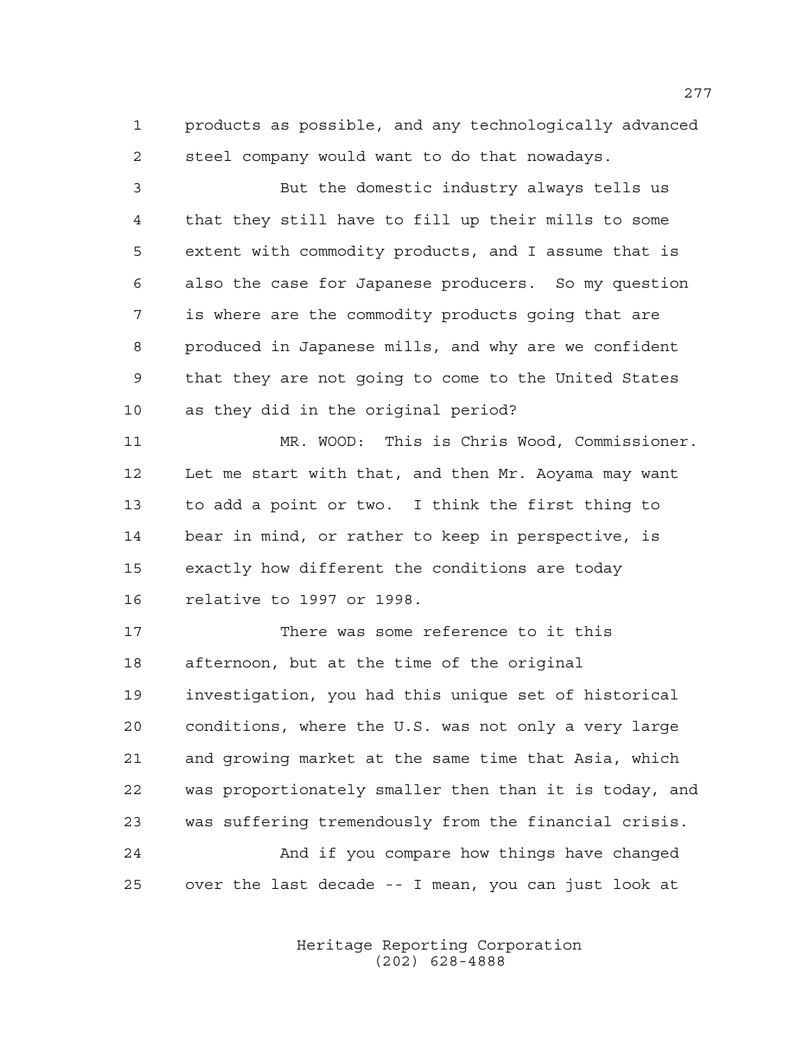products as possible, and any technologically advanced steel company would want to do that nowadays.

But the domestic industry always tells us that they still have to fill up their mills to some extent with commodity products, and I assume that is also the case for Japanese producers. So my question is where are the commodity products going that are produced in Japanese mills, and why are we confident that they are not going to come to the United States as they did in the original period?

MR. WOOD: This is Chris Wood, Commissioner. Let me start with that, and then Mr. Aoyama may want to add a point or two. I think the first thing to bear in mind, or rather to keep in perspective, is exactly how different the conditions are today relative to 1997 or 1998.

There was some reference to it this afternoon, but at the time of the original investigation, you had this unique set of historical conditions, where the U.S. was not only a very large and growing market at the same time that Asia, which was proportionately smaller then than it is today, and was suffering tremendously from the financial crisis.

And if you compare how things have changed over the last decade -- I mean, you can just look at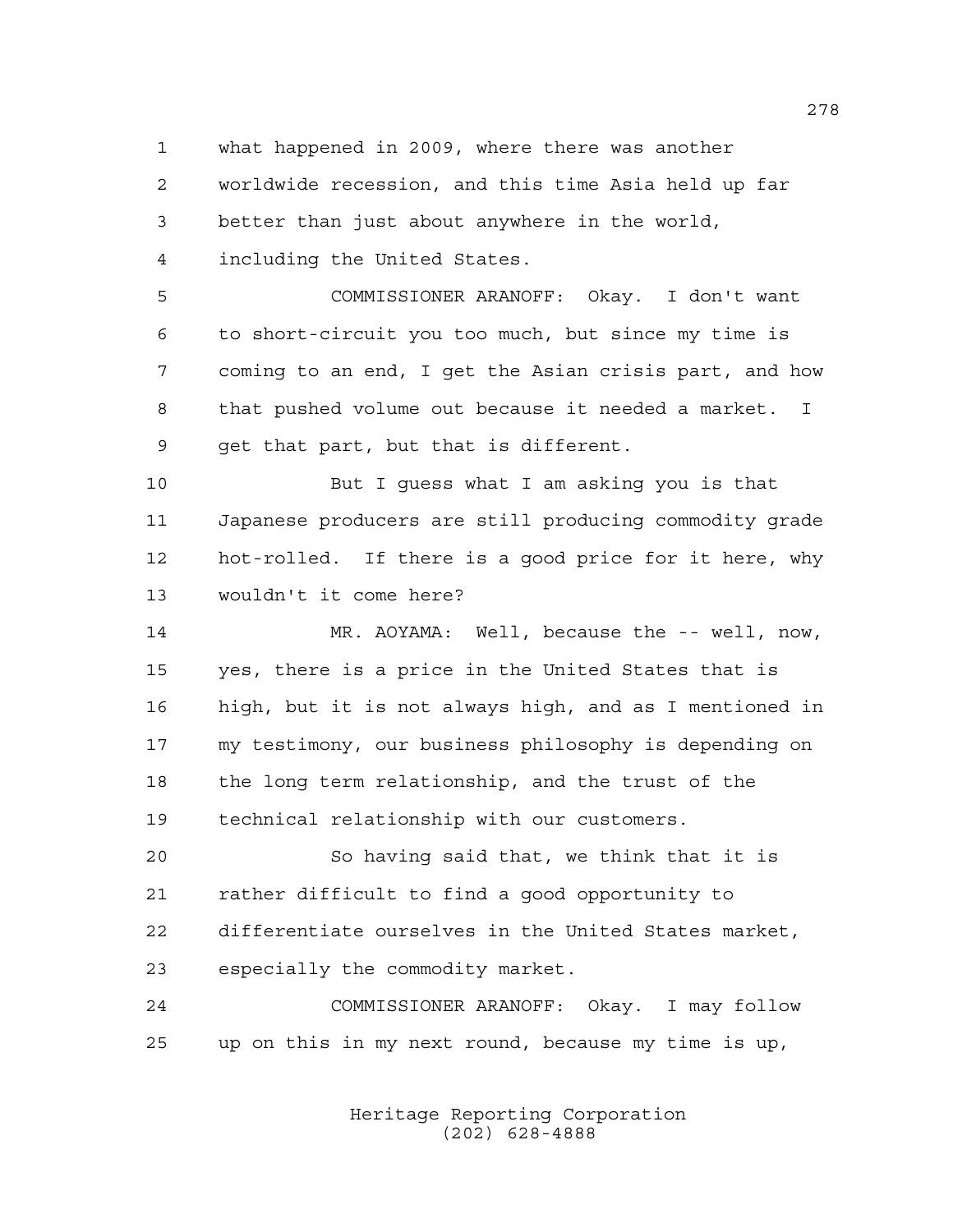what happened in 2009, where there was another worldwide recession, and this time Asia held up far better than just about anywhere in the world, including the United States.

COMMISSIONER ARANOFF: Okay. I don't want to short-circuit you too much, but since my time is coming to an end, I get the Asian crisis part, and how that pushed volume out because it needed a market. I get that part, but that is different.

But I guess what I am asking you is that Japanese producers are still producing commodity grade hot-rolled. If there is a good price for it here, why wouldn't it come here?

MR. AOYAMA: Well, because the -- well, now, yes, there is a price in the United States that is high, but it is not always high, and as I mentioned in my testimony, our business philosophy is depending on the long term relationship, and the trust of the technical relationship with our customers.

So having said that, we think that it is rather difficult to find a good opportunity to differentiate ourselves in the United States market, especially the commodity market.

COMMISSIONER ARANOFF: Okay. I may follow up on this in my next round, because my time is up,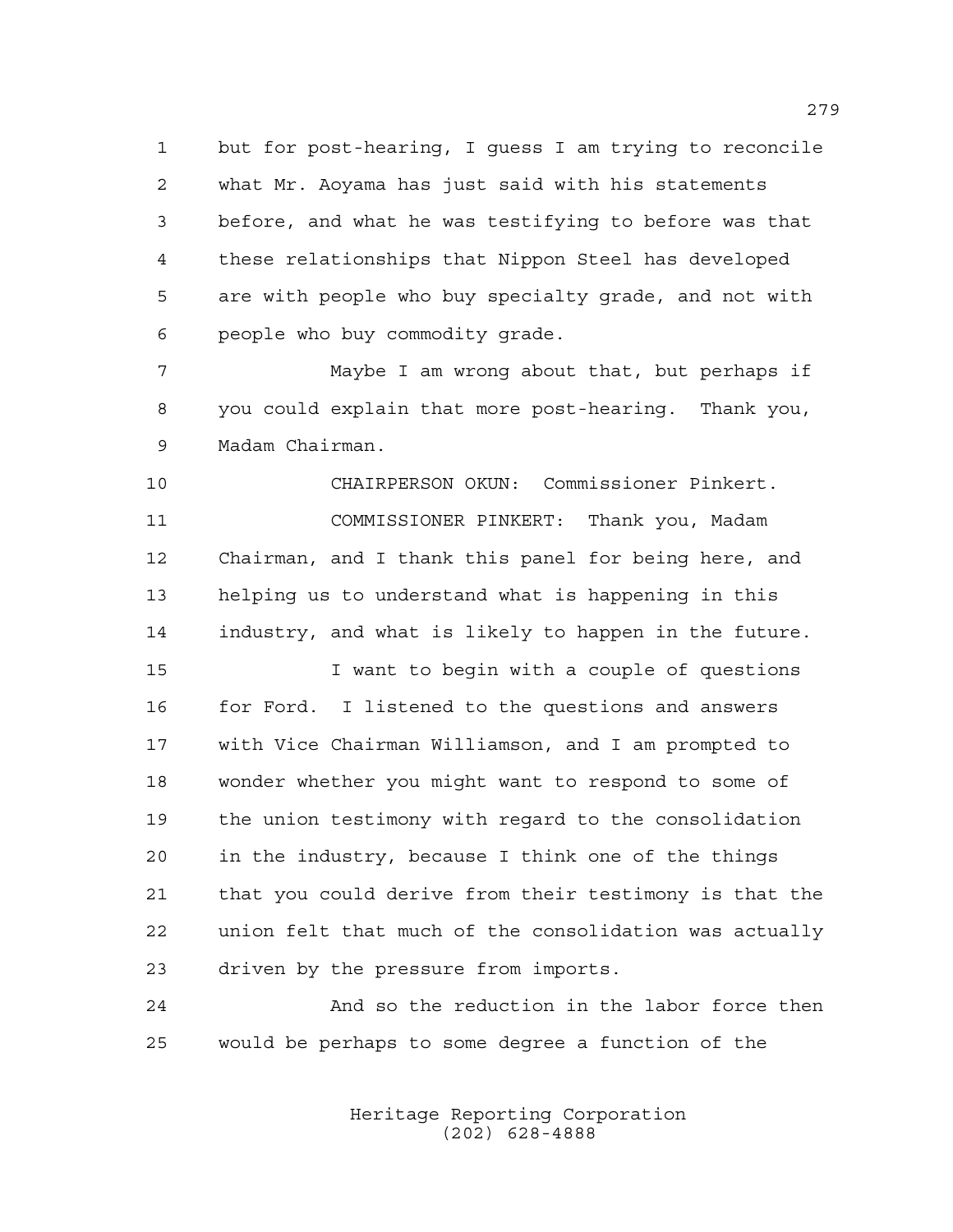but for post-hearing, I guess I am trying to reconcile what Mr. Aoyama has just said with his statements before, and what he was testifying to before was that these relationships that Nippon Steel has developed are with people who buy specialty grade, and not with people who buy commodity grade.

Maybe I am wrong about that, but perhaps if you could explain that more post-hearing. Thank you, Madam Chairman.

CHAIRPERSON OKUN: Commissioner Pinkert.

COMMISSIONER PINKERT: Thank you, Madam Chairman, and I thank this panel for being here, and helping us to understand what is happening in this industry, and what is likely to happen in the future.

I want to begin with a couple of questions for Ford. I listened to the questions and answers with Vice Chairman Williamson, and I am prompted to wonder whether you might want to respond to some of the union testimony with regard to the consolidation in the industry, because I think one of the things that you could derive from their testimony is that the union felt that much of the consolidation was actually driven by the pressure from imports.

And so the reduction in the labor force then would be perhaps to some degree a function of the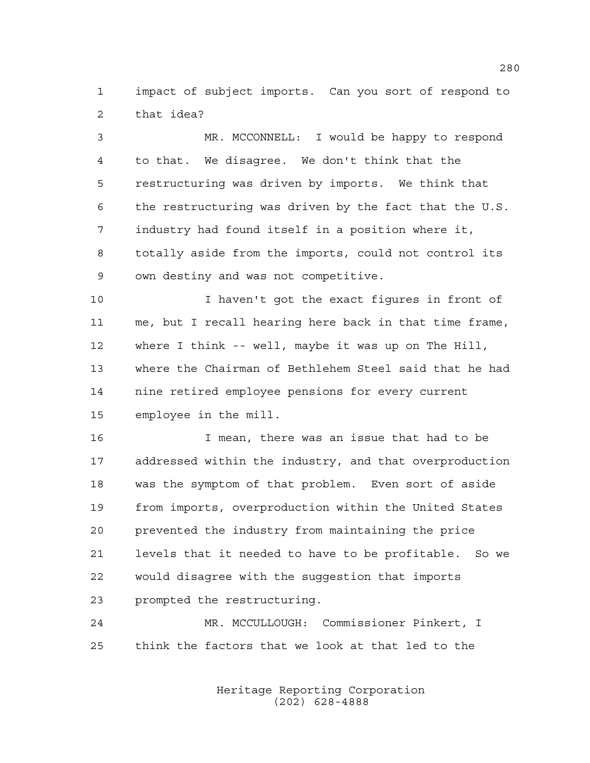impact of subject imports. Can you sort of respond to that idea?

MR. MCCONNELL: I would be happy to respond to that. We disagree. We don't think that the restructuring was driven by imports. We think that the restructuring was driven by the fact that the U.S. industry had found itself in a position where it, totally aside from the imports, could not control its own destiny and was not competitive.

I haven't got the exact figures in front of me, but I recall hearing here back in that time frame, where I think -- well, maybe it was up on The Hill, where the Chairman of Bethlehem Steel said that he had nine retired employee pensions for every current employee in the mill.

I mean, there was an issue that had to be addressed within the industry, and that overproduction was the symptom of that problem. Even sort of aside from imports, overproduction within the United States prevented the industry from maintaining the price levels that it needed to have to be profitable. So we would disagree with the suggestion that imports prompted the restructuring.

MR. MCCULLOUGH: Commissioner Pinkert, I think the factors that we look at that led to the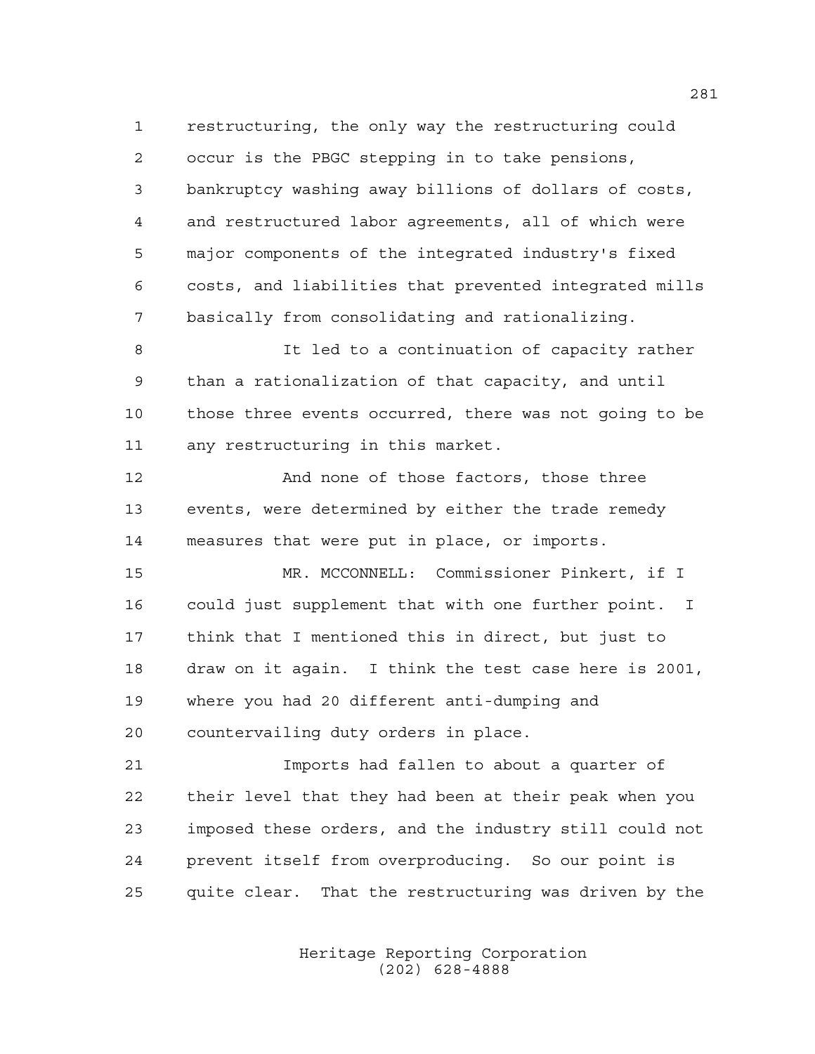restructuring, the only way the restructuring could occur is the PBGC stepping in to take pensions, bankruptcy washing away billions of dollars of costs, and restructured labor agreements, all of which were major components of the integrated industry's fixed costs, and liabilities that prevented integrated mills basically from consolidating and rationalizing.

It led to a continuation of capacity rather than a rationalization of that capacity, and until those three events occurred, there was not going to be any restructuring in this market.

And none of those factors, those three events, were determined by either the trade remedy measures that were put in place, or imports.

MR. MCCONNELL: Commissioner Pinkert, if I could just supplement that with one further point. I think that I mentioned this in direct, but just to draw on it again. I think the test case here is 2001, where you had 20 different anti-dumping and countervailing duty orders in place.

Imports had fallen to about a quarter of their level that they had been at their peak when you imposed these orders, and the industry still could not prevent itself from overproducing. So our point is quite clear. That the restructuring was driven by the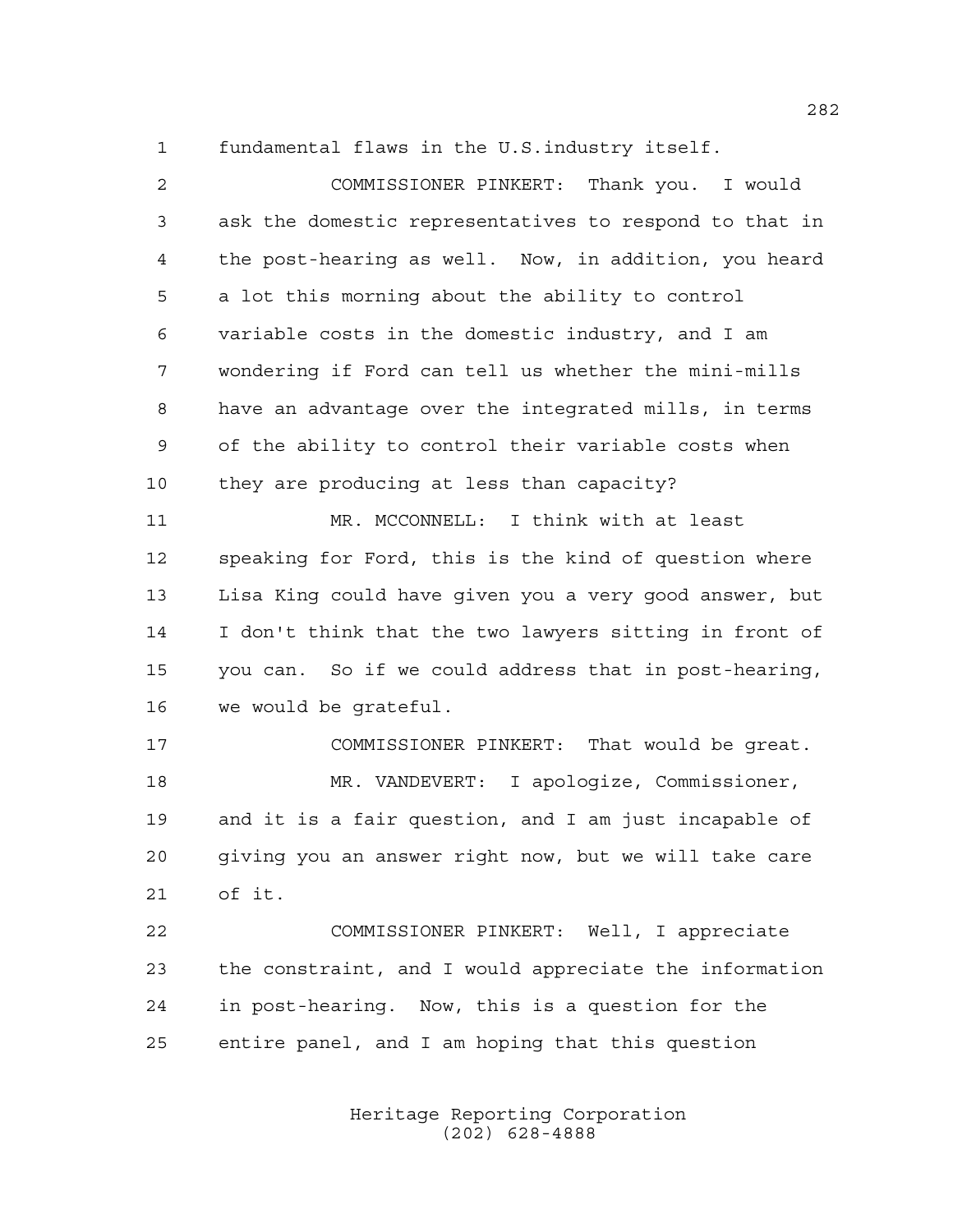fundamental flaws in the U.S.industry itself.

COMMISSIONER PINKERT: Thank you. I would ask the domestic representatives to respond to that in the post-hearing as well. Now, in addition, you heard a lot this morning about the ability to control variable costs in the domestic industry, and I am wondering if Ford can tell us whether the mini-mills have an advantage over the integrated mills, in terms of the ability to control their variable costs when they are producing at less than capacity?

MR. MCCONNELL: I think with at least speaking for Ford, this is the kind of question where Lisa King could have given you a very good answer, but I don't think that the two lawyers sitting in front of you can. So if we could address that in post-hearing, we would be grateful.

COMMISSIONER PINKERT: That would be great.

MR. VANDEVERT: I apologize, Commissioner, and it is a fair question, and I am just incapable of giving you an answer right now, but we will take care of it.

COMMISSIONER PINKERT: Well, I appreciate the constraint, and I would appreciate the information in post-hearing. Now, this is a question for the entire panel, and I am hoping that this question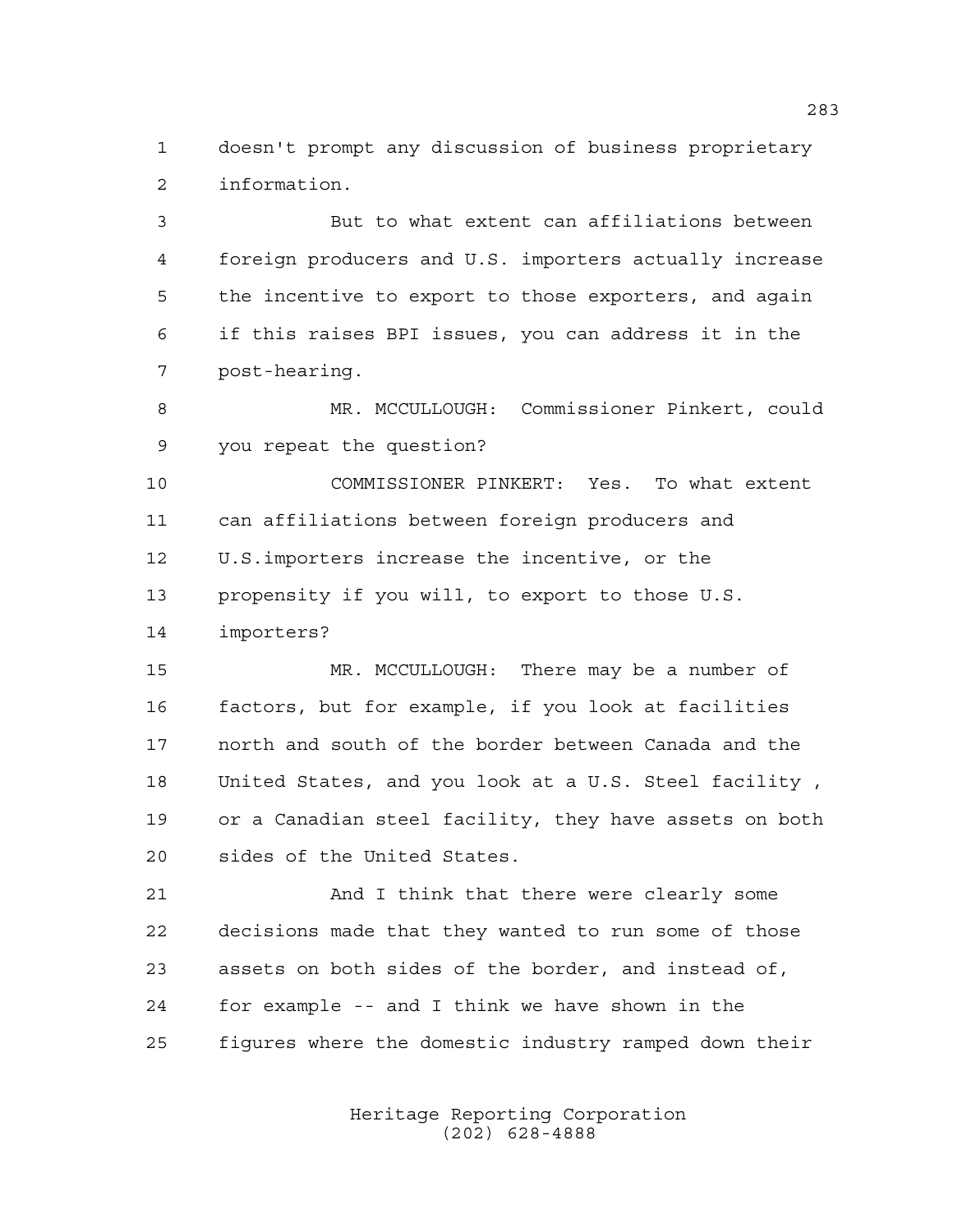doesn't prompt any discussion of business proprietary information.

But to what extent can affiliations between foreign producers and U.S. importers actually increase the incentive to export to those exporters, and again if this raises BPI issues, you can address it in the post-hearing.

MR. MCCULLOUGH: Commissioner Pinkert, could you repeat the question?

COMMISSIONER PINKERT: Yes. To what extent can affiliations between foreign producers and U.S.importers increase the incentive, or the propensity if you will, to export to those U.S. importers?

MR. MCCULLOUGH: There may be a number of factors, but for example, if you look at facilities north and south of the border between Canada and the United States, and you look at a U.S. Steel facility , or a Canadian steel facility, they have assets on both sides of the United States.

And I think that there were clearly some decisions made that they wanted to run some of those assets on both sides of the border, and instead of, for example -- and I think we have shown in the figures where the domestic industry ramped down their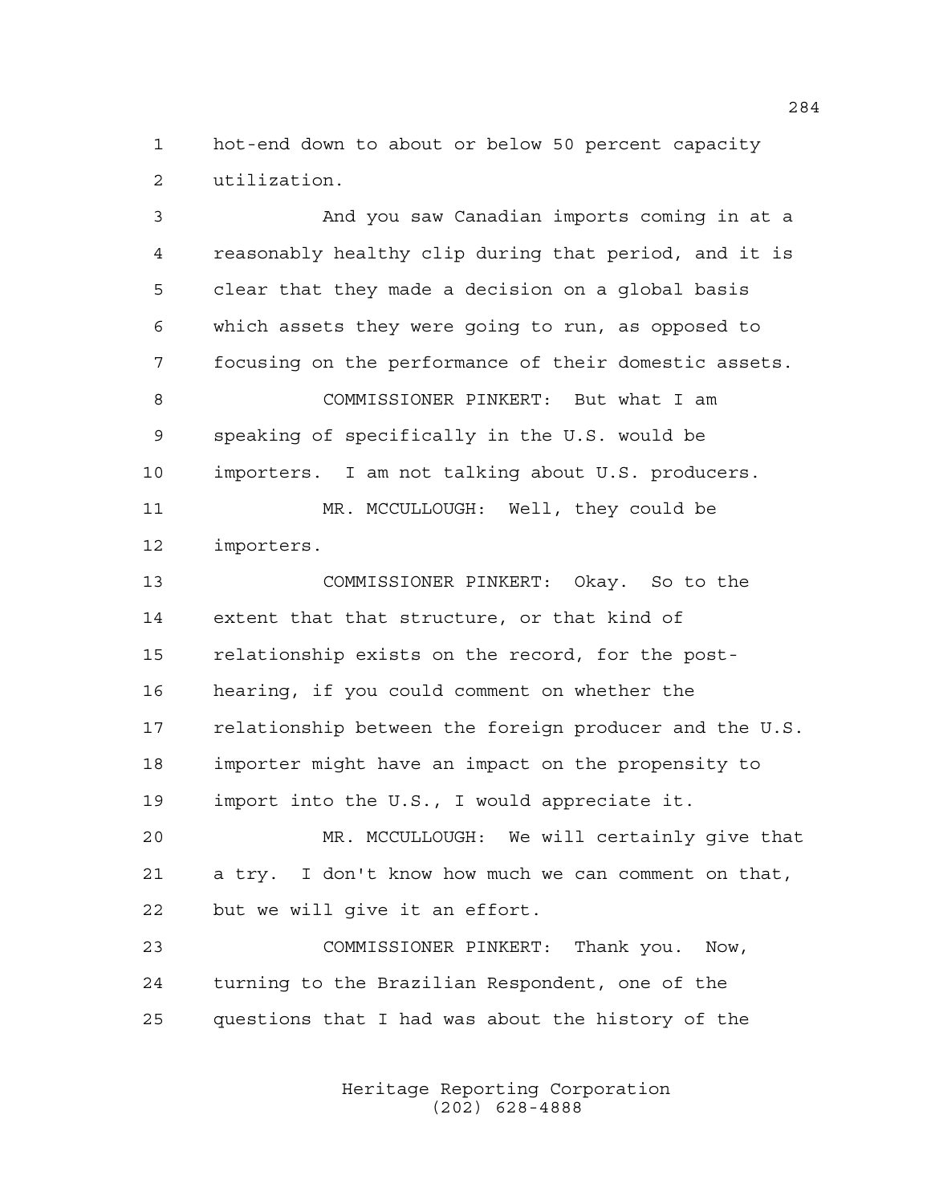hot-end down to about or below 50 percent capacity utilization.

And you saw Canadian imports coming in at a reasonably healthy clip during that period, and it is clear that they made a decision on a global basis which assets they were going to run, as opposed to focusing on the performance of their domestic assets.

COMMISSIONER PINKERT: But what I am speaking of specifically in the U.S. would be importers. I am not talking about U.S. producers.

MR. MCCULLOUGH: Well, they could be importers.

COMMISSIONER PINKERT: Okay. So to the extent that that structure, or that kind of relationship exists on the record, for the post-hearing, if you could comment on whether the relationship between the foreign producer and the U.S. importer might have an impact on the propensity to import into the U.S., I would appreciate it.

MR. MCCULLOUGH: We will certainly give that a try. I don't know how much we can comment on that, but we will give it an effort.

COMMISSIONER PINKERT: Thank you. Now, turning to the Brazilian Respondent, one of the questions that I had was about the history of the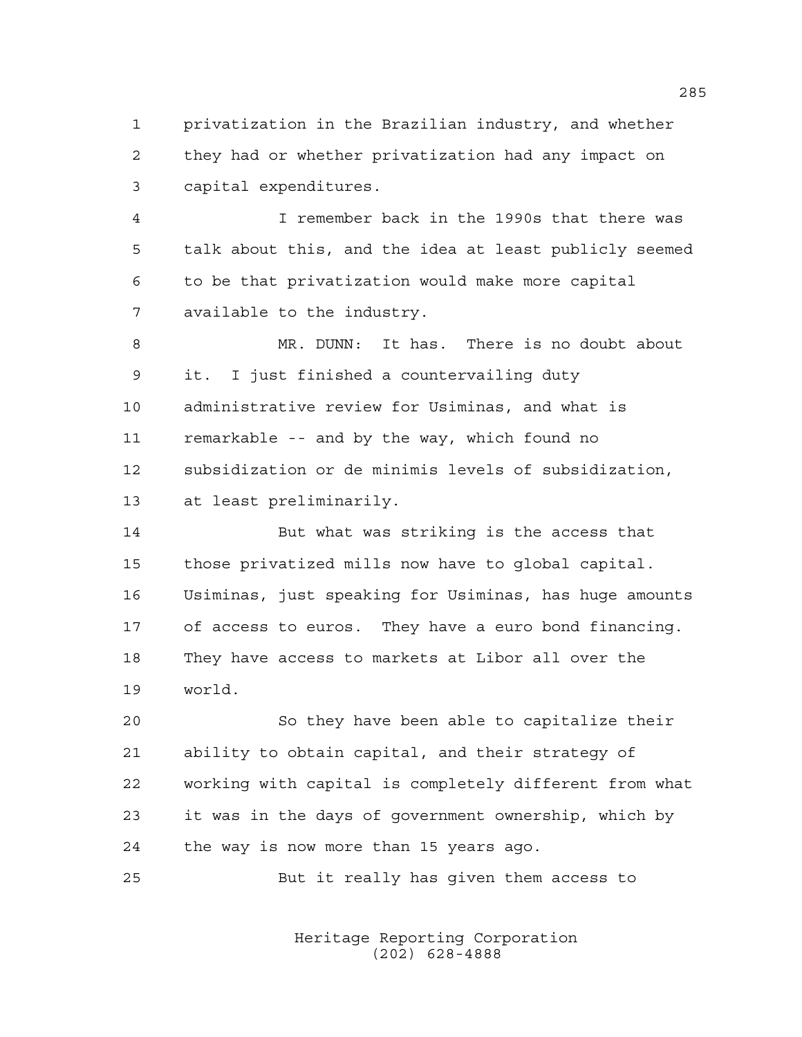privatization in the Brazilian industry, and whether they had or whether privatization had any impact on capital expenditures.

I remember back in the 1990s that there was talk about this, and the idea at least publicly seemed to be that privatization would make more capital available to the industry.

MR. DUNN: It has. There is no doubt about it. I just finished a countervailing duty administrative review for Usiminas, and what is remarkable -- and by the way, which found no subsidization or de minimis levels of subsidization, at least preliminarily.

But what was striking is the access that those privatized mills now have to global capital. Usiminas, just speaking for Usiminas, has huge amounts of access to euros. They have a euro bond financing. They have access to markets at Libor all over the world.

So they have been able to capitalize their ability to obtain capital, and their strategy of working with capital is completely different from what it was in the days of government ownership, which by the way is now more than 15 years ago.

But it really has given them access to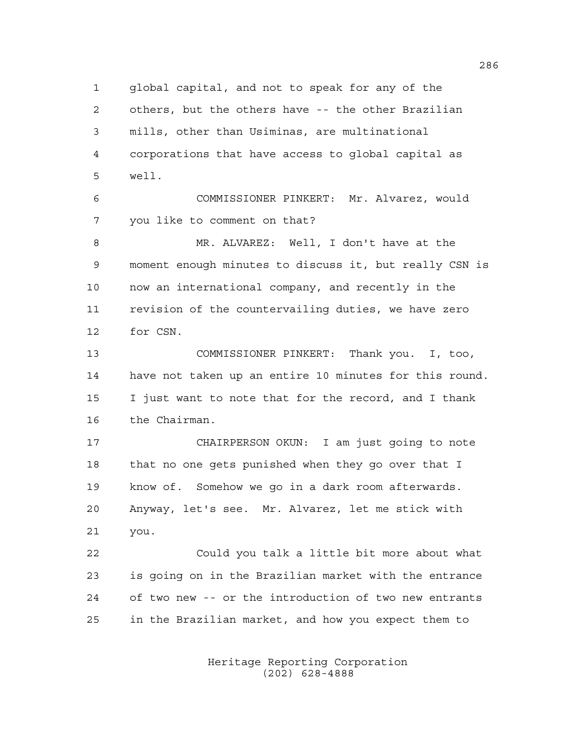global capital, and not to speak for any of the others, but the others have -- the other Brazilian mills, other than Usiminas, are multinational corporations that have access to global capital as well.

COMMISSIONER PINKERT: Mr. Alvarez, would you like to comment on that?

MR. ALVAREZ: Well, I don't have at the moment enough minutes to discuss it, but really CSN is now an international company, and recently in the revision of the countervailing duties, we have zero for CSN.

COMMISSIONER PINKERT: Thank you. I, too, have not taken up an entire 10 minutes for this round. I just want to note that for the record, and I thank the Chairman.

CHAIRPERSON OKUN: I am just going to note that no one gets punished when they go over that I know of. Somehow we go in a dark room afterwards. Anyway, let's see. Mr. Alvarez, let me stick with you.

Could you talk a little bit more about what is going on in the Brazilian market with the entrance of two new -- or the introduction of two new entrants in the Brazilian market, and how you expect them to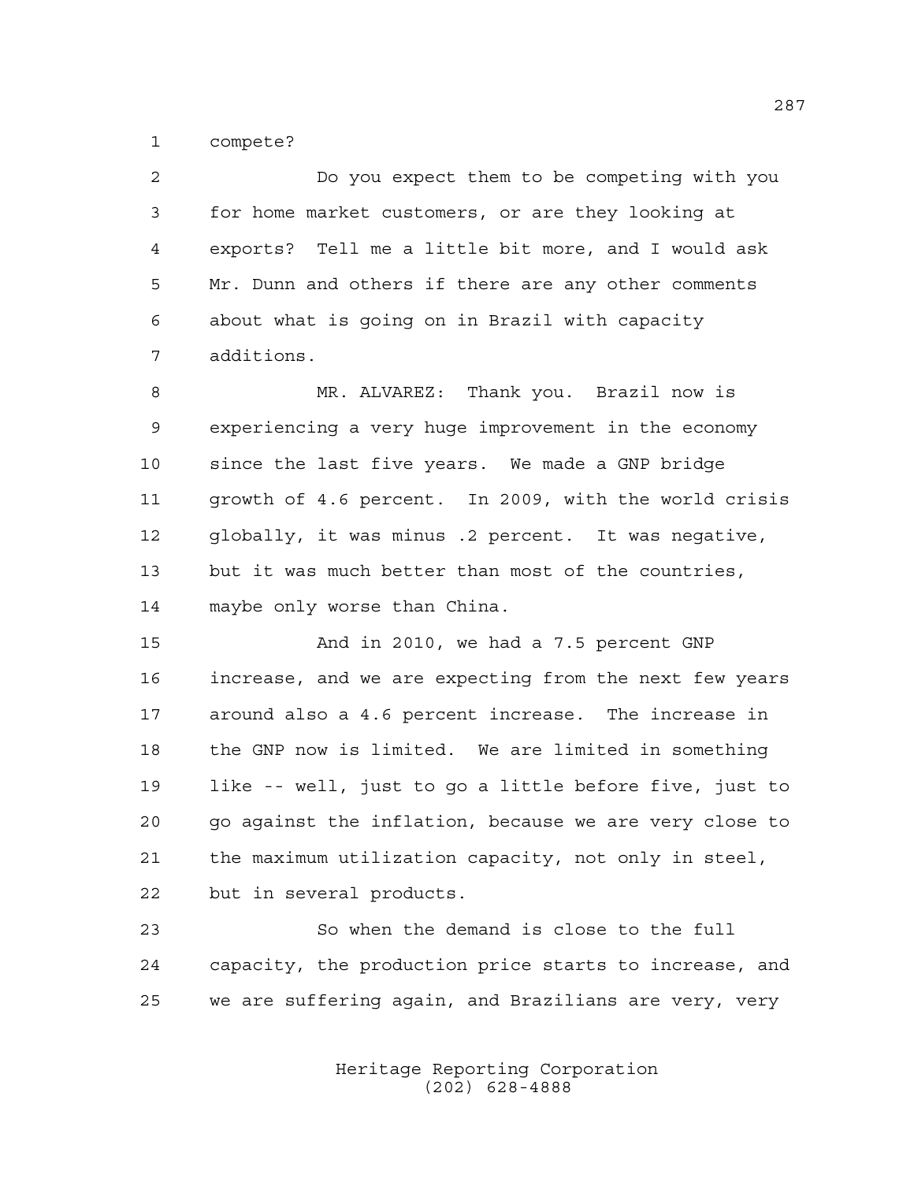compete?

Do you expect them to be competing with you for home market customers, or are they looking at exports? Tell me a little bit more, and I would ask Mr. Dunn and others if there are any other comments about what is going on in Brazil with capacity additions.

MR. ALVAREZ: Thank you. Brazil now is experiencing a very huge improvement in the economy since the last five years. We made a GNP bridge growth of 4.6 percent. In 2009, with the world crisis globally, it was minus .2 percent. It was negative, but it was much better than most of the countries, maybe only worse than China.

And in 2010, we had a 7.5 percent GNP increase, and we are expecting from the next few years around also a 4.6 percent increase. The increase in the GNP now is limited. We are limited in something like -- well, just to go a little before five, just to go against the inflation, because we are very close to the maximum utilization capacity, not only in steel, but in several products.

So when the demand is close to the full capacity, the production price starts to increase, and we are suffering again, and Brazilians are very, very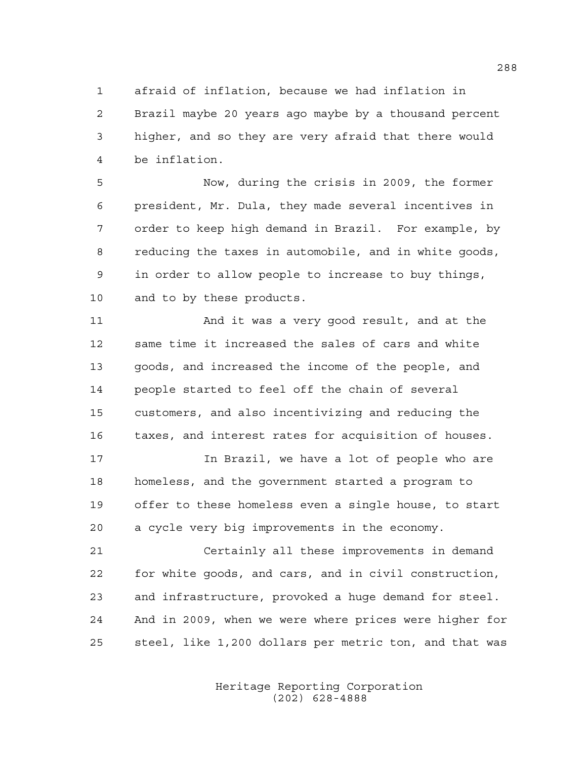afraid of inflation, because we had inflation in Brazil maybe 20 years ago maybe by a thousand percent higher, and so they are very afraid that there would be inflation.

Now, during the crisis in 2009, the former president, Mr. Dula, they made several incentives in order to keep high demand in Brazil. For example, by reducing the taxes in automobile, and in white goods, in order to allow people to increase to buy things, and to by these products.

And it was a very good result, and at the same time it increased the sales of cars and white goods, and increased the income of the people, and people started to feel off the chain of several customers, and also incentivizing and reducing the taxes, and interest rates for acquisition of houses.

In Brazil, we have a lot of people who are homeless, and the government started a program to offer to these homeless even a single house, to start a cycle very big improvements in the economy.

Certainly all these improvements in demand for white goods, and cars, and in civil construction, and infrastructure, provoked a huge demand for steel. And in 2009, when we were where prices were higher for steel, like 1,200 dollars per metric ton, and that was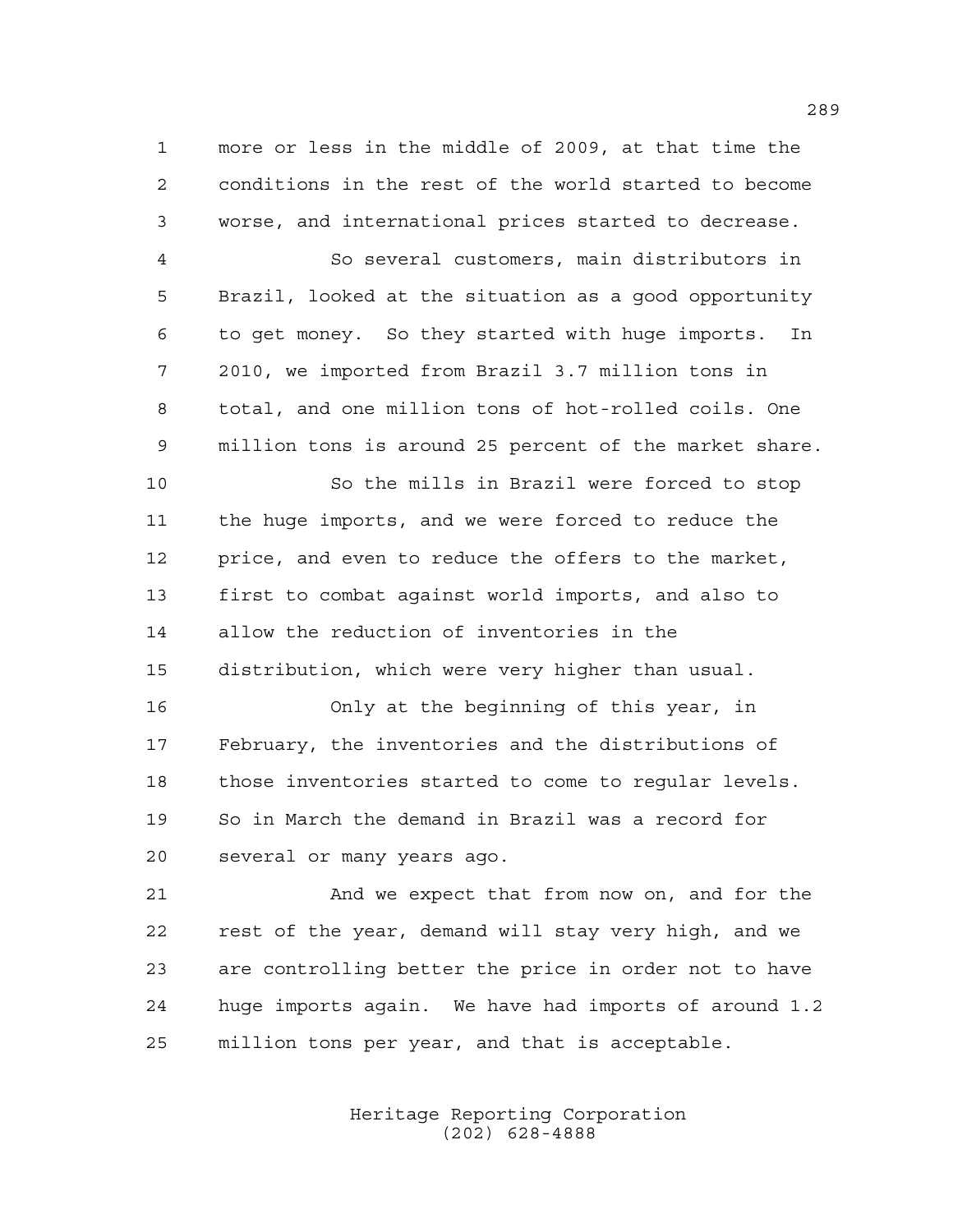more or less in the middle of 2009, at that time the conditions in the rest of the world started to become worse, and international prices started to decrease.

So several customers, main distributors in Brazil, looked at the situation as a good opportunity to get money. So they started with huge imports. In 2010, we imported from Brazil 3.7 million tons in total, and one million tons of hot-rolled coils. One million tons is around 25 percent of the market share.

So the mills in Brazil were forced to stop the huge imports, and we were forced to reduce the price, and even to reduce the offers to the market, first to combat against world imports, and also to allow the reduction of inventories in the distribution, which were very higher than usual.

Only at the beginning of this year, in February, the inventories and the distributions of those inventories started to come to regular levels. So in March the demand in Brazil was a record for several or many years ago.

And we expect that from now on, and for the rest of the year, demand will stay very high, and we are controlling better the price in order not to have huge imports again. We have had imports of around 1.2 million tons per year, and that is acceptable.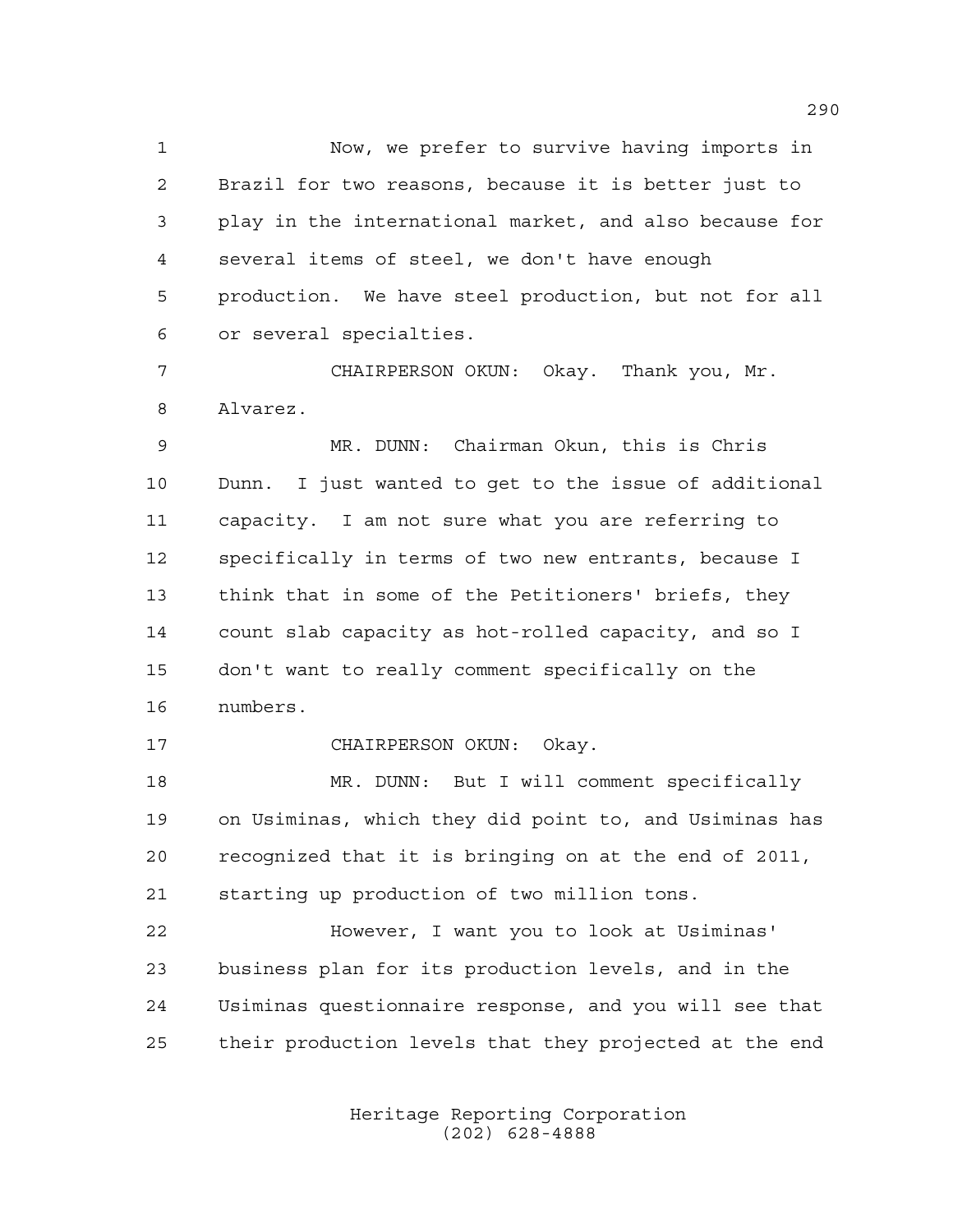1 Now, we prefer to survive having imports in
2 Brazil for two reasons, because it is better just to
3 play in the international market, and also because for
4 several items of steel, we don't have enough
5 production. We have steel production, but not for all
6 or several specialties.

7 CHAIRPERSON OKUN: Okay. Thank you, Mr.
8 Alvarez.

9 MR. DUNN: Chairman Okun, this is Chris
10 Dunn. I just wanted to get to the issue of additional
11 capacity. I am not sure what you are referring to
12 specifically in terms of two new entrants, because I
13 think that in some of the Petitioners' briefs, they
14 count slab capacity as hot-rolled capacity, and so I
15 don't want to really comment specifically on the
16 numbers.

17 CHAIRPERSON OKUN: Okay.

18 MR. DUNN: But I will comment specifically
19 on Usiminas, which they did point to, and Usiminas has
20 recognized that it is bringing on at the end of 2011,
21 starting up production of two million tons.

22 However, I want you to look at Usiminas'
23 business plan for its production levels, and in the
24 Usiminas questionnaire response, and you will see that
25 their production levels that they projected at the end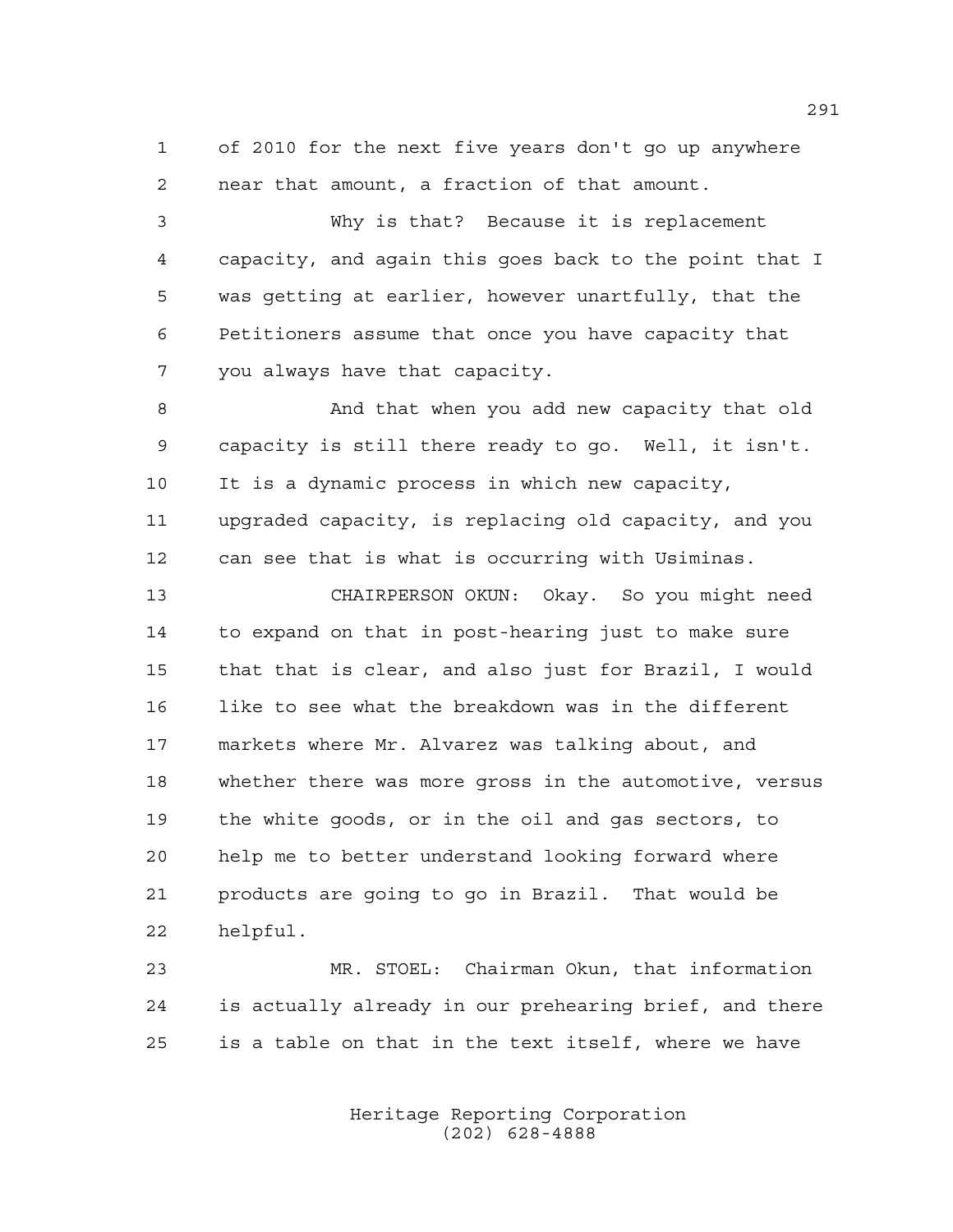of 2010 for the next five years don't go up anywhere near that amount, a fraction of that amount.

Why is that? Because it is replacement capacity, and again this goes back to the point that I was getting at earlier, however unartfully, that the Petitioners assume that once you have capacity that you always have that capacity.

And that when you add new capacity that old capacity is still there ready to go. Well, it isn't. It is a dynamic process in which new capacity, upgraded capacity, is replacing old capacity, and you can see that is what is occurring with Usiminas.

CHAIRPERSON OKUN: Okay. So you might need to expand on that in post-hearing just to make sure that that is clear, and also just for Brazil, I would like to see what the breakdown was in the different markets where Mr. Alvarez was talking about, and whether there was more gross in the automotive, versus the white goods, or in the oil and gas sectors, to help me to better understand looking forward where products are going to go in Brazil. That would be helpful.

MR. STOEL: Chairman Okun, that information is actually already in our prehearing brief, and there is a table on that in the text itself, where we have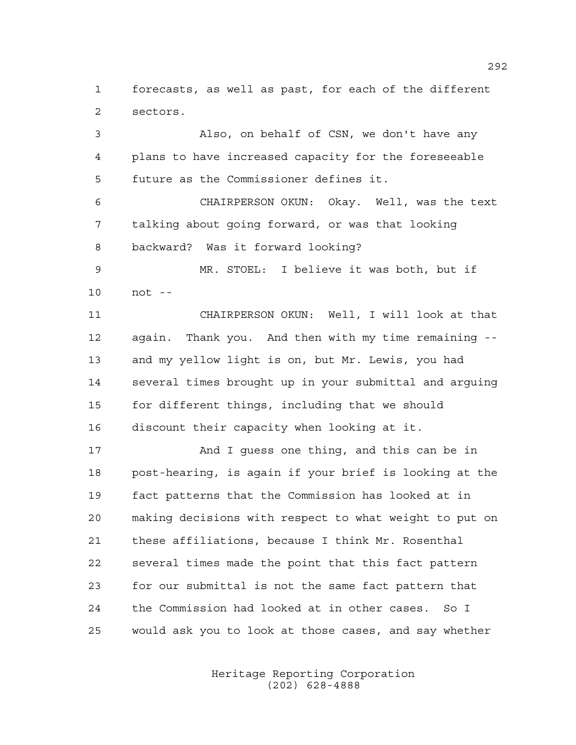forecasts, as well as past, for each of the different sectors.

Also, on behalf of CSN, we don't have any plans to have increased capacity for the foreseeable future as the Commissioner defines it.

CHAIRPERSON OKUN: Okay. Well, was the text talking about going forward, or was that looking backward? Was it forward looking?

MR. STOEL: I believe it was both, but if not --

CHAIRPERSON OKUN: Well, I will look at that again. Thank you. And then with my time remaining -- and my yellow light is on, but Mr. Lewis, you had several times brought up in your submittal and arguing for different things, including that we should discount their capacity when looking at it.

And I guess one thing, and this can be in post-hearing, is again if your brief is looking at the fact patterns that the Commission has looked at in making decisions with respect to what weight to put on these affiliations, because I think Mr. Rosenthal several times made the point that this fact pattern for our submittal is not the same fact pattern that the Commission had looked at in other cases. So I would ask you to look at those cases, and say whether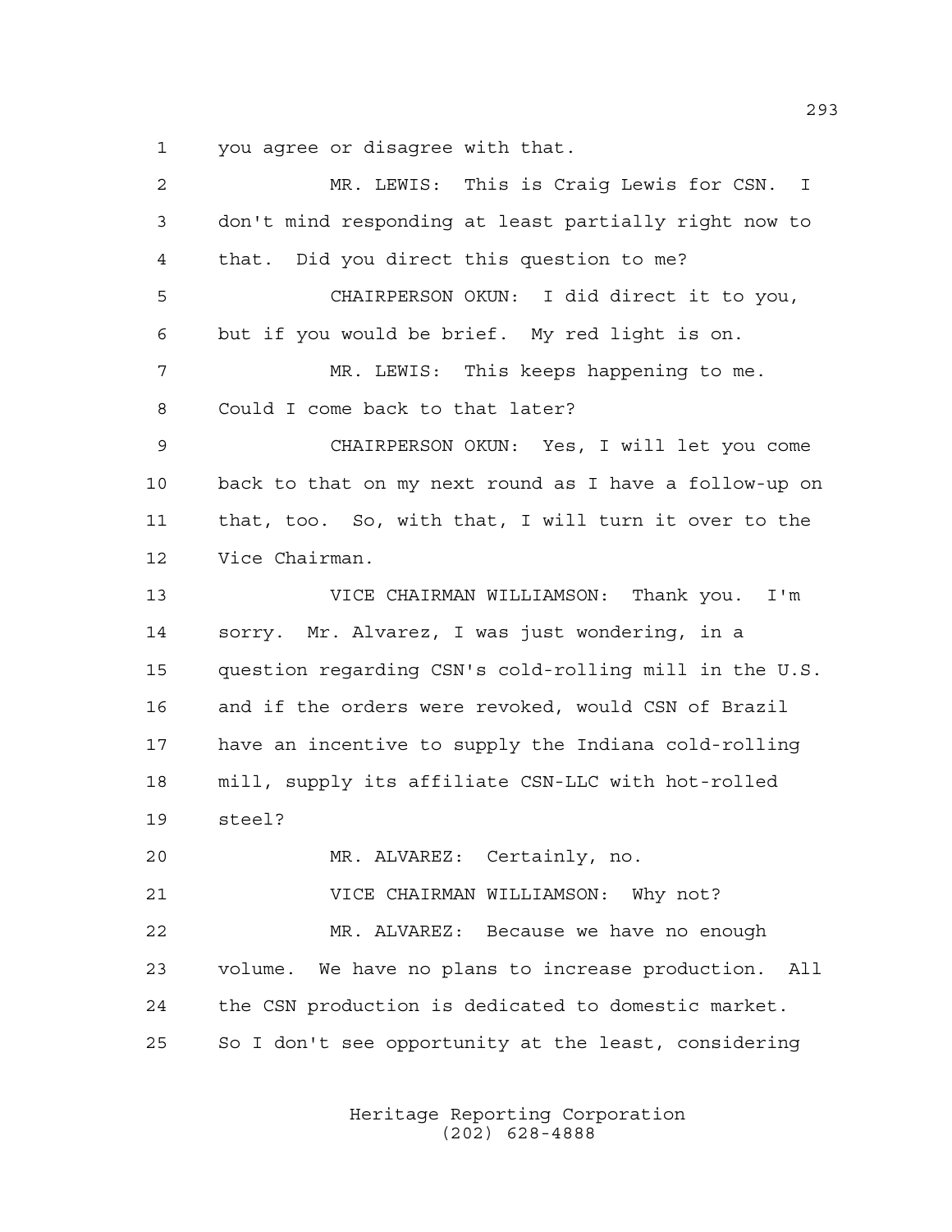you agree or disagree with that.

MR. LEWIS: This is Craig Lewis for CSN. I don't mind responding at least partially right now to that. Did you direct this question to me?

CHAIRPERSON OKUN: I did direct it to you, but if you would be brief. My red light is on.

MR. LEWIS: This keeps happening to me. Could I come back to that later?

CHAIRPERSON OKUN: Yes, I will let you come back to that on my next round as I have a follow-up on that, too. So, with that, I will turn it over to the Vice Chairman.

VICE CHAIRMAN WILLIAMSON: Thank you. I'm sorry. Mr. Alvarez, I was just wondering, in a question regarding CSN's cold-rolling mill in the U.S. and if the orders were revoked, would CSN of Brazil have an incentive to supply the Indiana cold-rolling mill, supply its affiliate CSN-LLC with hot-rolled steel?

MR. ALVAREZ: Certainly, no.

VICE CHAIRMAN WILLIAMSON: Why not?

MR. ALVAREZ: Because we have no enough volume. We have no plans to increase production. All the CSN production is dedicated to domestic market. So I don't see opportunity at the least, considering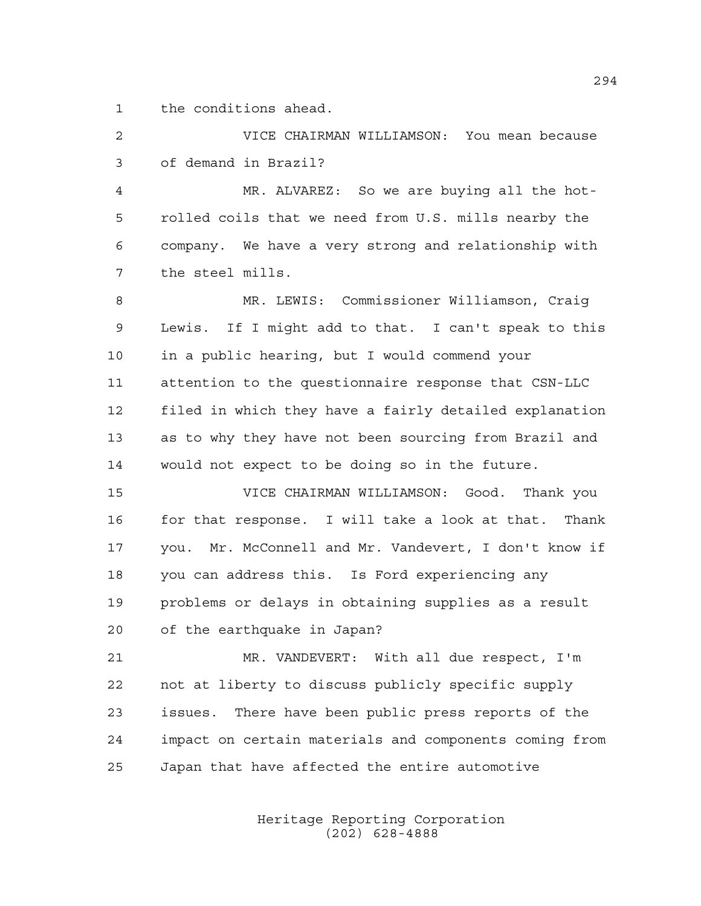the conditions ahead.

VICE CHAIRMAN WILLIAMSON: You mean because of demand in Brazil?

MR. ALVAREZ: So we are buying all the hot-rolled coils that we need from U.S. mills nearby the company. We have a very strong and relationship with the steel mills.

MR. LEWIS: Commissioner Williamson, Craig Lewis. If I might add to that. I can't speak to this in a public hearing, but I would commend your attention to the questionnaire response that CSN-LLC filed in which they have a fairly detailed explanation as to why they have not been sourcing from Brazil and would not expect to be doing so in the future.

VICE CHAIRMAN WILLIAMSON: Good. Thank you for that response. I will take a look at that. Thank you. Mr. McConnell and Mr. Vandevert, I don't know if you can address this. Is Ford experiencing any problems or delays in obtaining supplies as a result of the earthquake in Japan?

MR. VANDEVERT: With all due respect, I'm not at liberty to discuss publicly specific supply issues. There have been public press reports of the impact on certain materials and components coming from Japan that have affected the entire automotive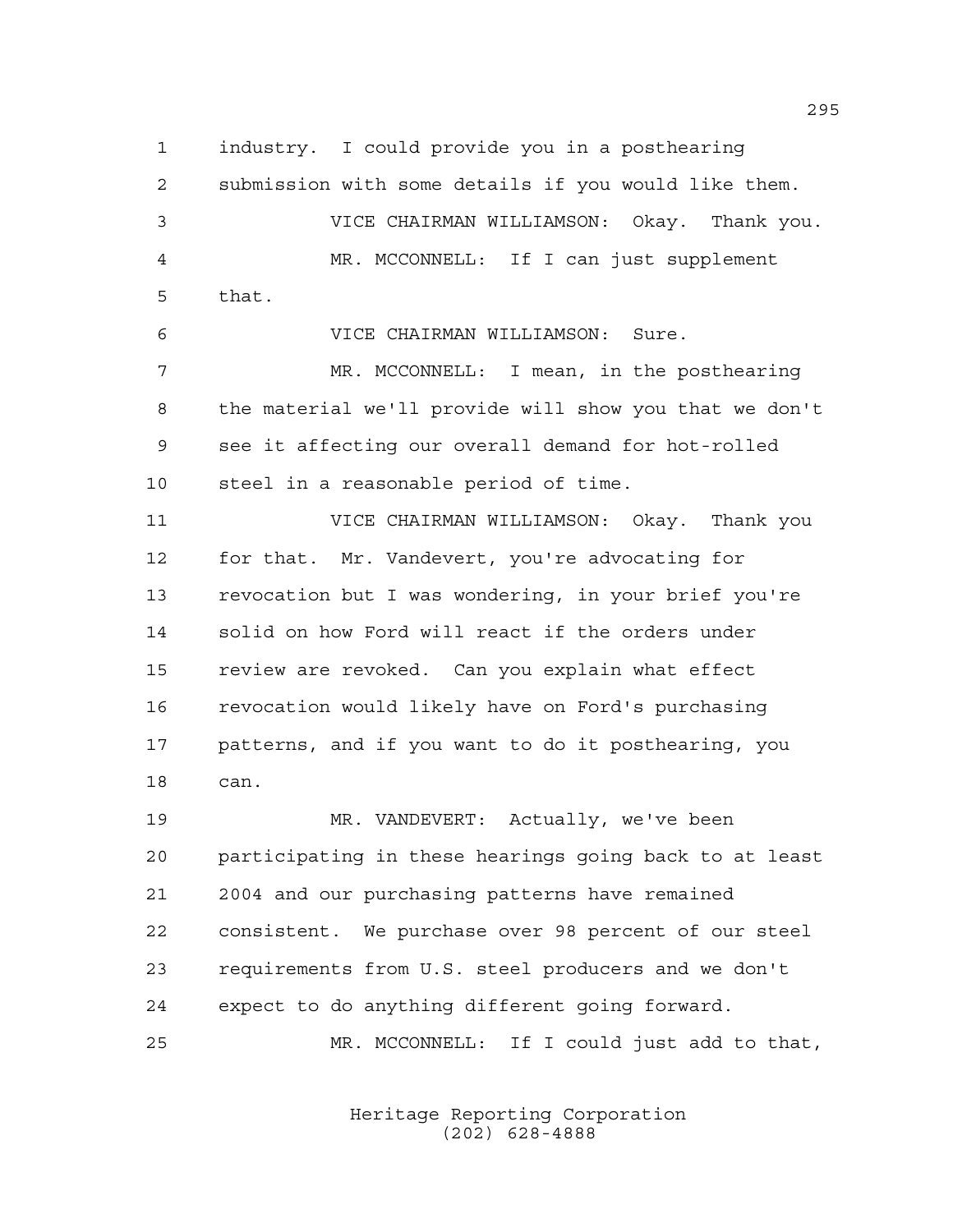industry. I could provide you in a posthearing submission with some details if you would like them.

VICE CHAIRMAN WILLIAMSON: Okay. Thank you.

MR. MCCONNELL: If I can just supplement that.

VICE CHAIRMAN WILLIAMSON: Sure.

MR. MCCONNELL: I mean, in the posthearing the material we'll provide will show you that we don't see it affecting our overall demand for hot-rolled steel in a reasonable period of time.

VICE CHAIRMAN WILLIAMSON: Okay. Thank you for that. Mr. Vandevert, you're advocating for revocation but I was wondering, in your brief you're solid on how Ford will react if the orders under review are revoked. Can you explain what effect revocation would likely have on Ford's purchasing patterns, and if you want to do it posthearing, you can.

MR. VANDEVERT: Actually, we've been participating in these hearings going back to at least 2004 and our purchasing patterns have remained consistent. We purchase over 98 percent of our steel requirements from U.S. steel producers and we don't expect to do anything different going forward.

MR. MCCONNELL: If I could just add to that,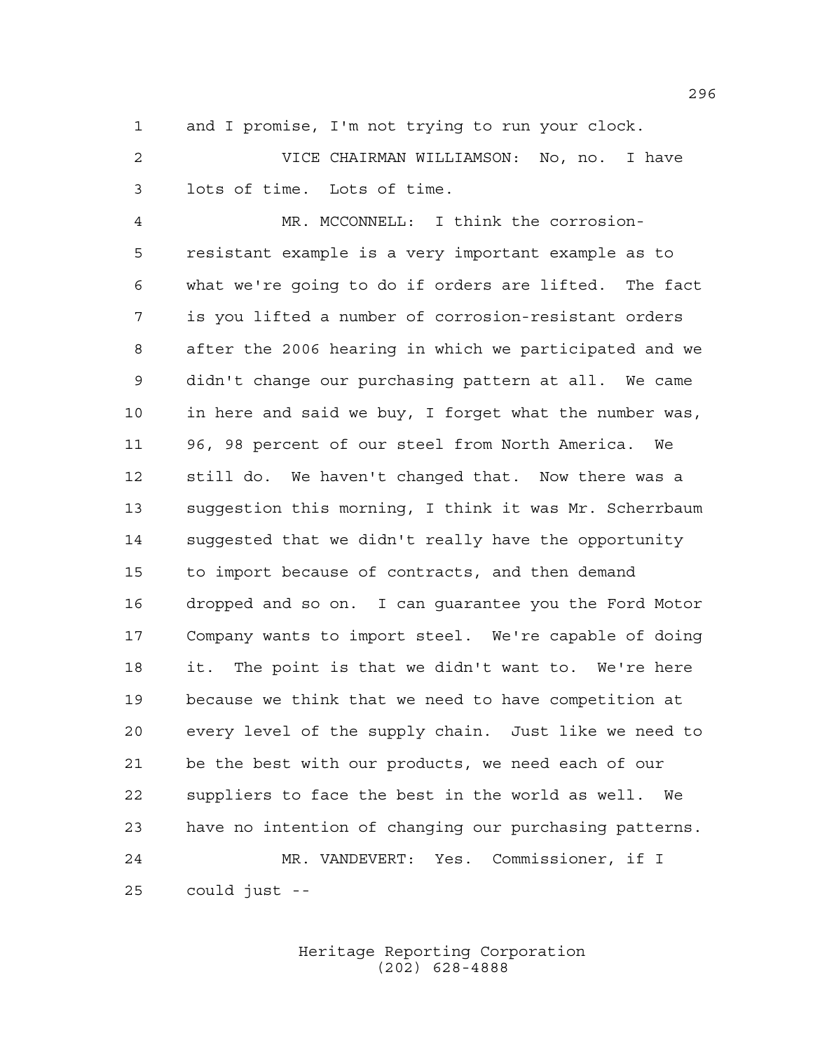and I promise, I'm not trying to run your clock.

VICE CHAIRMAN WILLIAMSON: No, no. I have lots of time. Lots of time.

MR. MCCONNELL: I think the corrosion-resistant example is a very important example as to what we're going to do if orders are lifted. The fact is you lifted a number of corrosion-resistant orders after the 2006 hearing in which we participated and we didn't change our purchasing pattern at all. We came in here and said we buy, I forget what the number was, 96, 98 percent of our steel from North America. We still do. We haven't changed that. Now there was a suggestion this morning, I think it was Mr. Scherrbaum suggested that we didn't really have the opportunity to import because of contracts, and then demand dropped and so on. I can guarantee you the Ford Motor Company wants to import steel. We're capable of doing it. The point is that we didn't want to. We're here because we think that we need to have competition at every level of the supply chain. Just like we need to be the best with our products, we need each of our suppliers to face the best in the world as well. We have no intention of changing our purchasing patterns.

MR. VANDEVERT: Yes. Commissioner, if I could just --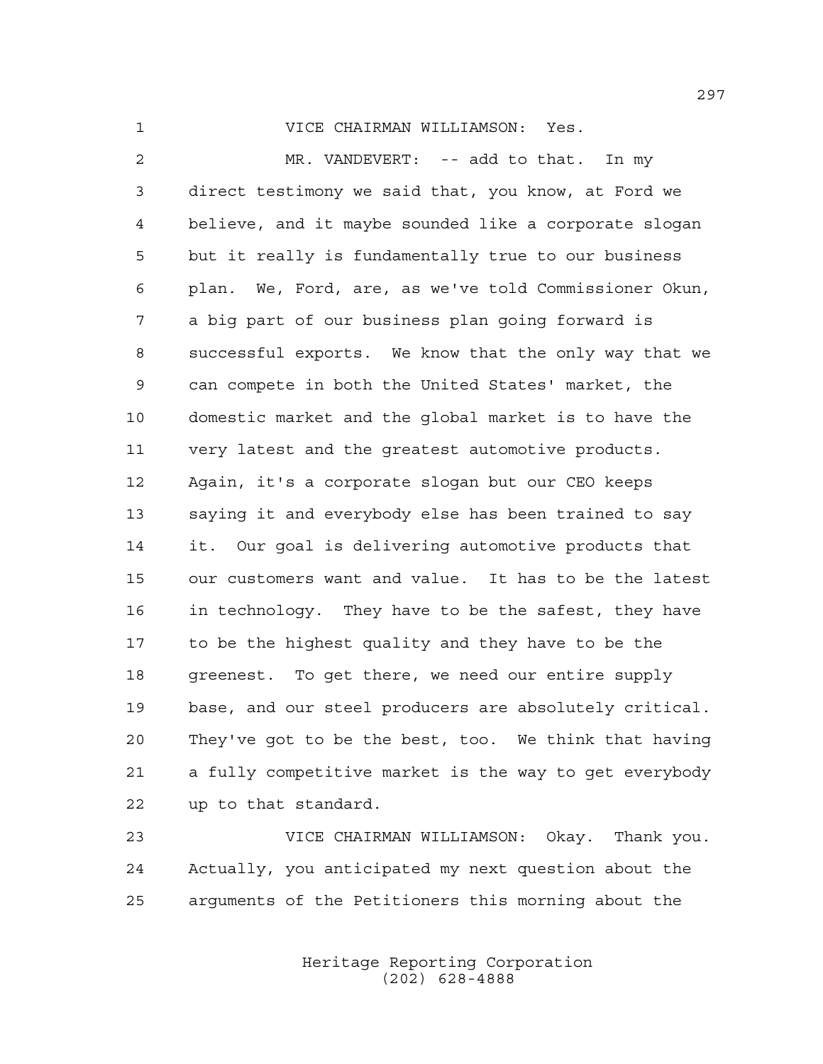VICE CHAIRMAN WILLIAMSON: Yes.

MR. VANDEVERT: -- add to that. In my direct testimony we said that, you know, at Ford we believe, and it maybe sounded like a corporate slogan but it really is fundamentally true to our business plan. We, Ford, are, as we've told Commissioner Okun, a big part of our business plan going forward is successful exports. We know that the only way that we can compete in both the United States' market, the domestic market and the global market is to have the very latest and the greatest automotive products. Again, it's a corporate slogan but our CEO keeps saying it and everybody else has been trained to say it. Our goal is delivering automotive products that our customers want and value. It has to be the latest in technology. They have to be the safest, they have to be the highest quality and they have to be the greenest. To get there, we need our entire supply base, and our steel producers are absolutely critical. They've got to be the best, too. We think that having a fully competitive market is the way to get everybody up to that standard.

VICE CHAIRMAN WILLIAMSON: Okay. Thank you. Actually, you anticipated my next question about the arguments of the Petitioners this morning about the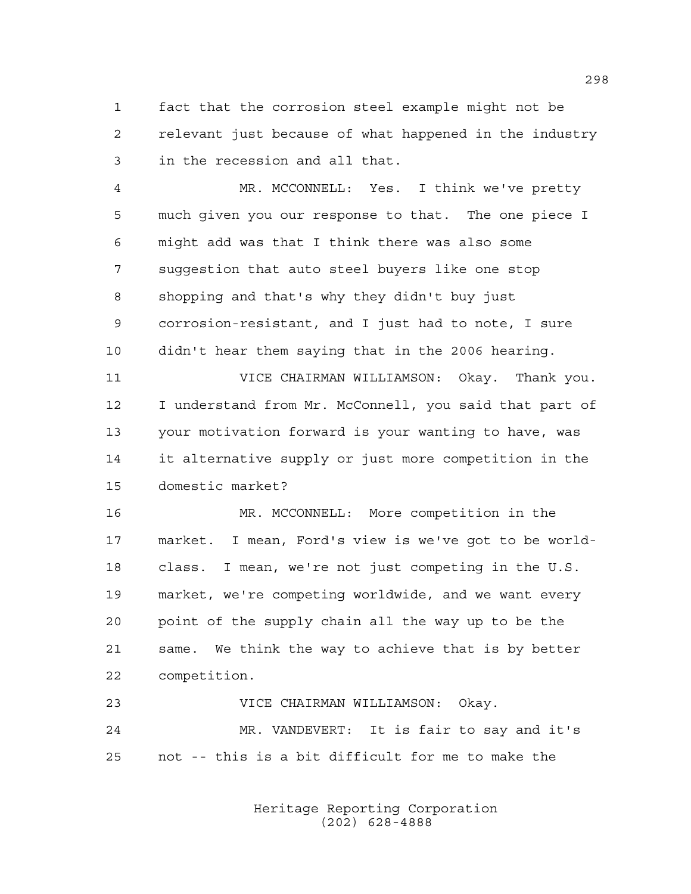fact that the corrosion steel example might not be relevant just because of what happened in the industry in the recession and all that.

MR. MCCONNELL: Yes. I think we've pretty much given you our response to that. The one piece I might add was that I think there was also some suggestion that auto steel buyers like one stop shopping and that's why they didn't buy just corrosion-resistant, and I just had to note, I sure didn't hear them saying that in the 2006 hearing.

VICE CHAIRMAN WILLIAMSON: Okay. Thank you. I understand from Mr. McConnell, you said that part of your motivation forward is your wanting to have, was it alternative supply or just more competition in the domestic market?

MR. MCCONNELL: More competition in the market. I mean, Ford's view is we've got to be world-class. I mean, we're not just competing in the U.S. market, we're competing worldwide, and we want every point of the supply chain all the way up to be the same. We think the way to achieve that is by better competition.

VICE CHAIRMAN WILLIAMSON: Okay.

MR. VANDEVERT: It is fair to say and it's not -- this is a bit difficult for me to make the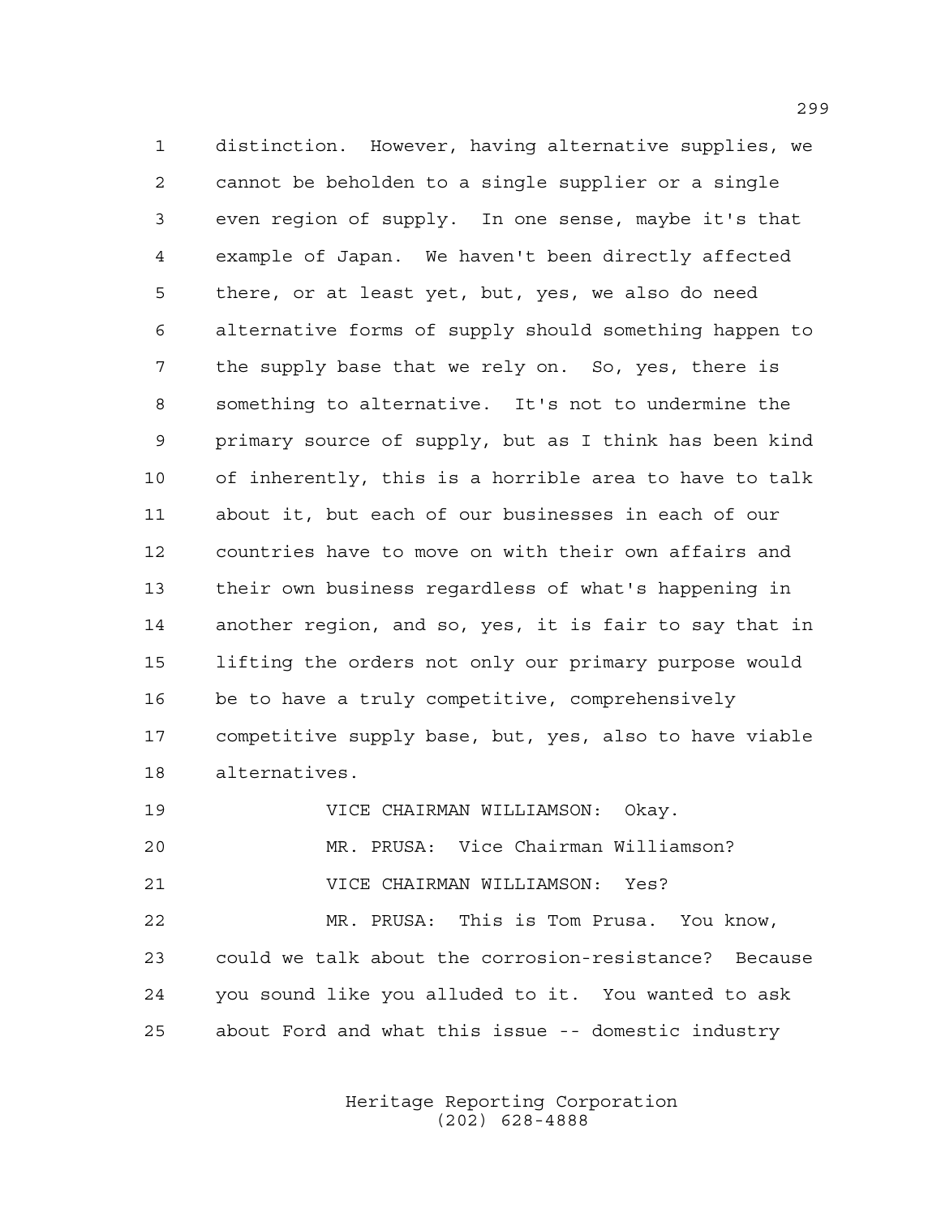distinction. However, having alternative supplies, we cannot be beholden to a single supplier or a single even region of supply. In one sense, maybe it's that example of Japan. We haven't been directly affected there, or at least yet, but, yes, we also do need alternative forms of supply should something happen to the supply base that we rely on. So, yes, there is something to alternative. It's not to undermine the primary source of supply, but as I think has been kind of inherently, this is a horrible area to have to talk about it, but each of our businesses in each of our countries have to move on with their own affairs and their own business regardless of what's happening in another region, and so, yes, it is fair to say that in lifting the orders not only our primary purpose would be to have a truly competitive, comprehensively competitive supply base, but, yes, also to have viable alternatives.

VICE CHAIRMAN WILLIAMSON: Okay.

MR. PRUSA: Vice Chairman Williamson?

VICE CHAIRMAN WILLIAMSON: Yes?

MR. PRUSA: This is Tom Prusa. You know, could we talk about the corrosion-resistance? Because you sound like you alluded to it. You wanted to ask about Ford and what this issue -- domestic industry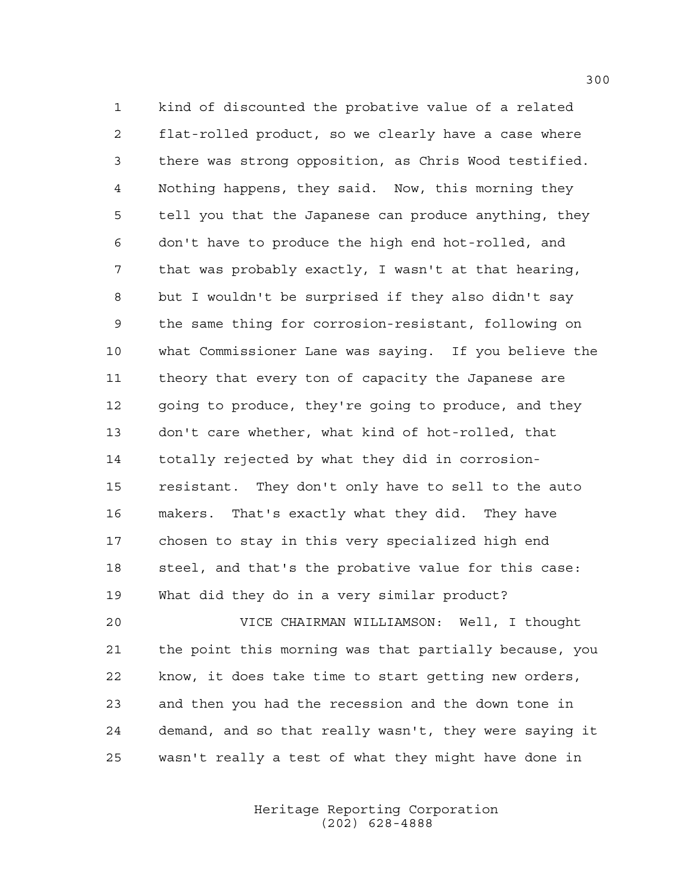kind of discounted the probative value of a related flat-rolled product, so we clearly have a case where there was strong opposition, as Chris Wood testified. Nothing happens, they said. Now, this morning they tell you that the Japanese can produce anything, they don't have to produce the high end hot-rolled, and that was probably exactly, I wasn't at that hearing, but I wouldn't be surprised if they also didn't say the same thing for corrosion-resistant, following on what Commissioner Lane was saying. If you believe the theory that every ton of capacity the Japanese are going to produce, they're going to produce, and they don't care whether, what kind of hot-rolled, that totally rejected by what they did in corrosion-resistant. They don't only have to sell to the auto makers. That's exactly what they did. They have chosen to stay in this very specialized high end steel, and that's the probative value for this case: What did they do in a very similar product?

VICE CHAIRMAN WILLIAMSON: Well, I thought the point this morning was that partially because, you know, it does take time to start getting new orders, and then you had the recession and the down tone in demand, and so that really wasn't, they were saying it wasn't really a test of what they might have done in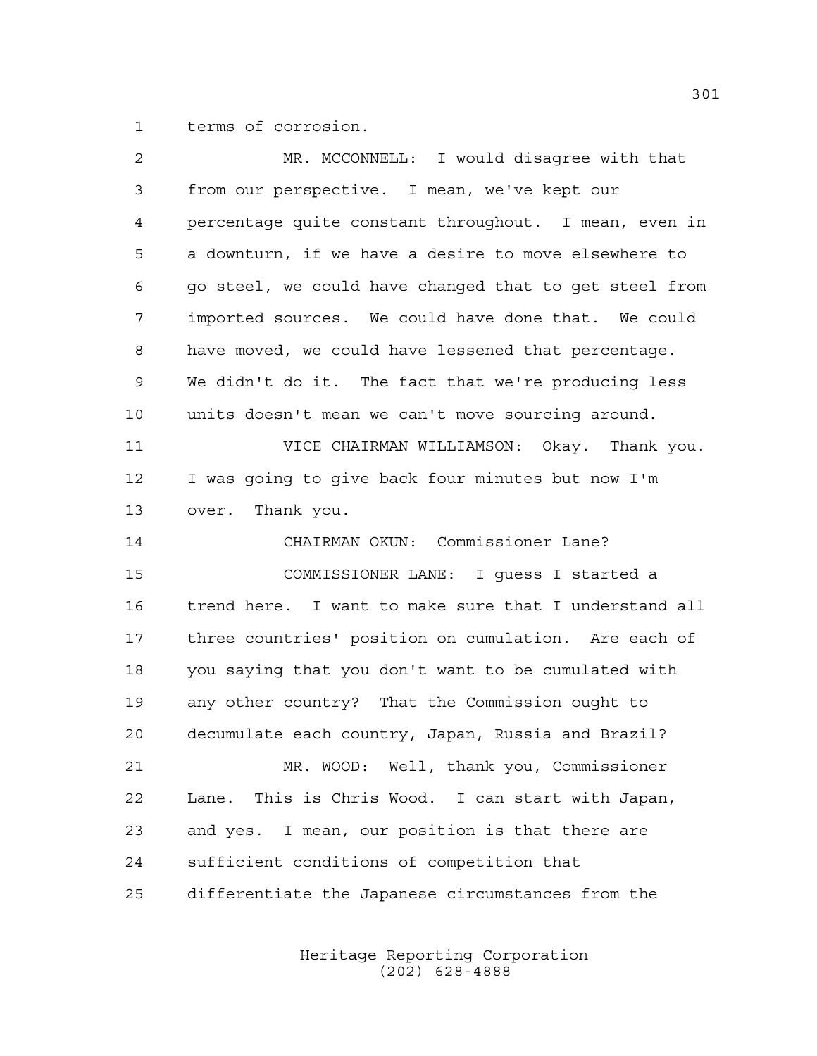terms of corrosion.

MR. MCCONNELL: I would disagree with that from our perspective. I mean, we've kept our percentage quite constant throughout. I mean, even in a downturn, if we have a desire to move elsewhere to go steel, we could have changed that to get steel from imported sources. We could have done that. We could have moved, we could have lessened that percentage. We didn't do it. The fact that we're producing less units doesn't mean we can't move sourcing around.

VICE CHAIRMAN WILLIAMSON: Okay. Thank you. I was going to give back four minutes but now I'm over. Thank you.

CHAIRMAN OKUN: Commissioner Lane?

COMMISSIONER LANE: I guess I started a trend here. I want to make sure that I understand all three countries' position on cumulation. Are each of you saying that you don't want to be cumulated with any other country? That the Commission ought to decumulate each country, Japan, Russia and Brazil?

MR. WOOD: Well, thank you, Commissioner Lane. This is Chris Wood. I can start with Japan, and yes. I mean, our position is that there are sufficient conditions of competition that differentiate the Japanese circumstances from the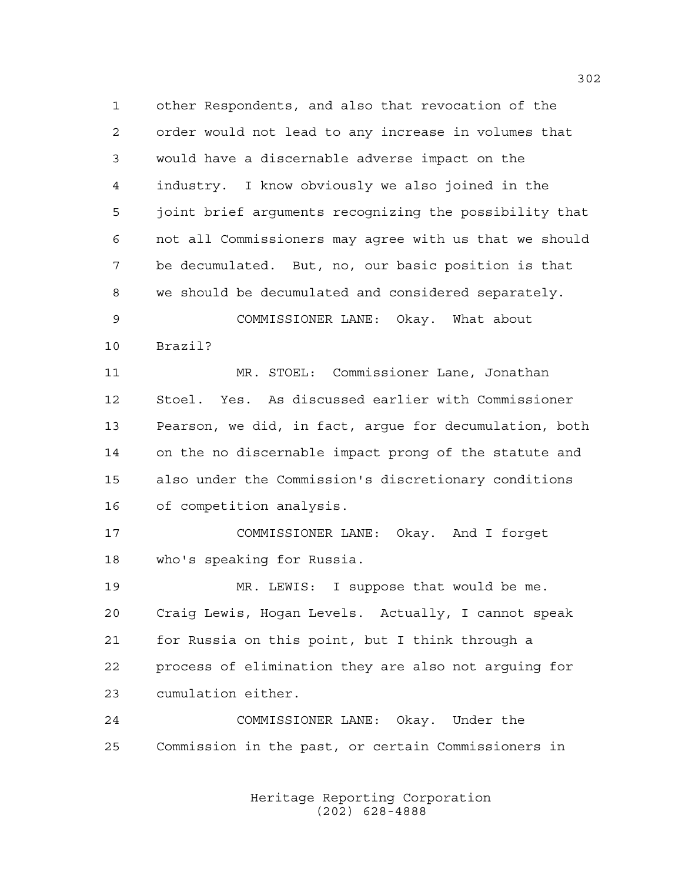other Respondents, and also that revocation of the order would not lead to any increase in volumes that would have a discernable adverse impact on the industry. I know obviously we also joined in the joint brief arguments recognizing the possibility that not all Commissioners may agree with us that we should be decumulated. But, no, our basic position is that we should be decumulated and considered separately.

COMMISSIONER LANE: Okay. What about Brazil?

MR. STOEL: Commissioner Lane, Jonathan Stoel. Yes. As discussed earlier with Commissioner Pearson, we did, in fact, argue for decumulation, both on the no discernable impact prong of the statute and also under the Commission's discretionary conditions of competition analysis.

COMMISSIONER LANE: Okay. And I forget who's speaking for Russia.

MR. LEWIS: I suppose that would be me. Craig Lewis, Hogan Levels. Actually, I cannot speak for Russia on this point, but I think through a process of elimination they are also not arguing for cumulation either.

COMMISSIONER LANE: Okay. Under the Commission in the past, or certain Commissioners in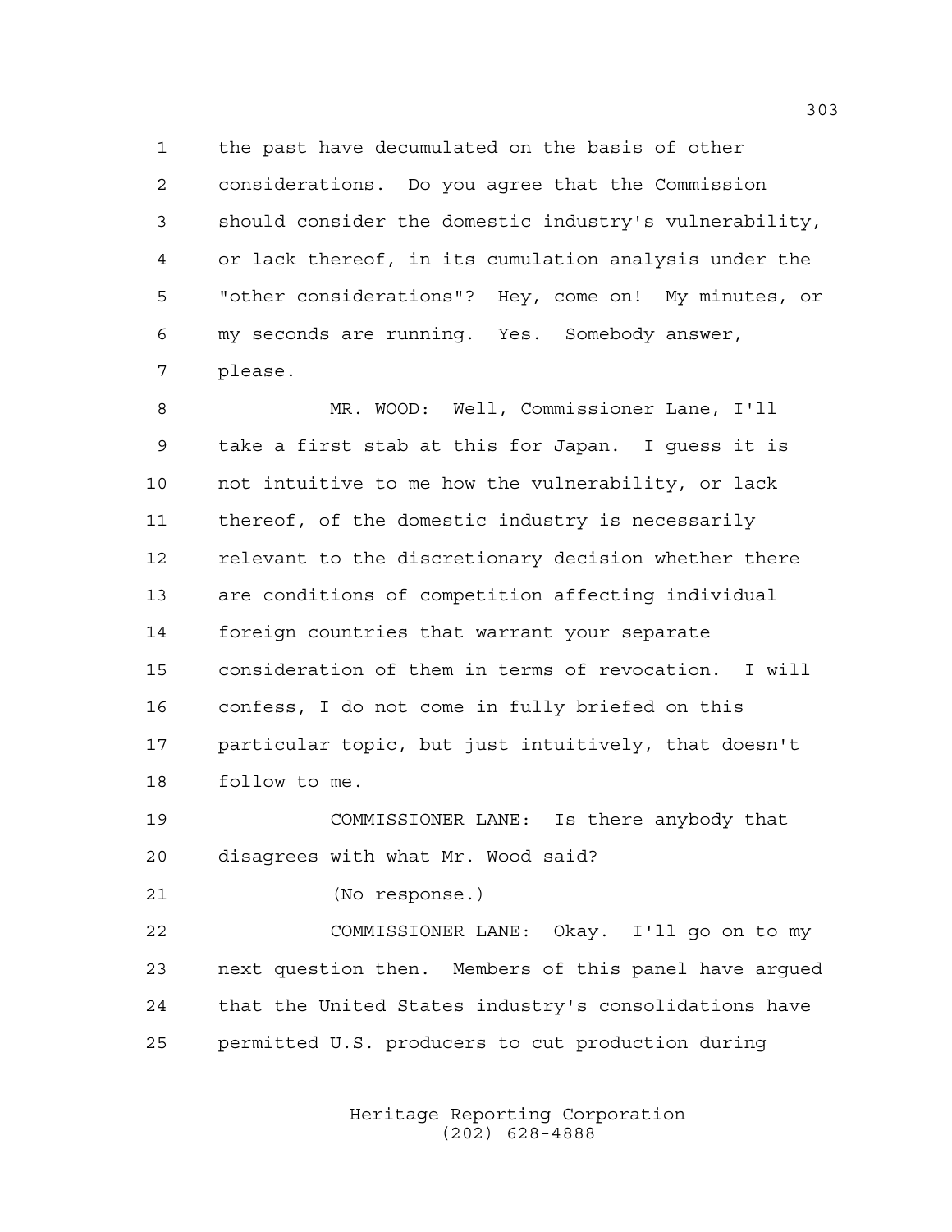the past have decumulated on the basis of other considerations. Do you agree that the Commission should consider the domestic industry's vulnerability, or lack thereof, in its cumulation analysis under the "other considerations"? Hey, come on! My minutes, or my seconds are running. Yes. Somebody answer, please.

MR. WOOD: Well, Commissioner Lane, I'll take a first stab at this for Japan. I guess it is not intuitive to me how the vulnerability, or lack thereof, of the domestic industry is necessarily relevant to the discretionary decision whether there are conditions of competition affecting individual foreign countries that warrant your separate consideration of them in terms of revocation. I will confess, I do not come in fully briefed on this particular topic, but just intuitively, that doesn't follow to me.

COMMISSIONER LANE: Is there anybody that disagrees with what Mr. Wood said?

(No response.)

COMMISSIONER LANE: Okay. I'll go on to my next question then. Members of this panel have argued that the United States industry's consolidations have permitted U.S. producers to cut production during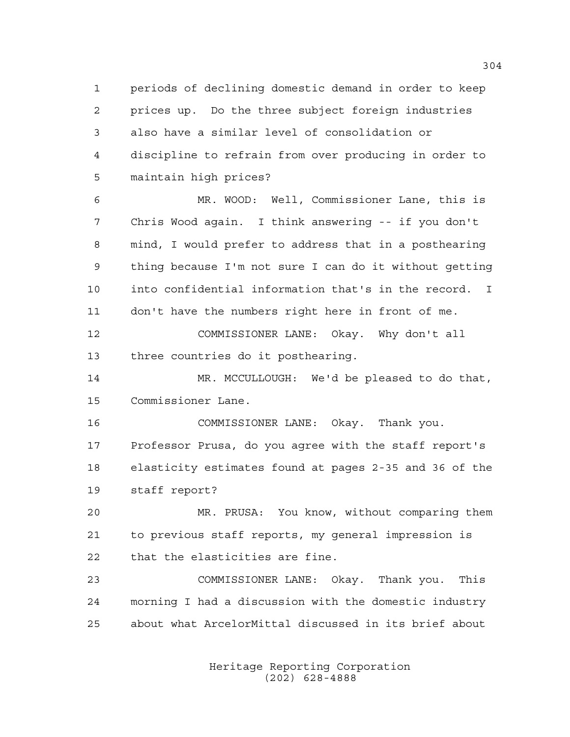periods of declining domestic demand in order to keep prices up. Do the three subject foreign industries also have a similar level of consolidation or discipline to refrain from over producing in order to maintain high prices?

MR. WOOD: Well, Commissioner Lane, this is Chris Wood again. I think answering -- if you don't mind, I would prefer to address that in a posthearing thing because I'm not sure I can do it without getting into confidential information that's in the record. I don't have the numbers right here in front of me.

COMMISSIONER LANE: Okay. Why don't all three countries do it posthearing.

MR. MCCULLOUGH: We'd be pleased to do that, Commissioner Lane.

COMMISSIONER LANE: Okay. Thank you. Professor Prusa, do you agree with the staff report's elasticity estimates found at pages 2-35 and 36 of the staff report?

MR. PRUSA: You know, without comparing them to previous staff reports, my general impression is that the elasticities are fine.

COMMISSIONER LANE: Okay. Thank you. This morning I had a discussion with the domestic industry about what ArcelorMittal discussed in its brief about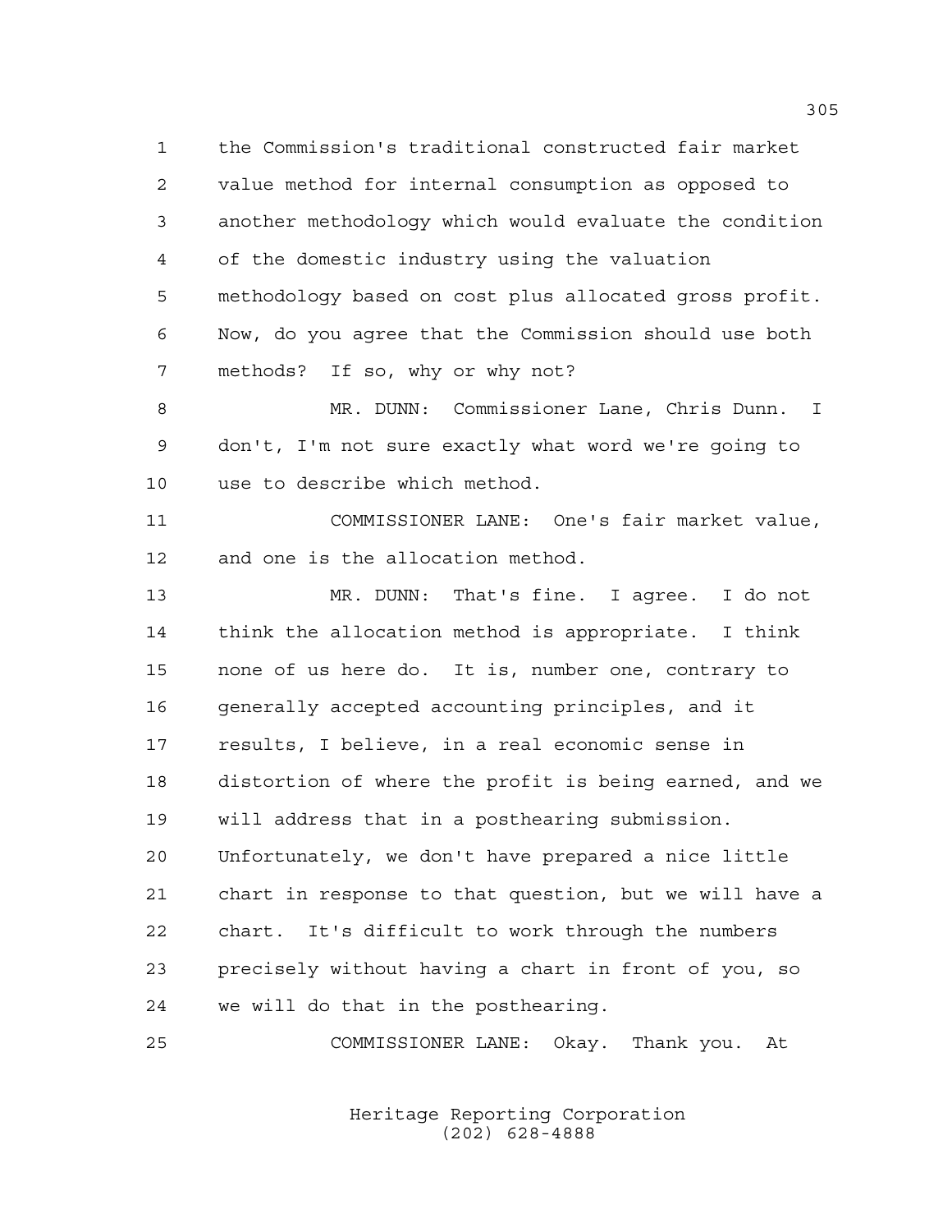1 the Commission's traditional constructed fair market
2 value method for internal consumption as opposed to
3 another methodology which would evaluate the condition
4 of the domestic industry using the valuation
5 methodology based on cost plus allocated gross profit.
6 Now, do you agree that the Commission should use both
7 methods? If so, why or why not?

8 MR. DUNN: Commissioner Lane, Chris Dunn. I
9 don't, I'm not sure exactly what word we're going to
10 use to describe which method.

11 COMMISSIONER LANE: One's fair market value,
12 and one is the allocation method.

13 MR. DUNN: That's fine. I agree. I do not
14 think the allocation method is appropriate. I think
15 none of us here do. It is, number one, contrary to
16 generally accepted accounting principles, and it
17 results, I believe, in a real economic sense in
18 distortion of where the profit is being earned, and we
19 will address that in a posthearing submission.
20 Unfortunately, we don't have prepared a nice little
21 chart in response to that question, but we will have a
22 chart. It's difficult to work through the numbers
23 precisely without having a chart in front of you, so
24 we will do that in the posthearing.

25 COMMISSIONER LANE: Okay. Thank you. At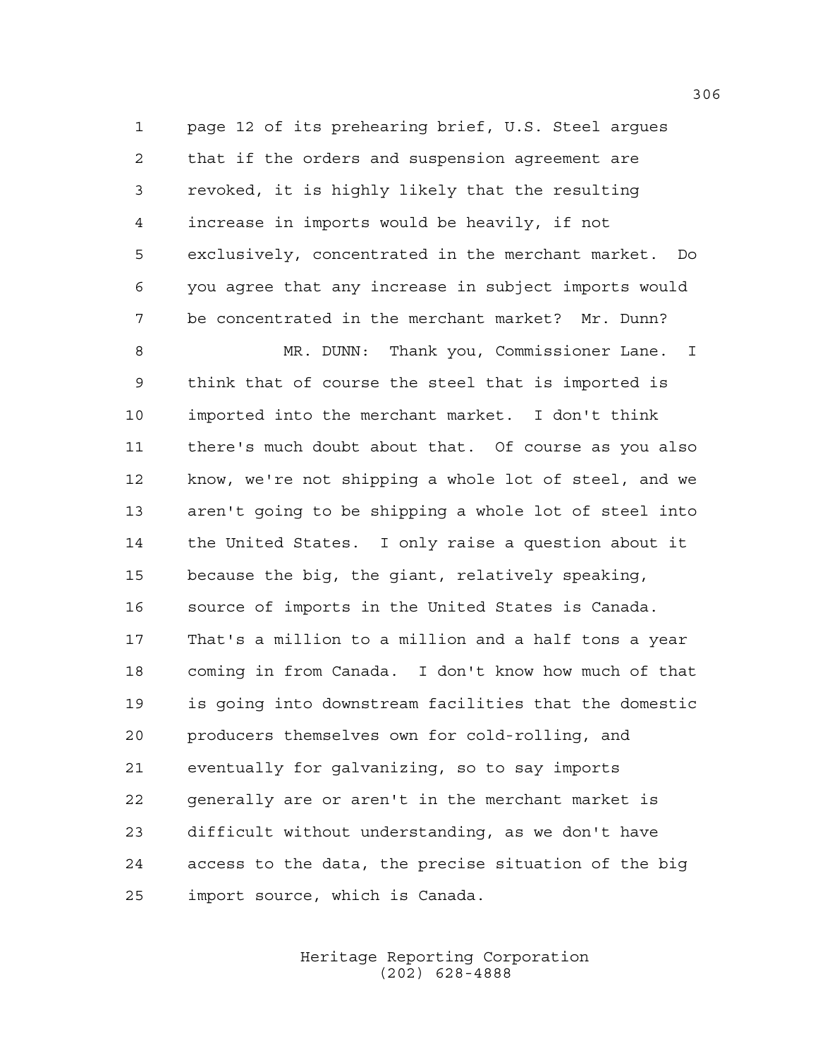page 12 of its prehearing brief, U.S. Steel argues that if the orders and suspension agreement are revoked, it is highly likely that the resulting increase in imports would be heavily, if not exclusively, concentrated in the merchant market. Do you agree that any increase in subject imports would be concentrated in the merchant market? Mr. Dunn?

MR. DUNN: Thank you, Commissioner Lane. I think that of course the steel that is imported is imported into the merchant market. I don't think there's much doubt about that. Of course as you also know, we're not shipping a whole lot of steel, and we aren't going to be shipping a whole lot of steel into the United States. I only raise a question about it because the big, the giant, relatively speaking, source of imports in the United States is Canada. That's a million to a million and a half tons a year coming in from Canada. I don't know how much of that is going into downstream facilities that the domestic producers themselves own for cold-rolling, and eventually for galvanizing, so to say imports generally are or aren't in the merchant market is difficult without understanding, as we don't have access to the data, the precise situation of the big import source, which is Canada.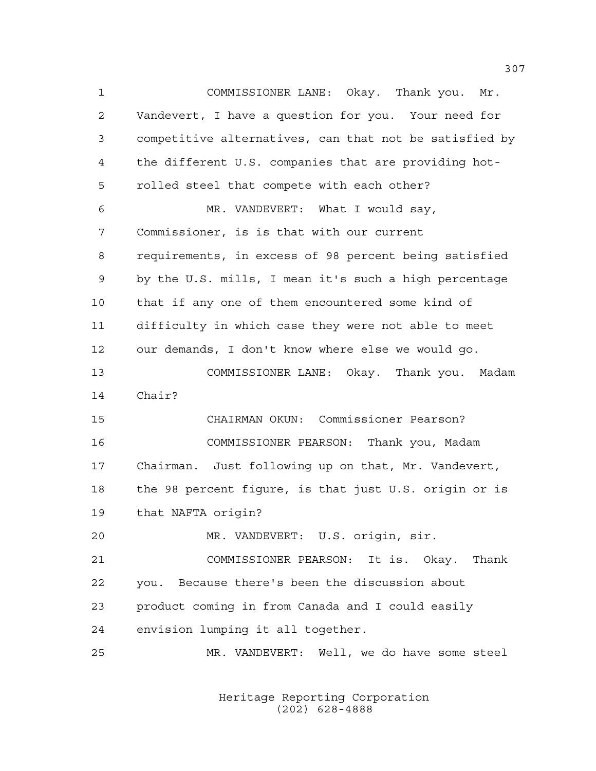COMMISSIONER LANE: Okay. Thank you. Mr. Vandevert, I have a question for you. Your need for competitive alternatives, can that not be satisfied by the different U.S. companies that are providing hot-rolled steel that compete with each other?

MR. VANDEVERT: What I would say, Commissioner, is is that with our current requirements, in excess of 98 percent being satisfied by the U.S. mills, I mean it's such a high percentage that if any one of them encountered some kind of difficulty in which case they were not able to meet our demands, I don't know where else we would go.

COMMISSIONER LANE: Okay. Thank you. Madam Chair?

CHAIRMAN OKUN: Commissioner Pearson?

COMMISSIONER PEARSON: Thank you, Madam Chairman. Just following up on that, Mr. Vandevert, the 98 percent figure, is that just U.S. origin or is that NAFTA origin?

MR. VANDEVERT: U.S. origin, sir.

COMMISSIONER PEARSON: It is. Okay. Thank you. Because there's been the discussion about product coming in from Canada and I could easily envision lumping it all together.

MR. VANDEVERT: Well, we do have some steel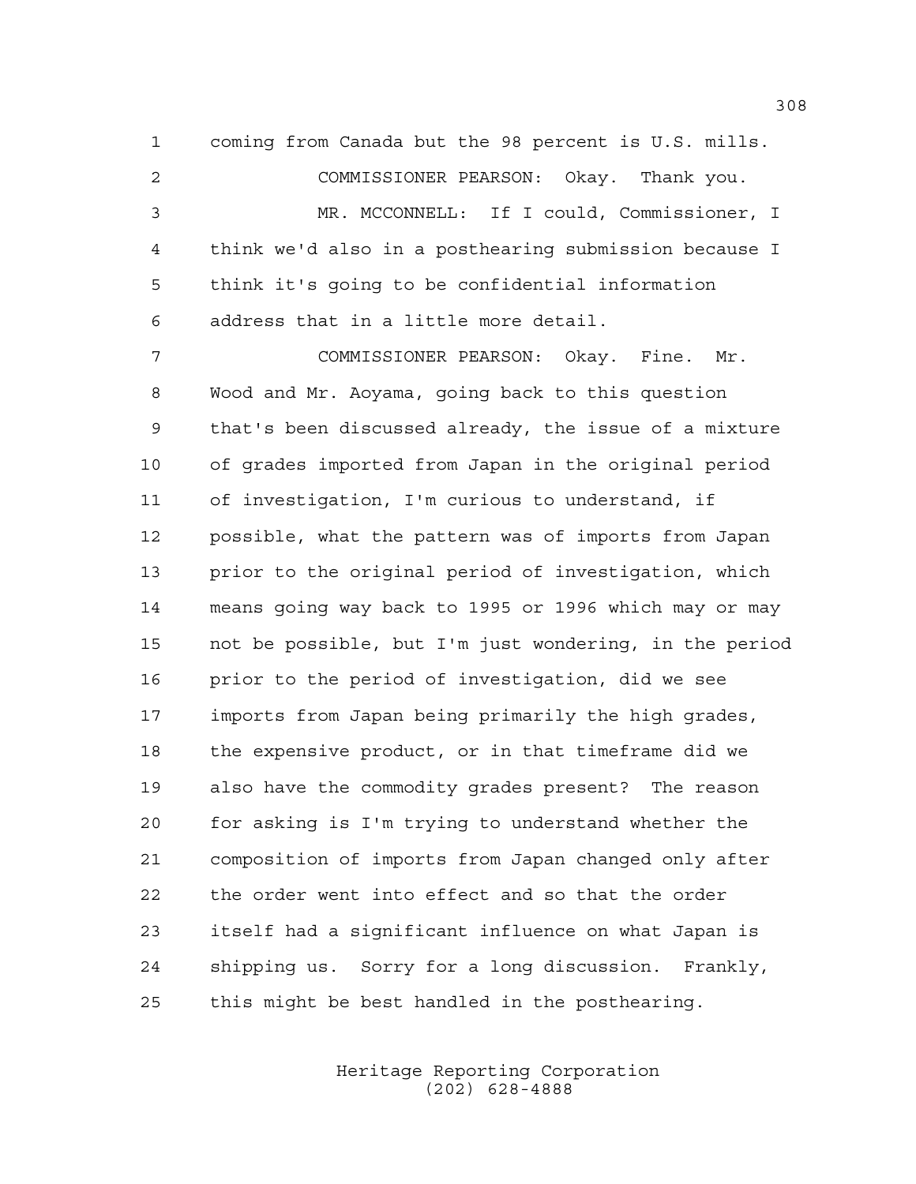coming from Canada but the 98 percent is U.S. mills.

COMMISSIONER PEARSON: Okay. Thank you.

MR. MCCONNELL: If I could, Commissioner, I think we'd also in a posthearing submission because I think it's going to be confidential information address that in a little more detail.

COMMISSIONER PEARSON: Okay. Fine. Mr. Wood and Mr. Aoyama, going back to this question that's been discussed already, the issue of a mixture of grades imported from Japan in the original period of investigation, I'm curious to understand, if possible, what the pattern was of imports from Japan prior to the original period of investigation, which means going way back to 1995 or 1996 which may or may not be possible, but I'm just wondering, in the period prior to the period of investigation, did we see imports from Japan being primarily the high grades, the expensive product, or in that timeframe did we also have the commodity grades present? The reason for asking is I'm trying to understand whether the composition of imports from Japan changed only after the order went into effect and so that the order itself had a significant influence on what Japan is shipping us. Sorry for a long discussion. Frankly, this might be best handled in the posthearing.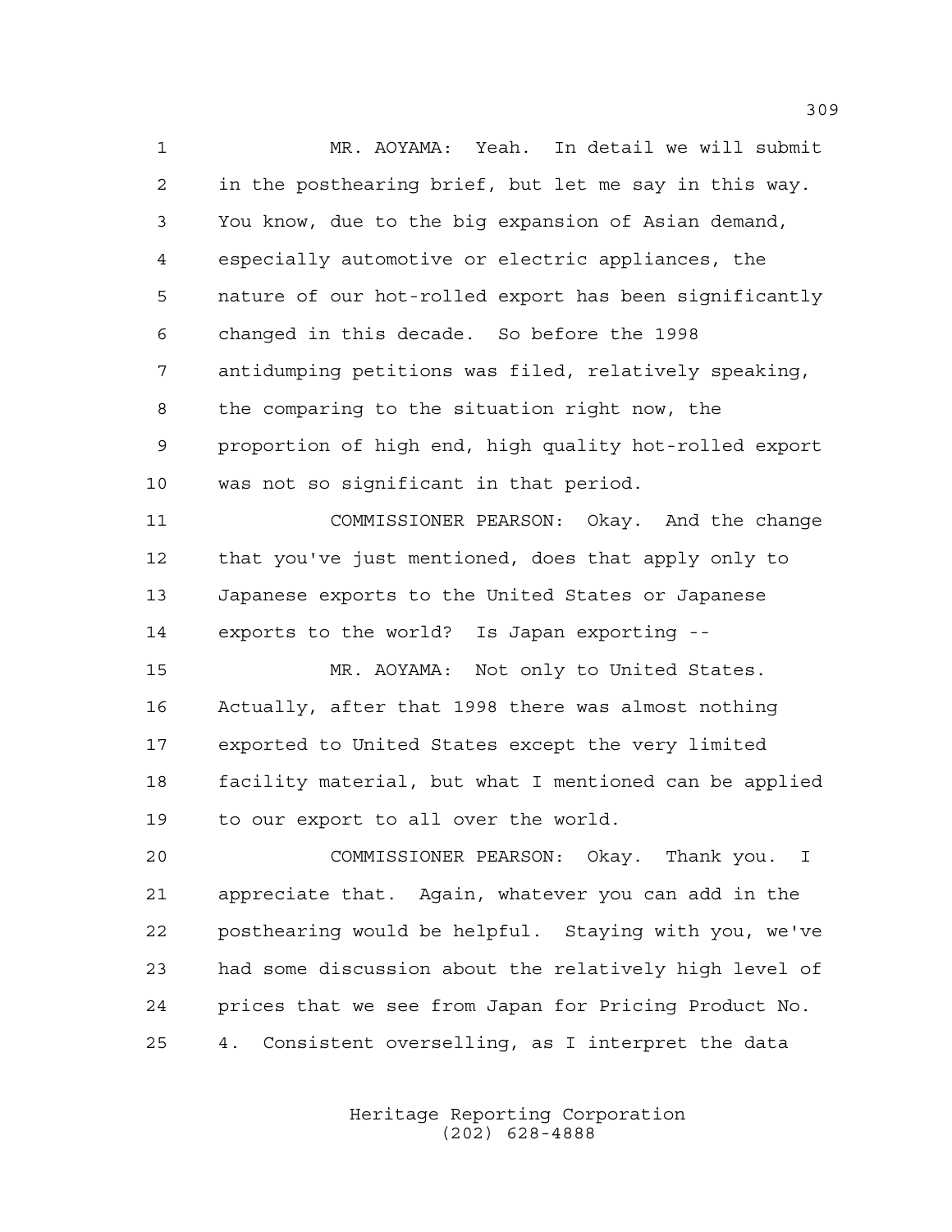MR. AOYAMA: Yeah. In detail we will submit in the posthearing brief, but let me say in this way. You know, due to the big expansion of Asian demand, especially automotive or electric appliances, the nature of our hot-rolled export has been significantly changed in this decade. So before the 1998 antidumping petitions was filed, relatively speaking, the comparing to the situation right now, the proportion of high end, high quality hot-rolled export was not so significant in that period.

COMMISSIONER PEARSON: Okay. And the change that you've just mentioned, does that apply only to Japanese exports to the United States or Japanese exports to the world? Is Japan exporting --

MR. AOYAMA: Not only to United States. Actually, after that 1998 there was almost nothing exported to United States except the very limited facility material, but what I mentioned can be applied to our export to all over the world.

COMMISSIONER PEARSON: Okay. Thank you. I appreciate that. Again, whatever you can add in the posthearing would be helpful. Staying with you, we've had some discussion about the relatively high level of prices that we see from Japan for Pricing Product No. 4. Consistent overselling, as I interpret the data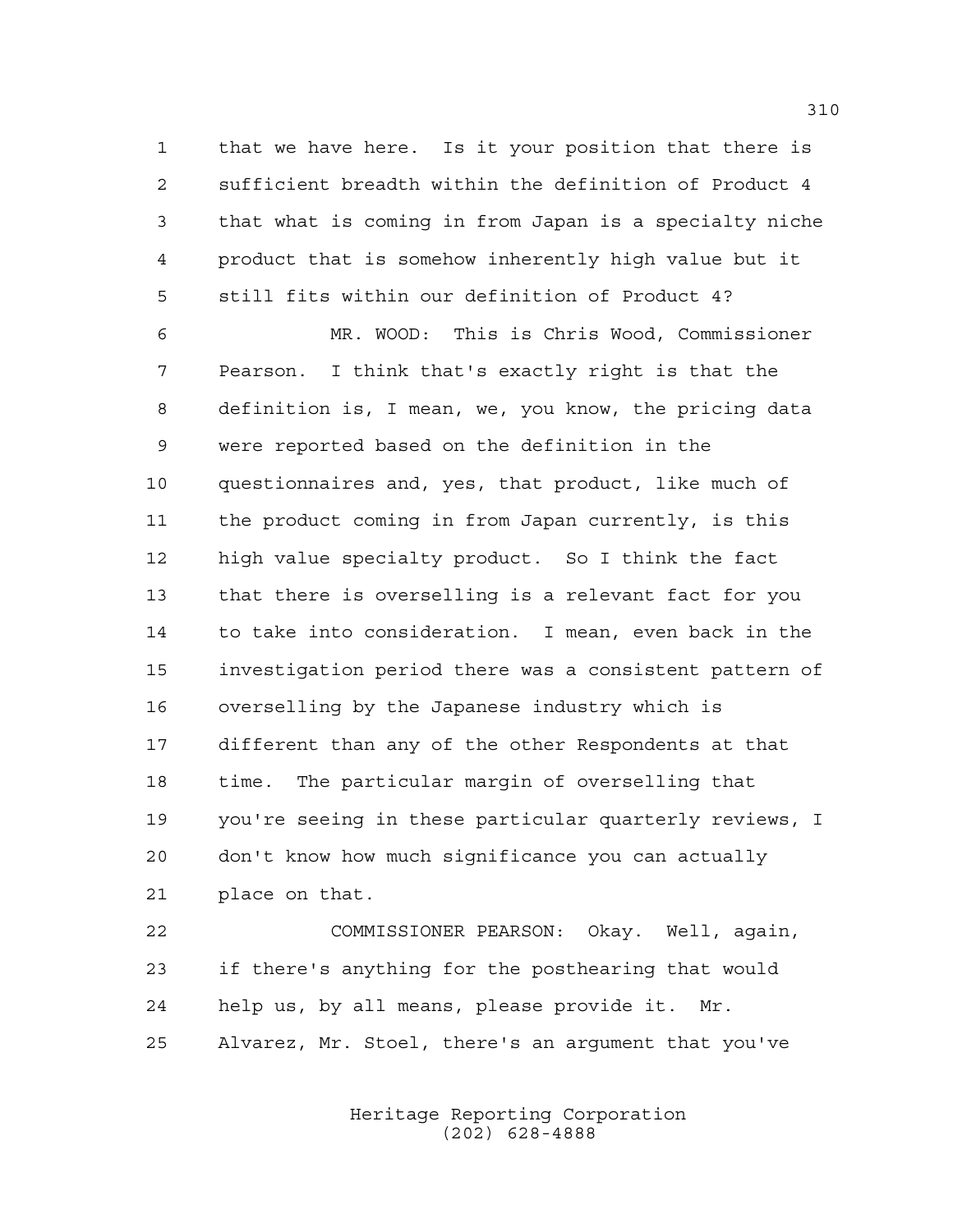that we have here. Is it your position that there is sufficient breadth within the definition of Product 4 that what is coming in from Japan is a specialty niche product that is somehow inherently high value but it still fits within our definition of Product 4?

MR. WOOD: This is Chris Wood, Commissioner Pearson. I think that's exactly right is that the definition is, I mean, we, you know, the pricing data were reported based on the definition in the questionnaires and, yes, that product, like much of the product coming in from Japan currently, is this high value specialty product. So I think the fact that there is overselling is a relevant fact for you to take into consideration. I mean, even back in the investigation period there was a consistent pattern of overselling by the Japanese industry which is different than any of the other Respondents at that time. The particular margin of overselling that you're seeing in these particular quarterly reviews, I don't know how much significance you can actually place on that.

COMMISSIONER PEARSON: Okay. Well, again, if there's anything for the posthearing that would help us, by all means, please provide it. Mr. Alvarez, Mr. Stoel, there's an argument that you've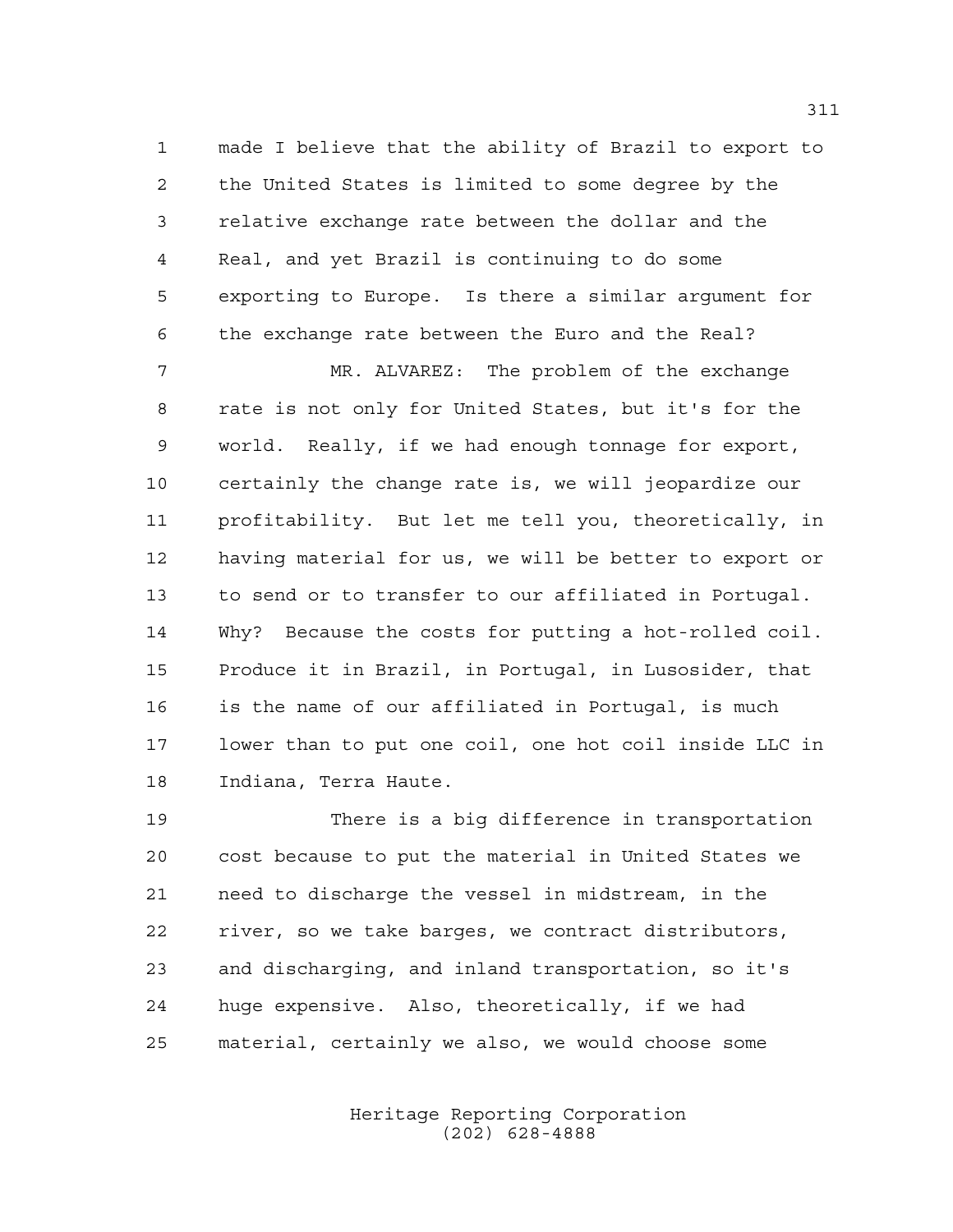made I believe that the ability of Brazil to export to the United States is limited to some degree by the relative exchange rate between the dollar and the Real, and yet Brazil is continuing to do some exporting to Europe. Is there a similar argument for the exchange rate between the Euro and the Real?

MR. ALVAREZ: The problem of the exchange rate is not only for United States, but it's for the world. Really, if we had enough tonnage for export, certainly the change rate is, we will jeopardize our profitability. But let me tell you, theoretically, in having material for us, we will be better to export or to send or to transfer to our affiliated in Portugal. Why? Because the costs for putting a hot-rolled coil. Produce it in Brazil, in Portugal, in Lusosider, that is the name of our affiliated in Portugal, is much lower than to put one coil, one hot coil inside LLC in Indiana, Terra Haute.

There is a big difference in transportation cost because to put the material in United States we need to discharge the vessel in midstream, in the river, so we take barges, we contract distributors, and discharging, and inland transportation, so it's huge expensive. Also, theoretically, if we had material, certainly we also, we would choose some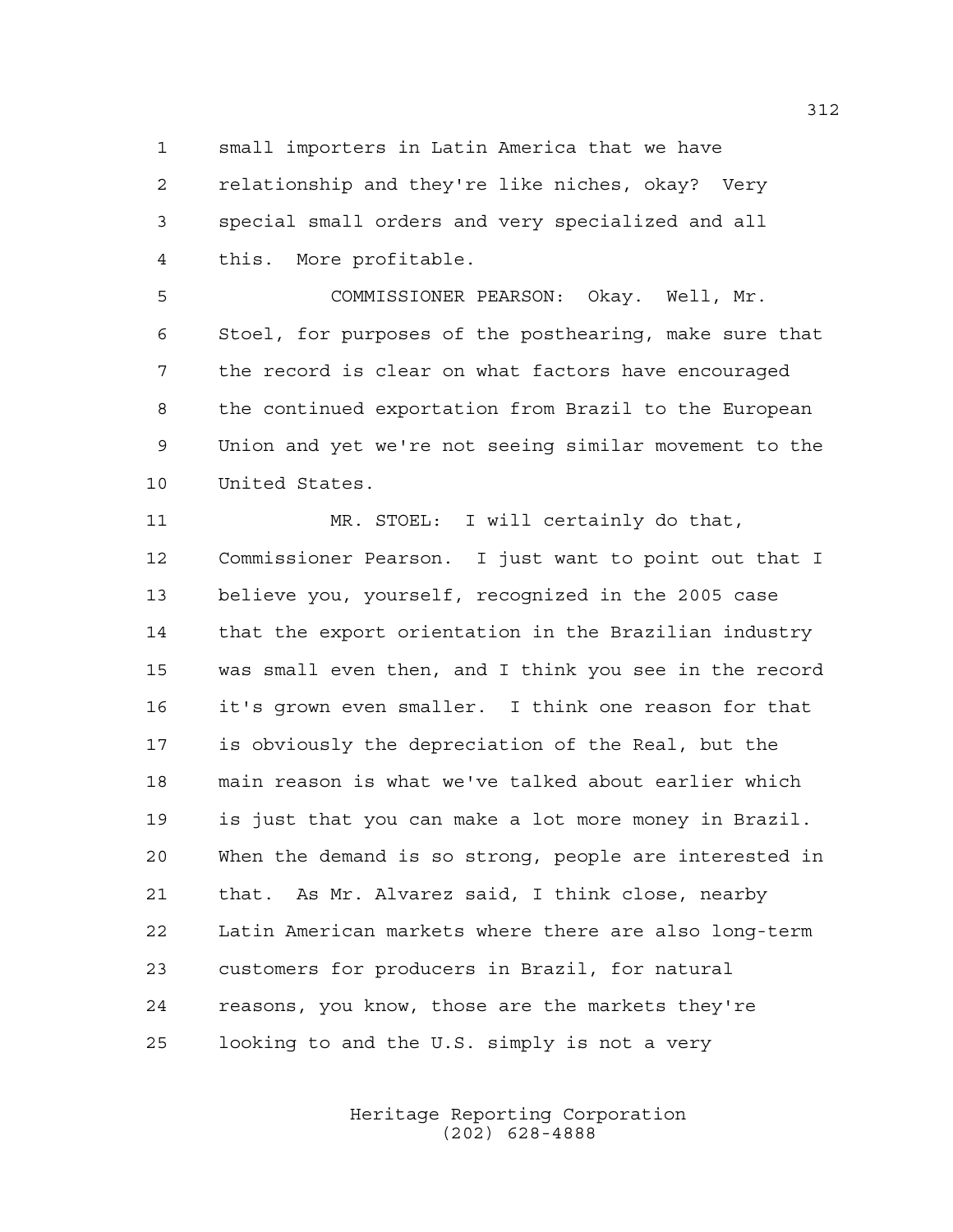small importers in Latin America that we have relationship and they're like niches, okay? Very special small orders and very specialized and all this. More profitable.

COMMISSIONER PEARSON: Okay. Well, Mr. Stoel, for purposes of the posthearing, make sure that the record is clear on what factors have encouraged the continued exportation from Brazil to the European Union and yet we're not seeing similar movement to the United States.

MR. STOEL: I will certainly do that, Commissioner Pearson. I just want to point out that I believe you, yourself, recognized in the 2005 case that the export orientation in the Brazilian industry was small even then, and I think you see in the record it's grown even smaller. I think one reason for that is obviously the depreciation of the Real, but the main reason is what we've talked about earlier which is just that you can make a lot more money in Brazil. When the demand is so strong, people are interested in that. As Mr. Alvarez said, I think close, nearby Latin American markets where there are also long-term customers for producers in Brazil, for natural reasons, you know, those are the markets they're looking to and the U.S. simply is not a very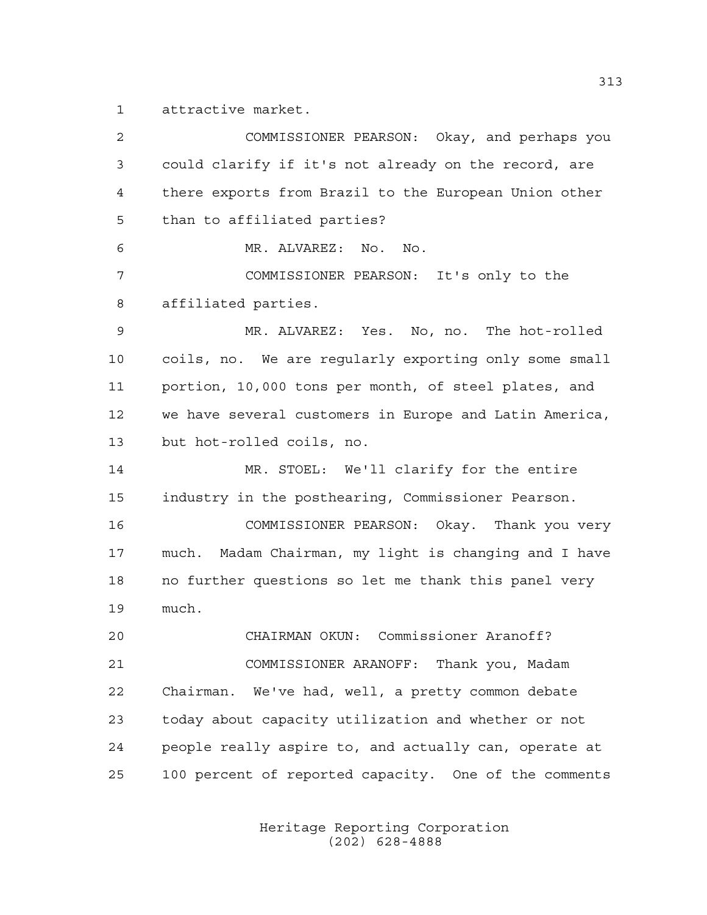attractive market.

COMMISSIONER PEARSON: Okay, and perhaps you could clarify if it's not already on the record, are there exports from Brazil to the European Union other than to affiliated parties?

MR. ALVAREZ: No. No.

COMMISSIONER PEARSON: It's only to the affiliated parties.

MR. ALVAREZ: Yes. No, no. The hot-rolled coils, no. We are regularly exporting only some small portion, 10,000 tons per month, of steel plates, and we have several customers in Europe and Latin America, but hot-rolled coils, no.

MR. STOEL: We'll clarify for the entire industry in the posthearing, Commissioner Pearson.

COMMISSIONER PEARSON: Okay. Thank you very much. Madam Chairman, my light is changing and I have no further questions so let me thank this panel very much.

CHAIRMAN OKUN: Commissioner Aranoff?

COMMISSIONER ARANOFF: Thank you, Madam Chairman. We've had, well, a pretty common debate today about capacity utilization and whether or not people really aspire to, and actually can, operate at 100 percent of reported capacity. One of the comments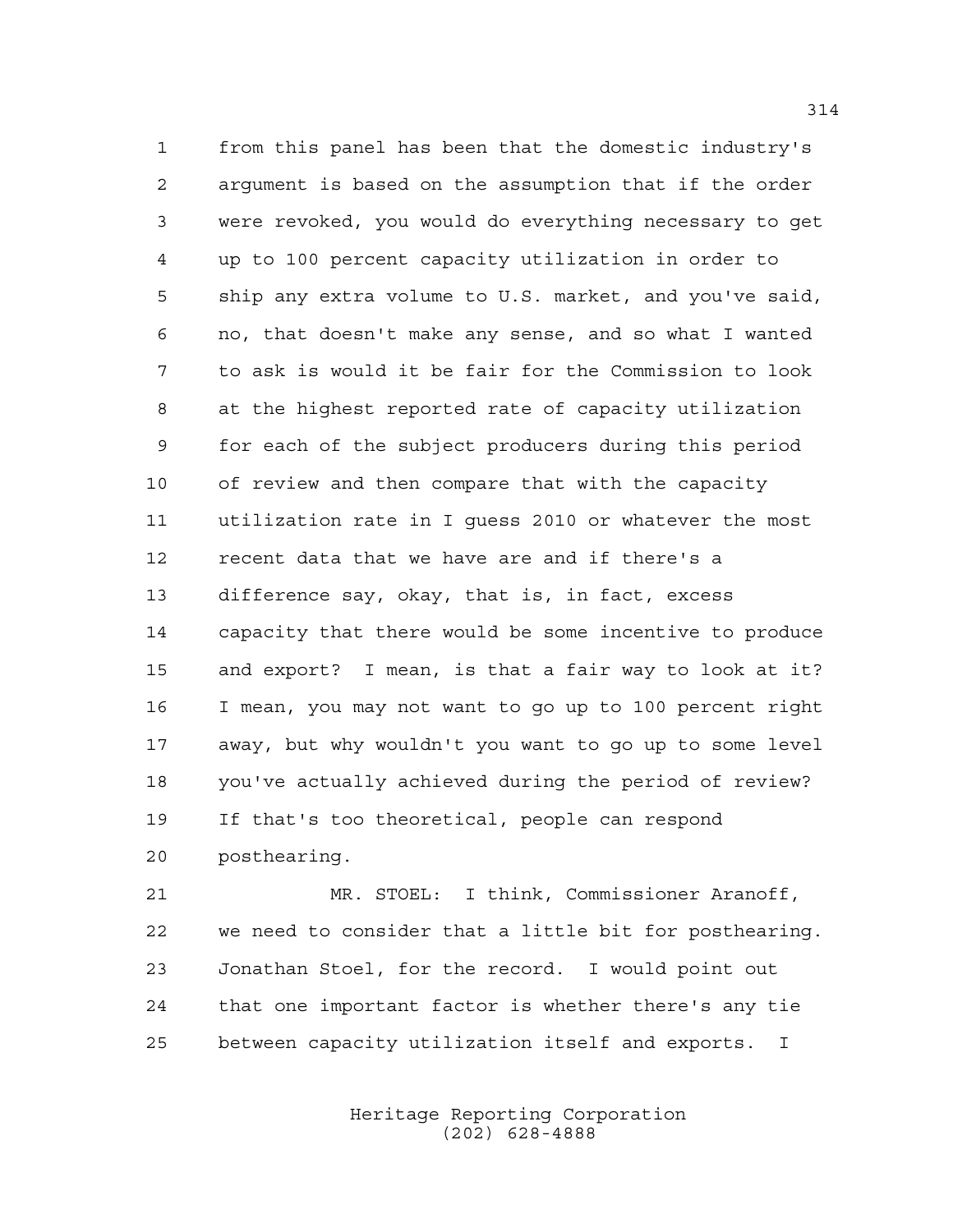from this panel has been that the domestic industry's argument is based on the assumption that if the order were revoked, you would do everything necessary to get up to 100 percent capacity utilization in order to ship any extra volume to U.S. market, and you've said, no, that doesn't make any sense, and so what I wanted to ask is would it be fair for the Commission to look at the highest reported rate of capacity utilization for each of the subject producers during this period of review and then compare that with the capacity utilization rate in I guess 2010 or whatever the most recent data that we have are and if there's a difference say, okay, that is, in fact, excess capacity that there would be some incentive to produce and export? I mean, is that a fair way to look at it? I mean, you may not want to go up to 100 percent right away, but why wouldn't you want to go up to some level you've actually achieved during the period of review? If that's too theoretical, people can respond posthearing.

MR. STOEL: I think, Commissioner Aranoff, we need to consider that a little bit for posthearing. Jonathan Stoel, for the record. I would point out that one important factor is whether there's any tie between capacity utilization itself and exports. I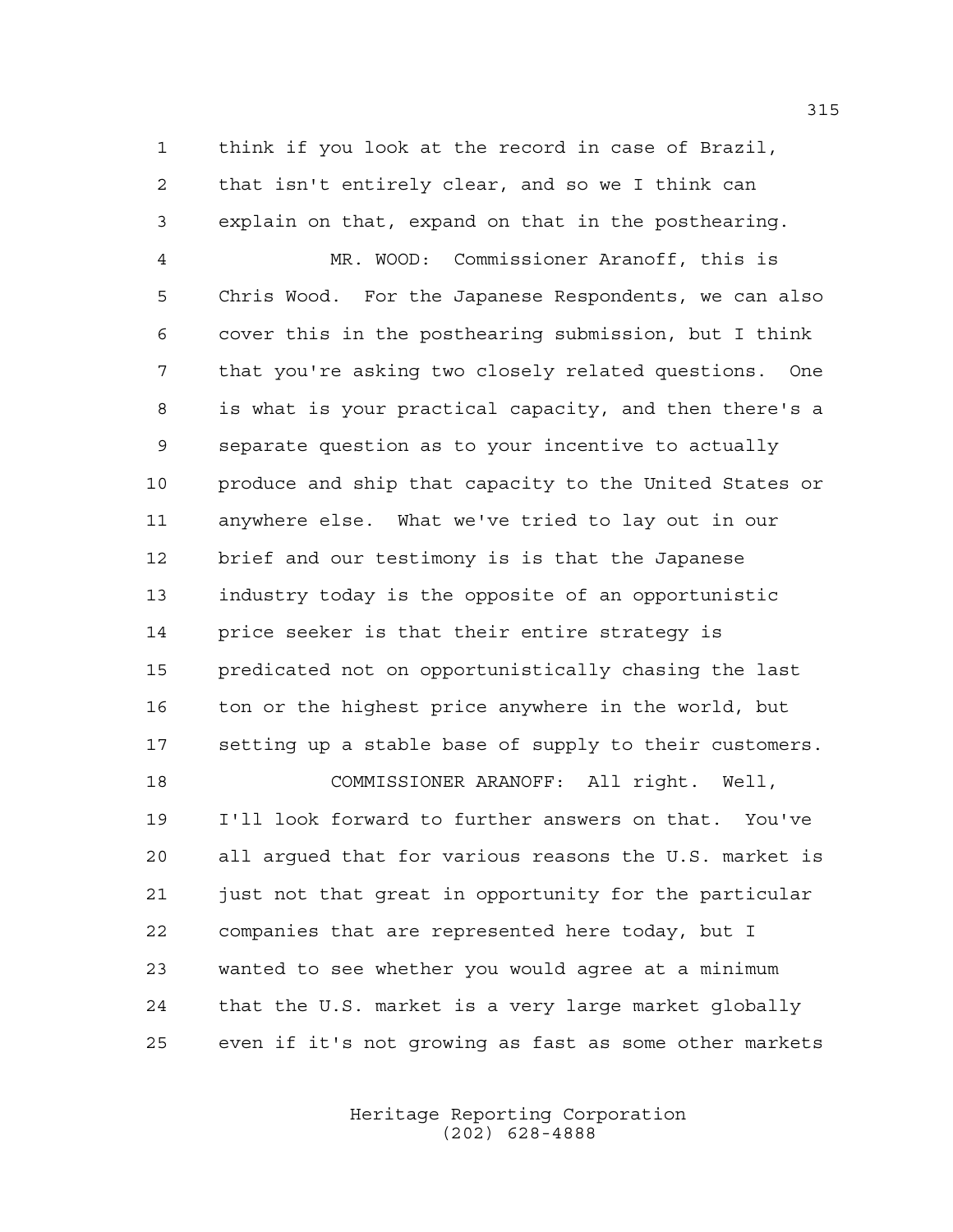think if you look at the record in case of Brazil, that isn't entirely clear, and so we I think can explain on that, expand on that in the posthearing.

MR. WOOD: Commissioner Aranoff, this is Chris Wood. For the Japanese Respondents, we can also cover this in the posthearing submission, but I think that you're asking two closely related questions. One is what is your practical capacity, and then there's a separate question as to your incentive to actually produce and ship that capacity to the United States or anywhere else. What we've tried to lay out in our brief and our testimony is is that the Japanese industry today is the opposite of an opportunistic price seeker is that their entire strategy is predicated not on opportunistically chasing the last ton or the highest price anywhere in the world, but setting up a stable base of supply to their customers.

COMMISSIONER ARANOFF: All right. Well, I'll look forward to further answers on that. You've all argued that for various reasons the U.S. market is just not that great in opportunity for the particular companies that are represented here today, but I wanted to see whether you would agree at a minimum that the U.S. market is a very large market globally even if it's not growing as fast as some other markets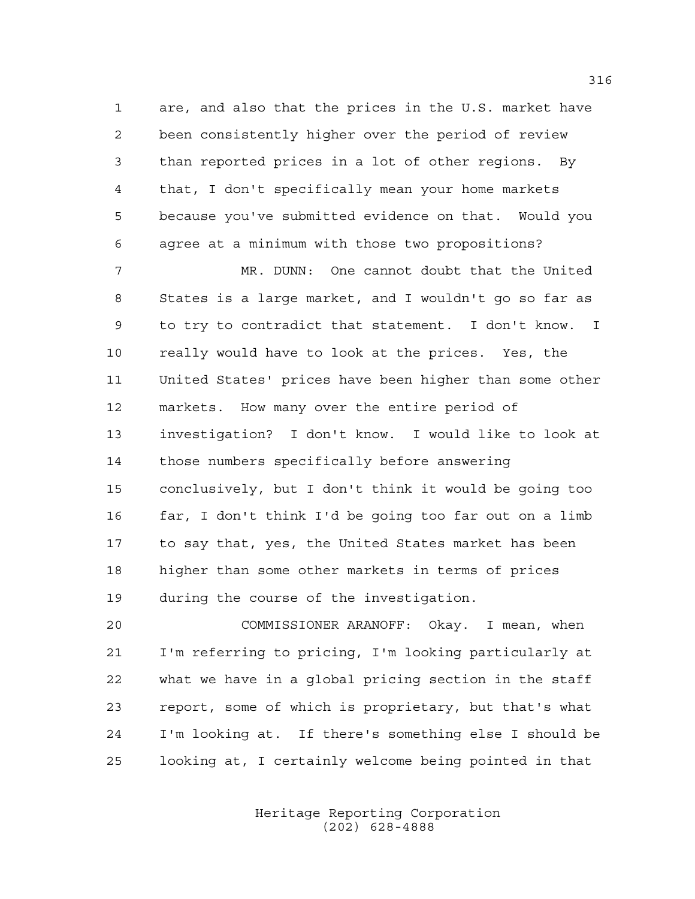are, and also that the prices in the U.S. market have been consistently higher over the period of review than reported prices in a lot of other regions. By that, I don't specifically mean your home markets because you've submitted evidence on that. Would you agree at a minimum with those two propositions?

MR. DUNN: One cannot doubt that the United States is a large market, and I wouldn't go so far as to try to contradict that statement. I don't know. I really would have to look at the prices. Yes, the United States' prices have been higher than some other markets. How many over the entire period of investigation? I don't know. I would like to look at those numbers specifically before answering conclusively, but I don't think it would be going too far, I don't think I'd be going too far out on a limb to say that, yes, the United States market has been higher than some other markets in terms of prices during the course of the investigation.

COMMISSIONER ARANOFF: Okay. I mean, when I'm referring to pricing, I'm looking particularly at what we have in a global pricing section in the staff report, some of which is proprietary, but that's what I'm looking at. If there's something else I should be looking at, I certainly welcome being pointed in that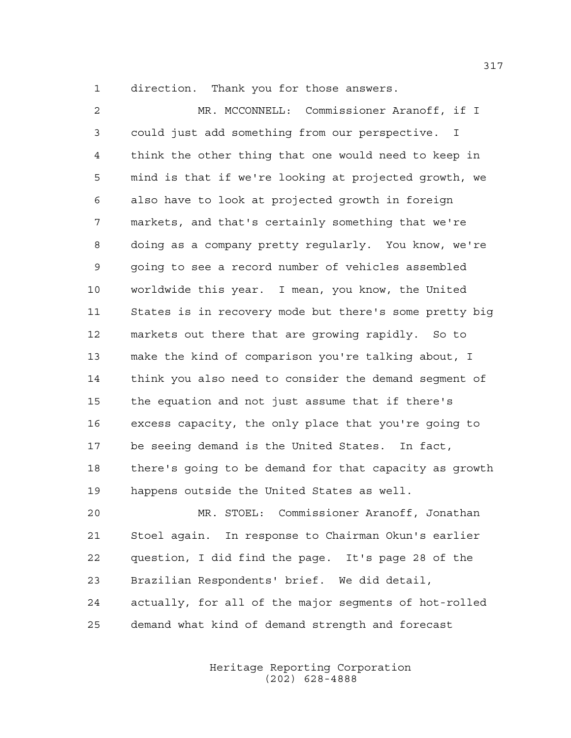direction. Thank you for those answers.

MR. MCCONNELL: Commissioner Aranoff, if I could just add something from our perspective. I think the other thing that one would need to keep in mind is that if we're looking at projected growth, we also have to look at projected growth in foreign markets, and that's certainly something that we're doing as a company pretty regularly. You know, we're going to see a record number of vehicles assembled worldwide this year. I mean, you know, the United States is in recovery mode but there's some pretty big markets out there that are growing rapidly. So to make the kind of comparison you're talking about, I think you also need to consider the demand segment of the equation and not just assume that if there's excess capacity, the only place that you're going to be seeing demand is the United States. In fact, there's going to be demand for that capacity as growth happens outside the United States as well.

MR. STOEL: Commissioner Aranoff, Jonathan Stoel again. In response to Chairman Okun's earlier question, I did find the page. It's page 28 of the Brazilian Respondents' brief. We did detail, actually, for all of the major segments of hot-rolled demand what kind of demand strength and forecast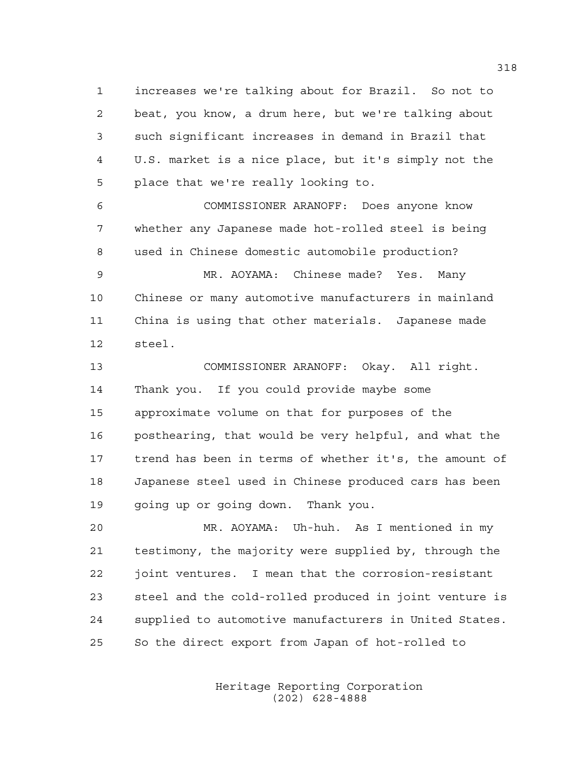increases we're talking about for Brazil. So not to beat, you know, a drum here, but we're talking about such significant increases in demand in Brazil that U.S. market is a nice place, but it's simply not the place that we're really looking to.

COMMISSIONER ARANOFF: Does anyone know whether any Japanese made hot-rolled steel is being used in Chinese domestic automobile production?

MR. AOYAMA: Chinese made? Yes. Many Chinese or many automotive manufacturers in mainland China is using that other materials. Japanese made steel.

COMMISSIONER ARANOFF: Okay. All right. Thank you. If you could provide maybe some approximate volume on that for purposes of the posthearing, that would be very helpful, and what the trend has been in terms of whether it's, the amount of Japanese steel used in Chinese produced cars has been going up or going down. Thank you.

MR. AOYAMA: Uh-huh. As I mentioned in my testimony, the majority were supplied by, through the joint ventures. I mean that the corrosion-resistant steel and the cold-rolled produced in joint venture is supplied to automotive manufacturers in United States. So the direct export from Japan of hot-rolled to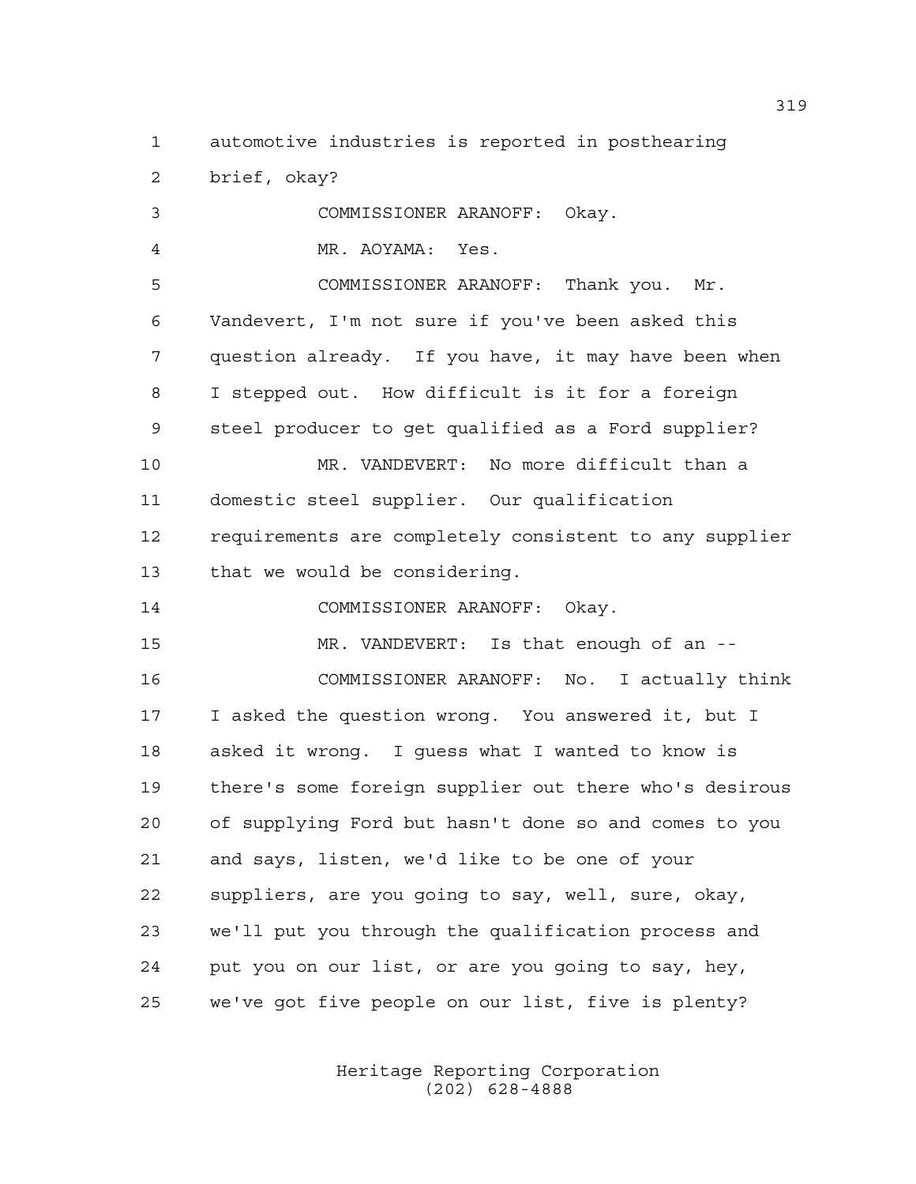automotive industries is reported in posthearing brief, okay?

COMMISSIONER ARANOFF: Okay.

MR. AOYAMA: Yes.

COMMISSIONER ARANOFF: Thank you. Mr. Vandevert, I'm not sure if you've been asked this question already. If you have, it may have been when I stepped out. How difficult is it for a foreign steel producer to get qualified as a Ford supplier?

MR. VANDEVERT: No more difficult than a domestic steel supplier. Our qualification requirements are completely consistent to any supplier that we would be considering.

COMMISSIONER ARANOFF: Okay.

MR. VANDEVERT: Is that enough of an --

COMMISSIONER ARANOFF: No. I actually think I asked the question wrong. You answered it, but I asked it wrong. I guess what I wanted to know is there's some foreign supplier out there who's desirous of supplying Ford but hasn't done so and comes to you and says, listen, we'd like to be one of your suppliers, are you going to say, well, sure, okay, we'll put you through the qualification process and put you on our list, or are you going to say, hey, we've got five people on our list, five is plenty?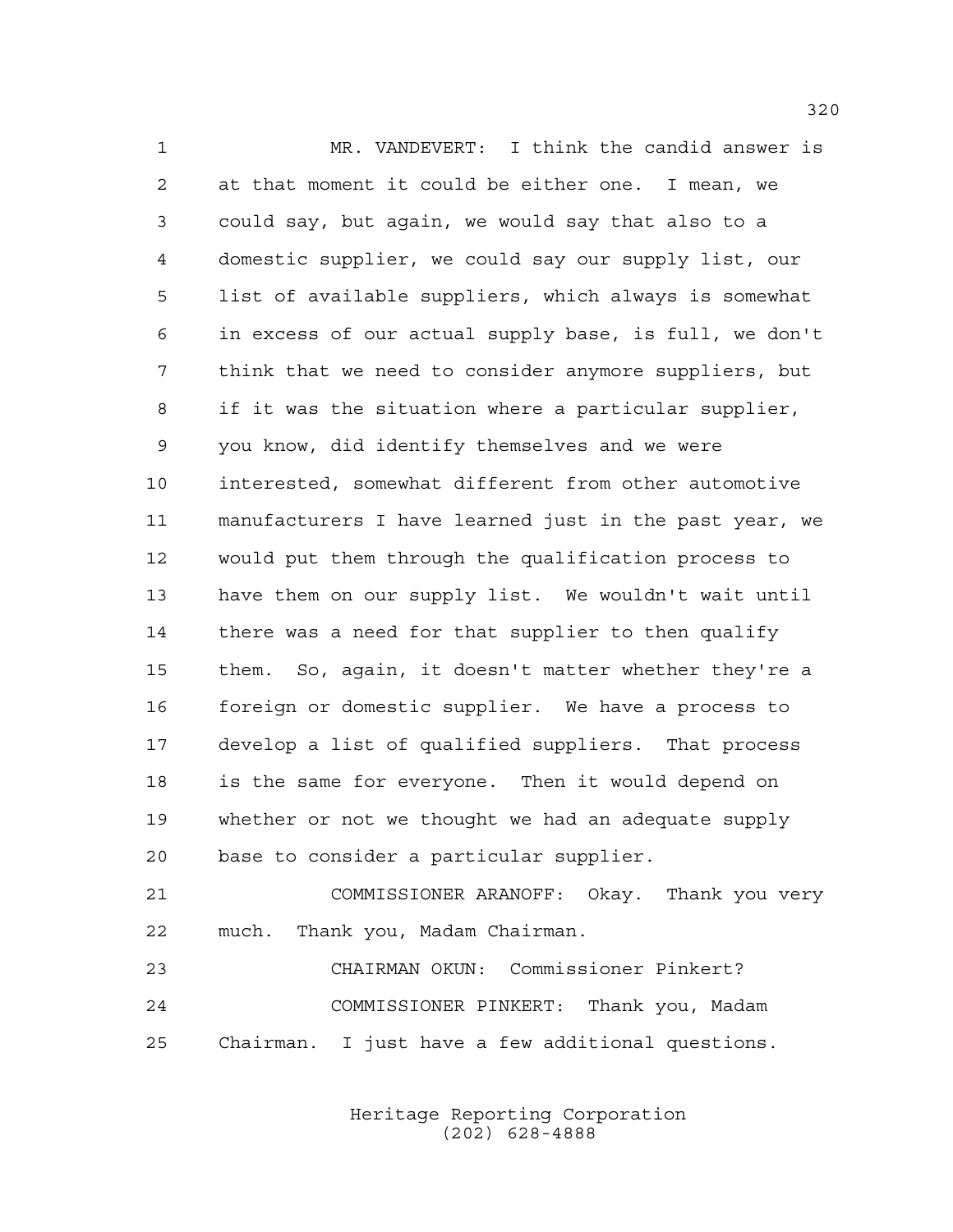MR. VANDEVERT: I think the candid answer is at that moment it could be either one. I mean, we could say, but again, we would say that also to a domestic supplier, we could say our supply list, our list of available suppliers, which always is somewhat in excess of our actual supply base, is full, we don't think that we need to consider anymore suppliers, but if it was the situation where a particular supplier, you know, did identify themselves and we were interested, somewhat different from other automotive manufacturers I have learned just in the past year, we would put them through the qualification process to have them on our supply list. We wouldn't wait until there was a need for that supplier to then qualify them. So, again, it doesn't matter whether they're a foreign or domestic supplier. We have a process to develop a list of qualified suppliers. That process is the same for everyone. Then it would depend on whether or not we thought we had an adequate supply base to consider a particular supplier.

COMMISSIONER ARANOFF: Okay. Thank you very much. Thank you, Madam Chairman.

CHAIRMAN OKUN: Commissioner Pinkert?

COMMISSIONER PINKERT: Thank you, Madam Chairman. I just have a few additional questions.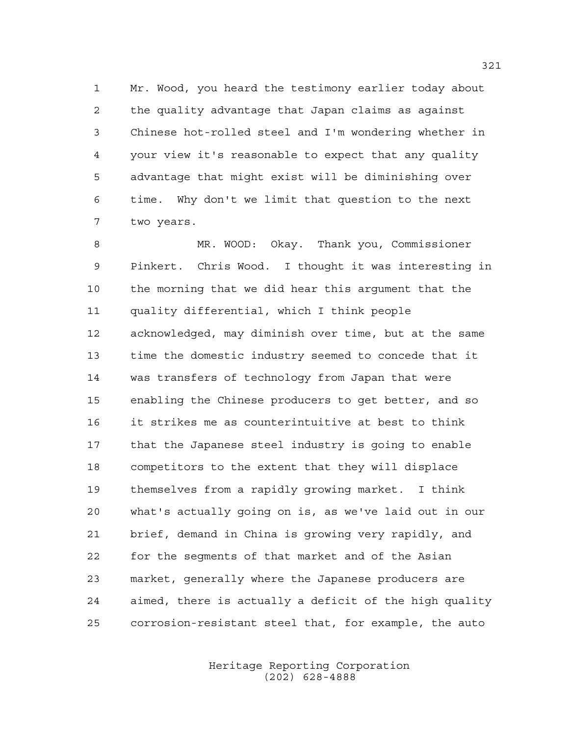Mr. Wood, you heard the testimony earlier today about the quality advantage that Japan claims as against Chinese hot-rolled steel and I'm wondering whether in your view it's reasonable to expect that any quality advantage that might exist will be diminishing over time. Why don't we limit that question to the next two years.

MR. WOOD: Okay. Thank you, Commissioner Pinkert. Chris Wood. I thought it was interesting in the morning that we did hear this argument that the quality differential, which I think people acknowledged, may diminish over time, but at the same time the domestic industry seemed to concede that it was transfers of technology from Japan that were enabling the Chinese producers to get better, and so it strikes me as counterintuitive at best to think that the Japanese steel industry is going to enable competitors to the extent that they will displace themselves from a rapidly growing market. I think what's actually going on is, as we've laid out in our brief, demand in China is growing very rapidly, and for the segments of that market and of the Asian market, generally where the Japanese producers are aimed, there is actually a deficit of the high quality corrosion-resistant steel that, for example, the auto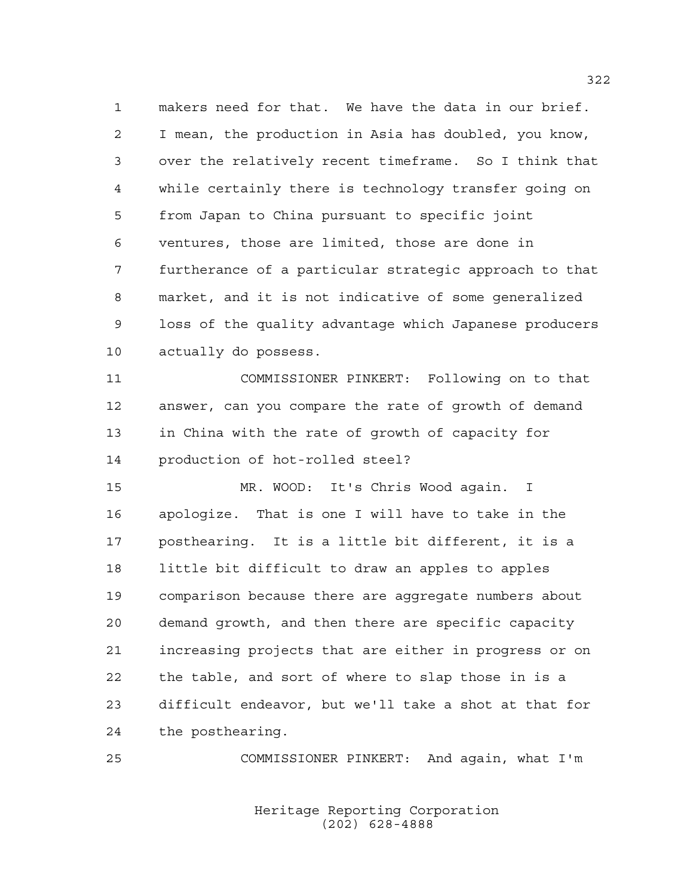makers need for that. We have the data in our brief. I mean, the production in Asia has doubled, you know, over the relatively recent timeframe. So I think that while certainly there is technology transfer going on from Japan to China pursuant to specific joint ventures, those are limited, those are done in furtherance of a particular strategic approach to that market, and it is not indicative of some generalized loss of the quality advantage which Japanese producers actually do possess.

COMMISSIONER PINKERT: Following on to that answer, can you compare the rate of growth of demand in China with the rate of growth of capacity for production of hot-rolled steel?

MR. WOOD: It's Chris Wood again. I apologize. That is one I will have to take in the posthearing. It is a little bit different, it is a little bit difficult to draw an apples to apples comparison because there are aggregate numbers about demand growth, and then there are specific capacity increasing projects that are either in progress or on the table, and sort of where to slap those in is a difficult endeavor, but we'll take a shot at that for the posthearing.

COMMISSIONER PINKERT: And again, what I'm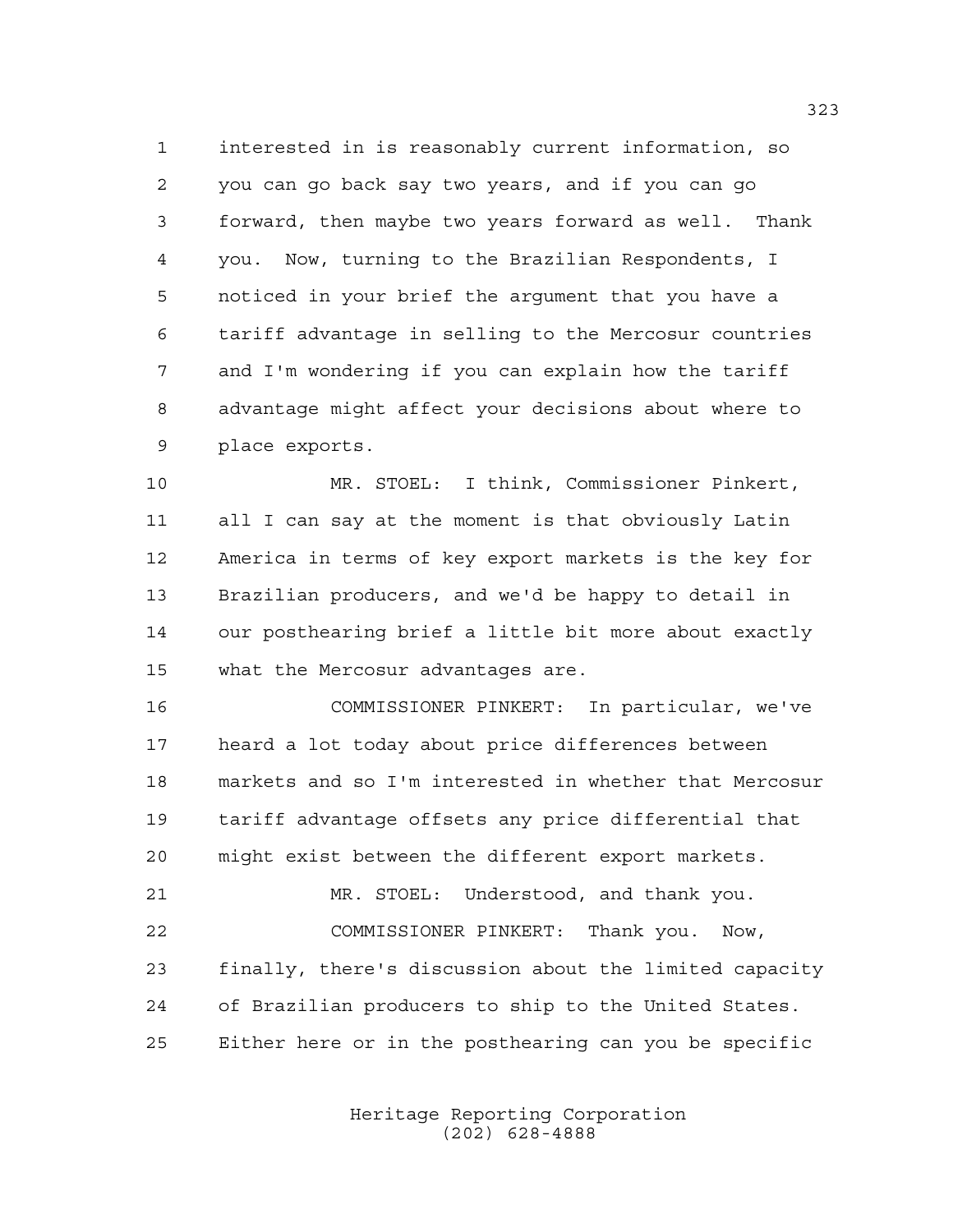interested in is reasonably current information, so you can go back say two years, and if you can go forward, then maybe two years forward as well. Thank you. Now, turning to the Brazilian Respondents, I noticed in your brief the argument that you have a tariff advantage in selling to the Mercosur countries and I'm wondering if you can explain how the tariff advantage might affect your decisions about where to place exports.

MR. STOEL: I think, Commissioner Pinkert, all I can say at the moment is that obviously Latin America in terms of key export markets is the key for Brazilian producers, and we'd be happy to detail in our posthearing brief a little bit more about exactly what the Mercosur advantages are.

COMMISSIONER PINKERT: In particular, we've heard a lot today about price differences between markets and so I'm interested in whether that Mercosur tariff advantage offsets any price differential that might exist between the different export markets.

MR. STOEL: Understood, and thank you.

COMMISSIONER PINKERT: Thank you. Now, finally, there's discussion about the limited capacity of Brazilian producers to ship to the United States. Either here or in the posthearing can you be specific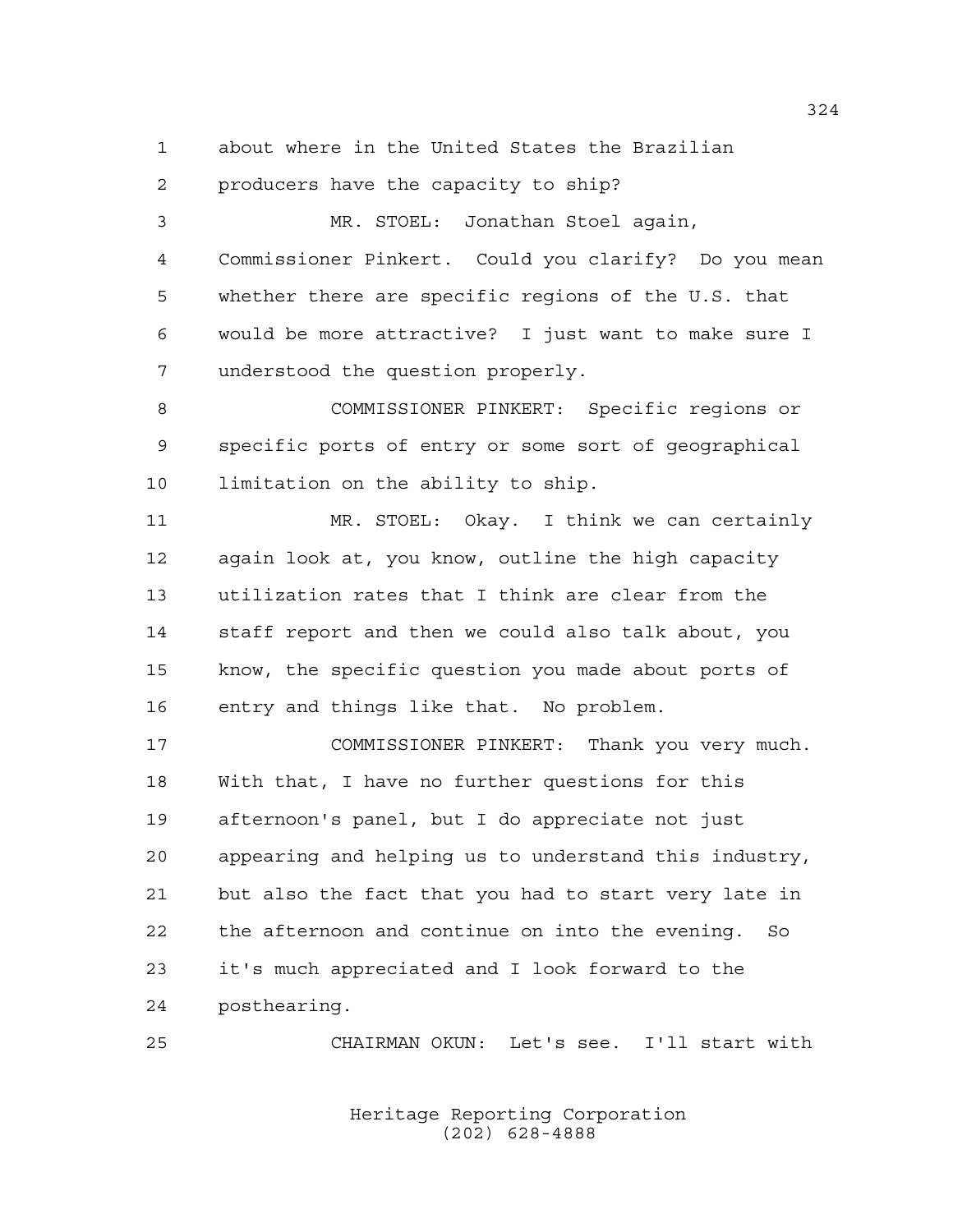about where in the United States the Brazilian producers have the capacity to ship?

MR. STOEL: Jonathan Stoel again, Commissioner Pinkert. Could you clarify? Do you mean whether there are specific regions of the U.S. that would be more attractive? I just want to make sure I understood the question properly.

COMMISSIONER PINKERT: Specific regions or specific ports of entry or some sort of geographical limitation on the ability to ship.

MR. STOEL: Okay. I think we can certainly again look at, you know, outline the high capacity utilization rates that I think are clear from the staff report and then we could also talk about, you know, the specific question you made about ports of entry and things like that. No problem.

COMMISSIONER PINKERT: Thank you very much. With that, I have no further questions for this afternoon's panel, but I do appreciate not just appearing and helping us to understand this industry, but also the fact that you had to start very late in the afternoon and continue on into the evening. So it's much appreciated and I look forward to the posthearing.

CHAIRMAN OKUN: Let's see. I'll start with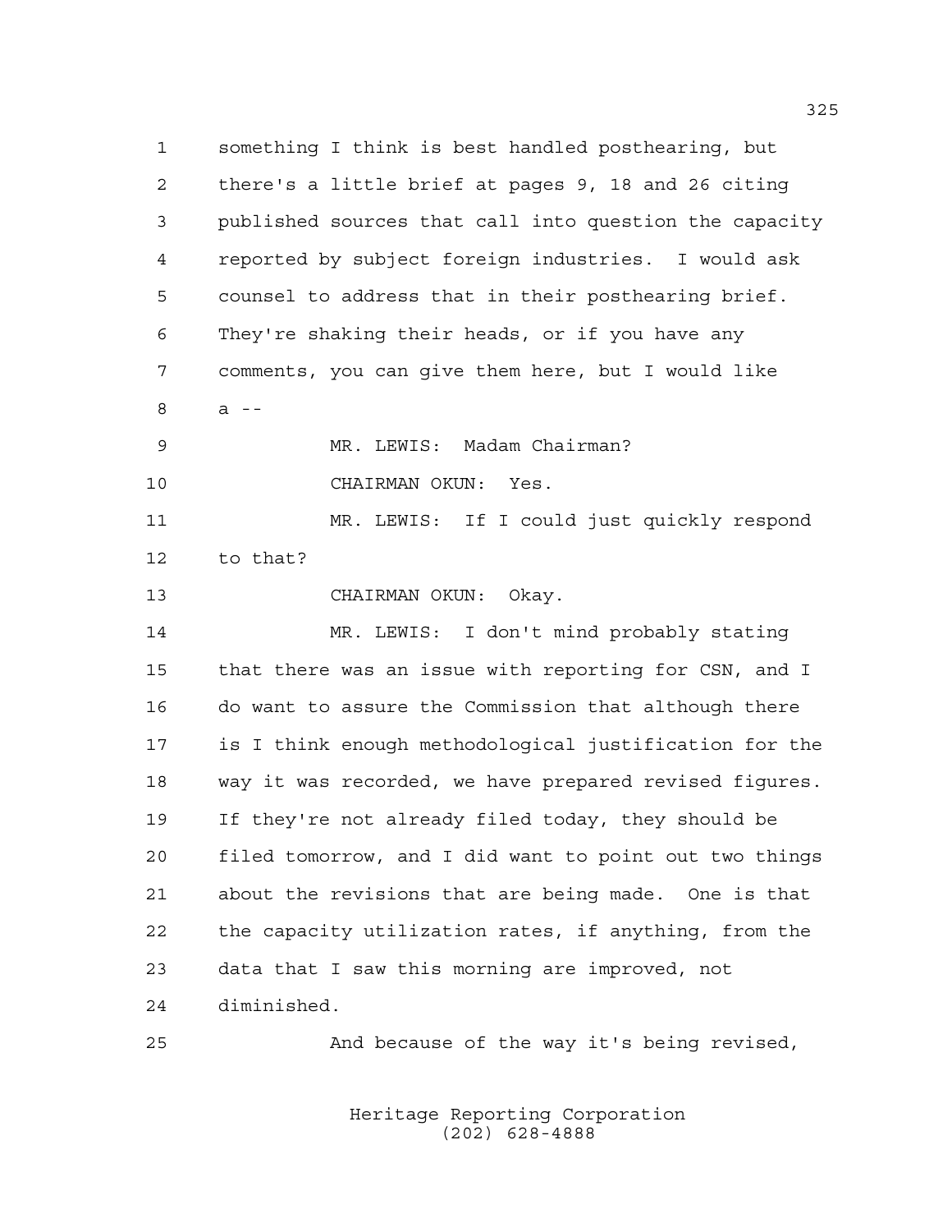something I think is best handled posthearing, but there's a little brief at pages 9, 18 and 26 citing published sources that call into question the capacity reported by subject foreign industries. I would ask counsel to address that in their posthearing brief. They're shaking their heads, or if you have any comments, you can give them here, but I would like a --

MR. LEWIS: Madam Chairman?

CHAIRMAN OKUN: Yes.

MR. LEWIS: If I could just quickly respond to that?

CHAIRMAN OKUN: Okay.

MR. LEWIS: I don't mind probably stating that there was an issue with reporting for CSN, and I do want to assure the Commission that although there is I think enough methodological justification for the way it was recorded, we have prepared revised figures. If they're not already filed today, they should be filed tomorrow, and I did want to point out two things about the revisions that are being made. One is that the capacity utilization rates, if anything, from the data that I saw this morning are improved, not diminished.

And because of the way it's being revised,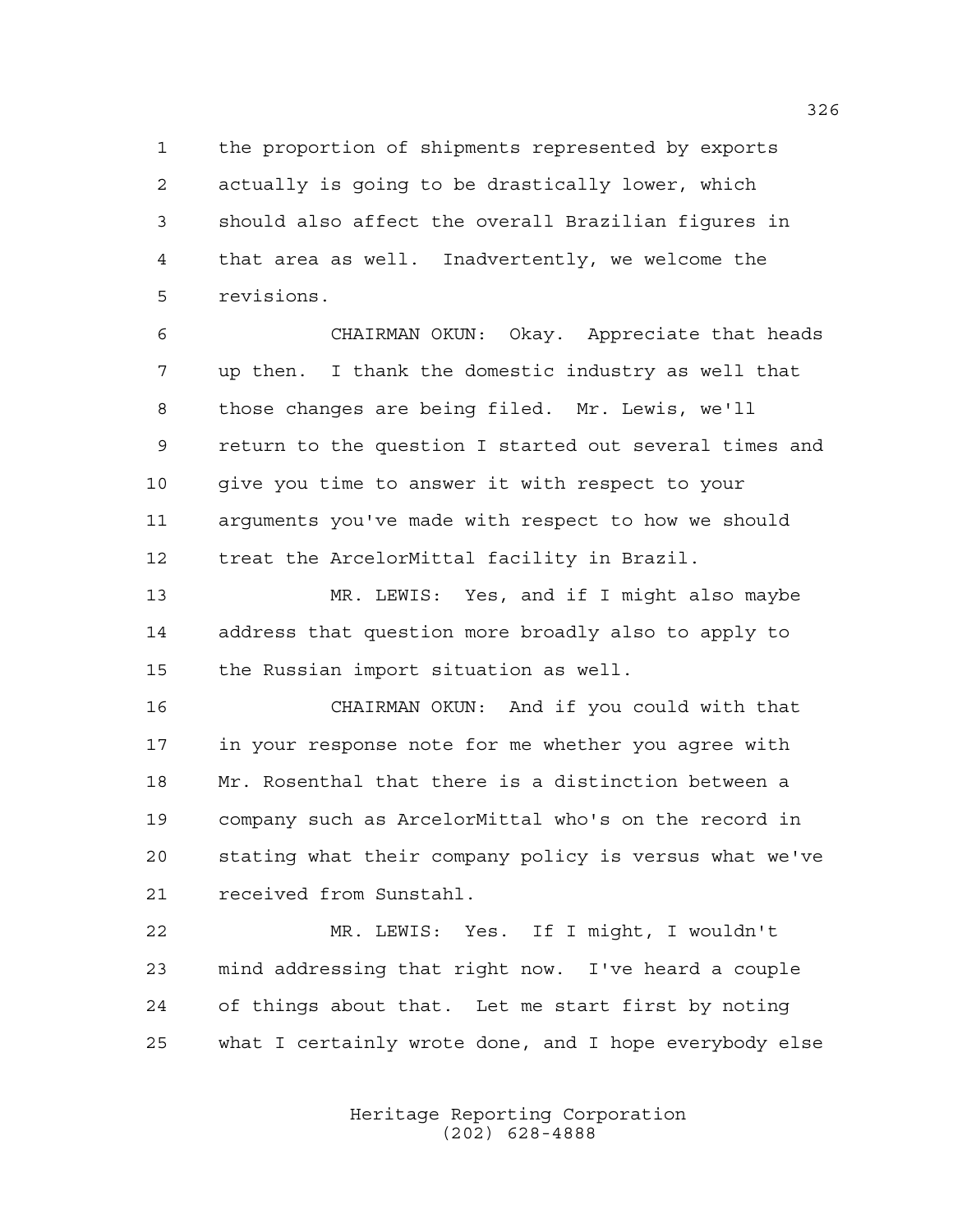the proportion of shipments represented by exports actually is going to be drastically lower, which should also affect the overall Brazilian figures in that area as well. Inadvertently, we welcome the revisions.

CHAIRMAN OKUN: Okay. Appreciate that heads up then. I thank the domestic industry as well that those changes are being filed. Mr. Lewis, we'll return to the question I started out several times and give you time to answer it with respect to your arguments you've made with respect to how we should treat the ArcelorMittal facility in Brazil.

MR. LEWIS: Yes, and if I might also maybe address that question more broadly also to apply to the Russian import situation as well.

CHAIRMAN OKUN: And if you could with that in your response note for me whether you agree with Mr. Rosenthal that there is a distinction between a company such as ArcelorMittal who's on the record in stating what their company policy is versus what we've received from Sunstahl.

MR. LEWIS: Yes. If I might, I wouldn't mind addressing that right now. I've heard a couple of things about that. Let me start first by noting what I certainly wrote done, and I hope everybody else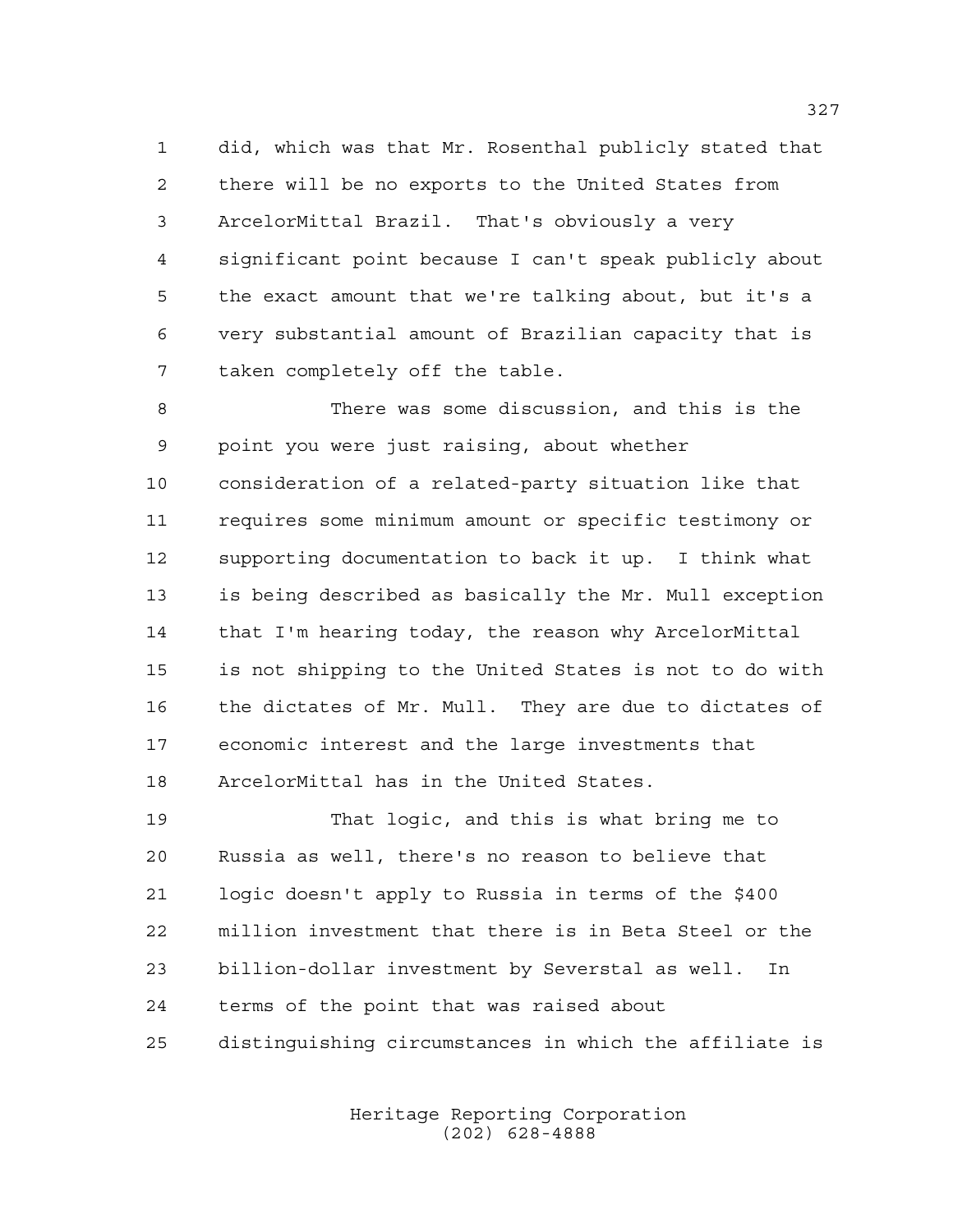did, which was that Mr. Rosenthal publicly stated that there will be no exports to the United States from ArcelorMittal Brazil. That's obviously a very significant point because I can't speak publicly about the exact amount that we're talking about, but it's a very substantial amount of Brazilian capacity that is taken completely off the table.

There was some discussion, and this is the point you were just raising, about whether consideration of a related-party situation like that requires some minimum amount or specific testimony or supporting documentation to back it up. I think what is being described as basically the Mr. Mull exception that I'm hearing today, the reason why ArcelorMittal is not shipping to the United States is not to do with the dictates of Mr. Mull. They are due to dictates of economic interest and the large investments that ArcelorMittal has in the United States.

That logic, and this is what bring me to Russia as well, there's no reason to believe that logic doesn't apply to Russia in terms of the $400 million investment that there is in Beta Steel or the billion-dollar investment by Severstal as well. In terms of the point that was raised about distinguishing circumstances in which the affiliate is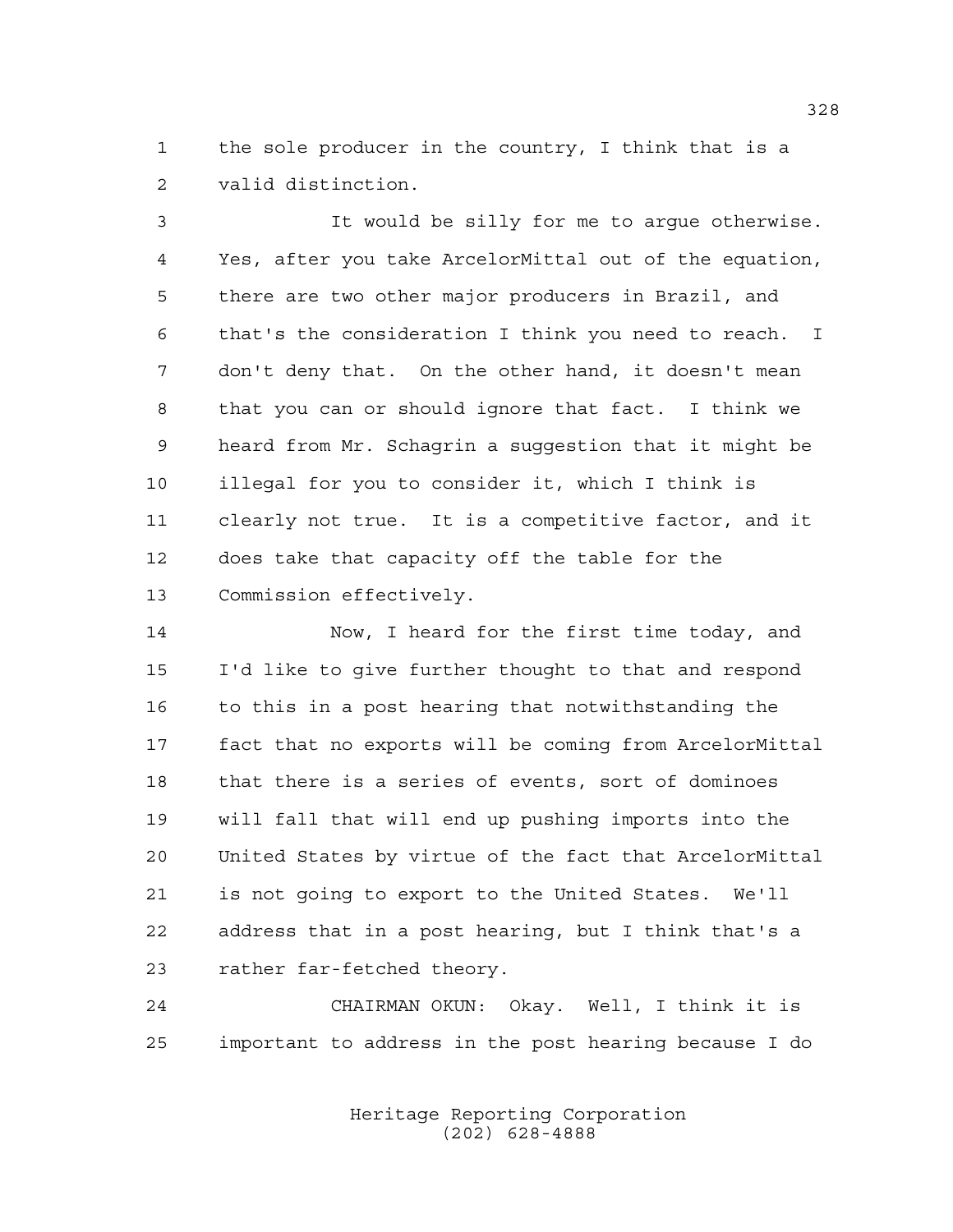the sole producer in the country, I think that is a valid distinction.

It would be silly for me to argue otherwise. Yes, after you take ArcelorMittal out of the equation, there are two other major producers in Brazil, and that's the consideration I think you need to reach. I don't deny that. On the other hand, it doesn't mean that you can or should ignore that fact. I think we heard from Mr. Schagrin a suggestion that it might be illegal for you to consider it, which I think is clearly not true. It is a competitive factor, and it does take that capacity off the table for the Commission effectively.

Now, I heard for the first time today, and I'd like to give further thought to that and respond to this in a post hearing that notwithstanding the fact that no exports will be coming from ArcelorMittal that there is a series of events, sort of dominoes will fall that will end up pushing imports into the United States by virtue of the fact that ArcelorMittal is not going to export to the United States. We'll address that in a post hearing, but I think that's a rather far-fetched theory.

CHAIRMAN OKUN: Okay. Well, I think it is important to address in the post hearing because I do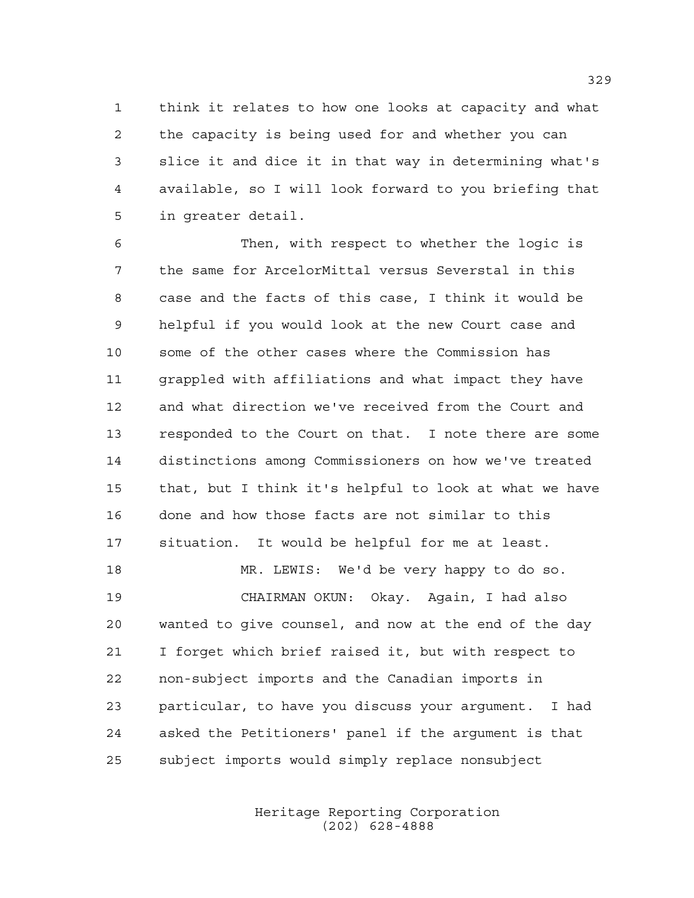think it relates to how one looks at capacity and what the capacity is being used for and whether you can slice it and dice it in that way in determining what's available, so I will look forward to you briefing that in greater detail.

Then, with respect to whether the logic is the same for ArcelorMittal versus Severstal in this case and the facts of this case, I think it would be helpful if you would look at the new Court case and some of the other cases where the Commission has grappled with affiliations and what impact they have and what direction we've received from the Court and responded to the Court on that. I note there are some distinctions among Commissioners on how we've treated that, but I think it's helpful to look at what we have done and how those facts are not similar to this situation. It would be helpful for me at least.

MR. LEWIS: We'd be very happy to do so.

CHAIRMAN OKUN: Okay. Again, I had also wanted to give counsel, and now at the end of the day I forget which brief raised it, but with respect to non-subject imports and the Canadian imports in particular, to have you discuss your argument. I had asked the Petitioners' panel if the argument is that subject imports would simply replace nonsubject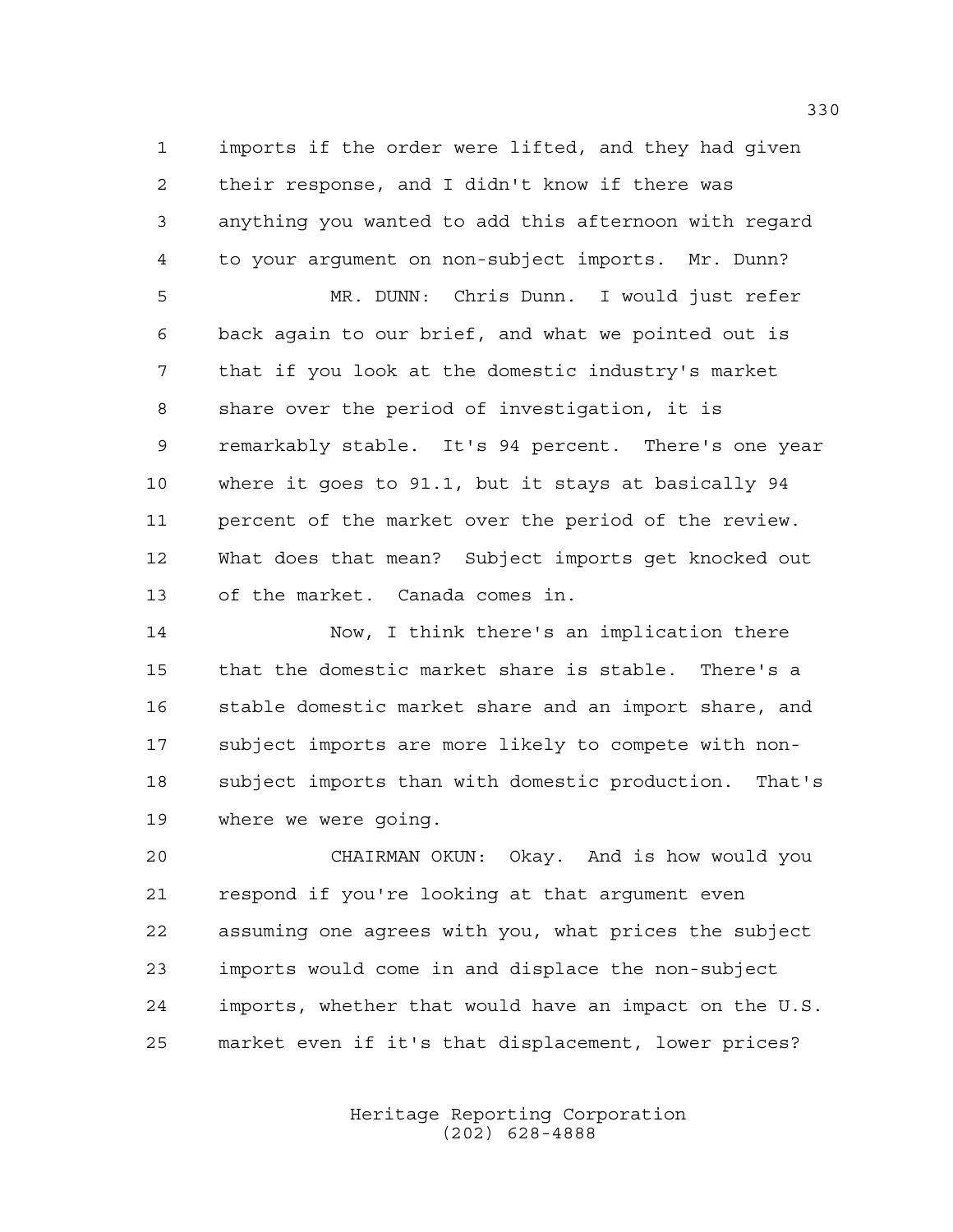imports if the order were lifted, and they had given their response, and I didn't know if there was anything you wanted to add this afternoon with regard to your argument on non-subject imports. Mr. Dunn?

MR. DUNN: Chris Dunn. I would just refer back again to our brief, and what we pointed out is that if you look at the domestic industry's market share over the period of investigation, it is remarkably stable. It's 94 percent. There's one year where it goes to 91.1, but it stays at basically 94 percent of the market over the period of the review. What does that mean? Subject imports get knocked out of the market. Canada comes in.

Now, I think there's an implication there that the domestic market share is stable. There's a stable domestic market share and an import share, and subject imports are more likely to compete with non-subject imports than with domestic production. That's where we were going.

CHAIRMAN OKUN: Okay. And is how would you respond if you're looking at that argument even assuming one agrees with you, what prices the subject imports would come in and displace the non-subject imports, whether that would have an impact on the U.S. market even if it's that displacement, lower prices?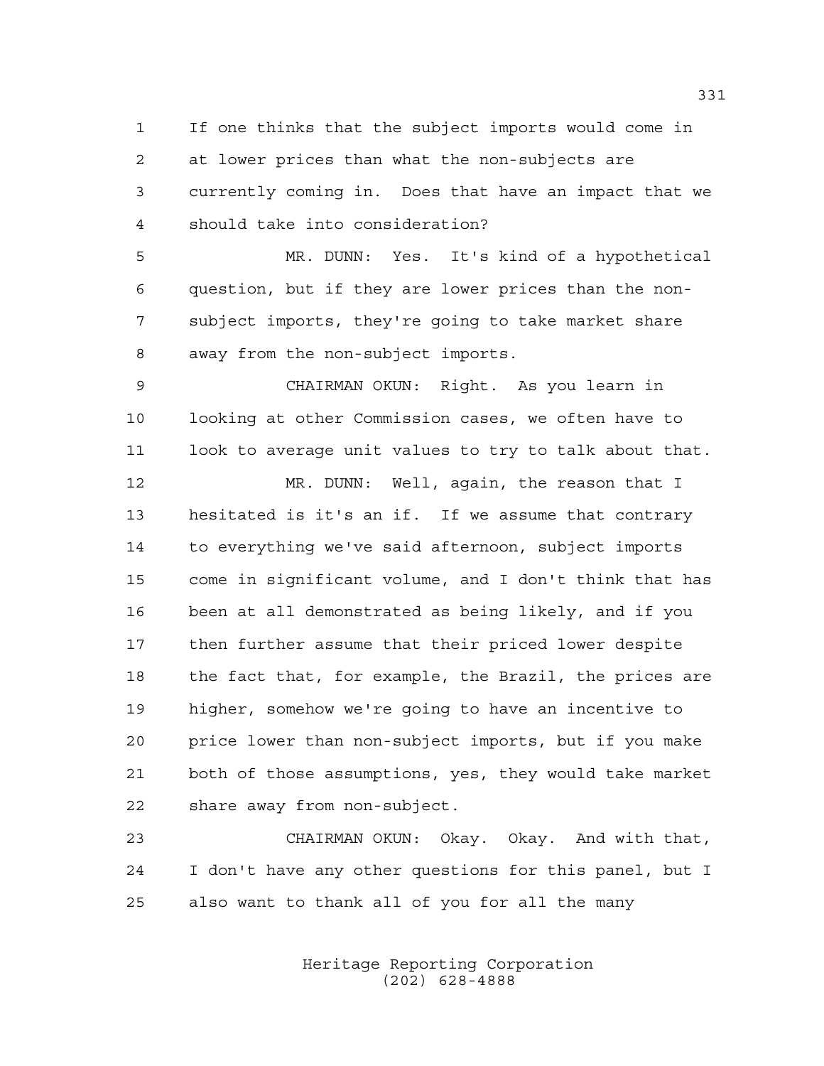If one thinks that the subject imports would come in at lower prices than what the non-subjects are currently coming in. Does that have an impact that we should take into consideration?

MR. DUNN: Yes. It's kind of a hypothetical question, but if they are lower prices than the non-subject imports, they're going to take market share away from the non-subject imports.

CHAIRMAN OKUN: Right. As you learn in looking at other Commission cases, we often have to look to average unit values to try to talk about that.

MR. DUNN: Well, again, the reason that I hesitated is it's an if. If we assume that contrary to everything we've said afternoon, subject imports come in significant volume, and I don't think that has been at all demonstrated as being likely, and if you then further assume that their priced lower despite the fact that, for example, the Brazil, the prices are higher, somehow we're going to have an incentive to price lower than non-subject imports, but if you make both of those assumptions, yes, they would take market share away from non-subject.

CHAIRMAN OKUN: Okay. Okay. And with that, I don't have any other questions for this panel, but I also want to thank all of you for all the many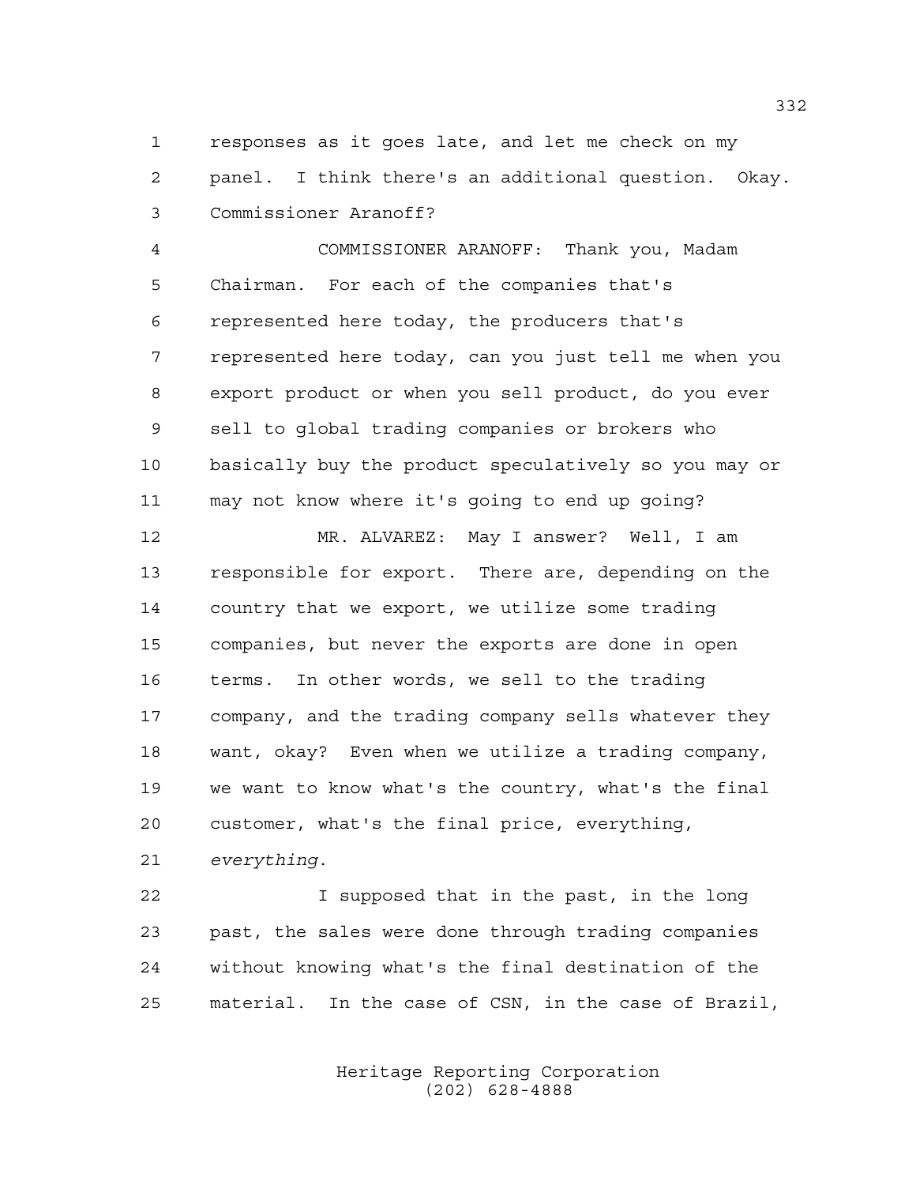responses as it goes late, and let me check on my panel. I think there's an additional question. Okay. Commissioner Aranoff?

COMMISSIONER ARANOFF: Thank you, Madam Chairman. For each of the companies that's represented here today, the producers that's represented here today, can you just tell me when you export product or when you sell product, do you ever sell to global trading companies or brokers who basically buy the product speculatively so you may or may not know where it's going to end up going?

MR. ALVAREZ: May I answer? Well, I am responsible for export. There are, depending on the country that we export, we utilize some trading companies, but never the exports are done in open terms. In other words, we sell to the trading company, and the trading company sells whatever they want, okay? Even when we utilize a trading company, we want to know what's the country, what's the final customer, what's the final price, everything, *everything*.

I supposed that in the past, in the long past, the sales were done through trading companies without knowing what's the final destination of the material. In the case of CSN, in the case of Brazil,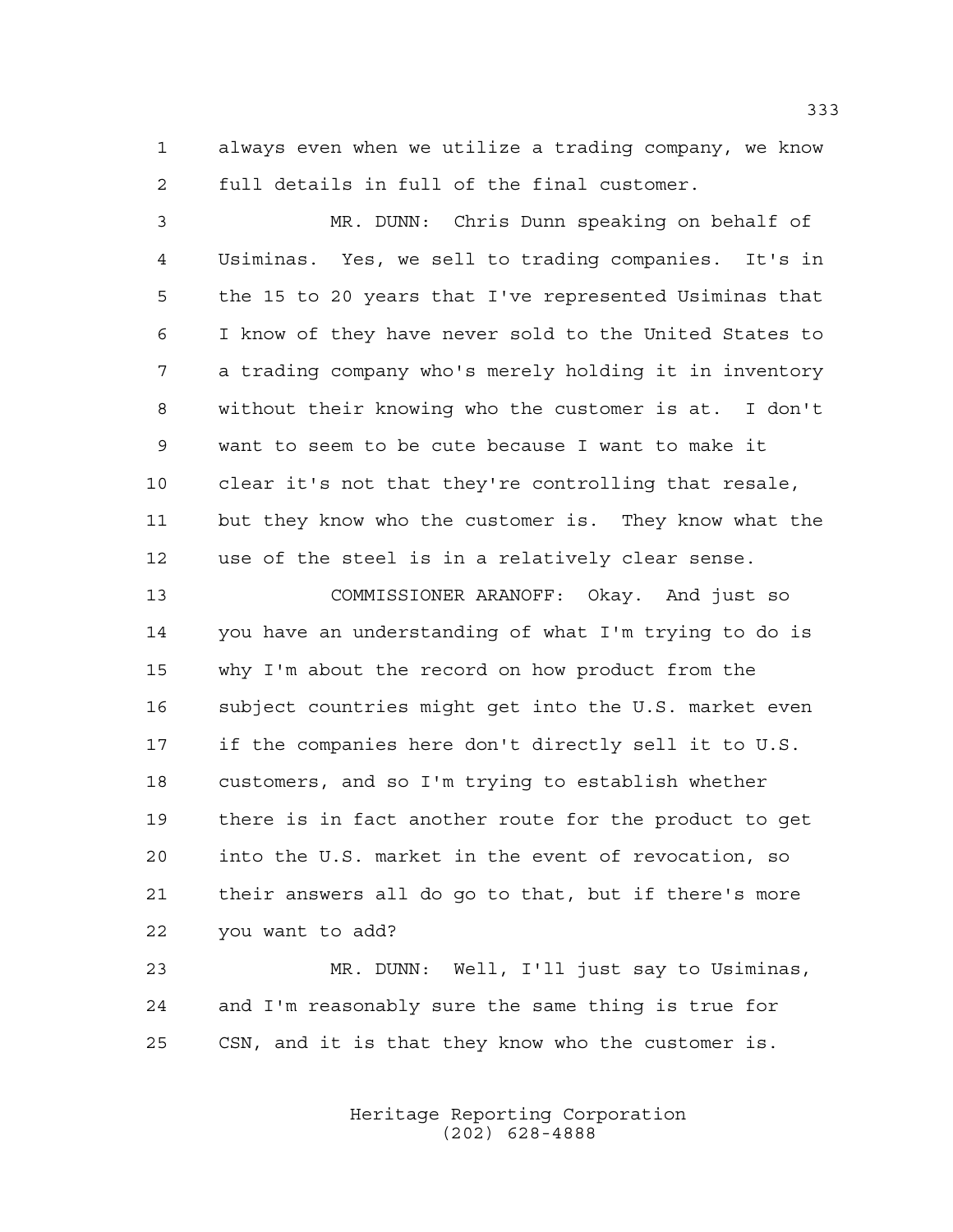always even when we utilize a trading company, we know full details in full of the final customer.

MR. DUNN: Chris Dunn speaking on behalf of Usiminas. Yes, we sell to trading companies. It's in the 15 to 20 years that I've represented Usiminas that I know of they have never sold to the United States to a trading company who's merely holding it in inventory without their knowing who the customer is at. I don't want to seem to be cute because I want to make it clear it's not that they're controlling that resale, but they know who the customer is. They know what the use of the steel is in a relatively clear sense.

COMMISSIONER ARANOFF: Okay. And just so you have an understanding of what I'm trying to do is why I'm about the record on how product from the subject countries might get into the U.S. market even if the companies here don't directly sell it to U.S. customers, and so I'm trying to establish whether there is in fact another route for the product to get into the U.S. market in the event of revocation, so their answers all do go to that, but if there's more you want to add?

MR. DUNN: Well, I'll just say to Usiminas, and I'm reasonably sure the same thing is true for CSN, and it is that they know who the customer is.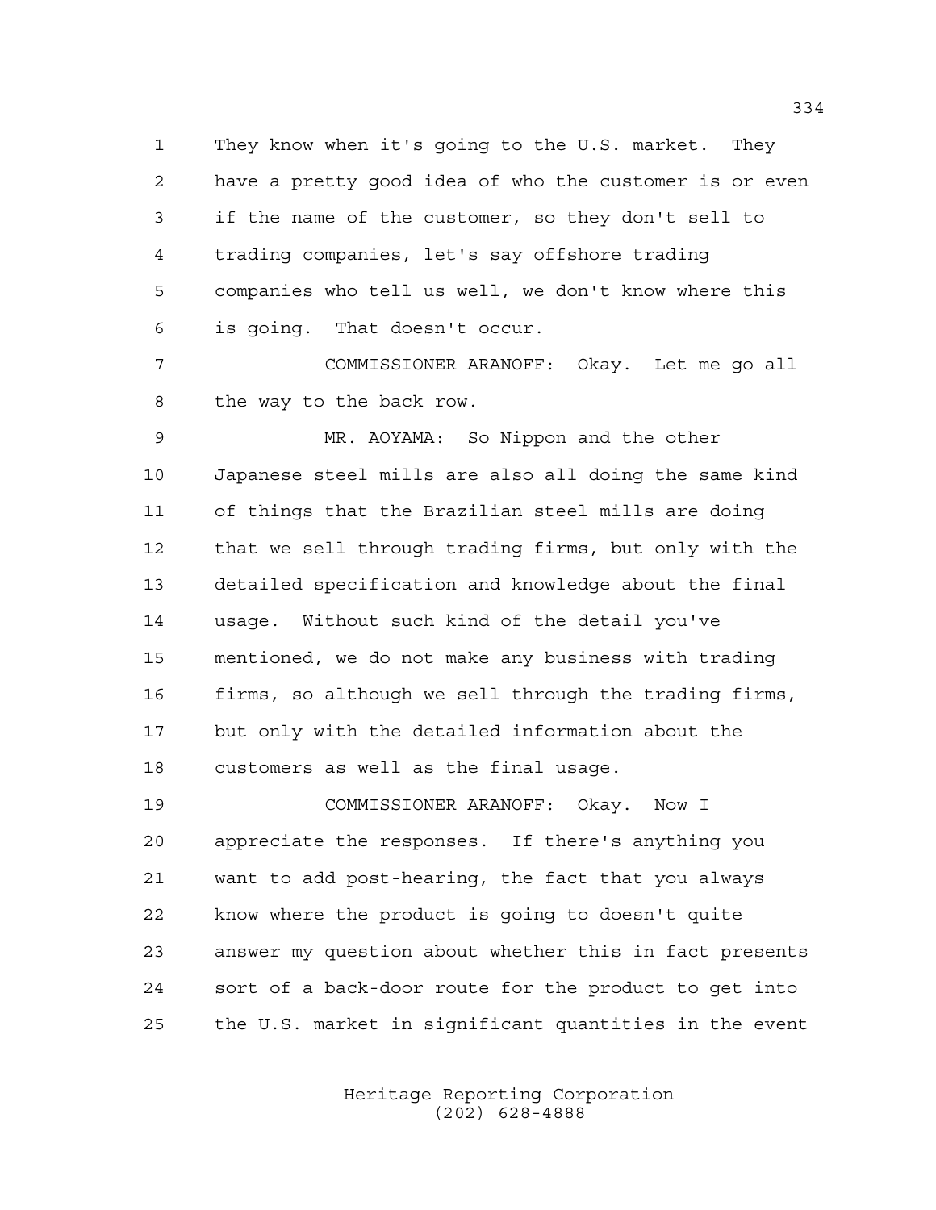They know when it's going to the U.S. market. They have a pretty good idea of who the customer is or even if the name of the customer, so they don't sell to trading companies, let's say offshore trading companies who tell us well, we don't know where this is going. That doesn't occur.

COMMISSIONER ARANOFF: Okay. Let me go all the way to the back row.

MR. AOYAMA: So Nippon and the other Japanese steel mills are also all doing the same kind of things that the Brazilian steel mills are doing that we sell through trading firms, but only with the detailed specification and knowledge about the final usage. Without such kind of the detail you've mentioned, we do not make any business with trading firms, so although we sell through the trading firms, but only with the detailed information about the customers as well as the final usage.

COMMISSIONER ARANOFF: Okay. Now I appreciate the responses. If there's anything you want to add post-hearing, the fact that you always know where the product is going to doesn't quite answer my question about whether this in fact presents sort of a back-door route for the product to get into the U.S. market in significant quantities in the event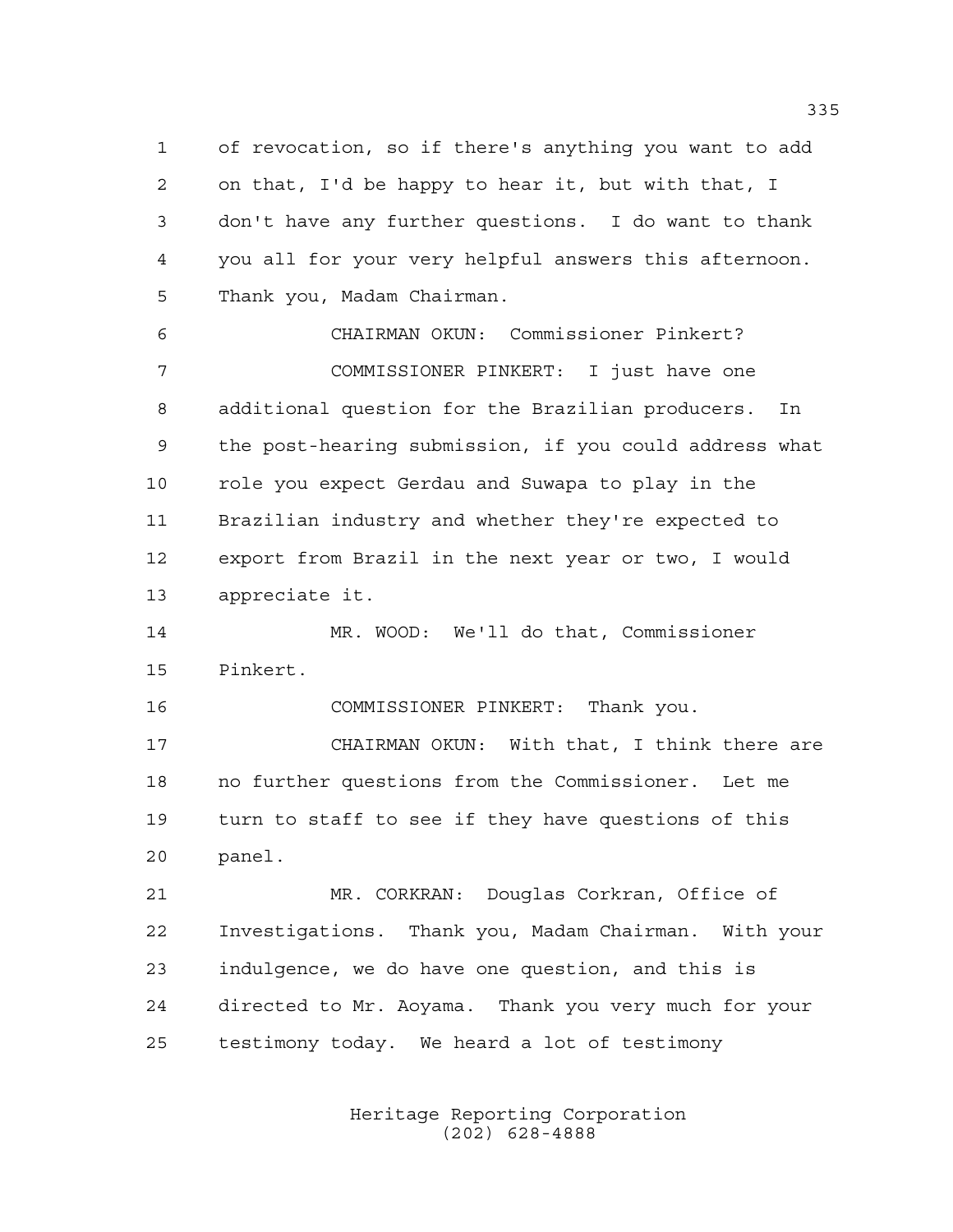of revocation, so if there's anything you want to add on that, I'd be happy to hear it, but with that, I don't have any further questions. I do want to thank you all for your very helpful answers this afternoon. Thank you, Madam Chairman.

CHAIRMAN OKUN: Commissioner Pinkert?

COMMISSIONER PINKERT: I just have one additional question for the Brazilian producers. In the post-hearing submission, if you could address what role you expect Gerdau and Suwapa to play in the Brazilian industry and whether they're expected to export from Brazil in the next year or two, I would appreciate it.

MR. WOOD: We'll do that, Commissioner Pinkert.

COMMISSIONER PINKERT: Thank you.

CHAIRMAN OKUN: With that, I think there are no further questions from the Commissioner. Let me turn to staff to see if they have questions of this panel.

MR. CORKRAN: Douglas Corkran, Office of Investigations. Thank you, Madam Chairman. With your indulgence, we do have one question, and this is directed to Mr. Aoyama. Thank you very much for your testimony today. We heard a lot of testimony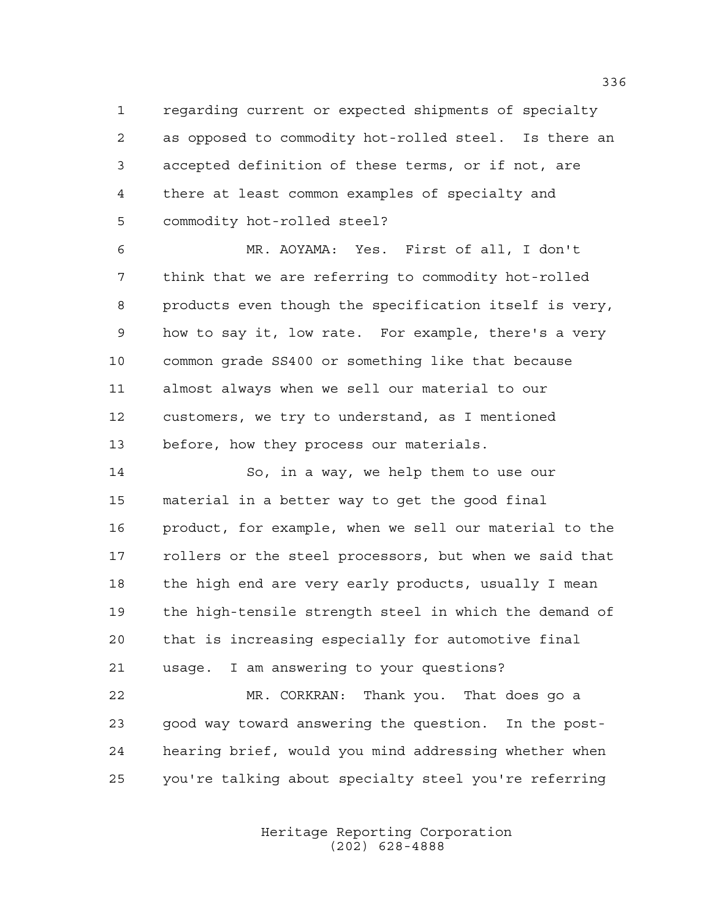regarding current or expected shipments of specialty as opposed to commodity hot-rolled steel. Is there an accepted definition of these terms, or if not, are there at least common examples of specialty and commodity hot-rolled steel?

MR. AOYAMA: Yes. First of all, I don't think that we are referring to commodity hot-rolled products even though the specification itself is very, how to say it, low rate. For example, there's a very common grade SS400 or something like that because almost always when we sell our material to our customers, we try to understand, as I mentioned before, how they process our materials.

So, in a way, we help them to use our material in a better way to get the good final product, for example, when we sell our material to the rollers or the steel processors, but when we said that the high end are very early products, usually I mean the high-tensile strength steel in which the demand of that is increasing especially for automotive final usage. I am answering to your questions?

MR. CORKRAN: Thank you. That does go a good way toward answering the question. In the post-hearing brief, would you mind addressing whether when you're talking about specialty steel you're referring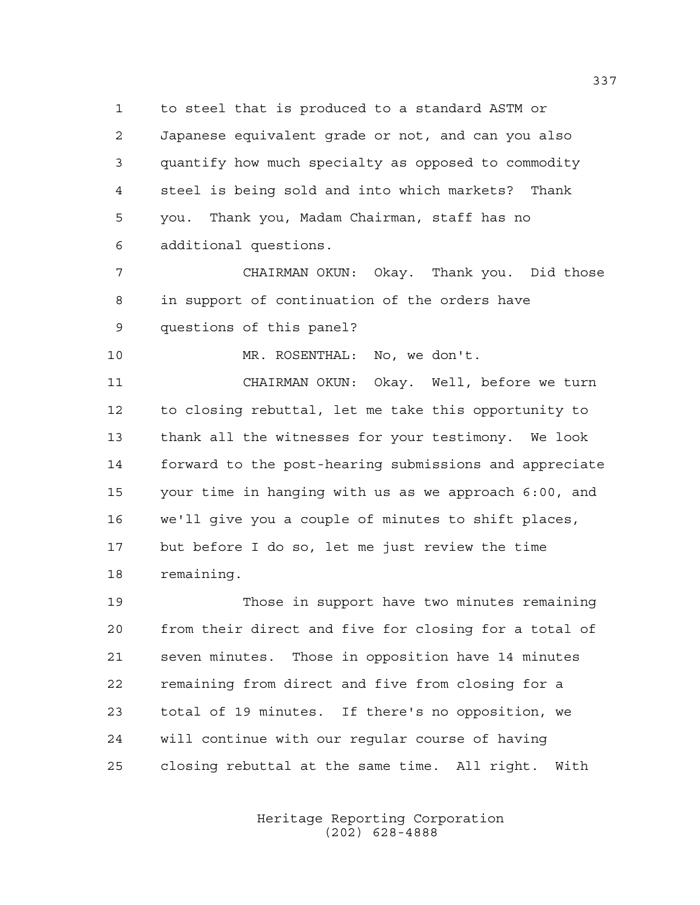to steel that is produced to a standard ASTM or Japanese equivalent grade or not, and can you also quantify how much specialty as opposed to commodity steel is being sold and into which markets? Thank you. Thank you, Madam Chairman, staff has no additional questions.

CHAIRMAN OKUN: Okay. Thank you. Did those in support of continuation of the orders have questions of this panel?

MR. ROSENTHAL: No, we don't.

CHAIRMAN OKUN: Okay. Well, before we turn to closing rebuttal, let me take this opportunity to thank all the witnesses for your testimony. We look forward to the post-hearing submissions and appreciate your time in hanging with us as we approach 6:00, and we'll give you a couple of minutes to shift places, but before I do so, let me just review the time remaining.

Those in support have two minutes remaining from their direct and five for closing for a total of seven minutes. Those in opposition have 14 minutes remaining from direct and five from closing for a total of 19 minutes. If there's no opposition, we will continue with our regular course of having closing rebuttal at the same time. All right. With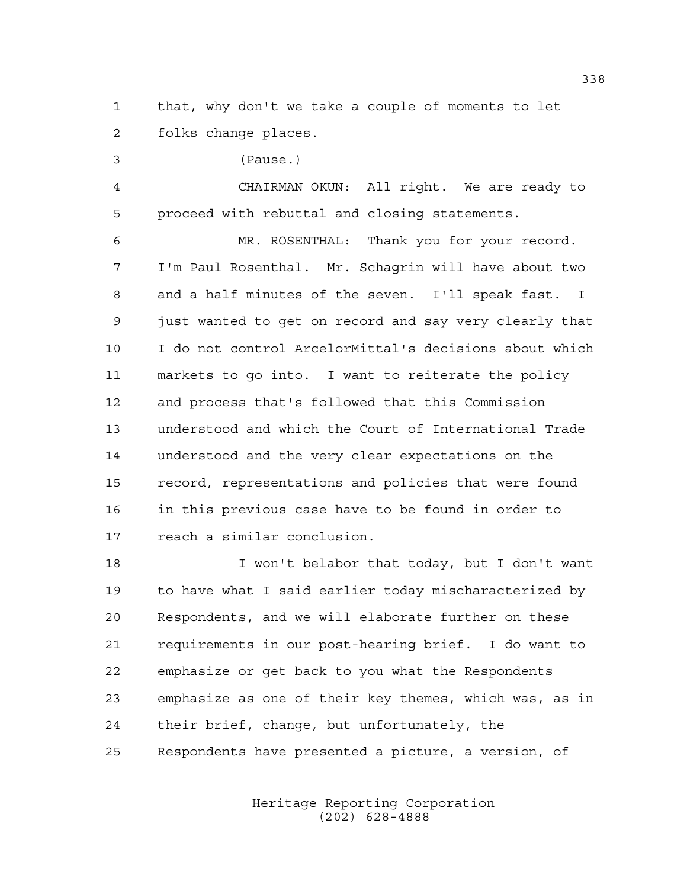that, why don't we take a couple of moments to let folks change places.

(Pause.)

CHAIRMAN OKUN: All right. We are ready to proceed with rebuttal and closing statements.

MR. ROSENTHAL: Thank you for your record. I'm Paul Rosenthal. Mr. Schagrin will have about two and a half minutes of the seven. I'll speak fast. I just wanted to get on record and say very clearly that I do not control ArcelorMittal's decisions about which markets to go into. I want to reiterate the policy and process that's followed that this Commission understood and which the Court of International Trade understood and the very clear expectations on the record, representations and policies that were found in this previous case have to be found in order to reach a similar conclusion.

I won't belabor that today, but I don't want to have what I said earlier today mischaracterized by Respondents, and we will elaborate further on these requirements in our post-hearing brief. I do want to emphasize or get back to you what the Respondents emphasize as one of their key themes, which was, as in their brief, change, but unfortunately, the Respondents have presented a picture, a version, of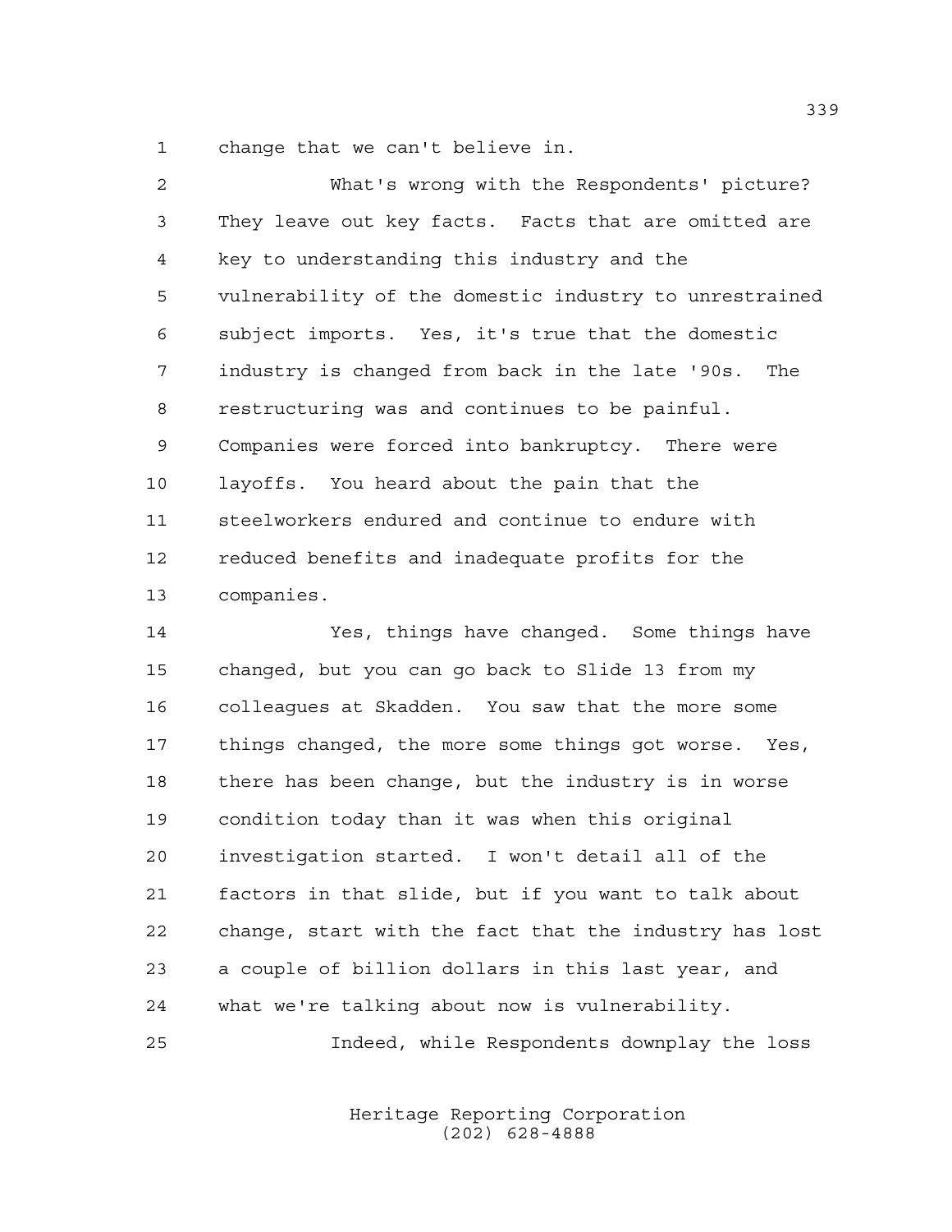change that we can't believe in.

What's wrong with the Respondents' picture? They leave out key facts. Facts that are omitted are key to understanding this industry and the vulnerability of the domestic industry to unrestrained subject imports. Yes, it's true that the domestic industry is changed from back in the late '90s. The restructuring was and continues to be painful. Companies were forced into bankruptcy. There were layoffs. You heard about the pain that the steelworkers endured and continue to endure with reduced benefits and inadequate profits for the companies.

Yes, things have changed. Some things have changed, but you can go back to Slide 13 from my colleagues at Skadden. You saw that the more some things changed, the more some things got worse. Yes, there has been change, but the industry is in worse condition today than it was when this original investigation started. I won't detail all of the factors in that slide, but if you want to talk about change, start with the fact that the industry has lost a couple of billion dollars in this last year, and what we're talking about now is vulnerability.

Indeed, while Respondents downplay the loss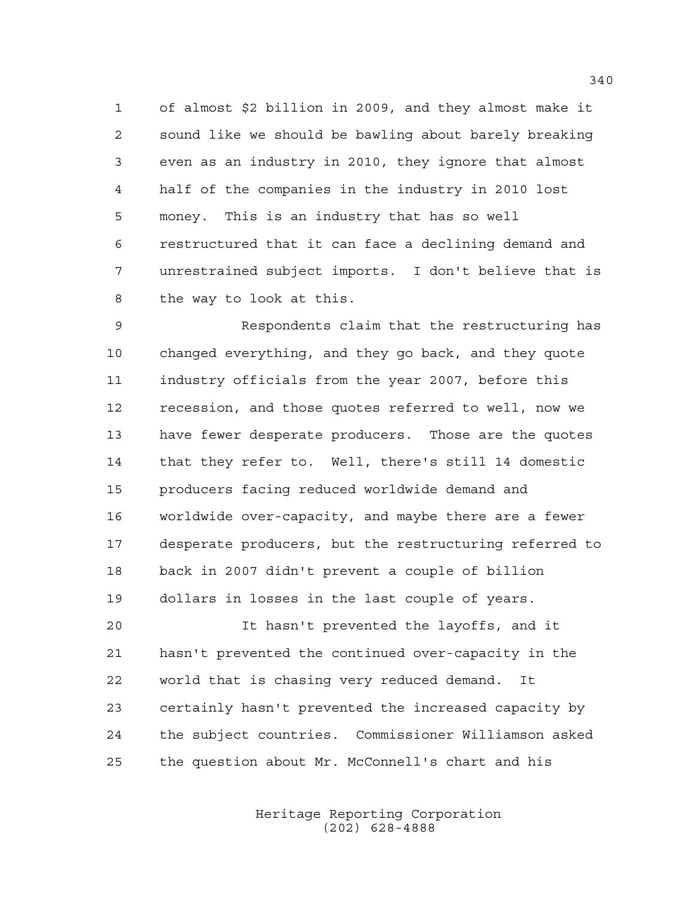of almost $2 billion in 2009, and they almost make it sound like we should be bawling about barely breaking even as an industry in 2010, they ignore that almost half of the companies in the industry in 2010 lost money. This is an industry that has so well restructured that it can face a declining demand and unrestrained subject imports. I don't believe that is the way to look at this.

Respondents claim that the restructuring has changed everything, and they go back, and they quote industry officials from the year 2007, before this recession, and those quotes referred to well, now we have fewer desperate producers. Those are the quotes that they refer to. Well, there's still 14 domestic producers facing reduced worldwide demand and worldwide over-capacity, and maybe there are a fewer desperate producers, but the restructuring referred to back in 2007 didn't prevent a couple of billion dollars in losses in the last couple of years.

It hasn't prevented the layoffs, and it hasn't prevented the continued over-capacity in the world that is chasing very reduced demand. It certainly hasn't prevented the increased capacity by the subject countries. Commissioner Williamson asked the question about Mr. McConnell's chart and his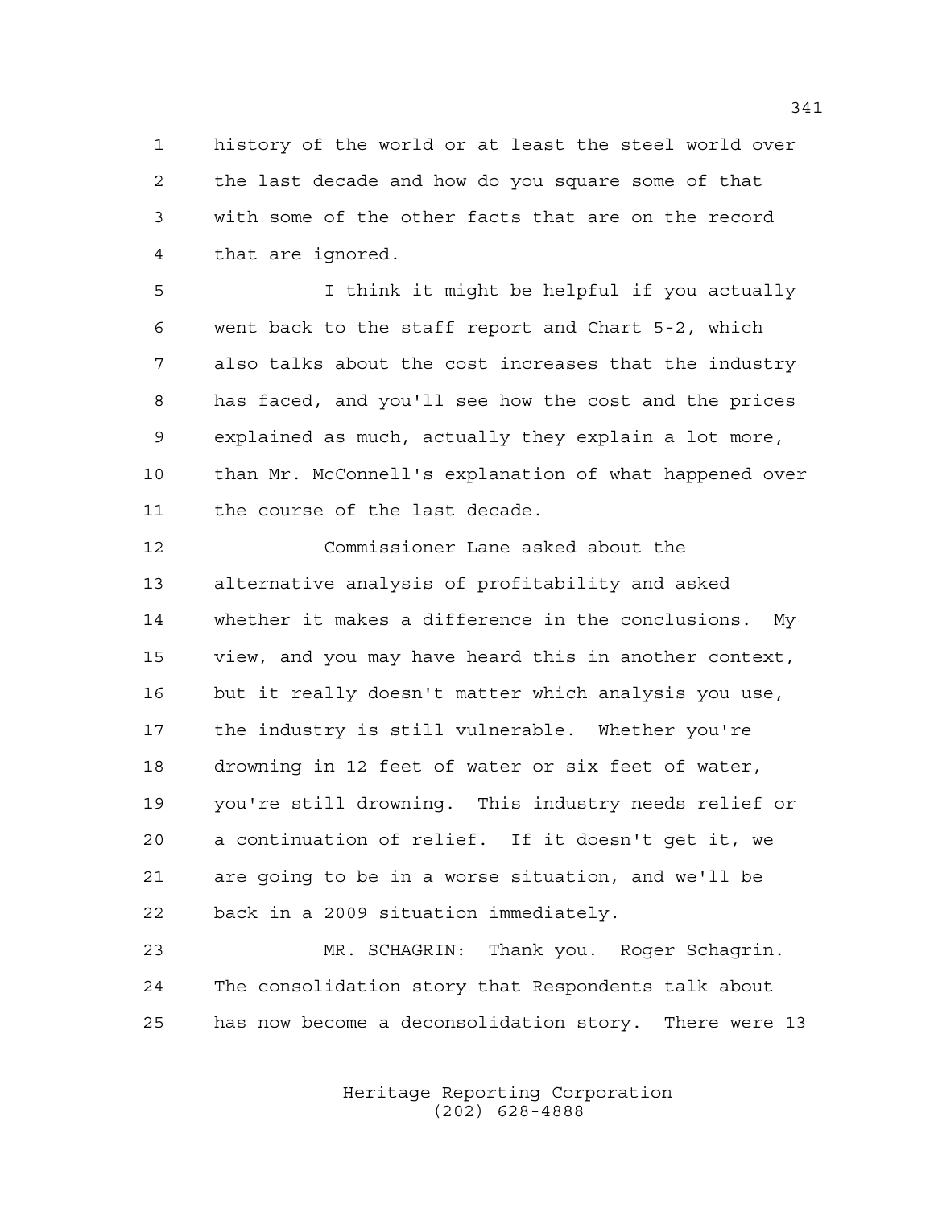history of the world or at least the steel world over the last decade and how do you square some of that with some of the other facts that are on the record that are ignored.

I think it might be helpful if you actually went back to the staff report and Chart 5-2, which also talks about the cost increases that the industry has faced, and you'll see how the cost and the prices explained as much, actually they explain a lot more, than Mr. McConnell's explanation of what happened over the course of the last decade.

Commissioner Lane asked about the alternative analysis of profitability and asked whether it makes a difference in the conclusions. My view, and you may have heard this in another context, but it really doesn't matter which analysis you use, the industry is still vulnerable. Whether you're drowning in 12 feet of water or six feet of water, you're still drowning. This industry needs relief or a continuation of relief. If it doesn't get it, we are going to be in a worse situation, and we'll be back in a 2009 situation immediately.

MR. SCHAGRIN: Thank you. Roger Schagrin. The consolidation story that Respondents talk about has now become a deconsolidation story. There were 13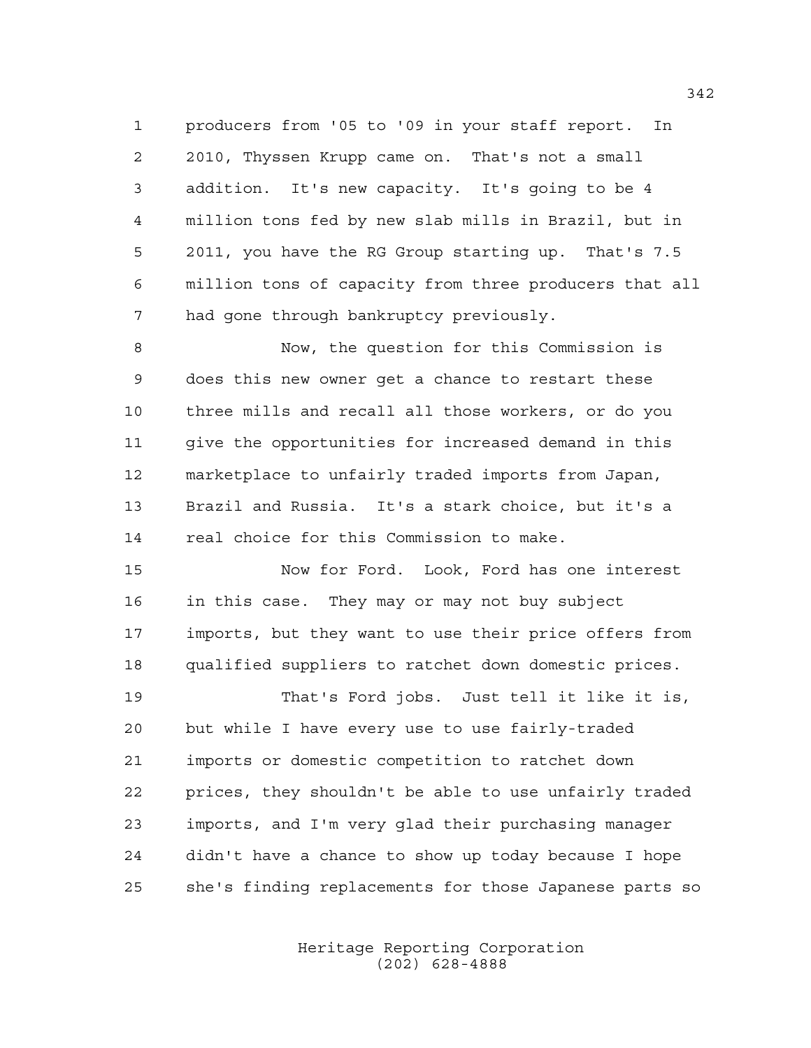1 producers from '05 to '09 in your staff report. In
2 2010, Thyssen Krupp came on. That's not a small
3 addition. It's new capacity. It's going to be 4
4 million tons fed by new slab mills in Brazil, but in
5 2011, you have the RG Group starting up. That's 7.5
6 million tons of capacity from three producers that all
7 had gone through bankruptcy previously.

8 Now, the question for this Commission is
9 does this new owner get a chance to restart these
10 three mills and recall all those workers, or do you
11 give the opportunities for increased demand in this
12 marketplace to unfairly traded imports from Japan,
13 Brazil and Russia. It's a stark choice, but it's a
14 real choice for this Commission to make.

15 Now for Ford. Look, Ford has one interest
16 in this case. They may or may not buy subject
17 imports, but they want to use their price offers from
18 qualified suppliers to ratchet down domestic prices.

19 That's Ford jobs. Just tell it like it is,
20 but while I have every use to use fairly-traded
21 imports or domestic competition to ratchet down
22 prices, they shouldn't be able to use unfairly traded
23 imports, and I'm very glad their purchasing manager
24 didn't have a chance to show up today because I hope
25 she's finding replacements for those Japanese parts so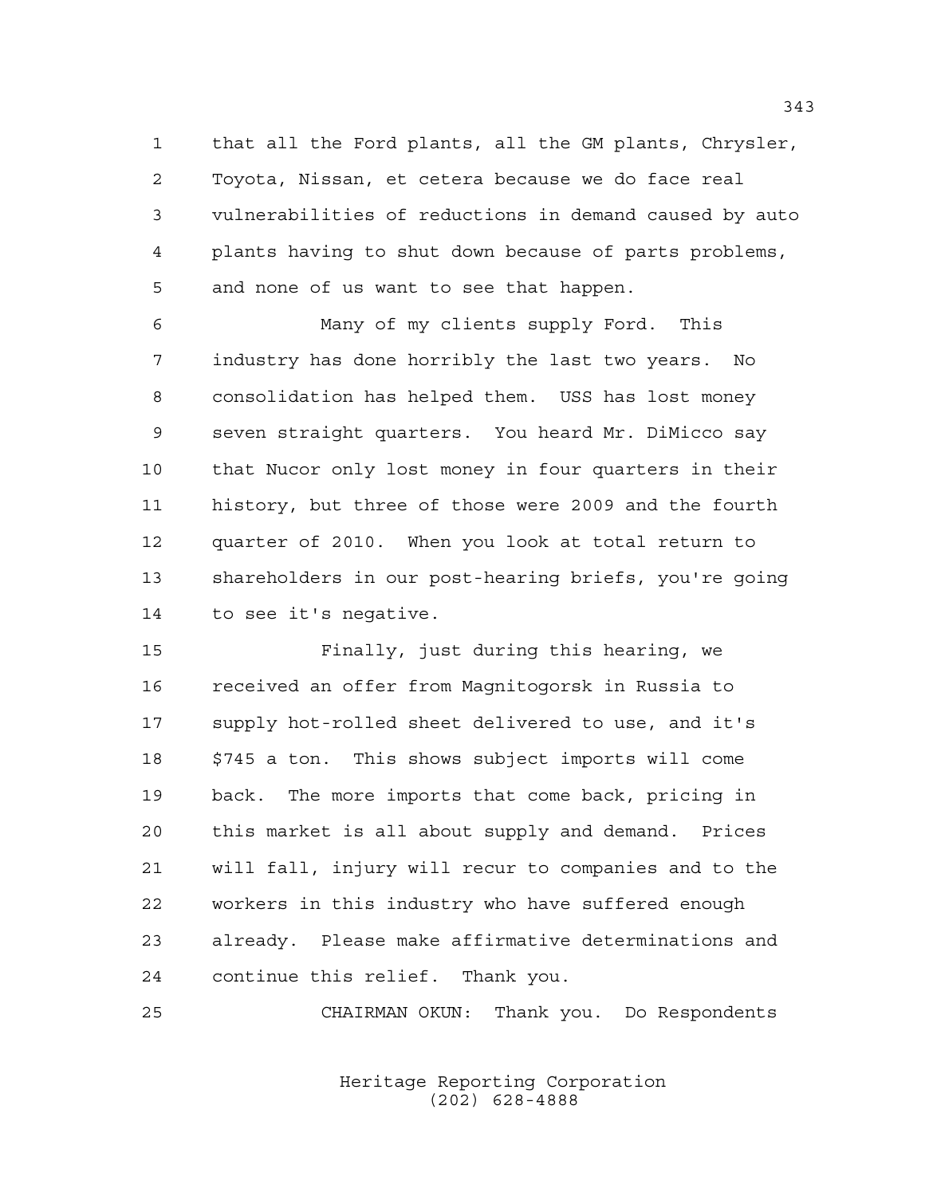that all the Ford plants, all the GM plants, Chrysler, Toyota, Nissan, et cetera because we do face real vulnerabilities of reductions in demand caused by auto plants having to shut down because of parts problems, and none of us want to see that happen.

Many of my clients supply Ford. This industry has done horribly the last two years. No consolidation has helped them. USS has lost money seven straight quarters. You heard Mr. DiMicco say that Nucor only lost money in four quarters in their history, but three of those were 2009 and the fourth quarter of 2010. When you look at total return to shareholders in our post-hearing briefs, you're going to see it's negative.

Finally, just during this hearing, we received an offer from Magnitogorsk in Russia to supply hot-rolled sheet delivered to use, and it's $745 a ton. This shows subject imports will come back. The more imports that come back, pricing in this market is all about supply and demand. Prices will fall, injury will recur to companies and to the workers in this industry who have suffered enough already. Please make affirmative determinations and continue this relief. Thank you.

CHAIRMAN OKUN: Thank you. Do Respondents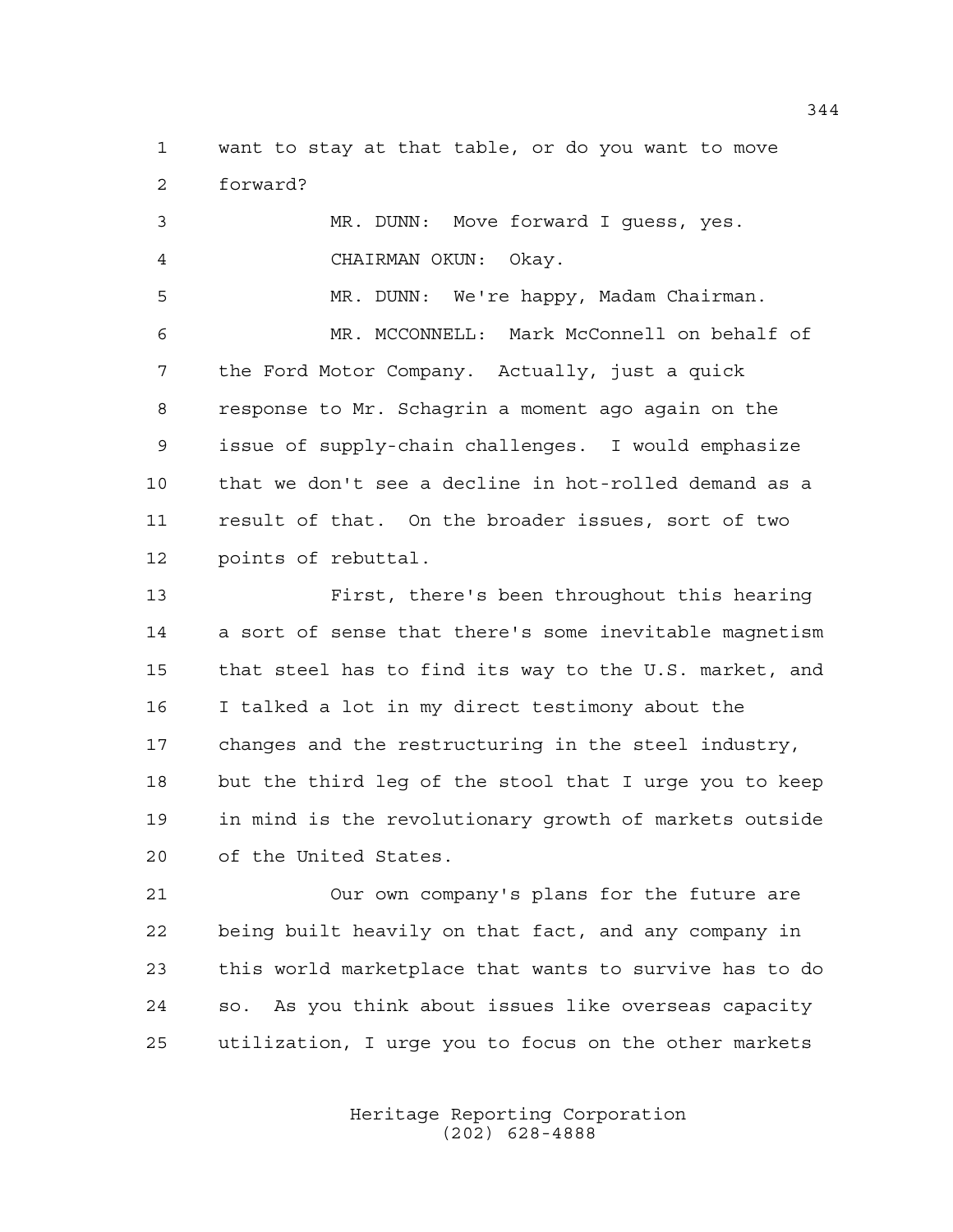want to stay at that table, or do you want to move forward?

MR. DUNN: Move forward I guess, yes.

CHAIRMAN OKUN: Okay.

MR. DUNN: We're happy, Madam Chairman.

MR. MCCONNELL: Mark McConnell on behalf of the Ford Motor Company. Actually, just a quick response to Mr. Schagrin a moment ago again on the issue of supply-chain challenges. I would emphasize that we don't see a decline in hot-rolled demand as a result of that. On the broader issues, sort of two points of rebuttal.

First, there's been throughout this hearing a sort of sense that there's some inevitable magnetism that steel has to find its way to the U.S. market, and I talked a lot in my direct testimony about the changes and the restructuring in the steel industry, but the third leg of the stool that I urge you to keep in mind is the revolutionary growth of markets outside of the United States.

Our own company's plans for the future are being built heavily on that fact, and any company in this world marketplace that wants to survive has to do so. As you think about issues like overseas capacity utilization, I urge you to focus on the other markets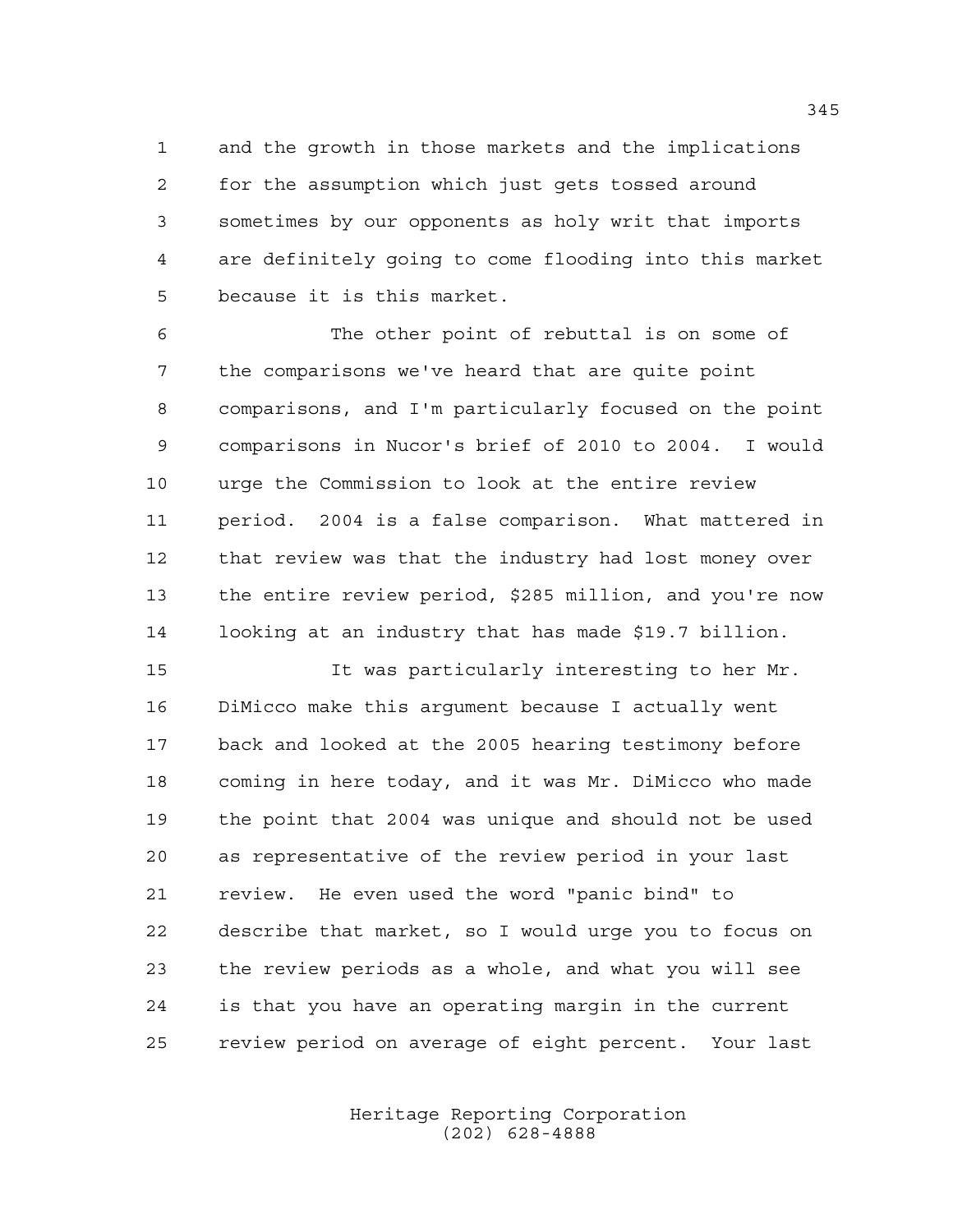and the growth in those markets and the implications for the assumption which just gets tossed around sometimes by our opponents as holy writ that imports are definitely going to come flooding into this market because it is this market.

The other point of rebuttal is on some of the comparisons we've heard that are quite point comparisons, and I'm particularly focused on the point comparisons in Nucor's brief of 2010 to 2004. I would urge the Commission to look at the entire review period. 2004 is a false comparison. What mattered in that review was that the industry had lost money over the entire review period, $285 million, and you're now looking at an industry that has made $19.7 billion.

It was particularly interesting to her Mr. DiMicco make this argument because I actually went back and looked at the 2005 hearing testimony before coming in here today, and it was Mr. DiMicco who made the point that 2004 was unique and should not be used as representative of the review period in your last review. He even used the word "panic bind" to describe that market, so I would urge you to focus on the review periods as a whole, and what you will see is that you have an operating margin in the current review period on average of eight percent. Your last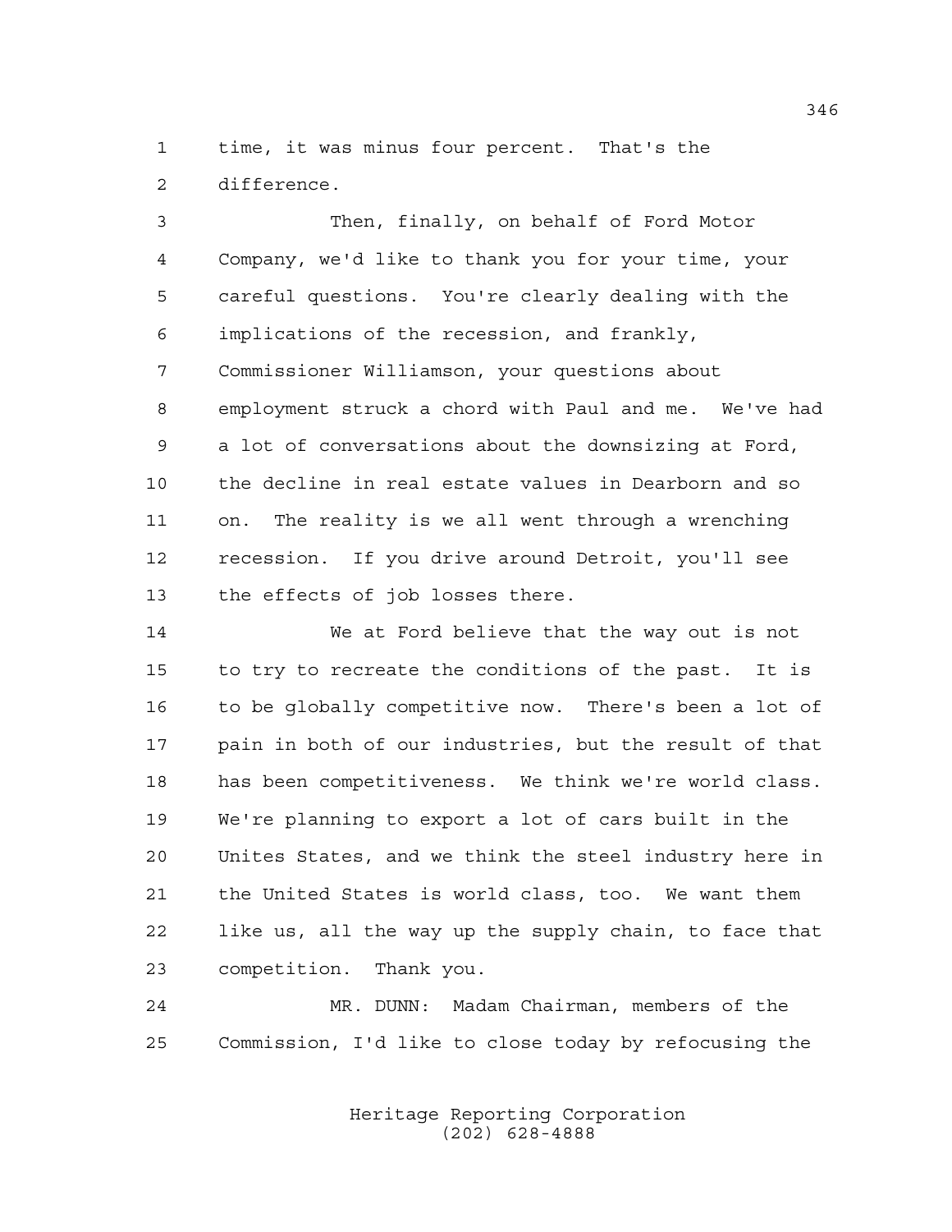time, it was minus four percent. That's the difference.

Then, finally, on behalf of Ford Motor Company, we'd like to thank you for your time, your careful questions. You're clearly dealing with the implications of the recession, and frankly, Commissioner Williamson, your questions about employment struck a chord with Paul and me. We've had a lot of conversations about the downsizing at Ford, the decline in real estate values in Dearborn and so on. The reality is we all went through a wrenching recession. If you drive around Detroit, you'll see the effects of job losses there.

We at Ford believe that the way out is not to try to recreate the conditions of the past. It is to be globally competitive now. There's been a lot of pain in both of our industries, but the result of that has been competitiveness. We think we're world class. We're planning to export a lot of cars built in the Unites States, and we think the steel industry here in the United States is world class, too. We want them like us, all the way up the supply chain, to face that competition. Thank you.

MR. DUNN: Madam Chairman, members of the Commission, I'd like to close today by refocusing the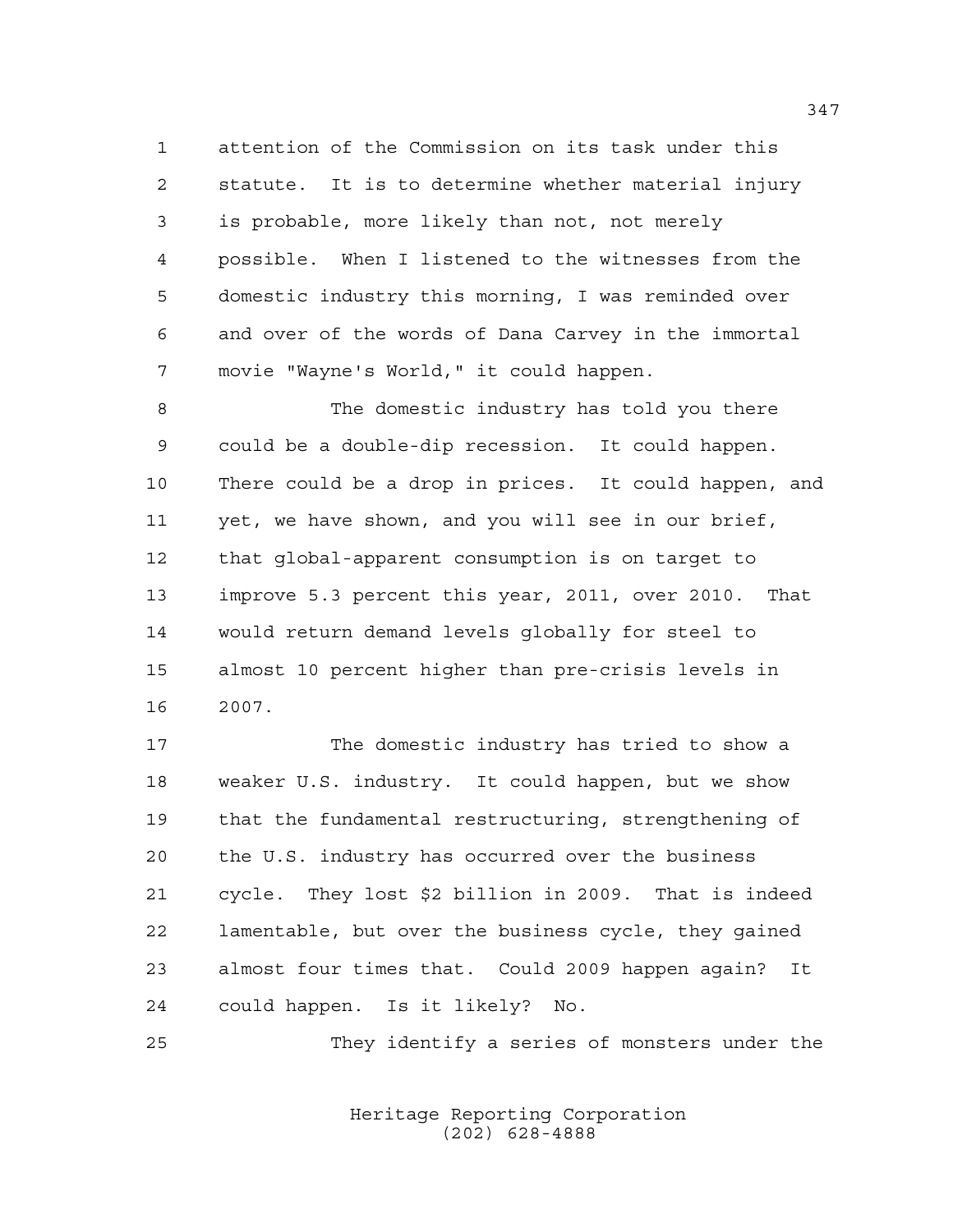attention of the Commission on its task under this statute. It is to determine whether material injury is probable, more likely than not, not merely possible. When I listened to the witnesses from the domestic industry this morning, I was reminded over and over of the words of Dana Carvey in the immortal movie "Wayne's World," it could happen.

The domestic industry has told you there could be a double-dip recession. It could happen. There could be a drop in prices. It could happen, and yet, we have shown, and you will see in our brief, that global-apparent consumption is on target to improve 5.3 percent this year, 2011, over 2010. That would return demand levels globally for steel to almost 10 percent higher than pre-crisis levels in 2007.

The domestic industry has tried to show a weaker U.S. industry. It could happen, but we show that the fundamental restructuring, strengthening of the U.S. industry has occurred over the business cycle. They lost $2 billion in 2009. That is indeed lamentable, but over the business cycle, they gained almost four times that. Could 2009 happen again? It could happen. Is it likely? No.

They identify a series of monsters under the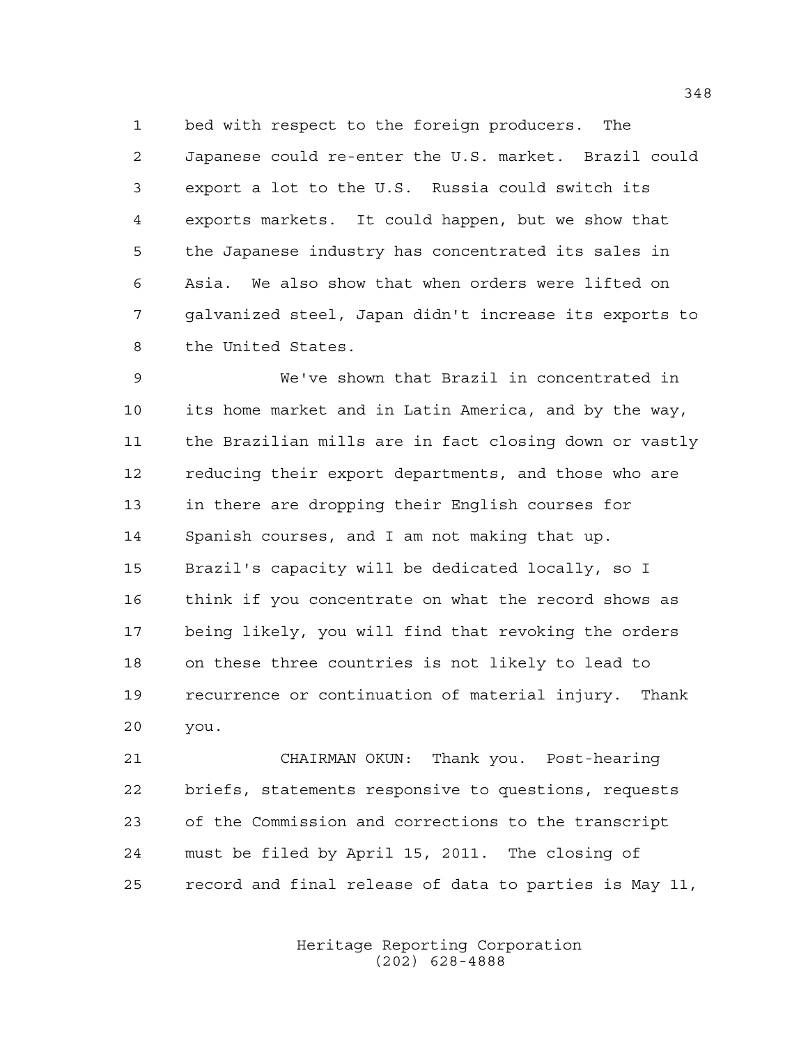bed with respect to the foreign producers. The Japanese could re-enter the U.S. market. Brazil could export a lot to the U.S. Russia could switch its exports markets. It could happen, but we show that the Japanese industry has concentrated its sales in Asia. We also show that when orders were lifted on galvanized steel, Japan didn't increase its exports to the United States.

We've shown that Brazil in concentrated in its home market and in Latin America, and by the way, the Brazilian mills are in fact closing down or vastly reducing their export departments, and those who are in there are dropping their English courses for Spanish courses, and I am not making that up. Brazil's capacity will be dedicated locally, so I think if you concentrate on what the record shows as being likely, you will find that revoking the orders on these three countries is not likely to lead to recurrence or continuation of material injury. Thank you.

CHAIRMAN OKUN: Thank you. Post-hearing briefs, statements responsive to questions, requests of the Commission and corrections to the transcript must be filed by April 15, 2011. The closing of record and final release of data to parties is May 11,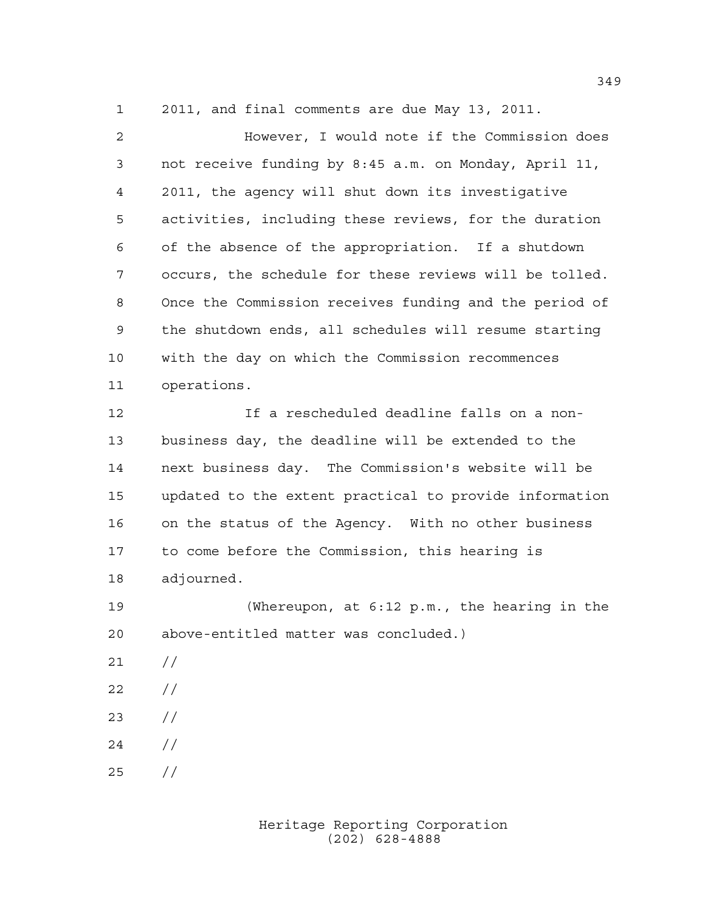2011, and final comments are due May 13, 2011.

However, I would note if the Commission does not receive funding by 8:45 a.m. on Monday, April 11, 2011, the agency will shut down its investigative activities, including these reviews, for the duration of the absence of the appropriation. If a shutdown occurs, the schedule for these reviews will be tolled. Once the Commission receives funding and the period of the shutdown ends, all schedules will resume starting with the day on which the Commission recommences operations.

If a rescheduled deadline falls on a non-business day, the deadline will be extended to the next business day. The Commission's website will be updated to the extent practical to provide information on the status of the Agency. With no other business to come before the Commission, this hearing is adjourned.

(Whereupon, at 6:12 p.m., the hearing in the above-entitled matter was concluded.)

//

//

//

//

//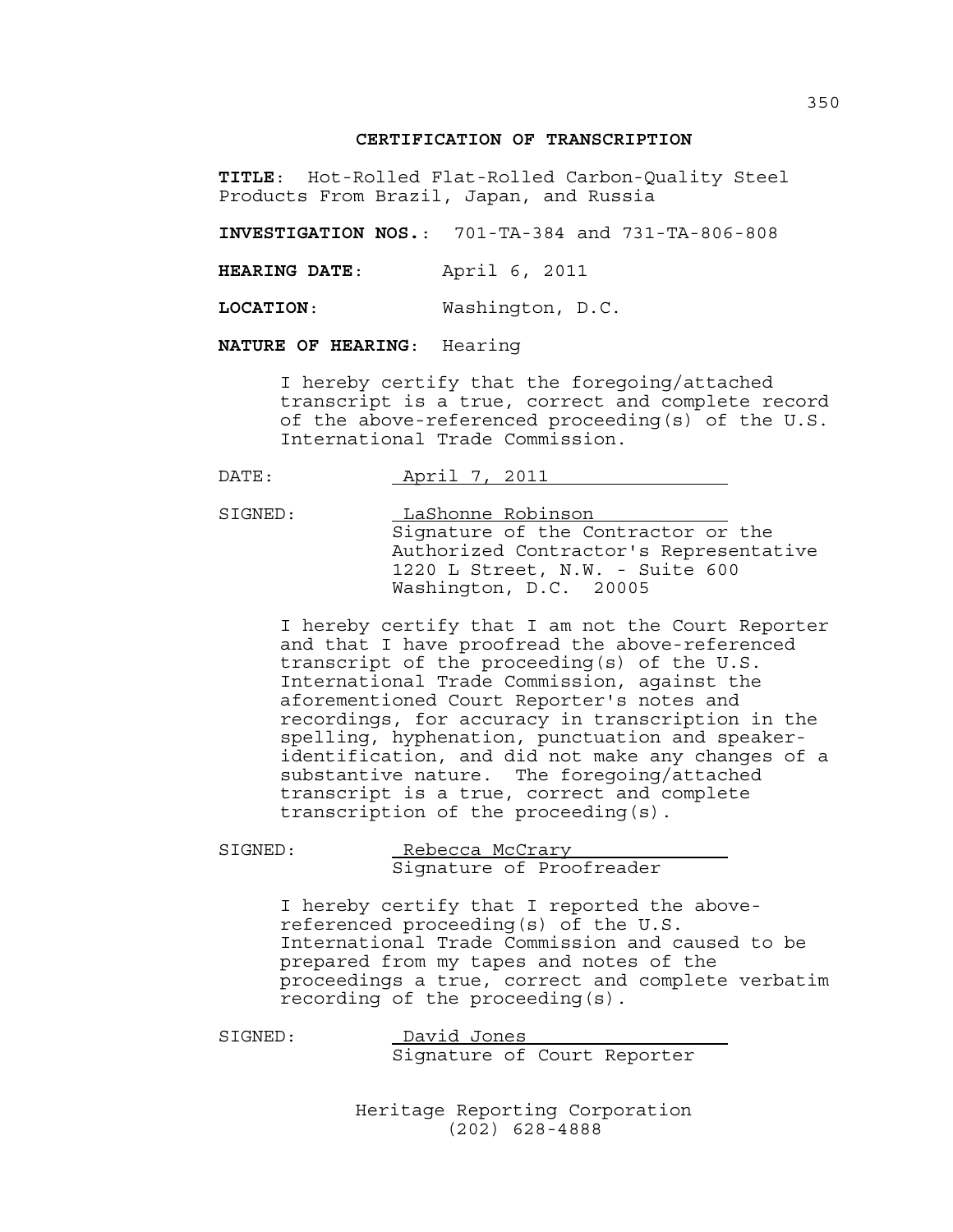## CERTIFICATION OF TRANSCRIPTION

**TITLE**: Hot-Rolled Flat-Rolled Carbon-Quality Steel Products From Brazil, Japan, and Russia

**INVESTIGATION NOS.**: 701-TA-384 and 731-TA-806-808

**HEARING DATE**: April 6, 2011

**LOCATION**: Washington, D.C.

**NATURE OF HEARING**: Hearing

I hereby certify that the foregoing/attached transcript is a true, correct and complete record of the above-referenced proceeding(s) of the U.S. International Trade Commission.

DATE: April 7, 2011

SIGNED: LaShonne Robinson
Signature of the Contractor or the Authorized Contractor's Representative
1220 L Street, N.W. - Suite 600
Washington, D.C. 20005

I hereby certify that I am not the Court Reporter and that I have proofread the above-referenced transcript of the proceeding(s) of the U.S. International Trade Commission, against the aforementioned Court Reporter's notes and recordings, for accuracy in transcription in the spelling, hyphenation, punctuation and speaker-identification, and did not make any changes of a substantive nature. The foregoing/attached transcript is a true, correct and complete transcription of the proceeding(s).

SIGNED: Rebecca McCrary
Signature of Proofreader

I hereby certify that I reported the above-referenced proceeding(s) of the U.S. International Trade Commission and caused to be prepared from my tapes and notes of the proceedings a true, correct and complete verbatim recording of the proceeding(s).

SIGNED: David Jones
Signature of Court Reporter

Heritage Reporting Corporation
(202) 628-4888